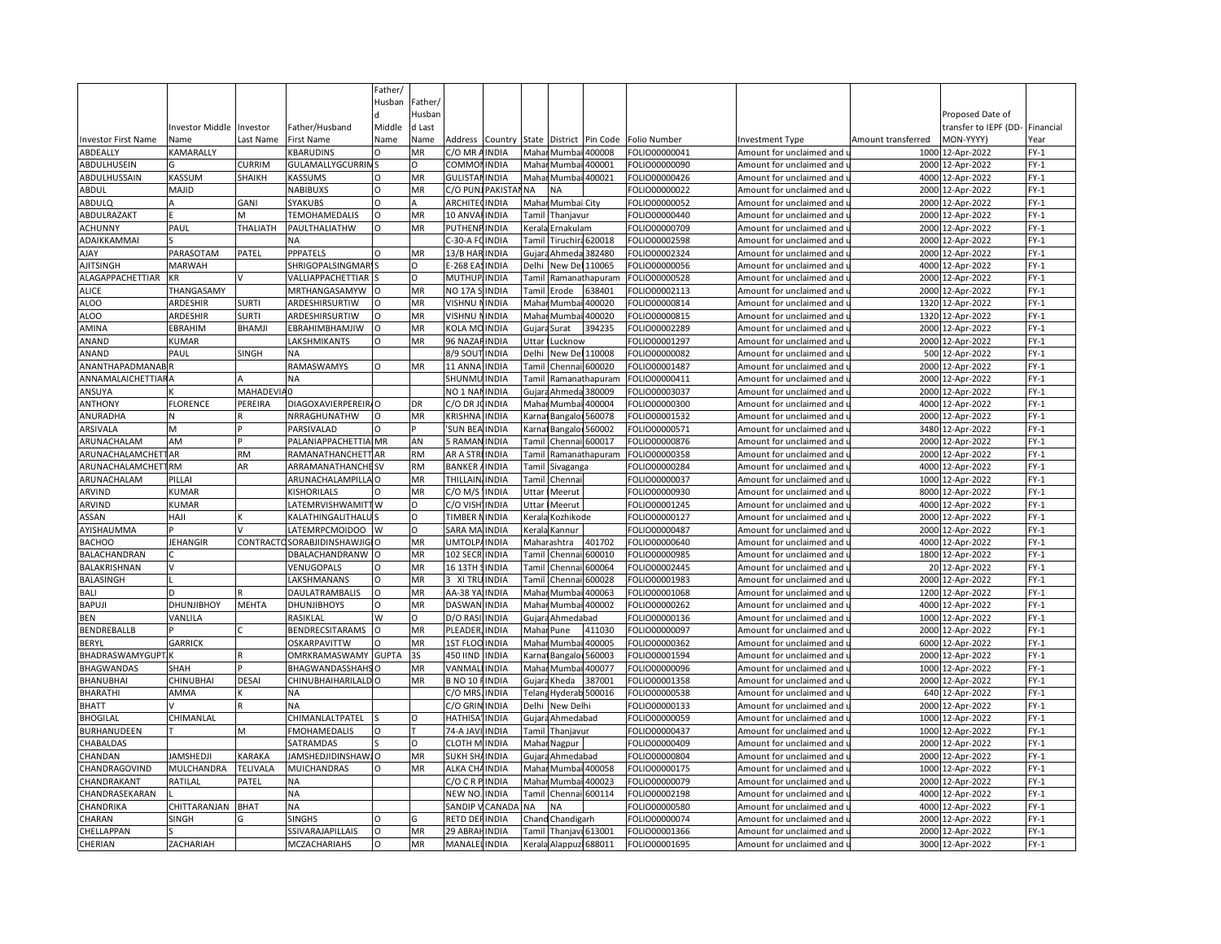| Investor First Name | Investor Middle Name | Investor Last Name | Father/Husband First Name | Father/ Husband Middle Name | Father/ Husband Last Name | Address | Country | State | District | Pin Code | Folio Number | Investment Type | Amount transferred | Proposed Date of transfer to IEPF (DD-MON-YYYY) | Financial Year |
|---|---|---|---|---|---|---|---|---|---|---|---|---|---|---|---|
| ABDEALLY | KAMARALLY | | KBARUDINS | O | MR | C/O MR A | INDIA | Mahar | Mumbai | 400008 | FOLIO00000041 | Amount for unclaimed and u | 1000 | 12-Apr-2022 | FY-1 |
| ABDULHUSEIN | G | CURRIM | GULAMALLYGCURRIM | S | O | COMMON | INDIA | Mahar | Mumbai | 400001 | FOLIO00000090 | Amount for unclaimed and u | 2000 | 12-Apr-2022 | FY-1 |
| ABDULHUSSAIN | KASSUM | SHAIKH | KASSUMS | O | MR | GULISTAN | INDIA | Mahar | Mumbai | 400021 | FOLIO00000426 | Amount for unclaimed and u | 4000 | 12-Apr-2022 | FY-1 |
| ABDUL | MAJID | | NABIBUXS | O | MR | C/O PUNJ | PAKISTAN | NA | NA | | FOLIO00000022 | Amount for unclaimed and u | 2000 | 12-Apr-2022 | FY-1 |
| ABDULQ | A | GANI | SYAKUBS | O | A | ARCHITEC | INDIA | Mahar | Mumbai City | | FOLIO00000052 | Amount for unclaimed and u | 2000 | 12-Apr-2022 | FY-1 |
| ABDULRAZAKT | E | M | TEMOHAMEDALIS | O | MR | 10 ANVAR | INDIA | Tamil | Thanjavur | | FOLIO00000440 | Amount for unclaimed and u | 2000 | 12-Apr-2022 | FY-1 |
| ACHUNNY | PAUL | THALIATH | PAULTHALIATHW | O | MR | PUTHENP | INDIA | Kerala | Ernakulam | | FOLIO00000709 | Amount for unclaimed and u | 2000 | 12-Apr-2022 | FY-1 |
| ADAIKKAMMAI | S | | NA | | | C-30-A FC | INDIA | Tamil | Tiruchira | 620018 | FOLIO00002598 | Amount for unclaimed and u | 2000 | 12-Apr-2022 | FY-1 |
| AJAY | PARASOTAM | PATEL | PPPATELS | O | MR | 13/B HAR | INDIA | Gujara | Ahmeda | 382480 | FOLIO00002324 | Amount for unclaimed and u | 2000 | 12-Apr-2022 | FY-1 |
| AJITSINGH | MARWAH | | SHRIGOPALSINGMAR | S | O | E-268 EAS | INDIA | Delhi | New Del | 110065 | FOLIO00000056 | Amount for unclaimed and u | 4000 | 12-Apr-2022 | FY-1 |
| ALAGAPPACHETTIAR | KR | V | VALLIAPPACHETTIAR | S | O | MUTHUP | INDIA | Tamil | Ramanathapuram | | FOLIO00000528 | Amount for unclaimed and u | 2000 | 12-Apr-2022 | FY-1 |
| ALICE | THANGASAMY | | MRTHANGASAMYW | O | MR | NO 17A S | INDIA | Tamil | Erode | 638401 | FOLIO00002113 | Amount for unclaimed and u | 2000 | 12-Apr-2022 | FY-1 |
| ALOO | ARDESHIR | SURTI | ARDESHIRSURTIW | O | MR | VISHNU N | INDIA | Mahar | Mumbai | 400020 | FOLIO00000814 | Amount for unclaimed and u | 1320 | 12-Apr-2022 | FY-1 |
| ALOO | ARDESHIR | SURTI | ARDESHIRSURTIW | O | MR | VISHNU N | INDIA | Mahar | Mumbai | 400020 | FOLIO00000815 | Amount for unclaimed and u | 1320 | 12-Apr-2022 | FY-1 |
| AMINA | EBRAHIM | BHAMJI | EBRAHIMBHAMJIW | O | MR | KOLA MO | INDIA | Gujara | Surat | 394235 | FOLIO00002289 | Amount for unclaimed and u | 2000 | 12-Apr-2022 | FY-1 |
| ANAND | KUMAR | | LAKSHMIKANTS | O | MR | 96 NAZAR | INDIA | Uttar | Lucknow | | FOLIO00001297 | Amount for unclaimed and u | 2000 | 12-Apr-2022 | FY-1 |
| ANAND | PAUL | SINGH | NA | | | 8/9 SOUT | INDIA | Delhi | New Del | 110008 | FOLIO00000082 | Amount for unclaimed and u | 500 | 12-Apr-2022 | FY-1 |
| ANANTHAPADMANAB | R | | RAMASWAMYS | O | MR | 11 ANNA | INDIA | Tamil | Chennai | 600020 | FOLIO00001487 | Amount for unclaimed and u | 2000 | 12-Apr-2022 | FY-1 |
| ANNAMALAICHETTIAR | A | A | NA | | | SHUNMU | INDIA | Tamil | Ramanathapuram | | FOLIO00000411 | Amount for unclaimed and u | 2000 | 12-Apr-2022 | FY-1 |
| ANSUYA | K | MAHADEVIA | 0 | | | NO 1 NAN | INDIA | Gujara | Ahmeda | 380009 | FOLIO00003037 | Amount for unclaimed and u | 2000 | 12-Apr-2022 | FY-1 |
| ANTHONY | FLORENCE | PEREIRA | DIAGOXAVIERPEREIRA | O | DR | C/O DR JO | INDIA | Mahar | Mumbai | 400004 | FOLIO00000300 | Amount for unclaimed and u | 4000 | 12-Apr-2022 | FY-1 |
| ANURADHA | N | R | NRRAGHUNATHW | O | MR | KRISHNA | INDIA | Karnat | Bangalor | 560078 | FOLIO00001532 | Amount for unclaimed and u | 2000 | 12-Apr-2022 | FY-1 |
| ARSIVALA | M | P | PARSIVALAD | O | P | 'SUN BEA | INDIA | Karnat | Bangalor | 560002 | FOLIO00000571 | Amount for unclaimed and u | 3480 | 12-Apr-2022 | FY-1 |
| ARUNACHALAM | AM | P | PALANIAPPACHETTIA | MR | AN | 5 RAMAN | INDIA | Tamil | Chennai | 600017 | FOLIO00000876 | Amount for unclaimed and u | 2000 | 12-Apr-2022 | FY-1 |
| ARUNACHALAMCHETT | AR | RM | RAMANATHANCHETT | AR | RM | AR A STRI | INDIA | Tamil | Ramanathapuram | | FOLIO00000358 | Amount for unclaimed and u | 2000 | 12-Apr-2022 | FY-1 |
| ARUNACHALAMCHETT | RM | AR | ARRAMANATHANCHE | SV | RM | BANKER A | INDIA | Tamil | Sivaganga | | FOLIO00000284 | Amount for unclaimed and u | 4000 | 12-Apr-2022 | FY-1 |
| ARUNACHALAM | PILLAI | | ARUNACHALAMPILLA | O | MR | THILLAIN | INDIA | Tamil | Chennai | | FOLIO00000037 | Amount for unclaimed and u | 1000 | 12-Apr-2022 | FY-1 |
| ARVIND | KUMAR | | KISHORILALS | O | MR | C/O M/S | INDIA | Uttar | Meerut | | FOLIO00000930 | Amount for unclaimed and u | 8000 | 12-Apr-2022 | FY-1 |
| ARVIND | KUMAR | | LATEMRVISHWAMITT | W | O | C/O VISH | INDIA | Uttar | Meerut | | FOLIO00001245 | Amount for unclaimed and u | 4000 | 12-Apr-2022 | FY-1 |
| ASSAN | HAJI | K | KALATHINGALITHALU | S | O | TIMBER N | INDIA | Kerala | Kozhikode | | FOLIO00000127 | Amount for unclaimed and u | 2000 | 12-Apr-2022 | FY-1 |
| AYISHAUMMA | P | V | LATEMRPCMOIDOO | W | O | SARA MA | INDIA | Kerala | Kannur | | FOLIO00000487 | Amount for unclaimed and u | 2000 | 12-Apr-2022 | FY-1 |
| BACHOO | JEHANGIR | CONTRACTO | SORABJIDINSHAWJIG | O | MR | UMTOLPA | INDIA | Maharashtra | | 401702 | FOLIO00000640 | Amount for unclaimed and u | 4000 | 12-Apr-2022 | FY-1 |
| BALACHANDRAN | C | | DBALACHANDRANW | O | MR | 102 SECR | INDIA | Tamil | Chennai | 600010 | FOLIO00000985 | Amount for unclaimed and u | 1800 | 12-Apr-2022 | FY-1 |
| BALAKRISHNAN | V | | VENUGOPALS | O | MR | 16 13TH S | INDIA | Tamil | Chennai | 600064 | FOLIO00002445 | Amount for unclaimed and u | 20 | 12-Apr-2022 | FY-1 |
| BALASINGH | L | | LAKSHMANANS | O | MR | 3 XI TRU | INDIA | Tamil | Chennai | 600028 | FOLIO00001983 | Amount for unclaimed and u | 2000 | 12-Apr-2022 | FY-1 |
| BALI | D | R | DAULATRAMBALIS | O | MR | AA-38 YA | INDIA | Mahar | Mumbai | 400063 | FOLIO00001068 | Amount for unclaimed and u | 1200 | 12-Apr-2022 | FY-1 |
| BAPUJI | DHUNJIBHOY | MEHTA | DHUNJIBHOYS | O | MR | DASWAN | INDIA | Mahar | Mumbai | 400002 | FOLIO00000262 | Amount for unclaimed and u | 4000 | 12-Apr-2022 | FY-1 |
| BEN | VANLILA | | RASIKLAL | W | O | D/O RASI | INDIA | Gujara | Ahmedabad | | FOLIO00000136 | Amount for unclaimed and u | 1000 | 12-Apr-2022 | FY-1 |
| BENDREBALLB | P | C | BENDRECSITARAMS | O | MR | PLEADER, | INDIA | Mahar | Pune | 411030 | FOLIO00000097 | Amount for unclaimed and u | 2000 | 12-Apr-2022 | FY-1 |
| BERYL | GARRICK | | OSKARPAVITTW | O | MR | 1ST FLOO | INDIA | Mahar | Mumbai | 400005 | FOLIO00000362 | Amount for unclaimed and u | 6000 | 12-Apr-2022 | FY-1 |
| BHADRASWAMYGUPT | K | R | OMRKRAMASWAMY | GUPTA | 3S | 450 IIND | INDIA | Karnat | Bangalor | 560003 | FOLIO00001594 | Amount for unclaimed and u | 2000 | 12-Apr-2022 | FY-1 |
| BHAGWANDAS | SHAH | P | BHAGWANDASSHAHS | O | MR | VANMALI | INDIA | Mahar | Mumbai | 400077 | FOLIO00000096 | Amount for unclaimed and u | 1000 | 12-Apr-2022 | FY-1 |
| BHANUBHAI | CHINUBHAI | DESAI | CHINUBHAIHARILALD | O | MR | B NO 10 F | INDIA | Gujara | Kheda | 387001 | FOLIO00001358 | Amount for unclaimed and u | 2000 | 12-Apr-2022 | FY-1 |
| BHARATHI | AMMA | K | NA | | | C/O MRS. | INDIA | Telang | Hyderab | 500016 | FOLIO00000538 | Amount for unclaimed and u | 640 | 12-Apr-2022 | FY-1 |
| BHATT | V | R | NA | | | C/O GRIN | INDIA | Delhi | New Delhi | | FOLIO00000133 | Amount for unclaimed and u | 2000 | 12-Apr-2022 | FY-1 |
| BHOGILAL | CHIMANLAL | | CHIMANLALTPATEL | S | O | HATHISA | INDIA | Gujara | Ahmedabad | | FOLIO00000059 | Amount for unclaimed and u | 1000 | 12-Apr-2022 | FY-1 |
| BURHANUDEEN | T | M | FMOHAMEDALIS | O | T | 74-A JAVI | INDIA | Tamil | Thanjavur | | FOLIO00000437 | Amount for unclaimed and u | 1000 | 12-Apr-2022 | FY-1 |
| CHABALDAS | | | SATRAMDAS | S | O | CLOTH M | INDIA | Mahar | Nagpur | | FOLIO00000409 | Amount for unclaimed and u | 2000 | 12-Apr-2022 | FY-1 |
| CHANDAN | JAMSHEDJI | KARAKA | JAMSHEDJIDINSHAW. | O | MR | SUKH SHA | INDIA | Gujara | Ahmedabad | | FOLIO00000804 | Amount for unclaimed and u | 2000 | 12-Apr-2022 | FY-1 |
| CHANDRAGOVIND | MULCHANDRA | TELIVALA | MUICHANDRAS | O | MR | ALKA CHA | INDIA | Mahar | Mumbai | 400058 | FOLIO00000175 | Amount for unclaimed and u | 1000 | 12-Apr-2022 | FY-1 |
| CHANDRAKANT | RATILAL | PATEL | NA | | | C/O C R P | INDIA | Mahar | Mumbai | 400023 | FOLIO00000079 | Amount for unclaimed and u | 2000 | 12-Apr-2022 | FY-1 |
| CHANDRASEKARAN | L | | NA | | | NEW NO. | INDIA | Tamil | Chennai | 600114 | FOLIO00002198 | Amount for unclaimed and u | 4000 | 12-Apr-2022 | FY-1 |
| CHANDRIKA | CHITTARANJAN | BHAT | NA | | | SANDIP V | CANADA | NA | NA | | FOLIO00000580 | Amount for unclaimed and u | 4000 | 12-Apr-2022 | FY-1 |
| CHARAN | SINGH | G | SINGHS | O | G | RETD DEF | INDIA | Chand | Chandigarh | | FOLIO00000074 | Amount for unclaimed and u | 2000 | 12-Apr-2022 | FY-1 |
| CHELLAPPAN | S | | SSIVARAJAPILLAIS | O | MR | 29 ABRAH | INDIA | Tamil | Thanjavu | 613001 | FOLIO00001366 | Amount for unclaimed and u | 2000 | 12-Apr-2022 | FY-1 |
| CHERIAN | ZACHARIAH | | MCZACHARIAHS | O | MR | MANALEL | INDIA | Kerala | Alappuz | 688011 | FOLIO00001695 | Amount for unclaimed and u | 3000 | 12-Apr-2022 | FY-1 |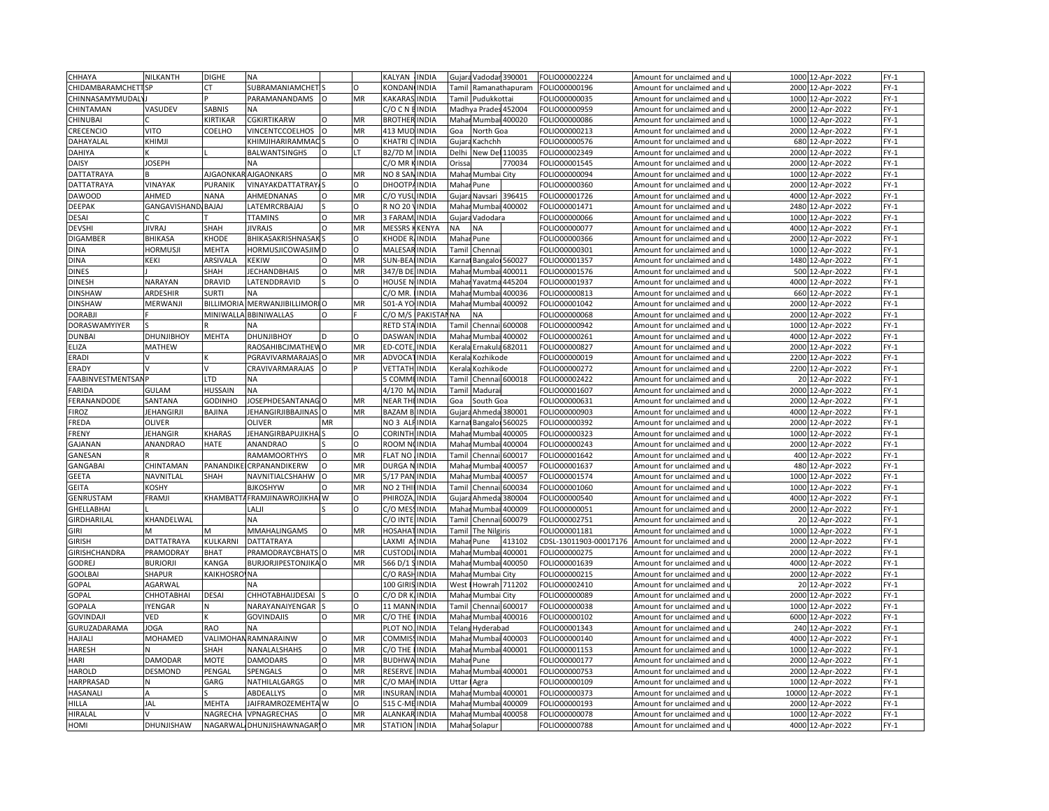| | | | | | | | | | | | | | | | |
|---|---|---|---|---|---|---|---|---|---|---|---|---|---|---|---|
| CHHAYA | NILKANTH | DIGHE | NA | | | KALYAN | INDIA | Gujara | Vadodar | 390001 | FOLIO00002224 | Amount for unclaimed and u | 1000 | 12-Apr-2022 | FY-1 |
| CHIDAMBARAMCHETT | SP | | CT | SUBRAMANIAMCHET | S | O | KONDAN | INDIA | Tamil | Ramanathapuram | | FOLIO00000196 | Amount for unclaimed and u | 2000 | 12-Apr-2022 | FY-1 |
| CHINNASAMYMUDALY | J | | P | PARAMANANDAMS | O | MR | KAKARAS | INDIA | Tamil | Pudukkottai | | FOLIO00000035 | Amount for unclaimed and u | 1000 | 12-Apr-2022 | FY-1 |
| CHINTAMAN | VASUDEV | SABNIS | NA | | | C/O C N B | INDIA | Madhya | Prades | 452004 | FOLIO00000959 | Amount for unclaimed and u | 2000 | 12-Apr-2022 | FY-1 |
| CHINUBAI | C | KIRTIKAR | CGKIRTIKARW | O | MR | BROTHER | INDIA | Mahar | Mumbai | 400020 | FOLIO00000086 | Amount for unclaimed and u | 1000 | 12-Apr-2022 | FY-1 |
| CRECENCIO | VITO | COELHO | VINCENTCCOELHOS | O | MR | 413 MUD | INDIA | Goa | North Goa | | FOLIO00000213 | Amount for unclaimed and u | 2000 | 12-Apr-2022 | FY-1 |
| DAHAYALAL | KHIMJI | | KHIMJIHARIRAMMAC | S | O | KHATRI C | INDIA | Gujara | Kachchh | | FOLIO00000576 | Amount for unclaimed and u | 680 | 12-Apr-2022 | FY-1 |
| DAHIYA | K | L | BALWANTSINGHS | O | LT | B2/7D M | INDIA | Delhi | New Del | 110035 | FOLIO00002349 | Amount for unclaimed and u | 2000 | 12-Apr-2022 | FY-1 |
| DAISY | JOSEPH | | NA | | | C/O MR K | INDIA | Orissa | | 770034 | FOLIO00001545 | Amount for unclaimed and u | 2000 | 12-Apr-2022 | FY-1 |
| DATTATRAYA | B | AJGAONKAR | AJGAONKARS | O | MR | NO 8 SAN | INDIA | Mahar | Mumbai City | | FOLIO00000094 | Amount for unclaimed and u | 1000 | 12-Apr-2022 | FY-1 |
| DATTATRAYA | VINAYAK | PURANIK | VINAYAKDATTATRAYA | S | O | DHOOTPA | INDIA | Mahar | Pune | | FOLIO00000360 | Amount for unclaimed and u | 2000 | 12-Apr-2022 | FY-1 |
| DAWOOD | AHMED | NANA | AHMEDNANAS | O | MR | C/O YUSU | INDIA | Gujara | Navsari | 396415 | FOLIO00001726 | Amount for unclaimed and u | 4000 | 12-Apr-2022 | FY-1 |
| DEEPAK | GANGAVISHAND | BAJAJ | LATEMRCRBAJAJ | S | O | R NO 20 V | INDIA | Mahar | Mumbai | 400002 | FOLIO00001471 | Amount for unclaimed and u | 2480 | 12-Apr-2022 | FY-1 |
| DESAI | C | T | TTAMINS | O | MR | 3 FARAM | INDIA | Gujara | Vadodara | | FOLIO00000066 | Amount for unclaimed and u | 1000 | 12-Apr-2022 | FY-1 |
| DEVSHI | JIVRAJ | SHAH | JIVRAJS | O | MR | MESSRS K | KENYA | NA | NA | | FOLIO00000077 | Amount for unclaimed and u | 4000 | 12-Apr-2022 | FY-1 |
| DIGAMBER | BHIKASA | KHODE | BHIKASAKRISHNASAK | S | O | KHODE R | INDIA | Mahar | Pune | | FOLIO00000366 | Amount for unclaimed and u | 2000 | 12-Apr-2022 | FY-1 |
| DINA | HORMUSJI | MEHTA | HORMUSJICOWASJIM | D | O | MALESAR | INDIA | Tamil | Chennai | | FOLIO00000301 | Amount for unclaimed and u | 1000 | 12-Apr-2022 | FY-1 |
| DINA | KEKI | ARSIVALA | KEKIW | O | MR | SUN-BEA | INDIA | Karnat | Bangalor | 560027 | FOLIO00001357 | Amount for unclaimed and u | 1480 | 12-Apr-2022 | FY-1 |
| DINES | J | SHAH | JECHANDBHAIS | O | MR | 347/B DE | INDIA | Mahar | Mumbai | 400011 | FOLIO00001576 | Amount for unclaimed and u | 500 | 12-Apr-2022 | FY-1 |
| DINESH | NARAYAN | DRAVID | LATENDDRAVID | S | O | HOUSE N | INDIA | Mahar | Yavatma | 445204 | FOLIO00001937 | Amount for unclaimed and u | 4000 | 12-Apr-2022 | FY-1 |
| DINSHAW | ARDESHIR | SURTI | NA | | | C/O MR. | INDIA | Mahar | Mumbai | 400036 | FOLIO00000813 | Amount for unclaimed and u | 660 | 12-Apr-2022 | FY-1 |
| DINSHAW | MERWANJI | BILLIMORIA | MERWANJIBILLIMORI | O | MR | 501-A YO | INDIA | Mahar | Mumbai | 400092 | FOLIO00001042 | Amount for unclaimed and u | 2000 | 12-Apr-2022 | FY-1 |
| DORABJI | F | MINIWALLA | BBINIWALLAS | O | F | C/O M/S | PAKISTAN | NA | NA | | FOLIO00000068 | Amount for unclaimed and u | 2000 | 12-Apr-2022 | FY-1 |
| DORASWAMYIYER | S | R | NA | | | RETD STA | INDIA | Tamil | Chennai | 600008 | FOLIO00000942 | Amount for unclaimed and u | 1000 | 12-Apr-2022 | FY-1 |
| DUNBAI | DHUNJIBHOY | MEHTA | DHUNJIBHOY | D | O | DASWAN | INDIA | Mahar | Mumbai | 400002 | FOLIO00000261 | Amount for unclaimed and u | 4000 | 12-Apr-2022 | FY-1 |
| ELIZA | MATHEW | | RAOSAHIBCJMATHEW | O | MR | ED-COTE, | INDIA | Kerala | Ernakula | 682011 | FOLIO00000827 | Amount for unclaimed and u | 2000 | 12-Apr-2022 | FY-1 |
| ERADI | V | K | PGRAVIVARMARAJAS | O | MR | ADVOCAT | INDIA | Kerala | Kozhikode | | FOLIO00000019 | Amount for unclaimed and u | 2200 | 12-Apr-2022 | FY-1 |
| ERADY | V | V | CRAVIVARMARAJAS | O | P | VETTATH | INDIA | Kerala | Kozhikode | | FOLIO00000272 | Amount for unclaimed and u | 2200 | 12-Apr-2022 | FY-1 |
| FAABINVESTMENTSAN | P | LTD | NA | | | 5 COMMI | INDIA | Tamil | Chennai | 600018 | FOLIO00002422 | Amount for unclaimed and u | 20 | 12-Apr-2022 | FY-1 |
| FARIDA | GULAM | HUSSAIN | NA | | | 4/170 M. | INDIA | Tamil | Madurai | | FOLIO00001607 | Amount for unclaimed and u | 2000 | 12-Apr-2022 | FY-1 |
| FERANANDODE | SANTANA | GODINHO | JOSEPHDESANTANAG | O | MR | NEAR TH | INDIA | Goa | South Goa | | FOLIO00000631 | Amount for unclaimed and u | 2000 | 12-Apr-2022 | FY-1 |
| FIROZ | JEHANGIRJI | BAJINA | JEHANGIRJIBBAJINAS | O | MR | BAZAM B | INDIA | Gujara | Ahmeda | 380001 | FOLIO00000903 | Amount for unclaimed and u | 4000 | 12-Apr-2022 | FY-1 |
| FREDA | OLIVER | | OLIVER | MR | | NO 3 ALF | INDIA | Karnat | Bangalor | 560025 | FOLIO00000392 | Amount for unclaimed and u | 2000 | 12-Apr-2022 | FY-1 |
| FRENY | JEHANGIR | KHARAS | JEHANGIRBAPUJIKHA | S | O | CORINTH | INDIA | Mahar | Mumbai | 400005 | FOLIO00000323 | Amount for unclaimed and u | 1000 | 12-Apr-2022 | FY-1 |
| GAJANAN | ANANDRAO | HATE | ANANDRAO | S | O | ROOM NO | INDIA | Mahar | Mumbai | 400004 | FOLIO00000243 | Amount for unclaimed and u | 2000 | 12-Apr-2022 | FY-1 |
| GANESAN | R | | RAMAMOORTHYS | O | MR | FLAT NO. | INDIA | Tamil | Chennai | 600017 | FOLIO00001642 | Amount for unclaimed and u | 400 | 12-Apr-2022 | FY-1 |
| GANGABAI | CHINTAMAN | PANANDIKE | CRPANANDIKERW | O | MR | DURGA N | INDIA | Mahar | Mumbai | 400057 | FOLIO00001637 | Amount for unclaimed and u | 480 | 12-Apr-2022 | FY-1 |
| GEETA | NAVNITLAL | SHAH | NAVNITIALCSHAHW | O | MR | 5/17 PAN | INDIA | Mahar | Mumbai | 400057 | FOLIO00001574 | Amount for unclaimed and u | 1000 | 12-Apr-2022 | FY-1 |
| GEITA | KOSHY | | BJKOSHYW | O | MR | NO 2 THI | INDIA | Tamil | Chennai | 600034 | FOLIO00001060 | Amount for unclaimed and u | 1000 | 12-Apr-2022 | FY-1 |
| GENRUSTAM | FRAMJI | KHAMBATTA | FRAMJINAWROJIKHA | W | O | PHIROZA, | INDIA | Gujara | Ahmeda | 380004 | FOLIO00000540 | Amount for unclaimed and u | 4000 | 12-Apr-2022 | FY-1 |
| GHELLABHAI | L | | LALJI | S | O | C/O MESS | INDIA | Mahar | Mumbai | 400009 | FOLIO00000051 | Amount for unclaimed and u | 2000 | 12-Apr-2022 | FY-1 |
| GIRDHARILAL | KHANDELWAL | | NA | | | C/O INTE | INDIA | Tamil | Chennai | 600079 | FOLIO00002751 | Amount for unclaimed and u | 20 | 12-Apr-2022 | FY-1 |
| GIRI | M | M | MMAHALINGAMS | O | MR | HOSAHAT | INDIA | Tamil | The Nilgiris | | FOLIO00001181 | Amount for unclaimed and u | 1000 | 12-Apr-2022 | FY-1 |
| GIRISH | DATTATRAYA | KULKARNI | DATTATRAYA | | | LAXMI A | INDIA | Mahar | Pune | 413102 | CDSL-13011903-00017176 | Amount for unclaimed and u | 2000 | 12-Apr-2022 | FY-1 |
| GIRISHCHANDRA | PRAMODRAY | BHAT | PRAMODRAYCBHATS | O | MR | CUSTODI | INDIA | Mahar | Mumbai | 400001 | FOLIO00000275 | Amount for unclaimed and u | 2000 | 12-Apr-2022 | FY-1 |
| GODREJ | BURJORJI | KANGA | BURJORJIPESTONJIKA | O | MR | 566 D/1 S | INDIA | Mahar | Mumbai | 400050 | FOLIO00001639 | Amount for unclaimed and u | 4000 | 12-Apr-2022 | FY-1 |
| GOOLBAI | SHAPUR | KAIKHOSRO | NA | | | C/O RASH | INDIA | Mahar | Mumbai City | | FOLIO00000215 | Amount for unclaimed and u | 2000 | 12-Apr-2022 | FY-1 |
| GOPAL | AGARWAL | | NA | | | 100 GIRIS | INDIA | West | Howrah | 711202 | FOLIO00002410 | Amount for unclaimed and u | 20 | 12-Apr-2022 | FY-1 |
| GOPAL | CHHOTABHAI | DESAI | CHHOTABHAIJDESAI | S | O | C/O DR K | INDIA | Mahar | Mumbai City | | FOLIO00000089 | Amount for unclaimed and u | 2000 | 12-Apr-2022 | FY-1 |
| GOPALA | IYENGAR | N | NARAYANAIYENGAR | S | O | 11 MANN | INDIA | Tamil | Chennai | 600017 | FOLIO00000038 | Amount for unclaimed and u | 1000 | 12-Apr-2022 | FY-1 |
| GOVINDAJI | VED | K | GOVINDAJIS | O | MR | C/O THE I | INDIA | Mahar | Mumbai | 400016 | FOLIO00000102 | Amount for unclaimed and u | 6000 | 12-Apr-2022 | FY-1 |
| GURUZADARAMA | JOGA | RAO | NA | | | PLOT NO. | INDIA | Telang | Hyderabad | | FOLIO00001343 | Amount for unclaimed and u | 240 | 12-Apr-2022 | FY-1 |
| HAJIALI | MOHAMED | VALIMOHAN | RAMNARAINW | O | MR | COMMISS | INDIA | Mahar | Mumbai | 400003 | FOLIO00000140 | Amount for unclaimed and u | 4000 | 12-Apr-2022 | FY-1 |
| HARESH | N | SHAH | NANALALSHAHS | O | MR | C/O THE I | INDIA | Mahar | Mumbai | 400001 | FOLIO00001153 | Amount for unclaimed and u | 1000 | 12-Apr-2022 | FY-1 |
| HARI | DAMODAR | MOTE | DAMODARS | O | MR | BUDHWA | INDIA | Mahar | Pune | | FOLIO00000177 | Amount for unclaimed and u | 2000 | 12-Apr-2022 | FY-1 |
| HAROLD | DESMOND | PENGAL | SPENGALS | O | MR | RESERVE | INDIA | Mahar | Mumbai | 400001 | FOLIO00000753 | Amount for unclaimed and u | 2000 | 12-Apr-2022 | FY-1 |
| HARPRASAD | N | GARG | NATHILALGARGS | O | MR | C/O MAH | INDIA | Uttar | Agra | | FOLIO00000109 | Amount for unclaimed and u | 1000 | 12-Apr-2022 | FY-1 |
| HASANALI | A | S | ABDEALLYS | O | MR | INSURAN | INDIA | Mahar | Mumbai | 400001 | FOLIO00000373 | Amount for unclaimed and u | 10000 | 12-Apr-2022 | FY-1 |
| HILLA | JAL | MEHTA | JAIFRAMROZEMEHTA | W | O | 515 C-ME | INDIA | Mahar | Mumbai | 400009 | FOLIO00000193 | Amount for unclaimed and u | 2000 | 12-Apr-2022 | FY-1 |
| HIRALAL | V | NAGRECHA | VPNAGRECHAS | O | MR | ALANKAR | INDIA | Mahar | Mumbai | 400058 | FOLIO00000078 | Amount for unclaimed and u | 1000 | 12-Apr-2022 | FY-1 |
| HOMI | DHUNJISHAW | NAGARWAL | DHUNJISHAWNAGAR | O | MR | STATION | INDIA | Mahar | Solapur | | FOLIO00000788 | Amount for unclaimed and u | 4000 | 12-Apr-2022 | FY-1 |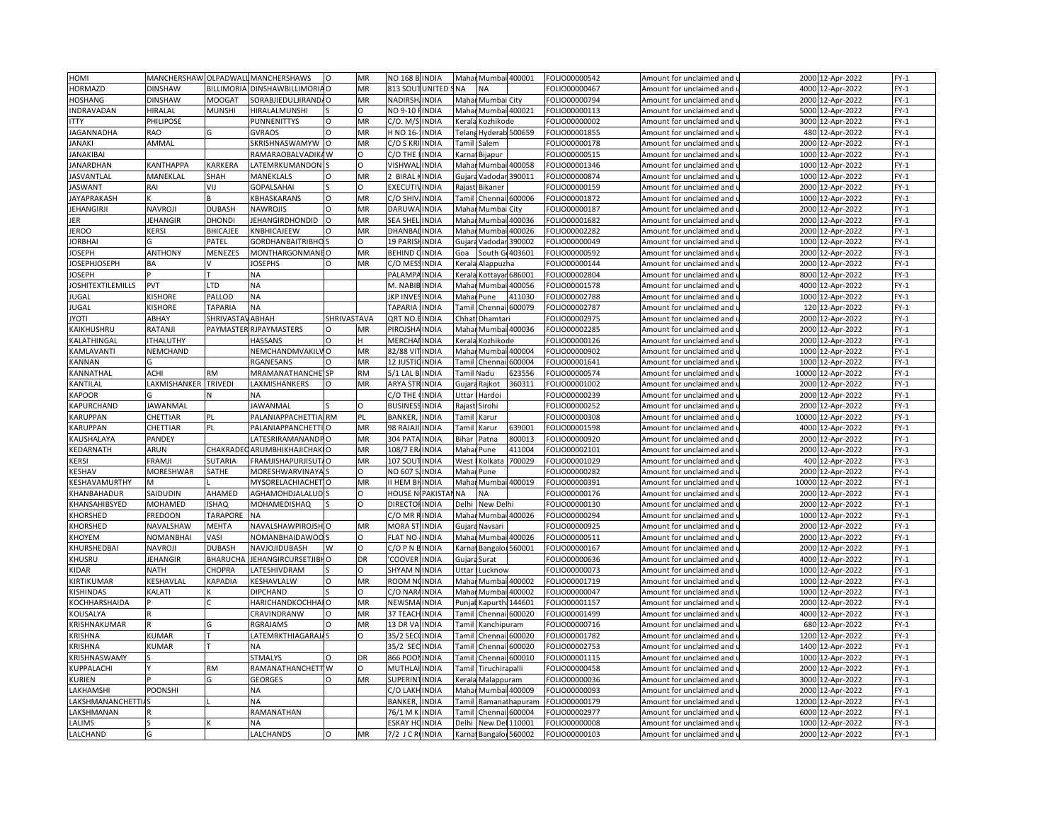| | | | | | | | | | | | | | | | | |
|---|---|---|---|---|---|---|---|---|---|---|---|---|---|---|---|---|
| HOMI | MANCHERSHAW | OLPADWALL | MANCHERSHAWS | O | MR | NO 168 B | INDIA | Mahar | Mumbai | 400001 | FOLIO000000542 | Amount for unclaimed and u | 2000 | 12-Apr-2022 | FY-1 |
| HORMAZD | DINSHAW | BILLIMORIA | DINSHAWBILLIMORIA | O | MR | 813 SOUT | UNITED S | NA | NA | | FOLIO000000467 | Amount for unclaimed and u | 4000 | 12-Apr-2022 | FY-1 |
| HOSHANG | DINSHAW | MOOGAT | SORABJIEDULJIRANDA | O | MR | NADIRSH | INDIA | Mahar | Mumbai | City | FOLIO000000794 | Amount for unclaimed and u | 2000 | 12-Apr-2022 | FY-1 |
| INDRAVADAN | HIRALAL | MUNSHI | HIRALALMUNSHI | S | O | NO 9-10 F | INDIA | Mahar | Mumbai | 400021 | FOLIO000000113 | Amount for unclaimed and u | 5000 | 12-Apr-2022 | FY-1 |
| ITTY | PHILIPOSE | | PUNNENITTYS | O | MR | C/O. M/S | INDIA | Kerala | Kozhikode | | FOLIO000000002 | Amount for unclaimed and u | 3000 | 12-Apr-2022 | FY-1 |
| JAGANNADHA | RAO | G | GVRAOS | O | MR | H NO 16- | INDIA | Telang | Hyderab | 500659 | FOLIO000001855 | Amount for unclaimed and u | 480 | 12-Apr-2022 | FY-1 |
| JANAKI | AMMAL | | SKRISHNASWAMYW | O | MR | C/O S KRI | INDIA | Tamil | Salem | | FOLIO000000178 | Amount for unclaimed and u | 2000 | 12-Apr-2022 | FY-1 |
| JANAKIBAI | | | RAMARAOBALVADIKA | W | O | C/O THE | INDIA | Karnat | Bijapur | | FOLIO000000515 | Amount for unclaimed and u | 1000 | 12-Apr-2022 | FY-1 |
| JANARDHAN | KANTHAPPA | KARKERA | LATEMRKUMANDON | S | O | VISHWAL | INDIA | Mahar | Mumbai | 400058 | FOLIO000001346 | Amount for unclaimed and u | 1000 | 12-Apr-2022 | FY-1 |
| JASVANTLAL | MANEKLAL | SHAH | MANEKLALS | O | MR | 2 BIRAL K | INDIA | Gujara | Vadodar | 390011 | FOLIO000000874 | Amount for unclaimed and u | 1000 | 12-Apr-2022 | FY-1 |
| JASWANT | RAI | VIJ | GOPALSAHAI | S | O | EXECUTIV | INDIA | Rajast | Bikaner | | FOLIO000000159 | Amount for unclaimed and u | 2000 | 12-Apr-2022 | FY-1 |
| JAYAPRAKASH | K | B | KBHASKARANS | O | MR | C/O SHIV | INDIA | Tamil | Chennai | 600006 | FOLIO000001872 | Amount for unclaimed and u | 1000 | 12-Apr-2022 | FY-1 |
| JEHANGIRJI | NAVROJI | DUBASH | NAWROJIS | O | MR | DARUWA | INDIA | Mahar | Mumbai | City | FOLIO000000187 | Amount for unclaimed and u | 2000 | 12-Apr-2022 | FY-1 |
| JER | JEHANGIR | DHONDI | JEHANGIRDHONDID | O | MR | SEA SHEL | INDIA | Mahar | Mumbai | 400036 | FOLIO000001682 | Amount for unclaimed and u | 2000 | 12-Apr-2022 | FY-1 |
| JEROO | KERSI | BHICAJEE | KNBHICAJEEW | O | MR | DHANBAI | INDIA | Mahar | Mumbai | 400026 | FOLIO000002282 | Amount for unclaimed and u | 2000 | 12-Apr-2022 | FY-1 |
| JORBHAI | G | PATEL | GORDHANBAITRIBHO | S | O | 19 PARISI | INDIA | Gujara | Vadodar | 390002 | FOLIO000000049 | Amount for unclaimed and u | 1000 | 12-Apr-2022 | FY-1 |
| JOSEPH | ANTHONY | MENEZES | MONTHARGONMANE | O | MR | BEHIND C | INDIA | Goa | South G | 403601 | FOLIO000000592 | Amount for unclaimed and u | 2000 | 12-Apr-2022 | FY-1 |
| JOSEPHJOSEPH | BA | V | JOSEPHS | O | MR | C/O MESS | INDIA | Kerala | Alappuzha | | FOLIO000000144 | Amount for unclaimed and u | 2000 | 12-Apr-2022 | FY-1 |
| JOSEPH | P | T | NA | | | PALAMPA | INDIA | Kerala | Kottayar | 686001 | FOLIO000002804 | Amount for unclaimed and u | 8000 | 12-Apr-2022 | FY-1 |
| JOSHITEXTILEMILLS | PVT | LTD | NA | | | M. NABIB | INDIA | Mahar | Mumbai | 400056 | FOLIO000001578 | Amount for unclaimed and u | 4000 | 12-Apr-2022 | FY-1 |
| JUGAL | KISHORE | PALLOD | NA | | | JKP INVES | INDIA | Mahar | Pune | 411030 | FOLIO000002788 | Amount for unclaimed and u | 1000 | 12-Apr-2022 | FY-1 |
| JUGAL | KISHORE | TAPARIA | NA | | | TAPARIA | INDIA | Tamil | Chennai | 600079 | FOLIO000002787 | Amount for unclaimed and u | 120 | 12-Apr-2022 | FY-1 |
| JYOTI | ABHAY | SHRIVASTAV | ABHAH | SHRIVASTAVA | | QRT NO.E | INDIA | Chhat | Dhamtari | | FOLIO000002975 | Amount for unclaimed and u | 2000 | 12-Apr-2022 | FY-1 |
| KAIKHUSHRU | RATANJI | PAYMASTER | RJPAYMASTERS | O | MR | PIROJSHA | INDIA | Mahar | Mumbai | 400036 | FOLIO000002285 | Amount for unclaimed and u | 2000 | 12-Apr-2022 | FY-1 |
| KALATHINGAL | ITHALUTHY | | HASSANS | O | H | MERCHAN | INDIA | Kerala | Kozhikode | | FOLIO000000126 | Amount for unclaimed and u | 2000 | 12-Apr-2022 | FY-1 |
| KAMLAVANTI | NEMCHAND | | NEMCHANDMVAKILW | O | MR | 82/88 VIT | INDIA | Mahar | Mumbai | 400004 | FOLIO000000902 | Amount for unclaimed and u | 1000 | 12-Apr-2022 | FY-1 |
| KANNAN | G | | RGANESANS | O | MR | 12 JUSTIC | INDIA | Tamil | Chennai | 600004 | FOLIO000001641 | Amount for unclaimed and u | 1000 | 12-Apr-2022 | FY-1 |
| KANNATHAL | ACHI | RM | MRAMANATHANCHET | SP | RM | 5/1 LAL B | INDIA | Tamil Nadu | | 623556 | FOLIO000000574 | Amount for unclaimed and u | 10000 | 12-Apr-2022 | FY-1 |
| KANTILAL | LAXMISHANKER | TRIVEDI | LAXMISHANKERS | O | MR | ARYA STR | INDIA | Gujara | Rajkot | 360311 | FOLIO000001002 | Amount for unclaimed and u | 2000 | 12-Apr-2022 | FY-1 |
| KAPOOR | G | N | NA | | | C/O THE | INDIA | Uttar | Hardoi | | FOLIO000000239 | Amount for unclaimed and u | 2000 | 12-Apr-2022 | FY-1 |
| KAPURCHAND | JAWANMAL | | JAWANMAL | S | O | BUSINESS | INDIA | Rajast | Sirohi | | FOLIO000000252 | Amount for unclaimed and u | 2000 | 12-Apr-2022 | FY-1 |
| KARUPPAN | CHETTIAR | PL | PALANIAPPACHETTIA | RM | PL | BANKER, | INDIA | Tamil | Karur | | FOLIO000000308 | Amount for unclaimed and u | 10000 | 12-Apr-2022 | FY-1 |
| KARUPPAN | CHETTIAR | PL | PALANIAPPANCHETTI | O | MR | 98 RAJAJI | INDIA | Tamil | Karur | 639001 | FOLIO000001598 | Amount for unclaimed and u | 4000 | 12-Apr-2022 | FY-1 |
| KAUSHALAYA | PANDEY | | LATESRIRAMANANDP | O | MR | 304 PATA | INDIA | Bihar | Patna | 800013 | FOLIO000000920 | Amount for unclaimed and u | 2000 | 12-Apr-2022 | FY-1 |
| KEDARNATH | ARUN | CHAKRADEO | ARUMBHIKHAJICHAKI | O | MR | 108/7 ER | INDIA | Mahar | Pune | 411004 | FOLIO000002101 | Amount for unclaimed and u | 2000 | 12-Apr-2022 | FY-1 |
| KERSI | FRAMJI | SUTARIA | FRAMJISHAPURJISUTA | O | MR | 107 SOUT | INDIA | West | Kolkata | 700029 | FOLIO000001029 | Amount for unclaimed and u | 400 | 12-Apr-2022 | FY-1 |
| KESHAV | MORESHWAR | SATHE | MORESHWARVINAYA | S | O | NO 607 S | INDIA | Mahar | Pune | | FOLIO000000282 | Amount for unclaimed and u | 2000 | 12-Apr-2022 | FY-1 |
| KESHAVAMURTHY | M | L | MYSORELACHIACHET | O | MR | II HEM BH | INDIA | Mahar | Mumbai | 400019 | FOLIO000000391 | Amount for unclaimed and u | 10000 | 12-Apr-2022 | FY-1 |
| KHANBAHADUR | SAIDUDIN | AHAMED | AGHAMOHDJALALUD | S | O | HOUSE N | PAKISTAN | NA | NA | | FOLIO000000176 | Amount for unclaimed and u | 2000 | 12-Apr-2022 | FY-1 |
| KHANSAHIBSYED | MOHAMED | ISHAQ | MOHAMEDISHAQ | S | O | DIRECTOR | INDIA | Delhi | New Delhi | | FOLIO000000130 | Amount for unclaimed and u | 2000 | 12-Apr-2022 | FY-1 |
| KHORSHED | FREDOON | TARAPORE | NA | | | C/O MR R | INDIA | Mahar | Mumbai | 400026 | FOLIO000000294 | Amount for unclaimed and u | 1000 | 12-Apr-2022 | FY-1 |
| KHORSHED | NAVALSHAW | MEHTA | NAVALSHAWPIROJSH | O | MR | MORA ST | INDIA | Gujara | Navsari | | FOLIO000000925 | Amount for unclaimed and u | 2000 | 12-Apr-2022 | FY-1 |
| KHOYEM | NOMANBHAI | VASI | NOMANBHAIDAWOO | S | O | FLAT NO | INDIA | Mahar | Mumbai | 400026 | FOLIO000000511 | Amount for unclaimed and u | 2000 | 12-Apr-2022 | FY-1 |
| KHURSHEDBAI | NAVROJI | DUBASH | NAVJOJIDUBASH | W | O | C/O P N E | INDIA | Karnat | Bangalor | 560001 | FOLIO000000167 | Amount for unclaimed and u | 2000 | 12-Apr-2022 | FY-1 |
| KHUSRU | JEHANGIR | BHARUCHA | JEHANGIRCURSETJIBH | O | DR | 'COOVER | INDIA | Gujara | Surat | | FOLIO000000636 | Amount for unclaimed and u | 4000 | 12-Apr-2022 | FY-1 |
| KIDAR | NATH | CHOPRA | LATESHIVDRAM | S | O | SHYAM N | INDIA | Uttar | Lucknow | | FOLIO000000073 | Amount for unclaimed and u | 1000 | 12-Apr-2022 | FY-1 |
| KIRTIKUMAR | KESHAVLAL | KAPADIA | KESHAVLALW | O | MR | ROOM N | INDIA | Mahar | Mumbai | 400002 | FOLIO000001719 | Amount for unclaimed and u | 1000 | 12-Apr-2022 | FY-1 |
| KISHINDAS | KALATI | K | DIPCHAND | S | O | C/O NAR | INDIA | Mahar | Mumbai | 400002 | FOLIO000000047 | Amount for unclaimed and u | 1000 | 12-Apr-2022 | FY-1 |
| KOCHHARSHAIDA | P | C | HARICHANDKOCHHAI | O | MR | NEWSMA | INDIA | Punjab | Kapurth | 144601 | FOLIO000001157 | Amount for unclaimed and u | 2000 | 12-Apr-2022 | FY-1 |
| KOUSALYA | R | | CRAVINDRANW | O | MR | 37 TEACH | INDIA | Tamil | Chennai | 600020 | FOLIO000001499 | Amount for unclaimed and u | 4000 | 12-Apr-2022 | FY-1 |
| KRISHNAKUMAR | R | G | RGRAJAMS | O | MR | 13 DR VA | INDIA | Tamil | Kanchipuram | | FOLIO000000716 | Amount for unclaimed and u | 680 | 12-Apr-2022 | FY-1 |
| KRISHNA | KUMAR | T | LATEMRKTHIAGARAJA | S | O | 35/2 SEC | INDIA | Tamil | Chennai | 600020 | FOLIO000001782 | Amount for unclaimed and u | 1200 | 12-Apr-2022 | FY-1 |
| KRISHNA | KUMAR | T | NA | | | 35/2 SEC | INDIA | Tamil | Chennai | 600020 | FOLIO000002753 | Amount for unclaimed and u | 1400 | 12-Apr-2022 | FY-1 |
| KRISHNASWAMY | S | | STMALYS | O | DR | 866 POON | INDIA | Tamil | Chennai | 600010 | FOLIO000001115 | Amount for unclaimed and u | 1000 | 12-Apr-2022 | FY-1 |
| KUPPALACHI | Y | RM | RAMANATHANCHETT | W | O | MUTHLAI | INDIA | Tamil | Tiruchirapalli | | FOLIO000000458 | Amount for unclaimed and u | 2000 | 12-Apr-2022 | FY-1 |
| KURIEN | P | G | GEORGES | O | MR | SUPERINT | INDIA | Kerala | Malappuram | | FOLIO000000036 | Amount for unclaimed and u | 3000 | 12-Apr-2022 | FY-1 |
| LAKHAMSHI | POONSHI | | NA | | | C/O LAKH | INDIA | Mahar | Mumbai | 400009 | FOLIO000000093 | Amount for unclaimed and u | 2000 | 12-Apr-2022 | FY-1 |
| LAKSHMANANCHETTIA | S | L | NA | | | BANKER, | INDIA | Tamil | Ramanathapuram | | FOLIO000000179 | Amount for unclaimed and u | 12000 | 12-Apr-2022 | FY-1 |
| LAKSHMANAN | R | | RAMANATHAN | | | 76/1 M K | INDIA | Tamil | Chennai | 600004 | FOLIO000002977 | Amount for unclaimed and u | 6000 | 12-Apr-2022 | FY-1 |
| LALIMS | S | K | NA | | | ESKAY HC | INDIA | Delhi | New Del | 110001 | FOLIO000000008 | Amount for unclaimed and u | 1000 | 12-Apr-2022 | FY-1 |
| LALCHAND | G | | LALCHANDS | O | MR | 7/2 J C R | INDIA | Karnat | Bangalor | 560002 | FOLIO000000103 | Amount for unclaimed and u | 2000 | 12-Apr-2022 | FY-1 |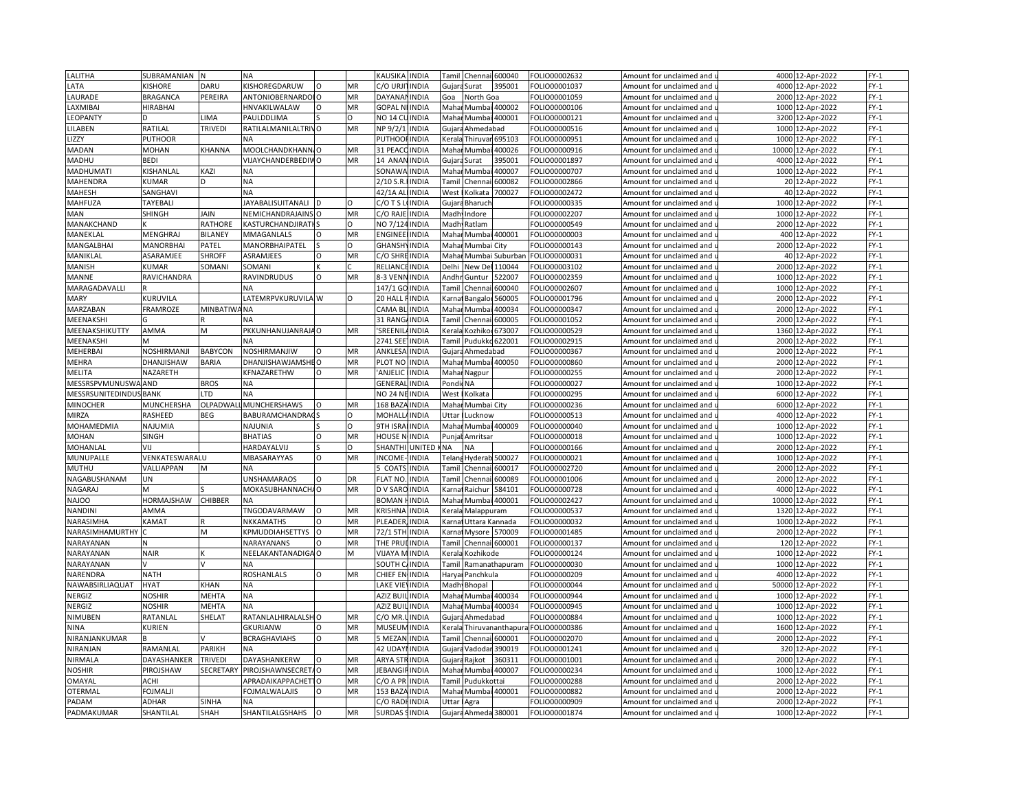| LALITHA | SUBRAMANIAN | N | NA | | | KAUSIKA | INDIA | Tamil | Chennai | 600040 | FOLIO00002632 | Amount for unclaimed and u | 4000 | 12-Apr-2022 | FY-1 |
|---|---|---|---|---|---|---|---|---|---|---|---|---|---|---|---|
| LATA | KISHORE | DARU | KISHOREGDARUW | O | MR | C/O URJI | INDIA | Gujara | Surat | 395001 | FOLIO00001037 | Amount for unclaimed and u | 4000 | 12-Apr-2022 | FY-1 |
| LAURADE | BRAGANCA | PEREIRA | ANTONIOBERNARDO | O | MR | DAYANAN | INDIA | Goa | North Goa | | FOLIO00001059 | Amount for unclaimed and u | 2000 | 12-Apr-2022 | FY-1 |
| LAXMIBAI | HIRABHAI | | HNVAKILWALAW | O | MR | GOPAL NI | INDIA | Mahar | Mumbai | 400002 | FOLIO00000106 | Amount for unclaimed and u | 1000 | 12-Apr-2022 | FY-1 |
| LEOPANTY | D | LIMA | PAULDDLIMA | S | O | NO 14 CU | INDIA | Mahar | Mumbai | 400001 | FOLIO00000121 | Amount for unclaimed and u | 3200 | 12-Apr-2022 | FY-1 |
| LILABEN | RATILAL | TRIVEDI | RATILALMANILALTRIV | O | MR | NP 9/2/1 | INDIA | Gujara | Ahmedabad | | FOLIO00000516 | Amount for unclaimed and u | 1000 | 12-Apr-2022 | FY-1 |
| LIZZY | PUTHOOR | | NA | | | PUTHOOR | INDIA | Kerala | Thiruvar | 695103 | FOLIO00000951 | Amount for unclaimed and u | 1000 | 12-Apr-2022 | FY-1 |
| MADAN | MOHAN | KHANNA | MOOLCHANDKHANNA | O | MR | 31 PEACO | INDIA | Mahar | Mumbai | 400026 | FOLIO00000916 | Amount for unclaimed and u | 10000 | 12-Apr-2022 | FY-1 |
| MADHU | BEDI | | VIJAYCHANDERBEDIW | O | MR | 14 ANAN | INDIA | Gujara | Surat | 395001 | FOLIO00001897 | Amount for unclaimed and u | 4000 | 12-Apr-2022 | FY-1 |
| MADHUMATI | KISHANLAL | KAZI | NA | | | SONAWA | INDIA | Mahar | Mumbai | 400007 | FOLIO00000707 | Amount for unclaimed and u | 1000 | 12-Apr-2022 | FY-1 |
| MAHENDRA | KUMAR | D | NA | | | 2/10 S.R. | INDIA | Tamil | Chennai | 600082 | FOLIO00002866 | Amount for unclaimed and u | 20 | 12-Apr-2022 | FY-1 |
| MAHESH | SANGHAVI | | NA | | | 42/1A AL | INDIA | West | Kolkata | 700027 | FOLIO00002472 | Amount for unclaimed and u | 40 | 12-Apr-2022 | FY-1 |
| MAHFUZA | TAYEBALI | | JAYABALISUITANALI | D | O | C/O T S L | INDIA | Gujara | Bharuch | | FOLIO00000335 | Amount for unclaimed and u | 1000 | 12-Apr-2022 | FY-1 |
| MAN | SHINGH | JAIN | NEMICHANDRAJAINS | O | MR | C/O RAJE | INDIA | Madhy | Indore | | FOLIO00002207 | Amount for unclaimed and u | 1000 | 12-Apr-2022 | FY-1 |
| MANAKCHAND | K | RATHORE | KASTURCHANDJIRATH | S | O | NO 7/124 | INDIA | Madhy | Ratlam | | FOLIO00000549 | Amount for unclaimed and u | 2000 | 12-Apr-2022 | FY-1 |
| MANEKLAL | MENGHRAJ | BILANEY | MMAGANLALS | O | MR | ENGINEE | INDIA | Mahar | Mumbai | 400001 | FOLIO00000003 | Amount for unclaimed and u | 400 | 12-Apr-2022 | FY-1 |
| MANGALBHAI | MANORBHAI | PATEL | MANORBHAIPATEL | S | O | GHANSHY | INDIA | Mahar | Mumbai City | | FOLIO00000143 | Amount for unclaimed and u | 2000 | 12-Apr-2022 | FY-1 |
| MANIKLAL | ASARAMJEE | SHROFF | ASRAMJEES | O | MR | C/O SHRE | INDIA | Mahar | Mumbai Suburban | | FOLIO00000031 | Amount for unclaimed and u | 40 | 12-Apr-2022 | FY-1 |
| MANISH | KUMAR | SOMANI | SOMANI | K | C | RELIANCE | INDIA | Delhi | New Del | 110044 | FOLIO00003102 | Amount for unclaimed and u | 2000 | 12-Apr-2022 | FY-1 |
| MANNE | RAVICHANDRA | | RAVINDRUDUS | O | MR | 8-3 VENN | INDIA | Andhr | Guntur | 522007 | FOLIO00002359 | Amount for unclaimed and u | 1000 | 12-Apr-2022 | FY-1 |
| MARAGADAVALLI | R | | NA | | | 147/1 GO | INDIA | Tamil | Chennai | 600040 | FOLIO00002607 | Amount for unclaimed and u | 1000 | 12-Apr-2022 | FY-1 |
| MARY | KURUVILA | | LATEMRPVKURUVILA | W | O | 20 HALL R | INDIA | Karnat | Bangalor | 560005 | FOLIO00001796 | Amount for unclaimed and u | 2000 | 12-Apr-2022 | FY-1 |
| MARZABAN | FRAMROZE | MINBATIWA | NA | | | CAMA BL | INDIA | Mahar | Mumbai | 400034 | FOLIO00000347 | Amount for unclaimed and u | 2000 | 12-Apr-2022 | FY-1 |
| MEENAKSHI | G | R | NA | | | 31 RANGA | INDIA | Tamil | Chennai | 600005 | FOLIO00001052 | Amount for unclaimed and u | 2000 | 12-Apr-2022 | FY-1 |
| MEENAKSHIKUTTY | AMMA | M | PKKUNHANUJANRAJA | O | MR | 'SREENILA | INDIA | Kerala | Kozhikod | 673007 | FOLIO00000529 | Amount for unclaimed and u | 1360 | 12-Apr-2022 | FY-1 |
| MEENAKSHI | M | | NA | | | 2741 SEE | INDIA | Tamil | Pudukko | 622001 | FOLIO00002915 | Amount for unclaimed and u | 2000 | 12-Apr-2022 | FY-1 |
| MEHERBAI | NOSHIRMANJI | BABYCON | NOSHIRMANJIW | O | MR | ANKLESA | INDIA | Gujara | Ahmedabad | | FOLIO00000367 | Amount for unclaimed and u | 2000 | 12-Apr-2022 | FY-1 |
| MEHRA | DHANJISHAW | BARIA | DHANJISHAWJAMSHE | O | MR | PLOT NO | INDIA | Mahar | Mumbai | 400050 | FOLIO00000860 | Amount for unclaimed and u | 2000 | 12-Apr-2022 | FY-1 |
| MELITA | NAZARETH | | KFNAZARETHW | O | MR | 'ANJELIC | INDIA | Mahar | Nagpur | | FOLIO00000255 | Amount for unclaimed and u | 2000 | 12-Apr-2022 | FY-1 |
| MESSRSPVMUNUSWA | AND | BROS | NA | | | GENERAL | INDIA | Pondi | NA | | FOLIO00000027 | Amount for unclaimed and u | 1000 | 12-Apr-2022 | FY-1 |
| MESSRSUNITEDINDUS | BANK | LTD | NA | | | NO 24 NE | INDIA | West | Kolkata | | FOLIO00000295 | Amount for unclaimed and u | 6000 | 12-Apr-2022 | FY-1 |
| MINOCHER | MUNCHERSHA | OLPADWALL | MUNCHERSHAWS | O | MR | 168 BAZA | INDIA | Mahar | Mumbai City | | FOLIO00000236 | Amount for unclaimed and u | 6000 | 12-Apr-2022 | FY-1 |
| MIRZA | RASHEED | BEG | BABURAMCHANDRAG | S | O | MOHALLA | INDIA | Uttar | Lucknow | | FOLIO00000513 | Amount for unclaimed and u | 4000 | 12-Apr-2022 | FY-1 |
| MOHAMEDMIA | NAJUMIA | | NAJUNIA | S | O | 9TH ISRA | INDIA | Mahar | Mumbai | 400009 | FOLIO00000040 | Amount for unclaimed and u | 1000 | 12-Apr-2022 | FY-1 |
| MOHAN | SINGH | | BHATIAS | O | MR | HOUSE N | INDIA | Punjab | Amritsar | | FOLIO00000018 | Amount for unclaimed and u | 1000 | 12-Apr-2022 | FY-1 |
| MOHANLAL | VIJ | | HARDAYALVIJ | S | O | SHANTHI | UNITED K | NA | NA | | FOLIO00000166 | Amount for unclaimed and u | 2000 | 12-Apr-2022 | FY-1 |
| MUNUPALLE | VENKATESWARALU | | MBASARAYYAS | O | MR | INCOME- | INDIA | Telang | Hyderab | 500027 | FOLIO00000021 | Amount for unclaimed and u | 1000 | 12-Apr-2022 | FY-1 |
| MUTHU | VALLIAPPAN | M | NA | | | 5 COATS | INDIA | Tamil | Chennai | 600017 | FOLIO00002720 | Amount for unclaimed and u | 2000 | 12-Apr-2022 | FY-1 |
| NAGABUSHANAM | UN | | UNSHAMARAOS | O | DR | FLAT NO. | INDIA | Tamil | Chennai | 600089 | FOLIO00001006 | Amount for unclaimed and u | 2000 | 12-Apr-2022 | FY-1 |
| NAGARAJ | M | S | MOKASUBHANNACHA | O | MR | D V SARO | INDIA | Karnat | Raichur | 584101 | FOLIO00000728 | Amount for unclaimed and u | 4000 | 12-Apr-2022 | FY-1 |
| NAJOO | HORMAJSHAW | CHIBBER | NA | | | BOMAN H | INDIA | Mahar | Mumbai | 400001 | FOLIO00002427 | Amount for unclaimed and u | 10000 | 12-Apr-2022 | FY-1 |
| NANDINI | AMMA | | TNGODAVARMAW | O | MR | KRISHNA | INDIA | Kerala | Malappuram | | FOLIO00000537 | Amount for unclaimed and u | 1320 | 12-Apr-2022 | FY-1 |
| NARASIMHA | KAMAT | R | NKKAMATHS | O | MR | PLEADER, | INDIA | Karnat | Uttara Kannada | | FOLIO00000032 | Amount for unclaimed and u | 1000 | 12-Apr-2022 | FY-1 |
| NARASIMHAMURTHY | C | M | KPMUDDIAHSETTYS | O | MR | 72/1 5TH | INDIA | Karnat | Mysore | 570009 | FOLIO00001485 | Amount for unclaimed and u | 2000 | 12-Apr-2022 | FY-1 |
| NARAYANAN | N | | NARAYANANS | O | MR | THE PRUI | INDIA | Tamil | Chennai | 600001 | FOLIO00000137 | Amount for unclaimed and u | 120 | 12-Apr-2022 | FY-1 |
| NARAYANAN | NAIR | K | NEELAKANTANADIGA | O | M | VIJAYA M | INDIA | Kerala | Kozhikode | | FOLIO00000124 | Amount for unclaimed and u | 1000 | 12-Apr-2022 | FY-1 |
| NARAYANAN | V | V | NA | | | SOUTH C | INDIA | Tamil | Ramanathapuram | | FOLIO00000030 | Amount for unclaimed and u | 1000 | 12-Apr-2022 | FY-1 |
| NARENDRA | NATH | | ROSHANLALS | O | MR | CHIEF EN | INDIA | Harya | Panchkula | | FOLIO00000209 | Amount for unclaimed and u | 4000 | 12-Apr-2022 | FY-1 |
| NAWABSIRLIAQUAT | HYAT | KHAN | NA | | | LAKE VIE | INDIA | Madhy | Bhopal | | FOLIO00000044 | Amount for unclaimed and u | 50000 | 12-Apr-2022 | FY-1 |
| NERGIZ | NOSHIR | MEHTA | NA | | | AZIZ BUIL | INDIA | Mahar | Mumbai | 400034 | FOLIO00000944 | Amount for unclaimed and u | 1000 | 12-Apr-2022 | FY-1 |
| NERGIZ | NOSHIR | MEHTA | NA | | | AZIZ BUIL | INDIA | Mahar | Mumbai | 400034 | FOLIO00000945 | Amount for unclaimed and u | 1000 | 12-Apr-2022 | FY-1 |
| NIMUBEN | RATANLAL | SHELAT | RATANLALHIRALALSH | O | MR | C/O MR.L | INDIA | Gujara | Ahmedabad | | FOLIO00000884 | Amount for unclaimed and u | 1000 | 12-Apr-2022 | FY-1 |
| NINA | KURIEN | | GKURIANW | O | MR | MUSEUM | INDIA | Kerala | Thiruvananthapura | | FOLIO00000386 | Amount for unclaimed and u | 1600 | 12-Apr-2022 | FY-1 |
| NIRANJANKUMAR | B | V | BCRAGHAVIAHS | O | MR | 5 MEZAN | INDIA | Tamil | Chennai | 600001 | FOLIO00002070 | Amount for unclaimed and u | 2000 | 12-Apr-2022 | FY-1 |
| NIRANJAN | RAMANLAL | PARIKH | NA | | | 42 UDAYI | INDIA | Gujara | Vadodar | 390019 | FOLIO00001241 | Amount for unclaimed and u | 320 | 12-Apr-2022 | FY-1 |
| NIRMALA | DAYASHANKER | TRIVEDI | DAYASHANKERW | O | MR | ARYA STR | INDIA | Gujara | Rajkot | 360311 | FOLIO00001001 | Amount for unclaimed and u | 2000 | 12-Apr-2022 | FY-1 |
| NOSHIR | PIROJSHAW | SECRETARY | PIROJSHAWNSECRETA | O | MR | JEBANGIR | INDIA | Mahar | Mumbai | 400007 | FOLIO00000234 | Amount for unclaimed and u | 1000 | 12-Apr-2022 | FY-1 |
| OMAYAL | ACHI | | APRADAIKAPPACHETT | O | MR | C/O A PR | INDIA | Tamil | Pudukkottai | | FOLIO00000288 | Amount for unclaimed and u | 2000 | 12-Apr-2022 | FY-1 |
| OTERMAL | FOJMALJI | | FOJMALWALAJIS | O | MR | 153 BAZA | INDIA | Mahar | Mumbai | 400001 | FOLIO00000882 | Amount for unclaimed and u | 2000 | 12-Apr-2022 | FY-1 |
| PADAM | ADHAR | SINHA | NA | | | C/O RADH | INDIA | Uttar | Agra | | FOLIO00000909 | Amount for unclaimed and u | 2000 | 12-Apr-2022 | FY-1 |
| PADMAKUMAR | SHANTILAL | SHAH | SHANTILALGSHAHS | O | MR | SURDAS S | INDIA | Gujara | Ahmeda | 380001 | FOLIO00001874 | Amount for unclaimed and u | 1000 | 12-Apr-2022 | FY-1 |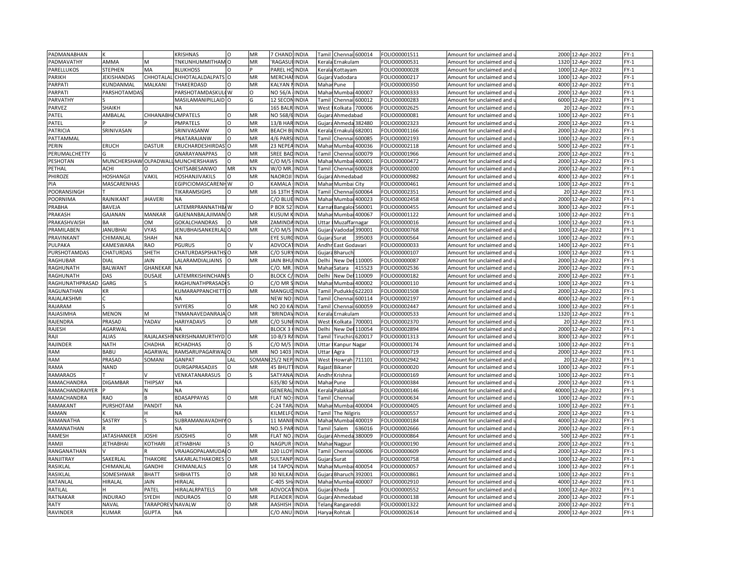| PADMANABHAN | K | | KRISHNAS | O | MR | 7 CHAND | INDIA | Tamil | Chennai | 600014 | FOLIO00001511 | Amount for unclaimed and u | 2000 | 12-Apr-2022 | FY-1 |
|---|---|---|---|---|---|---|---|---|---|---|---|---|---|---|---|
| PADMAVATHY | AMMA | M | TNKUNHUMMITHAM | O | MR | 'RAGASU | INDIA | Kerala | Ernakulam | | FOLIO00000531 | Amount for unclaimed and u | 1320 | 12-Apr-2022 | FY-1 |
| PARELLUKOS | STEPHEN | MA | BLUKHOSS | O | P | PAREL HC | INDIA | Kerala | Kottayam | | FOLIO00000028 | Amount for unclaimed and u | 1000 | 12-Apr-2022 | FY-1 |
| PARIKH | JEKISHANDAS | CHHOTALAL | CHHOTALALDALPATS | O | MR | MERCHAI | INDIA | Gujara | Vadodara | | FOLIO00000217 | Amount for unclaimed and u | 1000 | 12-Apr-2022 | FY-1 |
| PARPATI | KUNDANMAL | MALKANI | THAKERDASD | O | MR | KALYAN | INDIA | Mahar | Pune | | FOLIO00000350 | Amount for unclaimed and u | 4000 | 12-Apr-2022 | FY-1 |
| PARPATI | PARSHOTAMDAS | | PARSHOTAMDASKUL | W | O | NO 56/A | INDIA | Mahar | Mumbai | 400007 | FOLIO00000333 | Amount for unclaimed and u | 2000 | 12-Apr-2022 | FY-1 |
| PARVATHY | S | | MASILAMANIPILLAID | O | G | 12 SECON | INDIA | Tamil | Chennai | 600012 | FOLIO00000283 | Amount for unclaimed and u | 6000 | 12-Apr-2022 | FY-1 |
| PARVEZ | SHAIKH | | NA | | | 165 BALR | INDIA | West | Kolkata | 700006 | FOLIO00002625 | Amount for unclaimed and u | 20 | 12-Apr-2022 | FY-1 |
| PATEL | AMBALAL | CHHANABHA | CMPATELS | O | MR | NO 568/6 | INDIA | Gujara | Ahmedabad | | FOLIO00000081 | Amount for unclaimed and u | 1000 | 12-Apr-2022 | FY-1 |
| PATEL | P | P | PMPATELS | O | MR | 13/B HAR | INDIA | Gujara | Ahmeda | 382480 | FOLIO00002323 | Amount for unclaimed and u | 2000 | 12-Apr-2022 | FY-1 |
| PATRICIA | SRINIVASAN | | SRINIVASANW | O | MR | BEACH BU | INDIA | Kerala | Ernakula | 682001 | FOLIO00001166 | Amount for unclaimed and u | 2000 | 12-Apr-2022 | FY-1 |
| PATTAMMAL | | | PNATARAJANW | O | MR | 4/6 PARS | INDIA | Tamil | Chennai | 600085 | FOLIO00002193 | Amount for unclaimed and u | 1000 | 12-Apr-2022 | FY-1 |
| PERIN | ERUCH | DASTUR | ERUCHARDESHIRDAS | O | MR | 23 NEPEA | INDIA | Mahar | Mumbai | 400036 | FOLIO00002118 | Amount for unclaimed and u | 5000 | 12-Apr-2022 | FY-1 |
| PERUMALCHETTY | G | V | GNARAYANAPPAS | O | MR | SREE BAD | INDIA | Tamil | Chennai | 600079 | FOLIO00001966 | Amount for unclaimed and u | 2000 | 12-Apr-2022 | FY-1 |
| PESHOTAN | MUNCHERSHAW | OLPADWALL | MUNCHERSHAWS | O | MR | C/O M/S | INDIA | Mahar | Mumbai | 400001 | FOLIO00000472 | Amount for unclaimed and u | 2000 | 12-Apr-2022 | FY-1 |
| PETHAL | ACHI | O | CHITSABESANWO | MR | KN | W/O MR. | INDIA | Tamil | Chennai | 600028 | FOLIO00000200 | Amount for unclaimed and u | 2000 | 12-Apr-2022 | FY-1 |
| PHIROZE | HOSHANGJI | VAKIL | HOSHANJIVAKILS | O | MR | NAOROJI | INDIA | Gujara | Ahmedabad | | FOLIO00000982 | Amount for unclaimed and u | 4000 | 12-Apr-2022 | FY-1 |
| PIA | MASCARENHAS | | EGIPICIOMASCARENH | W | O | KAMALA | INDIA | Mahar | Mumbai City | | FOLIO00000461 | Amount for unclaimed and u | 1000 | 12-Apr-2022 | FY-1 |
| POORANSINGH | T | | TIKARAMSIGHS | O | MR | 16 13TH S | INDIA | Tamil | Chennai | 600064 | FOLIO00002351 | Amount for unclaimed and u | 20 | 12-Apr-2022 | FY-1 |
| POORNIMA | RAJNIKANT | JHAVERI | NA | | | C/O BLUE | INDIA | Mahar | Mumbai | 400023 | FOLIO00002458 | Amount for unclaimed and u | 2000 | 12-Apr-2022 | FY-1 |
| PRABHA | BAVEJA | | LATEMRPRANNATHBA | W | O | P BOX 52 | INDIA | Karnat | Bangalo | 560001 | FOLIO00000455 | Amount for unclaimed and u | 3000 | 12-Apr-2022 | FY-1 |
| PRAKASH | GAJANAN | MANKAR | GAJENANBALAJIMAN | O | MR | KUSUM K | INDIA | Mahar | Mumbai | 400067 | FOLIO00001122 | Amount for unclaimed and u | 1000 | 12-Apr-2022 | FY-1 |
| PRAKASHVAISH | BA | OM | GOKALCHANDRAS | O | MR | ZAMINDA | INDIA | Uttar | Muzaffarnagar | | FOLIO00000016 | Amount for unclaimed and u | 1000 | 12-Apr-2022 | FY-1 |
| PRAMILABEN | JANUBHAI | VYAS | JENUBHAISANKERLAL | O | MR | C/O M/S | INDIA | Gujara | Vadodar | 390001 | FOLIO00000768 | Amount for unclaimed and u | 1000 | 12-Apr-2022 | FY-1 |
| PRAVINKANT | CHIMANLAL | SHAH | NA | | | EYE SURG | INDIA | Gujara | Surat | 395003 | FOLIO00000564 | Amount for unclaimed and u | 1000 | 12-Apr-2022 | FY-1 |
| PULPAKA | KAMESWARA | RAO | PGURUS | O | V | ADVOCAT | INDIA | Andhr | East Godavari | | FOLIO00000033 | Amount for unclaimed and u | 1400 | 12-Apr-2022 | FY-1 |
| PURSHOTAMDAS | CHATURDAS | SHETH | CHATURDASPSHATHS | O | MR | C/O SURY | INDIA | Gujara | Bharuch | | FOLIO00000107 | Amount for unclaimed and u | 1000 | 12-Apr-2022 | FY-1 |
| RAGHUBAR | DIAL | JAIN | LALARAMDIALJAINS | O | MR | JAIN BHU | INDIA | Delhi | New Del | 110005 | FOLIO00000087 | Amount for unclaimed and u | 2000 | 12-Apr-2022 | FY-1 |
| RAGHUNATH | BALWANT | GHANEKAR | NA | | | C/O. MR. | INDIA | Mahar | Satara | 415523 | FOLIO00002536 | Amount for unclaimed and u | 2000 | 12-Apr-2022 | FY-1 |
| RAGHUNATH | DAS | DUSAJE | LATEMRKISHINCHANI | S | O | BLOCK C/ | INDIA | Delhi | New Del | 110009 | FOLIO00000182 | Amount for unclaimed and u | 2000 | 12-Apr-2022 | FY-1 |
| RAGHUNATHPRASAD | GARG | S | RAGHUNATHPRASAD | S | O | C/O MR S | INDIA | Mahar | Mumbai | 400002 | FOLIO00000110 | Amount for unclaimed and u | 1000 | 12-Apr-2022 | FY-1 |
| RAGUNATHAN | KR | | KUMARAPPANCHETTI | O | MR | MANGUD | INDIA | Tamil | Pudukko | 622203 | FOLIO00001508 | Amount for unclaimed and u | 2000 | 12-Apr-2022 | FY-1 |
| RAJALAKSHMI | C | | NA | | | NEW NO: | INDIA | Tamil | Chennai | 600114 | FOLIO00002197 | Amount for unclaimed and u | 4000 | 12-Apr-2022 | FY-1 |
| RAJARAM | S | | SVIYERS | O | MR | NO 20 KA | INDIA | Tamil | Chennai | 600059 | FOLIO00002447 | Amount for unclaimed and u | 1000 | 12-Apr-2022 | FY-1 |
| RAJASIMHA | MENON | M | TNMANAVEDANRAJA | O | MR | 'BRINDAV | INDIA | Kerala | Ernakulam | | FOLIO00000533 | Amount for unclaimed and u | 1320 | 12-Apr-2022 | FY-1 |
| RAJENDRA | PRASAD | YADAV | HARIYADAVS | O | MR | C/O SUNI | INDIA | West | Kolkata | 700001 | FOLIO00002370 | Amount for unclaimed and u | 20 | 12-Apr-2022 | FY-1 |
| RAJESH | AGARWAL | | NA | | | BLOCK 3 | INDIA | Delhi | New Del | 110054 | FOLIO00002894 | Amount for unclaimed and u | 2000 | 12-Apr-2022 | FY-1 |
| RAJI | ALIAS | RAJALAKSHM | NKRISHNAMURTHYD | O | MR | 10-B/3 RA | INDIA | Tamil | Tiruchira | 620017 | FOLIO00001313 | Amount for unclaimed and u | 3000 | 12-Apr-2022 | FY-1 |
| RAJINDER | NATH | CHADHA | RCHADHAS | O | S | C/O M/S | INDIA | Uttar | Kanpur Nagar | | FOLIO00000174 | Amount for unclaimed and u | 1000 | 12-Apr-2022 | FY-1 |
| RAM | BABU | AGARWAL | RAMSARUPAGARWAL | O | MR | NO 1403 | INDIA | Uttar | Agra | | FOLIO00000719 | Amount for unclaimed and u | 2000 | 12-Apr-2022 | FY-1 |
| RAM | PRASAD | SOMANI | GANPAT | LAL | SOMANI | 25/2 NEP | INDIA | West | Howrah | 711101 | FOLIO00002942 | Amount for unclaimed and u | 20 | 12-Apr-2022 | FY-1 |
| RAMA | NAND | | DURGAPRASADJIS | O | MR | 45 BHUTT | INDIA | Rajast | Bikaner | | FOLIO00000020 | Amount for unclaimed and u | 1000 | 12-Apr-2022 | FY-1 |
| RAMARAOS | T | V | VENKATANARASUS | O | S | SATYANA | INDIA | Andhr | Krishna | | FOLIO00000169 | Amount for unclaimed and u | 1000 | 12-Apr-2022 | FY-1 |
| RAMACHANDRA | DIGAMBAR | THIPSAY | NA | | | 635/80 SA | INDIA | Mahar | Pune | | FOLIO00000384 | Amount for unclaimed and u | 2000 | 12-Apr-2022 | FY-1 |
| RAMACHANDRAIYER | P | N | NA | | | GENERAL | INDIA | Kerala | Palakkad | | FOLIO00000146 | Amount for unclaimed and u | 40000 | 12-Apr-2022 | FY-1 |
| RAMACHANDRA | RAO | B | BDASAPPAYAS | O | MR | FLAT NO: | INDIA | Tamil | Chennai | | FOLIO00000634 | Amount for unclaimed and u | 1000 | 12-Apr-2022 | FY-1 |
| RAMAKANT | PURSHOTAM | PANDIT | NA | | | C-24 TAR | INDIA | Mahar | Mumbai | 400004 | FOLIO00000405 | Amount for unclaimed and u | 1000 | 12-Apr-2022 | FY-1 |
| RAMAN | K | H | NA | | | KILMELFO | INDIA | Tamil | The Nilgiris | | FOLIO00000557 | Amount for unclaimed and u | 2000 | 12-Apr-2022 | FY-1 |
| RAMANATHA | SASTRY | S | SUBRAMANIAVADHIY | O | S | 11 MANIE | INDIA | Mahar | Mumbai | 400019 | FOLIO00000184 | Amount for unclaimed and u | 4000 | 12-Apr-2022 | FY-1 |
| RAMANATHAN | R | | NA | | | NO.5 PAR | INDIA | Tamil | Salem | 636016 | FOLIO00002666 | Amount for unclaimed and u | 2000 | 12-Apr-2022 | FY-1 |
| RAMESH | JATASHANKER | JOSHI | JSJOSHIS | O | MR | FLAT NO | INDIA | Gujara | Ahmeda | 380009 | FOLIO00000864 | Amount for unclaimed and u | 500 | 12-Apr-2022 | FY-1 |
| RAMJI | JETHABHAI | KOTHARI | JETHABHAI | S | O | NAGPUR | INDIA | Mahar | Nagpur | | FOLIO00000190 | Amount for unclaimed and u | 2000 | 12-Apr-2022 | FY-1 |
| RANGANATHAN | V | R | VRAJAGOPALAMUDAL | O | MR | 120 LLOY | INDIA | Tamil | Chennai | 600006 | FOLIO00000609 | Amount for unclaimed and u | 2000 | 12-Apr-2022 | FY-1 |
| RANJITRAY | SAKERLAL | THAKORE | SAKARLALTHAKORES | O | MR | SULTANP | INDIA | Gujara | Surat | | FOLIO00000758 | Amount for unclaimed and u | 1000 | 12-Apr-2022 | FY-1 |
| RASIKLAL | CHIMANLAL | GANDHI | CHIMANLALS | O | MR | 14 TAPOV | INDIA | Mahar | Mumbai | 400054 | FOLIO00000057 | Amount for unclaimed and u | 1000 | 12-Apr-2022 | FY-1 |
| RASIKLAL | SOMESHWAR | BHATT | SHBHATTS | O | MR | 30 NILKA | INDIA | Gujara | Bharuch | 392001 | FOLIO00000861 | Amount for unclaimed and u | 1000 | 12-Apr-2022 | FY-1 |
| RATANLAL | HIRALAL | JAIN | HIRALAL | | | C-405 SH | INDIA | Mahar | Mumbai | 400007 | FOLIO00002910 | Amount for unclaimed and u | 4000 | 12-Apr-2022 | FY-1 |
| RATILAL | H | PATEL | HIRALALRPATELS | O | MR | ADVOCAT | INDIA | Gujara | Kheda | | FOLIO00000552 | Amount for unclaimed and u | 1000 | 12-Apr-2022 | FY-1 |
| RATNAKAR | INDURAO | SYEDH | INDURAOS | O | MR | PLEADER | INDIA | Gujara | Ahmedabad | | FOLIO00000138 | Amount for unclaimed and u | 2000 | 12-Apr-2022 | FY-1 |
| RATY | NAVAL | TARAPOREV | NAVALW | O | MR | AASHISH | INDIA | Telang | Rangareddi | | FOLIO00001322 | Amount for unclaimed and u | 2000 | 12-Apr-2022 | FY-1 |
| RAVINDER | KUMAR | GUPTA | NA | | | C/O ANU | INDIA | Haryar | Rohtak | | FOLIO00002614 | Amount for unclaimed and u | 2000 | 12-Apr-2022 | FY-1 |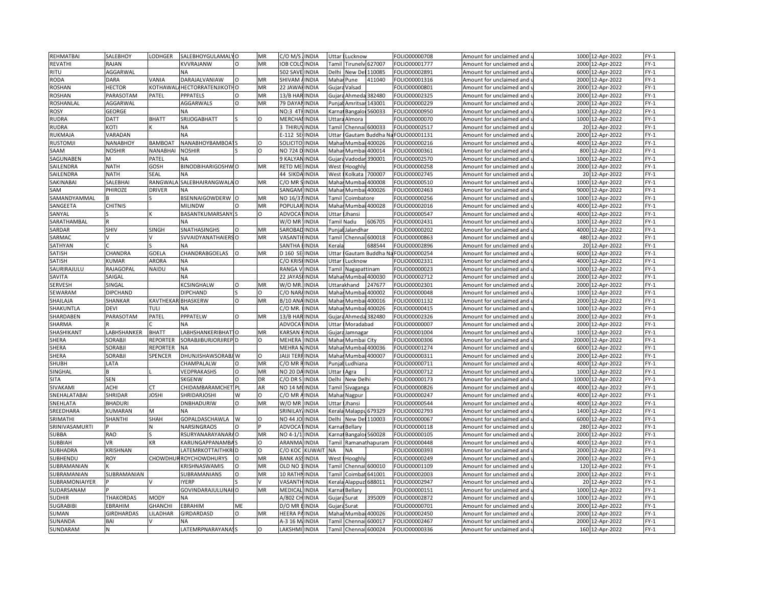| REHMATBAI | SALEBHOY | LODHGER | SALEBHOYGULAMALYO | | MR | C/O M/S. | INDIA | Uttar | Lucknow | | FOLIO000000708 | Amount for unclaimed and u | 1000 | 12-Apr-2022 | FY-1 |
|---|---|---|---|---|---|---|---|---|---|---|---|---|---|---|---|
| REVATHI | RAJAN | | KVVRAJANW | O | MR | IOB COLO | INDIA | Tamil | Tirunelv | 627007 | FOLIO000001777 | Amount for unclaimed and u | 2000 | 12-Apr-2022 | FY-1 |
| RITU | AGGARWAL | | NA | | | 502 SAVE | INDIA | Delhi | New Del | 110085 | FOLIO000002891 | Amount for unclaimed and u | 6000 | 12-Apr-2022 | FY-1 |
| RODA | DARA | VANIA | DARAJALVANIAW | O | MR | SHIVAM A | INDIA | Mahar | Pune | 411040 | FOLIO000001316 | Amount for unclaimed and u | 2000 | 12-Apr-2022 | FY-1 |
| ROSHAN | HECTOR | KOTHAWAL | HECTORRATENJIKOTHO | | MR | 22 JAWAH | INDIA | Gujara | Valsad | | FOLIO000000801 | Amount for unclaimed and u | 2000 | 12-Apr-2022 | FY-1 |
| ROSHAN | PARASOTAM | PATEL | PPPATELS | O | MR | 13/B HAR | INDIA | Gujara | Ahmeda | 382480 | FOLIO000002325 | Amount for unclaimed and u | 2000 | 12-Apr-2022 | FY-1 |
| ROSHANLAL | AGGARWAL | | AGGARWALS | O | MR | 79 DAYAN | INDIA | Punjab | Amritsar | 143001 | FOLIO000000229 | Amount for unclaimed and u | 2000 | 12-Apr-2022 | FY-1 |
| ROSY | GEORGE | | NA | | | NO:3 4TH | INDIA | Karnat | Bangalor | 560033 | FOLIO000000950 | Amount for unclaimed and u | 1000 | 12-Apr-2022 | FY-1 |
| RUDRA | DATT | BHATT | SRIJOGABHATT | S | O | MERCHAN | INDIA | Uttara | Almora | | FOLIO000000070 | Amount for unclaimed and u | 1000 | 12-Apr-2022 | FY-1 |
| RUDRA | KOTI | K | NA | | | 3 THIRUV | INDIA | Tamil | Chennai | 600033 | FOLIO000002517 | Amount for unclaimed and u | 20 | 12-Apr-2022 | FY-1 |
| RUKMAJA | VARADAN | | NA | | | E-112 SE | INDIA | Uttar | Gautam Buddha Na | | FOLIO000001131 | Amount for unclaimed and u | 2000 | 12-Apr-2022 | FY-1 |
| RUSTOMJI | NANABHOY | BAMBOAT | NANABHOYBAMBOATS | | O | SOLICITO | INDIA | Mahar | Mumbai | 400026 | FOLIO000000216 | Amount for unclaimed and u | 4000 | 12-Apr-2022 | FY-1 |
| SAAM | NOSHIR | NANABHAI | NOSHIR | S | O | NO 724 D | INDIA | Mahar | Mumbai | 400014 | FOLIO000000361 | Amount for unclaimed and u | 800 | 12-Apr-2022 | FY-1 |
| SAGUNABEN | M | PATEL | NA | | | 9 KALYAN | INDIA | Gujara | Vadodar | 390001 | FOLIO000002570 | Amount for unclaimed and u | 1000 | 12-Apr-2022 | FY-1 |
| SAILENDRA | NATH | GOSH | BINODBIHARIGOSHW | O | MR | RETD ME | INDIA | West | Hooghly | | FOLIO000000258 | Amount for unclaimed and u | 2000 | 12-Apr-2022 | FY-1 |
| SAILENDRA | NATH | SEAL | NA | | | 44 SIKDA | INDIA | West | Kolkata | 700007 | FOLIO000002745 | Amount for unclaimed and u | 20 | 12-Apr-2022 | FY-1 |
| SAKINABAI | SALEBHAI | RANGWALA | SALEBHAIRANGWALA | O | MR | C/O MR S | INDIA | Mahar | Mumbai | 400008 | FOLIO000000510 | Amount for unclaimed and u | 1000 | 12-Apr-2022 | FY-1 |
| SAM | PHIROZE | DRIVER | NA | | | SANGAM | INDIA | Mahar | Mumbai | 400026 | FOLIO000002463 | Amount for unclaimed and u | 9000 | 12-Apr-2022 | FY-1 |
| SAMANDYAMMAL | B | S | BSENNAIGOWDERW | O | MR | NO 16/37 | INDIA | Tamil | Coimbatore | | FOLIO000000256 | Amount for unclaimed and u | 1000 | 12-Apr-2022 | FY-1 |
| SANGEETA | CHITNIS | | MILINDW | O | MR | POPULAR | INDIA | Mahar | Mumbai | 400028 | FOLIO000002016 | Amount for unclaimed and u | 4000 | 12-Apr-2022 | FY-1 |
| SANYAL | S | K | BASANTKUMARSANYA | S | O | ADVOCAT | INDIA | Uttar | Jhansi | | FOLIO000000547 | Amount for unclaimed and u | 4000 | 12-Apr-2022 | FY-1 |
| SARATHAMBAL | R | | NA | | | W/O MR | INDIA | Tamil Nadu | | 606705 | FOLIO000002431 | Amount for unclaimed and u | 1000 | 12-Apr-2022 | FY-1 |
| SARDAR | SHIV | SINGH | SNATHASINGHS | O | MR | SAROBAD | INDIA | Punjab | Jalandhar | | FOLIO000000202 | Amount for unclaimed and u | 4000 | 12-Apr-2022 | FY-1 |
| SARMAC | V | V | SVVAIDYANATHAIERS | O | MR | VASANTH | INDIA | Tamil | Chennai | 600018 | FOLIO000000863 | Amount for unclaimed and u | 480 | 12-Apr-2022 | FY-1 |
| SATHYAN | C | S | NA | | | SANTHA | INDIA | Kerala | | 688544 | FOLIO000002896 | Amount for unclaimed and u | 20 | 12-Apr-2022 | FY-1 |
| SATISH | CHANDRA | GOELA | CHANDRABGOELAS | O | MR | D 160 SE | INDIA | Uttar | Gautam Buddha Na | | FOLIO000000254 | Amount for unclaimed and u | 6000 | 12-Apr-2022 | FY-1 |
| SATISH | KUMAR | ARORA | NA | | | C/O KRISI | INDIA | Uttar | Lucknow | | FOLIO000002331 | Amount for unclaimed and u | 4000 | 12-Apr-2022 | FY-1 |
| SAURIRAJULU | RAJAGOPAL | NAIDU | NA | | | RANGA V | INDIA | Tamil | Nagapattinam | | FOLIO000000023 | Amount for unclaimed and u | 1000 | 12-Apr-2022 | FY-1 |
| SAVITA | SAIGAL | | NA | | | 22 JAYASI | INDIA | Mahar | Mumbai | 400030 | FOLIO000002712 | Amount for unclaimed and u | 2000 | 12-Apr-2022 | FY-1 |
| SERVESH | SINGAL | | KCSINGHALW | O | MR | W/O MR. | INDIA | Uttarakhand | | 247677 | FOLIO000002301 | Amount for unclaimed and u | 2000 | 12-Apr-2022 | FY-1 |
| SEWARAM | DIPCHAND | | DIPCHAND | S | O | C/O NARA | INDIA | Mahar | Mumbai | 400002 | FOLIO000000048 | Amount for unclaimed and u | 1000 | 12-Apr-2022 | FY-1 |
| SHAILAJA | SHANKAR | KAVTHEKAR | BHASKERW | O | MR | B/10 ANA | INDIA | Mahar | Mumbai | 400016 | FOLIO000001132 | Amount for unclaimed and u | 2000 | 12-Apr-2022 | FY-1 |
| SHAKUNTLA | DEVI | TULI | NA | | | C/O MR. | INDIA | Mahar | Mumbai | 400026 | FOLIO000000415 | Amount for unclaimed and u | 1000 | 12-Apr-2022 | FY-1 |
| SHARDABEN | PARASOTAM | PATEL | PPPATELW | O | MR | 13/B HAR | INDIA | Gujara | Ahmeda | 382480 | FOLIO000002326 | Amount for unclaimed and u | 2000 | 12-Apr-2022 | FY-1 |
| SHARMA | R | C | NA | | | ADVOCAT | INDIA | Uttar | Moradabad | | FOLIO000000007 | Amount for unclaimed and u | 2000 | 12-Apr-2022 | FY-1 |
| SHASHIKANT | LABHSHANKER | BHATT | LABHSHANKERIBHATT | O | MR | KARSAN K | INDIA | Gujara | Jamnagar | | FOLIO000001004 | Amount for unclaimed and u | 1000 | 12-Apr-2022 | FY-1 |
| SHERA | SORABJI | REPORTER | SORABJIBURJORJIREP | D | O | MEHERA | INDIA | Mahar | Mumbai City | | FOLIO000000306 | Amount for unclaimed and u | 20000 | 12-Apr-2022 | FY-1 |
| SHERA | SORABJI | REPORTER | NA | | | MEHRA N | INDIA | Mahar | Mumbai | 400036 | FOLIO000001274 | Amount for unclaimed and u | 6000 | 12-Apr-2022 | FY-1 |
| SHERA | SORABJI | SPENCER | DHUNJISHAWSORABJ | W | O | JAIJI TERR | INDIA | Mahar | Mumbai | 400007 | FOLIO000000311 | Amount for unclaimed and u | 2000 | 12-Apr-2022 | FY-1 |
| SHUBH | LATA | | CHAMPALALW | O | MR | C/O MR R | INDIA | Punjab | Ludhiana | | FOLIO000000711 | Amount for unclaimed and u | 4000 | 12-Apr-2022 | FY-1 |
| SINGHAL | B | L | VEDPRAKASHS | O | MR | NO 20 DA | INDIA | Uttar | Agra | | FOLIO000000712 | Amount for unclaimed and u | 1000 | 12-Apr-2022 | FY-1 |
| SITA | SEN | | SKGENW | O | DR | C/O DR S | INDIA | Delhi | New Delhi | | FOLIO000000173 | Amount for unclaimed and u | 10000 | 12-Apr-2022 | FY-1 |
| SIVAKAMI | ACHI | CT | CHIDAMBARAMCHET | PL | AR | NO 14 MI | INDIA | Tamil | Sivaganga | | FOLIO000000826 | Amount for unclaimed and u | 4000 | 12-Apr-2022 | FY-1 |
| SNEHALATABAI | SHRIDAR | JOSHI | SHRIDARJOSHI | W | O | C/O MR A | INDIA | Mahar | Nagpur | | FOLIO000000247 | Amount for unclaimed and u | 4000 | 12-Apr-2022 | FY-1 |
| SNEHLATA | BHADURI | | DNBHADURIW | O | MR | W/O MR | INDIA | Uttar | Jhansi | | FOLIO000000544 | Amount for unclaimed and u | 4000 | 12-Apr-2022 | FY-1 |
| SREEDHARA | KUMARAN | M | NA | | | SRINILAY | INDIA | Kerala | Malappu | 679329 | FOLIO000002793 | Amount for unclaimed and u | 1400 | 12-Apr-2022 | FY-1 |
| SRIMATHI | SHANTHI | SHAH | GOPALDASCHAWLA | W | O | NO 44 JO | INDIA | Delhi | New Del | 110003 | FOLIO000000067 | Amount for unclaimed and u | 6000 | 12-Apr-2022 | FY-1 |
| SRINIVASAMURTI | P | N | NARSINGRAOS | O | P | ADVOCAT | INDIA | Karnat | Bellary | | FOLIO000000118 | Amount for unclaimed and u | 280 | 12-Apr-2022 | FY-1 |
| SUBBA | RAO | S | RSURYANARAYANARA | O | MR | NO 4-1/1 | INDIA | Karnat | Bangalor | 560028 | FOLIO000000105 | Amount for unclaimed and u | 2000 | 12-Apr-2022 | FY-1 |
| SUBBIAH | VR | KR | KARUNGAPPANAMBA | S | O | ARANMA | INDIA | Tamil | Ramanathapuram | | FOLIO000000448 | Amount for unclaimed and u | 4000 | 12-Apr-2022 | FY-1 |
| SUBHADRA | KRISHNAN | | LATEMRKOTTAITHKRI | D | O | C/O KOC | KUWAIT | NA | NA | | FOLIO000000393 | Amount for unclaimed and u | 2000 | 12-Apr-2022 | FY-1 |
| SUBHENDU | ROY | CHOWDHUR | ROYCHOWDHURYS | O | MR | BANK ASS | INDIA | West | Hooghly | | FOLIO000000249 | Amount for unclaimed and u | 2000 | 12-Apr-2022 | FY-1 |
| SUBRAMANIAN | K | | KRISHNASWAMIS | O | MR | OLD NO 1 | INDIA | Tamil | Chennai | 600010 | FOLIO000001109 | Amount for unclaimed and u | 120 | 12-Apr-2022 | FY-1 |
| SUBRAMANIAN | SUBRAMANIAN | | SUBRAMANIANS | O | MR | 10 RATHN | INDIA | Tamil | Coimbat | 641001 | FOLIO000002003 | Amount for unclaimed and u | 2000 | 12-Apr-2022 | FY-1 |
| SUBRAMONIAIYER | P | V | IYERP | S | V | VASANTH | INDIA | Kerala | Alappuz | 688011 | FOLIO000002947 | Amount for unclaimed and u | 20 | 12-Apr-2022 | FY-1 |
| SUDARSANAM | P | | GOVINDARAJULUNAI | O | MR | MEDICAL | INDIA | Karnat | Bellary | | FOLIO000000151 | Amount for unclaimed and u | 1000 | 12-Apr-2022 | FY-1 |
| SUDHIR | THAKORDAS | MODY | NA | | | A/802 CH | INDIA | Gujara | Surat | 395009 | FOLIO000002872 | Amount for unclaimed and u | 1000 | 12-Apr-2022 | FY-1 |
| SUGRABIBI | EBRAHIM | GHANCHI | EBRAHIM | ME | | D/O MR E | INDIA | Gujara | Surat | | FOLIO000000701 | Amount for unclaimed and u | 2000 | 12-Apr-2022 | FY-1 |
| SUMAN | GIRDHARDAS | LILADHAR | GIRDARDASD | O | MR | HEERA PA | INDIA | Mahar | Mumbai | 400026 | FOLIO000002450 | Amount for unclaimed and u | 2000 | 12-Apr-2022 | FY-1 |
| SUNANDA | BAI | V | NA | | | A-3 16 M. | INDIA | Tamil | Chennai | 600017 | FOLIO000002467 | Amount for unclaimed and u | 2000 | 12-Apr-2022 | FY-1 |
| SUNDARAM | N | | LATEMRPNARAYANAS | S | O | LAKSHMI | INDIA | Tamil | Chennai | 600024 | FOLIO000000336 | Amount for unclaimed and u | 160 | 12-Apr-2022 | FY-1 |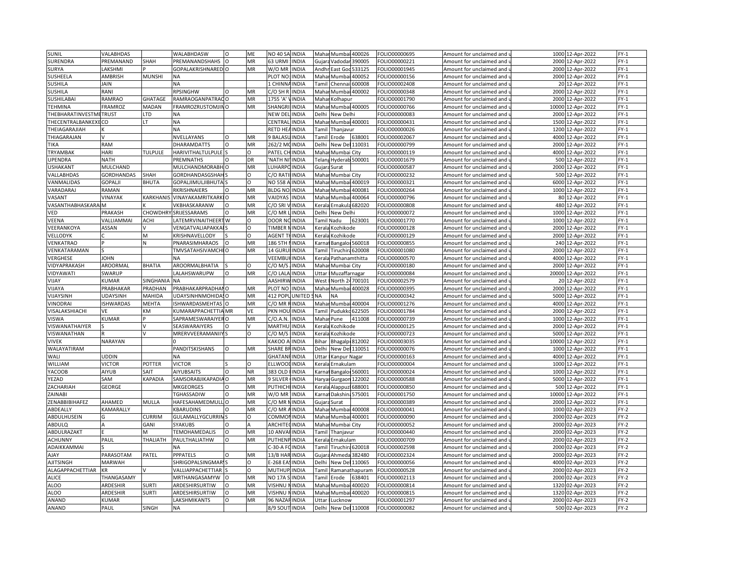| SUNIL | VALABHDAS | | WALABHDASW | O | ME | NO 40 SA | INDIA | Mahar | Mumbai | 400026 | FOLIO00000695 | Amount for unclaimed and u | 1000 | 12-Apr-2022 | FY-1 |
|---|---|---|---|---|---|---|---|---|---|---|---|---|---|---|---|
| SURENDRA | PREMANAND | SHAH | PREMANANDSHAHS | O | MR | 63 URMI | INDIA | Gujara | Vadodar | 390005 | FOLIO00000221 | Amount for unclaimed and u | 2000 | 12-Apr-2022 | FY-1 |
| SURYA | LAKSHMI | P | GOPALAKRISHNARED | O | MR | W/O MR | INDIA | Andhr | East God | 533125 | FOLIO00001945 | Amount for unclaimed and u | 2000 | 12-Apr-2022 | FY-1 |
| SUSHEELA | AMBRISH | MUNSHI | NA | | | PLOT NO: | INDIA | Mahar | Mumbai | 400052 | FOLIO00000156 | Amount for unclaimed and u | 2000 | 12-Apr-2022 | FY-1 |
| SUSHILA | JAIN | | NA | | | 1 CHINNA | INDIA | Tamil | Chennai | 600008 | FOLIO00002408 | Amount for unclaimed and u | 20 | 12-Apr-2022 | FY-1 |
| SUSHILA | RANI | | RPSINGHW | O | MR | C/O SH R | INDIA | Mahar | Mumbai | 400002 | FOLIO00000348 | Amount for unclaimed and u | 2000 | 12-Apr-2022 | FY-1 |
| SUSHILABAI | RAMRAO | GHATAGE | RAMRAOGANPATRAO | O | MR | 1755 'A' V | INDIA | Mahar | Kolhapur | | FOLIO00001790 | Amount for unclaimed and u | 2000 | 12-Apr-2022 | FY-1 |
| TEHMINA | FRAMROZ | MADAN | FRAMROZRUSTOMJIN | O | MR | SHANGRI | INDIA | Mahar | Mumbai | 400005 | FOLIO00000766 | Amount for unclaimed and u | 10000 | 12-Apr-2022 | FY-1 |
| THEBHARATINVESTME | TRUST | LTD | NA | | | NEW DEL | INDIA | Delhi | New Delhi | | FOLIO00000083 | Amount for unclaimed and u | 2000 | 12-Apr-2022 | FY-1 |
| THECENTRALBANKEXE | CO | LT | NA | | | CENTRAL | INDIA | Mahar | Mumbai | 400001 | FOLIO00000431 | Amount for unclaimed and u | 1500 | 12-Apr-2022 | FY-1 |
| THEIAGARAJIAH | K | | NA | | | RETD HEA | INDIA | Tamil | Thanjavur | | FOLIO00000026 | Amount for unclaimed and u | 1200 | 12-Apr-2022 | FY-1 |
| THIAGARAJAN | V | | NVELLAYANS | O | MR | 9 BALASU | INDIA | Tamil | Erode | 638001 | FOLIO00002067 | Amount for unclaimed and u | 4000 | 12-Apr-2022 | FY-1 |
| TIKA | RAM | | DHARAMDATTS | O | MR | 262/2 MO | INDIA | Delhi | New Del | 110031 | FOLIO00000799 | Amount for unclaimed and u | 2000 | 12-Apr-2022 | FY-1 |
| TRYAMBAK | HARI | TULPULE | HARIVITHALTULPULE | S | O | PATEL CH | INDIA | Mahar | Mumbai City | | FOLIO00000119 | Amount for unclaimed and u | 4000 | 12-Apr-2022 | FY-1 |
| UPENDRA | NATH | | PREMNATHS | O | DR | 'NATH NI | INDIA | Telang | Hyderab | 500001 | FOLIO00001679 | Amount for unclaimed and u | 500 | 12-Apr-2022 | FY-1 |
| USHAKANT | MULCHAND | | MULCHANDMORABH | O | MR | LUHARPO | INDIA | Gujara | Surat | | FOLIO00000587 | Amount for unclaimed and u | 2000 | 12-Apr-2022 | FY-1 |
| VALLABHDAS | GORDHANDAS | SHAH | GORDHANDASGSHAH | S | O | C/O RATI | INDIA | Mahar | Mumbai City | | FOLIO00000232 | Amount for unclaimed and u | 500 | 12-Apr-2022 | FY-1 |
| VANMALIDAS | GOPALJI | BHUTA | GOPALJIMULJIBHUTA | S | O | NO 558 A | INDIA | Mahar | Mumbai | 400019 | FOLIO00000321 | Amount for unclaimed and u | 6000 | 12-Apr-2022 | FY-1 |
| VARADARAJ | RAMAN | | RKRISHNAIERS | O | MR | BLDG NO | INDIA | Mahar | Mumbai | 400081 | FOLIO00000264 | Amount for unclaimed and u | 1000 | 12-Apr-2022 | FY-1 |
| VASANT | VINAYAK | KARKHANIS | VINAYAKAMRITKARKI | O | MR | VAIDYAS | INDIA | Mahar | Mumbai | 400064 | FOLIO00000796 | Amount for unclaimed and u | 80 | 12-Apr-2022 | FY-1 |
| VASANTHABHASKARA | M | K | VKBHASKARANW | O | MR | C/O SRI V | INDIA | Kerala | Ernakula | 682020 | FOLIO00000808 | Amount for unclaimed and u | 480 | 12-Apr-2022 | FY-1 |
| VED | PRAKASH | CHOWDHRY | SRIJESSARAMS | O | MR | C/O MR L | INDIA | Delhi | New Delhi | | FOLIO00000072 | Amount for unclaimed and u | 1000 | 12-Apr-2022 | FY-1 |
| VEENA | VALLIAMMAI | ACHI | LATEMRVINAITHEERT | W | O | DOOR NO | INDIA | Tamil Nadu | | 623001 | FOLIO00001770 | Amount for unclaimed and u | 1000 | 12-Apr-2022 | FY-1 |
| VEERANKOYA | ASSAN | V | VENGATVALIAPAKKAI | S | O | TIMBER N | INDIA | Kerala | Kozhikode | | FOLIO00000128 | Amount for unclaimed and u | 2000 | 12-Apr-2022 | FY-1 |
| VELLODYK | C | M | KRISHNAVELLODY | S | O | AGENT TI | INDIA | Kerala | Kozhikode | | FOLIO00000129 | Amount for unclaimed and u | 2000 | 12-Apr-2022 | FY-1 |
| VENKATRAO | P | N | PNARASIMHARAOS | O | MR | 186 5TH M | INDIA | Karnat | Bangalor | 560018 | FOLIO00000855 | Amount for unclaimed and u | 240 | 12-Apr-2022 | FY-1 |
| VENKATARAMAN | S | | TMVSATAHSIVAMCHE | O | MR | 14 GURU | INDIA | Tamil | Tiruchira | 620008 | FOLIO00001080 | Amount for unclaimed and u | 2000 | 12-Apr-2022 | FY-1 |
| VERGHESE | JOHN | | NA | | | VEEMBUI | INDIA | Kerala | Pathanamthitta | | FOLIO00000570 | Amount for unclaimed and u | 4000 | 12-Apr-2022 | FY-1 |
| VIDYAPRAKASH | AROORMAL | BHATIA | AROORMALBHATIA | S | O | C/O M/S | INDIA | Mahar | Mumbai City | | FOLIO00000180 | Amount for unclaimed and u | 2000 | 12-Apr-2022 | FY-1 |
| VIDYAWATI | SWARUP | | LALAHSWARUPW | O | MR | C/O LALA | INDIA | Uttar | Muzaffarnagar | | FOLIO00000084 | Amount for unclaimed and u | 20000 | 12-Apr-2022 | FY-1 |
| VIJAY | KUMAR | SINGHANIA | NA | | | AASHIRW | INDIA | West | North 24 | 700101 | FOLIO00002579 | Amount for unclaimed and u | 20 | 12-Apr-2022 | FY-1 |
| VIJAYA | PRABHAKAR | PRADHAN | PRABHAKARPRADHAN | O | MR | PLOT NO | INDIA | Mahar | Mumbai | 400028 | FOLIO00000395 | Amount for unclaimed and u | 2000 | 12-Apr-2022 | FY-1 |
| VIJAYSINH | UDAYSINH | MAHIDA | UDAYSINHNMOHIDAS | O | MR | 412 POPL | UNITED S | NA | NA | | FOLIO00000342 | Amount for unclaimed and u | 5000 | 12-Apr-2022 | FY-1 |
| VINODRAI | ISHWARDAS | MEHTA | ISHWARDASMEHTAS | O | MR | C/O MR R | INDIA | Mahar | Mumbai | 400004 | FOLIO00001276 | Amount for unclaimed and u | 4000 | 12-Apr-2022 | FY-1 |
| VISALAKSHIACHI | VE | KM | KUMARAPPACHETTIA | MR | VE | PKN HOU | INDIA | Tamil | Pudukko | 622505 | FOLIO00001784 | Amount for unclaimed and u | 2000 | 12-Apr-2022 | FY-1 |
| VISWA | KUMAR | P | SAPRAMESWARAIYER | O | MR | C/O.A.N. | INDIA | Mahar | Pune | 411008 | FOLIO00000739 | Amount for unclaimed and u | 1000 | 12-Apr-2022 | FY-1 |
| VISWANATHAIYER | S | V | SEASWARAIYERS | O | V | MARTHU | INDIA | Kerala | Kozhikode | | FOLIO00000125 | Amount for unclaimed and u | 2000 | 12-Apr-2022 | FY-1 |
| VISWANATHAN | R | V | MRERVVEERAMANIIY | S | O | C/O M/S | INDIA | Kerala | Kozhikode | | FOLIO00000723 | Amount for unclaimed and u | 5000 | 12-Apr-2022 | FY-1 |
| VIVEK | NARAYAN | | 0 | | | KAKOO A | INDIA | Bihar | Bhagalp | 812002 | FOLIO00003035 | Amount for unclaimed and u | 10000 | 12-Apr-2022 | FY-1 |
| WALAYATIRAM | | | PANDITSKISHANS | O | MR | SHARE BR | INDIA | Delhi | New Del | 110051 | FOLIO00000076 | Amount for unclaimed and u | 1000 | 12-Apr-2022 | FY-1 |
| WALI | UDDIN | | NA | | | GHATANR | INDIA | Uttar | Kanpur Nagar | | FOLIO00000163 | Amount for unclaimed and u | 4000 | 12-Apr-2022 | FY-1 |
| WILLIAM | VICTOR | POTTER | VICTOR | S | O | ELLWOOD | INDIA | Kerala | Ernakulam | | FOLIO00000004 | Amount for unclaimed and u | 1000 | 12-Apr-2022 | FY-1 |
| YACOOB | AIYUB | SAIT | AIYUBSAITS | O | NR | 383 OLD | INDIA | Karnat | Bangalor | 560001 | FOLIO00000024 | Amount for unclaimed and u | 1000 | 12-Apr-2022 | FY-1 |
| YEZAD | SAM | KAPADIA | SAMSORABJIKAPADIA | O | MR | 9 SILVER | INDIA | Haryai | Gurgaon | 122002 | FOLIO00000588 | Amount for unclaimed and u | 5000 | 12-Apr-2022 | FY-1 |
| ZACHARIAH | GEORGE | | MKGEORGES | O | MR | PUTHICH | INDIA | Kerala | Alappuz | 688001 | FOLIO00000850 | Amount for unclaimed and u | 500 | 12-Apr-2022 | FY-1 |
| ZAINABI | | | TGHASSADIW | O | MR | W/O MR | INDIA | Karnat | Dakshin | 575001 | FOLIO00001750 | Amount for unclaimed and u | 10000 | 12-Apr-2022 | FY-1 |
| ZENABBIBIHAFEZ | AHAMED | MULLA | HAFESAHAMEDMULL | O | MR | C/O MR N | INDIA | Gujara | Surat | | FOLIO00000389 | Amount for unclaimed and u | 2000 | 12-Apr-2022 | FY-1 |
| ABDEALLY | KAMARALLY | | KBARUDINS | O | MR | C/O MR A | INDIA | Mahar | Mumbai | 400008 | FOLIO00000041 | Amount for unclaimed and u | 1000 | 02-Apr-2023 | FY-2 |
| ABDULHUSEIN | G | CURRIM | GULAMALLYGCURRIM | S | O | COMMON | INDIA | Mahar | Mumbai | 400001 | FOLIO00000090 | Amount for unclaimed and u | 2000 | 02-Apr-2023 | FY-2 |
| ABDULQ | A | GANI | SYAKUBS | O | A | ARCHITEC | INDIA | Mahar | Mumbai City | | FOLIO00000052 | Amount for unclaimed and u | 2000 | 02-Apr-2023 | FY-2 |
| ABDULRAZAKT | E | M | TEMOHAMEDALIS | O | MR | 10 ANVAR | INDIA | Tamil | Thanjavur | | FOLIO00000440 | Amount for unclaimed and u | 2000 | 02-Apr-2023 | FY-2 |
| ACHUNNY | PAUL | THALIATH | PAULTHALIATHW | O | MR | PUTHENP | INDIA | Kerala | Ernakulam | | FOLIO00000709 | Amount for unclaimed and u | 2000 | 02-Apr-2023 | FY-2 |
| ADAIKKAMMAI | S | | NA | | | C-30-A FO | INDIA | Tamil | Tiruchira | 620018 | FOLIO00002598 | Amount for unclaimed and u | 2000 | 02-Apr-2023 | FY-2 |
| AJAY | PARASOTAM | PATEL | PPPATELS | O | MR | 13/B HAR | INDIA | Gujara | Ahmeda | 382480 | FOLIO00002324 | Amount for unclaimed and u | 2000 | 02-Apr-2023 | FY-2 |
| AJITSINGH | MARWAH | | SHRIGOPALSINGMAR | S | O | E-268 EAS | INDIA | Delhi | New Del | 110065 | FOLIO00000056 | Amount for unclaimed and u | 4000 | 02-Apr-2023 | FY-2 |
| ALAGAPPACHETTIAR | KR | V | VALLIAPPACHETTIAR | S | O | MUTHUP | INDIA | Tamil | Ramanathapuram | | FOLIO00000528 | Amount for unclaimed and u | 2000 | 02-Apr-2023 | FY-2 |
| ALICE | THANGASAMY | | MRTHANGASAMYW | O | MR | NO 17A S | INDIA | Tamil | Erode | 638401 | FOLIO00002113 | Amount for unclaimed and u | 2000 | 02-Apr-2023 | FY-2 |
| ALOO | ARDESHIR | SURTI | ARDESHIRSURTIW | O | MR | VISHNU N | INDIA | Mahar | Mumbai | 400020 | FOLIO00000814 | Amount for unclaimed and u | 1320 | 02-Apr-2023 | FY-2 |
| ALOO | ARDESHIR | SURTI | ARDESHIRSURTIW | O | MR | VISHNU N | INDIA | Mahar | Mumbai | 400020 | FOLIO00000815 | Amount for unclaimed and u | 1320 | 02-Apr-2023 | FY-2 |
| ANAND | KUMAR | | LAKSHMIKANTS | O | MR | 96 NAZAR | INDIA | Uttar | Lucknow | | FOLIO00001297 | Amount for unclaimed and u | 2000 | 02-Apr-2023 | FY-2 |
| ANAND | PAUL | SINGH | NA | | | 8/9 SOUT | INDIA | Delhi | New Del | 110008 | FOLIO00000082 | Amount for unclaimed and u | 500 | 02-Apr-2023 | FY-2 |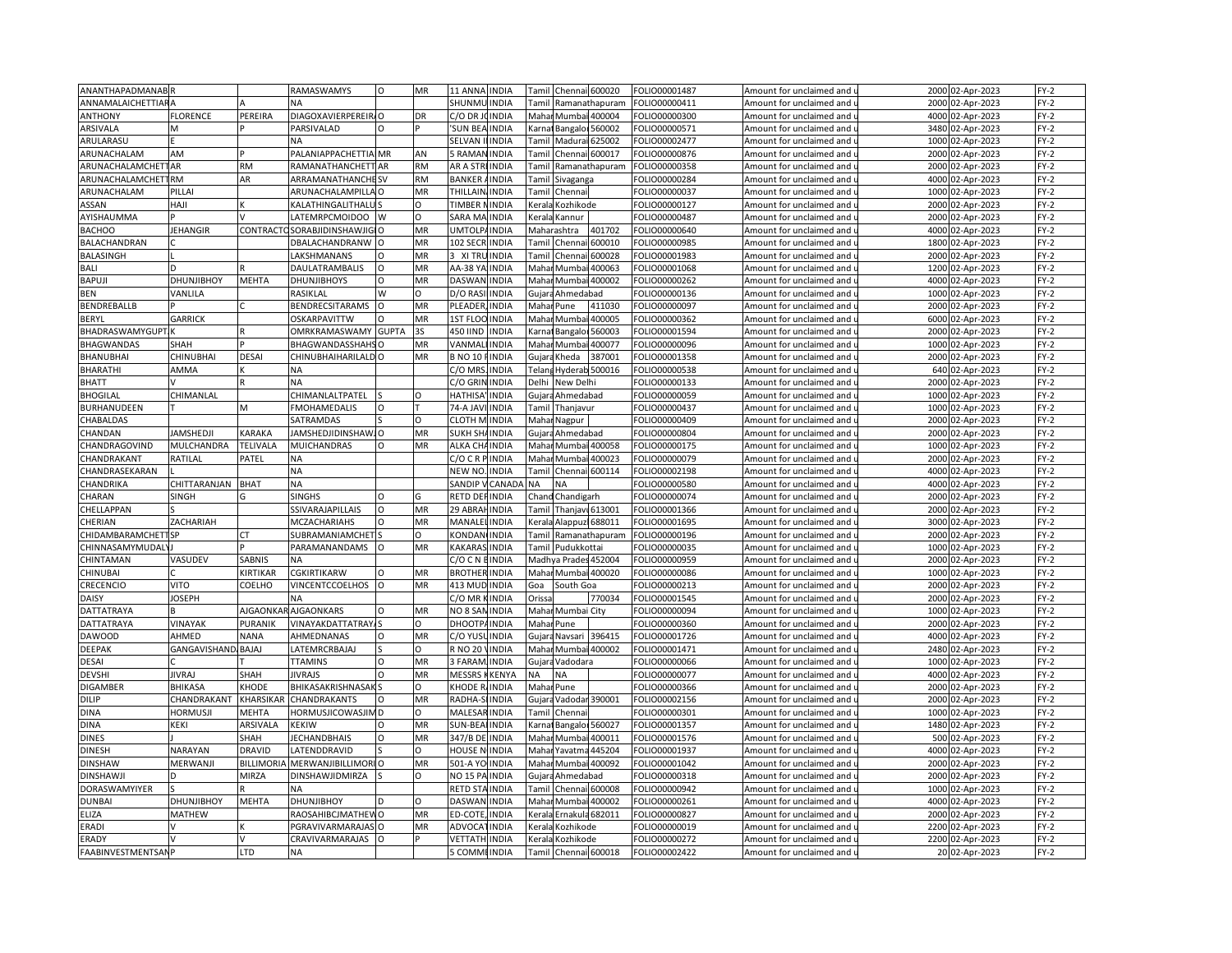| | | | | | | | | | | | | | | | | |
|---|---|---|---|---|---|---|---|---|---|---|---|---|---|---|---|---|
| ANANTHAPADMANAB | R | | RAMASWAMYS | O | MR | 11 ANNA | INDIA | Tamil | Chennai | 600020 | FOLIO00001487 | Amount for unclaimed and u | 2000 | 02-Apr-2023 | FY-2 |
| ANNAMALAICHETTIAR | A | A | NA | | | SHUNMU | INDIA | Tamil | Ramanathapuram | | FOLIO00000411 | Amount for unclaimed and u | 2000 | 02-Apr-2023 | FY-2 |
| ANTHONY | FLORENCE | PEREIRA | DIAGOXAVIERPEREIR | O | DR | C/O DR J | INDIA | Mahar | Mumbai | 400004 | FOLIO00000300 | Amount for unclaimed and u | 4000 | 02-Apr-2023 | FY-2 |
| ARSIVALA | M | P | PARSIVALAD | O | P | 'SUN BEA | INDIA | Karnat | Bangalor | 560002 | FOLIO00000571 | Amount for unclaimed and u | 3480 | 02-Apr-2023 | FY-2 |
| ARULARASU | E | | NA | | | SELVAN I | INDIA | Tamil | Madurai | 625002 | FOLIO00002477 | Amount for unclaimed and u | 1000 | 02-Apr-2023 | FY-2 |
| ARUNACHALAM | AM | P | PALANIAPPACHETTIA | MR | AN | 5 RAMAN | INDIA | Tamil | Chennai | 600017 | FOLIO00000876 | Amount for unclaimed and u | 2000 | 02-Apr-2023 | FY-2 |
| ARUNACHALAMCHETT | AR | RM | RAMANATHANCHETT | AR | RM | AR A STR | INDIA | Tamil | Ramanathapuram | | FOLIO00000358 | Amount for unclaimed and u | 2000 | 02-Apr-2023 | FY-2 |
| ARUNACHALAMCHETT | RM | AR | ARRAMANATHANCHE | SV | RM | BANKER | INDIA | Tamil | Sivaganga | | FOLIO00000284 | Amount for unclaimed and u | 4000 | 02-Apr-2023 | FY-2 |
| ARUNACHALAM | PILLAI | | ARUNACHALAMPILLA | O | MR | THILLAIN | INDIA | Tamil | Chennai | | FOLIO00000037 | Amount for unclaimed and u | 1000 | 02-Apr-2023 | FY-2 |
| ASSAN | HAJI | K | KALATHINGALITHALU | S | O | TIMBER N | INDIA | Kerala | Kozhikode | | FOLIO00000127 | Amount for unclaimed and u | 2000 | 02-Apr-2023 | FY-2 |
| AYISHAUMMA | P | V | LATEMRPCMOIDOO | W | O | SARA MA | INDIA | Kerala | Kannur | | FOLIO00000487 | Amount for unclaimed and u | 2000 | 02-Apr-2023 | FY-2 |
| BACHOO | JEHANGIR | CONTRACTO | SORABJIDINSHAWJIG | O | MR | UMTOLPA | INDIA | Maharashtra | | 401702 | FOLIO00000640 | Amount for unclaimed and u | 4000 | 02-Apr-2023 | FY-2 |
| BALACHANDRAN | C | | DBALACHANDRANW | O | MR | 102 SECR | INDIA | Tamil | Chennai | 600010 | FOLIO00000985 | Amount for unclaimed and u | 1800 | 02-Apr-2023 | FY-2 |
| BALASINGH | L | | LAKSHMANANS | O | MR | 3 XI TRU | INDIA | Tamil | Chennai | 600028 | FOLIO00001983 | Amount for unclaimed and u | 2000 | 02-Apr-2023 | FY-2 |
| BALI | D | R | DAULATRAMBALIS | O | MR | AA-38 YA | INDIA | Mahar | Mumbai | 400063 | FOLIO00001068 | Amount for unclaimed and u | 1200 | 02-Apr-2023 | FY-2 |
| BAPUJI | DHUNJIBHOY | MEHTA | DHUNJIBHOYS | O | MR | DASWAN | INDIA | Mahar | Mumbai | 400002 | FOLIO00000262 | Amount for unclaimed and u | 4000 | 02-Apr-2023 | FY-2 |
| BEN | VANLILA | | RASIKLAL | W | O | D/O RASI | INDIA | Gujara | Ahmedabad | | FOLIO00000136 | Amount for unclaimed and u | 1000 | 02-Apr-2023 | FY-2 |
| BENDREBALLB | P | C | BENDRECSITARAMS | O | MR | PLEADER | INDIA | Mahar | Pune | 411030 | FOLIO00000097 | Amount for unclaimed and u | 2000 | 02-Apr-2023 | FY-2 |
| BERYL | GARRICK | | OSKARPAVITTW | O | MR | 1ST FLOO | INDIA | Mahar | Mumbai | 400005 | FOLIO00000362 | Amount for unclaimed and u | 6000 | 02-Apr-2023 | FY-2 |
| BHADRASWAMYGUPT | K | R | OMRKRAMASWAMY | GUPTA | 3S | 450 IIND | INDIA | Karnat | Bangalor | 560003 | FOLIO00001594 | Amount for unclaimed and u | 2000 | 02-Apr-2023 | FY-2 |
| BHAGWANDAS | SHAH | P | BHAGWANDASSHAHS | O | MR | VANMALI | INDIA | Mahar | Mumbai | 400077 | FOLIO00000096 | Amount for unclaimed and u | 1000 | 02-Apr-2023 | FY-2 |
| BHANUBHAI | CHINUBHAI | DESAI | CHINUBHAIHARILALD | O | MR | B NO 10 F | INDIA | Gujara | Kheda | 387001 | FOLIO00001358 | Amount for unclaimed and u | 2000 | 02-Apr-2023 | FY-2 |
| BHARATHI | AMMA | K | NA | | | C/O MRS. | INDIA | Telang | Hyderab | 500016 | FOLIO00000538 | Amount for unclaimed and u | 640 | 02-Apr-2023 | FY-2 |
| BHATT | V | R | NA | | | C/O GRIN | INDIA | Delhi | New Delhi | | FOLIO00000133 | Amount for unclaimed and u | 2000 | 02-Apr-2023 | FY-2 |
| BHOGILAL | CHIMANLAL | | CHIMANLALTPATEL | S | O | HATHISA | INDIA | Gujara | Ahmedabad | | FOLIO00000059 | Amount for unclaimed and u | 1000 | 02-Apr-2023 | FY-2 |
| BURHANUDEEN | T | M | FMOHAMEDALIS | O | T | 74-A JAVI | INDIA | Tamil | Thanjavur | | FOLIO00000437 | Amount for unclaimed and u | 1000 | 02-Apr-2023 | FY-2 |
| CHABALDAS | | | SATRAMDAS | S | O | CLOTH M | INDIA | Mahar | Nagpur | | FOLIO00000409 | Amount for unclaimed and u | 2000 | 02-Apr-2023 | FY-2 |
| CHANDAN | JAMSHEDJI | KARAKA | JAMSHEDJIDINSHAW | O | MR | SUKH SHA | INDIA | Gujara | Ahmedabad | | FOLIO00000804 | Amount for unclaimed and u | 2000 | 02-Apr-2023 | FY-2 |
| CHANDRAGOVIND | MULCHANDRA | TELIVALA | MUICHANDRAS | O | MR | ALKA CHA | INDIA | Mahar | Mumbai | 400058 | FOLIO00000175 | Amount for unclaimed and u | 1000 | 02-Apr-2023 | FY-2 |
| CHANDRAKANT | RATILAL | PATEL | NA | | | C/O C R P | INDIA | Mahar | Mumbai | 400023 | FOLIO00000079 | Amount for unclaimed and u | 2000 | 02-Apr-2023 | FY-2 |
| CHANDRASEKARAN | L | | NA | | | NEW NO. | INDIA | Tamil | Chennai | 600114 | FOLIO00002198 | Amount for unclaimed and u | 4000 | 02-Apr-2023 | FY-2 |
| CHANDRIKA | CHITTARANJAN | BHAT | NA | | | SANDIP V | CANADA | NA | NA | | FOLIO00000580 | Amount for unclaimed and u | 4000 | 02-Apr-2023 | FY-2 |
| CHARAN | SINGH | G | SINGHS | O | G | RETD DEF | INDIA | Chand | Chandigarh | | FOLIO00000074 | Amount for unclaimed and u | 2000 | 02-Apr-2023 | FY-2 |
| CHELLAPPAN | S | | SSIVARAJAPILLAIS | O | MR | 29 ABRAH | INDIA | Tamil | Thanjav | 613001 | FOLIO00001366 | Amount for unclaimed and u | 2000 | 02-Apr-2023 | FY-2 |
| CHERIAN | ZACHARIAH | | MCZACHARIAHS | O | MR | MANALEL | INDIA | Kerala | Alappuz | 688011 | FOLIO00001695 | Amount for unclaimed and u | 3000 | 02-Apr-2023 | FY-2 |
| CHIDAMBARAMCHETT | SP | CT | SUBRAMANIAMCHET | S | O | KONDAN | INDIA | Tamil | Ramanathapuram | | FOLIO00000196 | Amount for unclaimed and u | 2000 | 02-Apr-2023 | FY-2 |
| CHINNASAMYMUDALY | J | P | PARAMANANDAMS | O | MR | KAKARAS | INDIA | Tamil | Pudukkottai | | FOLIO00000035 | Amount for unclaimed and u | 1000 | 02-Apr-2023 | FY-2 |
| CHINTAMAN | VASUDEV | SABNIS | NA | | | C/O C N E | INDIA | Madhya | Prades | 452004 | FOLIO00000959 | Amount for unclaimed and u | 2000 | 02-Apr-2023 | FY-2 |
| CHINUBAI | C | KIRTIKAR | CGKIRTIKARW | O | MR | BROTHER | INDIA | Mahar | Mumbai | 400020 | FOLIO00000086 | Amount for unclaimed and u | 1000 | 02-Apr-2023 | FY-2 |
| CRECENCIO | VITO | COELHO | VINCENTCCOELHOS | O | MR | 413 MUD | INDIA | Goa | South Goa | | FOLIO00000213 | Amount for unclaimed and u | 2000 | 02-Apr-2023 | FY-2 |
| DAISY | JOSEPH | | NA | | | C/O MR K | INDIA | Orissa | | 770034 | FOLIO00001545 | Amount for unclaimed and u | 2000 | 02-Apr-2023 | FY-2 |
| DATTATRAYA | B | AJGAONKAR | AJGAONKARS | O | MR | NO 8 SAN | INDIA | Mahar | Mumbai City | | FOLIO00000094 | Amount for unclaimed and u | 1000 | 02-Apr-2023 | FY-2 |
| DATTATRAYA | VINAYAK | PURANIK | VINAYAKDATTATRAY | S | O | DHOOTPA | INDIA | Mahar | Pune | | FOLIO00000360 | Amount for unclaimed and u | 2000 | 02-Apr-2023 | FY-2 |
| DAWOOD | AHMED | NANA | AHMEDNANAS | O | MR | C/O YUSU | INDIA | Gujara | Navsari | 396415 | FOLIO00001726 | Amount for unclaimed and u | 4000 | 02-Apr-2023 | FY-2 |
| DEEPAK | GANGAVISHAND | BAJAJ | LATEMRCRBAJAJ | S | O | R NO 20 V | INDIA | Mahar | Mumbai | 400002 | FOLIO00001471 | Amount for unclaimed and u | 2480 | 02-Apr-2023 | FY-2 |
| DESAI | C | T | TTAMINS | O | MR | 3 FARAM | INDIA | Gujara | Vadodara | | FOLIO00000066 | Amount for unclaimed and u | 1000 | 02-Apr-2023 | FY-2 |
| DEVSHI | JIVRAJ | SHAH | JIVRAJS | O | MR | MESSRS K | KENYA | NA | NA | | FOLIO00000077 | Amount for unclaimed and u | 4000 | 02-Apr-2023 | FY-2 |
| DIGAMBER | BHIKASA | KHODE | BHIKASAKRISHNASAK | S | O | KHODE R | INDIA | Mahar | Pune | | FOLIO00000366 | Amount for unclaimed and u | 2000 | 02-Apr-2023 | FY-2 |
| DILIP | CHANDRAKANT | KHARSIKAR | CHANDRAKANTS | O | MR | RADHA-S | INDIA | Gujara | Vadodar | 390001 | FOLIO00002156 | Amount for unclaimed and u | 2000 | 02-Apr-2023 | FY-2 |
| DINA | HORMUSJI | MEHTA | HORMUSJICOWASJIM | D | O | MALESAR | INDIA | Tamil | Chennai | | FOLIO00000301 | Amount for unclaimed and u | 1000 | 02-Apr-2023 | FY-2 |
| DINA | KEKI | ARSIVALA | KEKIW | O | MR | SUN-BEA | INDIA | Karnat | Bangalor | 560027 | FOLIO00001357 | Amount for unclaimed and u | 1480 | 02-Apr-2023 | FY-2 |
| DINES | J | SHAH | JECHANDBHAIS | O | MR | 347/B DE | INDIA | Mahar | Mumbai | 400011 | FOLIO00001576 | Amount for unclaimed and u | 500 | 02-Apr-2023 | FY-2 |
| DINESH | NARAYAN | DRAVID | LATENDDRAVID | S | O | HOUSE N | INDIA | Mahar | Yavatma | 445204 | FOLIO00001937 | Amount for unclaimed and u | 4000 | 02-Apr-2023 | FY-2 |
| DINSHAW | MERWANJI | BILLIMORIA | MERWANJIBILLIMORI | O | MR | 501-A YO | INDIA | Mahar | Mumbai | 400092 | FOLIO00001042 | Amount for unclaimed and u | 2000 | 02-Apr-2023 | FY-2 |
| DINSHAWJI | D | MIRZA | DINSHAWJIDMIRZA | S | O | NO 15 PA | INDIA | Gujara | Ahmedabad | | FOLIO00000318 | Amount for unclaimed and u | 2000 | 02-Apr-2023 | FY-2 |
| DORASWAMYIYER | S | R | NA | | | RETD STA | INDIA | Tamil | Chennai | 600008 | FOLIO00000942 | Amount for unclaimed and u | 1000 | 02-Apr-2023 | FY-2 |
| DUNBAI | DHUNJIBHOY | MEHTA | DHUNJIBHOY | D | O | DASWAN | INDIA | Mahar | Mumbai | 400002 | FOLIO00000261 | Amount for unclaimed and u | 4000 | 02-Apr-2023 | FY-2 |
| ELIZA | MATHEW | | RAOSAHIBCJMATHEW | O | MR | ED-COTE | INDIA | Kerala | Ernakula | 682011 | FOLIO00000827 | Amount for unclaimed and u | 2000 | 02-Apr-2023 | FY-2 |
| ERADI | V | K | PGRAVIVARMARAJAS | O | MR | ADVOCAT | INDIA | Kerala | Kozhikode | | FOLIO00000019 | Amount for unclaimed and u | 2200 | 02-Apr-2023 | FY-2 |
| ERADY | V | V | CRAVIVARMARAJAS | O | P | VETTATH | INDIA | Kerala | Kozhikode | | FOLIO00000272 | Amount for unclaimed and u | 2200 | 02-Apr-2023 | FY-2 |
| FAABINVESTMENTSAN | P | LTD | NA | | | 5 COMMI | INDIA | Tamil | Chennai | 600018 | FOLIO00002422 | Amount for unclaimed and u | 20 | 02-Apr-2023 | FY-2 |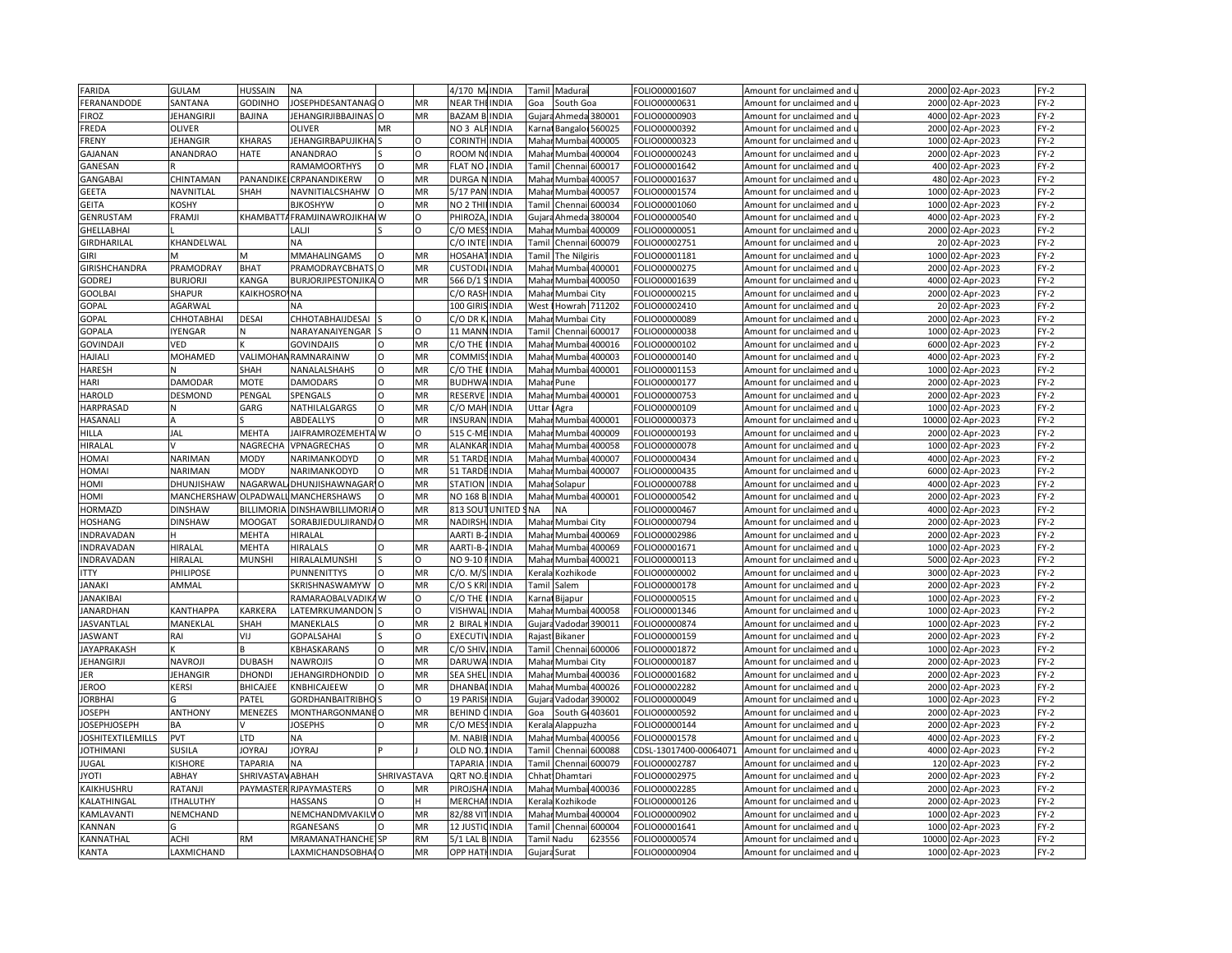| FARIDA | GULAM | HUSSAIN | NA | | | 4/170 M. | INDIA | Tamil | Madurai | | FOLIO00001607 | Amount for unclaimed and u | 2000 | 02-Apr-2023 | FY-2 |
|---|---|---|---|---|---|---|---|---|---|---|---|---|---|---|---|
| FERANANDODE | SANTANA | GODINHO | JOSEPHDESANTANAG | O | MR | NEAR THE | INDIA | Goa | South Goa | | FOLIO00000631 | Amount for unclaimed and u | 2000 | 02-Apr-2023 | FY-2 |
| FIROZ | JEHANGIRJI | BAJINA | JEHANGIRJIBBAJINAS | O | MR | BAZAM B | INDIA | Gujara | Ahmeda | 380001 | FOLIO00000903 | Amount for unclaimed and u | 4000 | 02-Apr-2023 | FY-2 |
| FREDA | OLIVER | | OLIVER | MR | | NO 3 ALF | INDIA | Karnat | Bangalo | 560025 | FOLIO00000392 | Amount for unclaimed and u | 2000 | 02-Apr-2023 | FY-2 |
| FRENY | JEHANGIR | KHARAS | JEHANGIRBAPUJIKHA | S | O | CORINTH | INDIA | Mahar | Mumbai | 400005 | FOLIO00000323 | Amount for unclaimed and u | 1000 | 02-Apr-2023 | FY-2 |
| GAJANAN | ANANDRAO | HATE | ANANDRAO | S | O | ROOM NO | INDIA | Mahar | Mumbai | 400004 | FOLIO00000243 | Amount for unclaimed and u | 2000 | 02-Apr-2023 | FY-2 |
| GANESAN | R | | RAMAMOORTHYS | O | MR | FLAT NO | INDIA | Tamil | Chennai | 600017 | FOLIO00001642 | Amount for unclaimed and u | 400 | 02-Apr-2023 | FY-2 |
| GANGABAI | CHINTAMAN | PANANDIKE | CRPANANDIKERW | O | MR | DURGA N | INDIA | Mahar | Mumbai | 400057 | FOLIO00001637 | Amount for unclaimed and u | 480 | 02-Apr-2023 | FY-2 |
| GEETA | NAVNITLAL | SHAH | NAVNITIALCSHAHW | O | MR | 5/17 PAN | INDIA | Mahar | Mumbai | 400057 | FOLIO00001574 | Amount for unclaimed and u | 1000 | 02-Apr-2023 | FY-2 |
| GEITA | KOSHY | | BJKOSHYW | O | MR | NO 2 THI | INDIA | Tamil | Chennai | 600034 | FOLIO00001060 | Amount for unclaimed and u | 1000 | 02-Apr-2023 | FY-2 |
| GENRUSTAM | FRAMJI | KHAMBATTA | FRAMJINAWROJIKHAI | W | O | PHIROZA | INDIA | Gujara | Ahmeda | 380004 | FOLIO00000540 | Amount for unclaimed and u | 4000 | 02-Apr-2023 | FY-2 |
| GHELLABHAI | L | | LALJI | S | O | C/O MESS | INDIA | Mahar | Mumbai | 400009 | FOLIO00000051 | Amount for unclaimed and u | 2000 | 02-Apr-2023 | FY-2 |
| GIRDHARILAL | KHANDELWAL | | NA | | | C/O INTE | INDIA | Tamil | Chennai | 600079 | FOLIO00002751 | Amount for unclaimed and u | 20 | 02-Apr-2023 | FY-2 |
| GIRI | M | M | MMAHALINGAMS | O | MR | HOSAHAT | INDIA | Tamil | The Nilgiris | | FOLIO00001181 | Amount for unclaimed and u | 1000 | 02-Apr-2023 | FY-2 |
| GIRISHCHANDRA | PRAMODRAY | BHAT | PRAMODRAYCBHATS | O | MR | CUSTODI | INDIA | Mahar | Mumbai | 400001 | FOLIO00000275 | Amount for unclaimed and u | 2000 | 02-Apr-2023 | FY-2 |
| GODREJ | BURJORJI | KANGA | BURJORJIPESTONJIKA | O | MR | 566 D/1 S | INDIA | Mahar | Mumbai | 400050 | FOLIO00001639 | Amount for unclaimed and u | 4000 | 02-Apr-2023 | FY-2 |
| GOOLBAI | SHAPUR | KAIKHOSRO | NA | | | C/O RASH | INDIA | Mahar | Mumbai City | | FOLIO00000215 | Amount for unclaimed and u | 2000 | 02-Apr-2023 | FY-2 |
| GOPAL | AGARWAL | | NA | | | 100 GIRIS | INDIA | West | Howrah | 711202 | FOLIO00002410 | Amount for unclaimed and u | 20 | 02-Apr-2023 | FY-2 |
| GOPAL | CHHOTABHAI | DESAI | CHHOTABHAIJDESAI | S | O | C/O DR K | INDIA | Mahar | Mumbai City | | FOLIO00000089 | Amount for unclaimed and u | 2000 | 02-Apr-2023 | FY-2 |
| GOPALA | IYENGAR | N | NARAYANAIYENGAR | S | O | 11 MANN | INDIA | Tamil | Chennai | 600017 | FOLIO00000038 | Amount for unclaimed and u | 1000 | 02-Apr-2023 | FY-2 |
| GOVINDAJI | VED | K | GOVINDAJIS | O | MR | C/O THE | INDIA | Mahar | Mumbai | 400016 | FOLIO00000102 | Amount for unclaimed and u | 6000 | 02-Apr-2023 | FY-2 |
| HAJIALI | MOHAMED | VALIMOHAN | RAMNARAINW | O | MR | COMMISS | INDIA | Mahar | Mumbai | 400003 | FOLIO00000140 | Amount for unclaimed and u | 4000 | 02-Apr-2023 | FY-2 |
| HARESH | N | SHAH | NANALALSHAHS | O | MR | C/O THE | INDIA | Mahar | Mumbai | 400001 | FOLIO00001153 | Amount for unclaimed and u | 1000 | 02-Apr-2023 | FY-2 |
| HARI | DAMODAR | MOTE | DAMODARS | O | MR | BUDHWA | INDIA | Mahar | Pune | | FOLIO00000177 | Amount for unclaimed and u | 2000 | 02-Apr-2023 | FY-2 |
| HAROLD | DESMOND | PENGAL | SPENGALS | O | MR | RESERVE | INDIA | Mahar | Mumbai | 400001 | FOLIO00000753 | Amount for unclaimed and u | 2000 | 02-Apr-2023 | FY-2 |
| HARPRASAD | N | GARG | NATHILALGARGS | O | MR | C/O MAH | INDIA | Uttar | Agra | | FOLIO00000109 | Amount for unclaimed and u | 1000 | 02-Apr-2023 | FY-2 |
| HASANALI | A | S | ABDEALLYS | O | MR | INSURAN | INDIA | Mahar | Mumbai | 400001 | FOLIO00000373 | Amount for unclaimed and u | 10000 | 02-Apr-2023 | FY-2 |
| HILLA | JAL | MEHTA | JAIFRAMROZEMEHTA | W | O | 515 C-ME | INDIA | Mahar | Mumbai | 400009 | FOLIO00000193 | Amount for unclaimed and u | 2000 | 02-Apr-2023 | FY-2 |
| HIRALAL | V | NAGRECHA | VPNAGRECHAS | O | MR | ALANKAR | INDIA | Mahar | Mumbai | 400058 | FOLIO00000078 | Amount for unclaimed and u | 1000 | 02-Apr-2023 | FY-2 |
| HOMAI | NARIMAN | MODY | NARIMANKODYD | O | MR | 51 TARDE | INDIA | Mahar | Mumbai | 400007 | FOLIO00000434 | Amount for unclaimed and u | 4000 | 02-Apr-2023 | FY-2 |
| HOMAI | NARIMAN | MODY | NARIMANKODYD | O | MR | 51 TARDE | INDIA | Mahar | Mumbai | 400007 | FOLIO00000435 | Amount for unclaimed and u | 6000 | 02-Apr-2023 | FY-2 |
| HOMI | DHUNJISHAW | NAGARWAL | DHUNJISHAWNAGAR | O | MR | STATION | INDIA | Mahar | Solapur | | FOLIO00000788 | Amount for unclaimed and u | 4000 | 02-Apr-2023 | FY-2 |
| HOMI | MANCHERSHAW | OLPADWALL | MANCHERSHAWS | O | MR | NO 168 B | INDIA | Mahar | Mumbai | 400001 | FOLIO00000542 | Amount for unclaimed and u | 2000 | 02-Apr-2023 | FY-2 |
| HORMAZD | DINSHAW | BILLIMORIA | DINSHAWBILLIMORIA | O | MR | 813 SOUT | UNITED S | NA | NA | | FOLIO00000467 | Amount for unclaimed and u | 4000 | 02-Apr-2023 | FY-2 |
| HOSHANG | DINSHAW | MOOGAT | SORABJIEDULJIRAND | O | MR | NADIRSH | INDIA | Mahar | Mumbai City | | FOLIO00000794 | Amount for unclaimed and u | 2000 | 02-Apr-2023 | FY-2 |
| INDRAVADAN | H | MEHTA | HIRALAL | | | AARTI B-2 | INDIA | Mahar | Mumbai | 400069 | FOLIO00002986 | Amount for unclaimed and u | 2000 | 02-Apr-2023 | FY-2 |
| INDRAVADAN | HIRALAL | MEHTA | HIRALALS | O | MR | AARTI-B-2 | INDIA | Mahar | Mumbai | 400069 | FOLIO00001671 | Amount for unclaimed and u | 1000 | 02-Apr-2023 | FY-2 |
| INDRAVADAN | HIRALAL | MUNSHI | HIRALALMUNSHI | S | O | NO 9-10 F | INDIA | Mahar | Mumbai | 400021 | FOLIO00000113 | Amount for unclaimed and u | 5000 | 02-Apr-2023 | FY-2 |
| ITTY | PHILIPOSE | | PUNNENITTYS | O | MR | C/O. M/S | INDIA | Kerala | Kozhikode | | FOLIO00000002 | Amount for unclaimed and u | 3000 | 02-Apr-2023 | FY-2 |
| JANAKI | AMMAL | | SKRISHNASWAMYW | O | MR | C/O S KRI | INDIA | Tamil | Salem | | FOLIO00000178 | Amount for unclaimed and u | 2000 | 02-Apr-2023 | FY-2 |
| JANAKIBAI | | | RAMARAOBALVADIKA | W | O | C/O THE | INDIA | Karnat | Bijapur | | FOLIO00000515 | Amount for unclaimed and u | 1000 | 02-Apr-2023 | FY-2 |
| JANARDHAN | KANTHAPPA | KARKERA | LATEMRKUMANDON | S | O | VISHWAL | INDIA | Mahar | Mumbai | 400058 | FOLIO00001346 | Amount for unclaimed and u | 1000 | 02-Apr-2023 | FY-2 |
| JASVANTLAL | MANEKLAL | SHAH | MANEKLALS | O | MR | 2 BIRAL K | INDIA | Gujara | Vadodar | 390011 | FOLIO00000874 | Amount for unclaimed and u | 1000 | 02-Apr-2023 | FY-2 |
| JASWANT | RAI | VIJ | GOPALSAHAI | S | O | EXECUTIV | INDIA | Rajast | Bikaner | | FOLIO00000159 | Amount for unclaimed and u | 2000 | 02-Apr-2023 | FY-2 |
| JAYAPRAKASH | K | B | KBHASKARANS | O | MR | C/O SHIV | INDIA | Tamil | Chennai | 600006 | FOLIO00001872 | Amount for unclaimed and u | 1000 | 02-Apr-2023 | FY-2 |
| JEHANGIRJI | NAVROJI | DUBASH | NAWROJIS | O | MR | DARUWA | INDIA | Mahar | Mumbai City | | FOLIO00000187 | Amount for unclaimed and u | 2000 | 02-Apr-2023 | FY-2 |
| JER | JEHANGIR | DHONDI | JEHANGIRDHONDID | O | MR | SEA SHEL | INDIA | Mahar | Mumbai | 400036 | FOLIO00001682 | Amount for unclaimed and u | 2000 | 02-Apr-2023 | FY-2 |
| JEROO | KERSI | BHICAJEE | KNBHICAJEEW | O | MR | DHANBAI | INDIA | Mahar | Mumbai | 400026 | FOLIO00002282 | Amount for unclaimed and u | 2000 | 02-Apr-2023 | FY-2 |
| JORBHAI | G | PATEL | GORDHANBAITRIBHO | S | O | 19 PARISH | INDIA | Gujara | Vadodar | 390002 | FOLIO00000049 | Amount for unclaimed and u | 1000 | 02-Apr-2023 | FY-2 |
| JOSEPH | ANTHONY | MENEZES | MONTHARGONMANE | O | MR | BEHIND C | INDIA | Goa | South G | 403601 | FOLIO00000592 | Amount for unclaimed and u | 2000 | 02-Apr-2023 | FY-2 |
| JOSEPHJOSEPH | BA | V | JOSEPHS | O | MR | C/O MESS | INDIA | Kerala | Alappuzha | | FOLIO00000144 | Amount for unclaimed and u | 2000 | 02-Apr-2023 | FY-2 |
| JOSHITEXTILEMILLS | PVT | LTD | NA | | | M. NABIB | INDIA | Mahar | Mumbai | 400056 | FOLIO00001578 | Amount for unclaimed and u | 4000 | 02-Apr-2023 | FY-2 |
| JOTHIMANI | SUSILA | JOYRAJ | JOYRAJ | P | J | OLD NO.1 | INDIA | Tamil | Chennai | 600088 | CDSL-13017400-00064071 | Amount for unclaimed and u | 4000 | 02-Apr-2023 | FY-2 |
| JUGAL | KISHORE | TAPARIA | NA | | | TAPARIA | INDIA | Tamil | Chennai | 600079 | FOLIO00002787 | Amount for unclaimed and u | 120 | 02-Apr-2023 | FY-2 |
| JYOTI | ABHAY | SHRIVASTAV | ABHAH | SHRIVASTAVA | | QRT NO.E | INDIA | Chhat | Dhamtari | | FOLIO00002975 | Amount for unclaimed and u | 2000 | 02-Apr-2023 | FY-2 |
| KAIKHUSHRU | RATANJI | PAYMASTER | RJPAYMASTERS | O | MR | PIROJSHA | INDIA | Mahar | Mumbai | 400036 | FOLIO00002285 | Amount for unclaimed and u | 2000 | 02-Apr-2023 | FY-2 |
| KALATHINGAL | ITHALUTHY | | HASSANS | O | H | MERCHAI | INDIA | Kerala | Kozhikode | | FOLIO00000126 | Amount for unclaimed and u | 2000 | 02-Apr-2023 | FY-2 |
| KAMLAVANTI | NEMCHAND | | NEMCHANDMVAKILW | O | MR | 82/88 VIT | INDIA | Mahar | Mumbai | 400004 | FOLIO00000902 | Amount for unclaimed and u | 1000 | 02-Apr-2023 | FY-2 |
| KANNAN | G | | RGANESANS | O | MR | 12 JUSTIC | INDIA | Tamil | Chennai | 600004 | FOLIO00001641 | Amount for unclaimed and u | 1000 | 02-Apr-2023 | FY-2 |
| KANNATHAL | ACHI | RM | MRAMANATHANCHE | SP | RM | 5/1 LAL B | INDIA | Tamil | Nadu | 623556 | FOLIO00000574 | Amount for unclaimed and u | 10000 | 02-Apr-2023 | FY-2 |
| KANTA | LAXMICHAND | | LAXMICHANDSOBHA | O | MR | OPP HATH | INDIA | Gujara | Surat | | FOLIO00000904 | Amount for unclaimed and u | 1000 | 02-Apr-2023 | FY-2 |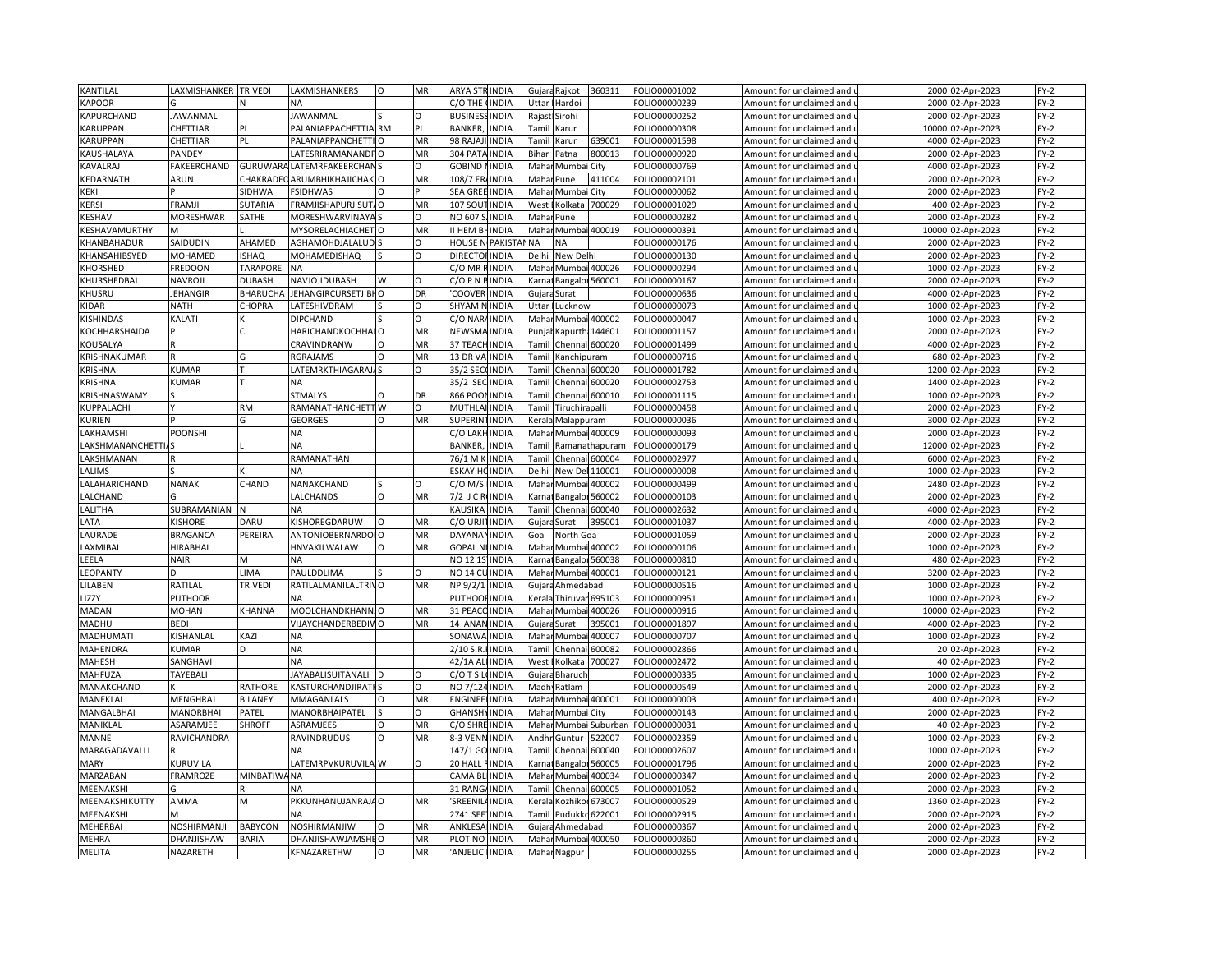| KANTILAL | LAXMISHANKER | TRIVEDI | LAXMISHANKERS | O | MR | ARYA STR | INDIA | Gujara | Rajkot | 360311 | FOLIO00001002 | Amount for unclaimed and u | 2000 | 02-Apr-2023 | FY-2 |
|---|---|---|---|---|---|---|---|---|---|---|---|---|---|---|---|
| KAPOOR | G | N | NA | | | C/O THE | INDIA | Uttar | Hardoi | | FOLIO00000239 | Amount for unclaimed and u | 2000 | 02-Apr-2023 | FY-2 |
| KAPURCHAND | JAWANMAL | | JAWANMAL | S | O | BUSINESS | INDIA | Rajast | Sirohi | | FOLIO00000252 | Amount for unclaimed and u | 2000 | 02-Apr-2023 | FY-2 |
| KARUPPAN | CHETTIAR | PL | PALANIAPPACHETTIA | RM | PL | BANKER, | INDIA | Tamil | Karur | | FOLIO00000308 | Amount for unclaimed and u | 10000 | 02-Apr-2023 | FY-2 |
| KARUPPAN | CHETTIAR | PL | PALANIAPPANCHETTI | O | MR | 98 RAJAJI | INDIA | Tamil | Karur | 639001 | FOLIO00001598 | Amount for unclaimed and u | 4000 | 02-Apr-2023 | FY-2 |
| KAUSHALAYA | PANDEY | | LATESRIRAMANANDP | O | MR | 304 PATA | INDIA | Bihar | Patna | 800013 | FOLIO00000920 | Amount for unclaimed and u | 2000 | 02-Apr-2023 | FY-2 |
| KAVALRAJ | FAKEERCHAND | GURUWARA | LATEMRFAKEERCHAN | S | O | GOBIND | INDIA | Mahar | Mumbai City | | FOLIO00000769 | Amount for unclaimed and u | 4000 | 02-Apr-2023 | FY-2 |
| KEDARNATH | ARUN | CHAKRADEO | ARUMBHIKHAJICHAK | O | MR | 108/7 ER | INDIA | Mahar | Pune | 411004 | FOLIO00002101 | Amount for unclaimed and u | 2000 | 02-Apr-2023 | FY-2 |
| KEKI | P | SIDHWA | FSIDHWAS | O | P | SEA GREE | INDIA | Mahar | Mumbai City | | FOLIO00000062 | Amount for unclaimed and u | 2000 | 02-Apr-2023 | FY-2 |
| KERSI | FRAMJI | SUTARIA | FRAMJISHAPURJISUT | O | MR | 107 SOUT | INDIA | West | Kolkata | 700029 | FOLIO00001029 | Amount for unclaimed and u | 400 | 02-Apr-2023 | FY-2 |
| KESHAV | MORESHWAR | SATHE | MORESHWARVINAYA | S | O | NO 607 S | INDIA | Mahar | Pune | | FOLIO00000282 | Amount for unclaimed and u | 2000 | 02-Apr-2023 | FY-2 |
| KESHAVAMURTHY | M | | MYSORELACHIACHET | O | MR | II HEM BH | INDIA | Mahar | Mumbai | 400019 | FOLIO00000391 | Amount for unclaimed and u | 10000 | 02-Apr-2023 | FY-2 |
| KHANBAHADUR | SAIDUDIN | AHAMED | AGHAMOHDJALALUD | S | O | HOUSE N | PAKISTAN | NA | NA | | FOLIO00000176 | Amount for unclaimed and u | 2000 | 02-Apr-2023 | FY-2 |
| KHANSAHIBSYED | MOHAMED | ISHAQ | MOHAMEDISHAQ | S | O | DIRECTOR | INDIA | Delhi | New Delhi | | FOLIO00000130 | Amount for unclaimed and u | 2000 | 02-Apr-2023 | FY-2 |
| KHORSHED | FREDOON | TARAPORE | NA | | | C/O MR R | INDIA | Mahar | Mumbai | 400026 | FOLIO00000294 | Amount for unclaimed and u | 1000 | 02-Apr-2023 | FY-2 |
| KHURSHEDBAI | NAVROJI | DUBASH | NAVJOJIDUBASH | W | O | C/O P N B | INDIA | Karnat | Bangalor | 560001 | FOLIO00000167 | Amount for unclaimed and u | 2000 | 02-Apr-2023 | FY-2 |
| KHUSRU | JEHANGIR | BHARUCHA | JEHANGIRCURSETJIBH | O | DR | 'COOVER | INDIA | Gujara | Surat | | FOLIO00000636 | Amount for unclaimed and u | 4000 | 02-Apr-2023 | FY-2 |
| KIDAR | NATH | CHOPRA | LATESHIVDRAM | S | O | SHYAM N | INDIA | Uttar | Lucknow | | FOLIO00000073 | Amount for unclaimed and u | 1000 | 02-Apr-2023 | FY-2 |
| KISHINDAS | KALATI | K | DIPCHAND | S | O | C/O NARA | INDIA | Mahar | Mumbai | 400002 | FOLIO00000047 | Amount for unclaimed and u | 1000 | 02-Apr-2023 | FY-2 |
| KOCHHARSHAIDA | P | C | HARICHANDKOCHHA | O | MR | NEWSMA | INDIA | Punjab | Kapurth | 144601 | FOLIO00001157 | Amount for unclaimed and u | 2000 | 02-Apr-2023 | FY-2 |
| KOUSALYA | R | | CRAVINDRANW | O | MR | 37 TEACH | INDIA | Tamil | Chennai | 600020 | FOLIO00001499 | Amount for unclaimed and u | 4000 | 02-Apr-2023 | FY-2 |
| KRISHNAKUMAR | R | G | RGRAJAMS | O | MR | 13 DR VA | INDIA | Tamil | Kanchipuram | | FOLIO00000716 | Amount for unclaimed and u | 680 | 02-Apr-2023 | FY-2 |
| KRISHNA | KUMAR | T | LATEMRKTHIAGARAJA | S | O | 35/2 SECO | INDIA | Tamil | Chennai | 600020 | FOLIO00001782 | Amount for unclaimed and u | 1200 | 02-Apr-2023 | FY-2 |
| KRISHNA | KUMAR | T | NA | | | 35/2 SEC | INDIA | Tamil | Chennai | 600020 | FOLIO00002753 | Amount for unclaimed and u | 1400 | 02-Apr-2023 | FY-2 |
| KRISHNASWAMY | S | | STMALYS | O | DR | 866 POON | INDIA | Tamil | Chennai | 600010 | FOLIO00001115 | Amount for unclaimed and u | 1000 | 02-Apr-2023 | FY-2 |
| KUPPALACHI | Y | RM | RAMANATHANCHETT | W | O | MUTHLAI | INDIA | Tamil | Tiruchirapalli | | FOLIO00000458 | Amount for unclaimed and u | 2000 | 02-Apr-2023 | FY-2 |
| KURIEN | P | G | GEORGES | O | MR | SUPERINT | INDIA | Kerala | Malappuram | | FOLIO00000036 | Amount for unclaimed and u | 3000 | 02-Apr-2023 | FY-2 |
| LAKHAMSHI | POONSHI | | NA | | | C/O LAKH | INDIA | Mahar | Mumbai | 400009 | FOLIO00000093 | Amount for unclaimed and u | 2000 | 02-Apr-2023 | FY-2 |
| LAKSHMANANCHETTIA | S | L | NA | | | BANKER, | INDIA | Tamil | Ramanathapuram | | FOLIO00000179 | Amount for unclaimed and u | 12000 | 02-Apr-2023 | FY-2 |
| LAKSHMANAN | R | | RAMANATHAN | | | 76/1 M K | INDIA | Tamil | Chennai | 600004 | FOLIO00002977 | Amount for unclaimed and u | 6000 | 02-Apr-2023 | FY-2 |
| LALIMS | S | K | NA | | | ESKAY HO | INDIA | Delhi | New Del | 110001 | FOLIO00000008 | Amount for unclaimed and u | 1000 | 02-Apr-2023 | FY-2 |
| LALAHARICHAND | NANAK | CHAND | NANAKCHAND | S | O | C/O M/S | INDIA | Mahar | Mumbai | 400002 | FOLIO00000499 | Amount for unclaimed and u | 2480 | 02-Apr-2023 | FY-2 |
| LALCHAND | G | | LALCHANDS | O | MR | 7/2 J C R | INDIA | Karnat | Bangalor | 560002 | FOLIO00000103 | Amount for unclaimed and u | 2000 | 02-Apr-2023 | FY-2 |
| LALITHA | SUBRAMANIAN | N | NA | | | KAUSIKA | INDIA | Tamil | Chennai | 600040 | FOLIO00002632 | Amount for unclaimed and u | 4000 | 02-Apr-2023 | FY-2 |
| LATA | KISHORE | DARU | KISHOREGDARUW | O | MR | C/O URJIT | INDIA | Gujara | Surat | 395001 | FOLIO00001037 | Amount for unclaimed and u | 4000 | 02-Apr-2023 | FY-2 |
| LAURADE | BRAGANCA | PEREIRA | ANTONIOBERNARDO | O | MR | DAYANAN | INDIA | Goa | North Goa | | FOLIO00001059 | Amount for unclaimed and u | 2000 | 02-Apr-2023 | FY-2 |
| LAXMIBAI | HIRABHAI | | HNVAKILWALAW | O | MR | GOPAL NI | INDIA | Mahar | Mumbai | 400002 | FOLIO00000106 | Amount for unclaimed and u | 1000 | 02-Apr-2023 | FY-2 |
| LEELA | NAIR | M | NA | | | NO 12 15 | INDIA | Karnat | Bangalor | 560038 | FOLIO00000810 | Amount for unclaimed and u | 480 | 02-Apr-2023 | FY-2 |
| LEOPANTY | D | LIMA | PAULDDLIMA | S | O | NO 14 CU | INDIA | Mahar | Mumbai | 400001 | FOLIO00000121 | Amount for unclaimed and u | 3200 | 02-Apr-2023 | FY-2 |
| LILABEN | RATILAL | TRIVEDI | RATILALMANILALTRIV | O | MR | NP 9/2/1 | INDIA | Gujara | Ahmedabad | | FOLIO00000516 | Amount for unclaimed and u | 1000 | 02-Apr-2023 | FY-2 |
| LIZZY | PUTHOOR | | NA | | | PUTHOOR | INDIA | Kerala | Thiruvar | 695103 | FOLIO00000951 | Amount for unclaimed and u | 1000 | 02-Apr-2023 | FY-2 |
| MADAN | MOHAN | KHANNA | MOOLCHANDKHANN | O | MR | 31 PEACO | INDIA | Mahar | Mumbai | 400026 | FOLIO00000916 | Amount for unclaimed and u | 10000 | 02-Apr-2023 | FY-2 |
| MADHU | BEDI | | VIJAYCHANDERBEDIW | O | MR | 14 ANAN | INDIA | Gujara | Surat | 395001 | FOLIO00001897 | Amount for unclaimed and u | 4000 | 02-Apr-2023 | FY-2 |
| MADHUMATI | KISHANLAL | KAZI | NA | | | SONAWA | INDIA | Mahar | Mumbai | 400007 | FOLIO00000707 | Amount for unclaimed and u | 1000 | 02-Apr-2023 | FY-2 |
| MAHENDRA | KUMAR | D | NA | | | 2/10 S.R. | INDIA | Tamil | Chennai | 600082 | FOLIO00002866 | Amount for unclaimed and u | 20 | 02-Apr-2023 | FY-2 |
| MAHESH | SANGHAVI | | NA | | | 42/1A AL | INDIA | West | Kolkata | 700027 | FOLIO00002472 | Amount for unclaimed and u | 40 | 02-Apr-2023 | FY-2 |
| MAHFUZA | TAYEBALI | | JAYABALISUITANALI | D | O | C/O T S L | INDIA | Gujara | Bharuch | | FOLIO00000335 | Amount for unclaimed and u | 1000 | 02-Apr-2023 | FY-2 |
| MANAKCHAND | K | RATHORE | KASTURCHANDJIRATH | S | O | NO 7/124 | INDIA | Madhy | Ratlam | | FOLIO00000549 | Amount for unclaimed and u | 2000 | 02-Apr-2023 | FY-2 |
| MANEKLAL | MENGHRAJ | BILANEY | MMAGANLALS | O | MR | ENGINEE | INDIA | Mahar | Mumbai | 400001 | FOLIO00000003 | Amount for unclaimed and u | 400 | 02-Apr-2023 | FY-2 |
| MANGALBHAI | MANORBHAI | PATEL | MANORBHAIPATEL | S | O | GHANSHY | INDIA | Mahar | Mumbai City | | FOLIO00000143 | Amount for unclaimed and u | 2000 | 02-Apr-2023 | FY-2 |
| MANIKLAL | ASARAMJEE | SHROFF | ASRAMJEES | O | MR | C/O SHRE | INDIA | Mahar | Mumbai Suburban | | FOLIO00000031 | Amount for unclaimed and u | 40 | 02-Apr-2023 | FY-2 |
| MANNE | RAVICHANDRA | | RAVINDRUDUS | O | MR | 8-3 VENN | INDIA | Andhr | Guntur | 522007 | FOLIO00002359 | Amount for unclaimed and u | 1000 | 02-Apr-2023 | FY-2 |
| MARAGADAVALLI | R | | NA | | | 147/1 GO | INDIA | Tamil | Chennai | 600040 | FOLIO00002607 | Amount for unclaimed and u | 1000 | 02-Apr-2023 | FY-2 |
| MARY | KURUVILA | | LATEMRPVKURUVILA | W | O | 20 HALL F | INDIA | Karnat | Bangalor | 560005 | FOLIO00001796 | Amount for unclaimed and u | 2000 | 02-Apr-2023 | FY-2 |
| MARZABAN | FRAMROZE | MINBATIWA | NA | | | CAMA BL | INDIA | Mahar | Mumbai | 400034 | FOLIO00000347 | Amount for unclaimed and u | 2000 | 02-Apr-2023 | FY-2 |
| MEENAKSHI | G | R | NA | | | 31 RANGA | INDIA | Tamil | Chennai | 600005 | FOLIO00001052 | Amount for unclaimed and u | 2000 | 02-Apr-2023 | FY-2 |
| MEENAKSHIKUTTY | AMMA | M | PKKUNHANUJANRAJA | O | MR | 'SREENILA | INDIA | Kerala | Kozhiko | 673007 | FOLIO00000529 | Amount for unclaimed and u | 1360 | 02-Apr-2023 | FY-2 |
| MEENAKSHI | M | | NA | | | 2741 SEE | INDIA | Tamil | Pudukko | 622001 | FOLIO00002915 | Amount for unclaimed and u | 2000 | 02-Apr-2023 | FY-2 |
| MEHERBAI | NOSHIRMANJI | BABYCON | NOSHIRMANJIW | O | MR | ANKLESA | INDIA | Gujara | Ahmedabad | | FOLIO00000367 | Amount for unclaimed and u | 2000 | 02-Apr-2023 | FY-2 |
| MEHRA | DHANJISHAW | BARIA | DHANJISHAWJAMSHE | O | MR | PLOT NO | INDIA | Mahar | Mumbai | 400050 | FOLIO00000860 | Amount for unclaimed and u | 2000 | 02-Apr-2023 | FY-2 |
| MELITA | NAZARETH | | KFNAZARETHW | O | MR | 'ANJELIC | INDIA | Mahar | Nagpur | | FOLIO00000255 | Amount for unclaimed and u | 2000 | 02-Apr-2023 | FY-2 |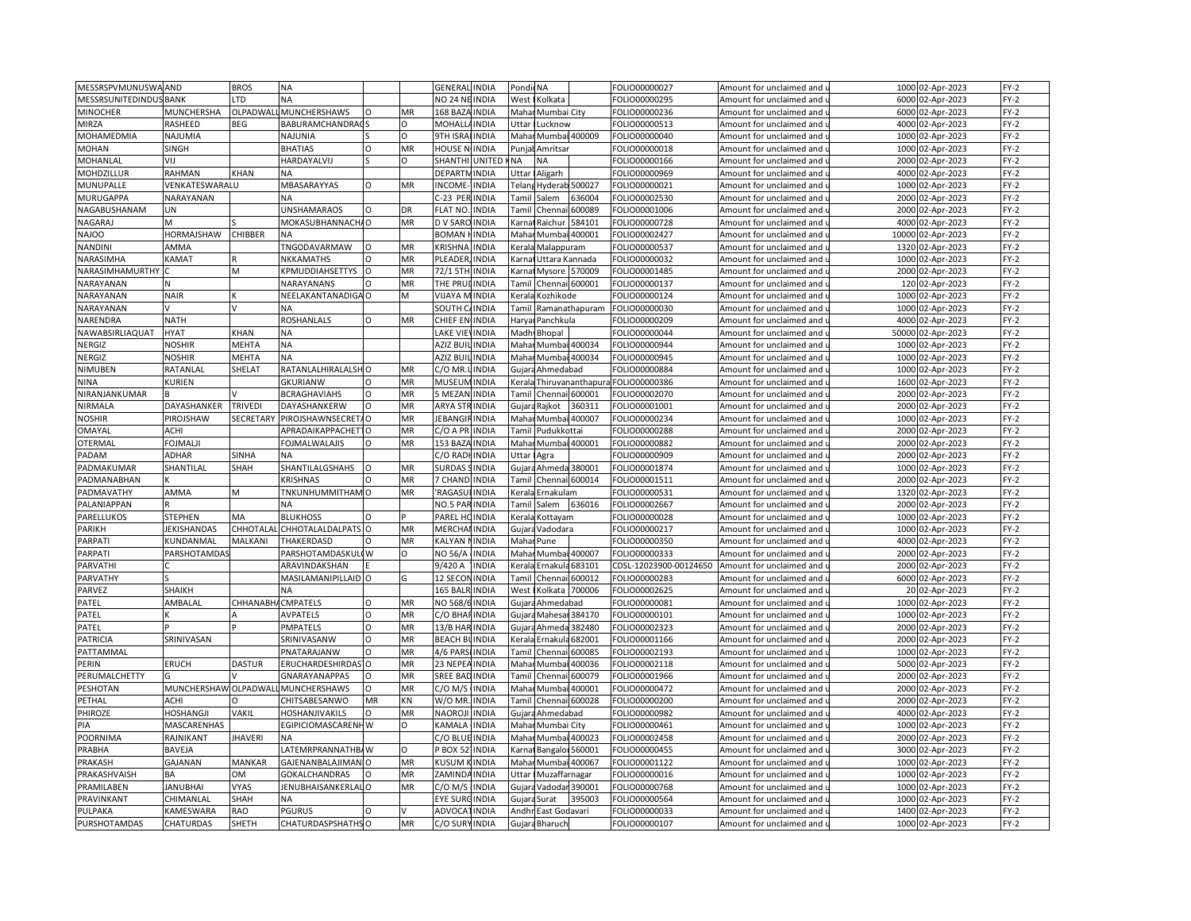| | | | | | | | | | | | | | | | |
|---|---|---|---|---|---|---|---|---|---|---|---|---|---|---|---|
| MESSRSPVMUNUSWA | AND | BROS | NA | | | GENERAL | INDIA | Pondi | NA | | FOLIO00000027 | Amount for unclaimed and u | 1000 | 02-Apr-2023 | FY-2 |
| MESSRSUNITEDINDUS | BANK | LTD | NA | | | NO 24 NE | INDIA | West | Kolkata | | FOLIO00000295 | Amount for unclaimed and u | 6000 | 02-Apr-2023 | FY-2 |
| MINOCHER | MUNCHERSHA | OLPADWALL | MUNCHERSHAWS | O | MR | 168 BAZA | INDIA | Mahar | Mumbai City | | FOLIO00000236 | Amount for unclaimed and u | 6000 | 02-Apr-2023 | FY-2 |
| MIRZA | RASHEED | BEG | BABURAMCHANDRAG | S | O | MOHALLA | INDIA | Uttar | Lucknow | | FOLIO00000513 | Amount for unclaimed and u | 4000 | 02-Apr-2023 | FY-2 |
| MOHAMEDMIA | NAJUMIA | | NAJUNIA | S | O | 9TH ISRA | INDIA | Mahar | Mumbai | 400009 | FOLIO00000040 | Amount for unclaimed and u | 1000 | 02-Apr-2023 | FY-2 |
| MOHAN | SINGH | | BHATIAS | O | MR | HOUSE N | INDIA | Punjab | Amritsar | | FOLIO00000018 | Amount for unclaimed and u | 1000 | 02-Apr-2023 | FY-2 |
| MOHANLAL | VIJ | | HARDAYALVIJ | S | O | SHANTHI | UNITED K | NA | NA | | FOLIO00000166 | Amount for unclaimed and u | 2000 | 02-Apr-2023 | FY-2 |
| MOHDZILLUR | RAHMAN | KHAN | NA | | | DEPARTM | INDIA | Uttar | Aligarh | | FOLIO00000969 | Amount for unclaimed and u | 4000 | 02-Apr-2023 | FY-2 |
| MUNUPALLE | VENKATESWARALU | | MBASARAYYAS | O | MR | INCOME- | INDIA | Telang | Hyderab | 500027 | FOLIO00000021 | Amount for unclaimed and u | 1000 | 02-Apr-2023 | FY-2 |
| MURUGAPPA | NARAYANAN | | NA | | | C-23 PER | INDIA | Tamil | Salem | 636004 | FOLIO00002530 | Amount for unclaimed and u | 2000 | 02-Apr-2023 | FY-2 |
| NAGABUSHANAM | UN | | UNSHAMARAOS | O | DR | FLAT NO. | INDIA | Tamil | Chennai | 600089 | FOLIO00001006 | Amount for unclaimed and u | 2000 | 02-Apr-2023 | FY-2 |
| NAGARAJ | M | S | MOKASUBHANNACHA | O | MR | D V SARO | INDIA | Karnat | Raichur | 584101 | FOLIO00000728 | Amount for unclaimed and u | 4000 | 02-Apr-2023 | FY-2 |
| NAJOO | HORMAJSHAW | CHIBBER | NA | | | BOMAN H | INDIA | Mahar | Mumbai | 400001 | FOLIO00002427 | Amount for unclaimed and u | 10000 | 02-Apr-2023 | FY-2 |
| NANDINI | AMMA | | TNGODAVARMAW | O | MR | KRISHNA | INDIA | Kerala | Malappuram | | FOLIO00000537 | Amount for unclaimed and u | 1320 | 02-Apr-2023 | FY-2 |
| NARASIMHA | KAMAT | R | NKKAMATHS | O | MR | PLEADER, | INDIA | Karnat | Uttara Kannada | | FOLIO00000032 | Amount for unclaimed and u | 1000 | 02-Apr-2023 | FY-2 |
| NARASIMHAMURTHY | C | M | KPMUDDIAHSETTYS | O | MR | 72/1 5TH | INDIA | Karnat | Mysore | 570009 | FOLIO00001485 | Amount for unclaimed and u | 2000 | 02-Apr-2023 | FY-2 |
| NARAYANAN | N | | NARAYANANS | O | MR | THE PRUD | INDIA | Tamil | Chennai | 600001 | FOLIO00000137 | Amount for unclaimed and u | 120 | 02-Apr-2023 | FY-2 |
| NARAYANAN | NAIR | K | NEELAKANTANADIGA | O | M | VIJAYA M | INDIA | Kerala | Kozhikode | | FOLIO00000124 | Amount for unclaimed and u | 1000 | 02-Apr-2023 | FY-2 |
| NARAYANAN | V | V | NA | | | SOUTH C | INDIA | Tamil | Ramanathapuram | | FOLIO00000030 | Amount for unclaimed and u | 1000 | 02-Apr-2023 | FY-2 |
| NARENDRA | NATH | | ROSHANLALS | O | MR | CHIEF EN | INDIA | Haryan | Panchkula | | FOLIO00000209 | Amount for unclaimed and u | 4000 | 02-Apr-2023 | FY-2 |
| NAWABSIRLIAQUAT | HYAT | KHAN | NA | | | LAKE VIE | INDIA | Madhy | Bhopal | | FOLIO00000044 | Amount for unclaimed and u | 50000 | 02-Apr-2023 | FY-2 |
| NERGIZ | NOSHIR | MEHTA | NA | | | AZIZ BUIL | INDIA | Mahar | Mumbai | 400034 | FOLIO00000944 | Amount for unclaimed and u | 1000 | 02-Apr-2023 | FY-2 |
| NERGIZ | NOSHIR | MEHTA | NA | | | AZIZ BUIL | INDIA | Mahar | Mumbai | 400034 | FOLIO00000945 | Amount for unclaimed and u | 1000 | 02-Apr-2023 | FY-2 |
| NIMUBEN | RATANLAL | SHELAT | RATANLALHIRALALSH | O | MR | C/O MR.L | INDIA | Gujara | Ahmedabad | | FOLIO00000884 | Amount for unclaimed and u | 1000 | 02-Apr-2023 | FY-2 |
| NINA | KURIEN | | GKURIANW | O | MR | MUSEUM | INDIA | Kerala | Thiruvananthapura | | FOLIO00000386 | Amount for unclaimed and u | 1600 | 02-Apr-2023 | FY-2 |
| NIRANJANKUMAR | B | V | BCRAGHAVIAHS | O | MR | 5 MEZAN | INDIA | Tamil | Chennai | 600001 | FOLIO00002070 | Amount for unclaimed and u | 2000 | 02-Apr-2023 | FY-2 |
| NIRMALA | DAYASHANKER | TRIVEDI | DAYASHANKERW | O | MR | ARYA STR | INDIA | Gujara | Rajkot | 360311 | FOLIO00001001 | Amount for unclaimed and u | 2000 | 02-Apr-2023 | FY-2 |
| NOSHIR | PIROJSHAW | SECRETARY | PIROJSHAWNSECRETA | O | MR | JEBANGIR | INDIA | Mahar | Mumbai | 400007 | FOLIO00000234 | Amount for unclaimed and u | 1000 | 02-Apr-2023 | FY-2 |
| OMAYAL | ACHI | | APRADAIKAPPACHETT | O | MR | C/O A PR | INDIA | Tamil | Pudukkottai | | FOLIO00000288 | Amount for unclaimed and u | 2000 | 02-Apr-2023 | FY-2 |
| OTERMAL | FOJMALJI | | FOJMALWALAJIS | O | MR | 153 BAZA | INDIA | Mahar | Mumbai | 400001 | FOLIO00000882 | Amount for unclaimed and u | 2000 | 02-Apr-2023 | FY-2 |
| PADAM | ADHAR | SINHA | NA | | | C/O RADH | INDIA | Uttar | Agra | | FOLIO00000909 | Amount for unclaimed and u | 2000 | 02-Apr-2023 | FY-2 |
| PADMAKUMAR | SHANTILAL | SHAH | SHANTILALGSHAHS | O | MR | SURDAS S | INDIA | Gujara | Ahmeda | 380001 | FOLIO00001874 | Amount for unclaimed and u | 1000 | 02-Apr-2023 | FY-2 |
| PADMANABHAN | K | | KRISHNAS | O | MR | 7 CHAND | INDIA | Tamil | Chennai | 600014 | FOLIO00001511 | Amount for unclaimed and u | 2000 | 02-Apr-2023 | FY-2 |
| PADMAVATHY | AMMA | M | TNKUNHUMMITHAM | O | MR | 'RAGASU | INDIA | Kerala | Ernakulam | | FOLIO00000531 | Amount for unclaimed and u | 1320 | 02-Apr-2023 | FY-2 |
| PALANIAPPAN | R | | NA | | | NO.5 PAR | INDIA | Tamil | Salem | 636016 | FOLIO00002667 | Amount for unclaimed and u | 2000 | 02-Apr-2023 | FY-2 |
| PARELLUKOS | STEPHEN | MA | BLUKHOSS | O | P | PAREL HO | INDIA | Kerala | Kottayam | | FOLIO00000028 | Amount for unclaimed and u | 1000 | 02-Apr-2023 | FY-2 |
| PARIKH | JEKISHANDAS | CHHOTALAL | CHHOTALALDALPATS | O | MR | MERCHAN | INDIA | Gujara | Vadodara | | FOLIO00000217 | Amount for unclaimed and u | 1000 | 02-Apr-2023 | FY-2 |
| PARPATI | KUNDANMAL | MALKANI | THAKERDASD | O | MR | KALYAN N | INDIA | Mahar | Pune | | FOLIO00000350 | Amount for unclaimed and u | 4000 | 02-Apr-2023 | FY-2 |
| PARPATI | PARSHOTAMDAS | | PARSHOTAMDASKUL | W | O | NO 56/A | INDIA | Mahar | Mumbai | 400007 | FOLIO00000333 | Amount for unclaimed and u | 2000 | 02-Apr-2023 | FY-2 |
| PARVATHI | C | | ARAVINDAKSHAN | E | | 9/420 A | INDIA | Kerala | Ernakula | 683101 | CDSL-12023900-00124650 | Amount for unclaimed and u | 2000 | 02-Apr-2023 | FY-2 |
| PARVATHY | S | | MASILAMANIPILLAID | O | G | 12 SECON | INDIA | Tamil | Chennai | 600012 | FOLIO00000283 | Amount for unclaimed and u | 6000 | 02-Apr-2023 | FY-2 |
| PARVEZ | SHAIKH | | NA | | | 165 BALR | INDIA | West | Kolkata | 700006 | FOLIO00002625 | Amount for unclaimed and u | 20 | 02-Apr-2023 | FY-2 |
| PATEL | AMBALAL | CHHANABHA | CMPATELS | O | MR | NO 568/6 | INDIA | Gujara | Ahmedabad | | FOLIO00000081 | Amount for unclaimed and u | 1000 | 02-Apr-2023 | FY-2 |
| PATEL | K | A | AVPATELS | O | MR | C/O BHAR | INDIA | Gujara | Mahesar | 384170 | FOLIO00000101 | Amount for unclaimed and u | 1000 | 02-Apr-2023 | FY-2 |
| PATEL | P | P | PMPATELS | O | MR | 13/B HAR | INDIA | Gujara | Ahmeda | 382480 | FOLIO00002323 | Amount for unclaimed and u | 2000 | 02-Apr-2023 | FY-2 |
| PATRICIA | SRINIVASAN | | SRINIVASANW | O | MR | BEACH BL | INDIA | Kerala | Ernakula | 682001 | FOLIO00001166 | Amount for unclaimed and u | 2000 | 02-Apr-2023 | FY-2 |
| PATTAMMAL | | | PNATARAJANW | O | MR | 4/6 PARS | INDIA | Tamil | Chennai | 600085 | FOLIO00002193 | Amount for unclaimed and u | 1000 | 02-Apr-2023 | FY-2 |
| PERIN | ERUCH | DASTUR | ERUCHARDESHIRDAS | O | MR | 23 NEPEA | INDIA | Mahar | Mumbai | 400036 | FOLIO00002118 | Amount for unclaimed and u | 5000 | 02-Apr-2023 | FY-2 |
| PERUMALCHETTY | G | V | GNARAYANAPPAS | O | MR | SREE BAD | INDIA | Tamil | Chennai | 600079 | FOLIO00001966 | Amount for unclaimed and u | 2000 | 02-Apr-2023 | FY-2 |
| PESHOTAN | MUNCHERSHAW | OLPADWALL | MUNCHERSHAWS | O | MR | C/O M/S | INDIA | Mahar | Mumbai | 400001 | FOLIO00000472 | Amount for unclaimed and u | 2000 | 02-Apr-2023 | FY-2 |
| PETHAL | ACHI | O | CHITSABESANWO | MR | KN | W/O MR. | INDIA | Tamil | Chennai | 600028 | FOLIO00000200 | Amount for unclaimed and u | 2000 | 02-Apr-2023 | FY-2 |
| PHIROZE | HOSHANGJI | VAKIL | HOSHANJIVAKILS | O | MR | NAOROJI | INDIA | Gujara | Ahmedabad | | FOLIO00000982 | Amount for unclaimed and u | 4000 | 02-Apr-2023 | FY-2 |
| PIA | MASCARENHAS | | EGIPICIOMASCARENH | W | O | KAMALA | INDIA | Mahar | Mumbai City | | FOLIO00000461 | Amount for unclaimed and u | 1000 | 02-Apr-2023 | FY-2 |
| POORNIMA | RAJNIKANT | JHAVERI | NA | | | C/O BLUE | INDIA | Mahar | Mumbai | 400023 | FOLIO00002458 | Amount for unclaimed and u | 2000 | 02-Apr-2023 | FY-2 |
| PRABHA | BAVEJA | | LATEMRPRANNATHBA | W | O | P BOX 52 | INDIA | Karnat | Bangalo | 560001 | FOLIO00000455 | Amount for unclaimed and u | 3000 | 02-Apr-2023 | FY-2 |
| PRAKASH | GAJANAN | MANKAR | GAJENANBALAJIMAN | O | MR | KUSUM K | INDIA | Mahar | Mumbai | 400067 | FOLIO00001122 | Amount for unclaimed and u | 1000 | 02-Apr-2023 | FY-2 |
| PRAKASHVAISH | BA | OM | GOKALCHANDRAS | O | MR | ZAMINDA | INDIA | Uttar | Muzaffarnagar | | FOLIO00000016 | Amount for unclaimed and u | 1000 | 02-Apr-2023 | FY-2 |
| PRAMILABEN | JANUBHAI | VYAS | JENUBHAISANKERLAL | O | MR | C/O M/S | INDIA | Gujara | Vadodar | 390001 | FOLIO00000768 | Amount for unclaimed and u | 1000 | 02-Apr-2023 | FY-2 |
| PRAVINKANT | CHIMANLAL | SHAH | NA | | | EYE SURG | INDIA | Gujara | Surat | 395003 | FOLIO00000564 | Amount for unclaimed and u | 1000 | 02-Apr-2023 | FY-2 |
| PULPAKA | KAMESWARA | RAO | PGURUS | O | V | ADVOCAT | INDIA | Andhr | East Godavari | | FOLIO00000033 | Amount for unclaimed and u | 1400 | 02-Apr-2023 | FY-2 |
| PURSHOTAMDAS | CHATURDAS | SHETH | CHATURDASPSHATHS | O | MR | C/O SURY | INDIA | Gujara | Bharuch | | FOLIO00000107 | Amount for unclaimed and u | 1000 | 02-Apr-2023 | FY-2 |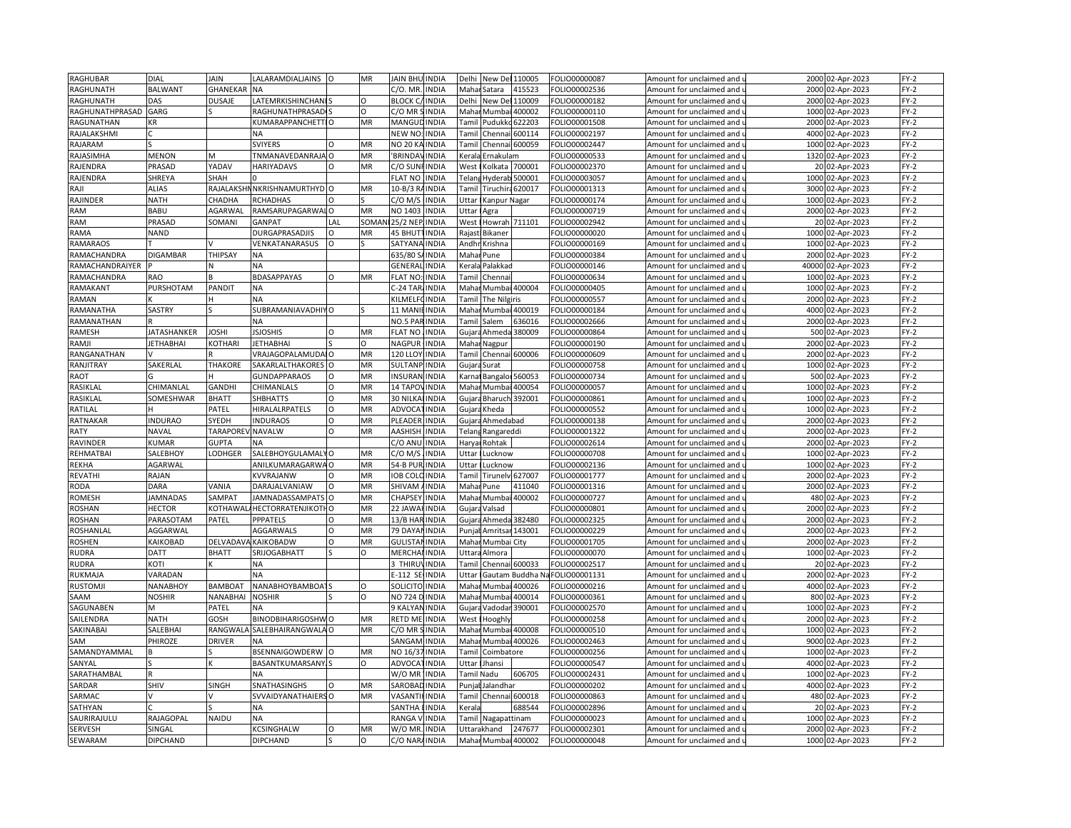| RAGHUBAR | DIAL | JAIN | LALARAMDIALJAINS | O | MR | JAIN BHU | INDIA | Delhi | New Del | 110005 | FOLIO000000087 | Amount for unclaimed and u | 2000 | 02-Apr-2023 | FY-2 |
|---|---|---|---|---|---|---|---|---|---|---|---|---|---|---|---|
| RAGHUNATH | BALWANT | GHANEKAR | NA | | | C/O. MR. | INDIA | Mahar | Satara | 415523 | FOLIO000002536 | Amount for unclaimed and u | 2000 | 02-Apr-2023 | FY-2 |
| RAGHUNATH | DAS | DUSAJE | LATEMRKISHINCHANI | S | O | BLOCK C/ | INDIA | Delhi | New Del | 110009 | FOLIO000000182 | Amount for unclaimed and u | 2000 | 02-Apr-2023 | FY-2 |
| RAGHUNATHPRASAD | GARG | S | RAGHUNATHPRASAD | S | O | C/O MR S | INDIA | Mahar | Mumbai | 400002 | FOLIO000000110 | Amount for unclaimed and u | 1000 | 02-Apr-2023 | FY-2 |
| RAGUNATHAN | KR | | KUMARAPPANCHETTI | O | MR | MANGUD | INDIA | Tamil | Pudukko | 622203 | FOLIO000001508 | Amount for unclaimed and u | 2000 | 02-Apr-2023 | FY-2 |
| RAJALAKSHMI | C | | NA | | | NEW NO: | INDIA | Tamil | Chennai | 600114 | FOLIO000002197 | Amount for unclaimed and u | 4000 | 02-Apr-2023 | FY-2 |
| RAJARAM | S | | SVIYERS | O | MR | NO 20 KA | INDIA | Tamil | Chennai | 600059 | FOLIO000002447 | Amount for unclaimed and u | 1000 | 02-Apr-2023 | FY-2 |
| RAJASIMHA | MENON | M | TNMANAVEDANRAJA | O | MR | 'BRINDAV | INDIA | Kerala | Ernakulam | | FOLIO000000533 | Amount for unclaimed and u | 1320 | 02-Apr-2023 | FY-2 |
| RAJENDRA | PRASAD | YADAV | HARIYADAVS | O | MR | C/O SUNI | INDIA | West | Kolkata | 700001 | FOLIO000002370 | Amount for unclaimed and u | 20 | 02-Apr-2023 | FY-2 |
| RAJENDRA | SHREYA | SHAH | 0 | | | FLAT NO | INDIA | Telang | Hyderab | 500001 | FOLIO000003057 | Amount for unclaimed and u | 1000 | 02-Apr-2023 | FY-2 |
| RAJI | ALIAS | RAJALAKSHN | NKRISHNAMURTHYD | O | MR | 10-B/3 RA | INDIA | Tamil | Tiruchira | 620017 | FOLIO000001313 | Amount for unclaimed and u | 3000 | 02-Apr-2023 | FY-2 |
| RAJINDER | NATH | CHADHA | RCHADHAS | O | S | C/O M/S | INDIA | Uttar | Kanpur Nagar | | FOLIO000000174 | Amount for unclaimed and u | 1000 | 02-Apr-2023 | FY-2 |
| RAM | BABU | AGARWAL | RAMSARUPAGARWAL | O | MR | NO 1403 | INDIA | Uttar | Agra | | FOLIO000000719 | Amount for unclaimed and u | 2000 | 02-Apr-2023 | FY-2 |
| RAM | PRASAD | SOMANI | GANPAT | LAL | SOMANI | 25/2 NEP | INDIA | West | Howrah | 711101 | FOLIO000002942 | Amount for unclaimed and u | 20 | 02-Apr-2023 | FY-2 |
| RAMA | NAND | | DURGAPRASADJIS | O | MR | 45 BHUTT | INDIA | Rajast | Bikaner | | FOLIO000000020 | Amount for unclaimed and u | 1000 | 02-Apr-2023 | FY-2 |
| RAMARAOS | T | V | VENKATANARASUS | O | S | SATYANA | INDIA | Andhr | Krishna | | FOLIO000000169 | Amount for unclaimed and u | 1000 | 02-Apr-2023 | FY-2 |
| RAMACHANDRA | DIGAMBAR | THIPSAY | NA | | | 635/80 SA | INDIA | Mahar | Pune | | FOLIO000000384 | Amount for unclaimed and u | 2000 | 02-Apr-2023 | FY-2 |
| RAMACHANDRAIYER | P | N | NA | | | GENERAL | INDIA | Kerala | Palakkad | | FOLIO000000146 | Amount for unclaimed and u | 40000 | 02-Apr-2023 | FY-2 |
| RAMACHANDRA | RAO | B | BDASAPPAYAS | O | MR | FLAT NO: | INDIA | Tamil | Chennai | | FOLIO000000634 | Amount for unclaimed and u | 1000 | 02-Apr-2023 | FY-2 |
| RAMAKANT | PURSHOTAM | PANDIT | NA | | | C-24 TAR | INDIA | Mahar | Mumbai | 400004 | FOLIO000000405 | Amount for unclaimed and u | 1000 | 02-Apr-2023 | FY-2 |
| RAMAN | K | H | NA | | | KILMELF0 | INDIA | Tamil | The Nilgiris | | FOLIO000000557 | Amount for unclaimed and u | 2000 | 02-Apr-2023 | FY-2 |
| RAMANATHA | SASTRY | S | SUBRAMANIAVADHIY | O | S | 11 MANIE | INDIA | Mahar | Mumbai | 400019 | FOLIO000000184 | Amount for unclaimed and u | 4000 | 02-Apr-2023 | FY-2 |
| RAMANATHAN | R | | NA | | | NO.5 PAR | INDIA | Tamil | Salem | 636016 | FOLIO000002666 | Amount for unclaimed and u | 2000 | 02-Apr-2023 | FY-2 |
| RAMESH | JATASHANKER | JOSHI | JSJOSHIS | O | MR | FLAT NO | INDIA | Gujara | Ahmeda | 380009 | FOLIO000000864 | Amount for unclaimed and u | 500 | 02-Apr-2023 | FY-2 |
| RAMJI | JETHABHAI | KOTHARI | JETHABHAI | S | O | NAGPUR | INDIA | Mahar | Nagpur | | FOLIO000000190 | Amount for unclaimed and u | 2000 | 02-Apr-2023 | FY-2 |
| RANGANATHAN | V | R | VRAJAGOPALAMUDAL | O | MR | 120 LLOY | INDIA | Tamil | Chennai | 600006 | FOLIO000000609 | Amount for unclaimed and u | 2000 | 02-Apr-2023 | FY-2 |
| RANJITRAY | SAKERLAL | THAKORE | SAKARLALTHAKORES | O | MR | SULTANP | INDIA | Gujara | Surat | | FOLIO000000758 | Amount for unclaimed and u | 1000 | 02-Apr-2023 | FY-2 |
| RAOT | G | H | GUNDAPPARAOS | O | MR | INSURAN | INDIA | Karnat | Bangalor | 560053 | FOLIO000000734 | Amount for unclaimed and u | 500 | 02-Apr-2023 | FY-2 |
| RASIKLAL | CHIMANLAL | GANDHI | CHIMANLALS | O | MR | 14 TAPO | INDIA | Mahar | Mumbai | 400054 | FOLIO000000057 | Amount for unclaimed and u | 1000 | 02-Apr-2023 | FY-2 |
| RASIKLAL | SOMESHWAR | BHATT | SHBHATTS | O | MR | 30 NILKA | INDIA | Gujara | Bharuch | 392001 | FOLIO000000861 | Amount for unclaimed and u | 1000 | 02-Apr-2023 | FY-2 |
| RATILAL | H | PATEL | HIRALALRPATELS | O | MR | ADVOCAT | INDIA | Gujara | Kheda | | FOLIO000000552 | Amount for unclaimed and u | 1000 | 02-Apr-2023 | FY-2 |
| RATNAKAR | INDURAO | SYEDH | INDURAOS | O | MR | PLEADER | INDIA | Gujara | Ahmedabad | | FOLIO000000138 | Amount for unclaimed and u | 2000 | 02-Apr-2023 | FY-2 |
| RATY | NAVAL | TARAPOREV | NAVALW | O | MR | AASHISH | INDIA | Telang | Rangareddi | | FOLIO000001322 | Amount for unclaimed and u | 2000 | 02-Apr-2023 | FY-2 |
| RAVINDER | KUMAR | GUPTA | NA | | | C/O ANU | INDIA | Harya | Rohtak | | FOLIO000002614 | Amount for unclaimed and u | 2000 | 02-Apr-2023 | FY-2 |
| REHMATBAI | SALEBHOY | LODHGER | SALEBHOYGULAMALY | O | MR | C/O M/S | INDIA | Uttar | Lucknow | | FOLIO000000708 | Amount for unclaimed and u | 1000 | 02-Apr-2023 | FY-2 |
| REKHA | AGARWAL | | ANILKUMARAGARWA | O | MR | 54-B PUR | INDIA | Uttar | Lucknow | | FOLIO000002136 | Amount for unclaimed and u | 1000 | 02-Apr-2023 | FY-2 |
| REVATHI | RAJAN | | KVVRAJANW | O | MR | IOB COLO | INDIA | Tamil | Tirunelv | 627007 | FOLIO000001777 | Amount for unclaimed and u | 2000 | 02-Apr-2023 | FY-2 |
| RODA | DARA | VANIA | DARAJALVANIAW | O | MR | SHIVAM A | INDIA | Mahar | Pune | 411040 | FOLIO000001316 | Amount for unclaimed and u | 2000 | 02-Apr-2023 | FY-2 |
| ROMESH | JAMNADAS | SAMPAT | JAMNADASSAMPATS | O | MR | CHAPSEY | INDIA | Mahar | Mumbai | 400002 | FOLIO000000727 | Amount for unclaimed and u | 480 | 02-Apr-2023 | FY-2 |
| ROSHAN | HECTOR | KOTHAWAL | HECTORRATENJIKOTH | O | MR | 22 JAWAH | INDIA | Gujara | Valsad | | FOLIO000000801 | Amount for unclaimed and u | 2000 | 02-Apr-2023 | FY-2 |
| ROSHAN | PARASOTAM | PATEL | PPPATELS | O | MR | 13/B HAR | INDIA | Gujara | Ahmeda | 382480 | FOLIO000002325 | Amount for unclaimed and u | 2000 | 02-Apr-2023 | FY-2 |
| ROSHANLAL | AGGARWAL | | AGGARWALS | O | MR | 79 DAYAN | INDIA | Punjab | Amritsar | 143001 | FOLIO000000229 | Amount for unclaimed and u | 2000 | 02-Apr-2023 | FY-2 |
| ROSHEN | KAIKOBAD | DELVADAVA | KAIKOBADW | O | MR | GULISTAN | INDIA | Mahar | Mumbai City | | FOLIO000001705 | Amount for unclaimed and u | 2000 | 02-Apr-2023 | FY-2 |
| RUDRA | DATT | BHATT | SRIJOGABHATT | S | O | MERCHAN | INDIA | Uttara | Almora | | FOLIO000000070 | Amount for unclaimed and u | 1000 | 02-Apr-2023 | FY-2 |
| RUDRA | KOTI | K | NA | | | 3 THIRUV | INDIA | Tamil | Chennai | 600033 | FOLIO000002517 | Amount for unclaimed and u | 20 | 02-Apr-2023 | FY-2 |
| RUKMAJA | VARADAN | | NA | | | E-112 SE | INDIA | Uttar | Gautam Buddha Na | | FOLIO000001131 | Amount for unclaimed and u | 2000 | 02-Apr-2023 | FY-2 |
| RUSTOMJI | NANABHOY | BAMBOAT | NANABHOYBAMBOAT | S | O | SOLICITO | INDIA | Mahar | Mumbai | 400026 | FOLIO000000216 | Amount for unclaimed and u | 4000 | 02-Apr-2023 | FY-2 |
| SAAM | NOSHIR | NANABHAI | NOSHIR | S | O | NO 724 D | INDIA | Mahar | Mumbai | 400014 | FOLIO000000361 | Amount for unclaimed and u | 800 | 02-Apr-2023 | FY-2 |
| SAGUNABEN | M | PATEL | NA | | | 9 KALYAN | INDIA | Gujara | Vadodar | 390001 | FOLIO000002570 | Amount for unclaimed and u | 1000 | 02-Apr-2023 | FY-2 |
| SAILENDRA | NATH | GOSH | BINODBIHARIGOSHW | O | MR | RETD ME | INDIA | West | Hooghly | | FOLIO000000258 | Amount for unclaimed and u | 2000 | 02-Apr-2023 | FY-2 |
| SAKINABAI | SALEBHAI | RANGWALA | SALEBHAIRANGWALA | O | MR | C/O MR S | INDIA | Mahar | Mumbai | 400008 | FOLIO000000510 | Amount for unclaimed and u | 1000 | 02-Apr-2023 | FY-2 |
| SAM | PHIROZE | DRIVER | NA | | | SANGAM | INDIA | Mahar | Mumbai | 400026 | FOLIO000002463 | Amount for unclaimed and u | 9000 | 02-Apr-2023 | FY-2 |
| SAMANDYAMMAL | B | S | BSENNAIGOWDERW | O | MR | NO 16/37 | INDIA | Tamil | Coimbatore | | FOLIO000000256 | Amount for unclaimed and u | 1000 | 02-Apr-2023 | FY-2 |
| SANYAL | S | K | BASANTKUMARSANY | S | O | ADVOCAT | INDIA | Uttar | Jhansi | | FOLIO000000547 | Amount for unclaimed and u | 4000 | 02-Apr-2023 | FY-2 |
| SARATHAMBAL | R | | NA | | | W/O MR | INDIA | Tamil Nadu | | 606705 | FOLIO000002431 | Amount for unclaimed and u | 1000 | 02-Apr-2023 | FY-2 |
| SARDAR | SHIV | SINGH | SNATHASINGHS | O | MR | SAROBAD | INDIA | Punjab | Jalandhar | | FOLIO000000202 | Amount for unclaimed and u | 4000 | 02-Apr-2023 | FY-2 |
| SARMAC | V | V | SVVAIDYANATHAIERS | O | MR | VASANTH | INDIA | Tamil | Chennai | 600018 | FOLIO000000863 | Amount for unclaimed and u | 480 | 02-Apr-2023 | FY-2 |
| SATHYAN | C | S | NA | | | SANTHA | INDIA | Kerala | | 688544 | FOLIO000002896 | Amount for unclaimed and u | 20 | 02-Apr-2023 | FY-2 |
| SAURIRAJULU | RAJAGOPAL | NAIDU | NA | | | RANGA V | INDIA | Tamil | Nagapattinam | | FOLIO000000023 | Amount for unclaimed and u | 1000 | 02-Apr-2023 | FY-2 |
| SERVESH | SINGAL | | KCSINGHALW | O | MR | W/O MR. | INDIA | Uttarakhand | | 247677 | FOLIO000002301 | Amount for unclaimed and u | 2000 | 02-Apr-2023 | FY-2 |
| SEWARAM | DIPCHAND | | DIPCHAND | S | O | C/O NARA | INDIA | Mahar | Mumbai | 400002 | FOLIO000000048 | Amount for unclaimed and u | 1000 | 02-Apr-2023 | FY-2 |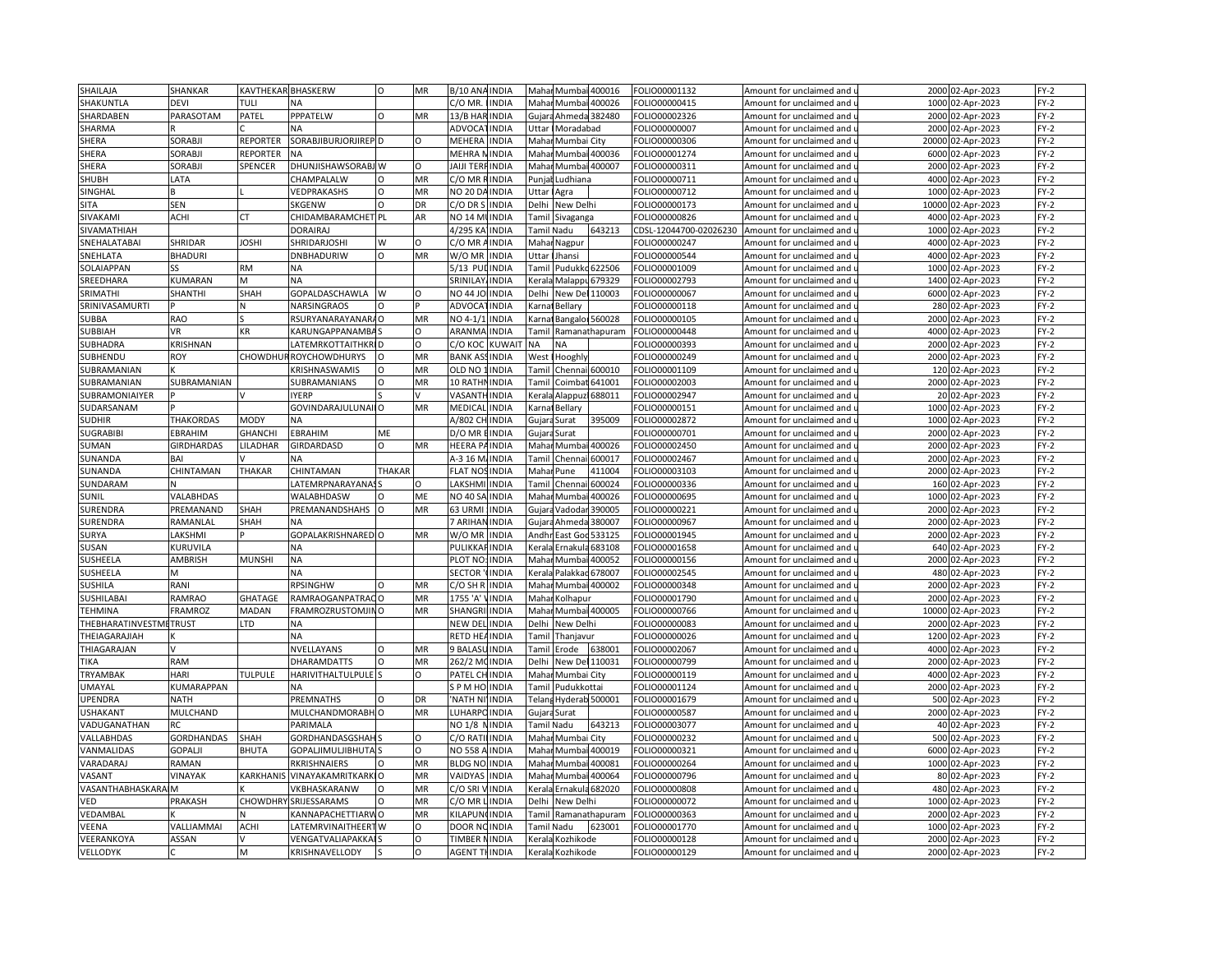| SHAILAJA | SHANKAR | KAVTHEKAR | BHASKERW | O | MR | B/10 ANA | INDIA | Mahar | Mumbai | 400016 | FOLIO00001132 | Amount for unclaimed and u | 2000 | 02-Apr-2023 | FY-2 |
|---|---|---|---|---|---|---|---|---|---|---|---|---|---|---|---|
| SHAKUNTLA | DEVI | TULI | NA | | | C/O MR. | INDIA | Mahar | Mumbai | 400026 | FOLIO00000415 | Amount for unclaimed and u | 1000 | 02-Apr-2023 | FY-2 |
| SHARDABEN | PARASOTAM | PATEL | PPPATELW | O | MR | 13/B HAR | INDIA | Gujara | Ahmeda | 382480 | FOLIO00002326 | Amount for unclaimed and u | 2000 | 02-Apr-2023 | FY-2 |
| SHARMA | R | C | NA | | | ADVOCAT | INDIA | Uttar | Moradabad | | FOLIO00000007 | Amount for unclaimed and u | 2000 | 02-Apr-2023 | FY-2 |
| SHERA | SORABJI | REPORTER | SORABJIBURJORJIREP | D | O | MEHERA | INDIA | Mahar | Mumbai City | | FOLIO00000306 | Amount for unclaimed and u | 20000 | 02-Apr-2023 | FY-2 |
| SHERA | SORABJI | REPORTER | NA | | | MEHRA N | INDIA | Mahar | Mumbai | 400036 | FOLIO00001274 | Amount for unclaimed and u | 6000 | 02-Apr-2023 | FY-2 |
| SHERA | SORABJI | SPENCER | DHUNJISHAWSORABJ | W | O | JAIJI TERR | INDIA | Mahar | Mumbai | 400007 | FOLIO00000311 | Amount for unclaimed and u | 2000 | 02-Apr-2023 | FY-2 |
| SHUBH | LATA | | CHAMPALALW | O | MR | C/O MR R | INDIA | Punjab | Ludhiana | | FOLIO00000711 | Amount for unclaimed and u | 4000 | 02-Apr-2023 | FY-2 |
| SINGHAL | B | L | VEDPRAKASHS | O | MR | NO 20 DA | INDIA | Uttar | Agra | | FOLIO00000712 | Amount for unclaimed and u | 1000 | 02-Apr-2023 | FY-2 |
| SITA | SEN | | SKGENW | O | DR | C/O DR S | INDIA | Delhi | New Delhi | | FOLIO00000173 | Amount for unclaimed and u | 10000 | 02-Apr-2023 | FY-2 |
| SIVAKAMI | ACHI | CT | CHIDAMBARAMCHET | PL | AR | NO 14 M | INDIA | Tamil | Sivaganga | | FOLIO00000826 | Amount for unclaimed and u | 4000 | 02-Apr-2023 | FY-2 |
| SIVAMATHIAH | | | DORAIRAJ | | | 4/295 KA | INDIA | Tamil | Nadu | 643213 | CDSL-12044700-02026230 | Amount for unclaimed and u | 1000 | 02-Apr-2023 | FY-2 |
| SNEHALATABAI | SHRIDAR | JOSHI | SHRIDARJOSHI | W | O | C/O MR A | INDIA | Mahar | Nagpur | | FOLIO00000247 | Amount for unclaimed and u | 4000 | 02-Apr-2023 | FY-2 |
| SNEHLATA | BHADURI | | DNBHADURIW | O | MR | W/O MR | INDIA | Uttar | Jhansi | | FOLIO00000544 | Amount for unclaimed and u | 4000 | 02-Apr-2023 | FY-2 |
| SOLAIAPPAN | SS | RM | NA | | | 5/13 PUD | INDIA | Tamil | Pudukko | 622506 | FOLIO00001009 | Amount for unclaimed and u | 1000 | 02-Apr-2023 | FY-2 |
| SREEDHARA | KUMARAN | M | NA | | | SRINILAY | INDIA | Kerala | Malappu | 679329 | FOLIO00002793 | Amount for unclaimed and u | 1400 | 02-Apr-2023 | FY-2 |
| SRIMATHI | SHANTHI | SHAH | GOPALDASCHAWLA | W | O | NO 44 JO | INDIA | Delhi | New Del | 110003 | FOLIO00000067 | Amount for unclaimed and u | 6000 | 02-Apr-2023 | FY-2 |
| SRINIVASAMURTI | P | N | NARSINGRAOS | O | P | ADVOCAT | INDIA | Karnat | Bellary | | FOLIO00000118 | Amount for unclaimed and u | 280 | 02-Apr-2023 | FY-2 |
| SUBBA | RAO | S | RSURYANARAYANARA | O | MR | NO 4-1/1 | INDIA | Karnat | Bangalor | 560028 | FOLIO00000105 | Amount for unclaimed and u | 2000 | 02-Apr-2023 | FY-2 |
| SUBBIAH | VR | KR | KARUNGAPPANAMBA | S | O | ARANMA | INDIA | Tamil | Ramanathapuram | | FOLIO00000448 | Amount for unclaimed and u | 4000 | 02-Apr-2023 | FY-2 |
| SUBHADRA | KRISHNAN | | LATEMRKOTTAITHKRI | D | O | C/O KOC | KUWAIT | NA | NA | | FOLIO00000393 | Amount for unclaimed and u | 2000 | 02-Apr-2023 | FY-2 |
| SUBHENDU | ROY | CHOWDHUR | ROYCHOWDHURYS | O | MR | BANK ASS | INDIA | West | Hooghly | | FOLIO00000249 | Amount for unclaimed and u | 2000 | 02-Apr-2023 | FY-2 |
| SUBRAMANIAN | K | | KRISHNASWAMIS | O | MR | OLD NO 1 | INDIA | Tamil | Chennai | 600010 | FOLIO00001109 | Amount for unclaimed and u | 120 | 02-Apr-2023 | FY-2 |
| SUBRAMANIAN | SUBRAMANIAN | | SUBRAMANIANS | O | MR | 10 RATHN | INDIA | Tamil | Coimbat | 641001 | FOLIO00002003 | Amount for unclaimed and u | 2000 | 02-Apr-2023 | FY-2 |
| SUBRAMONIAIYER | P | V | IYERP | S | V | VASANTH | INDIA | Kerala | Alappuz | 688011 | FOLIO00002947 | Amount for unclaimed and u | 20 | 02-Apr-2023 | FY-2 |
| SUDARSANAM | P | | GOVINDARAJULUNAI | O | MR | MEDICAL | INDIA | Karnat | Bellary | | FOLIO00000151 | Amount for unclaimed and u | 1000 | 02-Apr-2023 | FY-2 |
| SUDHIR | THAKORDAS | MODY | NA | | | A/802 CH | INDIA | Gujara | Surat | 395009 | FOLIO00002872 | Amount for unclaimed and u | 1000 | 02-Apr-2023 | FY-2 |
| SUGRABIBI | EBRAHIM | GHANCHI | EBRAHIM | ME | | D/O MR E | INDIA | Gujara | Surat | | FOLIO00000701 | Amount for unclaimed and u | 2000 | 02-Apr-2023 | FY-2 |
| SUMAN | GIRDHARDAS | LILADHAR | GIRDARDASD | O | MR | HEERA PA | INDIA | Mahar | Mumbai | 400026 | FOLIO00002450 | Amount for unclaimed and u | 2000 | 02-Apr-2023 | FY-2 |
| SUNANDA | BAI | V | NA | | | A-3 16 M | INDIA | Tamil | Chennai | 600017 | FOLIO00002467 | Amount for unclaimed and u | 2000 | 02-Apr-2023 | FY-2 |
| SUNANDA | CHINTAMAN | THAKAR | CHINTAMAN | THAKAR | | FLAT NOS | INDIA | Mahar | Pune | 411004 | FOLIO00003103 | Amount for unclaimed and u | 2000 | 02-Apr-2023 | FY-2 |
| SUNDARAM | N | | LATEMRPNARAYANAS | S | O | LAKSHMI | INDIA | Tamil | Chennai | 600024 | FOLIO00000336 | Amount for unclaimed and u | 160 | 02-Apr-2023 | FY-2 |
| SUNIL | VALABHDAS | | WALABHDASW | O | ME | NO 40 SA | INDIA | Mahar | Mumbai | 400026 | FOLIO00000695 | Amount for unclaimed and u | 1000 | 02-Apr-2023 | FY-2 |
| SURENDRA | PREMANAND | SHAH | PREMANANDSHAHS | O | MR | 63 URMI | INDIA | Gujara | Vadodar | 390005 | FOLIO00000221 | Amount for unclaimed and u | 2000 | 02-Apr-2023 | FY-2 |
| SURENDRA | RAMANLAL | SHAH | NA | | | 7 ARIHAN | INDIA | Gujara | Ahmeda | 380007 | FOLIO00000967 | Amount for unclaimed and u | 2000 | 02-Apr-2023 | FY-2 |
| SURYA | LAKSHMI | P | GOPALAKRISHNARED | O | MR | W/O MR | INDIA | Andhr | East God | 533125 | FOLIO00001945 | Amount for unclaimed and u | 2000 | 02-Apr-2023 | FY-2 |
| SUSAN | KURUVILA | | NA | | | PULIKKAF | INDIA | Kerala | Ernakula | 683108 | FOLIO00001658 | Amount for unclaimed and u | 640 | 02-Apr-2023 | FY-2 |
| SUSHEELA | AMBRISH | MUNSHI | NA | | | PLOT NO | INDIA | Mahar | Mumbai | 400052 | FOLIO00000156 | Amount for unclaimed and u | 2000 | 02-Apr-2023 | FY-2 |
| SUSHEELA | M | | NA | | | SECTOR | INDIA | Kerala | Palakkad | 678007 | FOLIO00002545 | Amount for unclaimed and u | 480 | 02-Apr-2023 | FY-2 |
| SUSHILA | RANI | | RPSINGHW | O | MR | C/O SH R | INDIA | Mahar | Mumbai | 400002 | FOLIO00000348 | Amount for unclaimed and u | 2000 | 02-Apr-2023 | FY-2 |
| SUSHILABAI | RAMRAO | GHATAGE | RAMRAOGANPATRAO | O | MR | 1755 'A' V | INDIA | Mahar | Kolhapur | | FOLIO00001790 | Amount for unclaimed and u | 2000 | 02-Apr-2023 | FY-2 |
| TEHMINA | FRAMROZ | MADAN | FRAMROZRUSTOMJIN | O | MR | SHANGRI | INDIA | Mahar | Mumbai | 400005 | FOLIO00000766 | Amount for unclaimed and u | 10000 | 02-Apr-2023 | FY-2 |
| THEBHARATINVESTME | TRUST | LTD | NA | | | NEW DEL | INDIA | Delhi | New Delhi | | FOLIO00000083 | Amount for unclaimed and u | 2000 | 02-Apr-2023 | FY-2 |
| THEIAGARAJIAH | K | | NA | | | RETD HEA | INDIA | Tamil | Thanjavur | | FOLIO00000026 | Amount for unclaimed and u | 1200 | 02-Apr-2023 | FY-2 |
| THIAGARAJAN | V | | NVELLAYANS | O | MR | 9 BALASU | INDIA | Tamil | Erode | 638001 | FOLIO00002067 | Amount for unclaimed and u | 4000 | 02-Apr-2023 | FY-2 |
| TIKA | RAM | | DHARAMDATTS | O | MR | 262/2 MC | INDIA | Delhi | New Del | 110031 | FOLIO00000799 | Amount for unclaimed and u | 2000 | 02-Apr-2023 | FY-2 |
| TRYAMBAK | HARI | TULPULE | HARIVITHALTULPULE | S | O | PATEL CH | INDIA | Mahar | Mumbai City | | FOLIO00000119 | Amount for unclaimed and u | 4000 | 02-Apr-2023 | FY-2 |
| UMAYAL | KUMARAPPAN | | NA | | | S P M HO | INDIA | Tamil | Pudukkottai | | FOLIO00001124 | Amount for unclaimed and u | 2000 | 02-Apr-2023 | FY-2 |
| UPENDRA | NATH | | PREMNATHS | O | DR | 'NATH NI | INDIA | Telang | Hyderab | 500001 | FOLIO00001679 | Amount for unclaimed and u | 500 | 02-Apr-2023 | FY-2 |
| USHAKANT | MULCHAND | | MULCHANDMORABH | O | MR | LUHARPO | INDIA | Gujara | Surat | | FOLIO00000587 | Amount for unclaimed and u | 2000 | 02-Apr-2023 | FY-2 |
| VADUGANATHAN | RC | | PARIMALA | | | NO 1/8 N | INDIA | Tamil | Nadu | 643213 | FOLIO00003077 | Amount for unclaimed and u | 40 | 02-Apr-2023 | FY-2 |
| VALLABHDAS | GORDHANDAS | SHAH | GORDHANDASGSHAH | S | O | C/O RATI | INDIA | Mahar | Mumbai City | | FOLIO00000232 | Amount for unclaimed and u | 500 | 02-Apr-2023 | FY-2 |
| VANMALIDAS | GOPALJI | BHUTA | GOPALJIMULJIBHUTA | S | O | NO 558 A | INDIA | Mahar | Mumbai | 400019 | FOLIO00000321 | Amount for unclaimed and u | 6000 | 02-Apr-2023 | FY-2 |
| VARADARAJ | RAMAN | | RKRISHNAIERS | O | MR | BLDG NO | INDIA | Mahar | Mumbai | 400081 | FOLIO00000264 | Amount for unclaimed and u | 1000 | 02-Apr-2023 | FY-2 |
| VASANT | VINAYAK | KARKHANIS | VINAYAKAMRITKARK | O | MR | VAIDYAS | INDIA | Mahar | Mumbai | 400064 | FOLIO00000796 | Amount for unclaimed and u | 80 | 02-Apr-2023 | FY-2 |
| VASANTHABHASKARA | M | K | VKBHASKARANW | O | MR | C/O SRI V | INDIA | Kerala | Ernakula | 682020 | FOLIO00000808 | Amount for unclaimed and u | 480 | 02-Apr-2023 | FY-2 |
| VED | PRAKASH | CHOWDHRY | SRIJESSARAMS | O | MR | C/O MR L | INDIA | Delhi | New Delhi | | FOLIO00000072 | Amount for unclaimed and u | 1000 | 02-Apr-2023 | FY-2 |
| VEDAMBAL | K | N | KANNAPACHETTIARW | O | MR | KILAPUN | INDIA | Tamil | Ramanathapuram | | FOLIO00000363 | Amount for unclaimed and u | 2000 | 02-Apr-2023 | FY-2 |
| VEENA | VALLIAMMAI | ACHI | LATEMRVINAITHEERT | W | O | DOOR NO | INDIA | Tamil | Nadu | 623001 | FOLIO00001770 | Amount for unclaimed and u | 1000 | 02-Apr-2023 | FY-2 |
| VEERANKOYA | ASSAN | V | VENGATVALIAPAKKAI | S | O | TIMBER N | INDIA | Kerala | Kozhikode | | FOLIO00000128 | Amount for unclaimed and u | 2000 | 02-Apr-2023 | FY-2 |
| VELLODYK | C | M | KRISHNAVELLODY | S | O | AGENT TH | INDIA | Kerala | Kozhikode | | FOLIO00000129 | Amount for unclaimed and u | 2000 | 02-Apr-2023 | FY-2 |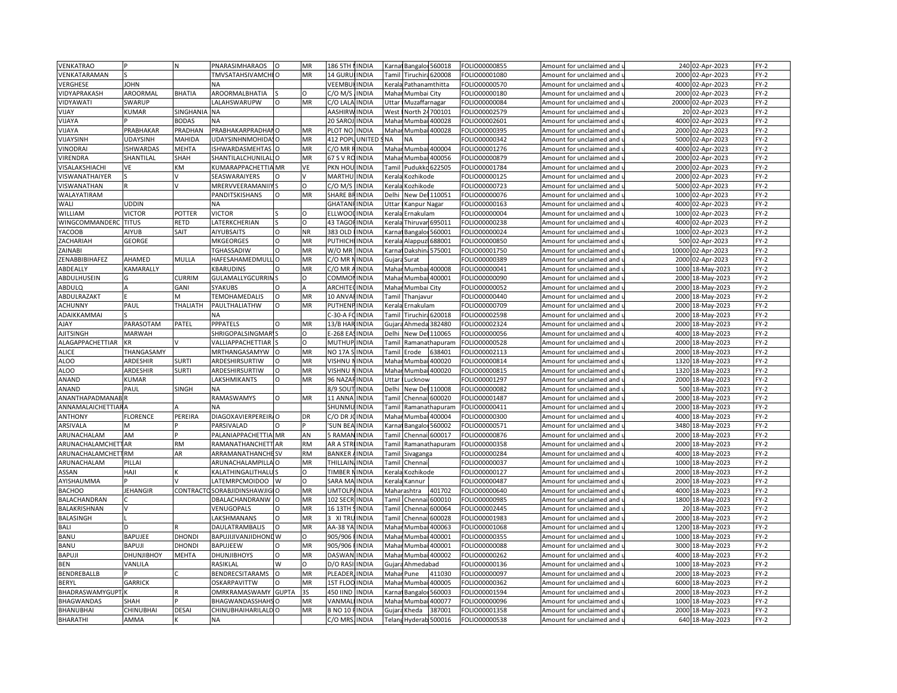| | | | | | | | | | | | | | | | |
|---|---|---|---|---|---|---|---|---|---|---|---|---|---|---|---|
| VENKATRAO | P | N | PNARASIMHARAOS | O | MR | 186 5TH | INDIA | Karnat | Bangalo | 560018 | FOLIO000000855 | Amount for unclaimed and u | 240 | 02-Apr-2023 | FY-2 |
| VENKATARAMAN | S | | TMVSATAHSIVAMCHI | O | MR | 14 GURU | INDIA | Tamil | Tiruchira | 620008 | FOLIO000001080 | Amount for unclaimed and u | 2000 | 02-Apr-2023 | FY-2 |
| VERGHESE | JOHN | | NA | | | VEEMBU | INDIA | Kerala | Pathanamthitta | | FOLIO000000570 | Amount for unclaimed and u | 4000 | 02-Apr-2023 | FY-2 |
| VIDYAPRAKASH | AROORMAL | BHATIA | AROORMALBHATIA | S | O | C/O M/S | INDIA | Mahar | Mumbai City | | FOLIO000000180 | Amount for unclaimed and u | 2000 | 02-Apr-2023 | FY-2 |
| VIDYAWATI | SWARUP | | LALAHSWARUPW | O | MR | C/O LALA | INDIA | Uttar | Muzaffarnagar | | FOLIO000000084 | Amount for unclaimed and u | 20000 | 02-Apr-2023 | FY-2 |
| VIJAY | KUMAR | SINGHANIA | NA | | | AASHIRW | INDIA | West | North 24 | 700101 | FOLIO000002579 | Amount for unclaimed and u | 20 | 02-Apr-2023 | FY-2 |
| VIJAYA | P | BODAS | NA | | | 20 SAROJ | INDIA | Mahar | Mumbai | 400028 | FOLIO000002601 | Amount for unclaimed and u | 4000 | 02-Apr-2023 | FY-2 |
| VIJAYA | PRABHAKAR | PRADHAN | PRABHAKARPRADHAN | O | MR | PLOT NO | INDIA | Mahar | Mumbai | 400028 | FOLIO000000395 | Amount for unclaimed and u | 2000 | 02-Apr-2023 | FY-2 |
| VIJAYSINH | UDAYSINH | MAHIDA | UDAYSINHNMOHIDAS | O | MR | 412 POPL | UNITED S | NA | NA | | FOLIO000000342 | Amount for unclaimed and u | 5000 | 02-Apr-2023 | FY-2 |
| VINODRAI | ISHWARDAS | MEHTA | ISHWARDASMEHTAS | O | MR | C/O MR R | INDIA | Mahar | Mumbai | 400004 | FOLIO000001276 | Amount for unclaimed and u | 4000 | 02-Apr-2023 | FY-2 |
| VIRENDRA | SHANTILAL | SHAH | SHANTILALCHUNILAL | O | MR | 67 S V RO | INDIA | Mahar | Mumbai | 400056 | FOLIO000000879 | Amount for unclaimed and u | 2000 | 02-Apr-2023 | FY-2 |
| VISALAKSHIACHI | VE | KM | KUMARAPPACHETTIA | MR | VE | PKN HOU | INDIA | Tamil | Pudukko | 622505 | FOLIO000001784 | Amount for unclaimed and u | 2000 | 02-Apr-2023 | FY-2 |
| VISWANATHAIYER | S | V | SEASWARAIYERS | O | V | MARTHU | INDIA | Kerala | Kozhikode | | FOLIO000000125 | Amount for unclaimed and u | 2000 | 02-Apr-2023 | FY-2 |
| VISWANATHAN | R | V | MRERVVEERAMANIIY | S | O | C/O M/S | INDIA | Kerala | Kozhikode | | FOLIO000000723 | Amount for unclaimed and u | 5000 | 02-Apr-2023 | FY-2 |
| WALAYATIRAM | | | PANDITSKISHANS | O | MR | SHARE BR | INDIA | Delhi | New Del | 110051 | FOLIO000000076 | Amount for unclaimed and u | 1000 | 02-Apr-2023 | FY-2 |
| WALI | UDDIN | | NA | | | GHATANP | INDIA | Uttar | Kanpur Nagar | | FOLIO000000163 | Amount for unclaimed and u | 4000 | 02-Apr-2023 | FY-2 |
| WILLIAM | VICTOR | POTTER | VICTOR | S | O | ELLWOOD | INDIA | Kerala | Ernakulam | | FOLIO000000004 | Amount for unclaimed and u | 1000 | 02-Apr-2023 | FY-2 |
| WINGCOMMANDERC | TITUS | RETD | LATERKCHERIAN | S | O | 43 TAGOR | INDIA | Kerala | Thiruvar | 695011 | FOLIO000000238 | Amount for unclaimed and u | 4000 | 02-Apr-2023 | FY-2 |
| YACOOB | AIYUB | SAIT | AIYUBSAITS | O | NR | 383 OLD | INDIA | Karnat | Bangalo | 560001 | FOLIO000000024 | Amount for unclaimed and u | 1000 | 02-Apr-2023 | FY-2 |
| ZACHARIAH | GEORGE | | MKGEORGES | O | MR | PUTHICH | INDIA | Kerala | Alappuz | 688001 | FOLIO000000850 | Amount for unclaimed and u | 500 | 02-Apr-2023 | FY-2 |
| ZAINABI | | | TGHASSADIW | O | MR | W/O MR | INDIA | Karnat | Dakshin | 575001 | FOLIO000001750 | Amount for unclaimed and u | 10000 | 02-Apr-2023 | FY-2 |
| ZENABBIBIHAFEZ | AHAMED | MULLA | HAFESAHAMEDMULL | O | MR | C/O MR N | INDIA | Gujara | Surat | | FOLIO000000389 | Amount for unclaimed and u | 2000 | 02-Apr-2023 | FY-2 |
| ABDEALLY | KAMARALLY | | KBARUDINS | O | MR | C/O MR A | INDIA | Mahar | Mumbai | 400008 | FOLIO000000041 | Amount for unclaimed and u | 1000 | 18-May-2023 | FY-2 |
| ABDULHUSEIN | G | CURRIM | GULAMALLYGCURRIM | S | O | COMMON | INDIA | Mahar | Mumbai | 400001 | FOLIO000000090 | Amount for unclaimed and u | 2000 | 18-May-2023 | FY-2 |
| ABDULQ | A | GANI | SYAKUBS | O | A | ARCHITEC | INDIA | Mahar | Mumbai City | | FOLIO000000052 | Amount for unclaimed and u | 2000 | 18-May-2023 | FY-2 |
| ABDULRAZAKT | E | M | TEMOHAMEDALIS | O | MR | 10 ANVAR | INDIA | Tamil | Thanjavur | | FOLIO000000440 | Amount for unclaimed and u | 2000 | 18-May-2023 | FY-2 |
| ACHUNNY | PAUL | THALIATH | PAULTHALIATHW | O | MR | PUTHENP | INDIA | Kerala | Ernakulam | | FOLIO000000709 | Amount for unclaimed and u | 2000 | 18-May-2023 | FY-2 |
| ADAIKKAMMAI | S | | NA | | | C-30-A FO | INDIA | Tamil | Tiruchira | 620018 | FOLIO000002598 | Amount for unclaimed and u | 2000 | 18-May-2023 | FY-2 |
| AJAY | PARASOTAM | PATEL | PPPATELS | O | MR | 13/B HAR | INDIA | Gujara | Ahmeda | 382480 | FOLIO000002324 | Amount for unclaimed and u | 2000 | 18-May-2023 | FY-2 |
| AJITSINGH | MARWAH | | SHRIGOPALSINGMAR | S | O | E-268 EAS | INDIA | Delhi | New Del | 110065 | FOLIO000000056 | Amount for unclaimed and u | 4000 | 18-May-2023 | FY-2 |
| ALAGAPPACHETTIAR | KR | V | VALLIAPPACHETTIAR | S | O | MUTHUP | INDIA | Tamil | Ramanathapuram | | FOLIO000000528 | Amount for unclaimed and u | 2000 | 18-May-2023 | FY-2 |
| ALICE | THANGASAMY | | MRTHANGASAMYW | O | MR | NO 17A S | INDIA | Tamil | Erode | 638401 | FOLIO000002113 | Amount for unclaimed and u | 2000 | 18-May-2023 | FY-2 |
| ALOO | ARDESHIR | SURTI | ARDESHIRSURTIW | O | MR | VISHNU N | INDIA | Mahar | Mumbai | 400020 | FOLIO000000814 | Amount for unclaimed and u | 1320 | 18-May-2023 | FY-2 |
| ALOO | ARDESHIR | SURTI | ARDESHIRSURTIW | O | MR | VISHNU N | INDIA | Mahar | Mumbai | 400020 | FOLIO000000815 | Amount for unclaimed and u | 1320 | 18-May-2023 | FY-2 |
| ANAND | KUMAR | | LAKSHMIKANTS | O | MR | 96 NAZAR | INDIA | Uttar | Lucknow | | FOLIO000001297 | Amount for unclaimed and u | 2000 | 18-May-2023 | FY-2 |
| ANAND | PAUL | SINGH | NA | | | 8/9 SOUT | INDIA | Delhi | New Del | 110008 | FOLIO000000082 | Amount for unclaimed and u | 500 | 18-May-2023 | FY-2 |
| ANANTHAPADMANAB | R | | RAMASWAMYS | O | MR | 11 ANNA | INDIA | Tamil | Chennai | 600020 | FOLIO000001487 | Amount for unclaimed and u | 2000 | 18-May-2023 | FY-2 |
| ANNAMALAICHETTIAR | A | A | NA | | | SHUNMU | INDIA | Tamil | Ramanathapuram | | FOLIO000000411 | Amount for unclaimed and u | 2000 | 18-May-2023 | FY-2 |
| ANTHONY | FLORENCE | PEREIRA | DIAGOXAVIERPEREIR | O | DR | C/O DR J | INDIA | Mahar | Mumbai | 400004 | FOLIO000000300 | Amount for unclaimed and u | 4000 | 18-May-2023 | FY-2 |
| ARSIVALA | M | P | PARSIVALAD | O | P | 'SUN BEA | INDIA | Karnat | Bangalo | 560002 | FOLIO000000571 | Amount for unclaimed and u | 3480 | 18-May-2023 | FY-2 |
| ARUNACHALAM | AM | P | PALANIAPPACHETTIA | MR | AN | 5 RAMAN | INDIA | Tamil | Chennai | 600017 | FOLIO000000876 | Amount for unclaimed and u | 2000 | 18-May-2023 | FY-2 |
| ARUNACHALAMCHETT | AR | RM | RAMANATHANCHETT | AR | RM | AR A STR | INDIA | Tamil | Ramanathapuram | | FOLIO000000358 | Amount for unclaimed and u | 2000 | 18-May-2023 | FY-2 |
| ARUNACHALAMCHETT | RM | AR | ARRAMANATHANCHE | SV | RM | BANKER A | INDIA | Tamil | Sivaganga | | FOLIO000000284 | Amount for unclaimed and u | 4000 | 18-May-2023 | FY-2 |
| ARUNACHALAM | PILLAI | | ARUNACHALAMPILLA | O | MR | THILLAIN | INDIA | Tamil | Chennai | | FOLIO000000037 | Amount for unclaimed and u | 1000 | 18-May-2023 | FY-2 |
| ASSAN | HAJI | K | KALATHINGALITHALU | S | O | TIMBER N | INDIA | Kerala | Kozhikode | | FOLIO000000127 | Amount for unclaimed and u | 2000 | 18-May-2023 | FY-2 |
| AYISHAUMMA | P | V | LATEMRPCMOIDOO | W | O | SARA MA | INDIA | Kerala | Kannur | | FOLIO000000487 | Amount for unclaimed and u | 2000 | 18-May-2023 | FY-2 |
| BACHOO | JEHANGIR | CONTRACTO | SORABJIDINSHAWJIG | O | MR | UMTOLPA | INDIA | Maharashtra | | 401702 | FOLIO000000640 | Amount for unclaimed and u | 4000 | 18-May-2023 | FY-2 |
| BALACHANDRAN | C | | DBALACHANDRANW | O | MR | 102 SECR | INDIA | Tamil | Chennai | 600010 | FOLIO000000985 | Amount for unclaimed and u | 1800 | 18-May-2023 | FY-2 |
| BALAKRISHNAN | V | | VENUGOPALS | O | MR | 16 13TH S | INDIA | Tamil | Chennai | 600064 | FOLIO000002445 | Amount for unclaimed and u | 20 | 18-May-2023 | FY-2 |
| BALASINGH | L | | LAKSHMANANS | O | MR | 3 XI TRU | INDIA | Tamil | Chennai | 600028 | FOLIO000001983 | Amount for unclaimed and u | 2000 | 18-May-2023 | FY-2 |
| BALI | D | R | DAULATRAMBALIS | O | MR | AA-38 YA | INDIA | Mahar | Mumbai | 400063 | FOLIO000001068 | Amount for unclaimed and u | 1200 | 18-May-2023 | FY-2 |
| BANU | BAPUJEE | DHONDI | BAPUJIJIVANJIDHOND | W | O | 905/906 I | INDIA | Mahar | Mumbai | 400001 | FOLIO000000355 | Amount for unclaimed and u | 1000 | 18-May-2023 | FY-2 |
| BANU | BAPUJI | DHONDI | BAPUJEEW | O | MR | 905/906 I | INDIA | Mahar | Mumbai | 400001 | FOLIO000000088 | Amount for unclaimed and u | 3000 | 18-May-2023 | FY-2 |
| BAPUJI | DHUNJIBHOY | MEHTA | DHUNJIBHOYS | O | MR | DASWAN | INDIA | Mahar | Mumbai | 400002 | FOLIO000000262 | Amount for unclaimed and u | 4000 | 18-May-2023 | FY-2 |
| BEN | VANLILA | | RASIKLAL | W | O | D/O RASI | INDIA | Gujara | Ahmedabad | | FOLIO000000136 | Amount for unclaimed and u | 1000 | 18-May-2023 | FY-2 |
| BENDREBALLB | P | C | BENDRECSITARAMS | O | MR | PLEADER, | INDIA | Mahar | Pune | 411030 | FOLIO000000097 | Amount for unclaimed and u | 2000 | 18-May-2023 | FY-2 |
| BERYL | GARRICK | | OSKARPAVITTW | O | MR | 1ST FLOO | INDIA | Mahar | Mumbai | 400005 | FOLIO000000362 | Amount for unclaimed and u | 6000 | 18-May-2023 | FY-2 |
| BHADRASWAMYGUPT | K | R | OMRKRAMASWAMY | GUPTA | 3S | 450 IIND | INDIA | Karnat | Bangalo | 560003 | FOLIO000001594 | Amount for unclaimed and u | 2000 | 18-May-2023 | FY-2 |
| BHAGWANDAS | SHAH | P | BHAGWANDASSHAHS | O | MR | VANMALI | INDIA | Mahar | Mumbai | 400077 | FOLIO000000096 | Amount for unclaimed and u | 1000 | 18-May-2023 | FY-2 |
| BHANUBHAI | CHINUBHAI | DESAI | CHINUBHAIHARILALD | O | MR | B NO 10 F | INDIA | Gujara | Kheda | 387001 | FOLIO000001358 | Amount for unclaimed and u | 2000 | 18-May-2023 | FY-2 |
| BHARATHI | AMMA | K | NA | | | C/O MRS. | INDIA | Telang | Hyderab | 500016 | FOLIO000000538 | Amount for unclaimed and u | 640 | 18-May-2023 | FY-2 |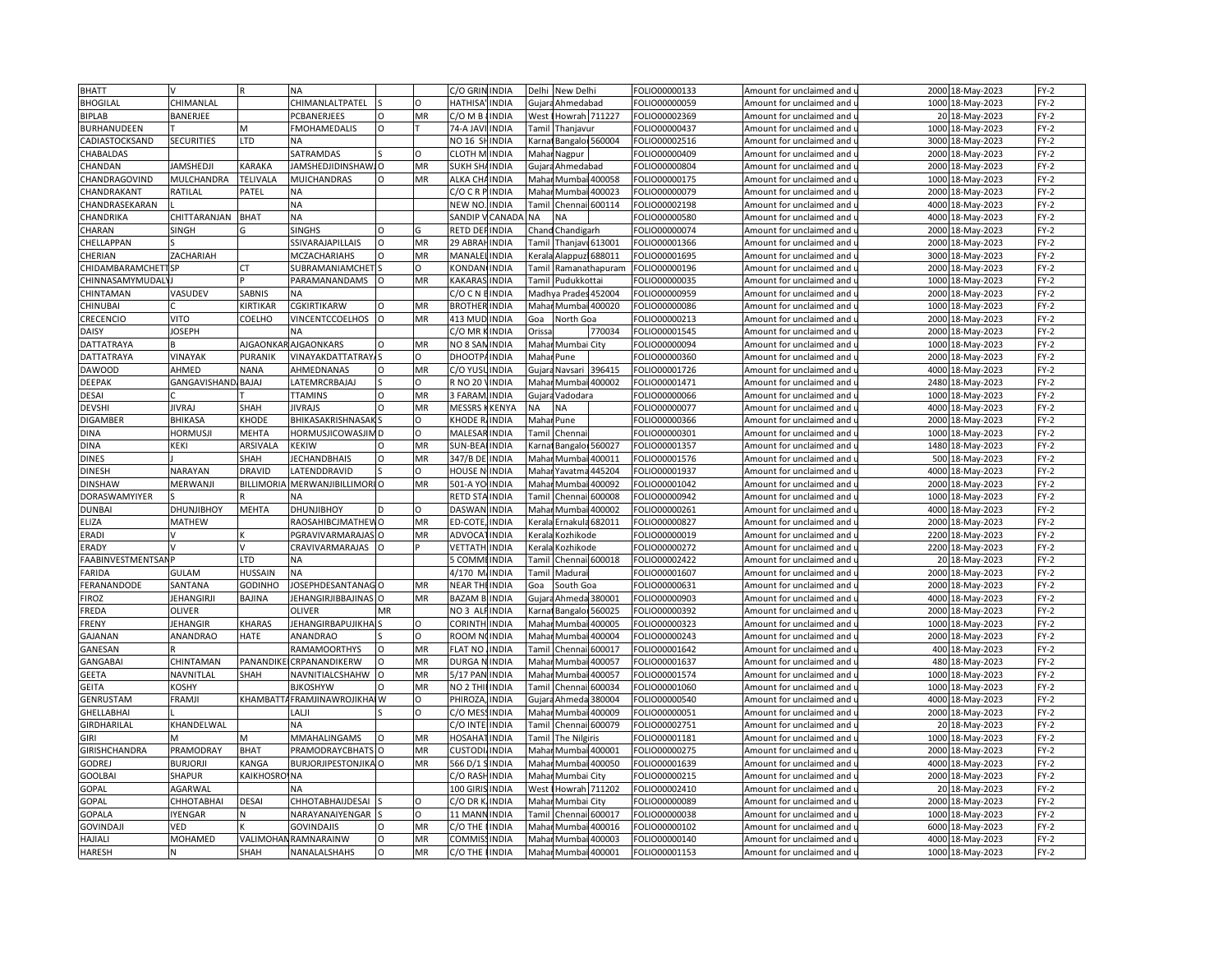| BHATT | V | R | NA | | | C/O GRIN | INDIA | Delhi | New Delhi | | FOLIO000000133 | Amount for unclaimed and u | 2000 | 18-May-2023 | FY-2 |
|---|---|---|---|---|---|---|---|---|---|---|---|---|---|---|---|
| BHOGILAL | CHIMANLAL | | CHIMANLALTPATEL | S | O | HATHISA | INDIA | Gujara | Ahmedabad | | FOLIO000000059 | Amount for unclaimed and u | 1000 | 18-May-2023 | FY-2 |
| BIPLAB | BANERJEE | | PCBANERJEES | O | MR | C/O M B | INDIA | West | Howrah | 711227 | FOLIO000002369 | Amount for unclaimed and u | 20 | 18-May-2023 | FY-2 |
| BURHANUDEEN | T | M | FMOHAMEDALIS | O | T | 74-A JAVI | INDIA | Tamil | Thanjavur | | FOLIO000000437 | Amount for unclaimed and u | 1000 | 18-May-2023 | FY-2 |
| CADIASTOCKSAND | SECURITIES | LTD | NA | | | NO 16 SH | INDIA | Karnat | Bangalo | 560004 | FOLIO000002516 | Amount for unclaimed and u | 3000 | 18-May-2023 | FY-2 |
| CHABALDAS | | | SATRAMDAS | S | O | CLOTH M | INDIA | Mahar | Nagpur | | FOLIO000000409 | Amount for unclaimed and u | 2000 | 18-May-2023 | FY-2 |
| CHANDAN | JAMSHEDJI | KARAKA | JAMSHEDJIDINSHAW | O | MR | SUKH SHA | INDIA | Gujara | Ahmedabad | | FOLIO000000804 | Amount for unclaimed and u | 2000 | 18-May-2023 | FY-2 |
| CHANDRAGOVIND | MULCHANDRA | TELIVALA | MUICHANDRAS | O | MR | ALKA CHA | INDIA | Mahar | Mumbai | 400058 | FOLIO000000175 | Amount for unclaimed and u | 1000 | 18-May-2023 | FY-2 |
| CHANDRAKANT | RATILAL | PATEL | NA | | | C/O C R P | INDIA | Mahar | Mumbai | 400023 | FOLIO000000079 | Amount for unclaimed and u | 2000 | 18-May-2023 | FY-2 |
| CHANDRASEKARAN | L | | NA | | | NEW NO. | INDIA | Tamil | Chennai | 600114 | FOLIO000002198 | Amount for unclaimed and u | 4000 | 18-May-2023 | FY-2 |
| CHANDRIKA | CHITTARANJAN | BHAT | NA | | | SANDIP V | CANADA | NA | NA | | FOLIO000000580 | Amount for unclaimed and u | 4000 | 18-May-2023 | FY-2 |
| CHARAN | SINGH | G | SINGHS | O | G | RETD DEF | INDIA | Chand | Chandigarh | | FOLIO000000074 | Amount for unclaimed and u | 2000 | 18-May-2023 | FY-2 |
| CHELLAPPAN | S | | SSIVARAJAPILLAIS | O | MR | 29 ABRAH | INDIA | Tamil | Thanjav | 613001 | FOLIO000001366 | Amount for unclaimed and u | 2000 | 18-May-2023 | FY-2 |
| CHERIAN | ZACHARIAH | | MCZACHARIAHS | O | MR | MANALEL | INDIA | Kerala | Alappuz | 688011 | FOLIO000001695 | Amount for unclaimed and u | 3000 | 18-May-2023 | FY-2 |
| CHIDAMBARAMCHETT | SP | CT | SUBRAMANIAMCHET | S | O | KONDAN | INDIA | Tamil | Ramanathapuram | | FOLIO000000196 | Amount for unclaimed and u | 2000 | 18-May-2023 | FY-2 |
| CHINNASAMYMUDAL | J | P | PARAMANANDAMS | O | MR | KAKARAS | INDIA | Tamil | Pudukkottai | | FOLIO000000035 | Amount for unclaimed and u | 1000 | 18-May-2023 | FY-2 |
| CHINTAMAN | VASUDEV | SABNIS | NA | | | C/O C N E | INDIA | Madhya | Prades | 452004 | FOLIO000000959 | Amount for unclaimed and u | 2000 | 18-May-2023 | FY-2 |
| CHINUBAI | C | KIRTIKAR | CGKIRTIKARW | O | MR | BROTHER | INDIA | Mahar | Mumbai | 400020 | FOLIO000000086 | Amount for unclaimed and u | 1000 | 18-May-2023 | FY-2 |
| CRECENCIO | VITO | COELHO | VINCENTCCOELHOS | O | MR | 413 MUD | INDIA | Goa | North Goa | | FOLIO000000213 | Amount for unclaimed and u | 2000 | 18-May-2023 | FY-2 |
| DAISY | JOSEPH | | NA | | | C/O MR K | INDIA | Orissa | | 770034 | FOLIO000001545 | Amount for unclaimed and u | 2000 | 18-May-2023 | FY-2 |
| DATTATRAYA | B | AJGAONKAR | AJGAONKARS | O | MR | NO 8 SAN | INDIA | Mahar | Mumbai City | | FOLIO000000094 | Amount for unclaimed and u | 1000 | 18-May-2023 | FY-2 |
| DATTATRAYA | VINAYAK | PURANIK | VINAYAKDATTATRAY | S | O | DHOOTP | INDIA | Mahar | Pune | | FOLIO000000360 | Amount for unclaimed and u | 2000 | 18-May-2023 | FY-2 |
| DAWOOD | AHMED | NANA | AHMEDNANAS | O | MR | C/O YUSU | INDIA | Gujara | Navsari | 396415 | FOLIO000001726 | Amount for unclaimed and u | 4000 | 18-May-2023 | FY-2 |
| DEEPAK | GANGAVISHAND | BAJAJ | LATEMRCRBAJAJ | S | O | R NO 20 V | INDIA | Mahar | Mumbai | 400002 | FOLIO000001471 | Amount for unclaimed and u | 2480 | 18-May-2023 | FY-2 |
| DESAI | C | T | TTAMINS | O | MR | 3 FARAM | INDIA | Gujara | Vadodara | | FOLIO000000066 | Amount for unclaimed and u | 1000 | 18-May-2023 | FY-2 |
| DEVSHI | JIVRAJ | SHAH | JIVRAJS | O | MR | MESSRS K | KENYA | NA | NA | | FOLIO000000077 | Amount for unclaimed and u | 4000 | 18-May-2023 | FY-2 |
| DIGAMBER | BHIKASA | KHODE | BHIKASAKRISHNASAK | S | O | KHODE R | INDIA | Mahar | Pune | | FOLIO000000366 | Amount for unclaimed and u | 2000 | 18-May-2023 | FY-2 |
| DINA | HORMUSJI | MEHTA | HORMUSJICOWASJIM | D | O | MALESAR | INDIA | Tamil | Chennai | | FOLIO000000301 | Amount for unclaimed and u | 1000 | 18-May-2023 | FY-2 |
| DINA | KEKI | ARSIVALA | KEKIW | O | MR | SUN-BEA | INDIA | Karnat | Bangalo | 560027 | FOLIO000001357 | Amount for unclaimed and u | 1480 | 18-May-2023 | FY-2 |
| DINES | J | SHAH | JECHANDBHAIS | O | MR | 347/B DE | INDIA | Mahar | Mumbai | 400011 | FOLIO000001576 | Amount for unclaimed and u | 500 | 18-May-2023 | FY-2 |
| DINESH | NARAYAN | DRAVID | LATENDDRAVID | S | O | HOUSE N | INDIA | Mahar | Yavatma | 445204 | FOLIO000001937 | Amount for unclaimed and u | 4000 | 18-May-2023 | FY-2 |
| DINSHAW | MERWANJI | BILLIMORIA | MERWANJIBILLIMORI | O | MR | 501-A YO | INDIA | Mahar | Mumbai | 400092 | FOLIO000001042 | Amount for unclaimed and u | 2000 | 18-May-2023 | FY-2 |
| DORASWAMYIYER | S | R | NA | | | RETD STA | INDIA | Tamil | Chennai | 600008 | FOLIO000000942 | Amount for unclaimed and u | 1000 | 18-May-2023 | FY-2 |
| DUNBAI | DHUNJIBHOY | MEHTA | DHUNJIBHOY | D | O | DASWAN | INDIA | Mahar | Mumbai | 400002 | FOLIO000000261 | Amount for unclaimed and u | 4000 | 18-May-2023 | FY-2 |
| ELIZA | MATHEW | | RAOSAHIBCJMATHEW | O | MR | ED-COTE, | INDIA | Kerala | Ernakula | 682011 | FOLIO000000827 | Amount for unclaimed and u | 2000 | 18-May-2023 | FY-2 |
| ERADI | V | K | PGRAVIVARMARAJAS | O | MR | ADVOCAT | INDIA | Kerala | Kozhikode | | FOLIO000000019 | Amount for unclaimed and u | 2200 | 18-May-2023 | FY-2 |
| ERADY | V | V | CRAVIVARMARAJAS | O | P | VETTATH | INDIA | Kerala | Kozhikode | | FOLIO000000272 | Amount for unclaimed and u | 2200 | 18-May-2023 | FY-2 |
| FAABINVESTMENTSAN | P | LTD | NA | | | 5 COMMI | INDIA | Tamil | Chennai | 600018 | FOLIO000002422 | Amount for unclaimed and u | 20 | 18-May-2023 | FY-2 |
| FARIDA | GULAM | HUSSAIN | NA | | | 4/170 M | INDIA | Tamil | Madurai | | FOLIO000001607 | Amount for unclaimed and u | 2000 | 18-May-2023 | FY-2 |
| FERANANDODE | SANTANA | GODINHO | JOSEPHDESANTANAG | O | MR | NEAR TH | INDIA | Goa | South Goa | | FOLIO000000631 | Amount for unclaimed and u | 2000 | 18-May-2023 | FY-2 |
| FIROZ | JEHANGIRJI | BAJINA | JEHANGIRJIBBAJINAS | O | MR | BAZAM B | INDIA | Gujara | Ahmeda | 380001 | FOLIO000000903 | Amount for unclaimed and u | 4000 | 18-May-2023 | FY-2 |
| FREDA | OLIVER | | OLIVER | MR | | NO 3 ALF | INDIA | Karnat | Bangalo | 560025 | FOLIO000000392 | Amount for unclaimed and u | 2000 | 18-May-2023 | FY-2 |
| FRENY | JEHANGIR | KHARAS | JEHANGIRBAPUJIKHA | S | O | CORINTH | INDIA | Mahar | Mumbai | 400005 | FOLIO000000323 | Amount for unclaimed and u | 1000 | 18-May-2023 | FY-2 |
| GAJANAN | ANANDRAO | HATE | ANANDRAO | S | O | ROOM N | INDIA | Mahar | Mumbai | 400004 | FOLIO000000243 | Amount for unclaimed and u | 2000 | 18-May-2023 | FY-2 |
| GANESAN | R | | RAMAMOORTHYS | O | MR | FLAT NO. | INDIA | Tamil | Chennai | 600017 | FOLIO000001642 | Amount for unclaimed and u | 400 | 18-May-2023 | FY-2 |
| GANGABAI | CHINTAMAN | PANANDIKE | CRPANANDIKERW | O | MR | DURGA N | INDIA | Mahar | Mumbai | 400057 | FOLIO000001637 | Amount for unclaimed and u | 480 | 18-May-2023 | FY-2 |
| GEETA | NAVNITLAL | SHAH | NAVNITIALCSHAHW | O | MR | 5/17 PAN | INDIA | Mahar | Mumbai | 400057 | FOLIO000001574 | Amount for unclaimed and u | 1000 | 18-May-2023 | FY-2 |
| GEITA | KOSHY | | BJKOSHYW | O | MR | NO 2 THI | INDIA | Tamil | Chennai | 600034 | FOLIO000001060 | Amount for unclaimed and u | 1000 | 18-May-2023 | FY-2 |
| GENRUSTAM | FRAMJI | KHAMBATTA | FRAMJINAWROJIKHA | W | O | PHIROZA, | INDIA | Gujara | Ahmeda | 380004 | FOLIO000000540 | Amount for unclaimed and u | 4000 | 18-May-2023 | FY-2 |
| GHELLABHAI | L | | LALJI | S | O | C/O MESS | INDIA | Mahar | Mumbai | 400009 | FOLIO000000051 | Amount for unclaimed and u | 2000 | 18-May-2023 | FY-2 |
| GIRDHARILAL | KHANDELWAL | | NA | | | C/O INTE | INDIA | Tamil | Chennai | 600079 | FOLIO000002751 | Amount for unclaimed and u | 20 | 18-May-2023 | FY-2 |
| GIRI | M | M | MMAHALINGAMS | O | MR | HOSAHAT | INDIA | Tamil | The Nilgiris | | FOLIO000001181 | Amount for unclaimed and u | 1000 | 18-May-2023 | FY-2 |
| GIRISHCHANDRA | PRAMODRAY | BHAT | PRAMODRAYCBHATS | O | MR | CUSTODI | INDIA | Mahar | Mumbai | 400001 | FOLIO000000275 | Amount for unclaimed and u | 2000 | 18-May-2023 | FY-2 |
| GODREJ | BURJORJI | KANGA | BURJORJIPESTONJIKA | O | MR | 566 D/1 S | INDIA | Mahar | Mumbai | 400050 | FOLIO000001639 | Amount for unclaimed and u | 4000 | 18-May-2023 | FY-2 |
| GOOLBAI | SHAPUR | KAIKHOSRO | NA | | | C/O RASH | INDIA | Mahar | Mumbai City | | FOLIO000000215 | Amount for unclaimed and u | 2000 | 18-May-2023 | FY-2 |
| GOPAL | AGARWAL | | NA | | | 100 GIRIS | INDIA | West | Howrah | 711202 | FOLIO000002410 | Amount for unclaimed and u | 20 | 18-May-2023 | FY-2 |
| GOPAL | CHHOTABHAI | DESAI | CHHOTABHAIJDESAI | S | O | C/O DR K | INDIA | Mahar | Mumbai City | | FOLIO000000089 | Amount for unclaimed and u | 2000 | 18-May-2023 | FY-2 |
| GOPALA | IYENGAR | N | NARAYANAIYENGAR | S | O | 11 MANN | INDIA | Tamil | Chennai | 600017 | FOLIO000000038 | Amount for unclaimed and u | 1000 | 18-May-2023 | FY-2 |
| GOVINDAJI | VED | K | GOVINDAJIS | O | MR | C/O THE I | INDIA | Mahar | Mumbai | 400016 | FOLIO000000102 | Amount for unclaimed and u | 6000 | 18-May-2023 | FY-2 |
| HAJIALI | MOHAMED | VALIMOHAN | RAMNARAINW | O | MR | COMMISS | INDIA | Mahar | Mumbai | 400003 | FOLIO000000140 | Amount for unclaimed and u | 4000 | 18-May-2023 | FY-2 |
| HARESH | N | SHAH | NANALALSHAHS | O | MR | C/O THE I | INDIA | Mahar | Mumbai | 400001 | FOLIO000001153 | Amount for unclaimed and u | 1000 | 18-May-2023 | FY-2 |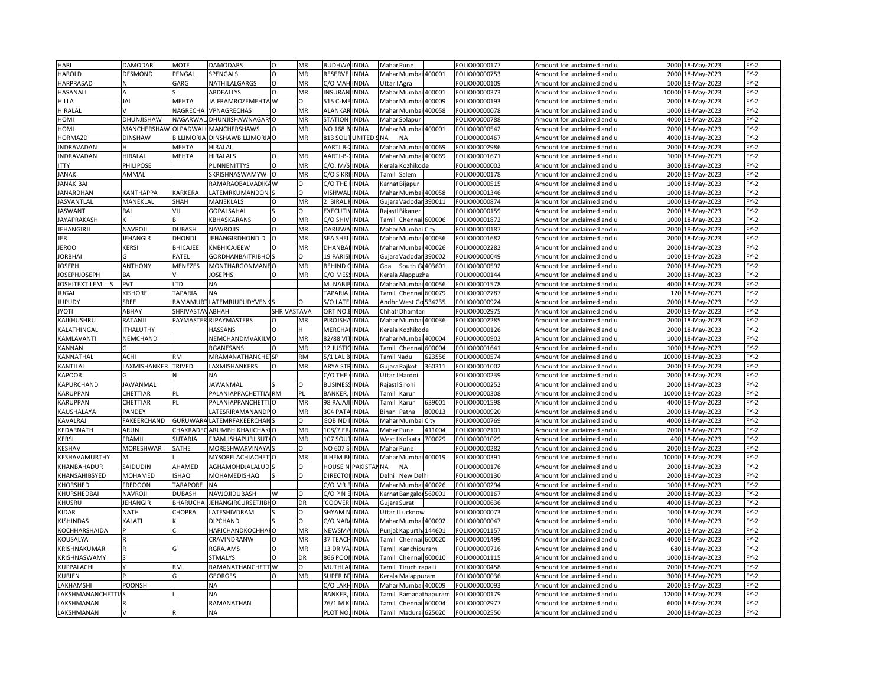| HARI | DAMODAR | MOTE | DAMODARS | O | MR | BUDHWA | INDIA | Mahar | Pune | | FOLIO000000177 | Amount for unclaimed and u | 2000 | 18-May-2023 | FY-2 |
|---|---|---|---|---|---|---|---|---|---|---|---|---|---|---|---|
| HAROLD | DESMOND | PENGAL | SPENGALS | O | MR | RESERVE | INDIA | Mahar | Mumbai | 400001 | FOLIO000000753 | Amount for unclaimed and u | 2000 | 18-May-2023 | FY-2 |
| HARPRASAD | N | GARG | NATHILALGARGS | O | MR | C/O MAH | INDIA | Uttar | Agra | | FOLIO000000109 | Amount for unclaimed and u | 1000 | 18-May-2023 | FY-2 |
| HASANALI | A | S | ABDEALLYS | O | MR | INSURAN | INDIA | Mahar | Mumbai | 400001 | FOLIO000000373 | Amount for unclaimed and u | 10000 | 18-May-2023 | FY-2 |
| HILLA | JAL | MEHTA | JAIFRAMROZEMEHTA | W | O | 515 C-ME | INDIA | Mahar | Mumbai | 400009 | FOLIO000000193 | Amount for unclaimed and u | 2000 | 18-May-2023 | FY-2 |
| HIRALAL | V | NAGRECHA | VPNAGRECHAS | O | MR | ALANKAR | INDIA | Mahar | Mumbai | 400058 | FOLIO000000078 | Amount for unclaimed and u | 1000 | 18-May-2023 | FY-2 |
| HOMI | DHUNJISHAW | NAGARWAL | DHUNJISHAWNAGAR | O | MR | STATION | INDIA | Mahar | Solapur | | FOLIO000000788 | Amount for unclaimed and u | 4000 | 18-May-2023 | FY-2 |
| HOMI | MANCHERSHAW | OLPADWALL | MANCHERSHAWS | O | MR | NO 168 B | INDIA | Mahar | Mumbai | 400001 | FOLIO000000542 | Amount for unclaimed and u | 2000 | 18-May-2023 | FY-2 |
| HORMAZD | DINSHAW | BILLIMORIA | DINSHAWBILLIMORIA | O | MR | 813 SOUT | UNITED S | NA | NA | | FOLIO000000467 | Amount for unclaimed and u | 4000 | 18-May-2023 | FY-2 |
| INDRAVADAN | H | MEHTA | HIRALAL | | | AARTI B-2 | INDIA | Mahar | Mumbai | 400069 | FOLIO000002986 | Amount for unclaimed and u | 2000 | 18-May-2023 | FY-2 |
| INDRAVADAN | HIRALAL | MEHTA | HIRALALS | O | MR | AARTI-B-2 | INDIA | Mahar | Mumbai | 400069 | FOLIO000001671 | Amount for unclaimed and u | 1000 | 18-May-2023 | FY-2 |
| ITTY | PHILIPOSE | | PUNNENITTYS | O | MR | C/O. M/S | INDIA | Kerala | Kozhikode | | FOLIO000000002 | Amount for unclaimed and u | 3000 | 18-May-2023 | FY-2 |
| JANAKI | AMMAL | | SKRISHNASWAMYW | O | MR | C/O S KRI | INDIA | Tamil | Salem | | FOLIO000000178 | Amount for unclaimed and u | 2000 | 18-May-2023 | FY-2 |
| JANAKIBAI | | | RAMARAOBALVADIKA | W | O | C/O THE I | INDIA | Karnat | Bijapur | | FOLIO000000515 | Amount for unclaimed and u | 1000 | 18-May-2023 | FY-2 |
| JANARDHAN | KANTHAPPA | KARKERA | LATEMRKUMANDON | S | O | VISHWAL | INDIA | Mahar | Mumbai | 400058 | FOLIO000001346 | Amount for unclaimed and u | 1000 | 18-May-2023 | FY-2 |
| JASVANTLAL | MANEKLAL | SHAH | MANEKLALS | O | MR | 2 BIRAL K | INDIA | Gujara | Vadodar | 390011 | FOLIO000000874 | Amount for unclaimed and u | 1000 | 18-May-2023 | FY-2 |
| JASWANT | RAI | VIJ | GOPALSAHAI | S | O | EXECUTIV | INDIA | Rajast | Bikaner | | FOLIO000000159 | Amount for unclaimed and u | 2000 | 18-May-2023 | FY-2 |
| JAYAPRAKASH | K | B | KBHASKARANS | O | MR | C/O SHIV | INDIA | Tamil | Chennai | 600006 | FOLIO000001872 | Amount for unclaimed and u | 1000 | 18-May-2023 | FY-2 |
| JEHANGIRJI | NAVROJI | DUBASH | NAWROJIS | O | MR | DARUWA | INDIA | Mahar | Mumbai City | | FOLIO000000187 | Amount for unclaimed and u | 2000 | 18-May-2023 | FY-2 |
| JER | JEHANGIR | DHONDI | JEHANGIRDHONDID | O | MR | SEA SHEL | INDIA | Mahar | Mumbai | 400036 | FOLIO000001682 | Amount for unclaimed and u | 2000 | 18-May-2023 | FY-2 |
| JEROO | KERSI | BHICAJEE | KNBHICAJEEW | O | MR | DHANBAI | INDIA | Mahar | Mumbai | 400026 | FOLIO000002282 | Amount for unclaimed and u | 2000 | 18-May-2023 | FY-2 |
| JORBHAI | G | PATEL | GORDHANBAITRIBHO | S | O | 19 PARISH | INDIA | Gujara | Vadodar | 390002 | FOLIO000000049 | Amount for unclaimed and u | 1000 | 18-May-2023 | FY-2 |
| JOSEPH | ANTHONY | MENEZES | MONTHARGONMANE | O | MR | BEHIND C | INDIA | Goa | South G | 403601 | FOLIO000000592 | Amount for unclaimed and u | 2000 | 18-May-2023 | FY-2 |
| JOSEPHJOSEPH | BA | V | JOSEPHS | O | MR | C/O MESS | INDIA | Kerala | Alappuzha | | FOLIO000000144 | Amount for unclaimed and u | 2000 | 18-May-2023 | FY-2 |
| JOSHITEXTILEMILLS | PVT | LTD | NA | | | M. NABIB | INDIA | Mahar | Mumbai | 400056 | FOLIO000001578 | Amount for unclaimed and u | 4000 | 18-May-2023 | FY-2 |
| JUGAL | KISHORE | TAPARIA | NA | | | TAPARIA | INDIA | Tamil | Chennai | 600079 | FOLIO000002787 | Amount for unclaimed and u | 120 | 18-May-2023 | FY-2 |
| JUPUDY | SREE | RAMAMURT | LATEMRJUPUDYVENK | S | O | S/O LATE | INDIA | Andhr | West Go | 534235 | FOLIO000000924 | Amount for unclaimed and u | 2000 | 18-May-2023 | FY-2 |
| JYOTI | ABHAY | SHRIVASTAV | ABHAH | SHRIVASTAVA | | QRT NO.E | INDIA | Chhat | Dhamtari | | FOLIO000002975 | Amount for unclaimed and u | 2000 | 18-May-2023 | FY-2 |
| KAIKHUSHRU | RATANJI | PAYMASTER | RJPAYMASTERS | O | MR | PIROJSHA | INDIA | Mahar | Mumbai | 400036 | FOLIO000002285 | Amount for unclaimed and u | 2000 | 18-May-2023 | FY-2 |
| KALATHINGAL | ITHALUTHY | | HASSANS | O | H | MERCHAI | INDIA | Kerala | Kozhikode | | FOLIO000000126 | Amount for unclaimed and u | 2000 | 18-May-2023 | FY-2 |
| KAMLAVANTI | NEMCHAND | | NEMCHANDMVAKILW | O | MR | 82/88 VIT | INDIA | Mahar | Mumbai | 400004 | FOLIO000000902 | Amount for unclaimed and u | 1000 | 18-May-2023 | FY-2 |
| KANNAN | G | | RGANESANS | O | MR | 12 JUSTIC | INDIA | Tamil | Chennai | 600004 | FOLIO000001641 | Amount for unclaimed and u | 1000 | 18-May-2023 | FY-2 |
| KANNATHAL | ACHI | RM | MRAMANATHANCHET | SP | RM | 5/1 LAL B | INDIA | Tamil Nadu | | 623556 | FOLIO000000574 | Amount for unclaimed and u | 10000 | 18-May-2023 | FY-2 |
| KANTILAL | LAXMISHANKER | TRIVEDI | LAXMISHANKERS | O | MR | ARYA STR | INDIA | Gujara | Rajkot | 360311 | FOLIO000001002 | Amount for unclaimed and u | 2000 | 18-May-2023 | FY-2 |
| KAPOOR | G | N | NA | | | C/O THE I | INDIA | Uttar | Hardoi | | FOLIO000000239 | Amount for unclaimed and u | 2000 | 18-May-2023 | FY-2 |
| KAPURCHAND | JAWANMAL | | JAWANMAL | S | O | BUSINESS | INDIA | Rajast | Sirohi | | FOLIO000000252 | Amount for unclaimed and u | 2000 | 18-May-2023 | FY-2 |
| KARUPPAN | CHETTIAR | PL | PALANIAPPACHETTIA | RM | PL | BANKER, | INDIA | Tamil | Karur | | FOLIO000000308 | Amount for unclaimed and u | 10000 | 18-May-2023 | FY-2 |
| KARUPPAN | CHETTIAR | PL | PALANIAPPANCHETTI | O | MR | 98 RAJAJI | INDIA | Tamil | Karur | 639001 | FOLIO000001598 | Amount for unclaimed and u | 4000 | 18-May-2023 | FY-2 |
| KAUSHALAYA | PANDEY | | LATESRIRAMANANDP | O | MR | 304 PATA | INDIA | Bihar | Patna | 800013 | FOLIO000000920 | Amount for unclaimed and u | 2000 | 18-May-2023 | FY-2 |
| KAVALRAJ | FAKEERCHAND | GURUWARA | LATEMRFAKEERCHAN | S | O | GOBIND N | INDIA | Mahar | Mumbai City | | FOLIO000000769 | Amount for unclaimed and u | 4000 | 18-May-2023 | FY-2 |
| KEDARNATH | ARUN | CHAKRADEO | ARUMBHIKHAJICHAK | O | MR | 108/7 ER | INDIA | Mahar | Pune | 411004 | FOLIO000002101 | Amount for unclaimed and u | 2000 | 18-May-2023 | FY-2 |
| KERSI | FRAMJI | SUTARIA | FRAMJISHAPURJISUT | O | MR | 107 SOUT | INDIA | West | Kolkata | 700029 | FOLIO000001029 | Amount for unclaimed and u | 400 | 18-May-2023 | FY-2 |
| KESHAV | MORESHWAR | SATHE | MORESHWARVINAYA | S | O | NO 607 S | INDIA | Mahar | Pune | | FOLIO000000282 | Amount for unclaimed and u | 2000 | 18-May-2023 | FY-2 |
| KESHAVAMURTHY | M | L | MYSORELACHIACHET | O | MR | II HEM BH | INDIA | Mahar | Mumbai | 400019 | FOLIO000000391 | Amount for unclaimed and u | 10000 | 18-May-2023 | FY-2 |
| KHANBAHADUR | SAIDUDIN | AHAMED | AGHAMOHDJALALUD | S | O | HOUSE N | PAKISTAN | NA | NA | | FOLIO000000176 | Amount for unclaimed and u | 2000 | 18-May-2023 | FY-2 |
| KHANSAHIBSYED | MOHAMED | ISHAQ | MOHAMEDISHAQ | S | O | DIRECTOR | INDIA | Delhi | New Delhi | | FOLIO000000130 | Amount for unclaimed and u | 2000 | 18-May-2023 | FY-2 |
| KHORSHED | FREDOON | TARAPORE | NA | | | C/O MR R | INDIA | Mahar | Mumbai | 400026 | FOLIO000000294 | Amount for unclaimed and u | 1000 | 18-May-2023 | FY-2 |
| KHURSHEDBAI | NAVROJI | DUBASH | NAVJOJIDUBASH | W | O | C/O P N B | INDIA | Karnat | Bangalor | 560001 | FOLIO000000167 | Amount for unclaimed and u | 2000 | 18-May-2023 | FY-2 |
| KHUSRU | JEHANGIR | BHARUCHA | JEHANGIRCURSETJIBH | O | DR | 'COOVER | INDIA | Gujara | Surat | | FOLIO000000636 | Amount for unclaimed and u | 4000 | 18-May-2023 | FY-2 |
| KIDAR | NATH | CHOPRA | LATESHIVDRAM | S | O | SHYAM N | INDIA | Uttar | Lucknow | | FOLIO000000073 | Amount for unclaimed and u | 1000 | 18-May-2023 | FY-2 |
| KISHINDAS | KALATI | K | DIPCHAND | S | O | C/O NARA | INDIA | Mahar | Mumbai | 400002 | FOLIO000000047 | Amount for unclaimed and u | 1000 | 18-May-2023 | FY-2 |
| KOCHHARSHAIDA | P | C | HARICHANDKOCHHAR | O | MR | NEWSMA | INDIA | Punjab | Kapurth | 144601 | FOLIO000001157 | Amount for unclaimed and u | 2000 | 18-May-2023 | FY-2 |
| KOUSALYA | R | | CRAVINDRANW | O | MR | 37 TEACH | INDIA | Tamil | Chennai | 600020 | FOLIO000001499 | Amount for unclaimed and u | 4000 | 18-May-2023 | FY-2 |
| KRISHNAKUMAR | R | G | RGRAJAMS | O | MR | 13 DR VA | INDIA | Tamil | Kanchipuram | | FOLIO000000716 | Amount for unclaimed and u | 680 | 18-May-2023 | FY-2 |
| KRISHNASWAMY | S | | STMALYS | O | DR | 866 POON | INDIA | Tamil | Chennai | 600010 | FOLIO000001115 | Amount for unclaimed and u | 1000 | 18-May-2023 | FY-2 |
| KUPPALACHI | Y | RM | RAMANATHANCHETT | W | O | MUTHLAI | INDIA | Tamil | Tiruchirapalli | | FOLIO000000458 | Amount for unclaimed and u | 2000 | 18-May-2023 | FY-2 |
| KURIEN | P | G | GEORGES | O | MR | SUPERINT | INDIA | Kerala | Malappuram | | FOLIO000000036 | Amount for unclaimed and u | 3000 | 18-May-2023 | FY-2 |
| LAKHAMSHI | POONSHI | | NA | | | C/O LAKH | INDIA | Mahar | Mumbai | 400009 | FOLIO000000093 | Amount for unclaimed and u | 2000 | 18-May-2023 | FY-2 |
| LAKSHMANANCHETTIA | S | L | NA | | | BANKER, | INDIA | Tamil | Ramanathapuram | | FOLIO000000179 | Amount for unclaimed and u | 12000 | 18-May-2023 | FY-2 |
| LAKSHMANAN | R | | RAMANATHAN | | | 76/1 M K | INDIA | Tamil | Chennai | 600004 | FOLIO000002977 | Amount for unclaimed and u | 6000 | 18-May-2023 | FY-2 |
| LAKSHMANAN | V | R | NA | | | PLOT NO. | INDIA | Tamil | Madurai | 625020 | FOLIO000002550 | Amount for unclaimed and u | 2000 | 18-May-2023 | FY-2 |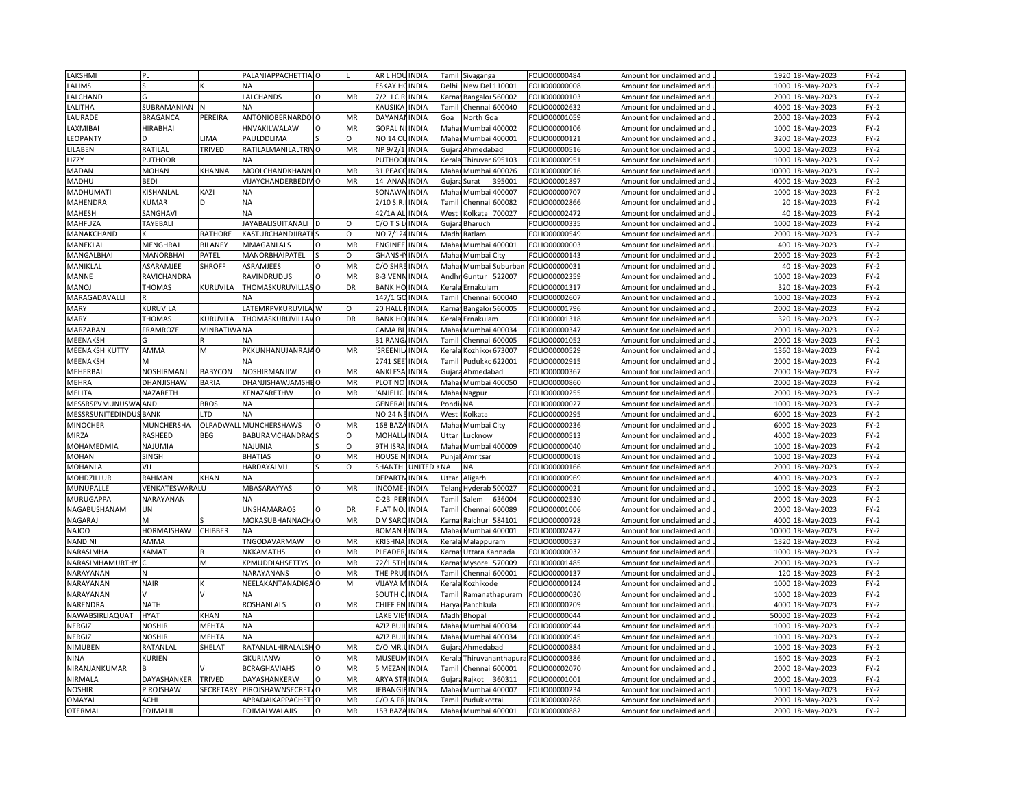| | | | | | | | | | | | | | | | | |
|---|---|---|---|---|---|---|---|---|---|---|---|---|---|---|---|---|
| LAKSHMI | PL | | PALANIAPPACHETTIA | O | | L | AR L HOU | INDIA | Tamil | Sivaganga | | FOLIO00000484 | Amount for unclaimed and u | 1920 | 18-May-2023 | FY-2 |
| LALIMS | S | K | NA | | | | ESKAY HC | INDIA | Delhi | New Del | 110001 | FOLIO00000008 | Amount for unclaimed and u | 1000 | 18-May-2023 | FY-2 |
| LALCHAND | G | | LALCHANDS | O | | MR | 7/2 J C R | INDIA | Karnat | Bangalor | 560002 | FOLIO00000103 | Amount for unclaimed and u | 2000 | 18-May-2023 | FY-2 |
| LALITHA | SUBRAMANIAN | N | NA | | | | KAUSIKA | INDIA | Tamil | Chennai | 600040 | FOLIO00002632 | Amount for unclaimed and u | 4000 | 18-May-2023 | FY-2 |
| LAURADE | BRAGANCA | PEREIRA | ANTONIOBERNARDO | O | | MR | DAYANAN | INDIA | Goa | North Goa | | FOLIO00001059 | Amount for unclaimed and u | 2000 | 18-May-2023 | FY-2 |
| LAXMIBAI | HIRABHAI | | HNVAKILWALAW | O | | MR | GOPAL NI | INDIA | Mahar | Mumbai | 400002 | FOLIO00000106 | Amount for unclaimed and u | 1000 | 18-May-2023 | FY-2 |
| LEOPANTY | D | LIMA | PAULDDLIMA | S | | O | NO 14 CU | INDIA | Mahar | Mumbai | 400001 | FOLIO00000121 | Amount for unclaimed and u | 3200 | 18-May-2023 | FY-2 |
| LILABEN | RATILAL | TRIVEDI | RATILALMANILALTRIV | O | | MR | NP 9/2/1 | INDIA | Gujara | Ahmedabad | | FOLIO00000516 | Amount for unclaimed and u | 1000 | 18-May-2023 | FY-2 |
| LIZZY | PUTHOOR | | NA | | | | PUTHOOR | INDIA | Kerala | Thiruvan | 695103 | FOLIO00000951 | Amount for unclaimed and u | 1000 | 18-May-2023 | FY-2 |
| MADAN | MOHAN | KHANNA | MOOLCHANDKHANN | O | | MR | 31 PEACO | INDIA | Mahar | Mumbai | 400026 | FOLIO00000916 | Amount for unclaimed and u | 10000 | 18-May-2023 | FY-2 |
| MADHU | BEDI | | VIJAYCHANDERBEDIW | O | | MR | 14 ANAN | INDIA | Gujara | Surat | 395001 | FOLIO00001897 | Amount for unclaimed and u | 4000 | 18-May-2023 | FY-2 |
| MADHUMATI | KISHANLAL | KAZI | NA | | | | SONAWA | INDIA | Mahar | Mumbai | 400007 | FOLIO00000707 | Amount for unclaimed and u | 1000 | 18-May-2023 | FY-2 |
| MAHENDRA | KUMAR | D | NA | | | | 2/10 S.R. | INDIA | Tamil | Chennai | 600082 | FOLIO00002866 | Amount for unclaimed and u | 20 | 18-May-2023 | FY-2 |
| MAHESH | SANGHAVI | | NA | | | | 42/1A AL | INDIA | West | Kolkata | 700027 | FOLIO00002472 | Amount for unclaimed and u | 40 | 18-May-2023 | FY-2 |
| MAHFUZA | TAYEBALI | | JAYABALISUITANALI | D | | O | C/O T S L | INDIA | Gujara | Bharuch | | FOLIO00000335 | Amount for unclaimed and u | 1000 | 18-May-2023 | FY-2 |
| MANAKCHAND | K | RATHORE | KASTURCHANDJIRATH | S | | O | NO 7/124 | INDIA | Madhy | Ratlam | | FOLIO00000549 | Amount for unclaimed and u | 2000 | 18-May-2023 | FY-2 |
| MANEKLAL | MENGHRAJ | BILANEY | MMAGANLALS | O | | MR | ENGINEE | INDIA | Mahar | Mumbai | 400001 | FOLIO00000003 | Amount for unclaimed and u | 400 | 18-May-2023 | FY-2 |
| MANGALBHAI | MANORBHAI | PATEL | MANORBHAIPATEL | S | | O | GHANSHY | INDIA | Mahar | Mumbai City | | FOLIO00000143 | Amount for unclaimed and u | 2000 | 18-May-2023 | FY-2 |
| MANIKLAL | ASARAMJEE | SHROFF | ASRAMJEES | O | | MR | C/O SHRE | INDIA | Mahar | Mumbai Suburban | | FOLIO00000031 | Amount for unclaimed and u | 40 | 18-May-2023 | FY-2 |
| MANNE | RAVICHANDRA | | RAVINDRUDUS | O | | MR | 8-3 VENN | INDIA | Andhr | Guntur | 522007 | FOLIO00002359 | Amount for unclaimed and u | 1000 | 18-May-2023 | FY-2 |
| MANOJ | THOMAS | KURUVILA | THOMASKURUVILLAS | O | | DR | BANK HO | INDIA | Kerala | Ernakulam | | FOLIO00001317 | Amount for unclaimed and u | 320 | 18-May-2023 | FY-2 |
| MARAGADAVALLI | R | | NA | | | | 147/1 GO | INDIA | Tamil | Chennai | 600040 | FOLIO00002607 | Amount for unclaimed and u | 1000 | 18-May-2023 | FY-2 |
| MARY | KURUVILA | | LATEMRPVKURUVILA | W | | O | 20 HALL R | INDIA | Karnat | Bangalor | 560005 | FOLIO00001796 | Amount for unclaimed and u | 2000 | 18-May-2023 | FY-2 |
| MARY | THOMAS | KURUVILA | THOMASKURUVILLAV | O | | DR | BANK HO | INDIA | Kerala | Ernakulam | | FOLIO00001318 | Amount for unclaimed and u | 320 | 18-May-2023 | FY-2 |
| MARZABAN | FRAMROZE | MINBATIWA | NA | | | | CAMA BL | INDIA | Mahar | Mumbai | 400034 | FOLIO00000347 | Amount for unclaimed and u | 2000 | 18-May-2023 | FY-2 |
| MEENAKSHI | G | R | NA | | | | 31 RANG | INDIA | Tamil | Chennai | 600005 | FOLIO00001052 | Amount for unclaimed and u | 2000 | 18-May-2023 | FY-2 |
| MEENAKSHIKUTTY | AMMA | M | PKKUNHANUJANRAJA | O | | MR | 'SREENIL | INDIA | Kerala | Kozhikod | 673007 | FOLIO00000529 | Amount for unclaimed and u | 1360 | 18-May-2023 | FY-2 |
| MEENAKSHI | M | | NA | | | | 2741 SEE | INDIA | Tamil | Pudukko | 622001 | FOLIO00002915 | Amount for unclaimed and u | 2000 | 18-May-2023 | FY-2 |
| MEHERBAI | NOSHIRMANJI | BABYCON | NOSHIRMANJIW | O | | MR | ANKLESA | INDIA | Gujara | Ahmedabad | | FOLIO00000367 | Amount for unclaimed and u | 2000 | 18-May-2023 | FY-2 |
| MEHRA | DHANJISHAW | BARIA | DHANJISHAWJAMSHE | O | | MR | PLOT NO | INDIA | Mahar | Mumbai | 400050 | FOLIO00000860 | Amount for unclaimed and u | 2000 | 18-May-2023 | FY-2 |
| MELITA | NAZARETH | | KFNAZARETHW | O | | MR | 'ANJELIC | INDIA | Mahar | Nagpur | | FOLIO00000255 | Amount for unclaimed and u | 2000 | 18-May-2023 | FY-2 |
| MESSRSPVMUNUSWA | AND | BROS | NA | | | | GENERAL | INDIA | Pondic | NA | | FOLIO00000027 | Amount for unclaimed and u | 1000 | 18-May-2023 | FY-2 |
| MESSRSUNITEDINDUS | BANK | LTD | NA | | | | NO 24 NE | INDIA | West | Kolkata | | FOLIO00000295 | Amount for unclaimed and u | 6000 | 18-May-2023 | FY-2 |
| MINOCHER | MUNCHERSHA | OLPADWAL | MUNCHERSHAWS | O | | MR | 168 BAZA | INDIA | Mahar | Mumbai City | | FOLIO00000236 | Amount for unclaimed and u | 6000 | 18-May-2023 | FY-2 |
| MIRZA | RASHEED | BEG | BABURAMCHANDRAG | S | | O | MOHALLA | INDIA | Uttar | Lucknow | | FOLIO00000513 | Amount for unclaimed and u | 4000 | 18-May-2023 | FY-2 |
| MOHAMEDMIA | NAJUMIA | | NAJUNIA | S | | O | 9TH ISRA | INDIA | Mahar | Mumbai | 400009 | FOLIO00000040 | Amount for unclaimed and u | 1000 | 18-May-2023 | FY-2 |
| MOHAN | SINGH | | BHATIAS | O | | MR | HOUSE N | INDIA | Punjab | Amritsar | | FOLIO00000018 | Amount for unclaimed and u | 1000 | 18-May-2023 | FY-2 |
| MOHANLAL | VIJ | | HARDAYALVIJ | S | | O | SHANTHI | UNITED K | NA | NA | | FOLIO00000166 | Amount for unclaimed and u | 2000 | 18-May-2023 | FY-2 |
| MOHDZILLUR | RAHMAN | KHAN | NA | | | | DEPARTM | INDIA | Uttar | Aligarh | | FOLIO00000969 | Amount for unclaimed and u | 4000 | 18-May-2023 | FY-2 |
| MUNUPALLE | VENKATESWARALU | | MBASARAYYAS | O | | MR | INCOME- | INDIA | Telang | Hyderab | 500027 | FOLIO00000021 | Amount for unclaimed and u | 1000 | 18-May-2023 | FY-2 |
| MURUGAPPA | NARAYANAN | | NA | | | | C-23 PER | INDIA | Tamil | Salem | 636004 | FOLIO00002530 | Amount for unclaimed and u | 2000 | 18-May-2023 | FY-2 |
| NAGABUSHANAM | UN | | UNSHAMARAOS | O | | DR | FLAT NO. | INDIA | Tamil | Chennai | 600089 | FOLIO00001006 | Amount for unclaimed and u | 2000 | 18-May-2023 | FY-2 |
| NAGARAJ | M | S | MOKASUBHANNACHA | O | | MR | D V SARO | INDIA | Karnat | Raichur | 584101 | FOLIO00000728 | Amount for unclaimed and u | 4000 | 18-May-2023 | FY-2 |
| NAJOO | HORMAJSHAW | CHIBBER | NA | | | | BOMAN H | INDIA | Mahar | Mumbai | 400001 | FOLIO00002427 | Amount for unclaimed and u | 10000 | 18-May-2023 | FY-2 |
| NANDINI | AMMA | | TNGODAVARMAW | O | | MR | KRISHNA | INDIA | Kerala | Malappuram | | FOLIO00000537 | Amount for unclaimed and u | 1320 | 18-May-2023 | FY-2 |
| NARASIMHA | KAMAT | R | NKKAMATHS | O | | MR | PLEADER, | INDIA | Karnat | Uttara Kannada | | FOLIO00000032 | Amount for unclaimed and u | 1000 | 18-May-2023 | FY-2 |
| NARASIMHAMURTHY | C | M | KPMUDDIAHSETTYS | O | | MR | 72/1 5TH | INDIA | Karnat | Mysore | 570009 | FOLIO00001485 | Amount for unclaimed and u | 2000 | 18-May-2023 | FY-2 |
| NARAYANAN | N | | NARAYANANS | O | | MR | THE PRUD | INDIA | Tamil | Chennai | 600001 | FOLIO00000137 | Amount for unclaimed and u | 120 | 18-May-2023 | FY-2 |
| NARAYANAN | NAIR | K | NEELAKANTANADIGA | O | | M | VIJAYA M | INDIA | Kerala | Kozhikode | | FOLIO00000124 | Amount for unclaimed and u | 1000 | 18-May-2023 | FY-2 |
| NARAYANAN | V | V | NA | | | | SOUTH C | INDIA | Tamil | Ramanathapuram | | FOLIO00000030 | Amount for unclaimed and u | 1000 | 18-May-2023 | FY-2 |
| NARENDRA | NATH | | ROSHANLALS | O | | MR | CHIEF EN | INDIA | Haryan | Panchkula | | FOLIO00000209 | Amount for unclaimed and u | 4000 | 18-May-2023 | FY-2 |
| NAWABSIRLIAQUAT | HYAT | KHAN | NA | | | | LAKE VIE | INDIA | Madhy | Bhopal | | FOLIO00000044 | Amount for unclaimed and u | 50000 | 18-May-2023 | FY-2 |
| NERGIZ | NOSHIR | MEHTA | NA | | | | AZIZ BUIL | INDIA | Mahar | Mumbai | 400034 | FOLIO00000944 | Amount for unclaimed and u | 1000 | 18-May-2023 | FY-2 |
| NERGIZ | NOSHIR | MEHTA | NA | | | | AZIZ BUIL | INDIA | Mahar | Mumbai | 400034 | FOLIO00000945 | Amount for unclaimed and u | 1000 | 18-May-2023 | FY-2 |
| NIMUBEN | RATANLAL | SHELAT | RATANLALHIRALALSH | O | | MR | C/O MR.L | INDIA | Gujara | Ahmedabad | | FOLIO00000884 | Amount for unclaimed and u | 1000 | 18-May-2023 | FY-2 |
| NINA | KURIEN | | GKURIANW | O | | MR | MUSEUM | INDIA | Kerala | Thiruvananthapura | | FOLIO00000386 | Amount for unclaimed and u | 1600 | 18-May-2023 | FY-2 |
| NIRANJANKUMAR | B | V | BCRAGHAVIAHS | O | | MR | 5 MEZAN | INDIA | Tamil | Chennai | 600001 | FOLIO00002070 | Amount for unclaimed and u | 2000 | 18-May-2023 | FY-2 |
| NIRMALA | DAYASHANKER | TRIVEDI | DAYASHANKERW | O | | MR | ARYA STR | INDIA | Gujara | Rajkot | 360311 | FOLIO00001001 | Amount for unclaimed and u | 2000 | 18-May-2023 | FY-2 |
| NOSHIR | PIROJSHAW | SECRETARY | PIROJSHAWNSECRETA | O | | MR | JEBANGIR | INDIA | Mahar | Mumbai | 400007 | FOLIO00000234 | Amount for unclaimed and u | 1000 | 18-May-2023 | FY-2 |
| OMAYAL | ACHI | | APRADAIKAPPACHETT | O | | MR | C/O A PR | INDIA | Tamil | Pudukkottai | | FOLIO00000288 | Amount for unclaimed and u | 2000 | 18-May-2023 | FY-2 |
| OTERMAL | FOJMALJI | | FOJMALWALAJIS | O | | MR | 153 BAZA | INDIA | Mahar | Mumbai | 400001 | FOLIO00000882 | Amount for unclaimed and u | 2000 | 18-May-2023 | FY-2 |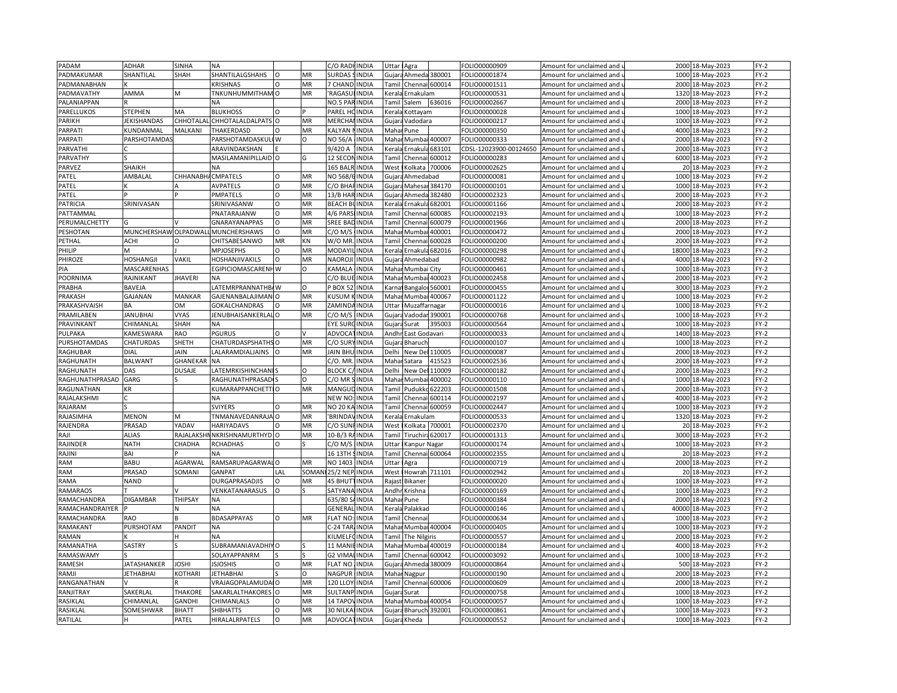| PADAM | ADHAR | SINHA | NA | | | C/O RADH | INDIA | Uttar | Agra | | FOLIO00000909 | Amount for unclaimed and u | 2000 | 18-May-2023 | FY-2 |
|---|---|---|---|---|---|---|---|---|---|---|---|---|---|---|---|
| PADMAKUMAR | SHANTILAL | SHAH | SHANTILALGSHAHS | O | MR | SURDAS S | INDIA | Gujara | Ahmeda | 380001 | FOLIO00001874 | Amount for unclaimed and u | 1000 | 18-May-2023 | FY-2 |
| PADMANABHAN | K | | KRISHNAS | O | MR | 7 CHAND | INDIA | Tamil | Chennai | 600014 | FOLIO00001511 | Amount for unclaimed and u | 2000 | 18-May-2023 | FY-2 |
| PADMAVATHY | AMMA | M | TNKUNHUMMITHAM | O | MR | 'RAGASU | INDIA | Kerala | Ernakulam | | FOLIO00000531 | Amount for unclaimed and u | 1320 | 18-May-2023 | FY-2 |
| PALANIAPPAN | R | | NA | | | NO.5 PAR | INDIA | Tamil | Salem | 636016 | FOLIO00002667 | Amount for unclaimed and u | 2000 | 18-May-2023 | FY-2 |
| PARELLUKOS | STEPHEN | MA | BLUKHOSS | O | P | PAREL HO | INDIA | Kerala | Kottayam | | FOLIO00000028 | Amount for unclaimed and u | 1000 | 18-May-2023 | FY-2 |
| PARIKH | JEKISHANDAS | CHHOTALAL | CHHOTALALDALPATS | O | MR | MERCHAN | INDIA | Gujara | Vadodara | | FOLIO00000217 | Amount for unclaimed and u | 1000 | 18-May-2023 | FY-2 |
| PARPATI | KUNDANMAL | MALKANI | THAKERDASD | O | MR | KALYAN N | INDIA | Mahar | Pune | | FOLIO00000350 | Amount for unclaimed and u | 4000 | 18-May-2023 | FY-2 |
| PARPATI | PARSHOTAMDAS | | PARSHOTAMDASKUL | W | O | NO 56/A | INDIA | Mahar | Mumbai | 400007 | FOLIO00000333 | Amount for unclaimed and u | 2000 | 18-May-2023 | FY-2 |
| PARVATHI | C | | ARAVINDAKSHAN | E | | 9/420 A | INDIA | Kerala | Ernakula | 683101 | CDSL-12023900-00124650 | Amount for unclaimed and u | 2000 | 18-May-2023 | FY-2 |
| PARVATHY | S | | MASILAMANIPILLAID | O | G | 12 SECON | INDIA | Tamil | Chennai | 600012 | FOLIO00000283 | Amount for unclaimed and u | 6000 | 18-May-2023 | FY-2 |
| PARVEZ | SHAIKH | | NA | | | 165 BALR | INDIA | West | Kolkata | 700006 | FOLIO00002625 | Amount for unclaimed and u | 20 | 18-May-2023 | FY-2 |
| PATEL | AMBALAL | CHHANABHA | CMPATELS | O | MR | NO 568/6 | INDIA | Gujara | Ahmedabad | | FOLIO00000081 | Amount for unclaimed and u | 1000 | 18-May-2023 | FY-2 |
| PATEL | K | A | AVPATELS | O | MR | C/O BHAR | INDIA | Gujara | Mahesar | 384170 | FOLIO00000101 | Amount for unclaimed and u | 1000 | 18-May-2023 | FY-2 |
| PATEL | P | P | PMPATELS | O | MR | 13/B HAR | INDIA | Gujara | Ahmeda | 382480 | FOLIO00002323 | Amount for unclaimed and u | 2000 | 18-May-2023 | FY-2 |
| PATRICIA | SRINIVASAN | | SRINIVASANW | O | MR | BEACH BU | INDIA | Kerala | Ernakula | 682001 | FOLIO00001166 | Amount for unclaimed and u | 2000 | 18-May-2023 | FY-2 |
| PATTAMMAL | | | PNATARAJANW | O | MR | 4/6 PARS | INDIA | Tamil | Chennai | 600085 | FOLIO00002193 | Amount for unclaimed and u | 1000 | 18-May-2023 | FY-2 |
| PERUMALCHETTY | G | | GNARAYANAPPAS | O | MR | SREE BAD | INDIA | Tamil | Chennai | 600079 | FOLIO00001966 | Amount for unclaimed and u | 2000 | 18-May-2023 | FY-2 |
| PESHOTAN | MUNCHERSHAW | OLPADWALL | MUNCHERSHAWS | O | MR | C/O M/S | INDIA | Mahar | Mumbai | 400001 | FOLIO00000472 | Amount for unclaimed and u | 2000 | 18-May-2023 | FY-2 |
| PETHAL | ACHI | O | CHITSABESANWO | MR | KN | W/O MR. | INDIA | Tamil | Chennai | 600028 | FOLIO00000200 | Amount for unclaimed and u | 2000 | 18-May-2023 | FY-2 |
| PHILIP | M | J | MPJOSEPHS | O | MR | MODAYIL | INDIA | Kerala | Ernakula | 682016 | FOLIO00000298 | Amount for unclaimed and u | 18000 | 18-May-2023 | FY-2 |
| PHIROZE | HOSHANGJI | VAKIL | HOSHANJIVAKILS | O | MR | NAOROJI | INDIA | Gujara | Ahmedabad | | FOLIO00000982 | Amount for unclaimed and u | 4000 | 18-May-2023 | FY-2 |
| PIA | MASCARENHAS | | EGIPICIOMASCARENH | W | O | KAMALA | INDIA | Mahar | Mumbai City | | FOLIO00000461 | Amount for unclaimed and u | 1000 | 18-May-2023 | FY-2 |
| POORNIMA | RAJNIKANT | JHAVERI | NA | | | C/O BLUE | INDIA | Mahar | Mumbai | 400023 | FOLIO00002458 | Amount for unclaimed and u | 2000 | 18-May-2023 | FY-2 |
| PRABHA | BAVEJA | | LATEMRPRANNATHBA | W | O | P BOX 52 | INDIA | Karnat | Bangalor | 560001 | FOLIO00000455 | Amount for unclaimed and u | 3000 | 18-May-2023 | FY-2 |
| PRAKASH | GAJANAN | MANKAR | GAJENANBALAJIMAN | O | MR | KUSUM K | INDIA | Mahar | Mumbai | 400067 | FOLIO00001122 | Amount for unclaimed and u | 1000 | 18-May-2023 | FY-2 |
| PRAKASHVAISH | BA | OM | GOKALCHANDRAS | O | MR | ZAMINDA | INDIA | Uttar | Muzaffarnagar | | FOLIO00000016 | Amount for unclaimed and u | 1000 | 18-May-2023 | FY-2 |
| PRAMILABEN | JANUBHAI | VYAS | JENUBHAISANKERLAL | O | MR | C/O M/S | INDIA | Gujara | Vadodar | 390001 | FOLIO00000768 | Amount for unclaimed and u | 1000 | 18-May-2023 | FY-2 |
| PRAVINKANT | CHIMANLAL | SHAH | NA | | | EYE SURG | INDIA | Gujara | Surat | 395003 | FOLIO00000564 | Amount for unclaimed and u | 1000 | 18-May-2023 | FY-2 |
| PULPAKA | KAMESWARA | RAO | PGURUS | O | V | ADVOCAT | INDIA | Andhr | East Godavari | | FOLIO00000033 | Amount for unclaimed and u | 1400 | 18-May-2023 | FY-2 |
| PURSHOTAMDAS | CHATURDAS | SHETH | CHATURDASPSHATHS | O | MR | C/O SURY | INDIA | Gujara | Bharuch | | FOLIO00000107 | Amount for unclaimed and u | 1000 | 18-May-2023 | FY-2 |
| RAGHUBAR | DIAL | JAIN | LALARAMDIALJAINS | O | MR | JAIN BHU | INDIA | Delhi | New Del | 110005 | FOLIO00000087 | Amount for unclaimed and u | 2000 | 18-May-2023 | FY-2 |
| RAGHUNATH | BALWANT | GHANEKAR | NA | | | C/O. MR. | INDIA | Mahar | Satara | 415523 | FOLIO00002536 | Amount for unclaimed and u | 2000 | 18-May-2023 | FY-2 |
| RAGHUNATH | DAS | DUSAJE | LATEMRKISHINCHAN | S | O | BLOCK C/ | INDIA | Delhi | New Del | 110009 | FOLIO00000182 | Amount for unclaimed and u | 2000 | 18-May-2023 | FY-2 |
| RAGHUNATHPRASAD | GARG | S | RAGHUNATHPRASAD | S | O | C/O MR S | INDIA | Mahar | Mumbai | 400002 | FOLIO00000110 | Amount for unclaimed and u | 1000 | 18-May-2023 | FY-2 |
| RAGUNATHAN | KR | | KUMARAPPANCHETTI | O | MR | MANGUD | INDIA | Tamil | Pudukko | 622203 | FOLIO00001508 | Amount for unclaimed and u | 2000 | 18-May-2023 | FY-2 |
| RAJALAKSHMI | C | | NA | | | NEW NO. | INDIA | Tamil | Chennai | 600114 | FOLIO00002197 | Amount for unclaimed and u | 4000 | 18-May-2023 | FY-2 |
| RAJARAM | S | | SVIYERS | O | MR | NO 20 KA | INDIA | Tamil | Chennai | 600059 | FOLIO00002447 | Amount for unclaimed and u | 1000 | 18-May-2023 | FY-2 |
| RAJASIMHA | MENON | M | TNMANAVEDANRAJA | O | MR | 'BRINDAV | INDIA | Kerala | Ernakulam | | FOLIO00000533 | Amount for unclaimed and u | 1320 | 18-May-2023 | FY-2 |
| RAJENDRA | PRASAD | YADAV | HARIYADAVS | O | MR | C/O SUNF | INDIA | West | Kolkata | 700001 | FOLIO00002370 | Amount for unclaimed and u | 20 | 18-May-2023 | FY-2 |
| RAJI | ALIAS | RAJALAKSHM | NKRISHNAMURTHYD | O | MR | 10-B/3 RA | INDIA | Tamil | Tiruchira | 620017 | FOLIO00001313 | Amount for unclaimed and u | 3000 | 18-May-2023 | FY-2 |
| RAJINDER | NATH | CHADHA | RCHADHAS | O | S | C/O M/S | INDIA | Uttar | Kanpur Nagar | | FOLIO00000174 | Amount for unclaimed and u | 1000 | 18-May-2023 | FY-2 |
| RAJINI | BAI | P | NA | | | 16 13TH S | INDIA | Tamil | Chennai | 600064 | FOLIO00002355 | Amount for unclaimed and u | 20 | 18-May-2023 | FY-2 |
| RAM | BABU | AGARWAL | RAMSARUPAGARWAL | O | MR | NO 1403 | INDIA | Uttar | Agra | | FOLIO00000719 | Amount for unclaimed and u | 2000 | 18-May-2023 | FY-2 |
| RAM | PRASAD | SOMANI | GANPAT | LAL | SOMANI | 25/2 NEP | INDIA | West | Howrah | 711101 | FOLIO00002942 | Amount for unclaimed and u | 20 | 18-May-2023 | FY-2 |
| RAMA | NAND | | DURGAPRASADJIS | O | MR | 45 BHUTT | INDIA | Rajast | Bikaner | | FOLIO00000020 | Amount for unclaimed and u | 1000 | 18-May-2023 | FY-2 |
| RAMARAOS | T | V | VENKATANARASUS | O | S | SATYANA | INDIA | Andhr | Krishna | | FOLIO00000169 | Amount for unclaimed and u | 1000 | 18-May-2023 | FY-2 |
| RAMACHANDRA | DIGAMBAR | THIPSAY | NA | | | 635/80 SA | INDIA | Mahar | Pune | | FOLIO00000384 | Amount for unclaimed and u | 2000 | 18-May-2023 | FY-2 |
| RAMACHANDRAIYER | P | N | NA | | | GENERAL | INDIA | Kerala | Palakkad | | FOLIO00000146 | Amount for unclaimed and u | 40000 | 18-May-2023 | FY-2 |
| RAMACHANDRA | RAO | B | BDASAPPAYAS | O | MR | FLAT NO: | INDIA | Tamil | Chennai | | FOLIO00000634 | Amount for unclaimed and u | 1000 | 18-May-2023 | FY-2 |
| RAMAKANT | PURSHOTAM | PANDIT | NA | | | C-24 TAR | INDIA | Mahar | Mumbai | 400004 | FOLIO00000405 | Amount for unclaimed and u | 1000 | 18-May-2023 | FY-2 |
| RAMAN | K | H | NA | | | KILMELFO | INDIA | Tamil | The Nilgiris | | FOLIO00000557 | Amount for unclaimed and u | 2000 | 18-May-2023 | FY-2 |
| RAMANATHA | SASTRY | S | SUBRAMANIAVADHIY | O | S | 11 MANIE | INDIA | Mahar | Mumbai | 400019 | FOLIO00000184 | Amount for unclaimed and u | 4000 | 18-May-2023 | FY-2 |
| RAMASWAMY | S | | SOLAYAPPANRM | S | S | G2 VIMAL | INDIA | Tamil | Chennai | 600042 | FOLIO00003092 | Amount for unclaimed and u | 1000 | 18-May-2023 | FY-2 |
| RAMESH | JATASHANKER | JOSHI | JSJOSHIS | O | MR | FLAT NO. | INDIA | Gujara | Ahmeda | 380009 | FOLIO00000864 | Amount for unclaimed and u | 500 | 18-May-2023 | FY-2 |
| RAMJI | JETHABHAI | KOTHARI | JETHABHAI | S | O | NAGPUR | INDIA | Mahar | Nagpur | | FOLIO00000190 | Amount for unclaimed and u | 2000 | 18-May-2023 | FY-2 |
| RANGANATHAN | V | R | VRAJAGOPALAMUDA | O | MR | 120 LLOY | INDIA | Tamil | Chennai | 600006 | FOLIO00000609 | Amount for unclaimed and u | 2000 | 18-May-2023 | FY-2 |
| RANJITRAY | SAKERLAL | THAKORE | SAKARLALTHAKORES | O | MR | SULTANP | INDIA | Gujara | Surat | | FOLIO00000758 | Amount for unclaimed and u | 1000 | 18-May-2023 | FY-2 |
| RASIKLAL | CHIMANLAL | GANDHI | CHIMANLALS | O | MR | 14 TAPOV | INDIA | Mahar | Mumbai | 400054 | FOLIO00000057 | Amount for unclaimed and u | 1000 | 18-May-2023 | FY-2 |
| RASIKLAL | SOMESHWAR | BHATT | SHBHATTS | O | MR | 30 NILKA | INDIA | Gujara | Bharuch | 392001 | FOLIO00000861 | Amount for unclaimed and u | 1000 | 18-May-2023 | FY-2 |
| RATILAL | H | PATEL | HIRALALRPATELS | O | MR | ADVOCAT | INDIA | Gujara | Kheda | | FOLIO00000552 | Amount for unclaimed and u | 1000 | 18-May-2023 | FY-2 |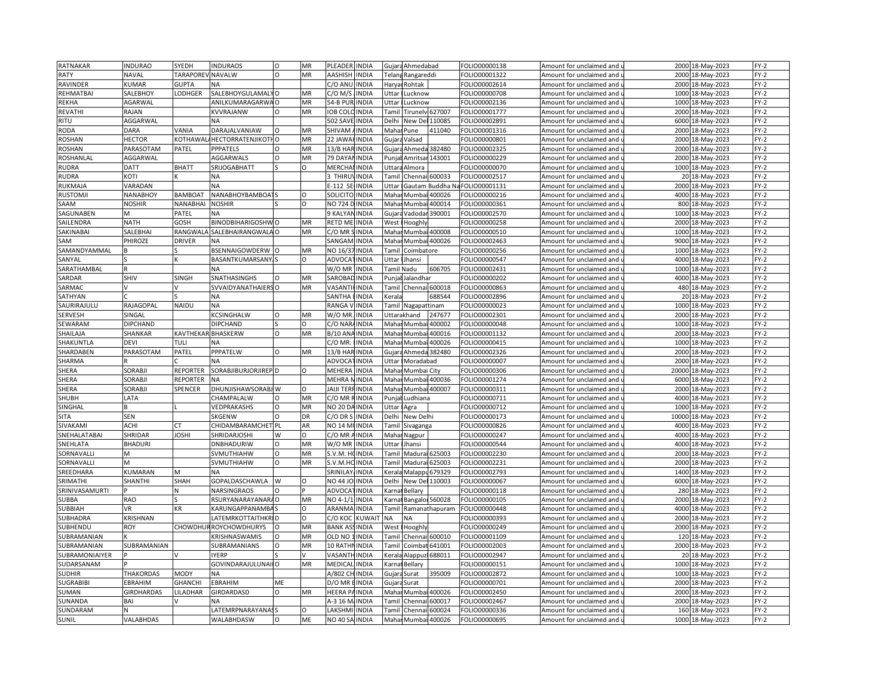| RATNAKAR | INDURAO | SYEDH | INDURAOS | O | MR | PLEADER | INDIA | Gujara | Ahmedabad | | FOLIO000000138 | Amount for unclaimed and u | 2000 | 18-May-2023 | FY-2 |
|---|---|---|---|---|---|---|---|---|---|---|---|---|---|---|---|
| RATY | NAVAL | TARAPOREV | NAVALW | O | MR | AASHISH | INDIA | Telang | Rangareddi | | FOLIO000001322 | Amount for unclaimed and u | 2000 | 18-May-2023 | FY-2 |
| RAVINDER | KUMAR | GUPTA | NA | | | C/O ANU | INDIA | Harya | Rohtak | | FOLIO000002614 | Amount for unclaimed and u | 2000 | 18-May-2023 | FY-2 |
| REHMATBAI | SALEBHOY | LODHGER | SALEBHOYGULAMALY | O | MR | C/O M/S | INDIA | Uttar | Lucknow | | FOLIO000000708 | Amount for unclaimed and u | 1000 | 18-May-2023 | FY-2 |
| REKHA | AGARWAL | | ANILKUMARAGARWA | O | MR | 54-B PUR | INDIA | Uttar | Lucknow | | FOLIO000002136 | Amount for unclaimed and u | 1000 | 18-May-2023 | FY-2 |
| REVATHI | RAJAN | | KVVRAJANW | O | MR | IOB COLO | INDIA | Tamil | Tirunelv | 627007 | FOLIO000001777 | Amount for unclaimed and u | 2000 | 18-May-2023 | FY-2 |
| RITU | AGGARWAL | | NA | | | 502 SAVE | INDIA | Delhi | New Del | 110085 | FOLIO000002891 | Amount for unclaimed and u | 6000 | 18-May-2023 | FY-2 |
| RODA | DARA | VANIA | DARAJALVANIAW | O | MR | SHIVAM A | INDIA | Mahar | Pune | 411040 | FOLIO000001316 | Amount for unclaimed and u | 2000 | 18-May-2023 | FY-2 |
| ROSHAN | HECTOR | KOTHAWALA | HECTORRATENJIKOTH | O | MR | 22 JAWAH | INDIA | Gujara | Valsad | | FOLIO000000801 | Amount for unclaimed and u | 2000 | 18-May-2023 | FY-2 |
| ROSHAN | PARASOTAM | PATEL | PPPATELS | O | MR | 13/B HAR | INDIA | Gujara | Ahmeda | 382480 | FOLIO000002325 | Amount for unclaimed and u | 2000 | 18-May-2023 | FY-2 |
| ROSHANLAL | AGGARWAL | | AGGARWALS | O | MR | 79 DAYAN | INDIA | Punjab | Amritsar | 143001 | FOLIO000000229 | Amount for unclaimed and u | 2000 | 18-May-2023 | FY-2 |
| RUDRA | DATT | BHATT | SRIJOGABHATT | S | O | MERCHAN | INDIA | Uttara | Almora | | FOLIO000000070 | Amount for unclaimed and u | 1000 | 18-May-2023 | FY-2 |
| RUDRA | KOTI | K | NA | | | 3 THIRUV | INDIA | Tamil | Chennai | 600033 | FOLIO000002517 | Amount for unclaimed and u | 20 | 18-May-2023 | FY-2 |
| RUKMAJA | VARADAN | | NA | | | E-112 SE | INDIA | Uttar | Gautam Buddha Na | | FOLIO000001131 | Amount for unclaimed and u | 2000 | 18-May-2023 | FY-2 |
| RUSTOMJI | NANABHOY | BAMBOAT | NANABHOYBAMBOAT | S | O | SOLICITO | INDIA | Mahar | Mumbai | 400026 | FOLIO000000216 | Amount for unclaimed and u | 4000 | 18-May-2023 | FY-2 |
| SAAM | NOSHIR | NANABHAI | NOSHIR | S | O | NO 724 D | INDIA | Mahar | Mumbai | 400014 | FOLIO000000361 | Amount for unclaimed and u | 800 | 18-May-2023 | FY-2 |
| SAGUNABEN | M | PATEL | NA | | | 9 KALYAN | INDIA | Gujara | Vadodar | 390001 | FOLIO000002570 | Amount for unclaimed and u | 1000 | 18-May-2023 | FY-2 |
| SAILENDRA | NATH | GOSH | BINODBIHARIGOSHW | O | MR | RETD ME | INDIA | West | Hooghly | | FOLIO000000258 | Amount for unclaimed and u | 2000 | 18-May-2023 | FY-2 |
| SAKINABAI | SALEBHAI | RANGWALA | SALEBHAIRANGWALA | O | MR | C/O MR S | INDIA | Mahar | Mumbai | 400008 | FOLIO000000510 | Amount for unclaimed and u | 1000 | 18-May-2023 | FY-2 |
| SAM | PHIROZE | DRIVER | NA | | | SANGAM | INDIA | Mahar | Mumbai | 400026 | FOLIO000002463 | Amount for unclaimed and u | 9000 | 18-May-2023 | FY-2 |
| SAMANDYAMMAL | B | S | BSENNAIGOWDERW | O | MR | NO 16/37 | INDIA | Tamil | Coimbatore | | FOLIO000000256 | Amount for unclaimed and u | 1000 | 18-May-2023 | FY-2 |
| SANYAL | S | K | BASANTKUMARSANY | S | O | ADVOCAT | INDIA | Uttar | Jhansi | | FOLIO000000547 | Amount for unclaimed and u | 4000 | 18-May-2023 | FY-2 |
| SARATHAMBAL | R | | NA | | | W/O MR | INDIA | Tamil Nadu | | 606705 | FOLIO000002431 | Amount for unclaimed and u | 1000 | 18-May-2023 | FY-2 |
| SARDAR | SHIV | SINGH | SNATHASINGHS | O | MR | SAROBAD | INDIA | Punjab | Jalandhar | | FOLIO000000202 | Amount for unclaimed and u | 4000 | 18-May-2023 | FY-2 |
| SARMAC | V | V | SVVAIDYANATHAIERS | O | MR | VASANTH | INDIA | Tamil | Chennai | 600018 | FOLIO000000863 | Amount for unclaimed and u | 480 | 18-May-2023 | FY-2 |
| SATHYAN | C | S | NA | | | SANTHA | INDIA | Kerala | | 688544 | FOLIO000002896 | Amount for unclaimed and u | 20 | 18-May-2023 | FY-2 |
| SAURIRAJULU | RAJAGOPAL | NAIDU | NA | | | RANGA V | INDIA | Tamil | Nagapattinam | | FOLIO000000023 | Amount for unclaimed and u | 1000 | 18-May-2023 | FY-2 |
| SERVESH | SINGAL | | KCSINGHALW | O | MR | W/O MR. | INDIA | Uttarakhand | | 247677 | FOLIO000002301 | Amount for unclaimed and u | 2000 | 18-May-2023 | FY-2 |
| SEWARAM | DIPCHAND | | DIPCHAND | S | O | C/O NAR | INDIA | Mahar | Mumbai | 400002 | FOLIO000000048 | Amount for unclaimed and u | 1000 | 18-May-2023 | FY-2 |
| SHAILAJA | SHANKAR | KAVTHEKAR | BHASKERW | O | MR | B/10 ANA | INDIA | Mahar | Mumbai | 400016 | FOLIO000001132 | Amount for unclaimed and u | 2000 | 18-May-2023 | FY-2 |
| SHAKUNTLA | DEVI | TULI | NA | | | C/O MR. | INDIA | Mahar | Mumbai | 400026 | FOLIO000000415 | Amount for unclaimed and u | 1000 | 18-May-2023 | FY-2 |
| SHARDABEN | PARASOTAM | PATEL | PPPATELW | O | MR | 13/B HAR | INDIA | Gujara | Ahmeda | 382480 | FOLIO000002326 | Amount for unclaimed and u | 2000 | 18-May-2023 | FY-2 |
| SHARMA | R | C | NA | | | ADVOCAT | INDIA | Uttar | Moradabad | | FOLIO000000007 | Amount for unclaimed and u | 2000 | 18-May-2023 | FY-2 |
| SHERA | SORABJI | REPORTER | SORABJIBURJORJIREP | D | O | MEHERA | INDIA | Mahar | Mumbai City | | FOLIO000000306 | Amount for unclaimed and u | 20000 | 18-May-2023 | FY-2 |
| SHERA | SORABJI | REPORTER | NA | | | MEHRA N | INDIA | Mahar | Mumbai | 400036 | FOLIO000001274 | Amount for unclaimed and u | 6000 | 18-May-2023 | FY-2 |
| SHERA | SORABJI | SPENCER | DHUNJISHAWSORABJ | W | O | JAIJI TERR | INDIA | Mahar | Mumbai | 400007 | FOLIO000000311 | Amount for unclaimed and u | 2000 | 18-May-2023 | FY-2 |
| SHUBH | LATA | | CHAMPALALW | O | MR | C/O MR R | INDIA | Punjab | Ludhiana | | FOLIO000000711 | Amount for unclaimed and u | 4000 | 18-May-2023 | FY-2 |
| SINGHAL | B | L | VEDPRAKASHS | O | MR | NO 20 DA | INDIA | Uttar | Agra | | FOLIO000000712 | Amount for unclaimed and u | 1000 | 18-May-2023 | FY-2 |
| SITA | SEN | | SKGENW | O | DR | C/O DR S | INDIA | Delhi | New Delhi | | FOLIO000000173 | Amount for unclaimed and u | 10000 | 18-May-2023 | FY-2 |
| SIVAKAMI | ACHI | CT | CHIDAMBARAMCHET | PL | AR | NO 14 MI | INDIA | Tamil | Sivaganga | | FOLIO000000826 | Amount for unclaimed and u | 4000 | 18-May-2023 | FY-2 |
| SNEHALATABAI | SHRIDAR | JOSHI | SHRIDARJOSHI | W | O | C/O MR A | INDIA | Mahar | Nagpur | | FOLIO000000247 | Amount for unclaimed and u | 4000 | 18-May-2023 | FY-2 |
| SNEHLATA | BHADURI | | DNBHADURIW | O | MR | W/O MR | INDIA | Uttar | Jhansi | | FOLIO000000544 | Amount for unclaimed and u | 4000 | 18-May-2023 | FY-2 |
| SORNAVALLI | M | | SVMUTHIAHW | O | MR | S.V.M. HO | INDIA | Tamil | Madurai | 625003 | FOLIO000002230 | Amount for unclaimed and u | 2000 | 18-May-2023 | FY-2 |
| SORNAVALLI | M | | SVMUTHIAHW | O | MR | S.V.M.HO | INDIA | Tamil | Madurai | 625003 | FOLIO000002231 | Amount for unclaimed and u | 2000 | 18-May-2023 | FY-2 |
| SREEDHARA | KUMARAN | M | NA | | | SRINILAY | INDIA | Kerala | Malappu | 679329 | FOLIO000002793 | Amount for unclaimed and u | 1400 | 18-May-2023 | FY-2 |
| SRIMATHI | SHANTHI | SHAH | GOPALDASCHAWLA | W | O | NO 44 JO | INDIA | Delhi | New Del | 110003 | FOLIO000000067 | Amount for unclaimed and u | 6000 | 18-May-2023 | FY-2 |
| SRINIVASAMURTI | P | N | NARSINGRAOS | O | P | ADVOCAT | INDIA | Karnat | Bellary | | FOLIO000000118 | Amount for unclaimed and u | 280 | 18-May-2023 | FY-2 |
| SUBBA | RAO | S | RSURYANARAYANARA | O | MR | NO 4-1/1 | INDIA | Karnat | Bangalor | 560028 | FOLIO000000105 | Amount for unclaimed and u | 2000 | 18-May-2023 | FY-2 |
| SUBBIAH | VR | KR | KARUNGAPPANAMBA | S | O | ARANMA | INDIA | Tamil | Ramanathapuram | | FOLIO000000448 | Amount for unclaimed and u | 4000 | 18-May-2023 | FY-2 |
| SUBHADRA | KRISHNAN | | LATEMRKOTTAITHKRI | D | O | C/O KOC | KUWAIT | NA | NA | | FOLIO000000393 | Amount for unclaimed and u | 2000 | 18-May-2023 | FY-2 |
| SUBHENDU | ROY | CHOWDHUR | ROYCHOWDHURYS | O | MR | BANK ASS | INDIA | West | Hooghly | | FOLIO000000249 | Amount for unclaimed and u | 2000 | 18-May-2023 | FY-2 |
| SUBRAMANIAN | K | | KRISHNASWAMIS | O | MR | OLD NO 1 | INDIA | Tamil | Chennai | 600010 | FOLIO000001109 | Amount for unclaimed and u | 120 | 18-May-2023 | FY-2 |
| SUBRAMANIAN | SUBRAMANIAN | | SUBRAMANIANS | O | MR | 10 RATHN | INDIA | Tamil | Coimbat | 641001 | FOLIO000002003 | Amount for unclaimed and u | 2000 | 18-May-2023 | FY-2 |
| SUBRAMONIAIYER | P | V | IYERP | S | V | VASANTH | INDIA | Kerala | Alappuz | 688011 | FOLIO000002947 | Amount for unclaimed and u | 20 | 18-May-2023 | FY-2 |
| SUDARSANAM | P | | GOVINDARAJULUNAI | O | MR | MEDICAL | INDIA | Karnat | Bellary | | FOLIO000000151 | Amount for unclaimed and u | 1000 | 18-May-2023 | FY-2 |
| SUDHIR | THAKORDAS | MODY | NA | | | A/802 CH | INDIA | Gujara | Surat | 395009 | FOLIO000002872 | Amount for unclaimed and u | 1000 | 18-May-2023 | FY-2 |
| SUGRABIBI | EBRAHIM | GHANCHI | EBRAHIM | ME | | D/O MR E | INDIA | Gujara | Surat | | FOLIO000000701 | Amount for unclaimed and u | 2000 | 18-May-2023 | FY-2 |
| SUMAN | GIRDHARDAS | LILADHAR | GIRDARDASD | O | MR | HEERA PA | INDIA | Mahar | Mumbai | 400026 | FOLIO000002450 | Amount for unclaimed and u | 2000 | 18-May-2023 | FY-2 |
| SUNANDA | BAI | V | NA | | | A-3 16 M | INDIA | Tamil | Chennai | 600017 | FOLIO000002467 | Amount for unclaimed and u | 2000 | 18-May-2023 | FY-2 |
| SUNDARAM | N | | LATEMRPNARAYANAS | S | O | LAKSHMI | INDIA | Tamil | Chennai | 600024 | FOLIO000000336 | Amount for unclaimed and u | 160 | 18-May-2023 | FY-2 |
| SUNIL | VALABHDAS | | WALABHDASW | O | ME | NO 40 SA | INDIA | Mahar | Mumbai | 400026 | FOLIO000000695 | Amount for unclaimed and u | 1000 | 18-May-2023 | FY-2 |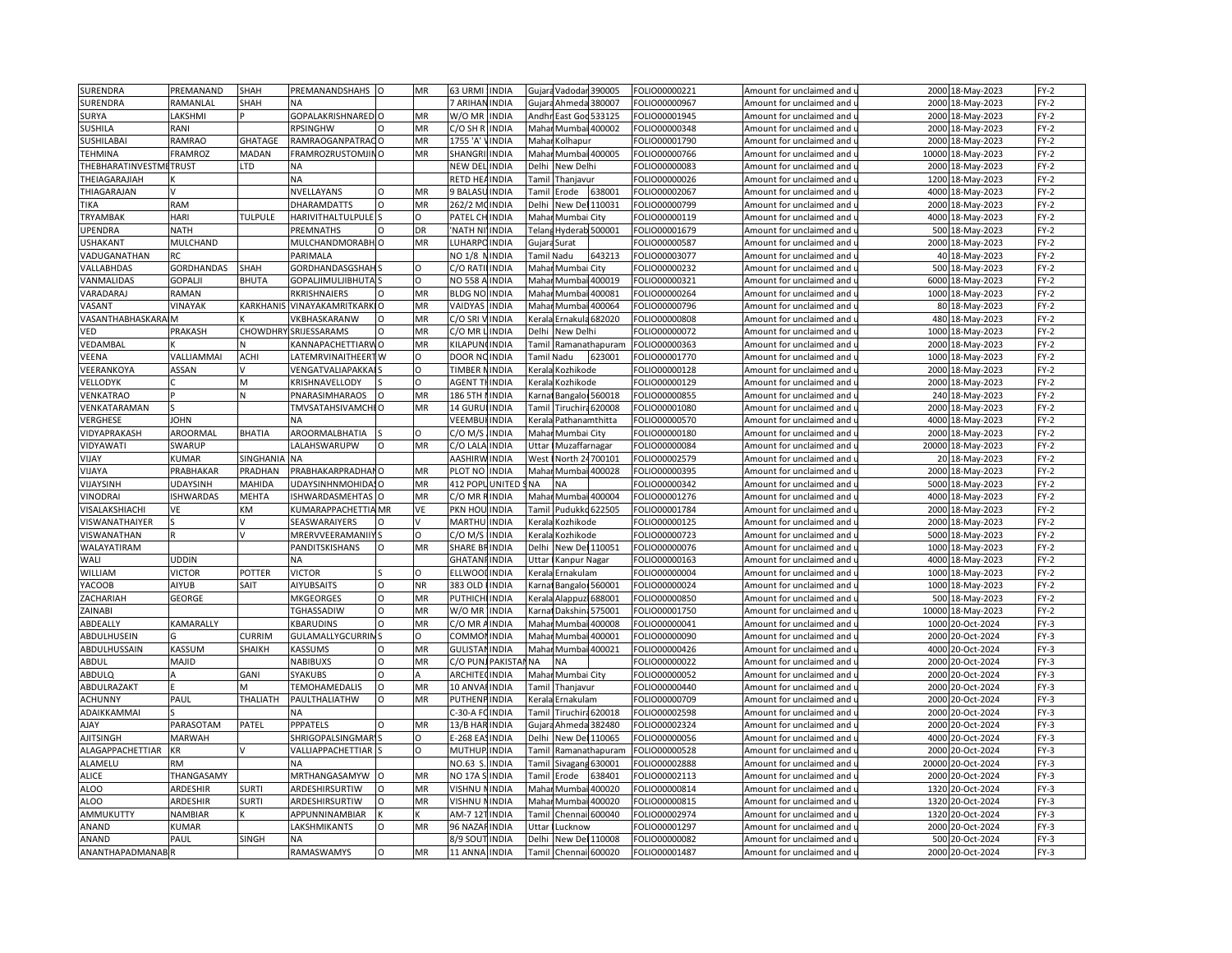| | | | | | | | | | | | | | | | |
|---|---|---|---|---|---|---|---|---|---|---|---|---|---|---|---|
| SURENDRA | PREMANAND | SHAH | PREMANANDSHAHS | O | MR | 63 URMI | INDIA | Gujara | Vadodar | 390005 | FOLIO00000221 | Amount for unclaimed and u | 2000 | 18-May-2023 | FY-2 |
| SURENDRA | RAMANLAL | SHAH | NA | | | 7 ARIHAN | INDIA | Gujara | Ahmeda | 380007 | FOLIO00000967 | Amount for unclaimed and u | 2000 | 18-May-2023 | FY-2 |
| SURYA | LAKSHMI | P | GOPALAKRISHNARED | O | MR | W/O MR | INDIA | Andhr | East God | 533125 | FOLIO00001945 | Amount for unclaimed and u | 2000 | 18-May-2023 | FY-2 |
| SUSHILA | RANI | | RPSINGHW | O | MR | C/O SH R | INDIA | Mahar | Mumbai | 400002 | FOLIO00000348 | Amount for unclaimed and u | 2000 | 18-May-2023 | FY-2 |
| SUSHILABAI | RAMRAO | GHATAGE | RAMRAOGANPATRAC | O | MR | 1755 'A' | INDIA | Mahar | Kolhapur | | FOLIO00001790 | Amount for unclaimed and u | 2000 | 18-May-2023 | FY-2 |
| TEHMINA | FRAMROZ | MADAN | FRAMROZRUSTOMJIN | O | MR | SHANGRI | INDIA | Mahar | Mumbai | 400005 | FOLIO00000766 | Amount for unclaimed and u | 10000 | 18-May-2023 | FY-2 |
| THEBHARATINVESTME | TRUST | LTD | NA | | | NEW DEL | INDIA | Delhi | New Delhi | | FOLIO00000083 | Amount for unclaimed and u | 2000 | 18-May-2023 | FY-2 |
| THEIAGARAJIAH | K | | NA | | | RETD HEA | INDIA | Tamil | Thanjavur | | FOLIO00000026 | Amount for unclaimed and u | 1200 | 18-May-2023 | FY-2 |
| THIAGARAJAN | V | | NVELLAYANS | O | MR | 9 BALASU | INDIA | Tamil | Erode | 638001 | FOLIO00002067 | Amount for unclaimed and u | 4000 | 18-May-2023 | FY-2 |
| TIKA | RAM | | DHARAMDATTS | O | MR | 262/2 MO | INDIA | Delhi | New Del | 110031 | FOLIO00000799 | Amount for unclaimed and u | 2000 | 18-May-2023 | FY-2 |
| TRYAMBAK | HARI | TULPULE | HARIVITHALTULPULE | S | O | PATEL CH | INDIA | Mahar | Mumbai City | | FOLIO00000119 | Amount for unclaimed and u | 4000 | 18-May-2023 | FY-2 |
| UPENDRA | NATH | | PREMNATHS | O | DR | 'NATH NI | INDIA | Telang | Hyderab | 500001 | FOLIO00001679 | Amount for unclaimed and u | 500 | 18-May-2023 | FY-2 |
| USHAKANT | MULCHAND | | MULCHANDMORABH | O | MR | LUHARPO | INDIA | Gujara | Surat | | FOLIO00000587 | Amount for unclaimed and u | 2000 | 18-May-2023 | FY-2 |
| VADUGANATHAN | RC | | PARIMALA | | | NO 1/8 N | INDIA | Tamil Nadu | | 643213 | FOLIO00003077 | Amount for unclaimed and u | 40 | 18-May-2023 | FY-2 |
| VALLABHDAS | GORDHANDAS | SHAH | GORDHANDASGSHAH | S | O | C/O RATI | INDIA | Mahar | Mumbai City | | FOLIO00000232 | Amount for unclaimed and u | 500 | 18-May-2023 | FY-2 |
| VANMALIDAS | GOPALJI | BHUTA | GOPALJIMULJIBHUTA | S | O | NO 558 A | INDIA | Mahar | Mumbai | 400019 | FOLIO00000321 | Amount for unclaimed and u | 6000 | 18-May-2023 | FY-2 |
| VARADARAJ | RAMAN | | RKRISHNAIERS | O | MR | BLDG NO | INDIA | Mahar | Mumbai | 400081 | FOLIO00000264 | Amount for unclaimed and u | 1000 | 18-May-2023 | FY-2 |
| VASANT | VINAYAK | KARKHANIS | VINAYAKAMRITKARKI | O | MR | VAIDYAS | INDIA | Mahar | Mumbai | 400064 | FOLIO00000796 | Amount for unclaimed and u | 80 | 18-May-2023 | FY-2 |
| VASANTHABHASKARA | M | K | VKBHASKARANW | O | MR | C/O SRI V | INDIA | Kerala | Ernakula | 682020 | FOLIO00000808 | Amount for unclaimed and u | 480 | 18-May-2023 | FY-2 |
| VED | PRAKASH | CHOWDHRY | SRIJESSARAMS | O | MR | C/O MR L | INDIA | Delhi | New Delhi | | FOLIO00000072 | Amount for unclaimed and u | 1000 | 18-May-2023 | FY-2 |
| VEDAMBAL | K | N | KANNAPACHETTIARW | O | MR | KILAPUN | INDIA | Tamil | Ramanathapuram | | FOLIO00000363 | Amount for unclaimed and u | 2000 | 18-May-2023 | FY-2 |
| VEENA | VALLIAMMAI | ACHI | LATEMRVINAITHEERT | W | O | DOOR NO | INDIA | Tamil Nadu | | 623001 | FOLIO00001770 | Amount for unclaimed and u | 1000 | 18-May-2023 | FY-2 |
| VEERANKOYA | ASSAN | V | VENGATVALIAPAKKAI | S | O | TIMBER N | INDIA | Kerala | Kozhikode | | FOLIO00000128 | Amount for unclaimed and u | 2000 | 18-May-2023 | FY-2 |
| VELLODYK | C | M | KRISHNAVELLODY | S | O | AGENT TI | INDIA | Kerala | Kozhikode | | FOLIO00000129 | Amount for unclaimed and u | 2000 | 18-May-2023 | FY-2 |
| VENKATRAO | P | N | PNARASIMHARAOS | O | MR | 186 5TH M | INDIA | Karnat | Bangalo | 560018 | FOLIO00000855 | Amount for unclaimed and u | 240 | 18-May-2023 | FY-2 |
| VENKATARAMAN | S | | TMVSATAHSIVAMCHE | O | MR | 14 GURU | INDIA | Tamil | Tiruchira | 620008 | FOLIO00001080 | Amount for unclaimed and u | 2000 | 18-May-2023 | FY-2 |
| VERGHESE | JOHN | | NA | | | VEEMBU | INDIA | Kerala | Pathanamthitta | | FOLIO00000570 | Amount for unclaimed and u | 4000 | 18-May-2023 | FY-2 |
| VIDYAPRAKASH | AROORMAL | BHATIA | AROORMALBHATIA | S | O | C/O M/S. | INDIA | Mahar | Mumbai City | | FOLIO00000180 | Amount for unclaimed and u | 2000 | 18-May-2023 | FY-2 |
| VIDYAWATI | SWARUP | | LALAHSWARUPW | O | MR | C/O LALA | INDIA | Uttar | Muzaffarnagar | | FOLIO00000084 | Amount for unclaimed and u | 20000 | 18-May-2023 | FY-2 |
| VIJAY | KUMAR | SINGHANIA | NA | | | AASHIRW | INDIA | West | North 24 | 700101 | FOLIO00002579 | Amount for unclaimed and u | 20 | 18-May-2023 | FY-2 |
| VIJAYA | PRABHAKAR | PRADHAN | PRABHAKARPRADHAN | O | MR | PLOT NO | INDIA | Mahar | Mumbai | 400028 | FOLIO00000395 | Amount for unclaimed and u | 2000 | 18-May-2023 | FY-2 |
| VIJAYSINH | UDAYSINH | MAHIDA | UDAYSINHNMOHIDAS | O | MR | 412 POPU | UNITED S | NA | NA | | FOLIO00000362 | Amount for unclaimed and u | 5000 | 18-May-2023 | FY-2 |
| VINODRAI | ISHWARDAS | MEHTA | ISHWARDASMEHTAS | O | MR | C/O MR R | INDIA | Mahar | Mumbai | 400004 | FOLIO00001276 | Amount for unclaimed and u | 4000 | 18-May-2023 | FY-2 |
| VISALAKSHIACHI | VE | KM | KUMARAPPACHETTIA | MR | VE | PKN HOU | INDIA | Tamil | Pudukko | 622505 | FOLIO00001784 | Amount for unclaimed and u | 2000 | 18-May-2023 | FY-2 |
| VISWANATHAIYER | S | V | SEASWARAIYERS | O | V | MARTHU | INDIA | Kerala | Kozhikode | | FOLIO00000125 | Amount for unclaimed and u | 2000 | 18-May-2023 | FY-2 |
| VISWANATHAN | R | V | MRERVVEERAMANIIY | S | O | C/O M/S. | INDIA | Kerala | Kozhikode | | FOLIO00000723 | Amount for unclaimed and u | 5000 | 18-May-2023 | FY-2 |
| WALAYATIRAM | | | PANDITSKISHANS | O | MR | SHARE BR | INDIA | Delhi | New Del | 110051 | FOLIO00000076 | Amount for unclaimed and u | 1000 | 18-May-2023 | FY-2 |
| WALI | UDDIN | | NA | | | GHATANI | INDIA | Uttar | Kanpur Nagar | | FOLIO00000163 | Amount for unclaimed and u | 4000 | 18-May-2023 | FY-2 |
| WILLIAM | VICTOR | POTTER | VICTOR | S | O | ELLWOOD | INDIA | Kerala | Ernakulam | | FOLIO00000004 | Amount for unclaimed and u | 1000 | 18-May-2023 | FY-2 |
| YACOOB | AIYUB | SAIT | AIYUBSAITS | O | NR | 383 OLD | INDIA | Karnat | Bangalo | 560001 | FOLIO00000024 | Amount for unclaimed and u | 1000 | 18-May-2023 | FY-2 |
| ZACHARIAH | GEORGE | | MKGEORGES | O | MR | PUTHICH | INDIA | Kerala | Alappuz | 688001 | FOLIO00000850 | Amount for unclaimed and u | 500 | 18-May-2023 | FY-2 |
| ZAINABI | | | TGHASSADIW | O | MR | W/O MR | INDIA | Karnat | Dakshin | 575001 | FOLIO00001750 | Amount for unclaimed and u | 10000 | 18-May-2023 | FY-2 |
| ABDEALLY | KAMARALLY | | KBARUDINS | O | MR | C/O MR A | INDIA | Mahar | Mumbai | 400008 | FOLIO00000041 | Amount for unclaimed and u | 1000 | 20-Oct-2024 | FY-3 |
| ABDULHUSEIN | G | CURRIM | GULAMALLYGCURRIN | S | O | COMMON | INDIA | Mahar | Mumbai | 400001 | FOLIO00000090 | Amount for unclaimed and u | 2000 | 20-Oct-2024 | FY-3 |
| ABDULHUSSAIN | KASSUM | SHAIKH | KASSUMS | O | MR | GULISTAN | INDIA | Mahar | Mumbai | 400021 | FOLIO00000426 | Amount for unclaimed and u | 4000 | 20-Oct-2024 | FY-3 |
| ABDUL | MAJID | | NABIBUXS | O | MR | C/O PUN. | PAKISTAN | NA | NA | | FOLIO00000022 | Amount for unclaimed and u | 2000 | 20-Oct-2024 | FY-3 |
| ABDULQ | A | GANI | SYAKUBS | O | A | ARCHITEC | INDIA | Mahar | Mumbai City | | FOLIO00000052 | Amount for unclaimed and u | 2000 | 20-Oct-2024 | FY-3 |
| ABDULRAZAKT | E | M | TEMOHAMEDALIS | O | MR | 10 ANVAR | INDIA | Tamil | Thanjavur | | FOLIO00000440 | Amount for unclaimed and u | 2000 | 20-Oct-2024 | FY-3 |
| ACHUNNY | PAUL | THALIATH | PAULTHALIATHW | O | MR | PUTHENP | INDIA | Kerala | Ernakulam | | FOLIO00000709 | Amount for unclaimed and u | 2000 | 20-Oct-2024 | FY-3 |
| ADAIKKAMMAI | S | | NA | | | C-30-A FO | INDIA | Tamil | Tiruchira | 620018 | FOLIO00002598 | Amount for unclaimed and u | 2000 | 20-Oct-2024 | FY-3 |
| AJAY | PARASOTAM | PATEL | PPPATELS | O | MR | 13/B HAR | INDIA | Gujara | Ahmeda | 382480 | FOLIO00002324 | Amount for unclaimed and u | 2000 | 20-Oct-2024 | FY-3 |
| AJITSINGH | MARWAH | | SHRIGOPALSINGMAR | S | O | E-268 EAS | INDIA | Delhi | New Del | 110065 | FOLIO00000056 | Amount for unclaimed and u | 4000 | 20-Oct-2024 | FY-3 |
| ALAGAPPACHETTIAR | KR | V | VALLIAPPACHETTIAR | S | O | MUTHUP | INDIA | Tamil | Ramanathapuram | | FOLIO00000528 | Amount for unclaimed and u | 2000 | 20-Oct-2024 | FY-3 |
| ALAMELU | RM | | NA | | | NO.63 S. | INDIA | Tamil | Sivagang | 630001 | FOLIO00002888 | Amount for unclaimed and u | 20000 | 20-Oct-2024 | FY-3 |
| ALICE | THANGASAMY | | MRTHANGASAMYW | O | MR | NO 17A S | INDIA | Tamil | Erode | 638401 | FOLIO00002113 | Amount for unclaimed and u | 2000 | 20-Oct-2024 | FY-3 |
| ALOO | ARDESHIR | SURTI | ARDESHIRSURTIW | O | MR | VISHNU N | INDIA | Mahar | Mumbai | 400020 | FOLIO00000814 | Amount for unclaimed and u | 1320 | 20-Oct-2024 | FY-3 |
| ALOO | ARDESHIR | SURTI | ARDESHIRSURTIW | O | MR | VISHNU N | INDIA | Mahar | Mumbai | 400020 | FOLIO00000815 | Amount for unclaimed and u | 1320 | 20-Oct-2024 | FY-3 |
| AMMUKUTTY | NAMBIAR | K | APPUNNINAMBIAR | K | K | AM-7 12T | INDIA | Tamil | Chennai | 600040 | FOLIO00002974 | Amount for unclaimed and u | 1320 | 20-Oct-2024 | FY-3 |
| ANAND | KUMAR | | LAKSHMIKANTS | O | MR | 96 NAZAR | INDIA | Uttar | Lucknow | | FOLIO00001297 | Amount for unclaimed and u | 2000 | 20-Oct-2024 | FY-3 |
| ANAND | PAUL | SINGH | NA | | | 8/9 SOUT | INDIA | Delhi | New Del | 110008 | FOLIO00000082 | Amount for unclaimed and u | 500 | 20-Oct-2024 | FY-3 |
| ANANTHAPADMANAB | R | | RAMASWAMYS | O | MR | 11 ANNA | INDIA | Tamil | Chennai | 600020 | FOLIO00001487 | Amount for unclaimed and u | 2000 | 20-Oct-2024 | FY-3 |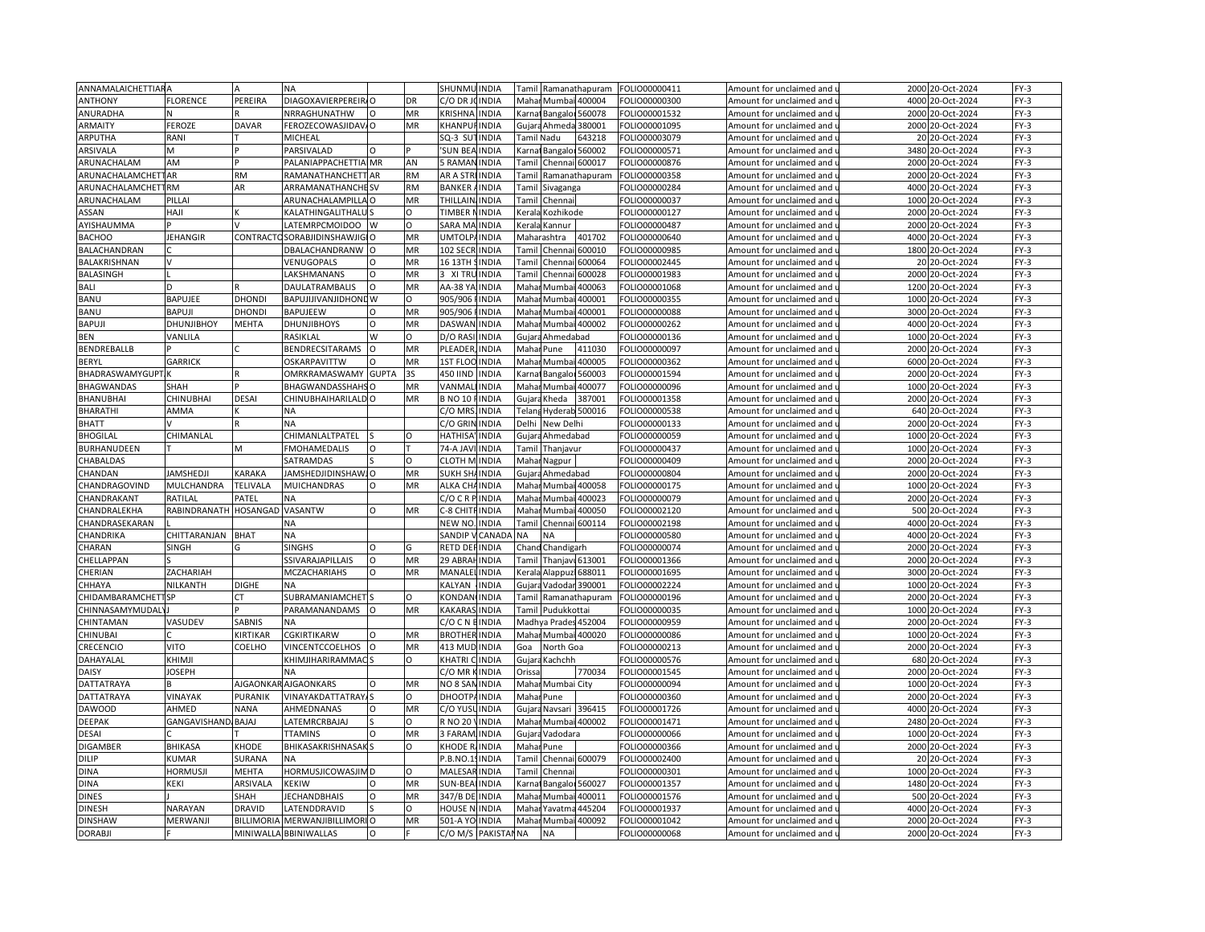| | | | | | | | | | | | | | | | |
|---|---|---|---|---|---|---|---|---|---|---|---|---|---|---|---|
| ANNAMALAICHETTIAR | A | A | NA | | | SHUNMU | INDIA | Tamil | Ramanathapuram | | FOLIO00000411 | Amount for unclaimed and u | 2000 | 20-Oct-2024 | FY-3 |
| ANTHONY | FLORENCE | PEREIRA | DIAGOXAVIERPEREIR | O | DR | C/O DR J | INDIA | Mahar | Mumbai | 400004 | FOLIO00000300 | Amount for unclaimed and u | 4000 | 20-Oct-2024 | FY-3 |
| ANURADHA | N | R | NRRAGHUNATHW | O | MR | KRISHNA | INDIA | Karnat | Bangalo | 560078 | FOLIO00001532 | Amount for unclaimed and u | 2000 | 20-Oct-2024 | FY-3 |
| ARMAITY | FEROZE | DAVAR | FEROZECOWASJIDAV | O | MR | KHANPUR | INDIA | Gujara | Ahmeda | 380001 | FOLIO00001095 | Amount for unclaimed and u | 2000 | 20-Oct-2024 | FY-3 |
| ARPUTHA | RANI | T | MICHEAL | | | SQ-3 SUT | INDIA | Tamil Nadu | | 643218 | FOLIO00003079 | Amount for unclaimed and u | 20 | 20-Oct-2024 | FY-3 |
| ARSIVALA | M | P | PARSIVALAD | O | P | 'SUN BEA | INDIA | Karnat | Bangalo | 560002 | FOLIO00000571 | Amount for unclaimed and u | 3480 | 20-Oct-2024 | FY-3 |
| ARUNACHALAM | AM | P | PALANIAPPACHETTIA | MR | AN | 5 RAMAN | INDIA | Tamil | Chennai | 600017 | FOLIO00000876 | Amount for unclaimed and u | 2000 | 20-Oct-2024 | FY-3 |
| ARUNACHALAMCHETT | AR | RM | RAMANATHANCHETT | AR | RM | AR A STRI | INDIA | Tamil | Ramanathapuram | | FOLIO00000358 | Amount for unclaimed and u | 2000 | 20-Oct-2024 | FY-3 |
| ARUNACHALAMCHETT | RM | AR | ARRAMANATHANCHE | SV | RM | BANKER A | INDIA | Tamil | Sivaganga | | FOLIO00000284 | Amount for unclaimed and u | 4000 | 20-Oct-2024 | FY-3 |
| ARUNACHALAM | PILLAI | | ARUNACHALAMPILLA | O | MR | THILLAIN | INDIA | Tamil | Chennai | | FOLIO00000037 | Amount for unclaimed and u | 1000 | 20-Oct-2024 | FY-3 |
| ASSAN | HAJI | K | KALATHINGALITHALU | S | O | TIMBER N | INDIA | Kerala | Kozhikode | | FOLIO00000127 | Amount for unclaimed and u | 2000 | 20-Oct-2024 | FY-3 |
| AYISHAUMMA | P | V | LATEMRPCMOIDOO | W | O | SARA MA | INDIA | Kerala | Kannur | | FOLIO00000487 | Amount for unclaimed and u | 2000 | 20-Oct-2024 | FY-3 |
| BACHOO | JEHANGIR | CONTRACTO | SORABJIDINSHAWJIG | O | MR | UMTOLPA | INDIA | Maharashtra | | 401702 | FOLIO00000640 | Amount for unclaimed and u | 4000 | 20-Oct-2024 | FY-3 |
| BALACHANDRAN | C | | DBALACHANDRANW | O | MR | 102 SECR | INDIA | Tamil | Chennai | 600010 | FOLIO00000985 | Amount for unclaimed and u | 1800 | 20-Oct-2024 | FY-3 |
| BALAKRISHNAN | V | | VENUGOPALS | O | MR | 16 13TH S | INDIA | Tamil | Chennai | 600064 | FOLIO00002445 | Amount for unclaimed and u | 20 | 20-Oct-2024 | FY-3 |
| BALASINGH | L | | LAKSHMANANS | O | MR | 3 XI TRU | INDIA | Tamil | Chennai | 600028 | FOLIO00001983 | Amount for unclaimed and u | 2000 | 20-Oct-2024 | FY-3 |
| BALI | D | R | DAULATRAMBALIS | O | MR | AA-38 YA | INDIA | Mahar | Mumbai | 400063 | FOLIO00001068 | Amount for unclaimed and u | 1200 | 20-Oct-2024 | FY-3 |
| BANU | BAPUJEE | DHONDI | BAPUJIJIVANJIDHOND | W | O | 905/906 I | INDIA | Mahar | Mumbai | 400001 | FOLIO00000355 | Amount for unclaimed and u | 1000 | 20-Oct-2024 | FY-3 |
| BANU | BAPUJI | DHONDI | BAPUJEEW | O | MR | 905/906 I | INDIA | Mahar | Mumbai | 400001 | FOLIO00000088 | Amount for unclaimed and u | 3000 | 20-Oct-2024 | FY-3 |
| BAPUJI | DHUNJIBHOY | MEHTA | DHUNJIBHOYS | O | MR | DASWAN | INDIA | Mahar | Mumbai | 400002 | FOLIO00000262 | Amount for unclaimed and u | 4000 | 20-Oct-2024 | FY-3 |
| BEN | VANLILA | | RASIKLAL | W | O | D/O RASI | INDIA | Gujara | Ahmedabad | | FOLIO00000136 | Amount for unclaimed and u | 1000 | 20-Oct-2024 | FY-3 |
| BENDREBALLB | P | C | BENDRECSITARAMS | O | MR | PLEADER, | INDIA | Mahar | Pune | 411030 | FOLIO00000097 | Amount for unclaimed and u | 2000 | 20-Oct-2024 | FY-3 |
| BERYL | GARRICK | | OSKARPAVITTW | O | MR | 1ST FLOO | INDIA | Mahar | Mumbai | 400005 | FOLIO00000362 | Amount for unclaimed and u | 6000 | 20-Oct-2024 | FY-3 |
| BHADRASWAMYGUPT | K | R | OMRKRAMASWAMY | GUPTA | 3S | 450 IIND | INDIA | Karnat | Bangalo | 560003 | FOLIO00001594 | Amount for unclaimed and u | 2000 | 20-Oct-2024 | FY-3 |
| BHAGWANDAS | SHAH | P | BHAGWANDASSHAHS | O | MR | VANMALI | INDIA | Mahar | Mumbai | 400077 | FOLIO00000096 | Amount for unclaimed and u | 1000 | 20-Oct-2024 | FY-3 |
| BHANUBHAI | CHINUBHAI | DESAI | CHINUBHAIHARILALD | O | MR | B NO 10 F | INDIA | Gujara | Kheda | 387001 | FOLIO00001358 | Amount for unclaimed and u | 2000 | 20-Oct-2024 | FY-3 |
| BHARATHI | AMMA | K | NA | | | C/O MRS. | INDIA | Telang | Hyderab | 500016 | FOLIO00000538 | Amount for unclaimed and u | 640 | 20-Oct-2024 | FY-3 |
| BHATT | V | R | NA | | | C/O GRIN | INDIA | Delhi | New Delhi | | FOLIO00000133 | Amount for unclaimed and u | 2000 | 20-Oct-2024 | FY-3 |
| BHOGILAL | CHIMANLAL | | CHIMANLALTPATEL | S | O | HATHISA | INDIA | Gujara | Ahmedabad | | FOLIO00000059 | Amount for unclaimed and u | 1000 | 20-Oct-2024 | FY-3 |
| BURHANUDEEN | T | M | FMOHAMEDALIS | O | T | 74-A JAVI | INDIA | Tamil | Thanjavur | | FOLIO00000437 | Amount for unclaimed and u | 1000 | 20-Oct-2024 | FY-3 |
| CHABALDAS | | | SATRAMDAS | S | O | CLOTH M | INDIA | Mahar | Nagpur | | FOLIO00000409 | Amount for unclaimed and u | 2000 | 20-Oct-2024 | FY-3 |
| CHANDAN | JAMSHEDJI | KARAKA | JAMSHEDJIDINSHAW | O | MR | SUKH SH | INDIA | Gujara | Ahmedabad | | FOLIO00000804 | Amount for unclaimed and u | 2000 | 20-Oct-2024 | FY-3 |
| CHANDRAGOVIND | MULCHANDRA | TELIVALA | MUICHANDRAS | O | MR | ALKA CH | INDIA | Mahar | Mumbai | 400058 | FOLIO00000175 | Amount for unclaimed and u | 1000 | 20-Oct-2024 | FY-3 |
| CHANDRAKANT | RATILAL | PATEL | NA | | | C/O C R P | INDIA | Mahar | Mumbai | 400023 | FOLIO00000079 | Amount for unclaimed and u | 2000 | 20-Oct-2024 | FY-3 |
| CHANDRALEKHA | RABINDRANATH | HOSANGAD | VASANTW | O | MR | C-8 CHITR | INDIA | Mahar | Mumbai | 400050 | FOLIO00002120 | Amount for unclaimed and u | 500 | 20-Oct-2024 | FY-3 |
| CHANDRASEKARAN | L | | NA | | | NEW NO. | INDIA | Tamil | Chennai | 600114 | FOLIO00002198 | Amount for unclaimed and u | 4000 | 20-Oct-2024 | FY-3 |
| CHANDRIKA | CHITTARANJAN | BHAT | NA | | | SANDIP V | CANADA | NA | NA | | FOLIO00000580 | Amount for unclaimed and u | 4000 | 20-Oct-2024 | FY-3 |
| CHARAN | SINGH | G | SINGHS | O | G | RETD DEF | INDIA | Chand | Chandigarh | | FOLIO00000074 | Amount for unclaimed and u | 2000 | 20-Oct-2024 | FY-3 |
| CHELLAPPAN | S | | SSIVARAJAPILLAIS | O | MR | 29 ABRAH | INDIA | Tamil | Thanjav | 613001 | FOLIO00001366 | Amount for unclaimed and u | 2000 | 20-Oct-2024 | FY-3 |
| CHERIAN | ZACHARIAH | | MCZACHARIAHS | O | MR | MANALEL | INDIA | Kerala | Alappuz | 688011 | FOLIO00001695 | Amount for unclaimed and u | 3000 | 20-Oct-2024 | FY-3 |
| CHHAYA | NILKANTH | DIGHE | NA | | | KALYAN | INDIA | Gujara | Vadodar | 390001 | FOLIO00002224 | Amount for unclaimed and u | 1000 | 20-Oct-2024 | FY-3 |
| CHIDAMBARAMCHETT | SP | CT | SUBRAMANIAMCHET | S | O | KONDAN | INDIA | Tamil | Ramanathapuram | | FOLIO00000196 | Amount for unclaimed and u | 2000 | 20-Oct-2024 | FY-3 |
| CHINNASAMYMUDALY | J | P | PARAMANANDAMS | O | MR | KAKARAS | INDIA | Tamil | Pudukkottai | | FOLIO00000035 | Amount for unclaimed and u | 1000 | 20-Oct-2024 | FY-3 |
| CHINTAMAN | VASUDEV | SABNIS | NA | | | C/O C N B | INDIA | Madhya Prades | | 452004 | FOLIO00000959 | Amount for unclaimed and u | 2000 | 20-Oct-2024 | FY-3 |
| CHINUBAI | C | KIRTIKAR | CGKIRTIKARW | O | MR | BROTHER | INDIA | Mahar | Mumbai | 400020 | FOLIO00000086 | Amount for unclaimed and u | 1000 | 20-Oct-2024 | FY-3 |
| CRECENCIO | VITO | COELHO | VINCENTCCOELHOS | O | MR | 413 MUD | INDIA | Goa | North Goa | | FOLIO00000213 | Amount for unclaimed and u | 2000 | 20-Oct-2024 | FY-3 |
| DAHAYALAL | KHIMJI | | KHIMJIHARIRAMMAC | S | O | KHATRI C | INDIA | Gujara | Kachchh | | FOLIO00000576 | Amount for unclaimed and u | 680 | 20-Oct-2024 | FY-3 |
| DAISY | JOSEPH | | NA | | | C/O MR K | INDIA | Orissa | | 770034 | FOLIO00001545 | Amount for unclaimed and u | 2000 | 20-Oct-2024 | FY-3 |
| DATTATRAYA | B | AJGAONKAR | AJGAONKARS | O | MR | NO 8 SAN | INDIA | Mahar | Mumbai City | | FOLIO00000094 | Amount for unclaimed and u | 1000 | 20-Oct-2024 | FY-3 |
| DATTATRAYA | VINAYAK | PURANIK | VINAYAKDATTATRAY | S | O | DHOOTPA | INDIA | Mahar | Pune | | FOLIO00000360 | Amount for unclaimed and u | 2000 | 20-Oct-2024 | FY-3 |
| DAWOOD | AHMED | NANA | AHMEDNANAS | O | MR | C/O YUSL | INDIA | Gujara | Navsari | 396415 | FOLIO00001726 | Amount for unclaimed and u | 4000 | 20-Oct-2024 | FY-3 |
| DEEPAK | GANGAVISHAND | BAJAJ | LATEMRCRBAJAJ | S | O | R NO 20 V | INDIA | Mahar | Mumbai | 400002 | FOLIO00001471 | Amount for unclaimed and u | 2480 | 20-Oct-2024 | FY-3 |
| DESAI | C | T | TTAMINS | O | MR | 3 FARAM | INDIA | Gujara | Vadodara | | FOLIO00000066 | Amount for unclaimed and u | 1000 | 20-Oct-2024 | FY-3 |
| DIGAMBER | BHIKASA | KHODE | BHIKASAKRISHNASAK | S | O | KHODE R | INDIA | Mahar | Pune | | FOLIO00000366 | Amount for unclaimed and u | 2000 | 20-Oct-2024 | FY-3 |
| DILIP | KUMAR | SURANA | NA | | | P.B.NO.1 | INDIA | Tamil | Chennai | 600079 | FOLIO00002400 | Amount for unclaimed and u | 20 | 20-Oct-2024 | FY-3 |
| DINA | HORMUSJI | MEHTA | HORMUSJICOWASJIM | D | O | MALESAR | INDIA | Tamil | Chennai | | FOLIO00000301 | Amount for unclaimed and u | 1000 | 20-Oct-2024 | FY-3 |
| DINA | KEKI | ARSIVALA | KEKIW | O | MR | SUN-BEA | INDIA | Karnat | Bangalo | 560027 | FOLIO00001357 | Amount for unclaimed and u | 1480 | 20-Oct-2024 | FY-3 |
| DINES | J | SHAH | JECHANDBHAIS | O | MR | 347/B DE | INDIA | Mahar | Mumbai | 400011 | FOLIO00001576 | Amount for unclaimed and u | 500 | 20-Oct-2024 | FY-3 |
| DINESH | NARAYAN | DRAVID | LATENDDRAVID | S | O | HOUSE N | INDIA | Mahar | Yavatma | 445204 | FOLIO00001937 | Amount for unclaimed and u | 4000 | 20-Oct-2024 | FY-3 |
| DINSHAW | MERWANJI | BILLIMORIA | MERWANJIBILLIMORI | O | MR | 501-A YO | INDIA | Mahar | Mumbai | 400092 | FOLIO00001042 | Amount for unclaimed and u | 2000 | 20-Oct-2024 | FY-3 |
| DORABJI | F | MINIWALLA | BBINIWALLAS | O | F | C/O M/S | PAKISTAN | NA | NA | | FOLIO00000068 | Amount for unclaimed and u | 2000 | 20-Oct-2024 | FY-3 |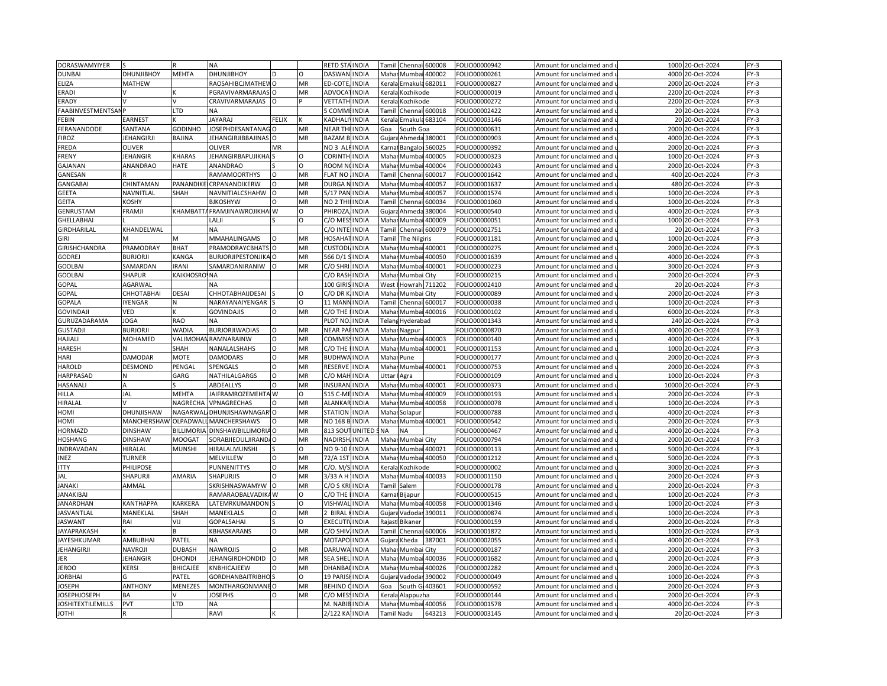| DORASWAMYIYER | S | R | NA | | | RETD STA | INDIA | Tamil | Chennai | 600008 | FOLIO00000942 | Amount for unclaimed and u | 1000 | 20-Oct-2024 | FY-3 |
|---|---|---|---|---|---|---|---|---|---|---|---|---|---|---|---|
| DUNBAI | DHUNJIBHOY | MEHTA | DHUNJIBHOY | D | O | DASWAN | INDIA | Mahar | Mumbai | 400002 | FOLIO00000261 | Amount for unclaimed and u | 4000 | 20-Oct-2024 | FY-3 |
| ELIZA | MATHEW | | RAOSAHIBCJMATHEW | O | MR | ED-COTE, | INDIA | Kerala | Ernakula | 682011 | FOLIO00000827 | Amount for unclaimed and u | 2000 | 20-Oct-2024 | FY-3 |
| ERADI | V | K | PGRAVIVARMARAJAS | O | MR | ADVOCAT | INDIA | Kerala | Kozhikode | | FOLIO00000019 | Amount for unclaimed and u | 2200 | 20-Oct-2024 | FY-3 |
| ERADY | V | V | CRAVIVARMARAJAS | O | P | VETTATH | INDIA | Kerala | Kozhikode | | FOLIO00000272 | Amount for unclaimed and u | 2200 | 20-Oct-2024 | FY-3 |
| FAABINVESTMENTSAN | P | LTD | NA | | | 5 COMMI | INDIA | Tamil | Chennai | 600018 | FOLIO00002422 | Amount for unclaimed and u | 20 | 20-Oct-2024 | FY-3 |
| FEBIN | EARNEST | K | JAYARAJ | FELIX | K | KADHALI | INDIA | Kerala | Ernakula | 683104 | FOLIO00003146 | Amount for unclaimed and u | 20 | 20-Oct-2024 | FY-3 |
| FERANANDODE | SANTANA | GODINHO | JOSEPHDESANTANAG | O | MR | NEAR THE | INDIA | Goa | South Goa | | FOLIO00000631 | Amount for unclaimed and u | 2000 | 20-Oct-2024 | FY-3 |
| FIROZ | JEHANGIRJI | BAJINA | JEHANGIRJIBBAJINAS | O | MR | BAZAM B | INDIA | Gujara | Ahmeda | 380001 | FOLIO00000903 | Amount for unclaimed and u | 4000 | 20-Oct-2024 | FY-3 |
| FREDA | OLIVER | | OLIVER | MR | | NO 3 ALF | INDIA | Karnat | Bangalo | 560025 | FOLIO00000392 | Amount for unclaimed and u | 2000 | 20-Oct-2024 | FY-3 |
| FRENY | JEHANGIR | KHARAS | JEHANGIRBAPUJIKHA | S | O | CORINTH | INDIA | Mahar | Mumbai | 400005 | FOLIO00000323 | Amount for unclaimed and u | 1000 | 20-Oct-2024 | FY-3 |
| GAJANAN | ANANDRAO | HATE | ANANDRAO | S | O | ROOM N | INDIA | Mahar | Mumbai | 400004 | FOLIO00000243 | Amount for unclaimed and u | 2000 | 20-Oct-2024 | FY-3 |
| GANESAN | R | | RAMAMOORTHYS | O | MR | FLAT NO | INDIA | Tamil | Chennai | 600017 | FOLIO00001642 | Amount for unclaimed and u | 400 | 20-Oct-2024 | FY-3 |
| GANGABAI | CHINTAMAN | PANANDIKE | CRPANANDIKERW | O | MR | DURGA N | INDIA | Mahar | Mumbai | 400057 | FOLIO00001637 | Amount for unclaimed and u | 480 | 20-Oct-2024 | FY-3 |
| GEETA | NAVNITLAL | SHAH | NAVNITIALCSHAHW | O | MR | 5/17 PAN | INDIA | Mahar | Mumbai | 400057 | FOLIO00001574 | Amount for unclaimed and u | 1000 | 20-Oct-2024 | FY-3 |
| GEITA | KOSHY | | BJKOSHYW | O | MR | NO 2 THI | INDIA | Tamil | Chennai | 600034 | FOLIO00001060 | Amount for unclaimed and u | 1000 | 20-Oct-2024 | FY-3 |
| GENRUSTAM | FRAMJI | KHAMBATTA | FRAMJINAWROJIKHA | W | O | PHIROZA, | INDIA | Gujara | Ahmeda | 380004 | FOLIO00000540 | Amount for unclaimed and u | 4000 | 20-Oct-2024 | FY-3 |
| GHELLABHAI | L | | LALJI | S | O | C/O MES | INDIA | Mahar | Mumbai | 400009 | FOLIO00000051 | Amount for unclaimed and u | 1000 | 20-Oct-2024 | FY-3 |
| GIRDHARILAL | KHANDELWAL | | NA | | | C/O INTE | INDIA | Tamil | Chennai | 600079 | FOLIO00002751 | Amount for unclaimed and u | 20 | 20-Oct-2024 | FY-3 |
| GIRI | M | M | MMAHALINGAMS | O | MR | HOSAHAT | INDIA | Tamil | The Nilgiris | | FOLIO00001181 | Amount for unclaimed and u | 1000 | 20-Oct-2024 | FY-3 |
| GIRISHCHANDRA | PRAMODRAY | BHAT | PRAMODRAYCBHATS | O | MR | CUSTODI | INDIA | Mahar | Mumbai | 400001 | FOLIO00000275 | Amount for unclaimed and u | 2000 | 20-Oct-2024 | FY-3 |
| GODREJ | BURJORJI | KANGA | BURJORJIPESTONJIKA | O | MR | 566 D/1 S | INDIA | Mahar | Mumbai | 400050 | FOLIO00001639 | Amount for unclaimed and u | 4000 | 20-Oct-2024 | FY-3 |
| GOOLBAI | SAMARDAN | IRANI | SAMARDANIRANIW | O | MR | C/O SHRI | INDIA | Mahar | Mumbai | 400001 | FOLIO00000223 | Amount for unclaimed and u | 3000 | 20-Oct-2024 | FY-3 |
| GOOLBAI | SHAPUR | KAIKHOSRO | NA | | | C/O RASH | INDIA | Mahar | Mumbai City | | FOLIO00000215 | Amount for unclaimed and u | 2000 | 20-Oct-2024 | FY-3 |
| GOPAL | AGARWAL | | NA | | | 100 GIRIS | INDIA | West | Howrah | 711202 | FOLIO00002410 | Amount for unclaimed and u | 20 | 20-Oct-2024 | FY-3 |
| GOPAL | CHHOTABHAI | DESAI | CHHOTABHAIJDESAI | S | O | C/O DR K | INDIA | Mahar | Mumbai City | | FOLIO00000089 | Amount for unclaimed and u | 2000 | 20-Oct-2024 | FY-3 |
| GOPALA | IYENGAR | N | NARAYANAIYENGAR | S | O | 11 MANN | INDIA | Tamil | Chennai | 600017 | FOLIO00000038 | Amount for unclaimed and u | 1000 | 20-Oct-2024 | FY-3 |
| GOVINDAJI | VED | K | GOVINDAJIS | O | MR | C/O THE | INDIA | Mahar | Mumbai | 400016 | FOLIO00000102 | Amount for unclaimed and u | 6000 | 20-Oct-2024 | FY-3 |
| GURUZADARAMA | JOGA | RAO | NA | | | PLOT NO. | INDIA | Telang | Hyderabad | | FOLIO00001343 | Amount for unclaimed and u | 240 | 20-Oct-2024 | FY-3 |
| GUSTADJI | BURJORJI | WADIA | BURJORJIWADIAS | O | MR | NEAR PAR | INDIA | Mahar | Nagpur | | FOLIO00000870 | Amount for unclaimed and u | 4000 | 20-Oct-2024 | FY-3 |
| HAJIALI | MOHAMED | VALIMOHAN | RAMNARAINW | O | MR | COMMISS | INDIA | Mahar | Mumbai | 400003 | FOLIO00000140 | Amount for unclaimed and u | 4000 | 20-Oct-2024 | FY-3 |
| HARESH | N | SHAH | NANALALSHAHS | O | MR | C/O THE | INDIA | Mahar | Mumbai | 400001 | FOLIO00001153 | Amount for unclaimed and u | 1000 | 20-Oct-2024 | FY-3 |
| HARI | DAMODAR | MOTE | DAMODARS | O | MR | BUDHWA | INDIA | Mahar | Pune | | FOLIO00000177 | Amount for unclaimed and u | 2000 | 20-Oct-2024 | FY-3 |
| HAROLD | DESMOND | PENGAL | SPENGALS | O | MR | RESERVE | INDIA | Mahar | Mumbai | 400001 | FOLIO00000753 | Amount for unclaimed and u | 2000 | 20-Oct-2024 | FY-3 |
| HARPRASAD | N | GARG | NATHILALGARGS | O | MR | C/O MAH | INDIA | Uttar | Agra | | FOLIO00000109 | Amount for unclaimed and u | 1000 | 20-Oct-2024 | FY-3 |
| HASANALI | A | S | ABDEALLYS | O | MR | INSURAN | INDIA | Mahar | Mumbai | 400001 | FOLIO00000373 | Amount for unclaimed and u | 10000 | 20-Oct-2024 | FY-3 |
| HILLA | JAL | MEHTA | JAIFRAMROZEMEHTA | W | O | 515 C-ME | INDIA | Mahar | Mumbai | 400009 | FOLIO00000193 | Amount for unclaimed and u | 2000 | 20-Oct-2024 | FY-3 |
| HIRALAL | V | NAGRECHA | VPNAGRECHAS | O | MR | ALANKAR | INDIA | Mahar | Mumbai | 400058 | FOLIO00000078 | Amount for unclaimed and u | 1000 | 20-Oct-2024 | FY-3 |
| HOMI | DHUNJISHAW | NAGARWAL | DHUNJISHAWNAGAR | O | MR | STATION | INDIA | Mahar | Solapur | | FOLIO00000788 | Amount for unclaimed and u | 4000 | 20-Oct-2024 | FY-3 |
| HOMI | MANCHERSHAW | OLPADWAL | MANCHERSHAWS | O | MR | NO 168 B | INDIA | Mahar | Mumbai | 400001 | FOLIO00000542 | Amount for unclaimed and u | 2000 | 20-Oct-2024 | FY-3 |
| HORMAZD | DINSHAW | BILLIMORIA | DINSHAWBILLIMORIA | O | MR | 813 SOUT | UNITED S | NA | NA | | FOLIO00000467 | Amount for unclaimed and u | 4000 | 20-Oct-2024 | FY-3 |
| HOSHANG | DINSHAW | MOOGAT | SORABJIEDULJIRAND | O | MR | NADIRSH | INDIA | Mahar | Mumbai City | | FOLIO00000794 | Amount for unclaimed and u | 2000 | 20-Oct-2024 | FY-3 |
| INDRAVADAN | HIRALAL | MUNSHI | HIRALALMUNSHI | S | O | NO 9-10 F | INDIA | Mahar | Mumbai | 400021 | FOLIO00000113 | Amount for unclaimed and u | 5000 | 20-Oct-2024 | FY-3 |
| INEZ | TURNER | | MELVILLEW | O | MR | 72/A 1ST | INDIA | Mahar | Mumbai | 400050 | FOLIO00001212 | Amount for unclaimed and u | 5000 | 20-Oct-2024 | FY-3 |
| ITTY | PHILIPOSE | | PUNNENITTYS | O | MR | C/O. M/S | INDIA | Kerala | Kozhikode | | FOLIO00000002 | Amount for unclaimed and u | 3000 | 20-Oct-2024 | FY-3 |
| JAL | SHAPURJI | AMARIA | SHAPURJIS | O | MR | 3/33 A H | INDIA | Mahar | Mumbai | 400033 | FOLIO00001150 | Amount for unclaimed and u | 2000 | 20-Oct-2024 | FY-3 |
| JANAKI | AMMAL | | SKRISHNASWAMYW | O | MR | C/O S KRI | INDIA | Tamil | Salem | | FOLIO00000178 | Amount for unclaimed and u | 2000 | 20-Oct-2024 | FY-3 |
| JANAKIBAI | | | RAMARAOBALVADIKA | W | O | C/O THE | INDIA | Karnat | Bijapur | | FOLIO00000515 | Amount for unclaimed and u | 1000 | 20-Oct-2024 | FY-3 |
| JANARDHAN | KANTHAPPA | KARKERA | LATEMRKUMANDON | S | O | VISHWAL | INDIA | Mahar | Mumbai | 400058 | FOLIO00001346 | Amount for unclaimed and u | 1000 | 20-Oct-2024 | FY-3 |
| JASVANTLAL | MANEKLAL | SHAH | MANEKLALS | O | MR | 2 BIRAL K | INDIA | Gujara | Vadodar | 390011 | FOLIO00000874 | Amount for unclaimed and u | 1000 | 20-Oct-2024 | FY-3 |
| JASWANT | RAI | VIJ | GOPALSAHAI | S | O | EXECUTIV | INDIA | Rajast | Bikaner | | FOLIO00000159 | Amount for unclaimed and u | 2000 | 20-Oct-2024 | FY-3 |
| JAYAPRAKASH | K | B | KBHASKARANS | O | MR | C/O SHIV | INDIA | Tamil | Chennai | 600006 | FOLIO00001872 | Amount for unclaimed and u | 1000 | 20-Oct-2024 | FY-3 |
| JAYESHKUMAR | AMBUBHAI | PATEL | NA | | | MOTAPO | INDIA | Gujara | Kheda | 387001 | FOLIO00002055 | Amount for unclaimed and u | 4000 | 20-Oct-2024 | FY-3 |
| JEHANGIRJI | NAVROJI | DUBASH | NAWROJIS | O | MR | DARUWA | INDIA | Mahar | Mumbai City | | FOLIO00000187 | Amount for unclaimed and u | 2000 | 20-Oct-2024 | FY-3 |
| JER | JEHANGIR | DHONDI | JEHANGIRDHONDID | O | MR | SEA SHEL | INDIA | Mahar | Mumbai | 400036 | FOLIO00001682 | Amount for unclaimed and u | 2000 | 20-Oct-2024 | FY-3 |
| JEROO | KERSI | BHICAJEE | KNBHICAJEEW | O | MR | DHANBAI | INDIA | Mahar | Mumbai | 400026 | FOLIO00002282 | Amount for unclaimed and u | 2000 | 20-Oct-2024 | FY-3 |
| JORBHAI | G | PATEL | GORDHANBAITRIBHO | S | O | 19 PARISH | INDIA | Gujara | Vadodar | 390002 | FOLIO00000049 | Amount for unclaimed and u | 1000 | 20-Oct-2024 | FY-3 |
| JOSEPH | ANTHONY | MENEZES | MONTHARGONMANE | O | MR | BEHIND C | INDIA | Goa | South G | 403601 | FOLIO00000592 | Amount for unclaimed and u | 2000 | 20-Oct-2024 | FY-3 |
| JOSEPHJOSEPH | BA | V | JOSEPHS | O | MR | C/O MESS | INDIA | Kerala | Alappuzha | | FOLIO00000144 | Amount for unclaimed and u | 2000 | 20-Oct-2024 | FY-3 |
| JOSHITEXTILEMILLS | PVT | LTD | NA | | | M. NABIB | INDIA | Mahar | Mumbai | 400056 | FOLIO00001578 | Amount for unclaimed and u | 4000 | 20-Oct-2024 | FY-3 |
| JOTHI | R | | RAVI | K | | 2/122 KA | INDIA | Tamil Nadu | | 643213 | FOLIO00003145 | Amount for unclaimed and u | 20 | 20-Oct-2024 | FY-3 |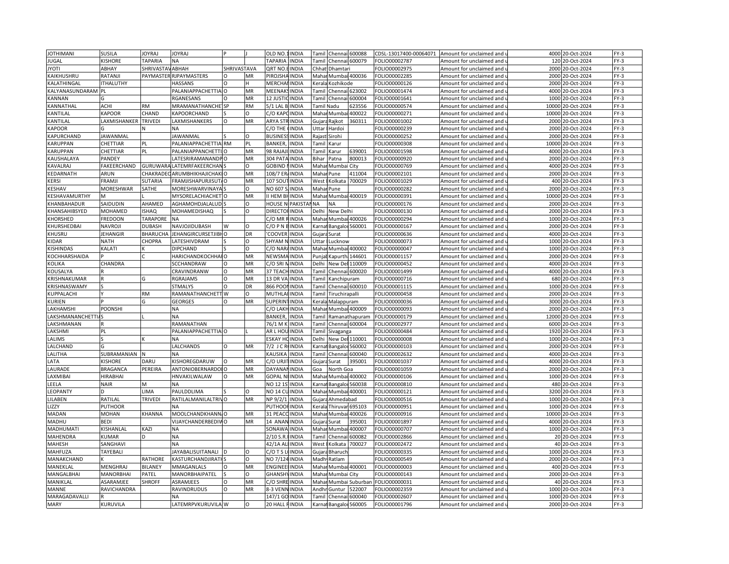| | | | | | | | | | | | | | | | |
|---|---|---|---|---|---|---|---|---|---|---|---|---|---|---|---|
| JOTHIMANI | SUSILA | JOYRAJ | JOYRAJ | P | J | OLD NO. 1 | INDIA | Tamil | Chennai | 600088 | CDSL-13017400-00064071 | Amount for unclaimed and u | 4000 | 20-Oct-2024 | FY-3 |
| JUGAL | KISHORE | TAPARIA | NA | | | TAPARIA, | INDIA | Tamil | Chennai | 600079 | FOLIO00002787 | Amount for unclaimed and u | 120 | 20-Oct-2024 | FY-3 |
| JYOTI | ABHAY | SHRIVASTAV | ABHAH | SHRIVASTAVA | | QRT NO.E | INDIA | Chhat | Dhamtari | | FOLIO00002975 | Amount for unclaimed and u | 2000 | 20-Oct-2024 | FY-3 |
| KAIKHUSHRU | RATANJI | PAYMASTER | RJPAYMASTERS | O | MR | PIROJSHA | INDIA | Mahar | Mumbai | 400036 | FOLIO00002285 | Amount for unclaimed and u | 2000 | 20-Oct-2024 | FY-3 |
| KALATHINGAL | ITHALUTHY | | HASSANS | O | H | MERCHAN | INDIA | Kerala | Kozhikode | | FOLIO00000126 | Amount for unclaimed and u | 2000 | 20-Oct-2024 | FY-3 |
| KALYANASUNDARAM | PL | | PALANIAPPACHETTIA | O | MR | MEENAKS | INDIA | Tamil | Chennai | 623002 | FOLIO00001474 | Amount for unclaimed and u | 4000 | 20-Oct-2024 | FY-3 |
| KANNAN | G | | RGANESANS | O | MR | 12 JUSTIC | INDIA | Tamil | Chennai | 600004 | FOLIO00001641 | Amount for unclaimed and u | 1000 | 20-Oct-2024 | FY-3 |
| KANNATHAL | ACHI | RM | MRAMANATHANCHE | SP | RM | 5/1 LAL B | INDIA | Tamil Nadu | | 623556 | FOLIO00000574 | Amount for unclaimed and u | 10000 | 20-Oct-2024 | FY-3 |
| KANTILAL | KAPOOR | CHAND | KAPOORCHAND | S | O | C/O KAPC | INDIA | Mahar | Mumbai | 400022 | FOLIO00000271 | Amount for unclaimed and u | 10000 | 20-Oct-2024 | FY-3 |
| KANTILAL | LAXMISHANKER | TRIVEDI | LAXMISHANKERS | O | MR | ARYA STR | INDIA | Gujara | Rajkot | 360311 | FOLIO00001002 | Amount for unclaimed and u | 2000 | 20-Oct-2024 | FY-3 |
| KAPOOR | G | N | NA | | | C/O THE | INDIA | Uttar | Hardoi | | FOLIO00000239 | Amount for unclaimed and u | 2000 | 20-Oct-2024 | FY-3 |
| KAPURCHAND | JAWANMAL | | JAWANMAL | S | O | BUSINESS | INDIA | Rajast | Sirohi | | FOLIO00000252 | Amount for unclaimed and u | 2000 | 20-Oct-2024 | FY-3 |
| KARUPPAN | CHETTIAR | PL | PALANIAPPACHETTIA | RM | PL | BANKER, | INDIA | Tamil | Karur | | FOLIO00000308 | Amount for unclaimed and u | 10000 | 20-Oct-2024 | FY-3 |
| KARUPPAN | CHETTIAR | PL | PALANIAPPANCHETTI | O | MR | 98 RAJAJI | INDIA | Tamil | Karur | 639001 | FOLIO00001598 | Amount for unclaimed and u | 4000 | 20-Oct-2024 | FY-3 |
| KAUSHALAYA | PANDEY | | LATESRIRAMANANDP | O | MR | 304 PATA | INDIA | Bihar | Patna | 800013 | FOLIO00000920 | Amount for unclaimed and u | 2000 | 20-Oct-2024 | FY-3 |
| KAVALRAJ | FAKEERCHAND | GURUWARA | LATEMRFAKEERCHAN | S | O | GOBIND N | INDIA | Mahar | Mumbai City | | FOLIO00000769 | Amount for unclaimed and u | 4000 | 20-Oct-2024 | FY-3 |
| KEDARNATH | ARUN | CHAKRADEO | ARUMBHIKHAJICHAK | O | MR | 108/7 ER | INDIA | Mahar | Pune | 411004 | FOLIO00002101 | Amount for unclaimed and u | 2000 | 20-Oct-2024 | FY-3 |
| KERSI | FRAMJI | SUTARIA | FRAMJISHAPURJISUT | O | MR | 107 SOUT | INDIA | West | Kolkata | 700029 | FOLIO00001029 | Amount for unclaimed and u | 400 | 20-Oct-2024 | FY-3 |
| KESHAV | MORESHWAR | SATHE | MORESHWARVINAYA | S | O | NO 607 S | INDIA | Mahar | Pune | | FOLIO00000282 | Amount for unclaimed and u | 2000 | 20-Oct-2024 | FY-3 |
| KESHAVAMURTHY | M | L | MYSORELACHIACHET | O | MR | II HEM BH | INDIA | Mahar | Mumbai | 400019 | FOLIO00000391 | Amount for unclaimed and u | 10000 | 20-Oct-2024 | FY-3 |
| KHANBAHADUR | SAIDUDIN | AHAMED | AGHAMOHDJALALUD | S | O | HOUSE N | PAKISTAN | NA | NA | | FOLIO00000176 | Amount for unclaimed and u | 2000 | 20-Oct-2024 | FY-3 |
| KHANSAHIBSYED | MOHAMED | ISHAQ | MOHAMEDISHAQ | S | O | DIRECTOR | INDIA | Delhi | New Delhi | | FOLIO00000130 | Amount for unclaimed and u | 2000 | 20-Oct-2024 | FY-3 |
| KHORSHED | FREDOON | TARAPORE | NA | | | C/O MR F | INDIA | Mahar | Mumbai | 400026 | FOLIO00000294 | Amount for unclaimed and u | 1000 | 20-Oct-2024 | FY-3 |
| KHURSHEDBAI | NAVROJI | DUBASH | NAVJOJIDUBASH | W | O | C/O P N B | INDIA | Karnat | Bangalo | 560001 | FOLIO00000167 | Amount for unclaimed and u | 2000 | 20-Oct-2024 | FY-3 |
| KHUSRU | JEHANGIR | BHARUCHA | JEHANGIRCURSETJIBH | O | DR | 'COOVER | INDIA | Gujara | Surat | | FOLIO00000636 | Amount for unclaimed and u | 4000 | 20-Oct-2024 | FY-3 |
| KIDAR | NATH | CHOPRA | LATESHIVDRAM | S | O | SHYAM N | INDIA | Uttar | Lucknow | | FOLIO00000073 | Amount for unclaimed and u | 1000 | 20-Oct-2024 | FY-3 |
| KISHINDAS | KALATI | K | DIPCHAND | S | O | C/O NARA | INDIA | Mahar | Mumbai | 400002 | FOLIO00000047 | Amount for unclaimed and u | 1000 | 20-Oct-2024 | FY-3 |
| KOCHHARSHAIDA | P | C | HARICHANDKOCHHAI | O | MR | NEWSMA | INDIA | Punjab | Kapurth | 144601 | FOLIO00001157 | Amount for unclaimed and u | 2000 | 20-Oct-2024 | FY-3 |
| KOLIKA | CHANDRA | | SCCHANDRAW | O | MR | C/O SRI N | INDIA | Delhi | New Del | 110009 | FOLIO00000452 | Amount for unclaimed and u | 4000 | 20-Oct-2024 | FY-3 |
| KOUSALYA | R | | CRAVINDRANW | O | MR | 37 TEACH | INDIA | Tamil | Chennai | 600020 | FOLIO00001499 | Amount for unclaimed and u | 4000 | 20-Oct-2024 | FY-3 |
| KRISHNAKUMAR | R | G | RGRAJAMS | O | MR | 13 DR VA | INDIA | Tamil | Kanchipuram | | FOLIO00000716 | Amount for unclaimed and u | 680 | 20-Oct-2024 | FY-3 |
| KRISHNASWAMY | S | | STMALYS | O | DR | 866 POON | INDIA | Tamil | Chennai | 600010 | FOLIO00001115 | Amount for unclaimed and u | 1000 | 20-Oct-2024 | FY-3 |
| KUPPALACHI | Y | RM | RAMANATHANCHETT | W | O | MUTHLAI | INDIA | Tamil | Tiruchirapalli | | FOLIO00000458 | Amount for unclaimed and u | 2000 | 20-Oct-2024 | FY-3 |
| KURIEN | P | G | GEORGES | O | MR | SUPERINT | INDIA | Kerala | Malappuram | | FOLIO00000036 | Amount for unclaimed and u | 3000 | 20-Oct-2024 | FY-3 |
| LAKHAMSHI | POONSHI | | NA | | | C/O LAKH | INDIA | Mahar | Mumbai | 400009 | FOLIO00000093 | Amount for unclaimed and u | 2000 | 20-Oct-2024 | FY-3 |
| LAKSHMANANCHETTIA | S | L | NA | | | BANKER, | INDIA | Tamil | Ramanathapuram | | FOLIO00000179 | Amount for unclaimed and u | 12000 | 20-Oct-2024 | FY-3 |
| LAKSHMANAN | R | | RAMANATHAN | | | 76/1 M K | INDIA | Tamil | Chennai | 600004 | FOLIO00002977 | Amount for unclaimed and u | 6000 | 20-Oct-2024 | FY-3 |
| LAKSHMI | PL | | PALANIAPPACHETTIA | O | L | AR L HOU | INDIA | Tamil | Sivaganga | | FOLIO00000484 | Amount for unclaimed and u | 1920 | 20-Oct-2024 | FY-3 |
| LALIMS | S | K | NA | | | ESKAY HO | INDIA | Delhi | New Del | 110001 | FOLIO00000008 | Amount for unclaimed and u | 1000 | 20-Oct-2024 | FY-3 |
| LALCHAND | G | | LALCHANDS | O | MR | 7/2 J C R | INDIA | Karnat | Bangalo | 560002 | FOLIO00000103 | Amount for unclaimed and u | 2000 | 20-Oct-2024 | FY-3 |
| LALITHA | SUBRAMANIAN | N | NA | | | KAUSIKA | INDIA | Tamil | Chennai | 600040 | FOLIO00002632 | Amount for unclaimed and u | 4000 | 20-Oct-2024 | FY-3 |
| LATA | KISHORE | DARU | KISHOREGDARUW | O | MR | C/O URJI | INDIA | Gujara | Surat | 395001 | FOLIO00001037 | Amount for unclaimed and u | 4000 | 20-Oct-2024 | FY-3 |
| LAURADE | BRAGANCA | PEREIRA | ANTONIOBERNARDO | O | MR | DAYANAN | INDIA | Goa | North Goa | | FOLIO00001059 | Amount for unclaimed and u | 2000 | 20-Oct-2024 | FY-3 |
| LAXMIBAI | HIRABHAI | | HNVAKILWALAW | O | MR | GOPAL NI | INDIA | Mahar | Mumbai | 400002 | FOLIO00000106 | Amount for unclaimed and u | 1000 | 20-Oct-2024 | FY-3 |
| LEELA | NAIR | M | NA | | | NO 12 1S | INDIA | Karnat | Bangalo | 560038 | FOLIO00000810 | Amount for unclaimed and u | 480 | 20-Oct-2024 | FY-3 |
| LEOPANTY | D | LIMA | PAULDDLIMA | S | O | NO 14 CU | INDIA | Mahar | Mumbai | 400001 | FOLIO00000121 | Amount for unclaimed and u | 3200 | 20-Oct-2024 | FY-3 |
| LILABEN | RATILAL | TRIVEDI | RATILALMANILALTRIV | O | MR | NP 9/2/1 | INDIA | Gujara | Ahmedabad | | FOLIO00000516 | Amount for unclaimed and u | 1000 | 20-Oct-2024 | FY-3 |
| LIZZY | PUTHOOR | | NA | | | PUTHOOR | INDIA | Kerala | Thiruvar | 695103 | FOLIO00000951 | Amount for unclaimed and u | 1000 | 20-Oct-2024 | FY-3 |
| MADAN | MOHAN | KHANNA | MOOLCHANDKHANN | O | MR | 31 PEACO | INDIA | Mahar | Mumbai | 400026 | FOLIO00000916 | Amount for unclaimed and u | 10000 | 20-Oct-2024 | FY-3 |
| MADHU | BEDI | | VIJAYCHANDERBEDIW | O | MR | 14 ANAN | INDIA | Gujara | Surat | 395001 | FOLIO00001897 | Amount for unclaimed and u | 4000 | 20-Oct-2024 | FY-3 |
| MADHUMATI | KISHANLAL | KAZI | NA | | | SONAWA | INDIA | Mahar | Mumbai | 400007 | FOLIO00000707 | Amount for unclaimed and u | 1000 | 20-Oct-2024 | FY-3 |
| MAHENDRA | KUMAR | D | NA | | | 2/10 S.R. | INDIA | Tamil | Chennai | 600082 | FOLIO00002866 | Amount for unclaimed and u | 20 | 20-Oct-2024 | FY-3 |
| MAHESH | SANGHAVI | | NA | | | 42/1A AL | INDIA | West | Kolkata | 700027 | FOLIO00002472 | Amount for unclaimed and u | 40 | 20-Oct-2024 | FY-3 |
| MAHFUZA | TAYEBALI | | JAYABALISUITANALI | D | O | C/O T S L | INDIA | Gujara | Bharuch | | FOLIO00000335 | Amount for unclaimed and u | 1000 | 20-Oct-2024 | FY-3 |
| MANAKCHAND | K | RATHORE | KASTURCHANDJIRATH | S | O | NO 7/124 | INDIA | Madh | Ratlam | | FOLIO00000549 | Amount for unclaimed and u | 2000 | 20-Oct-2024 | FY-3 |
| MANEKLAL | MENGHRAJ | BILANEY | MMAGANLALS | O | MR | ENGINEE | INDIA | Mahar | Mumbai | 400001 | FOLIO00000003 | Amount for unclaimed and u | 400 | 20-Oct-2024 | FY-3 |
| MANGALBHAI | MANORBHAI | PATEL | MANORBHAIPATEL | S | O | GHANSHY | INDIA | Mahar | Mumbai City | | FOLIO00000143 | Amount for unclaimed and u | 2000 | 20-Oct-2024 | FY-3 |
| MANIKLAL | ASARAMJEE | SHROFF | ASRAMJEES | O | MR | C/O SHRE | INDIA | Mahar | Mumbai Suburban | | FOLIO00000031 | Amount for unclaimed and u | 40 | 20-Oct-2024 | FY-3 |
| MANNE | RAVICHANDRA | | RAVINDRUDUS | O | MR | 8-3 VENN | INDIA | Andhr | Guntur | 522007 | FOLIO00002359 | Amount for unclaimed and u | 1000 | 20-Oct-2024 | FY-3 |
| MARAGADAVALLI | R | | NA | | | 147/1 GO | INDIA | Tamil | Chennai | 600040 | FOLIO00002607 | Amount for unclaimed and u | 1000 | 20-Oct-2024 | FY-3 |
| MARY | KURUVILA | | LATEMRPVKURUVILA | W | O | 20 HALL R | INDIA | Karnat | Bangalo | 560005 | FOLIO00001796 | Amount for unclaimed and u | 2000 | 20-Oct-2024 | FY-3 |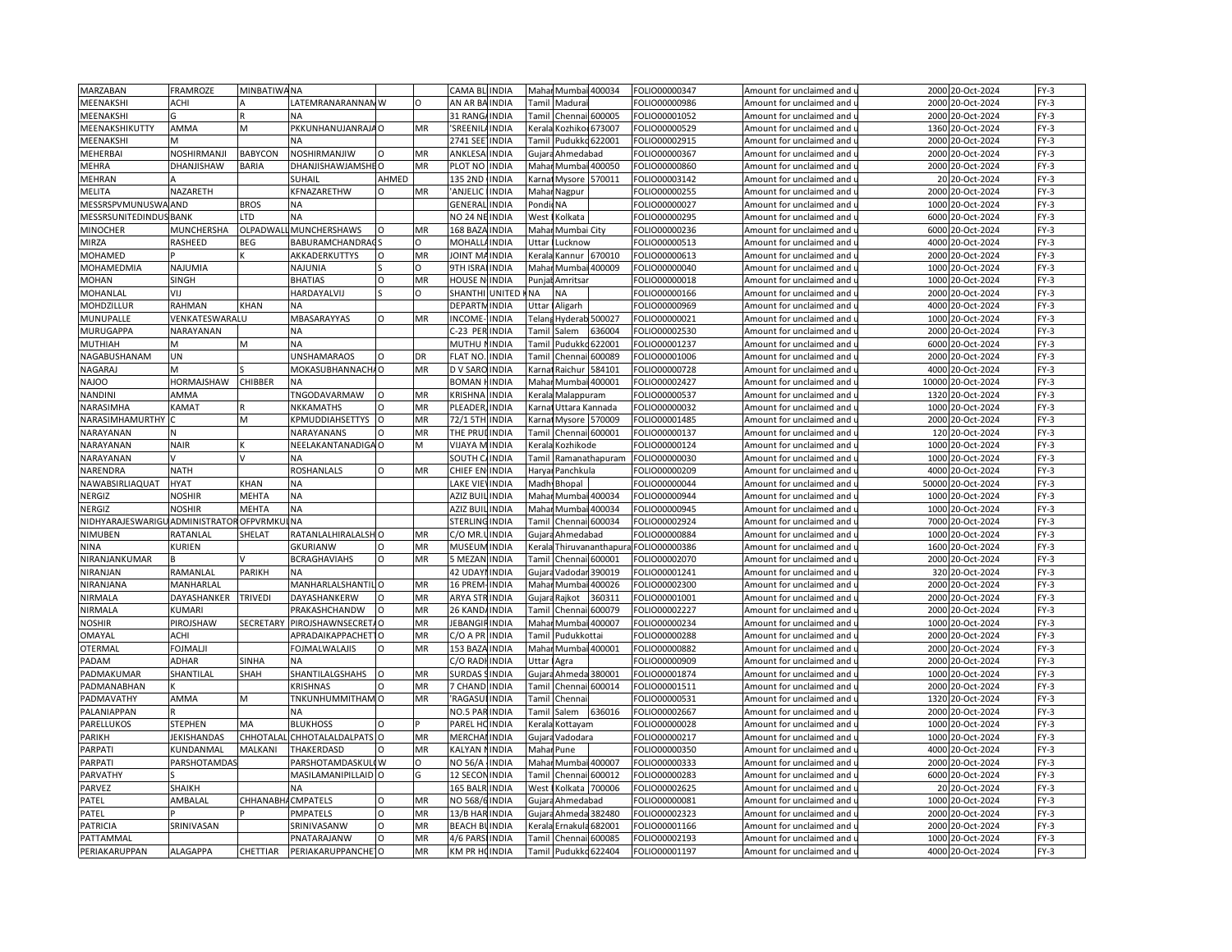| MARZABAN | FRAMROZE | MINBATIWANA | | | | CAMA BL | INDIA | Mahar | Mumbai | 400034 | FOLIO000000347 | Amount for unclaimed and u | 2000 | 20-Oct-2024 | FY-3 |
|---|---|---|---|---|---|---|---|---|---|---|---|---|---|---|---|
| MEENAKSHI | ACHI | A | LATEMRANARANNANW | | O | AN AR BA | INDIA | Tamil | Madurai | | FOLIO000000986 | Amount for unclaimed and u | 2000 | 20-Oct-2024 | FY-3 |
| MEENAKSHI | G | R | NA | | | 31 RANGA | INDIA | Tamil | Chennai | 600005 | FOLIO000001052 | Amount for unclaimed and u | 2000 | 20-Oct-2024 | FY-3 |
| MEENAKSHIKUTTY | AMMA | M | PKKUNHANUJANRAJAO | | MR | 'SREENILA | INDIA | Kerala | Kozhiko | 673007 | FOLIO000000529 | Amount for unclaimed and u | 1360 | 20-Oct-2024 | FY-3 |
| MEENAKSHI | M | | NA | | | 2741 SEE | INDIA | Tamil | Pudukko | 622001 | FOLIO000002915 | Amount for unclaimed and u | 2000 | 20-Oct-2024 | FY-3 |
| MEHERBAI | NOSHIRMANJI | BABYCON | NOSHIRMANJIW | O | MR | ANKLESA | INDIA | Gujara | Ahmedabad | | FOLIO000000367 | Amount for unclaimed and u | 2000 | 20-Oct-2024 | FY-3 |
| MEHRA | DHANJISHAW | BARIA | DHANJISHAWJAMSHEO | | MR | PLOT NO | INDIA | Mahar | Mumbai | 400050 | FOLIO000000860 | Amount for unclaimed and u | 2000 | 20-Oct-2024 | FY-3 |
| MEHRAN | A | | SUHAIL | AHMED | | 135 2ND | INDIA | Karnat | Mysore | 570011 | FOLIO000003142 | Amount for unclaimed and u | 20 | 20-Oct-2024 | FY-3 |
| MELITA | NAZARETH | | KFNAZARETHW | O | MR | 'ANJELIC | INDIA | Mahar | Nagpur | | FOLIO000000255 | Amount for unclaimed and u | 2000 | 20-Oct-2024 | FY-3 |
| MESSRSPVMUNUSWA | AND | BROS | NA | | | GENERAL | INDIA | Pondi | NA | | FOLIO000000027 | Amount for unclaimed and u | 1000 | 20-Oct-2024 | FY-3 |
| MESSRSUNITEDINDUS | BANK | LTD | NA | | | NO 24 NE | INDIA | West | Kolkata | | FOLIO000000295 | Amount for unclaimed and u | 6000 | 20-Oct-2024 | FY-3 |
| MINOCHER | MUNCHERSHA | OLPADWALL | MUNCHERSHAWS | O | MR | 168 BAZA | INDIA | Mahar | Mumbai City | | FOLIO000000236 | Amount for unclaimed and u | 6000 | 20-Oct-2024 | FY-3 |
| MIRZA | RASHEED | BEG | BABURAMCHANDRAGS | | O | MOHALLA | INDIA | Uttar | Lucknow | | FOLIO000000513 | Amount for unclaimed and u | 4000 | 20-Oct-2024 | FY-3 |
| MOHAMED | P | K | AKKADERKUTTYS | O | MR | JOINT MA | INDIA | Kerala | Kannur | 670010 | FOLIO000000613 | Amount for unclaimed and u | 2000 | 20-Oct-2024 | FY-3 |
| MOHAMEDMIA | NAJUMIA | | NAJUNIA | S | O | 9TH ISRA | INDIA | Mahar | Mumbai | 400009 | FOLIO000000040 | Amount for unclaimed and u | 1000 | 20-Oct-2024 | FY-3 |
| MOHAN | SINGH | | BHATIAS | O | MR | HOUSE N | INDIA | Punjab | Amritsar | | FOLIO000000018 | Amount for unclaimed and u | 1000 | 20-Oct-2024 | FY-3 |
| MOHANLAL | VIJ | | HARDAYALVIJ | S | O | SHANTHI | UNITED K | NA | NA | | FOLIO000000166 | Amount for unclaimed and u | 2000 | 20-Oct-2024 | FY-3 |
| MOHDZILLUR | RAHMAN | KHAN | NA | | | DEPARTM | INDIA | Uttar | Aligarh | | FOLIO000000969 | Amount for unclaimed and u | 4000 | 20-Oct-2024 | FY-3 |
| MUNUPALLE | VENKATESWARALU | | MBASARAYYAS | O | MR | INCOME- | INDIA | Telang | Hyderab | 500027 | FOLIO000000021 | Amount for unclaimed and u | 1000 | 20-Oct-2024 | FY-3 |
| MURUGAPPA | NARAYANAN | | NA | | | C-23 PER | INDIA | Tamil | Salem | 636004 | FOLIO000002530 | Amount for unclaimed and u | 2000 | 20-Oct-2024 | FY-3 |
| MUTHIAH | M | M | NA | | | MUTHU N | INDIA | Tamil | Pudukko | 622001 | FOLIO000001237 | Amount for unclaimed and u | 6000 | 20-Oct-2024 | FY-3 |
| NAGABUSHANAM | UN | | UNSHAMARAOS | O | DR | FLAT NO. | INDIA | Tamil | Chennai | 600089 | FOLIO000001006 | Amount for unclaimed and u | 2000 | 20-Oct-2024 | FY-3 |
| NAGARAJ | M | S | MOKASUBHANNACHAO | | MR | D V SARO | INDIA | Karnat | Raichur | 584101 | FOLIO000000728 | Amount for unclaimed and u | 4000 | 20-Oct-2024 | FY-3 |
| NAJOO | HORMAJSHAW | CHIBBER | NA | | | BOMAN H | INDIA | Mahar | Mumbai | 400001 | FOLIO000002427 | Amount for unclaimed and u | 10000 | 20-Oct-2024 | FY-3 |
| NANDINI | AMMA | | TNGODAVARMAW | O | MR | KRISHNA | INDIA | Kerala | Malappuram | | FOLIO000000537 | Amount for unclaimed and u | 1320 | 20-Oct-2024 | FY-3 |
| NARASIMHA | KAMAT | R | NKKAMATHS | O | MR | PLEADER, | INDIA | Karnat | Uttara Kannada | | FOLIO000000032 | Amount for unclaimed and u | 1000 | 20-Oct-2024 | FY-3 |
| NARASIMHAMURTHY | C | M | KPMUDDIAHSETTYS | O | MR | 72/1 5TH | INDIA | Karnat | Mysore | 570009 | FOLIO000001485 | Amount for unclaimed and u | 2000 | 20-Oct-2024 | FY-3 |
| NARAYANAN | N | | NARAYANANS | O | MR | THE PRUD | INDIA | Tamil | Chennai | 600001 | FOLIO000000137 | Amount for unclaimed and u | 120 | 20-Oct-2024 | FY-3 |
| NARAYANAN | NAIR | K | NEELAKANTANADIGAO | | M | VIJAYA M | INDIA | Kerala | Kozhikode | | FOLIO000000124 | Amount for unclaimed and u | 1000 | 20-Oct-2024 | FY-3 |
| NARAYANAN | V | V | NA | | | SOUTH C | INDIA | Tamil | Ramanathapuram | | FOLIO000000030 | Amount for unclaimed and u | 1000 | 20-Oct-2024 | FY-3 |
| NARENDRA | NATH | | ROSHANLALS | O | MR | CHIEF EN | INDIA | Haryan | Panchkula | | FOLIO000000209 | Amount for unclaimed and u | 4000 | 20-Oct-2024 | FY-3 |
| NAWABSIRLIAQUAT | HYAT | KHAN | NA | | | LAKE VIE | INDIA | Madhy | Bhopal | | FOLIO000000044 | Amount for unclaimed and u | 50000 | 20-Oct-2024 | FY-3 |
| NERGIZ | NOSHIR | MEHTA | NA | | | AZIZ BUIL | INDIA | Mahar | Mumbai | 400034 | FOLIO000000944 | Amount for unclaimed and u | 1000 | 20-Oct-2024 | FY-3 |
| NERGIZ | NOSHIR | MEHTA | NA | | | AZIZ BUIL | INDIA | Mahar | Mumbai | 400034 | FOLIO000000945 | Amount for unclaimed and u | 1000 | 20-Oct-2024 | FY-3 |
| NIDHYARAJESWARIGU | ADMINISTRATOR | OFPVRMKUL | NA | | | STERLING | INDIA | Tamil | Chennai | 600034 | FOLIO000002924 | Amount for unclaimed and u | 7000 | 20-Oct-2024 | FY-3 |
| NIMUBEN | RATANLAL | SHELAT | RATANLALHIRALALSHO | | MR | C/O MR.L | INDIA | Gujara | Ahmedabad | | FOLIO000000884 | Amount for unclaimed and u | 1000 | 20-Oct-2024 | FY-3 |
| NINA | KURIEN | | GKURIANW | O | MR | MUSEUM | INDIA | Kerala | Thiruvananthapura | | FOLIO000000386 | Amount for unclaimed and u | 1600 | 20-Oct-2024 | FY-3 |
| NIRANJANKUMAR | B | V | BCRAGHAVIAHS | O | MR | 5 MEZAN | INDIA | Tamil | Chennai | 600001 | FOLIO000002070 | Amount for unclaimed and u | 2000 | 20-Oct-2024 | FY-3 |
| NIRANJAN | RAMANLAL | PARIKH | NA | | | 42 UDAY | INDIA | Gujara | Vadodar | 390019 | FOLIO000001241 | Amount for unclaimed and u | 320 | 20-Oct-2024 | FY-3 |
| NIRANJANA | MANHARLAL | | MANHARLALSHANTILO | | MR | 16 PREM- | INDIA | Mahar | Mumbai | 400026 | FOLIO000002300 | Amount for unclaimed and u | 2000 | 20-Oct-2024 | FY-3 |
| NIRMALA | DAYASHANKER | TRIVEDI | DAYASHANKERW | O | MR | ARYA STR | INDIA | Gujara | Rajkot | 360311 | FOLIO000001001 | Amount for unclaimed and u | 2000 | 20-Oct-2024 | FY-3 |
| NIRMALA | KUMARI | | PRAKASHCHANDW | O | MR | 26 KANDA | INDIA | Tamil | Chennai | 600079 | FOLIO000002227 | Amount for unclaimed and u | 2000 | 20-Oct-2024 | FY-3 |
| NOSHIR | PIROJSHAW | SECRETARY | PIROJSHAWNSECRETAO | | MR | JEBANGIR | INDIA | Mahar | Mumbai | 400007 | FOLIO000000234 | Amount for unclaimed and u | 1000 | 20-Oct-2024 | FY-3 |
| OMAYAL | ACHI | | APRADAIKAPPACHETTO | | MR | C/O A PR | INDIA | Tamil | Pudukkottai | | FOLIO000000288 | Amount for unclaimed and u | 2000 | 20-Oct-2024 | FY-3 |
| OTERMAL | FOJMALJI | | FOJMALWALAJIS | O | MR | 153 BAZA | INDIA | Mahar | Mumbai | 400001 | FOLIO000000882 | Amount for unclaimed and u | 2000 | 20-Oct-2024 | FY-3 |
| PADAM | ADHAR | SINHA | NA | | | C/O RADH | INDIA | Uttar | Agra | | FOLIO000000909 | Amount for unclaimed and u | 2000 | 20-Oct-2024 | FY-3 |
| PADMAKUMAR | SHANTILAL | SHAH | SHANTILALGSHAHS | O | MR | SURDAS S | INDIA | Gujara | Ahmeda | 380001 | FOLIO000001874 | Amount for unclaimed and u | 1000 | 20-Oct-2024 | FY-3 |
| PADMANABHAN | K | | KRISHNAS | O | MR | 7 CHAND | INDIA | Tamil | Chennai | 600014 | FOLIO000001511 | Amount for unclaimed and u | 2000 | 20-Oct-2024 | FY-3 |
| PADMAVATHY | AMMA | M | TNKUNHUMMITHAMO | | MR | 'RAGASU | INDIA | Tamil | Chennai | | FOLIO000000531 | Amount for unclaimed and u | 1320 | 20-Oct-2024 | FY-3 |
| PALANIAPPAN | R | | NA | | | NO.5 PAR | INDIA | Tamil | Salem | 636016 | FOLIO000002667 | Amount for unclaimed and u | 2000 | 20-Oct-2024 | FY-3 |
| PARELLUKOS | STEPHEN | MA | BLUKHOSS | O | P | PAREL HC | INDIA | Kerala | Kottayam | | FOLIO000000028 | Amount for unclaimed and u | 1000 | 20-Oct-2024 | FY-3 |
| PARIKH | JEKISHANDAS | CHHOTALAL | CHHOTALALDALPATSO | | MR | MERCHAN | INDIA | Gujara | Vadodara | | FOLIO000000217 | Amount for unclaimed and u | 1000 | 20-Oct-2024 | FY-3 |
| PARPATI | KUNDANMAL | MALKANI | THAKERDASD | O | MR | KALYAN N | INDIA | Mahar | Pune | | FOLIO000000350 | Amount for unclaimed and u | 4000 | 20-Oct-2024 | FY-3 |
| PARPATI | PARSHOTAMDAS | | PARSHOTAMDASKULW | | O | NO 56/A | INDIA | Mahar | Mumbai | 400007 | FOLIO000000333 | Amount for unclaimed and u | 2000 | 20-Oct-2024 | FY-3 |
| PARVATHY | S | | MASILAMANIPILLAIDO | | G | 12 SECON | INDIA | Tamil | Chennai | 600012 | FOLIO000000283 | Amount for unclaimed and u | 6000 | 20-Oct-2024 | FY-3 |
| PARVEZ | SHAIKH | | NA | | | 165 BALR | INDIA | West | Kolkata | 700006 | FOLIO000002625 | Amount for unclaimed and u | 20 | 20-Oct-2024 | FY-3 |
| PATEL | AMBALAL | CHHANABHA | CMPATELS | O | MR | NO 568/6 | INDIA | Gujara | Ahmedabad | | FOLIO000000081 | Amount for unclaimed and u | 1000 | 20-Oct-2024 | FY-3 |
| PATEL | P | P | PMPATELS | O | MR | 13/B HAR | INDIA | Gujara | Ahmeda | 382480 | FOLIO000002323 | Amount for unclaimed and u | 2000 | 20-Oct-2024 | FY-3 |
| PATRICIA | SRINIVASAN | | SRINIVASANW | O | MR | BEACH BL | INDIA | Kerala | Ernakula | 682001 | FOLIO000001166 | Amount for unclaimed and u | 2000 | 20-Oct-2024 | FY-3 |
| PATTAMMAL | | | PNATARAJANW | O | MR | 4/6 PARS | INDIA | Tamil | Chennai | 600085 | FOLIO000002193 | Amount for unclaimed and u | 1000 | 20-Oct-2024 | FY-3 |
| PERIAKARUPPAN | ALAGAPPA | CHETTIAR | PERIAKARUPPANCHETO | | MR | KM PR HC | INDIA | Tamil | Pudukko | 622404 | FOLIO000001197 | Amount for unclaimed and u | 4000 | 20-Oct-2024 | FY-3 |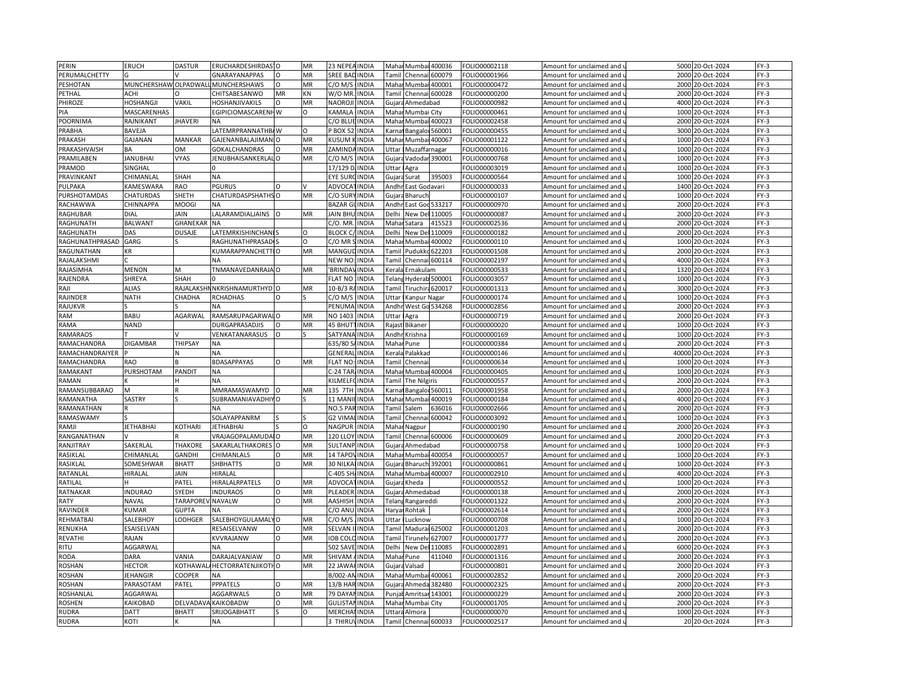| PERIN | ERUCH | DASTUR | ERUCHARDESHIRDAS | O | MR | 23 NEPEA | INDIA | Mahar | Mumbai | 400036 | FOLIO00002118 | Amount for unclaimed and u | 5000 | 20-Oct-2024 | FY-3 |
|---|---|---|---|---|---|---|---|---|---|---|---|---|---|---|---|
| PERUMALCHETTY | G | V | GNARAYANAPPAS | O | MR | SREE BAD | INDIA | Tamil | Chennai | 600079 | FOLIO00001966 | Amount for unclaimed and u | 2000 | 20-Oct-2024 | FY-3 |
| PESHOTAN | MUNCHERSHAW | OLPADWALL | MUNCHERSHAWS | O | MR | C/O M/S | INDIA | Mahar | Mumbai | 400001 | FOLIO00000472 | Amount for unclaimed and u | 2000 | 20-Oct-2024 | FY-3 |
| PETHAL | ACHI | O | CHITSABESANWO | MR | KN | W/O MR. | INDIA | Tamil | Chennai | 600028 | FOLIO00000200 | Amount for unclaimed and u | 2000 | 20-Oct-2024 | FY-3 |
| PHIROZE | HOSHANGJI | VAKIL | HOSHANJIVAKILS | O | MR | NAOROJI | INDIA | Gujara | Ahmedabad | | FOLIO00000982 | Amount for unclaimed and u | 4000 | 20-Oct-2024 | FY-3 |
| PIA | MASCARENHAS | | EGIPICIOMASCARENH | W | O | KAMALA | INDIA | Mahar | Mumbai City | | FOLIO00000461 | Amount for unclaimed and u | 1000 | 20-Oct-2024 | FY-3 |
| POORNIMA | RAJNIKANT | JHAVERI | NA | | | C/O BLUE | INDIA | Mahar | Mumbai | 400023 | FOLIO00002458 | Amount for unclaimed and u | 2000 | 20-Oct-2024 | FY-3 |
| PRABHA | BAVEJA | | LATEMRPRANNATHB | W | O | P BOX 52 | INDIA | Karnat | Bangalor | 560001 | FOLIO00000455 | Amount for unclaimed and u | 3000 | 20-Oct-2024 | FY-3 |
| PRAKASH | GAJANAN | MANKAR | GAJENANBALAJIMAN | O | MR | KUSUM K | INDIA | Mahar | Mumbai | 400067 | FOLIO00001122 | Amount for unclaimed and u | 1000 | 20-Oct-2024 | FY-3 |
| PRAKASHVAISH | BA | OM | GOKALCHANDRAS | O | MR | ZAMINDA | INDIA | Uttar | Muzaffarnagar | | FOLIO00000016 | Amount for unclaimed and u | 1000 | 20-Oct-2024 | FY-3 |
| PRAMILABEN | JANUBHAI | VYAS | JENUBHAISANKERLAL | O | MR | C/O M/S | INDIA | Gujara | Vadodar | 390001 | FOLIO00000768 | Amount for unclaimed and u | 1000 | 20-Oct-2024 | FY-3 |
| PRAMOD | SINGHAL | | 0 | | | 17/129 D | INDIA | Uttar | Agra | | FOLIO00003019 | Amount for unclaimed and u | 1000 | 20-Oct-2024 | FY-3 |
| PRAVINKANT | CHIMANLAL | SHAH | NA | | | EYE SURG | INDIA | Gujara | Surat | 395003 | FOLIO00000564 | Amount for unclaimed and u | 1000 | 20-Oct-2024 | FY-3 |
| PULPAKA | KAMESWARA | RAO | PGURUS | O | V | ADVOCAT | INDIA | Andhr | East Godavari | | FOLIO00000033 | Amount for unclaimed and u | 1400 | 20-Oct-2024 | FY-3 |
| PURSHOTAMDAS | CHATURDAS | SHETH | CHATURDASPSHATHS | O | MR | C/O SURY | INDIA | Gujara | Bharuch | | FOLIO00000107 | Amount for unclaimed and u | 1000 | 20-Oct-2024 | FY-3 |
| RACHAWWA | CHINNAPPA | MOOGI | NA | | | BAZAR GL | INDIA | Andhr | East God | 533217 | FOLIO00000970 | Amount for unclaimed and u | 2000 | 20-Oct-2024 | FY-3 |
| RAGHUBAR | DIAL | JAIN | LALARAMDIALJAINS | O | MR | JAIN BHU | INDIA | Delhi | New Del | 110005 | FOLIO00000087 | Amount for unclaimed and u | 2000 | 20-Oct-2024 | FY-3 |
| RAGHUNATH | BALWANT | GHANEKAR | NA | | | C/O. MR. | INDIA | Mahar | Satara | 415523 | FOLIO00002536 | Amount for unclaimed and u | 2000 | 20-Oct-2024 | FY-3 |
| RAGHUNATH | DAS | DUSAJE | LATEMRKISHINCHAN | S | O | BLOCK C | INDIA | Delhi | New Del | 110009 | FOLIO00000182 | Amount for unclaimed and u | 2000 | 20-Oct-2024 | FY-3 |
| RAGHUNATHPRASAD | GARG | S | RAGHUNATHPRASAD | S | O | C/O MR S | INDIA | Mahar | Mumbai | 400002 | FOLIO00000110 | Amount for unclaimed and u | 1000 | 20-Oct-2024 | FY-3 |
| RAGUNATHAN | KR | | KUMARAPPANCHETTI | O | MR | MANGUD | INDIA | Tamil | Pudukko | 622203 | FOLIO00001508 | Amount for unclaimed and u | 2000 | 20-Oct-2024 | FY-3 |
| RAJALAKSHMI | C | | NA | | | NEW NO: | INDIA | Tamil | Chennai | 600114 | FOLIO00002197 | Amount for unclaimed and u | 4000 | 20-Oct-2024 | FY-3 |
| RAJASIMHA | MENON | M | TNMANAVEDANRAJA | O | MR | 'BRINDAV | INDIA | Kerala | Ernakulam | | FOLIO00000533 | Amount for unclaimed and u | 1320 | 20-Oct-2024 | FY-3 |
| RAJENDRA | SHREYA | SHAH | 0 | | | FLAT NO | INDIA | Telang | Hyderab | 500001 | FOLIO00003057 | Amount for unclaimed and u | 1000 | 20-Oct-2024 | FY-3 |
| RAJI | ALIAS | RAJALAKSHM | NKRISHNAMURTHYD | O | MR | 10-B/3 RA | INDIA | Tamil | Tiruchira | 620017 | FOLIO00001313 | Amount for unclaimed and u | 3000 | 20-Oct-2024 | FY-3 |
| RAJINDER | NATH | CHADHA | RCHADHAS | O | S | C/O M/S | INDIA | Uttar | Kanpur Nagar | | FOLIO00000174 | Amount for unclaimed and u | 1000 | 20-Oct-2024 | FY-3 |
| RAJUKVR | S | | NA | | | PENUMA | INDIA | Andhr | West Go | 534268 | FOLIO00002856 | Amount for unclaimed and u | 2000 | 20-Oct-2024 | FY-3 |
| RAM | BABU | AGARWAL | RAMSARUPAGARWAL | O | MR | NO 1403 | INDIA | Uttar | Agra | | FOLIO00000719 | Amount for unclaimed and u | 2000 | 20-Oct-2024 | FY-3 |
| RAMA | NAND | | DURGAPRASADJIS | O | MR | 45 BHUT | INDIA | Rajast | Bikaner | | FOLIO00000020 | Amount for unclaimed and u | 1000 | 20-Oct-2024 | FY-3 |
| RAMARAOS | T | V | VENKATANARASUS | O | S | SATYANA | INDIA | Andhr | Krishna | | FOLIO00000169 | Amount for unclaimed and u | 1000 | 20-Oct-2024 | FY-3 |
| RAMACHANDRA | DIGAMBAR | THIPSAY | NA | | | 635/80 S | INDIA | Mahar | Pune | | FOLIO00000384 | Amount for unclaimed and u | 2000 | 20-Oct-2024 | FY-3 |
| RAMACHANDRAIYER | P | N | NA | | | GENERAL | INDIA | Kerala | Palakkad | | FOLIO00000146 | Amount for unclaimed and u | 40000 | 20-Oct-2024 | FY-3 |
| RAMACHANDRA | RAO | B | BDASAPPAYAS | O | MR | FLAT NO: | INDIA | Tamil | Chennai | | FOLIO00000634 | Amount for unclaimed and u | 1000 | 20-Oct-2024 | FY-3 |
| RAMAKANT | PURSHOTAM | PANDIT | NA | | | C-24 TAR | INDIA | Mahar | Mumbai | 400004 | FOLIO00000405 | Amount for unclaimed and u | 1000 | 20-Oct-2024 | FY-3 |
| RAMAN | K | H | NA | | | KILMELF | INDIA | Tamil | The Nilgiris | | FOLIO00000557 | Amount for unclaimed and u | 2000 | 20-Oct-2024 | FY-3 |
| RAMANSUBBARAO | M | R | MMRAMASWAMYD | O | MR | 135 7TH | INDIA | Karnat | Bangalor | 560011 | FOLIO00001958 | Amount for unclaimed and u | 2000 | 20-Oct-2024 | FY-3 |
| RAMANATHA | SASTRY | S | SUBRAMANIAVADHIY | O | S | 11 MANI | INDIA | Mahar | Mumbai | 400019 | FOLIO00000184 | Amount for unclaimed and u | 4000 | 20-Oct-2024 | FY-3 |
| RAMANATHAN | R | | NA | | | NO.5 PAR | INDIA | Tamil | Salem | 636016 | FOLIO00002666 | Amount for unclaimed and u | 2000 | 20-Oct-2024 | FY-3 |
| RAMASWAMY | S | | SOLAYAPPANRM | S | S | G2 VIMA | INDIA | Tamil | Chennai | 600042 | FOLIO00003092 | Amount for unclaimed and u | 1000 | 20-Oct-2024 | FY-3 |
| RAMJI | JETHABHAI | KOTHARI | JETHABHAI | S | O | NAGPUR | INDIA | Mahar | Nagpur | | FOLIO00000190 | Amount for unclaimed and u | 2000 | 20-Oct-2024 | FY-3 |
| RANGANATHAN | V | R | VRAJAGOPALAMUDA | O | MR | 120 LLOY | INDIA | Tamil | Chennai | 600006 | FOLIO00000609 | Amount for unclaimed and u | 2000 | 20-Oct-2024 | FY-3 |
| RANJITRAY | SAKERLAL | THAKORE | SAKARLALTHAKORES | O | MR | SULTANP | INDIA | Gujara | Ahmedabad | | FOLIO00000758 | Amount for unclaimed and u | 1000 | 20-Oct-2024 | FY-3 |
| RASIKLAL | CHIMANLAL | GANDHI | CHIMANLALS | O | MR | 14 TAPO | INDIA | Mahar | Mumbai | 400054 | FOLIO00000057 | Amount for unclaimed and u | 1000 | 20-Oct-2024 | FY-3 |
| RASIKLAL | SOMESHWAR | BHATT | SHBHATTS | O | MR | 30 NILKA | INDIA | Gujara | Bharuch | 392001 | FOLIO00000861 | Amount for unclaimed and u | 1000 | 20-Oct-2024 | FY-3 |
| RATANLAL | HIRALAL | JAIN | HIRALAL | | | C-405 SH | INDIA | Mahar | Mumbai | 400007 | FOLIO00002910 | Amount for unclaimed and u | 4000 | 20-Oct-2024 | FY-3 |
| RATILAL | H | PATEL | HIRALALRPATELS | O | MR | ADVOCAT | INDIA | Gujara | Kheda | | FOLIO00000552 | Amount for unclaimed and u | 1000 | 20-Oct-2024 | FY-3 |
| RATNAKAR | INDURAO | SYEDH | INDURAOS | O | MR | PLEADER | INDIA | Gujara | Ahmedabad | | FOLIO00000138 | Amount for unclaimed and u | 2000 | 20-Oct-2024 | FY-3 |
| RATY | NAVAL | TARAPOREV | NAVALW | O | MR | AASHISH | INDIA | Telang | Rangareddi | | FOLIO00001322 | Amount for unclaimed and u | 2000 | 20-Oct-2024 | FY-3 |
| RAVINDER | KUMAR | GUPTA | NA | | | C/O ANU | INDIA | Haryar | Rohtak | | FOLIO00002614 | Amount for unclaimed and u | 2000 | 20-Oct-2024 | FY-3 |
| REHMATBAI | SALEBHOY | LODHGER | SALEBHOYGULAMALY | O | MR | C/O M/S | INDIA | Uttar | Lucknow | | FOLIO00000708 | Amount for unclaimed and u | 1000 | 20-Oct-2024 | FY-3 |
| RENUKHA | ESAISELVAN | | RESAISELVANW | O | MR | SELVAN I | INDIA | Tamil | Madurai | 625002 | FOLIO00001203 | Amount for unclaimed and u | 2000 | 20-Oct-2024 | FY-3 |
| REVATHI | RAJAN | | KVVRAJANW | O | MR | IOB COLO | INDIA | Tamil | Tirunelv | 627007 | FOLIO00001777 | Amount for unclaimed and u | 2000 | 20-Oct-2024 | FY-3 |
| RITU | AGGARWAL | | NA | | | 502 SAVE | INDIA | Delhi | New Del | 110085 | FOLIO00002891 | Amount for unclaimed and u | 6000 | 20-Oct-2024 | FY-3 |
| RODA | DARA | VANIA | DARAJALVANIAW | O | MR | SHIVAM A | INDIA | Mahar | Pune | 411040 | FOLIO00001316 | Amount for unclaimed and u | 2000 | 20-Oct-2024 | FY-3 |
| ROSHAN | HECTOR | KOTHAWAL | HECTORRATENJIKOTH | O | MR | 22 JAWAH | INDIA | Gujara | Valsad | | FOLIO00000801 | Amount for unclaimed and u | 2000 | 20-Oct-2024 | FY-3 |
| ROSHAN | JEHANGIR | COOPER | NA | | | B/002-AN | INDIA | Mahar | Mumbai | 400061 | FOLIO00002852 | Amount for unclaimed and u | 2000 | 20-Oct-2024 | FY-3 |
| ROSHAN | PARASOTAM | PATEL | PPPATELS | O | MR | 13/B HAR | INDIA | Gujara | Ahmeda | 382480 | FOLIO00002325 | Amount for unclaimed and u | 2000 | 20-Oct-2024 | FY-3 |
| ROSHANLAL | AGGARWAL | | AGGARWALS | O | MR | 79 DAYAN | INDIA | Punjab | Amritsar | 143001 | FOLIO00000229 | Amount for unclaimed and u | 2000 | 20-Oct-2024 | FY-3 |
| ROSHEN | KAIKOBAD | DELVADAVA | KAIKOBADW | O | MR | GULISTAN | INDIA | Mahar | Mumbai City | | FOLIO00001705 | Amount for unclaimed and u | 2000 | 20-Oct-2024 | FY-3 |
| RUDRA | DATT | BHATT | SRIJOGABHATT | S | O | MERCHA | INDIA | Uttara | Almora | | FOLIO00000070 | Amount for unclaimed and u | 1000 | 20-Oct-2024 | FY-3 |
| RUDRA | KOTI | K | NA | | | 3 THIRUV | INDIA | Tamil | Chennai | 600033 | FOLIO00002517 | Amount for unclaimed and u | 20 | 20-Oct-2024 | FY-3 |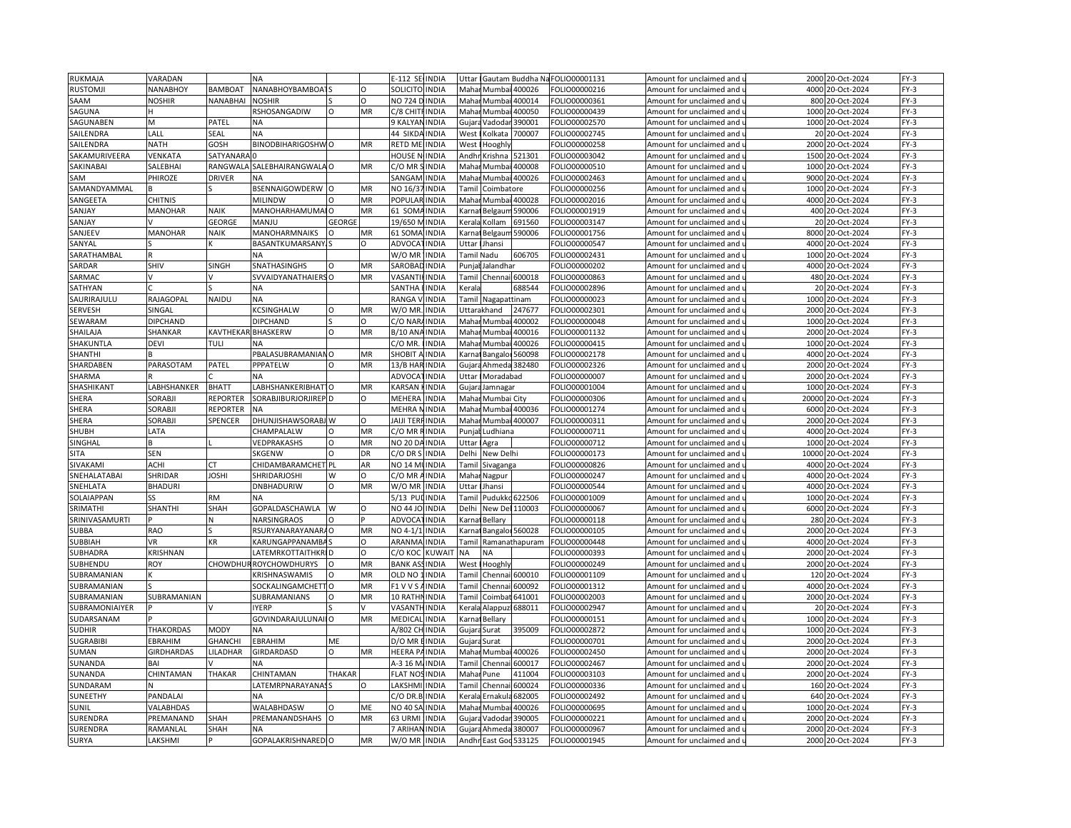| | | | | | | | | | | | | | | | |
|---|---|---|---|---|---|---|---|---|---|---|---|---|---|---|---|
| RUKMAJA | VARADAN | | NA | | | E-112 SE | INDIA | Uttar | Gautam Buddha Na | | FOLIO000001131 | Amount for unclaimed and u | 2000 | 20-Oct-2024 | FY-3 |
| RUSTOMJI | NANABHOY | BAMBOAT | NANABHOYBAMBOAT | S | O | SOLICITO | INDIA | Mahar | Mumbai | 400026 | FOLIO00000216 | Amount for unclaimed and u | 4000 | 20-Oct-2024 | FY-3 |
| SAAM | NOSHIR | NANABHAI | NOSHIR | S | O | NO 724 D | INDIA | Mahar | Mumbai | 400014 | FOLIO00000361 | Amount for unclaimed and u | 800 | 20-Oct-2024 | FY-3 |
| SAGUNA | H | | RSHOSANGADIW | O | MR | C/8 CHITR | INDIA | Mahar | Mumbai | 400050 | FOLIO00000439 | Amount for unclaimed and u | 1000 | 20-Oct-2024 | FY-3 |
| SAGUNABEN | M | PATEL | NA | | | 9 KALYAN | INDIA | Gujara | Vadodar | 390001 | FOLIO00002570 | Amount for unclaimed and u | 1000 | 20-Oct-2024 | FY-3 |
| SAILENDRA | LALL | SEAL | NA | | | 44 SIKDA | INDIA | West | Kolkata | 700007 | FOLIO00002745 | Amount for unclaimed and u | 20 | 20-Oct-2024 | FY-3 |
| SAILENDRA | NATH | GOSH | BINODBIHARIGOSHW | O | MR | RETD ME | INDIA | West | Hooghly | | FOLIO00000258 | Amount for unclaimed and u | 2000 | 20-Oct-2024 | FY-3 |
| SAKAMURIVEERA | VENKATA | SATYANARA | 0 | | | HOUSE N | INDIA | Andhr | Krishna | 521301 | FOLIO00003042 | Amount for unclaimed and u | 1500 | 20-Oct-2024 | FY-3 |
| SAKINABAI | SALEBHAI | RANGWALA | SALEBHAIRANGWALA | O | MR | C/O MR S | INDIA | Mahar | Mumbai | 400008 | FOLIO00000510 | Amount for unclaimed and u | 1000 | 20-Oct-2024 | FY-3 |
| SAM | PHIROZE | DRIVER | NA | | | SANGAM | INDIA | Mahar | Mumbai | 400026 | FOLIO00002463 | Amount for unclaimed and u | 9000 | 20-Oct-2024 | FY-3 |
| SAMANDYAMMAL | B | S | BSENNAIGOWDERW | O | MR | NO 16/37 | INDIA | Tamil | Coimbatore | | FOLIO00000256 | Amount for unclaimed and u | 1000 | 20-Oct-2024 | FY-3 |
| SANGEETA | CHITNIS | | MILINDW | O | MR | POPULAR | INDIA | Mahar | Mumbai | 400028 | FOLIO00002016 | Amount for unclaimed and u | 4000 | 20-Oct-2024 | FY-3 |
| SANJAY | MANOHAR | NAIK | MANOHARHAMUMAI | O | MR | 61 SOMA | INDIA | Karnat | Belgaum | 590006 | FOLIO00001919 | Amount for unclaimed and u | 400 | 20-Oct-2024 | FY-3 |
| SANJAY | V | GEORGE | MANJU | GEORGE | | 19/650 M | INDIA | Kerala | Kollam | 691560 | FOLIO00003147 | Amount for unclaimed and u | 20 | 20-Oct-2024 | FY-3 |
| SANJEEV | MANOHAR | NAIK | MANOHARMNAIKS | O | MR | 61 SOMA | INDIA | Karnat | Belgaum | 590006 | FOLIO00001756 | Amount for unclaimed and u | 8000 | 20-Oct-2024 | FY-3 |
| SANYAL | S | K | BASANTKUMARSANY | S | O | ADVOCAT | INDIA | Uttar | Jhansi | | FOLIO00000547 | Amount for unclaimed and u | 4000 | 20-Oct-2024 | FY-3 |
| SARATHAMBAL | R | | NA | | | W/O MR | INDIA | Tamil Nadu | | 606705 | FOLIO00002431 | Amount for unclaimed and u | 1000 | 20-Oct-2024 | FY-3 |
| SARDAR | SHIV | SINGH | SNATHASINGHS | O | MR | SAROBAD | INDIA | Punjab | Jalandhar | | FOLIO00000202 | Amount for unclaimed and u | 4000 | 20-Oct-2024 | FY-3 |
| SARMAC | V | V | SVVAIDYANATHAIERS | O | MR | VASANTH | INDIA | Tamil | Chennai | 600018 | FOLIO00000863 | Amount for unclaimed and u | 480 | 20-Oct-2024 | FY-3 |
| SATHYAN | C | S | NA | | | SANTHA | INDIA | Kerala | | 688544 | FOLIO00002896 | Amount for unclaimed and u | 20 | 20-Oct-2024 | FY-3 |
| SAURIRAJULU | RAJAGOPAL | NAIDU | NA | | | RANGA V | INDIA | Tamil | Nagapattinam | | FOLIO00000023 | Amount for unclaimed and u | 1000 | 20-Oct-2024 | FY-3 |
| SERVESH | SINGAL | | KCSINGHALW | O | MR | W/O MR. | INDIA | Uttarakhand | | 247677 | FOLIO00002301 | Amount for unclaimed and u | 2000 | 20-Oct-2024 | FY-3 |
| SEWARAM | DIPCHAND | | DIPCHAND | S | O | C/O NARA | INDIA | Mahar | Mumbai | 400002 | FOLIO00000048 | Amount for unclaimed and u | 1000 | 20-Oct-2024 | FY-3 |
| SHAILAJA | SHANKAR | KAVTHEKAR | BHASKERW | O | MR | B/10 ANA | INDIA | Mahar | Mumbai | 400016 | FOLIO00001132 | Amount for unclaimed and u | 2000 | 20-Oct-2024 | FY-3 |
| SHAKUNTLA | DEVI | TULI | NA | | | C/O MR. | INDIA | Mahar | Mumbai | 400026 | FOLIO00000415 | Amount for unclaimed and u | 1000 | 20-Oct-2024 | FY-3 |
| SHANTHI | B | | PBALASUBRAMANIAN | O | MR | SHOBIT A | INDIA | Karnat | Bangalor | 560098 | FOLIO00002178 | Amount for unclaimed and u | 4000 | 20-Oct-2024 | FY-3 |
| SHARDABEN | PARASOTAM | PATEL | PPPATELW | O | MR | 13/B HAR | INDIA | Gujara | Ahmeda | 382480 | FOLIO00002326 | Amount for unclaimed and u | 2000 | 20-Oct-2024 | FY-3 |
| SHARMA | R | C | NA | | | ADVOCAT | INDIA | Uttar | Moradabad | | FOLIO00000007 | Amount for unclaimed and u | 2000 | 20-Oct-2024 | FY-3 |
| SHASHIKANT | LABHSHANKER | BHATT | LABHSHANKERIBHATT | O | MR | KARSAN K | INDIA | Gujara | Jamnagar | | FOLIO00001004 | Amount for unclaimed and u | 1000 | 20-Oct-2024 | FY-3 |
| SHERA | SORABJI | REPORTER | SORABJIBURJORJIREP | D | O | MEHERA | INDIA | Mahar | Mumbai City | | FOLIO00000306 | Amount for unclaimed and u | 20000 | 20-Oct-2024 | FY-3 |
| SHERA | SORABJI | REPORTER | NA | | | MEHRA N | INDIA | Mahar | Mumbai | 400036 | FOLIO00001274 | Amount for unclaimed and u | 6000 | 20-Oct-2024 | FY-3 |
| SHERA | SORABJI | SPENCER | DHUNJISHAWSORABJ | W | O | JAIJI TERR | INDIA | Mahar | Mumbai | 400007 | FOLIO00000311 | Amount for unclaimed and u | 2000 | 20-Oct-2024 | FY-3 |
| SHUBH | LATA | | CHAMPALALW | O | MR | C/O MR R | INDIA | Punjab | Ludhiana | | FOLIO00000711 | Amount for unclaimed and u | 4000 | 20-Oct-2024 | FY-3 |
| SINGHAL | B | L | VEDPRAKASHS | O | MR | NO 20 DA | INDIA | Uttar | Agra | | FOLIO00000712 | Amount for unclaimed and u | 1000 | 20-Oct-2024 | FY-3 |
| SITA | SEN | | SKGENW | O | DR | C/O DR S | INDIA | Delhi | New Delhi | | FOLIO00000173 | Amount for unclaimed and u | 10000 | 20-Oct-2024 | FY-3 |
| SIVAKAMI | ACHI | CT | CHIDAMBARAMCHET | PL | AR | NO 14 MI | INDIA | Tamil | Sivaganga | | FOLIO00000826 | Amount for unclaimed and u | 4000 | 20-Oct-2024 | FY-3 |
| SNEHALATABAI | SHRIDAR | JOSHI | SHRIDARJOSHI | W | O | C/O MR A | INDIA | Mahar | Nagpur | | FOLIO00000247 | Amount for unclaimed and u | 4000 | 20-Oct-2024 | FY-3 |
| SNEHLATA | BHADURI | | DNBHADURIW | O | MR | W/O MR | INDIA | Uttar | Jhansi | | FOLIO00000544 | Amount for unclaimed and u | 4000 | 20-Oct-2024 | FY-3 |
| SOLAIAPPAN | SS | RM | NA | | | 5/13 PUD | INDIA | Tamil | Pudukko | 622506 | FOLIO00001009 | Amount for unclaimed and u | 1000 | 20-Oct-2024 | FY-3 |
| SRIMATHI | SHANTHI | SHAH | GOPALDASCHAWLA | W | O | NO 44 JO | INDIA | Delhi | New Del | 110003 | FOLIO00000067 | Amount for unclaimed and u | 6000 | 20-Oct-2024 | FY-3 |
| SRINIVASAMURTI | P | N | NARSINGRAOS | O | P | ADVOCAT | INDIA | Karnat | Bellary | | FOLIO00000118 | Amount for unclaimed and u | 280 | 20-Oct-2024 | FY-3 |
| SUBBA | RAO | S | RSURYANARAYANARA | O | MR | NO 4-1/1 | INDIA | Karnat | Bangalor | 560028 | FOLIO00000105 | Amount for unclaimed and u | 2000 | 20-Oct-2024 | FY-3 |
| SUBBIAH | VR | KR | KARUNGAPPANAMBA | S | O | ARANMA | INDIA | Tamil | Ramanathapuram | | FOLIO00000448 | Amount for unclaimed and u | 4000 | 20-Oct-2024 | FY-3 |
| SUBHADRA | KRISHNAN | | LATEMRKOTTAITHKR | D | O | C/O KOC | KUWAIT | NA | NA | | FOLIO00000393 | Amount for unclaimed and u | 2000 | 20-Oct-2024 | FY-3 |
| SUBHENDU | ROY | CHOWDHUR | ROYCHOWDHURYS | O | MR | BANK ASS | INDIA | West | Hooghly | | FOLIO00000249 | Amount for unclaimed and u | 2000 | 20-Oct-2024 | FY-3 |
| SUBRAMANIAN | K | | KRISHNASWAMIS | O | MR | OLD NO 1 | INDIA | Tamil | Chennai | 600010 | FOLIO00001109 | Amount for unclaimed and u | 120 | 20-Oct-2024 | FY-3 |
| SUBRAMANIAN | S | | SOCKALINGAMCHETT | O | MR | F1 V V S A | INDIA | Tamil | Chennai | 600092 | FOLIO00001312 | Amount for unclaimed and u | 4000 | 20-Oct-2024 | FY-3 |
| SUBRAMANIAN | SUBRAMANIAN | | SUBRAMANIANS | O | MR | 10 RATHN | INDIA | Tamil | Coimbat | 641001 | FOLIO00002003 | Amount for unclaimed and u | 2000 | 20-Oct-2024 | FY-3 |
| SUBRAMONIAIYER | P | V | IYERP | S | V | VASANTH | INDIA | Kerala | Alappuz | 688011 | FOLIO00002947 | Amount for unclaimed and u | 20 | 20-Oct-2024 | FY-3 |
| SUDARSANAM | P | | GOVINDARAJULUNAI | O | MR | MEDICAL | INDIA | Karnat | Bellary | | FOLIO00000151 | Amount for unclaimed and u | 1000 | 20-Oct-2024 | FY-3 |
| SUDHIR | THAKORDAS | MODY | NA | | | A/802 CH | INDIA | Gujara | Surat | 395009 | FOLIO00002872 | Amount for unclaimed and u | 1000 | 20-Oct-2024 | FY-3 |
| SUGRABIBI | EBRAHIM | GHANCHI | EBRAHIM | ME | | D/O MR E | INDIA | Gujara | Surat | | FOLIO00000701 | Amount for unclaimed and u | 2000 | 20-Oct-2024 | FY-3 |
| SUMAN | GIRDHARDAS | LILADHAR | GIRDARDASD | O | MR | HEERA PA | INDIA | Mahar | Mumbai | 400026 | FOLIO00002450 | Amount for unclaimed and u | 2000 | 20-Oct-2024 | FY-3 |
| SUNANDA | BAI | V | NA | | | A-3 16 M | INDIA | Tamil | Chennai | 600017 | FOLIO00002467 | Amount for unclaimed and u | 2000 | 20-Oct-2024 | FY-3 |
| SUNANDA | CHINTAMAN | THAKAR | CHINTAMAN | THAKAR | | FLAT NOS | INDIA | Mahar | Pune | 411004 | FOLIO00003103 | Amount for unclaimed and u | 2000 | 20-Oct-2024 | FY-3 |
| SUNDARAM | N | | LATEMRPNARAYANAS | S | O | LAKSHMI | INDIA | Tamil | Chennai | 600024 | FOLIO00000336 | Amount for unclaimed and u | 160 | 20-Oct-2024 | FY-3 |
| SUNEETHY | PANDALAI | | NA | | | C/O DR.B | INDIA | Kerala | Ernakula | 682005 | FOLIO00002492 | Amount for unclaimed and u | 640 | 20-Oct-2024 | FY-3 |
| SUNIL | VALABHDAS | | WALABHDASW | O | ME | NO 40 SA | INDIA | Mahar | Mumbai | 400026 | FOLIO00000695 | Amount for unclaimed and u | 1000 | 20-Oct-2024 | FY-3 |
| SURENDRA | PREMANAND | SHAH | PREMANANDSHAHS | O | MR | 63 URMI | INDIA | Gujara | Vadodar | 390005 | FOLIO00000221 | Amount for unclaimed and u | 2000 | 20-Oct-2024 | FY-3 |
| SURENDRA | RAMANLAL | SHAH | NA | | | 7 ARIHAN | INDIA | Gujara | Ahmeda | 380007 | FOLIO00000967 | Amount for unclaimed and u | 2000 | 20-Oct-2024 | FY-3 |
| SURYA | LAKSHMI | P | GOPALAKRISHNARED | O | MR | W/O MR | INDIA | Andhr | East God | 533125 | FOLIO00001945 | Amount for unclaimed and u | 2000 | 20-Oct-2024 | FY-3 |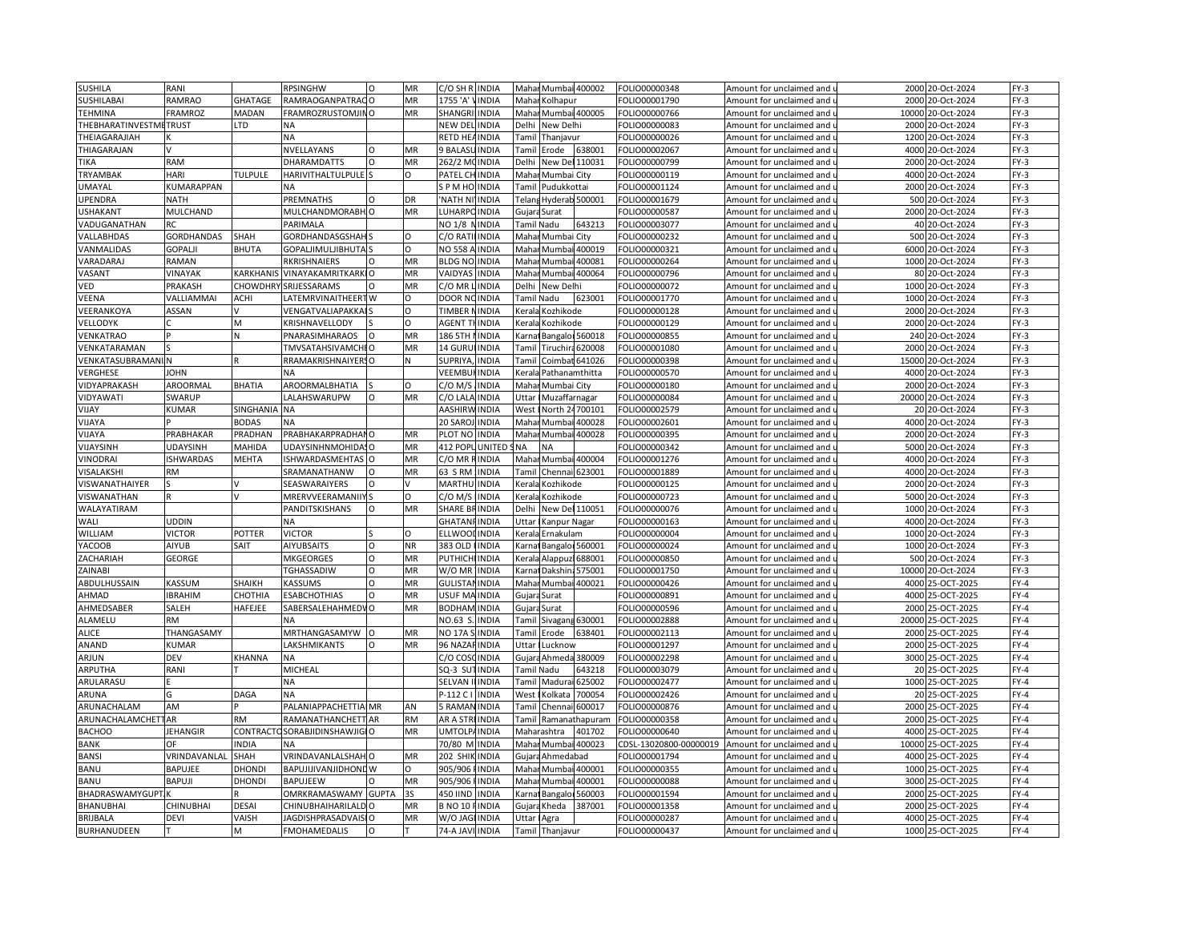| | | | | | | | | | | | | | | | |
|---|---|---|---|---|---|---|---|---|---|---|---|---|---|---|---|
| SUSHILA | RANI | | RPSINGHW | O | MR | C/O SH R | INDIA | Mahar | Mumbai | 400002 | FOLIO000000348 | Amount for unclaimed and u | 2000 | 20-Oct-2024 | FY-3 |
| SUSHILABAI | RAMRAO | GHATAGE | RAMRAOGANPATRAO | O | MR | 1755 'A' V | INDIA | Mahar | Kolhapur | | FOLIO000001790 | Amount for unclaimed and u | 2000 | 20-Oct-2024 | FY-3 |
| TEHMINA | FRAMROZ | MADAN | FRAMROZRUSTOMJIN | O | MR | SHANGRI | INDIA | Mahar | Mumbai | 400005 | FOLIO000000766 | Amount for unclaimed and u | 10000 | 20-Oct-2024 | FY-3 |
| THEBHARATINVESTME | TRUST | LTD | NA | | | NEW DEL | INDIA | Delhi | New Delhi | | FOLIO000000083 | Amount for unclaimed and u | 2000 | 20-Oct-2024 | FY-3 |
| THEIAGARAJIAH | K | | NA | | | RETD HEA | INDIA | Tamil | Thanjavur | | FOLIO000000026 | Amount for unclaimed and u | 1200 | 20-Oct-2024 | FY-3 |
| THIAGARAJAN | V | | NVELLAYANS | O | MR | 9 BALASU | INDIA | Tamil | Erode | 638001 | FOLIO000002067 | Amount for unclaimed and u | 4000 | 20-Oct-2024 | FY-3 |
| TIKA | RAM | | DHARAMDATTS | O | MR | 262/2 MC | INDIA | Delhi | New Del | 110031 | FOLIO000000799 | Amount for unclaimed and u | 2000 | 20-Oct-2024 | FY-3 |
| TRYAMBAK | HARI | TULPULE | HARIVITHALTULPULE | S | O | PATEL CH | INDIA | Mahar | Mumbai City | | FOLIO000000119 | Amount for unclaimed and u | 4000 | 20-Oct-2024 | FY-3 |
| UMAYAL | KUMARAPPAN | | NA | | | S P M HO | INDIA | Tamil | Pudukkottai | | FOLIO000001124 | Amount for unclaimed and u | 2000 | 20-Oct-2024 | FY-3 |
| UPENDRA | NATH | | PREMNATHS | O | DR | 'NATH NI | INDIA | Telang | Hyderab | 500001 | FOLIO000001679 | Amount for unclaimed and u | 500 | 20-Oct-2024 | FY-3 |
| USHAKANT | MULCHAND | | MULCHANDMORABH | O | MR | LUHARPO | INDIA | Gujara | Surat | | FOLIO000000587 | Amount for unclaimed and u | 2000 | 20-Oct-2024 | FY-3 |
| VADUGANATHAN | RC | | PARIMALA | | | NO 1/8 N | INDIA | Tamil Nadu | | 643213 | FOLIO000003077 | Amount for unclaimed and u | 40 | 20-Oct-2024 | FY-3 |
| VALLABHDAS | GORDHANDAS | SHAH | GORDHANDASGSHAH | S | O | C/O RATI | INDIA | Mahar | Mumbai City | | FOLIO000000232 | Amount for unclaimed and u | 500 | 20-Oct-2024 | FY-3 |
| VANMALIDAS | GOPALJI | BHUTA | GOPALJIMULJIBHUTA | S | O | NO 558 A | INDIA | Mahar | Mumbai | 400019 | FOLIO000000321 | Amount for unclaimed and u | 6000 | 20-Oct-2024 | FY-3 |
| VARADARAJ | RAMAN | | RKRISHNAIERS | O | MR | BLDG NO | INDIA | Mahar | Mumbai | 400081 | FOLIO000000264 | Amount for unclaimed and u | 1000 | 20-Oct-2024 | FY-3 |
| VASANT | VINAYAK | KARKHANIS | VINAYAKAMRITKARK | O | MR | VAIDYAS | INDIA | Mahar | Mumbai | 400064 | FOLIO000000796 | Amount for unclaimed and u | 80 | 20-Oct-2024 | FY-3 |
| VED | PRAKASH | CHOWDHRY | SRIJESSARAMS | O | MR | C/O MR L | INDIA | Delhi | New Delhi | | FOLIO000000072 | Amount for unclaimed and u | 1000 | 20-Oct-2024 | FY-3 |
| VEENA | VALLIAMMAI | ACHI | LATEMRVINAITHEERT | W | O | DOOR NO | INDIA | Tamil Nadu | | 623001 | FOLIO000001770 | Amount for unclaimed and u | 1000 | 20-Oct-2024 | FY-3 |
| VEERANKOYA | ASSAN | V | VENGATVALIAPAKKAI | S | O | TIMBER M | INDIA | Kerala | Kozhikode | | FOLIO000000128 | Amount for unclaimed and u | 2000 | 20-Oct-2024 | FY-3 |
| VELLODYK | C | M | KRISHNAVELLODY | S | O | AGENT TI | INDIA | Kerala | Kozhikode | | FOLIO000000129 | Amount for unclaimed and u | 2000 | 20-Oct-2024 | FY-3 |
| VENKATRAO | P | N | PNARASIMHARAOS | O | MR | 186 5TH I | INDIA | Karnat | Bangalo | 560018 | FOLIO000000855 | Amount for unclaimed and u | 240 | 20-Oct-2024 | FY-3 |
| VENKATARAMAN | S | | TMVSATAHSIVAMCHI | O | MR | 14 GURU | INDIA | Tamil | Tiruchir | 620008 | FOLIO000001080 | Amount for unclaimed and u | 2000 | 20-Oct-2024 | FY-3 |
| VENKATASUBRAMANI | N | R | RRAMAKRISHNAIYERS | O | N | SUPRIYA, | INDIA | Tamil | Coimbat | 641026 | FOLIO000000398 | Amount for unclaimed and u | 15000 | 20-Oct-2024 | FY-3 |
| VERGHESE | JOHN | | NA | | | VEEMBUI | INDIA | Kerala | Pathanamthitta | | FOLIO000000570 | Amount for unclaimed and u | 4000 | 20-Oct-2024 | FY-3 |
| VIDYAPRAKASH | AROORMAL | BHATIA | AROORMALBHATIA | S | O | C/O M/S | INDIA | Mahar | Mumbai City | | FOLIO000000180 | Amount for unclaimed and u | 2000 | 20-Oct-2024 | FY-3 |
| VIDYAWATI | SWARUP | | LALAHSWARUPW | O | MR | C/O LALA | INDIA | Uttar | Muzaffarnagar | | FOLIO000000084 | Amount for unclaimed and u | 20000 | 20-Oct-2024 | FY-3 |
| VIJAY | KUMAR | SINGHANIA | NA | | | AASHIRW | INDIA | West | North 24 | 700101 | FOLIO000002579 | Amount for unclaimed and u | 20 | 20-Oct-2024 | FY-3 |
| VIJAYA | P | BODAS | NA | | | 20 SAROJ | INDIA | Mahar | Mumbai | 400028 | FOLIO000002601 | Amount for unclaimed and u | 4000 | 20-Oct-2024 | FY-3 |
| VIJAYA | PRABHAKAR | PRADHAN | PRABHAKARPRADHAN | O | MR | PLOT NO | INDIA | Mahar | Mumbai | 400028 | FOLIO000000395 | Amount for unclaimed and u | 2000 | 20-Oct-2024 | FY-3 |
| VIJAYSINH | UDAYSINH | MAHIDA | UDAYSINHNMOHIDAS | O | MR | 412 POPL | UNITED S | NA | NA | | FOLIO000000342 | Amount for unclaimed and u | 5000 | 20-Oct-2024 | FY-3 |
| VINODRAI | ISHWARDAS | MEHTA | ISHWARDASMEHTAS | O | MR | C/O MR R | INDIA | Mahar | Mumbai | 400004 | FOLIO000001276 | Amount for unclaimed and u | 4000 | 20-Oct-2024 | FY-3 |
| VISALAKSHI | RM | | SRAMANATHANW | O | MR | 63 S RM | INDIA | Tamil | Chennai | 623001 | FOLIO000001889 | Amount for unclaimed and u | 4000 | 20-Oct-2024 | FY-3 |
| VISWANATHAIYER | S | V | SEASWARAIYERS | O | V | MARTHU | INDIA | Kerala | Kozhikode | | FOLIO000000125 | Amount for unclaimed and u | 2000 | 20-Oct-2024 | FY-3 |
| VISWANATHAN | R | V | MRERVVEERAMANIIY | S | O | C/O M/S | INDIA | Kerala | Kozhikode | | FOLIO000000723 | Amount for unclaimed and u | 5000 | 20-Oct-2024 | FY-3 |
| WALAYATIRAM | | | PANDITSKISHANS | O | MR | SHARE BR | INDIA | Delhi | New Del | 110051 | FOLIO000000076 | Amount for unclaimed and u | 1000 | 20-Oct-2024 | FY-3 |
| WALI | UDDIN | | NA | | | GHATANF | INDIA | Uttar | Kanpur Nagar | | FOLIO000000163 | Amount for unclaimed and u | 4000 | 20-Oct-2024 | FY-3 |
| WILLIAM | VICTOR | POTTER | VICTOR | S | O | ELLWOOD | INDIA | Kerala | Ernakulam | | FOLIO000000004 | Amount for unclaimed and u | 1000 | 20-Oct-2024 | FY-3 |
| YACOOB | AIYUB | SAIT | AIYUBSAITS | O | NR | 383 OLD | INDIA | Karnat | Bangalo | 560001 | FOLIO000000024 | Amount for unclaimed and u | 1000 | 20-Oct-2024 | FY-3 |
| ZACHARIAH | GEORGE | | MKGEORGES | O | MR | PUTHICH | INDIA | Kerala | Alappuz | 688001 | FOLIO000000850 | Amount for unclaimed and u | 500 | 20-Oct-2024 | FY-3 |
| ZAINABI | | | TGHASSADIW | O | MR | W/O MR | INDIA | Karnat | Dakshin | 575001 | FOLIO000001750 | Amount for unclaimed and u | 10000 | 20-Oct-2024 | FY-3 |
| ABDULHUSSAIN | KASSUM | SHAIKH | KASSUMS | O | MR | GULISTAN | INDIA | Mahar | Mumbai | 400021 | FOLIO000000426 | Amount for unclaimed and u | 4000 | 25-OCT-2025 | FY-4 |
| AHMAD | IBRAHIM | CHOTHIA | ESABCHOTHIAS | O | MR | USUF MA | INDIA | Gujara | Surat | | FOLIO000000891 | Amount for unclaimed and u | 4000 | 25-OCT-2025 | FY-4 |
| AHMEDSABER | SALEH | HAFEJEE | SABERSALEHAHMEDV | O | MR | BODHAM | INDIA | Gujara | Surat | | FOLIO000000596 | Amount for unclaimed and u | 2000 | 25-OCT-2025 | FY-4 |
| ALAMELU | RM | | NA | | | NO.63 S. | INDIA | Tamil | Sivagang | 630001 | FOLIO000002888 | Amount for unclaimed and u | 20000 | 25-OCT-2025 | FY-4 |
| ALICE | THANGASAMY | | MRTHANGASAMYW | O | MR | NO 17A S | INDIA | Tamil | Erode | 638401 | FOLIO000002113 | Amount for unclaimed and u | 2000 | 25-OCT-2025 | FY-4 |
| ANAND | KUMAR | | LAKSHMIKANTS | O | MR | 96 NAZAR | INDIA | Uttar | Lucknow | | FOLIO000001297 | Amount for unclaimed and u | 2000 | 25-OCT-2025 | FY-4 |
| ARJUN | DEV | KHANNA | NA | | | C/O COSC | INDIA | Gujara | Ahmeda | 380009 | FOLIO000002298 | Amount for unclaimed and u | 3000 | 25-OCT-2025 | FY-4 |
| ARPUTHA | RANI | T | MICHEAL | | | SQ-3 SUT | INDIA | Tamil Nadu | | 643218 | FOLIO000003079 | Amount for unclaimed and u | 20 | 25-OCT-2025 | FY-4 |
| ARULARASU | E | | NA | | | SELVAN I | INDIA | Tamil | Madurai | 625002 | FOLIO000002477 | Amount for unclaimed and u | 1000 | 25-OCT-2025 | FY-4 |
| ARUNA | G | DAGA | NA | | | P-112 C I | INDIA | West | Kolkata | 700054 | FOLIO000002426 | Amount for unclaimed and u | 20 | 25-OCT-2025 | FY-4 |
| ARUNACHALAM | AM | P | PALANIAPPACHETTIA | MR | AN | 5 RAMAN | INDIA | Tamil | Chennai | 600017 | FOLIO000000876 | Amount for unclaimed and u | 2000 | 25-OCT-2025 | FY-4 |
| ARUNACHALAMCHETT | AR | RM | RAMANATHANCHETT | AR | RM | AR A STR | INDIA | Tamil | Ramanathapuram | | FOLIO000000358 | Amount for unclaimed and u | 2000 | 25-OCT-2025 | FY-4 |
| BACHOO | JEHANGIR | CONTRACTO | SORABJIDINSHAWJIG | O | MR | UMTOLPA | INDIA | Maharashtra | | 401702 | FOLIO000000640 | Amount for unclaimed and u | 4000 | 25-OCT-2025 | FY-4 |
| BANK | OF | INDIA | NA | | | 70/80 M | INDIA | Mahar | Mumbai | 400023 | CDSL-13020800-00000019 | Amount for unclaimed and u | 10000 | 25-OCT-2025 | FY-4 |
| BANSI | VRINDAVANLAL | SHAH | VRINDAVANLALSHAH | O | MR | 202 SHIK | INDIA | Gujara | Ahmedabad | | FOLIO000001794 | Amount for unclaimed and u | 4000 | 25-OCT-2025 | FY-4 |
| BANU | BAPUJEE | DHONDI | BAPUJIJIVANJIDHOND | W | O | 905/906 | INDIA | Mahar | Mumbai | 400001 | FOLIO000000355 | Amount for unclaimed and u | 1000 | 25-OCT-2025 | FY-4 |
| BANU | BAPUJI | DHONDI | BAPUJEEW | O | MR | 905/906 | INDIA | Mahar | Mumbai | 400001 | FOLIO000000088 | Amount for unclaimed and u | 3000 | 25-OCT-2025 | FY-4 |
| BHADRASWAMYGUPT | K | R | OMRKRAMASWAMY | GUPTA | 3S | 450 IIND | INDIA | Karnat | Bangalo | 560003 | FOLIO000001594 | Amount for unclaimed and u | 2000 | 25-OCT-2025 | FY-4 |
| BHANUBHAI | CHINUBHAI | DESAI | CHINUBHAIHARILALD | O | MR | B NO 10 F | INDIA | Gujara | Kheda | 387001 | FOLIO000001358 | Amount for unclaimed and u | 2000 | 25-OCT-2025 | FY-4 |
| BRIJBALA | DEVI | VAISH | JAGDISHPRASADVAIS | O | MR | W/O JAGI | INDIA | Uttar | Agra | | FOLIO000000287 | Amount for unclaimed and u | 4000 | 25-OCT-2025 | FY-4 |
| BURHANUDEEN | T | M | FMOHAMEDALIS | O | T | 74-A JAVI | INDIA | Tamil | Thanjavur | | FOLIO000000437 | Amount for unclaimed and u | 1000 | 25-OCT-2025 | FY-4 |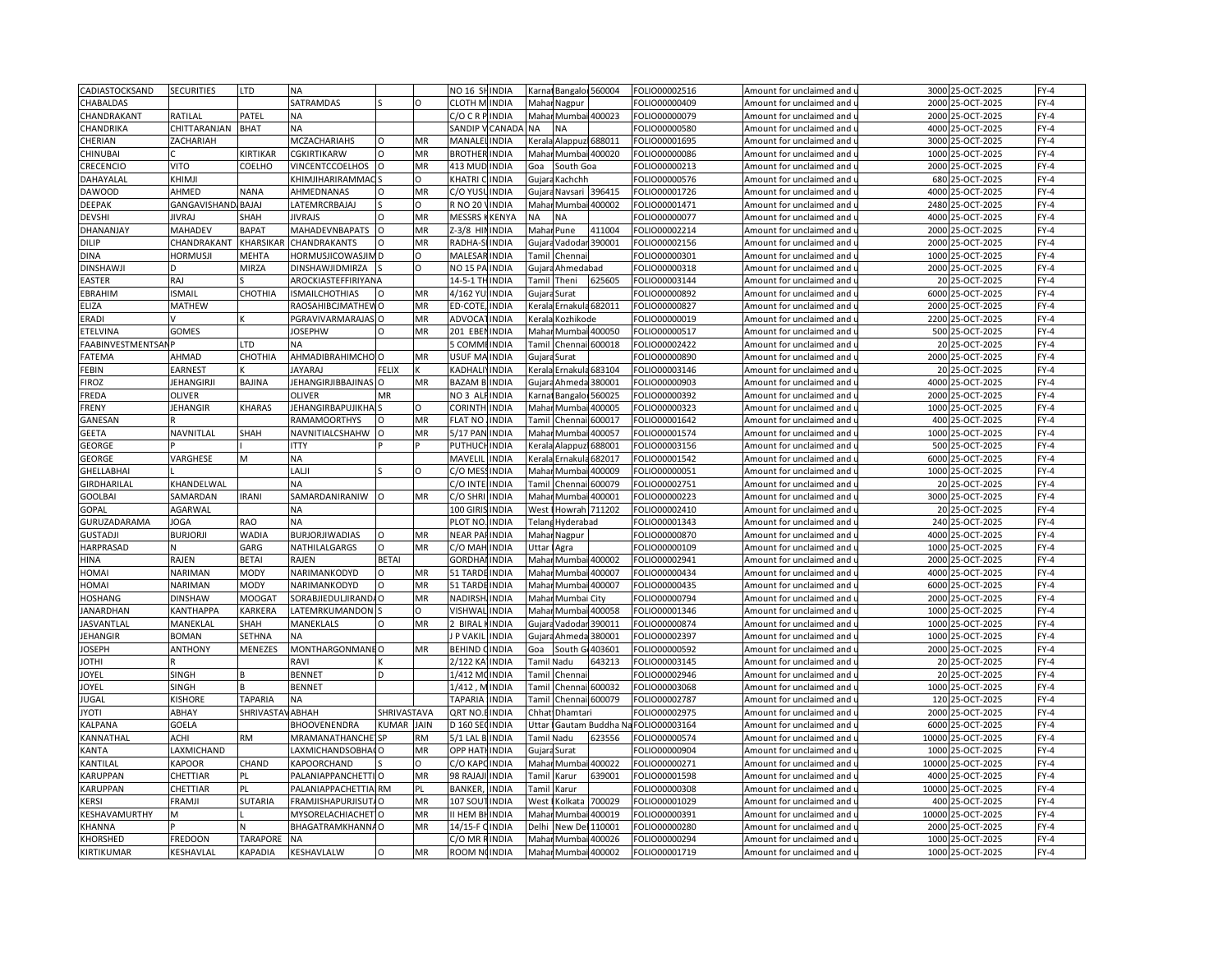| CADIASTOCKSAND | SECURITIES | LTD | NA | | | NO 16 SH | INDIA | Karnat | Bangalor | 560004 | FOLIO00002516 | Amount for unclaimed and u | 3000 | 25-OCT-2025 | FY-4 |
|---|---|---|---|---|---|---|---|---|---|---|---|---|---|---|---|
| CHABALDAS | | | SATRAMDAS | S | O | CLOTH M | INDIA | Mahar | Nagpur | | FOLIO00000409 | Amount for unclaimed and u | 2000 | 25-OCT-2025 | FY-4 |
| CHANDRAKANT | RATILAL | PATEL | NA | | | C/O C R P | INDIA | Mahar | Mumbai | 400023 | FOLIO00000079 | Amount for unclaimed and u | 2000 | 25-OCT-2025 | FY-4 |
| CHANDRIKA | CHITTARANJAN | BHAT | NA | | | SANDIP V | CANADA | NA | NA | | FOLIO00000580 | Amount for unclaimed and u | 4000 | 25-OCT-2025 | FY-4 |
| CHERIAN | ZACHARIAH | | MCZACHARIAHS | O | MR | MANALEL | INDIA | Kerala | Alappuz | 688011 | FOLIO00001695 | Amount for unclaimed and u | 3000 | 25-OCT-2025 | FY-4 |
| CHINUBAI | C | KIRTIKAR | CGKIRTIKARW | O | MR | BROTHER | INDIA | Mahar | Mumbai | 400020 | FOLIO00000086 | Amount for unclaimed and u | 1000 | 25-OCT-2025 | FY-4 |
| CRECENCIO | VITO | COELHO | VINCENTCCOELHOS | O | MR | 413 MUD | INDIA | Goa | South Goa | | FOLIO00000213 | Amount for unclaimed and u | 2000 | 25-OCT-2025 | FY-4 |
| DAHAYALAL | KHIMJI | | KHIMJIHARIRAMMAC | S | O | KHATRI C | INDIA | Gujara | Kachchh | | FOLIO00000576 | Amount for unclaimed and u | 680 | 25-OCT-2025 | FY-4 |
| DAWOOD | AHMED | NANA | AHMEDNANAS | O | MR | C/O YUSU | INDIA | Gujara | Navsari | 396415 | FOLIO00001726 | Amount for unclaimed and u | 4000 | 25-OCT-2025 | FY-4 |
| DEEPAK | GANGAVISHAND | BAJAJ | LATEMRCRBAJAJ | S | O | R NO 20 V | INDIA | Mahar | Mumbai | 400002 | FOLIO00001471 | Amount for unclaimed and u | 2480 | 25-OCT-2025 | FY-4 |
| DEVSHI | JIVRAJ | SHAH | JIVRAJS | O | MR | MESSRS K | KENYA | NA | NA | | FOLIO00000077 | Amount for unclaimed and u | 4000 | 25-OCT-2025 | FY-4 |
| DHANANJAY | MAHADEV | BAPAT | MAHADEVNBAPATS | O | MR | Z-3/8 HIR | INDIA | Mahar | Pune | 411004 | FOLIO00002214 | Amount for unclaimed and u | 2000 | 25-OCT-2025 | FY-4 |
| DILIP | CHANDRAKANT | KHARSIKAR | CHANDRAKANTS | O | MR | RADHA-S | INDIA | Gujara | Vadodar | 390001 | FOLIO00002156 | Amount for unclaimed and u | 2000 | 25-OCT-2025 | FY-4 |
| DINA | HORMUSJI | MEHTA | HORMUSJICOWASJIM | D | O | MALESAR | INDIA | Tamil | Chennai | | FOLIO00000301 | Amount for unclaimed and u | 1000 | 25-OCT-2025 | FY-4 |
| DINSHAWJI | D | MIRZA | DINSHAWJIDMIRZA | S | O | NO 15 PA | INDIA | Gujara | Ahmedabad | | FOLIO00000318 | Amount for unclaimed and u | 2000 | 25-OCT-2025 | FY-4 |
| EASTER | RAJ | S | AROCKIASTEFFIRIYANA | | | 14-5-1 TH | INDIA | Tamil | Theni | 625605 | FOLIO00003144 | Amount for unclaimed and u | 20 | 25-OCT-2025 | FY-4 |
| EBRAHIM | ISMAIL | CHOTHIA | ISMAILCHOTHIAS | O | MR | 4/162 YU | INDIA | Gujara | Surat | | FOLIO00000892 | Amount for unclaimed and u | 6000 | 25-OCT-2025 | FY-4 |
| ELIZA | MATHEW | | RAOSAHIBCJMATHEW | O | MR | ED-COTE, | INDIA | Kerala | Ernakula | 682011 | FOLIO00000827 | Amount for unclaimed and u | 2000 | 25-OCT-2025 | FY-4 |
| ERADI | V | K | PGRAVIVARMARAJAS | O | MR | ADVOCAT | INDIA | Kerala | Kozhikode | | FOLIO00000019 | Amount for unclaimed and u | 2200 | 25-OCT-2025 | FY-4 |
| ETELVINA | GOMES | | JOSEPHW | O | MR | 201 EBEN | INDIA | Mahar | Mumbai | 400050 | FOLIO00000517 | Amount for unclaimed and u | 500 | 25-OCT-2025 | FY-4 |
| FAABINVESTMENTSAN | P | LTD | NA | | | 5 COMMI | INDIA | Tamil | Chennai | 600018 | FOLIO00002422 | Amount for unclaimed and u | 20 | 25-OCT-2025 | FY-4 |
| FATEMA | AHMAD | CHOTHIA | AHMADIBRAHIMCHO | O | MR | USUF MA | INDIA | Gujara | Surat | | FOLIO00000890 | Amount for unclaimed and u | 2000 | 25-OCT-2025 | FY-4 |
| FEBIN | EARNEST | K | JAYARAJ | FELIX | K | KADHALI | INDIA | Kerala | Ernakula | 683104 | FOLIO00003146 | Amount for unclaimed and u | 20 | 25-OCT-2025 | FY-4 |
| FIROZ | JEHANGIRJI | BAJINA | JEHANGIRJIBBAJINAS | O | MR | BAZAM B | INDIA | Gujara | Ahmeda | 380001 | FOLIO00000903 | Amount for unclaimed and u | 4000 | 25-OCT-2025 | FY-4 |
| FREDA | OLIVER | | OLIVER | MR | | NO 3 ALF | INDIA | Karnat | Bangalor | 560025 | FOLIO00000392 | Amount for unclaimed and u | 2000 | 25-OCT-2025 | FY-4 |
| FRENY | JEHANGIR | KHARAS | JEHANGIRBAPUJIKHA | S | O | CORINTH | INDIA | Mahar | Mumbai | 400005 | FOLIO00000323 | Amount for unclaimed and u | 1000 | 25-OCT-2025 | FY-4 |
| GANESAN | R | | RAMAMOORTHYS | O | MR | FLAT NO | INDIA | Tamil | Chennai | 600017 | FOLIO00001642 | Amount for unclaimed and u | 400 | 25-OCT-2025 | FY-4 |
| GEETA | NAVNITLAL | SHAH | NAVNITIALCSHAHW | O | MR | 5/17 PAN | INDIA | Mahar | Mumbai | 400057 | FOLIO00001574 | Amount for unclaimed and u | 1000 | 25-OCT-2025 | FY-4 |
| GEORGE | P | I | ITTY | P | P | PUTHUCH | INDIA | Kerala | Alappuz | 688001 | FOLIO00003156 | Amount for unclaimed and u | 500 | 25-OCT-2025 | FY-4 |
| GEORGE | VARGHESE | M | NA | | | MAVELIL | INDIA | Kerala | Ernakula | 682017 | FOLIO00001542 | Amount for unclaimed and u | 6000 | 25-OCT-2025 | FY-4 |
| GHELLABHAI | L | | LALJI | S | O | C/O MESS | INDIA | Mahar | Mumbai | 400009 | FOLIO00000051 | Amount for unclaimed and u | 1000 | 25-OCT-2025 | FY-4 |
| GIRDHARILAL | KHANDELWAL | | NA | | | C/O INTE | INDIA | Tamil | Chennai | 600079 | FOLIO00002751 | Amount for unclaimed and u | 20 | 25-OCT-2025 | FY-4 |
| GOOLBAI | SAMARDAN | IRANI | SAMARDANIRANIW | O | MR | C/O SHRI | INDIA | Mahar | Mumbai | 400001 | FOLIO00000223 | Amount for unclaimed and u | 3000 | 25-OCT-2025 | FY-4 |
| GOPAL | AGARWAL | | NA | | | 100 GIRIS | INDIA | West | Howrah | 711202 | FOLIO00002410 | Amount for unclaimed and u | 20 | 25-OCT-2025 | FY-4 |
| GURUZADARAMA | JOGA | RAO | NA | | | PLOT NO. | INDIA | Telang | Hyderabad | | FOLIO00001343 | Amount for unclaimed and u | 240 | 25-OCT-2025 | FY-4 |
| GUSTADJI | BURJORJI | WADIA | BURJORJIWADIAS | O | MR | NEAR PAR | INDIA | Mahar | Nagpur | | FOLIO00000870 | Amount for unclaimed and u | 4000 | 25-OCT-2025 | FY-4 |
| HARPRASAD | N | GARG | NATHILALGARGS | O | MR | C/O MAH | INDIA | Uttar | Agra | | FOLIO00000109 | Amount for unclaimed and u | 1000 | 25-OCT-2025 | FY-4 |
| HINA | RAJEN | BETAI | RAJEN | BETAI | | GORDHA | INDIA | Mahar | Mumbai | 400002 | FOLIO00002941 | Amount for unclaimed and u | 2000 | 25-OCT-2025 | FY-4 |
| HOMAI | NARIMAN | MODY | NARIMANKODYD | O | MR | 51 TARDE | INDIA | Mahar | Mumbai | 400007 | FOLIO00000434 | Amount for unclaimed and u | 4000 | 25-OCT-2025 | FY-4 |
| HOMAI | NARIMAN | MODY | NARIMANKODYD | O | MR | 51 TARDE | INDIA | Mahar | Mumbai | 400007 | FOLIO00000435 | Amount for unclaimed and u | 6000 | 25-OCT-2025 | FY-4 |
| HOSHANG | DINSHAW | MOOGAT | SORABJIEDULJIRAND | O | MR | NADIRSH | INDIA | Mahar | Mumbai City | | FOLIO00000794 | Amount for unclaimed and u | 2000 | 25-OCT-2025 | FY-4 |
| JANARDHAN | KANTHAPPA | KARKERA | LATEMRKUMANDON | S | O | VISHWAL | INDIA | Mahar | Mumbai | 400058 | FOLIO00001346 | Amount for unclaimed and u | 1000 | 25-OCT-2025 | FY-4 |
| JASVANTLAL | MANEKLAL | SHAH | MANEKLALS | O | MR | 2 BIRAL K | INDIA | Gujara | Vadodar | 390011 | FOLIO00000874 | Amount for unclaimed and u | 1000 | 25-OCT-2025 | FY-4 |
| JEHANGIR | BOMAN | SETHNA | NA | | | J P VAKIL | INDIA | Gujara | Ahmeda | 380001 | FOLIO00002397 | Amount for unclaimed and u | 1000 | 25-OCT-2025 | FY-4 |
| JOSEPH | ANTHONY | MENEZES | MONTHARGONMANE | O | MR | BEHIND C | INDIA | Goa | South G | 403601 | FOLIO00000592 | Amount for unclaimed and u | 2000 | 25-OCT-2025 | FY-4 |
| JOTHI | R | | RAVI | K | | 2/122 KA | INDIA | Tamil Nadu | | 643213 | FOLIO00003145 | Amount for unclaimed and u | 20 | 25-OCT-2025 | FY-4 |
| JOYEL | SINGH | B | BENNET | D | | 1/412 MO | INDIA | Tamil | Chennai | | FOLIO00002946 | Amount for unclaimed and u | 20 | 25-OCT-2025 | FY-4 |
| JOYEL | SINGH | B | BENNET | | | 1/412 , M | INDIA | Tamil | Chennai | 600032 | FOLIO00003068 | Amount for unclaimed and u | 1000 | 25-OCT-2025 | FY-4 |
| JUGAL | KISHORE | TAPARIA | NA | | | TAPARIA | INDIA | Tamil | Chennai | 600079 | FOLIO00002787 | Amount for unclaimed and u | 120 | 25-OCT-2025 | FY-4 |
| JYOTI | ABHAY | SHRIVASTAV | ABHAH | SHRIVASTAVA | | QRT NO.E | INDIA | Chhat | Dhamtari | | FOLIO00002975 | Amount for unclaimed and u | 2000 | 25-OCT-2025 | FY-4 |
| KALPANA | GOELA | | BHOOVENENDRA | KUMAR | JAIN | D 160 SEC | INDIA | Uttar | Gautam Buddha Na | | FOLIO00003164 | Amount for unclaimed and u | 6000 | 25-OCT-2025 | FY-4 |
| KANNATHAL | ACHI | RM | MRAMANATHANCHE | SP | RM | 5/1 LAL B | INDIA | Tamil Nadu | | 623556 | FOLIO00000574 | Amount for unclaimed and u | 10000 | 25-OCT-2025 | FY-4 |
| KANTA | LAXMICHAND | | LAXMICHANDSOBHA | O | MR | OPP HATI | INDIA | Gujara | Surat | | FOLIO00000904 | Amount for unclaimed and u | 1000 | 25-OCT-2025 | FY-4 |
| KANTILAL | KAPOOR | CHAND | KAPOORCHAND | S | O | C/O KAPO | INDIA | Mahar | Mumbai | 400022 | FOLIO00000271 | Amount for unclaimed and u | 10000 | 25-OCT-2025 | FY-4 |
| KARUPPAN | CHETTIAR | PL | PALANIAPPANCHETTI | O | MR | 98 RAJAJI | INDIA | Tamil | Karur | 639001 | FOLIO00001598 | Amount for unclaimed and u | 4000 | 25-OCT-2025 | FY-4 |
| KARUPPAN | CHETTIAR | PL | PALANIAPPACHETTIA | RM | PL | BANKER, | INDIA | Tamil | Karur | | FOLIO00000308 | Amount for unclaimed and u | 10000 | 25-OCT-2025 | FY-4 |
| KERSI | FRAMJI | SUTARIA | FRAMJISHAPURJISUT | O | MR | 107 SOUT | INDIA | West | Kolkata | 700029 | FOLIO00001029 | Amount for unclaimed and u | 400 | 25-OCT-2025 | FY-4 |
| KESHAVAMURTHY | M | L | MYSORELACHIACHET | O | MR | II HEM BH | INDIA | Mahar | Mumbai | 400019 | FOLIO00000391 | Amount for unclaimed and u | 10000 | 25-OCT-2025 | FY-4 |
| KHANNA | P | N | BHAGATRAMKHANNA | O | MR | 14/15-F C | INDIA | Delhi | New Del | 110001 | FOLIO00000280 | Amount for unclaimed and u | 2000 | 25-OCT-2025 | FY-4 |
| KHORSHED | FREDOON | TARAPORE | NA | | | C/O MR R | INDIA | Mahar | Mumbai | 400026 | FOLIO00000294 | Amount for unclaimed and u | 1000 | 25-OCT-2025 | FY-4 |
| KIRTIKUMAR | KESHAVLAL | KAPADIA | KESHAVLALW | O | MR | ROOM NO | INDIA | Mahar | Mumbai | 400002 | FOLIO00001719 | Amount for unclaimed and u | 1000 | 25-OCT-2025 | FY-4 |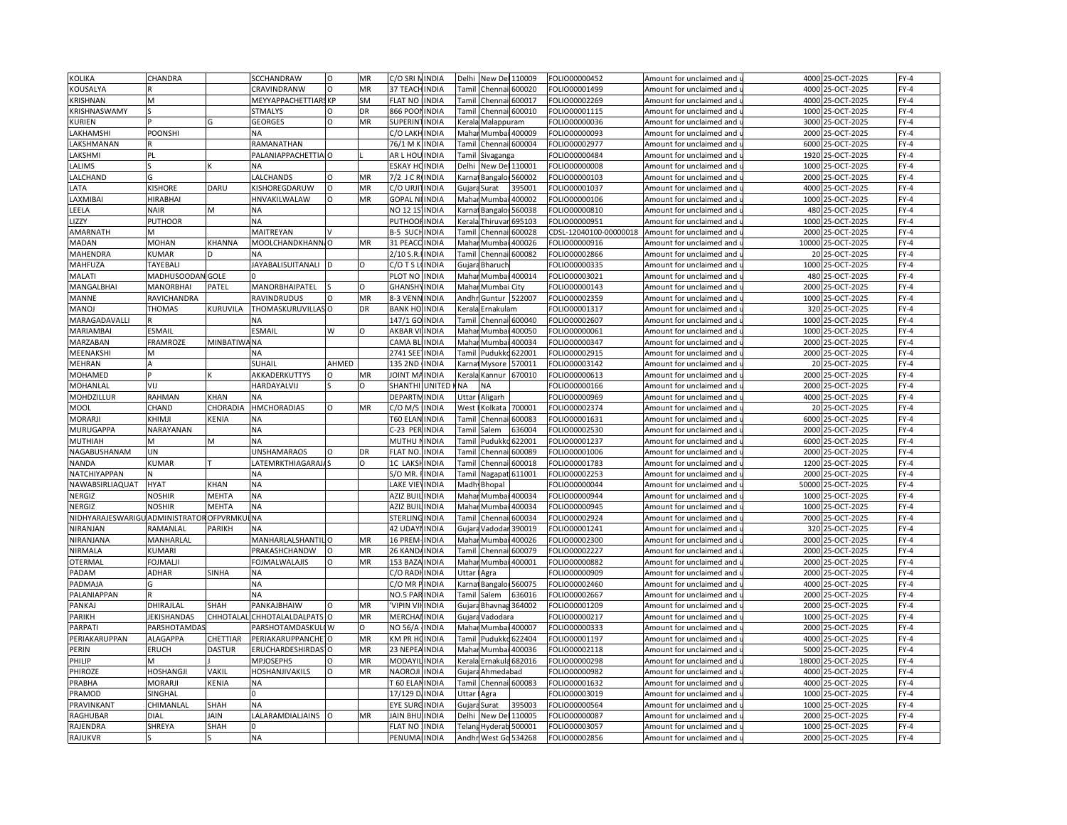| KOLIKA | CHANDRA | | SCCHANDRAW | O | MR | C/O SRI N | INDIA | Delhi | New Del | 110009 | FOLIO00000452 | Amount for unclaimed and u | 4000 | 25-OCT-2025 | FY-4 |
|---|---|---|---|---|---|---|---|---|---|---|---|---|---|---|---|
| KOUSALYA | R | | CRAVINDRANW | O | MR | 37 TEACH | INDIA | Tamil | Chennai | 600020 | FOLIO00001499 | Amount for unclaimed and u | 4000 | 25-OCT-2025 | FY-4 |
| KRISHNAN | M | | MEYYAPPACHETTIARS | KP | SM | FLAT NO | INDIA | Tamil | Chennai | 600017 | FOLIO00002269 | Amount for unclaimed and u | 4000 | 25-OCT-2025 | FY-4 |
| KRISHNASWAMY | S | | STMALYS | O | DR | 866 POON | INDIA | Tamil | Chennai | 600010 | FOLIO00001115 | Amount for unclaimed and u | 1000 | 25-OCT-2025 | FY-4 |
| KURIEN | P | G | GEORGES | O | MR | SUPERINT | INDIA | Kerala | Malappuram | | FOLIO00000036 | Amount for unclaimed and u | 3000 | 25-OCT-2025 | FY-4 |
| LAKHAMSHI | POONSHI | | NA | | | C/O LAKH | INDIA | Mahar | Mumbai | 400009 | FOLIO00000093 | Amount for unclaimed and u | 2000 | 25-OCT-2025 | FY-4 |
| LAKSHMANAN | R | | RAMANATHAN | | | 76/1 M K | INDIA | Tamil | Chennai | 600004 | FOLIO00002977 | Amount for unclaimed and u | 6000 | 25-OCT-2025 | FY-4 |
| LAKSHMI | PL | | PALANIAPPACHETTIA | O | L | AR L HOU | INDIA | Tamil | Sivaganga | | FOLIO00000484 | Amount for unclaimed and u | 1920 | 25-OCT-2025 | FY-4 |
| LALIMS | S | K | NA | | | ESKAY HO | INDIA | Delhi | New Del | 110001 | FOLIO00000008 | Amount for unclaimed and u | 1000 | 25-OCT-2025 | FY-4 |
| LALCHAND | G | | LALCHANDS | O | MR | 7/2 J C R | INDIA | Karnat | Bangalor | 560002 | FOLIO00000103 | Amount for unclaimed and u | 2000 | 25-OCT-2025 | FY-4 |
| LATA | KISHORE | DARU | KISHOREGDARUW | O | MR | C/O URJIT | INDIA | Gujara | Surat | 395001 | FOLIO00001037 | Amount for unclaimed and u | 4000 | 25-OCT-2025 | FY-4 |
| LAXMIBAI | HIRABHAI | | HNVAKILWALAW | O | MR | GOPAL N | INDIA | Mahar | Mumbai | 400002 | FOLIO00000106 | Amount for unclaimed and u | 1000 | 25-OCT-2025 | FY-4 |
| LEELA | NAIR | M | NA | | | NO 12 1S | INDIA | Karnat | Bangalor | 560038 | FOLIO00000810 | Amount for unclaimed and u | 480 | 25-OCT-2025 | FY-4 |
| LIZZY | PUTHOOR | | NA | | | PUTHOOR | INDIA | Kerala | Thiruvar | 695103 | FOLIO00000951 | Amount for unclaimed and u | 1000 | 25-OCT-2025 | FY-4 |
| AMARNATH | M | | MAITREYAN | V | | B-5 SUCH | INDIA | Tamil | Chennai | 600028 | CDSL-12040100-00000018 | Amount for unclaimed and u | 2000 | 25-OCT-2025 | FY-4 |
| MADAN | MOHAN | KHANNA | MOOLCHANDKHANN | O | MR | 31 PEACO | INDIA | Mahar | Mumbai | 400026 | FOLIO00000916 | Amount for unclaimed and u | 10000 | 25-OCT-2025 | FY-4 |
| MAHENDRA | KUMAR | D | NA | | | 2/10 S.R. | INDIA | Tamil | Chennai | 600082 | FOLIO00002866 | Amount for unclaimed and u | 20 | 25-OCT-2025 | FY-4 |
| MAHFUZA | TAYEBALI | | JAYABALISUITANALI | D | O | C/O T S L | INDIA | Gujara | Bharuch | | FOLIO00000335 | Amount for unclaimed and u | 1000 | 25-OCT-2025 | FY-4 |
| MALATI | MADHUSOODAN | GOLE | 0 | | | PLOT NO | INDIA | Mahar | Mumbai | 400014 | FOLIO00003021 | Amount for unclaimed and u | 480 | 25-OCT-2025 | FY-4 |
| MANGALBHAI | MANORBHAI | PATEL | MANORBHAIPATEL | S | O | GHANSHY | INDIA | Mahar | Mumbai City | | FOLIO00000143 | Amount for unclaimed and u | 2000 | 25-OCT-2025 | FY-4 |
| MANNE | RAVICHANDRA | | RAVINDRUDUS | O | MR | 8-3 VENN | INDIA | Andhr | Guntur | 522007 | FOLIO00002359 | Amount for unclaimed and u | 1000 | 25-OCT-2025 | FY-4 |
| MANOJ | THOMAS | KURUVILA | THOMASKURUVILLAS | O | DR | BANK HO | INDIA | Kerala | Ernakulam | | FOLIO00001317 | Amount for unclaimed and u | 320 | 25-OCT-2025 | FY-4 |
| MARAGADAVALLI | R | | NA | | | 147/1 GO | INDIA | Tamil | Chennai | 600040 | FOLIO00002607 | Amount for unclaimed and u | 1000 | 25-OCT-2025 | FY-4 |
| MARIAMBAI | ESMAIL | | ESMAIL | W | O | AKBAR VI | INDIA | Mahar | Mumbai | 400050 | FOLIO00000061 | Amount for unclaimed and u | 1000 | 25-OCT-2025 | FY-4 |
| MARZABAN | FRAMROZE | MINBATIWA | NA | | | CAMA BL | INDIA | Mahar | Mumbai | 400034 | FOLIO00000347 | Amount for unclaimed and u | 2000 | 25-OCT-2025 | FY-4 |
| MEENAKSHI | M | | NA | | | 2741 SEE | INDIA | Tamil | Pudukko | 622001 | FOLIO00002915 | Amount for unclaimed and u | 2000 | 25-OCT-2025 | FY-4 |
| MEHRAN | A | | SUHAIL | AHMED | | 135 2ND | INDIA | Karnat | Mysore | 570011 | FOLIO00003142 | Amount for unclaimed and u | 20 | 25-OCT-2025 | FY-4 |
| MOHAMED | P | K | AKKADERKUTTYS | O | MR | JOINT MA | INDIA | Kerala | Kannur | 670010 | FOLIO00000613 | Amount for unclaimed and u | 2000 | 25-OCT-2025 | FY-4 |
| MOHANLAL | VIJ | | HARDAYALVIJ | S | O | SHANTHI | UNITED K | NA | NA | | FOLIO00000166 | Amount for unclaimed and u | 2000 | 25-OCT-2025 | FY-4 |
| MOHDZILLUR | RAHMAN | KHAN | NA | | | DEPARTM | INDIA | Uttar | Aligarh | | FOLIO00000969 | Amount for unclaimed and u | 4000 | 25-OCT-2025 | FY-4 |
| MOOL | CHAND | CHORADIA | HMCHORADIAS | O | MR | C/O M/S | INDIA | West | Kolkata | 700001 | FOLIO00002374 | Amount for unclaimed and u | 20 | 25-OCT-2025 | FY-4 |
| MORARJI | KHIMJI | KENIA | NA | | | T60 ELAN | INDIA | Tamil | Chennai | 600083 | FOLIO00001631 | Amount for unclaimed and u | 6000 | 25-OCT-2025 | FY-4 |
| MURUGAPPA | NARAYANAN | | NA | | | C-23 PER | INDIA | Tamil | Salem | 636004 | FOLIO00002530 | Amount for unclaimed and u | 2000 | 25-OCT-2025 | FY-4 |
| MUTHIAH | M | M | NA | | | MUTHU N | INDIA | Tamil | Pudukko | 622001 | FOLIO00001237 | Amount for unclaimed and u | 6000 | 25-OCT-2025 | FY-4 |
| NAGABUSHANAM | UN | | UNSHAMARAOS | O | DR | FLAT NO. | INDIA | Tamil | Chennai | 600089 | FOLIO00001006 | Amount for unclaimed and u | 2000 | 25-OCT-2025 | FY-4 |
| NANDA | KUMAR | T | LATEMRKTHIAGARAJA | S | O | 1C LAKSH | INDIA | Tamil | Chennai | 600018 | FOLIO00001783 | Amount for unclaimed and u | 1200 | 25-OCT-2025 | FY-4 |
| NATCHIYAPPAN | N | | NA | | | S/O MR. | INDIA | Tamil | Nagapat | 611001 | FOLIO00002253 | Amount for unclaimed and u | 2000 | 25-OCT-2025 | FY-4 |
| NAWABSIRLIAQUAT | HYAT | KHAN | NA | | | LAKE VIE | INDIA | Madh | Bhopal | | FOLIO00000044 | Amount for unclaimed and u | 50000 | 25-OCT-2025 | FY-4 |
| NERGIZ | NOSHIR | MEHTA | NA | | | AZIZ BUIL | INDIA | Mahar | Mumbai | 400034 | FOLIO00000944 | Amount for unclaimed and u | 1000 | 25-OCT-2025 | FY-4 |
| NERGIZ | NOSHIR | MEHTA | NA | | | AZIZ BUIL | INDIA | Mahar | Mumbai | 400034 | FOLIO00000945 | Amount for unclaimed and u | 1000 | 25-OCT-2025 | FY-4 |
| NIDHYARAJESWARIGU | ADMINISTRATOR | OFPVRMKU | NA | | | STERLING | INDIA | Tamil | Chennai | 600034 | FOLIO00002924 | Amount for unclaimed and u | 7000 | 25-OCT-2025 | FY-4 |
| NIRANJAN | RAMANLAL | PARIKH | NA | | | 42 UDAYI | INDIA | Gujara | Vadodar | 390019 | FOLIO00001241 | Amount for unclaimed and u | 320 | 25-OCT-2025 | FY-4 |
| NIRANJANA | MANHARLAL | | MANHARLALSHANTIL | O | MR | 16 PREM- | INDIA | Mahar | Mumbai | 400026 | FOLIO00002300 | Amount for unclaimed and u | 2000 | 25-OCT-2025 | FY-4 |
| NIRMALA | KUMARI | | PRAKASHCHANDW | O | MR | 26 KANDA | INDIA | Tamil | Chennai | 600079 | FOLIO00002227 | Amount for unclaimed and u | 2000 | 25-OCT-2025 | FY-4 |
| OTERMAL | FOJMALJI | | FOJMALWALAJIS | O | MR | 153 BAZA | INDIA | Mahar | Mumbai | 400001 | FOLIO00000882 | Amount for unclaimed and u | 2000 | 25-OCT-2025 | FY-4 |
| PADAM | ADHAR | SINHA | NA | | | C/O RADH | INDIA | Uttar | Agra | | FOLIO00000909 | Amount for unclaimed and u | 2000 | 25-OCT-2025 | FY-4 |
| PADMAJA | G | | NA | | | C/O MR P | INDIA | Karnat | Bangalor | 560075 | FOLIO00002460 | Amount for unclaimed and u | 4000 | 25-OCT-2025 | FY-4 |
| PALANIAPPAN | R | | NA | | | NO.5 PAR | INDIA | Tamil | Salem | 636016 | FOLIO00002667 | Amount for unclaimed and u | 2000 | 25-OCT-2025 | FY-4 |
| PANKAJ | DHIRAJLAL | SHAH | PANKAJBHAIW | O | MR | 'VIPIN VI | INDIA | Gujara | Bhavnag | 364002 | FOLIO00001209 | Amount for unclaimed and u | 2000 | 25-OCT-2025 | FY-4 |
| PARIKH | JEKISHANDAS | CHHOTALAL | CHHOTALALDALPATS | O | MR | MERCHA | INDIA | Gujara | Vadodara | | FOLIO00000217 | Amount for unclaimed and u | 1000 | 25-OCT-2025 | FY-4 |
| PARPATI | PARSHOTAMDAS | | PARSHOTAMDASKUL | W | O | NO 56/A | INDIA | Mahar | Mumbai | 400007 | FOLIO00000333 | Amount for unclaimed and u | 2000 | 25-OCT-2025 | FY-4 |
| PERIAKARUPPAN | ALAGAPPA | CHETTIAR | PERIAKARUPPANCHE | O | MR | KM PR HO | INDIA | Tamil | Pudukko | 622404 | FOLIO00001197 | Amount for unclaimed and u | 4000 | 25-OCT-2025 | FY-4 |
| PERIN | ERUCH | DASTUR | ERUCHARDESHIRDAS | O | MR | 23 NEPEA | INDIA | Mahar | Mumbai | 400036 | FOLIO00002118 | Amount for unclaimed and u | 5000 | 25-OCT-2025 | FY-4 |
| PHILIP | M | J | MPJOSEPHS | O | MR | MODAYIL | INDIA | Kerala | Ernakula | 682016 | FOLIO00000298 | Amount for unclaimed and u | 18000 | 25-OCT-2025 | FY-4 |
| PHIROZE | HOSHANGJI | VAKIL | HOSHANJIVAKILS | O | MR | NAOROJI | INDIA | Gujara | Ahmedabad | | FOLIO00000982 | Amount for unclaimed and u | 4000 | 25-OCT-2025 | FY-4 |
| PRABHA | MORARJI | KENIA | NA | | | T 60 ELAN | INDIA | Tamil | Chennai | 600083 | FOLIO00001632 | Amount for unclaimed and u | 4000 | 25-OCT-2025 | FY-4 |
| PRAMOD | SINGHAL | | 0 | | | 17/129 D. | INDIA | Uttar | Agra | | FOLIO00003019 | Amount for unclaimed and u | 1000 | 25-OCT-2025 | FY-4 |
| PRAVINKANT | CHIMANLAL | SHAH | NA | | | EYE SURG | INDIA | Gujara | Surat | 395003 | FOLIO00000564 | Amount for unclaimed and u | 1000 | 25-OCT-2025 | FY-4 |
| RAGHUBAR | DIAL | JAIN | LALARAMDIALJAINS | O | MR | JAIN BHU | INDIA | Delhi | New Del | 110005 | FOLIO00000087 | Amount for unclaimed and u | 2000 | 25-OCT-2025 | FY-4 |
| RAJENDRA | SHREYA | SHAH | 0 | | | FLAT NO | INDIA | Telang | Hyderab | 500001 | FOLIO00003057 | Amount for unclaimed and u | 1000 | 25-OCT-2025 | FY-4 |
| RAJUKVR | S | S | NA | | | PENUMA | INDIA | Andhr | West Go | 534268 | FOLIO00002856 | Amount for unclaimed and u | 2000 | 25-OCT-2025 | FY-4 |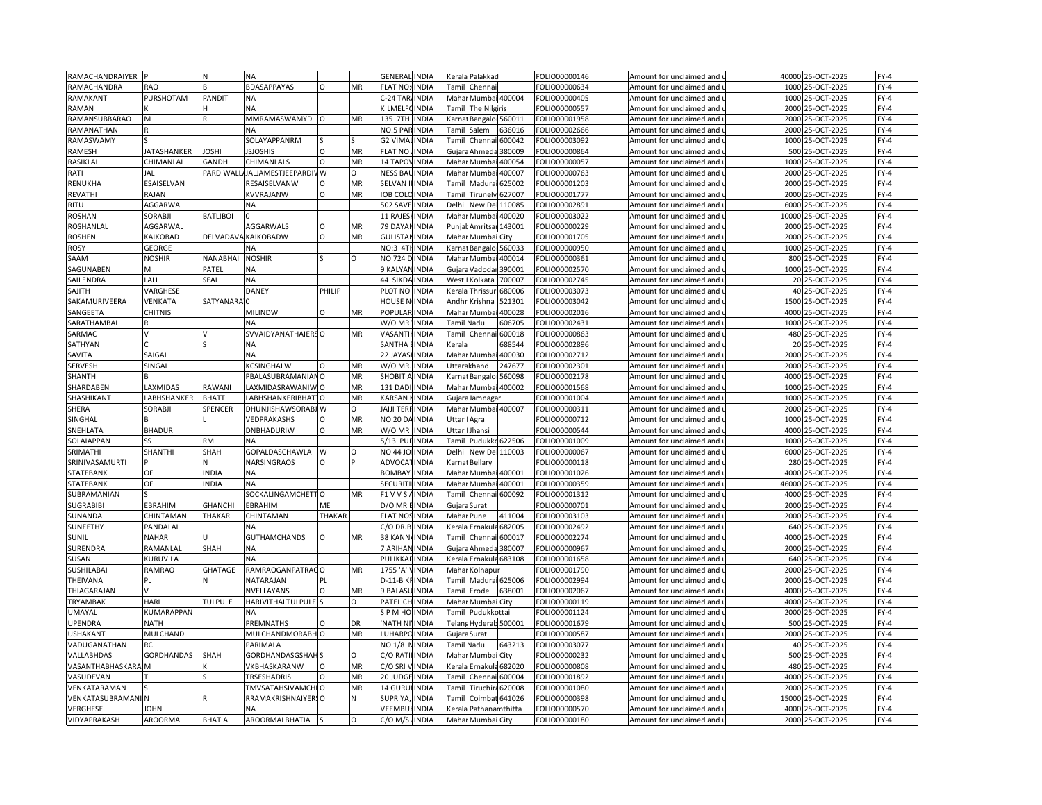| | | | | | | | | | | | | | | | |
|---|---|---|---|---|---|---|---|---|---|---|---|---|---|---|---|
| RAMACHANDRAIYER | P | N | NA | | | GENERAL | INDIA | Kerala | Palakkad | | FOLIO000000146 | Amount for unclaimed and u | 40000 | 25-OCT-2025 | FY-4 |
| RAMACHANDRA | RAO | B | BDASAPPAYAS | O | MR | FLAT NO: | INDIA | Tamil | Chennai | | FOLIO000000634 | Amount for unclaimed and u | 1000 | 25-OCT-2025 | FY-4 |
| RAMAKANT | PURSHOTAM | PANDIT | NA | | | C-24 TAR | INDIA | Mahar | Mumbai | 400004 | FOLIO000000405 | Amount for unclaimed and u | 1000 | 25-OCT-2025 | FY-4 |
| RAMAN | K | H | NA | | | KILMELFO | INDIA | Tamil | The Nilgiris | | FOLIO000000557 | Amount for unclaimed and u | 2000 | 25-OCT-2025 | FY-4 |
| RAMANSUBBARAO | M | R | MMRAMASWAMYD | O | MR | 135 7TH | INDIA | Karnat | Bangalo | 560011 | FOLIO000001958 | Amount for unclaimed and u | 2000 | 25-OCT-2025 | FY-4 |
| RAMANATHAN | R | | NA | | | NO.5 PAR | INDIA | Tamil | Salem | 636016 | FOLIO000002666 | Amount for unclaimed and u | 2000 | 25-OCT-2025 | FY-4 |
| RAMASWAMY | S | | SOLAYAPPANRM | S | S | G2 VIMAL | INDIA | Tamil | Chennai | 600042 | FOLIO000003092 | Amount for unclaimed and u | 1000 | 25-OCT-2025 | FY-4 |
| RAMESH | JATASHANKER | JOSHI | JSJOSHIS | O | MR | FLAT NO. | INDIA | Gujara | Ahmeda | 380009 | FOLIO000000864 | Amount for unclaimed and u | 500 | 25-OCT-2025 | FY-4 |
| RASIKLAL | CHIMANLAL | GANDHI | CHIMANLALS | O | MR | 14 TAPOV | INDIA | Mahar | Mumbai | 400054 | FOLIO000000057 | Amount for unclaimed and u | 1000 | 25-OCT-2025 | FY-4 |
| RATI | JAL | PARDIWALL | JALJAMESTJEEPARDIV | W | O | NESS BAL | INDIA | Mahar | Mumbai | 400007 | FOLIO000000763 | Amount for unclaimed and u | 2000 | 25-OCT-2025 | FY-4 |
| RENUKHA | ESAISELVAN | | RESAISELVANW | O | MR | SELVAN I | INDIA | Tamil | Madurai | 625002 | FOLIO000001203 | Amount for unclaimed and u | 2000 | 25-OCT-2025 | FY-4 |
| REVATHI | RAJAN | | KVVRAJANW | O | MR | IOB COLO | INDIA | Tamil | Tirunelv | 627007 | FOLIO000001777 | Amount for unclaimed and u | 2000 | 25-OCT-2025 | FY-4 |
| RITU | AGGARWAL | | NA | | | 502 SAVE | INDIA | Delhi | New Del | 110085 | FOLIO000002891 | Amount for unclaimed and u | 6000 | 25-OCT-2025 | FY-4 |
| ROSHAN | SORABJI | BATLIBOI | 0 | | | 11 RAJESI | INDIA | Mahar | Mumbai | 400020 | FOLIO000003022 | Amount for unclaimed and u | 10000 | 25-OCT-2025 | FY-4 |
| ROSHANLAL | AGGARWAL | | AGGARWALS | O | MR | 79 DAYAN | INDIA | Punjab | Amritsar | 143001 | FOLIO000000229 | Amount for unclaimed and u | 2000 | 25-OCT-2025 | FY-4 |
| ROSHEN | KAIKOBAD | DELVADAVA | KAIKOBADW | O | MR | GULISTAN | INDIA | Mahar | Mumbai City | | FOLIO000001705 | Amount for unclaimed and u | 2000 | 25-OCT-2025 | FY-4 |
| ROSY | GEORGE | | NA | | | NO:3 4TH | INDIA | Karnat | Bangalo | 560033 | FOLIO000000950 | Amount for unclaimed and u | 1000 | 25-OCT-2025 | FY-4 |
| SAAM | NOSHIR | NANABHAI | NOSHIR | S | O | NO 724 D | INDIA | Mahar | Mumbai | 400014 | FOLIO000000361 | Amount for unclaimed and u | 800 | 25-OCT-2025 | FY-4 |
| SAGUNABEN | M | PATEL | NA | | | 9 KALYAN | INDIA | Gujara | Vadodar | 390001 | FOLIO000002570 | Amount for unclaimed and u | 1000 | 25-OCT-2025 | FY-4 |
| SAILENDRA | LALL | SEAL | NA | | | 44 SIKDA | INDIA | West | Kolkata | 700007 | FOLIO000002745 | Amount for unclaimed and u | 20 | 25-OCT-2025 | FY-4 |
| SAJITH | VARGHESE | | DANEY | PHILIP | | PLOT NO | INDIA | Kerala | Thrissur | 680006 | FOLIO000003073 | Amount for unclaimed and u | 40 | 25-OCT-2025 | FY-4 |
| SAKAMURIVEERA | VENKATA | SATYANARA | 0 | | | HOUSE N | INDIA | Andhr | Krishna | 521301 | FOLIO000003042 | Amount for unclaimed and u | 1500 | 25-OCT-2025 | FY-4 |
| SANGEETA | CHITNIS | | MILINDW | O | MR | POPULAR | INDIA | Mahar | Mumbai | 400028 | FOLIO000002016 | Amount for unclaimed and u | 4000 | 25-OCT-2025 | FY-4 |
| SARATHAMBAL | R | | NA | | | W/O MR | INDIA | Tamil Nadu | | 606705 | FOLIO000002431 | Amount for unclaimed and u | 1000 | 25-OCT-2025 | FY-4 |
| SARMAC | V | V | SVVAIDYANATHAIERS | O | MR | VASANTH | INDIA | Tamil | Chennai | 600018 | FOLIO000000863 | Amount for unclaimed and u | 480 | 25-OCT-2025 | FY-4 |
| SATHYAN | C | S | NA | | | SANTHA | INDIA | Kerala | | 688544 | FOLIO000002896 | Amount for unclaimed and u | 20 | 25-OCT-2025 | FY-4 |
| SAVITA | SAIGAL | | NA | | | 22 JAYASI | INDIA | Mahar | Mumbai | 400030 | FOLIO000002712 | Amount for unclaimed and u | 2000 | 25-OCT-2025 | FY-4 |
| SERVESH | SINGAL | | KCSINGHALW | O | MR | W/O MR. | INDIA | Uttarakhand | | 247677 | FOLIO000002301 | Amount for unclaimed and u | 2000 | 25-OCT-2025 | FY-4 |
| SHANTHI | B | | PBALASUBRAMANIAN | O | MR | SHOBIT A | INDIA | Karnat | Bangalo | 560098 | FOLIO000002178 | Amount for unclaimed and u | 4000 | 25-OCT-2025 | FY-4 |
| SHARDABEN | LAXMIDAS | RAWANI | LAXMIDASRAWANIW | O | MR | 131 DADI | INDIA | Mahar | Mumbai | 400002 | FOLIO000001568 | Amount for unclaimed and u | 1000 | 25-OCT-2025 | FY-4 |
| SHASHIKANT | LABHSHANKER | BHATT | LABHSHANKERIBHATT | O | MR | KARSAN | INDIA | Gujara | Jamnagar | | FOLIO000001004 | Amount for unclaimed and u | 1000 | 25-OCT-2025 | FY-4 |
| SHERA | SORABJI | SPENCER | DHUNJISHAWSORABJ | W | O | JAIJI TERR | INDIA | Mahar | Mumbai | 400007 | FOLIO000000311 | Amount for unclaimed and u | 2000 | 25-OCT-2025 | FY-4 |
| SINGHAL | B | L | VEDPRAKASHS | O | MR | NO 20 DA | INDIA | Uttar | Agra | | FOLIO000000712 | Amount for unclaimed and u | 1000 | 25-OCT-2025 | FY-4 |
| SNEHLATA | BHADURI | | DNBHADURIW | O | MR | W/O MR | INDIA | Uttar | Jhansi | | FOLIO000000544 | Amount for unclaimed and u | 4000 | 25-OCT-2025 | FY-4 |
| SOLAIAPPAN | SS | RM | NA | | | 5/13 PUD | INDIA | Tamil | Pudukko | 622506 | FOLIO000001009 | Amount for unclaimed and u | 1000 | 25-OCT-2025 | FY-4 |
| SRIMATHI | SHANTHI | SHAH | GOPALDASCHAWLA | W | O | NO 44 JO | INDIA | Delhi | New Del | 110003 | FOLIO000000067 | Amount for unclaimed and u | 6000 | 25-OCT-2025 | FY-4 |
| SRINIVASAMURTI | P | N | NARSINGRAOS | O | P | ADVOCAT | INDIA | Karnat | Bellary | | FOLIO000000118 | Amount for unclaimed and u | 280 | 25-OCT-2025 | FY-4 |
| STATEBANK | OF | INDIA | NA | | | BOMBAY | INDIA | Mahar | Mumbai | 400001 | FOLIO000001026 | Amount for unclaimed and u | 4000 | 25-OCT-2025 | FY-4 |
| STATEBANK | OF | INDIA | NA | | | SECURITI | INDIA | Mahar | Mumbai | 400001 | FOLIO000000359 | Amount for unclaimed and u | 46000 | 25-OCT-2025 | FY-4 |
| SUBRAMANIAN | S | | SOCKALINGAMCHETT | O | MR | F1 V V S A | INDIA | Tamil | Chennai | 600092 | FOLIO000001312 | Amount for unclaimed and u | 4000 | 25-OCT-2025 | FY-4 |
| SUGRABIBI | EBRAHIM | GHANCHI | EBRAHIM | ME | | D/O MR E | INDIA | Gujara | Surat | | FOLIO000000701 | Amount for unclaimed and u | 2000 | 25-OCT-2025 | FY-4 |
| SUNANDA | CHINTAMAN | THAKAR | CHINTAMAN | THAKAR | | FLAT NOS | INDIA | Mahar | Pune | 411004 | FOLIO000003103 | Amount for unclaimed and u | 2000 | 25-OCT-2025 | FY-4 |
| SUNEETHY | PANDALAI | | NA | | | C/O DR.B | INDIA | Kerala | Ernakula | 682005 | FOLIO000002492 | Amount for unclaimed and u | 640 | 25-OCT-2025 | FY-4 |
| SUNIL | NAHAR | U | GUTHAMCHANDS | O | MR | 38 KANNA | INDIA | Tamil | Chennai | 600017 | FOLIO000002274 | Amount for unclaimed and u | 4000 | 25-OCT-2025 | FY-4 |
| SURENDRA | RAMANLAL | SHAH | NA | | | 7 ARIHAN | INDIA | Gujara | Ahmeda | 380007 | FOLIO000000967 | Amount for unclaimed and u | 2000 | 25-OCT-2025 | FY-4 |
| SUSAN | KURUVILA | | NA | | | PULIKKAR | INDIA | Kerala | Ernakula | 683108 | FOLIO000001658 | Amount for unclaimed and u | 640 | 25-OCT-2025 | FY-4 |
| SUSHILABAI | RAMRAO | GHATAGE | RAMRAOGANPATRAO | O | MR | 1755 'A' V | INDIA | Mahar | Kolhapur | | FOLIO000001790 | Amount for unclaimed and u | 2000 | 25-OCT-2025 | FY-4 |
| THEIVANAI | PL | N | NATARAJAN | PL | | D-11-B KF | INDIA | Tamil | Madurai | 625006 | FOLIO000002994 | Amount for unclaimed and u | 2000 | 25-OCT-2025 | FY-4 |
| THIAGARAJAN | V | | NVELLAYANS | O | MR | 9 BALASU | INDIA | Tamil | Erode | 638001 | FOLIO000002067 | Amount for unclaimed and u | 4000 | 25-OCT-2025 | FY-4 |
| TRYAMBAK | HARI | TULPULE | HARIVITHALTULPULE | S | O | PATEL CH | INDIA | Mahar | Mumbai City | | FOLIO000000119 | Amount for unclaimed and u | 4000 | 25-OCT-2025 | FY-4 |
| UMAYAL | KUMARAPPAN | | NA | | | S P M HO | INDIA | Tamil | Pudukkottai | | FOLIO000001124 | Amount for unclaimed and u | 2000 | 25-OCT-2025 | FY-4 |
| UPENDRA | NATH | | PREMNATHS | O | DR | 'NATH NI | INDIA | Telang | Hyderab | 500001 | FOLIO000001679 | Amount for unclaimed and u | 500 | 25-OCT-2025 | FY-4 |
| USHAKANT | MULCHAND | | MULCHANDMORABH | O | MR | LUHARPO | INDIA | Gujara | Surat | | FOLIO000000587 | Amount for unclaimed and u | 2000 | 25-OCT-2025 | FY-4 |
| VADUGANATHAN | RC | | PARIMALA | | | NO 1/8 N | INDIA | Tamil Nadu | | 643213 | FOLIO000003077 | Amount for unclaimed and u | 40 | 25-OCT-2025 | FY-4 |
| VALLABHDAS | GORDHANDAS | SHAH | GORDHANDASGSHAH | S | O | C/O RATI | INDIA | Mahar | Mumbai City | | FOLIO000000232 | Amount for unclaimed and u | 500 | 25-OCT-2025 | FY-4 |
| VASANTHABHASKARA | M | K | VKBHASKARANW | O | MR | C/O SRI V | INDIA | Kerala | Ernakula | 682020 | FOLIO000000808 | Amount for unclaimed and u | 480 | 25-OCT-2025 | FY-4 |
| VASUDEVAN | T | S | TRSESHADRIS | O | MR | 20 JUDGE | INDIA | Tamil | Chennai | 600004 | FOLIO000001892 | Amount for unclaimed and u | 4000 | 25-OCT-2025 | FY-4 |
| VENKATARAMAN | S | | TMVSATAHSIVAMCHE | O | MR | 14 GURU | INDIA | Tamil | Tiruchir | 620008 | FOLIO000001080 | Amount for unclaimed and u | 2000 | 25-OCT-2025 | FY-4 |
| VENKATASUBRAMANI | N | R | RRAMAKRISHNAIYERS | O | N | SUPRIYA, | INDIA | Tamil | Coimbat | 641026 | FOLIO000000398 | Amount for unclaimed and u | 15000 | 25-OCT-2025 | FY-4 |
| VERGHESE | JOHN | | NA | | | VEEMBU | INDIA | Kerala | Pathanamthitta | | FOLIO000000570 | Amount for unclaimed and u | 4000 | 25-OCT-2025 | FY-4 |
| VIDYAPRAKASH | AROORMAL | BHATIA | AROORMALBHATIA | S | O | C/O M/S. | INDIA | Mahar | Mumbai City | | FOLIO000000180 | Amount for unclaimed and u | 2000 | 25-OCT-2025 | FY-4 |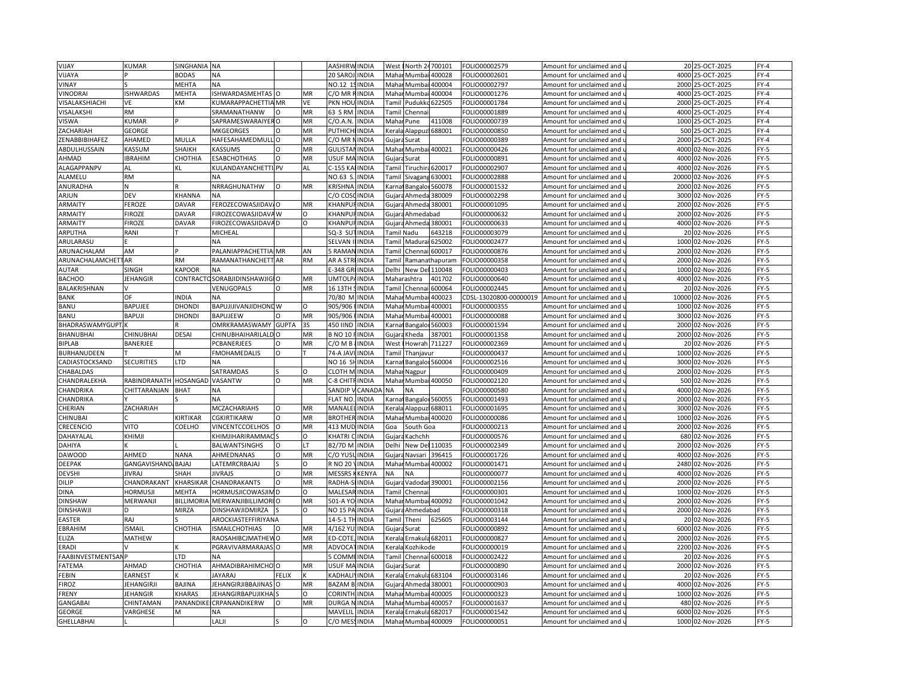| | | | | | | | | | | | | | | | |
|---|---|---|---|---|---|---|---|---|---|---|---|---|---|---|---|
| VIJAY | KUMAR | SINGHANIA | NA | | | AASHIRW | INDIA | West | North 24 | 700101 | FOLIO00002579 | Amount for unclaimed and u | 20 | 25-OCT-2025 | FY-4 |
| VIJAYA | P | BODAS | NA | | | 20 SAROJ | INDIA | Mahar | Mumbai | 400028 | FOLIO00002601 | Amount for unclaimed and u | 4000 | 25-OCT-2025 | FY-4 |
| VINAY | S | MEHTA | NA | | | NO.12 1S | INDIA | Mahar | Mumbai | 400004 | FOLIO00002797 | Amount for unclaimed and u | 2000 | 25-OCT-2025 | FY-4 |
| VINODRAI | ISHWARDAS | MEHTA | ISHWARDASMEHTAS | O | MR | C/O MR R | INDIA | Mahar | Mumbai | 400004 | FOLIO00001276 | Amount for unclaimed and u | 4000 | 25-OCT-2025 | FY-4 |
| VISALAKSHIACHI | VE | KM | KUMARAPPACHETTIA | MR | VE | PKN HOU | INDIA | Tamil | Pudukko | 622505 | FOLIO00001784 | Amount for unclaimed and u | 2000 | 25-OCT-2025 | FY-4 |
| VISALAKSHI | RM | | SRAMANATHANW | O | MR | 63 S RM | INDIA | Tamil | Chennai | | FOLIO00001889 | Amount for unclaimed and u | 4000 | 25-OCT-2025 | FY-4 |
| VISWA | KUMAR | P | SAPRAMESWARAIYER | O | MR | C/O.A.N. | INDIA | Mahar | Pune | 411008 | FOLIO00000739 | Amount for unclaimed and u | 1000 | 25-OCT-2025 | FY-4 |
| ZACHARIAH | GEORGE | | MKGEORGES | O | MR | PUTHICH | INDIA | Kerala | Alappuz | 688001 | FOLIO00000850 | Amount for unclaimed and u | 500 | 25-OCT-2025 | FY-4 |
| ZENABBIBIHAFEZ | AHAMED | MULLA | HAFESAHAMEDMULL | O | MR | C/O MR N | INDIA | Gujara | Surat | | FOLIO00000389 | Amount for unclaimed and u | 2000 | 25-OCT-2025 | FY-4 |
| ABDULHUSSAIN | KASSUM | SHAIKH | KASSUMS | O | MR | GULISTAN | INDIA | Mahar | Mumbai | 400021 | FOLIO00000426 | Amount for unclaimed and u | 4000 | 02-Nov-2026 | FY-5 |
| AHMAD | IBRAHIM | CHOTHIA | ESABCHOTHIAS | O | MR | USUF MA | INDIA | Gujara | Surat | | FOLIO00000891 | Amount for unclaimed and u | 4000 | 02-Nov-2026 | FY-5 |
| ALAGAPPANPV | AL | KL | KULANDAYANCHETTI | PV | AL | C-155 KA | INDIA | Tamil | Tiruchira | 620017 | FOLIO00002907 | Amount for unclaimed and u | 4000 | 02-Nov-2026 | FY-5 |
| ALAMELU | RM | | NA | | | NO.63 S. | INDIA | Tamil | Sivagang | 630001 | FOLIO00002888 | Amount for unclaimed and u | 20000 | 02-Nov-2026 | FY-5 |
| ANURADHA | N | R | NRRAGHUNATHW | O | MR | KRISHNA | INDIA | Karnat | Bangalor | 560078 | FOLIO00001532 | Amount for unclaimed and u | 2000 | 02-Nov-2026 | FY-5 |
| ARJUN | DEV | KHANNA | NA | | | C/O COSC | INDIA | Gujara | Ahmeda | 380009 | FOLIO00002298 | Amount for unclaimed and u | 3000 | 02-Nov-2026 | FY-5 |
| ARMAITY | FEROZE | DAVAR | FEROZECOWASJIDAV | O | MR | KHANPUR | INDIA | Gujara | Ahmeda | 380001 | FOLIO00001095 | Amount for unclaimed and u | 2000 | 02-Nov-2026 | FY-5 |
| ARMAITY | FIROZE | DAVAR | FIROZECOWASJIDAVA | W | O | KHANPUR | INDIA | Gujara | Ahmedabad | | FOLIO00000632 | Amount for unclaimed and u | 2000 | 02-Nov-2026 | FY-5 |
| ARMAITY | FIROZE | DAVAR | FIROZECOWASJIDAVA | D | O | KHANPUR | INDIA | Gujara | Ahmeda | 380001 | FOLIO00000633 | Amount for unclaimed and u | 4000 | 02-Nov-2026 | FY-5 |
| ARPUTHA | RANI | T | MICHEAL | | | SQ-3 SU | INDIA | Tamil Nadu | | 643218 | FOLIO00003079 | Amount for unclaimed and u | 20 | 02-Nov-2026 | FY-5 |
| ARULARASU | E | | NA | | | SELVAN I | INDIA | Tamil | Madurai | 625002 | FOLIO00002477 | Amount for unclaimed and u | 1000 | 02-Nov-2026 | FY-5 |
| ARUNACHALAM | AM | P | PALANIAPPACHETTIA | MR | AN | 5 RAMAN | INDIA | Tamil | Chennai | 600017 | FOLIO00000876 | Amount for unclaimed and u | 2000 | 02-Nov-2026 | FY-5 |
| ARUNACHALAMCHETT | AR | RM | RAMANATHANCHETT | AR | RM | AR A STR | INDIA | Tamil | Ramanathapuram | | FOLIO00000358 | Amount for unclaimed and u | 2000 | 02-Nov-2026 | FY-5 |
| AUTAR | SINGH | KAPOOR | NA | | | E-348 GR | INDIA | Delhi | New Del | 110048 | FOLIO00000403 | Amount for unclaimed and u | 1000 | 02-Nov-2026 | FY-5 |
| BACHOO | JEHANGIR | CONTRACTO | SORABJIDINSHAWJIG | O | MR | UMTOLPA | INDIA | Maharashtra | | 401702 | FOLIO00000640 | Amount for unclaimed and u | 4000 | 02-Nov-2026 | FY-5 |
| BALAKRISHNAN | V | | VENUGOPALS | O | MR | 16 13TH S | INDIA | Tamil | Chennai | 600064 | FOLIO00002445 | Amount for unclaimed and u | 20 | 02-Nov-2026 | FY-5 |
| BANK | OF | INDIA | NA | | | 70/80 M | INDIA | Mahar | Mumbai | 400023 | CDSL-13020800-00000019 | Amount for unclaimed and u | 10000 | 02-Nov-2026 | FY-5 |
| BANU | BAPUJEE | DHONDI | BAPUJIJIVANJIDHOND | W | O | 905/906 | INDIA | Mahar | Mumbai | 400001 | FOLIO00000355 | Amount for unclaimed and u | 1000 | 02-Nov-2026 | FY-5 |
| BANU | BAPUJI | DHONDI | BAPUJEEW | O | MR | 905/906 | INDIA | Mahar | Mumbai | 400001 | FOLIO00000088 | Amount for unclaimed and u | 3000 | 02-Nov-2026 | FY-5 |
| BHADRASWAMYGUPT | K | R | OMRKRAMASWAMY | GUPTA | 3S | 450 IIND | INDIA | Karnat | Bangalor | 560003 | FOLIO00001594 | Amount for unclaimed and u | 2000 | 02-Nov-2026 | FY-5 |
| BHANUBHAI | CHINUBHAI | DESAI | CHINUBHAIHARILALD | O | MR | B NO 10 F | INDIA | Gujara | Kheda | 387001 | FOLIO00001358 | Amount for unclaimed and u | 2000 | 02-Nov-2026 | FY-5 |
| BIPLAB | BANERJEE | | PCBANERJEES | O | MR | C/O M B | INDIA | West | Howrah | 711227 | FOLIO00002369 | Amount for unclaimed and u | 20 | 02-Nov-2026 | FY-5 |
| BURHANUDEEN | T | M | FMOHAMEDALIS | O | T | 74-A JAVI | INDIA | Tamil | Thanjavur | | FOLIO00000437 | Amount for unclaimed and u | 1000 | 02-Nov-2026 | FY-5 |
| CADIASTOCKSAND | SECURITIES | LTD | NA | | | NO 16 SH | INDIA | Karnat | Bangalor | 560004 | FOLIO00002516 | Amount for unclaimed and u | 3000 | 02-Nov-2026 | FY-5 |
| CHABALDAS | | | SATRAMDAS | S | O | CLOTH M | INDIA | Mahar | Nagpur | | FOLIO00000409 | Amount for unclaimed and u | 2000 | 02-Nov-2026 | FY-5 |
| CHANDRALEKHA | RABINDRANATH | HOSANGAD | VASANTW | O | MR | C-8 CHITR | INDIA | Mahar | Mumbai | 400050 | FOLIO00002120 | Amount for unclaimed and u | 500 | 02-Nov-2026 | FY-5 |
| CHANDRIKA | CHITTARANJAN | BHAT | NA | | | SANDIP V | CANADA | NA | NA | | FOLIO00000580 | Amount for unclaimed and u | 4000 | 02-Nov-2026 | FY-5 |
| CHANDRIKA | Y | S | NA | | | FLAT NO. | INDIA | Karnat | Bangalor | 560055 | FOLIO00001493 | Amount for unclaimed and u | 2000 | 02-Nov-2026 | FY-5 |
| CHERIAN | ZACHARIAH | | MCZACHARIAHS | O | MR | MANALEL | INDIA | Kerala | Alappuz | 688011 | FOLIO00001695 | Amount for unclaimed and u | 3000 | 02-Nov-2026 | FY-5 |
| CHINUBAI | C | KIRTIKAR | CGKIRTIKARW | O | MR | BROTHER | INDIA | Mahar | Mumbai | 400020 | FOLIO00000086 | Amount for unclaimed and u | 1000 | 02-Nov-2026 | FY-5 |
| CRECENCIO | VITO | COELHO | VINCENTCCOELHOS | O | MR | 413 MUD | INDIA | Goa | South Goa | | FOLIO00000213 | Amount for unclaimed and u | 2000 | 02-Nov-2026 | FY-5 |
| DAHAYALAL | KHIMJI | | KHIMJIHARIRAMMAC | S | O | KHATRI C | INDIA | Gujara | Kachchh | | FOLIO00000576 | Amount for unclaimed and u | 680 | 02-Nov-2026 | FY-5 |
| DAHIYA | K | L | BALWANTSINGHS | O | LT | B2/7D M | INDIA | Delhi | New Del | 110035 | FOLIO00002349 | Amount for unclaimed and u | 2000 | 02-Nov-2026 | FY-5 |
| DAWOOD | AHMED | NANA | AHMEDNANAS | O | MR | C/O YUSU | INDIA | Gujara | Navsari | 396415 | FOLIO00001726 | Amount for unclaimed and u | 4000 | 02-Nov-2026 | FY-5 |
| DEEPAK | GANGAVISHAND | BAJAJ | LATEMRCRBAJAJ | S | O | R NO 20 V | INDIA | Mahar | Mumbai | 400002 | FOLIO00001471 | Amount for unclaimed and u | 2480 | 02-Nov-2026 | FY-5 |
| DEVSHI | JIVRAJ | SHAH | JIVRAJS | O | MR | MESSRS K | KENYA | NA | NA | | FOLIO00000077 | Amount for unclaimed and u | 4000 | 02-Nov-2026 | FY-5 |
| DILIP | CHANDRAKANT | KHARSIKAR | CHANDRAKANTS | O | MR | RADHA-S | INDIA | Gujara | Vadodar | 390001 | FOLIO00002156 | Amount for unclaimed and u | 2000 | 02-Nov-2026 | FY-5 |
| DINA | HORMUSJI | MEHTA | HORMUSJICOWASJIM | D | O | MALESAR | INDIA | Tamil | Chennai | | FOLIO00000301 | Amount for unclaimed and u | 1000 | 02-Nov-2026 | FY-5 |
| DINSHAW | MERWANJI | BILLIMORIA | MERWANJIBILLIMORI | O | MR | 501-A YO | INDIA | Mahar | Mumbai | 400092 | FOLIO00001042 | Amount for unclaimed and u | 2000 | 02-Nov-2026 | FY-5 |
| DINSHAWJI | D | MIRZA | DINSHAWJIDMIRZA | S | O | NO 15 PA | INDIA | Gujara | Ahmedabad | | FOLIO00000318 | Amount for unclaimed and u | 2000 | 02-Nov-2026 | FY-5 |
| EASTER | RAJ | S | AROCKIASTEFFIRIYANA | | | 14-5-1 TH | INDIA | Tamil | Theni | 625605 | FOLIO00003144 | Amount for unclaimed and u | 20 | 02-Nov-2026 | FY-5 |
| EBRAHIM | ISMAIL | CHOTHIA | ISMAILCHOTHIAS | O | MR | 4/162 YU | INDIA | Gujara | Surat | | FOLIO00000892 | Amount for unclaimed and u | 6000 | 02-Nov-2026 | FY-5 |
| ELIZA | MATHEW | | RAOSAHIBCJMATHEW | O | MR | ED-COTE, | INDIA | Kerala | Ernakula | 682011 | FOLIO00000827 | Amount for unclaimed and u | 2000 | 02-Nov-2026 | FY-5 |
| ERADI | V | K | PGRAVIVARMARAJAS | O | MR | ADVOCAT | INDIA | Kerala | Kozhikode | | FOLIO00000019 | Amount for unclaimed and u | 2200 | 02-Nov-2026 | FY-5 |
| FAABINVESTMENTSAN | P | LTD | NA | | | 5 COMMI | INDIA | Tamil | Chennai | 600018 | FOLIO00002422 | Amount for unclaimed and u | 20 | 02-Nov-2026 | FY-5 |
| FATEMA | AHMAD | CHOTHIA | AHMADIBRAHIMCHO | O | MR | USUF MA | INDIA | Gujara | Surat | | FOLIO00000890 | Amount for unclaimed and u | 2000 | 02-Nov-2026 | FY-5 |
| FEBIN | EARNEST | K | JAYARAJ | FELIX | K | KADHALI | INDIA | Kerala | Ernakula | 683104 | FOLIO00003146 | Amount for unclaimed and u | 20 | 02-Nov-2026 | FY-5 |
| FIROZ | JEHANGIRJI | BAJINA | JEHANGIRJIBBAJINAS | O | MR | BAZAM B | INDIA | Gujara | Ahmeda | 380001 | FOLIO00000903 | Amount for unclaimed and u | 4000 | 02-Nov-2026 | FY-5 |
| FRENY | JEHANGIR | KHARAS | JEHANGIRBAPUJIKHA | S | O | CORINTH | INDIA | Mahar | Mumbai | 400005 | FOLIO00000323 | Amount for unclaimed and u | 1000 | 02-Nov-2026 | FY-5 |
| GANGABAI | CHINTAMAN | PANANDIKE | CRPANANDIKERW | O | MR | DURGA N | INDIA | Mahar | Mumbai | 400057 | FOLIO00001637 | Amount for unclaimed and u | 480 | 02-Nov-2026 | FY-5 |
| GEORGE | VARGHESE | M | NA | | | MAVELIL | INDIA | Kerala | Ernakula | 682017 | FOLIO00001542 | Amount for unclaimed and u | 6000 | 02-Nov-2026 | FY-5 |
| GHELLABHAI | L | | LALJI | S | O | C/O MES | INDIA | Mahar | Mumbai | 400009 | FOLIO00000051 | Amount for unclaimed and u | 1000 | 02-Nov-2026 | FY-5 |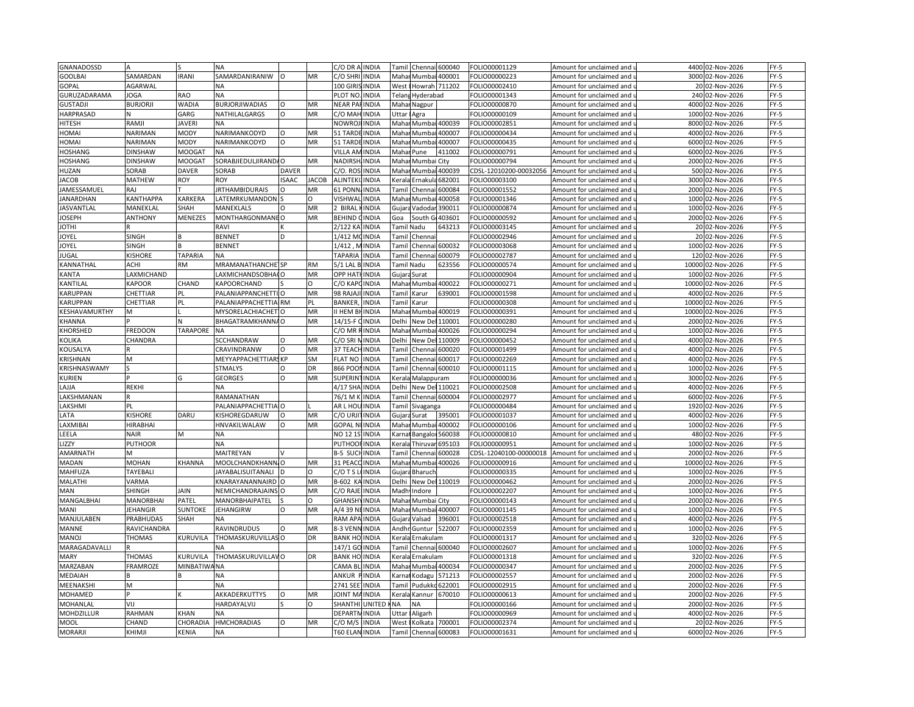| GNANADOSSD | A | S | NA | | | C/O DR A | INDIA | Tamil | Chennai | 600040 | FOLIO00001129 | Amount for unclaimed and u | 4400 | 02-Nov-2026 | FY-5 |
|---|---|---|---|---|---|---|---|---|---|---|---|---|---|---|---|
| GOOLBAI | SAMARDAN | IRANI | SAMARDANIRANIW | O | MR | C/O SHRI | INDIA | Mahar | Mumbai | 400001 | FOLIO00000223 | Amount for unclaimed and u | 3000 | 02-Nov-2026 | FY-5 |
| GOPAL | AGARWAL | | NA | | | 100 GIRIS | INDIA | West | Howrah | 711202 | FOLIO00002410 | Amount for unclaimed and u | 20 | 02-Nov-2026 | FY-5 |
| GURUZADARAMA | JOGA | RAO | NA | | | PLOT NO. | INDIA | Telang | Hyderabad | | FOLIO00001343 | Amount for unclaimed and u | 240 | 02-Nov-2026 | FY-5 |
| GUSTADJI | BURJORJI | WADIA | BURJORJIWADIAS | O | MR | NEAR PAR | INDIA | Mahar | Nagpur | | FOLIO00000870 | Amount for unclaimed and u | 4000 | 02-Nov-2026 | FY-5 |
| HARPRASAD | N | GARG | NATHILALGARGS | O | MR | C/O MAH | INDIA | Uttar | Agra | | FOLIO00000109 | Amount for unclaimed and u | 1000 | 02-Nov-2026 | FY-5 |
| HITESH | RAMJI | JAVERI | NA | | | NOWROJI | INDIA | Mahar | Mumbai | 400039 | FOLIO00002851 | Amount for unclaimed and u | 8000 | 02-Nov-2026 | FY-5 |
| HOMAI | NARIMAN | MODY | NARIMANKODYD | O | MR | 51 TARDE | INDIA | Mahar | Mumbai | 400007 | FOLIO00000434 | Amount for unclaimed and u | 4000 | 02-Nov-2026 | FY-5 |
| HOMAI | NARIMAN | MODY | NARIMANKODYD | O | MR | 51 TARDE | INDIA | Mahar | Mumbai | 400007 | FOLIO00000435 | Amount for unclaimed and u | 6000 | 02-Nov-2026 | FY-5 |
| HOSHANG | DINSHAW | MOOGAT | NA | | | VILLA AM | INDIA | Mahar | Pune | 411002 | FOLIO00000791 | Amount for unclaimed and u | 6000 | 02-Nov-2026 | FY-5 |
| HOSHANG | DINSHAW | MOOGAT | SORABJIEDULJIRANDA | O | MR | NADIRSH | INDIA | Mahar | Mumbai City | | FOLIO00000794 | Amount for unclaimed and u | 2000 | 02-Nov-2026 | FY-5 |
| HUZAN | SORAB | DAVER | SORAB | DAVER | | C/O. ROS | INDIA | Mahar | Mumbai | 400039 | CDSL-12010200-00032056 | Amount for unclaimed and u | 500 | 02-Nov-2026 | FY-5 |
| JACOB | MATHEW | ROY | ROY | ISAAC | JACOB | ALINTEKI | INDIA | Kerala | Ernakula | 682001 | FOLIO00003100 | Amount for unclaimed and u | 3000 | 02-Nov-2026 | FY-5 |
| JAMESSAMUEL | RAJ | T | JRTHAMBIDURAIS | O | MR | 61 PONN | INDIA | Tamil | Chennai | 600084 | FOLIO00001552 | Amount for unclaimed and u | 2000 | 02-Nov-2026 | FY-5 |
| JANARDHAN | KANTHAPPA | KARKERA | LATEMRKUMANDON | S | O | VISHWAL | INDIA | Mahar | Mumbai | 400058 | FOLIO00001346 | Amount for unclaimed and u | 1000 | 02-Nov-2026 | FY-5 |
| JASVANTLAL | MANEKLAL | SHAH | MANEKLALS | O | MR | 2 BIRAL K | INDIA | Gujara | Vadodar | 390011 | FOLIO00000874 | Amount for unclaimed and u | 1000 | 02-Nov-2026 | FY-5 |
| JOSEPH | ANTHONY | MENEZES | MONTHARGONMANE | O | MR | BEHIND C | INDIA | Goa | South G | 403601 | FOLIO00000592 | Amount for unclaimed and u | 2000 | 02-Nov-2026 | FY-5 |
| JOTHI | R | | RAVI | K | | 2/122 KA | INDIA | Tamil | Nadu | 643213 | FOLIO00003145 | Amount for unclaimed and u | 20 | 02-Nov-2026 | FY-5 |
| JOYEL | SINGH | B | BENNET | D | | 1/412 MO | INDIA | Tamil | Chennai | | FOLIO00002946 | Amount for unclaimed and u | 20 | 02-Nov-2026 | FY-5 |
| JOYEL | SINGH | B | BENNET | | | 1/412 , M | INDIA | Tamil | Chennai | 600032 | FOLIO00003068 | Amount for unclaimed and u | 1000 | 02-Nov-2026 | FY-5 |
| JUGAL | KISHORE | TAPARIA | NA | | | TAPARIA | INDIA | Tamil | Chennai | 600079 | FOLIO00002787 | Amount for unclaimed and u | 120 | 02-Nov-2026 | FY-5 |
| KANNATHAL | ACHI | RM | MRAMANATHANCHET | SP | RM | 5/1 LAL B | INDIA | Tamil | Nadu | 623556 | FOLIO00000574 | Amount for unclaimed and u | 10000 | 02-Nov-2026 | FY-5 |
| KANTA | LAXMICHAND | | LAXMICHANDSOBHAG | O | MR | OPP HATH | INDIA | Gujara | Surat | | FOLIO00000904 | Amount for unclaimed and u | 1000 | 02-Nov-2026 | FY-5 |
| KANTILAL | KAPOOR | CHAND | KAPOORCHAND | S | O | C/O KAPO | INDIA | Mahar | Mumbai | 400022 | FOLIO00000271 | Amount for unclaimed and u | 10000 | 02-Nov-2026 | FY-5 |
| KARUPPAN | CHETTIAR | PL | PALANIAPPANCHETTI | O | MR | 98 RAJAJI | INDIA | Tamil | Karur | 639001 | FOLIO00001598 | Amount for unclaimed and u | 4000 | 02-Nov-2026 | FY-5 |
| KARUPPAN | CHETTIAR | PL | PALANIAPPACHETTIA | RM | PL | BANKER, | INDIA | Tamil | Karur | | FOLIO00000308 | Amount for unclaimed and u | 10000 | 02-Nov-2026 | FY-5 |
| KESHAVAMURTHY | M | L | MYSORELACHIACHET | O | MR | II HEM BH | INDIA | Mahar | Mumbai | 400019 | FOLIO00000391 | Amount for unclaimed and u | 10000 | 02-Nov-2026 | FY-5 |
| KHANNA | P | N | BHAGATRAMKHANNA | O | MR | 14/15-F C | INDIA | Delhi | New Del | 110001 | FOLIO00000280 | Amount for unclaimed and u | 2000 | 02-Nov-2026 | FY-5 |
| KHORSHED | FREDOON | TARAPORE | NA | | | C/O MR R | INDIA | Mahar | Mumbai | 400026 | FOLIO00000294 | Amount for unclaimed and u | 1000 | 02-Nov-2026 | FY-5 |
| KOLIKA | CHANDRA | | SCCHANDRAW | O | MR | C/O SRI N | INDIA | Delhi | New Del | 110009 | FOLIO00000452 | Amount for unclaimed and u | 4000 | 02-Nov-2026 | FY-5 |
| KOUSALYA | R | | CRAVINDRANW | O | MR | 37 TEACH | INDIA | Tamil | Chennai | 600020 | FOLIO00001499 | Amount for unclaimed and u | 4000 | 02-Nov-2026 | FY-5 |
| KRISHNAN | M | | MEYYAPPACHETTIARS | KP | SM | FLAT NO | INDIA | Tamil | Chennai | 600017 | FOLIO00002269 | Amount for unclaimed and u | 4000 | 02-Nov-2026 | FY-5 |
| KRISHNASWAMY | S | | STMALYS | O | DR | 866 POON | INDIA | Tamil | Chennai | 600010 | FOLIO00001115 | Amount for unclaimed and u | 1000 | 02-Nov-2026 | FY-5 |
| KURIEN | P | G | GEORGES | O | MR | SUPERINT | INDIA | Kerala | Malappuram | | FOLIO00000036 | Amount for unclaimed and u | 3000 | 02-Nov-2026 | FY-5 |
| LAJJA | REKHI | | NA | | | 4/17 SHA | INDIA | Delhi | New Del | 110021 | FOLIO00002508 | Amount for unclaimed and u | 4000 | 02-Nov-2026 | FY-5 |
| LAKSHMANAN | R | | RAMANATHAN | | | 76/1 M K | INDIA | Tamil | Chennai | 600004 | FOLIO00002977 | Amount for unclaimed and u | 6000 | 02-Nov-2026 | FY-5 |
| LAKSHMI | PL | | PALANIAPPACHETTIA | O | L | AR L HOU | INDIA | Tamil | Sivaganga | | FOLIO00000484 | Amount for unclaimed and u | 1920 | 02-Nov-2026 | FY-5 |
| LATA | KISHORE | DARU | KISHOREGDARUW | O | MR | C/O URJI | INDIA | Gujara | Surat | 395001 | FOLIO00001037 | Amount for unclaimed and u | 4000 | 02-Nov-2026 | FY-5 |
| LAXMIBAI | HIRABHAI | | HNVAKILWALAW | O | MR | GOPAL NI | INDIA | Mahar | Mumbai | 400002 | FOLIO00000106 | Amount for unclaimed and u | 1000 | 02-Nov-2026 | FY-5 |
| LEELA | NAIR | M | NA | | | NO 12 15 | INDIA | Karnat | Bangalo | 560038 | FOLIO00000810 | Amount for unclaimed and u | 480 | 02-Nov-2026 | FY-5 |
| LIZZY | PUTHOOR | | NA | | | PUTHOOR | INDIA | Kerala | Thiruvar | 695103 | FOLIO00000951 | Amount for unclaimed and u | 1000 | 02-Nov-2026 | FY-5 |
| AMARNATH | M | | MAITREYAN | V | | B-5 SUCH | INDIA | Tamil | Chennai | 600028 | CDSL-12040100-00000018 | Amount for unclaimed and u | 2000 | 02-Nov-2026 | FY-5 |
| MADAN | MOHAN | KHANNA | MOOLCHANDKHANN | O | MR | 31 PEACO | INDIA | Mahar | Mumbai | 400026 | FOLIO00000916 | Amount for unclaimed and u | 10000 | 02-Nov-2026 | FY-5 |
| MAHFUZA | TAYEBALI | | JAYABALISUITANALI | D | O | C/O T S L | INDIA | Gujara | Bharuch | | FOLIO00000335 | Amount for unclaimed and u | 1000 | 02-Nov-2026 | FY-5 |
| MALATHI | VARMA | | KNARAYANANNAIRD | O | MR | B-602 KA | INDIA | Delhi | New Del | 110019 | FOLIO00000462 | Amount for unclaimed and u | 2000 | 02-Nov-2026 | FY-5 |
| MAN | SHINGH | JAIN | NEMICHANDRAJAINS | O | MR | C/O RAJE | INDIA | Madhy | Indore | | FOLIO00002207 | Amount for unclaimed and u | 1000 | 02-Nov-2026 | FY-5 |
| MANGALBHAI | MANORBHAI | PATEL | MANORBHAIPATEL | S | O | GHANSHY | INDIA | Mahar | Mumbai City | | FOLIO00000143 | Amount for unclaimed and u | 2000 | 02-Nov-2026 | FY-5 |
| MANI | JEHANGIR | SUNTOKE | JEHANGIRW | O | MR | A/4 39 NE | INDIA | Mahar | Mumbai | 400007 | FOLIO00001145 | Amount for unclaimed and u | 1000 | 02-Nov-2026 | FY-5 |
| MANJULABEN | PRABHUDAS | SHAH | NA | | | RAM APA | INDIA | Gujara | Valsad | 396001 | FOLIO00002518 | Amount for unclaimed and u | 4000 | 02-Nov-2026 | FY-5 |
| MANNE | RAVICHANDRA | | RAVINDRUDUS | O | MR | 8-3 VENN | INDIA | Andhr | Guntur | 522007 | FOLIO00002359 | Amount for unclaimed and u | 1000 | 02-Nov-2026 | FY-5 |
| MANOJ | THOMAS | KURUVILA | THOMASKURUVILLAS | O | DR | BANK HO | INDIA | Kerala | Ernakulam | | FOLIO00001317 | Amount for unclaimed and u | 320 | 02-Nov-2026 | FY-5 |
| MARAGADAVALLI | R | | NA | | | 147/1 GO | INDIA | Tamil | Chennai | 600040 | FOLIO00002607 | Amount for unclaimed and u | 1000 | 02-Nov-2026 | FY-5 |
| MARY | THOMAS | KURUVILA | THOMASKURUVILLAV | O | DR | BANK HO | INDIA | Kerala | Ernakulam | | FOLIO00001318 | Amount for unclaimed and u | 320 | 02-Nov-2026 | FY-5 |
| MARZABAN | FRAMROZE | MINBATIWA | NA | | | CAMA BL | INDIA | Mahar | Mumbai | 400034 | FOLIO00000347 | Amount for unclaimed and u | 2000 | 02-Nov-2026 | FY-5 |
| MEDAIAH | B | B | NA | | | ANKUR P | INDIA | Karnat | Kodagu | 571213 | FOLIO00002557 | Amount for unclaimed and u | 2000 | 02-Nov-2026 | FY-5 |
| MEENAKSHI | M | | NA | | | 2741 SEE | INDIA | Tamil | Pudukko | 622001 | FOLIO00002915 | Amount for unclaimed and u | 2000 | 02-Nov-2026 | FY-5 |
| MOHAMED | P | K | AKKADERKUTTYS | O | MR | JOINT MA | INDIA | Kerala | Kannur | 670010 | FOLIO00000613 | Amount for unclaimed and u | 2000 | 02-Nov-2026 | FY-5 |
| MOHANLAL | VIJ | | HARDAYALVIJ | S | O | SHANTHI | UNITED K | NA | NA | | FOLIO00000166 | Amount for unclaimed and u | 2000 | 02-Nov-2026 | FY-5 |
| MOHDZILLUR | RAHMAN | KHAN | NA | | | DEPARTM | INDIA | Uttar | Aligarh | | FOLIO00000969 | Amount for unclaimed and u | 4000 | 02-Nov-2026 | FY-5 |
| MOOL | CHAND | CHORADIA | HMCHORADIAS | O | MR | C/O M/S | INDIA | West | Kolkata | 700001 | FOLIO00002374 | Amount for unclaimed and u | 20 | 02-Nov-2026 | FY-5 |
| MORARJI | KHIMJI | KENIA | NA | | | T60 ELAN | INDIA | Tamil | Chennai | 600083 | FOLIO00001631 | Amount for unclaimed and u | 6000 | 02-Nov-2026 | FY-5 |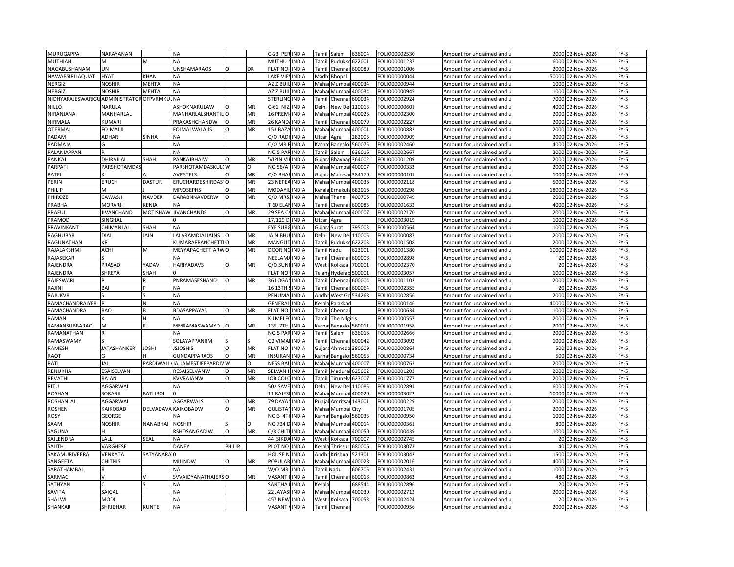| | | | | | | | | | | | | | | | |
|---|---|---|---|---|---|---|---|---|---|---|---|---|---|---|---|
| MURUGAPPA | NARAYANAN | | NA | | | C-23 PER | INDIA | Tamil | Salem | 636004 | FOLIO000002530 | Amount for unclaimed and u | 2000 | 02-Nov-2026 | FY-5 |
| MUTHIAH | M | M | NA | | | MUTHU N | INDIA | Tamil | Pudukko | 622001 | FOLIO000001237 | Amount for unclaimed and u | 6000 | 02-Nov-2026 | FY-5 |
| NAGABUSHANAM | UN | | UNSHAMARAOS | O | DR | FLAT NO. | INDIA | Tamil | Chennai | 600089 | FOLIO000001006 | Amount for unclaimed and u | 2000 | 02-Nov-2026 | FY-5 |
| NAWABSIRLIAQUAT | HYAT | KHAN | NA | | | LAKE VIEV | INDIA | Madhy | Bhopal | | FOLIO000000044 | Amount for unclaimed and u | 50000 | 02-Nov-2026 | FY-5 |
| NERGIZ | NOSHIR | MEHTA | NA | | | AZIZ BUIL | INDIA | Mahar | Mumbai | 400034 | FOLIO000000944 | Amount for unclaimed and u | 1000 | 02-Nov-2026 | FY-5 |
| NERGIZ | NOSHIR | MEHTA | NA | | | AZIZ BUIL | INDIA | Mahar | Mumbai | 400034 | FOLIO000000945 | Amount for unclaimed and u | 1000 | 02-Nov-2026 | FY-5 |
| NIDHYARAJESWARIGU | ADMINISTRATOR | OFPVRMKUL | NA | | | STERLING | INDIA | Tamil | Chennai | 600034 | FOLIO000002924 | Amount for unclaimed and u | 7000 | 02-Nov-2026 | FY-5 |
| NILLO | NARULA | | ASHOKNARULAW | O | MR | C-61 NIZ | INDIA | Delhi | New Del | 110013 | FOLIO000000601 | Amount for unclaimed and u | 4000 | 02-Nov-2026 | FY-5 |
| NIRANJANA | MANHARLAL | | MANHARLALSHANTIL | O | MR | 16 PREM | INDIA | Mahar | Mumbai | 400026 | FOLIO000002300 | Amount for unclaimed and u | 2000 | 02-Nov-2026 | FY-5 |
| NIRMALA | KUMARI | | PRAKASHCHANDW | O | MR | 26 KAND | INDIA | Tamil | Chennai | 600079 | FOLIO000002227 | Amount for unclaimed and u | 2000 | 02-Nov-2026 | FY-5 |
| OTERMAL | FOJMALJI | | FOJMALWALAJIS | O | MR | 153 BAZA | INDIA | Mahar | Mumbai | 400001 | FOLIO000000882 | Amount for unclaimed and u | 2000 | 02-Nov-2026 | FY-5 |
| PADAM | ADHAR | SINHA | NA | | | C/O RADI | INDIA | Uttar | Agra | 282005 | FOLIO000000909 | Amount for unclaimed and u | 2000 | 02-Nov-2026 | FY-5 |
| PADMAJA | G | | NA | | | C/O MR P | INDIA | Karnat | Bangalo | 560075 | FOLIO000002460 | Amount for unclaimed and u | 4000 | 02-Nov-2026 | FY-5 |
| PALANIAPPAN | R | | NA | | | NO.5 PAR | INDIA | Tamil | Salem | 636016 | FOLIO000002667 | Amount for unclaimed and u | 2000 | 02-Nov-2026 | FY-5 |
| PANKAJ | DHIRAJLAL | SHAH | PANKAJBHAIW | O | MR | 'VIPIN VII | INDIA | Gujara | Bhavnag | 364002 | FOLIO000001209 | Amount for unclaimed and u | 2000 | 02-Nov-2026 | FY-5 |
| PARPATI | PARSHOTAMDAS | | PARSHOTAMDASKUL | W | O | NO 56/A | INDIA | Mahar | Mumbai | 400007 | FOLIO000000333 | Amount for unclaimed and u | 2000 | 02-Nov-2026 | FY-5 |
| PATEL | K | A | AVPATELS | O | MR | C/O BHAI | INDIA | Gujara | Mahesar | 384170 | FOLIO000000101 | Amount for unclaimed and u | 1000 | 02-Nov-2026 | FY-5 |
| PERIN | ERUCH | DASTUR | ERUCHARDESHIRDAS | O | MR | 23 NEPEA | INDIA | Mahar | Mumbai | 400036 | FOLIO000002118 | Amount for unclaimed and u | 5000 | 02-Nov-2026 | FY-5 |
| PHILIP | M | J | MPJOSEPHS | O | MR | MODAYIL | INDIA | Kerala | Ernakula | 682016 | FOLIO000000298 | Amount for unclaimed and u | 18000 | 02-Nov-2026 | FY-5 |
| PHIROZE | CAWASJI | NAVDER | DARABNNAVDERW | O | MR | C/O MRS. | INDIA | Mahar | Thane | 400705 | FOLIO000000749 | Amount for unclaimed and u | 2000 | 02-Nov-2026 | FY-5 |
| PRABHA | MORARJI | KENIA | NA | | | T 60 ELAN | INDIA | Tamil | Chennai | 600083 | FOLIO000001632 | Amount for unclaimed and u | 4000 | 02-Nov-2026 | FY-5 |
| PRAFUL | JIVANCHAND | MOTISHAW | JIVANCHANDS | O | MR | 29 SEA CA | INDIA | Mahar | Mumbai | 400007 | FOLIO000002170 | Amount for unclaimed and u | 2000 | 02-Nov-2026 | FY-5 |
| PRAMOD | SINGHAL | | 0 | | | 17/129 D | INDIA | Uttar | Agra | | FOLIO000003019 | Amount for unclaimed and u | 1000 | 02-Nov-2026 | FY-5 |
| PRAVINKANT | CHIMANLAL | SHAH | NA | | | EYE SURG | INDIA | Gujara | Surat | 395003 | FOLIO000000564 | Amount for unclaimed and u | 1000 | 02-Nov-2026 | FY-5 |
| RAGHUBAR | DIAL | JAIN | LALARAMDIALJAINS | O | MR | JAIN BHU | INDIA | Delhi | New Del | 110005 | FOLIO000000087 | Amount for unclaimed and u | 2000 | 02-Nov-2026 | FY-5 |
| RAGUNATHAN | KR | | KUMARAPPANCHETTI | O | MR | MANGUD | INDIA | Tamil | Pudukko | 622203 | FOLIO000001508 | Amount for unclaimed and u | 2000 | 02-Nov-2026 | FY-5 |
| RAJALAKSHMI | ACHI | M | MEYYAPACHETTIARW | O | MR | DOOR NO | INDIA | Tamil Nadu | | 623001 | FOLIO000001380 | Amount for unclaimed and u | 10000 | 02-Nov-2026 | FY-5 |
| RAJASEKAR | S | | NA | | | NEELAMA | INDIA | Tamil | Chennai | 600008 | FOLIO000002898 | Amount for unclaimed and u | 20 | 02-Nov-2026 | FY-5 |
| RAJENDRA | PRASAD | YADAV | HARIYADAVS | O | MR | C/O SUNI | INDIA | West | Kolkata | 700001 | FOLIO000002370 | Amount for unclaimed and u | 20 | 02-Nov-2026 | FY-5 |
| RAJENDRA | SHREYA | SHAH | 0 | | | FLAT NO | INDIA | Telang | Hyderab | 500001 | FOLIO000003057 | Amount for unclaimed and u | 1000 | 02-Nov-2026 | FY-5 |
| RAJESWARI | P | R | PNRAMASESHAND | O | MR | 36 LOGAN | INDIA | Tamil | Chennai | 600004 | FOLIO000001102 | Amount for unclaimed and u | 2000 | 02-Nov-2026 | FY-5 |
| RAJINI | BAI | P | NA | | | 16 13TH S | INDIA | Tamil | Chennai | 600064 | FOLIO000002355 | Amount for unclaimed and u | 20 | 02-Nov-2026 | FY-5 |
| RAJUKVR | S | S | NA | | | PENUMA | INDIA | Andhr | West Go | 534268 | FOLIO000002856 | Amount for unclaimed and u | 2000 | 02-Nov-2026 | FY-5 |
| RAMACHANDRAIYER | P | N | NA | | | GENERAL | INDIA | Kerala | Palakkad | | FOLIO000000146 | Amount for unclaimed and u | 40000 | 02-Nov-2026 | FY-5 |
| RAMACHANDRA | RAO | B | BDASAPPAYAS | O | MR | FLAT NO: | INDIA | Tamil | Chennai | | FOLIO000000634 | Amount for unclaimed and u | 1000 | 02-Nov-2026 | FY-5 |
| RAMAN | K | H | NA | | | KILMELF | INDIA | Tamil | The Nilgiris | | FOLIO000000557 | Amount for unclaimed and u | 2000 | 02-Nov-2026 | FY-5 |
| RAMANSUBBARAO | M | R | MMRAMASWAMYD | O | MR | 135 7TH | INDIA | Karnat | Bangalo | 560011 | FOLIO000001958 | Amount for unclaimed and u | 2000 | 02-Nov-2026 | FY-5 |
| RAMANATHAN | R | | NA | | | NO.5 PAR | INDIA | Tamil | Salem | 636016 | FOLIO000002666 | Amount for unclaimed and u | 2000 | 02-Nov-2026 | FY-5 |
| RAMASWAMY | S | | SOLAYAPPANRM | S | S | G2 VIMAL | INDIA | Tamil | Chennai | 600042 | FOLIO000003092 | Amount for unclaimed and u | 1000 | 02-Nov-2026 | FY-5 |
| RAMESH | JATASHANKER | JOSHI | JSJOSHIS | O | MR | FLAT NO | INDIA | Gujara | Ahmeda | 380009 | FOLIO000000864 | Amount for unclaimed and u | 500 | 02-Nov-2026 | FY-5 |
| RAOT | G | H | GUNDAPPARAOS | O | MR | INSURAN | INDIA | Karnat | Bangalo | 560053 | FOLIO000000734 | Amount for unclaimed and u | 500 | 02-Nov-2026 | FY-5 |
| RATI | JAL | PARDIWALL | JALJAMESTJEEPARDIV | W | O | NESS BAL | INDIA | Mahar | Mumbai | 400007 | FOLIO000000763 | Amount for unclaimed and u | 2000 | 02-Nov-2026 | FY-5 |
| RENUKHA | ESAISELVAN | | RESAISELVANW | O | MR | SELVAN I | INDIA | Tamil | Madurai | 625002 | FOLIO000001203 | Amount for unclaimed and u | 2000 | 02-Nov-2026 | FY-5 |
| REVATHI | RAJAN | | KVVRAJANW | O | MR | IOB COLO | INDIA | Tamil | Tirunelv | 627007 | FOLIO000001777 | Amount for unclaimed and u | 2000 | 02-Nov-2026 | FY-5 |
| RITU | AGGARWAL | | NA | | | 502 SAVE | INDIA | Delhi | New Del | 110085 | FOLIO000002891 | Amount for unclaimed and u | 6000 | 02-Nov-2026 | FY-5 |
| ROSHAN | SORABJI | BATLIBOI | 0 | | | 11 RAJESI | INDIA | Mahar | Mumbai | 400020 | FOLIO000003022 | Amount for unclaimed and u | 10000 | 02-Nov-2026 | FY-5 |
| ROSHANLAL | AGGARWAL | | AGGARWALS | O | MR | 79 DAYAN | INDIA | Punjab | Amritsar | 143001 | FOLIO000000229 | Amount for unclaimed and u | 2000 | 02-Nov-2026 | FY-5 |
| ROSHEN | KAIKOBAD | DELVADAVA | KAIKOBADW | O | MR | GULISTAN | INDIA | Mahar | Mumbai City | | FOLIO000001705 | Amount for unclaimed and u | 2000 | 02-Nov-2026 | FY-5 |
| ROSY | GEORGE | | NA | | | NO:3 4TH | INDIA | Karnat | Bangalo | 560033 | FOLIO000000950 | Amount for unclaimed and u | 1000 | 02-Nov-2026 | FY-5 |
| SAAM | NOSHIR | NANABHAI | NOSHIR | S | O | NO 724 D | INDIA | Mahar | Mumbai | 400014 | FOLIO000000361 | Amount for unclaimed and u | 800 | 02-Nov-2026 | FY-5 |
| SAGUNA | H | | RSHOSANGADIW | O | MR | C/8 CHITF | INDIA | Mahar | Mumbai | 400050 | FOLIO000000439 | Amount for unclaimed and u | 1000 | 02-Nov-2026 | FY-5 |
| SAILENDRA | LALL | SEAL | NA | | | 44 SIKDA | INDIA | West | Kolkata | 700007 | FOLIO000002745 | Amount for unclaimed and u | 20 | 02-Nov-2026 | FY-5 |
| SAJITH | VARGHESE | | DANEY | PHILIP | | PLOT NO | INDIA | Kerala | Thrissur | 680006 | FOLIO000003073 | Amount for unclaimed and u | 40 | 02-Nov-2026 | FY-5 |
| SAKAMURIVEERA | VENKATA | SATYANARA | 0 | | | HOUSE N | INDIA | Andhr | Krishna | 521301 | FOLIO000003042 | Amount for unclaimed and u | 1500 | 02-Nov-2026 | FY-5 |
| SANGEETA | CHITNIS | | MILINDW | O | MR | POPULAR | INDIA | Mahar | Mumbai | 400028 | FOLIO000002016 | Amount for unclaimed and u | 4000 | 02-Nov-2026 | FY-5 |
| SARATHAMBAL | R | | NA | | | W/O MR | INDIA | Tamil Nadu | | 606705 | FOLIO000002431 | Amount for unclaimed and u | 1000 | 02-Nov-2026 | FY-5 |
| SARMAC | V | V | SVVAIDYANATHAIERS | O | MR | VASANTH | INDIA | Tamil | Chennai | 600018 | FOLIO000000863 | Amount for unclaimed and u | 480 | 02-Nov-2026 | FY-5 |
| SATHYAN | C | S | NA | | | SANTHA | INDIA | Kerala | | 688544 | FOLIO000002896 | Amount for unclaimed and u | 20 | 02-Nov-2026 | FY-5 |
| SAVITA | SAIGAL | | NA | | | 22 JAYAS | INDIA | Mahar | Mumbai | 400030 | FOLIO000002712 | Amount for unclaimed and u | 2000 | 02-Nov-2026 | FY-5 |
| SHALWI | MODI | | NA | | | 457 NEW | INDIA | West | Kolkata | 700053 | FOLIO000002424 | Amount for unclaimed and u | 20 | 02-Nov-2026 | FY-5 |
| SHANKAR | SHRIDHAR | KUNTE | NA | | | VASANT V | INDIA | Tamil | Chennai | | FOLIO000000956 | Amount for unclaimed and u | 2000 | 02-Nov-2026 | FY-5 |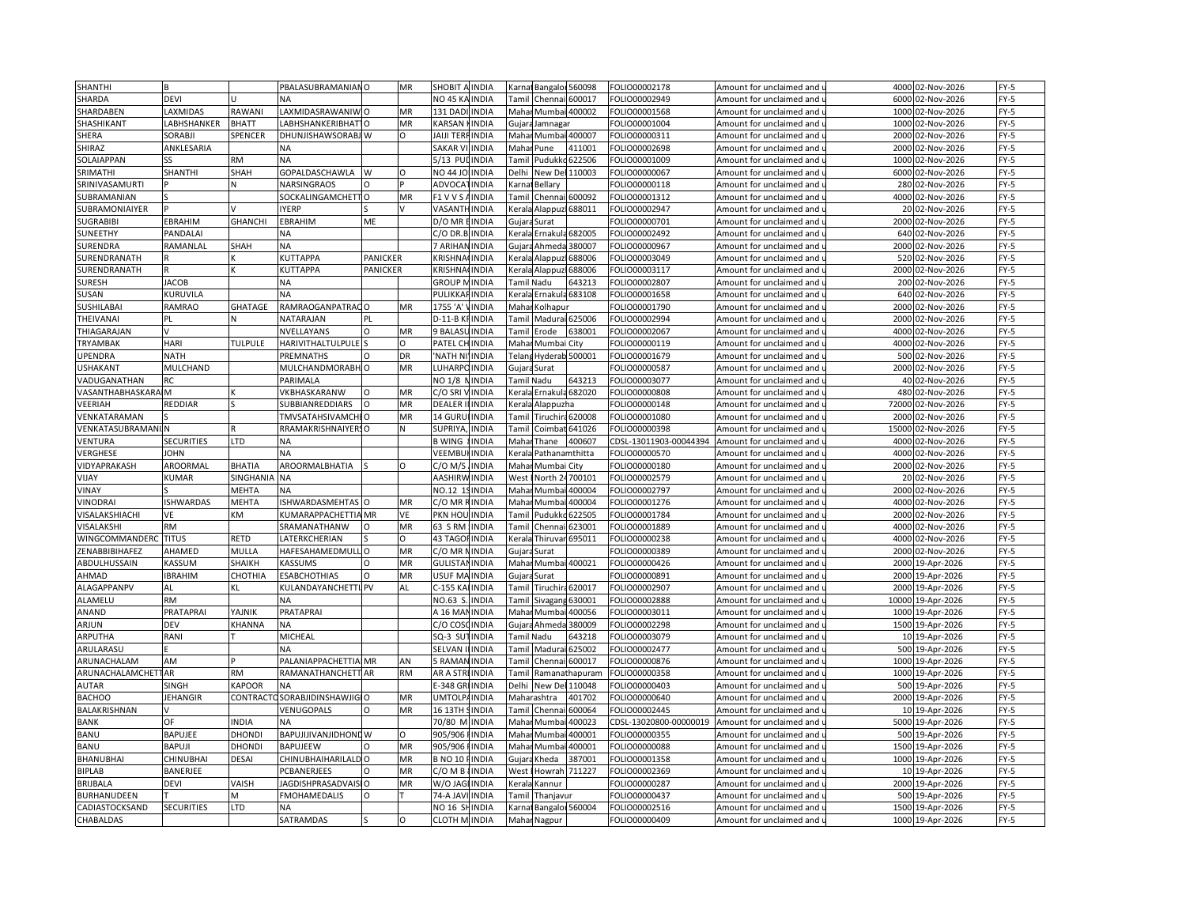| SHANTHI | B | | PBALASUBRAMANIAN | O | MR | SHOBIT A | INDIA | Karnat | Bangalor | 560098 | FOLIO00002178 | Amount for unclaimed and u | 4000 | 02-Nov-2026 | FY-5 |
|---|---|---|---|---|---|---|---|---|---|---|---|---|---|---|---|
| SHARDA | DEVI | U | NA | | | NO 45 KA | INDIA | Tamil | Chennai | 600017 | FOLIO00002949 | Amount for unclaimed and u | 6000 | 02-Nov-2026 | FY-5 |
| SHARDABEN | LAXMIDAS | RAWANI | LAXMIDASRAWANIW | O | MR | 131 DADI | INDIA | Mahar | Mumbai | 400002 | FOLIO00001568 | Amount for unclaimed and u | 1000 | 02-Nov-2026 | FY-5 |
| SHASHIKANT | LABHSHANKER | BHATT | LABHSHANKERIBHATT | O | MR | KARSAN | INDIA | Gujara | Jamnagar | | FOLIO00001004 | Amount for unclaimed and u | 1000 | 02-Nov-2026 | FY-5 |
| SHERA | SORABJI | SPENCER | DHUNJISHAWSORABJ | W | O | JAIJI TERR | INDIA | Mahar | Mumbai | 400007 | FOLIO00000311 | Amount for unclaimed and u | 2000 | 02-Nov-2026 | FY-5 |
| SHIRAZ | ANKLESARIA | | NA | | | SAKAR VI | INDIA | Mahar | Pune | 411001 | FOLIO00002698 | Amount for unclaimed and u | 2000 | 02-Nov-2026 | FY-5 |
| SOLAIAPPAN | SS | RM | NA | | | 5/13 PUD | INDIA | Tamil | Pudukko | 622506 | FOLIO00001009 | Amount for unclaimed and u | 1000 | 02-Nov-2026 | FY-5 |
| SRIMATHI | SHANTHI | SHAH | GOPALDASCHAWLA | W | O | NO 44 JO | INDIA | Delhi | New Del | 110003 | FOLIO00000067 | Amount for unclaimed and u | 6000 | 02-Nov-2026 | FY-5 |
| SRINIVASAMURTI | P | N | NARSINGRAOS | O | P | ADVOCAT | INDIA | Karnat | Bellary | | FOLIO00000118 | Amount for unclaimed and u | 280 | 02-Nov-2026 | FY-5 |
| SUBRAMANIAN | S | | SOCKALINGAMCHETT | O | MR | F1 V V S A | INDIA | Tamil | Chennai | 600092 | FOLIO00001312 | Amount for unclaimed and u | 4000 | 02-Nov-2026 | FY-5 |
| SUBRAMONIAIYER | P | V | IYERP | S | V | VASANTH | INDIA | Kerala | Alappuz | 688011 | FOLIO00002947 | Amount for unclaimed and u | 20 | 02-Nov-2026 | FY-5 |
| SUGRABIBI | EBRAHIM | GHANCHI | EBRAHIM | ME | | D/O MR E | INDIA | Gujara | Surat | | FOLIO00000701 | Amount for unclaimed and u | 2000 | 02-Nov-2026 | FY-5 |
| SUNEETHY | PANDALAI | | NA | | | C/O DR.B | INDIA | Kerala | Ernakula | 682005 | FOLIO00002492 | Amount for unclaimed and u | 640 | 02-Nov-2026 | FY-5 |
| SURENDRA | RAMANLAL | SHAH | NA | | | 7 ARIHAN | INDIA | Gujara | Ahmeda | 380007 | FOLIO00000967 | Amount for unclaimed and u | 2000 | 02-Nov-2026 | FY-5 |
| SURENDRANATH | R | K | KUTTAPPA | PANICKER | | KRISHNA | INDIA | Kerala | Alappuz | 688006 | FOLIO00003049 | Amount for unclaimed and u | 520 | 02-Nov-2026 | FY-5 |
| SURENDRANATH | R | K | KUTTAPPA | PANICKER | | KRISHNA | INDIA | Kerala | Alappuz | 688006 | FOLIO00003117 | Amount for unclaimed and u | 2000 | 02-Nov-2026 | FY-5 |
| SURESH | JACOB | | NA | | | GROUP M | INDIA | Tamil Nadu | | 643213 | FOLIO00002807 | Amount for unclaimed and u | 200 | 02-Nov-2026 | FY-5 |
| SUSAN | KURUVILA | | NA | | | PULIKKAR | INDIA | Kerala | Ernakula | 683108 | FOLIO00001658 | Amount for unclaimed and u | 640 | 02-Nov-2026 | FY-5 |
| SUSHILABAI | RAMRAO | GHATAGE | RAMRAOGANPATRAO | O | MR | 1755 'A' V | INDIA | Mahar | Kolhapur | | FOLIO00001790 | Amount for unclaimed and u | 2000 | 02-Nov-2026 | FY-5 |
| THEIVANAI | PL | N | NATARAJAN | PL | | D-11-B KF | INDIA | Tamil | Madurai | 625006 | FOLIO00002994 | Amount for unclaimed and u | 2000 | 02-Nov-2026 | FY-5 |
| THIAGARAJAN | V | | NVELLAYANS | O | MR | 9 BALASU | INDIA | Tamil | Erode | 638001 | FOLIO00002067 | Amount for unclaimed and u | 4000 | 02-Nov-2026 | FY-5 |
| TRYAMBAK | HARI | TULPULE | HARIVITHALTULPULE | S | O | PATEL CH | INDIA | Mahar | Mumbai City | | FOLIO00000119 | Amount for unclaimed and u | 4000 | 02-Nov-2026 | FY-5 |
| UPENDRA | NATH | | PREMNATHS | O | DR | 'NATH NI | INDIA | Telang | Hyderab | 500001 | FOLIO00001679 | Amount for unclaimed and u | 500 | 02-Nov-2026 | FY-5 |
| USHAKANT | MULCHAND | | MULCHANDMORABH | O | MR | LUHARPO | INDIA | Gujara | Surat | | FOLIO00000587 | Amount for unclaimed and u | 2000 | 02-Nov-2026 | FY-5 |
| VADUGANATHAN | RC | | PARIMALA | | | NO 1/8 N | INDIA | Tamil Nadu | | 643213 | FOLIO00003077 | Amount for unclaimed and u | 40 | 02-Nov-2026 | FY-5 |
| VASANTHABHASKARA | M | K | VKBHASKARANW | O | MR | C/O SRI V | INDIA | Kerala | Ernakula | 682020 | FOLIO00000808 | Amount for unclaimed and u | 480 | 02-Nov-2026 | FY-5 |
| VEERIAH | REDDIAR | S | SUBBIANREDDIARS | O | MR | DEALER I | INDIA | Kerala | Alappuzha | | FOLIO00000148 | Amount for unclaimed and u | 72000 | 02-Nov-2026 | FY-5 |
| VENKATARAMAN | S | | TMVSATAHSIVAMCHE | O | MR | 14 GURU | INDIA | Tamil | Tiruchira | 620008 | FOLIO00001080 | Amount for unclaimed and u | 2000 | 02-Nov-2026 | FY-5 |
| VENKATASUBRAMANI | N | R | RRAMAKRISHNAIYERS | O | N | SUPRIYA, | INDIA | Tamil | Coimbat | 641026 | FOLIO00000398 | Amount for unclaimed and u | 15000 | 02-Nov-2026 | FY-5 |
| VENTURA | SECURITIES | LTD | NA | | | B WING | INDIA | Mahar | Thane | 400607 | CDSL-13011903-00044394 | Amount for unclaimed and u | 4000 | 02-Nov-2026 | FY-5 |
| VERGHESE | JOHN | | NA | | | VEEMBU | INDIA | Kerala | Pathanamthitta | | FOLIO00000570 | Amount for unclaimed and u | 4000 | 02-Nov-2026 | FY-5 |
| VIDYAPRAKASH | AROORMAL | BHATIA | AROORMALBHATIA | S | O | C/O M/S. | INDIA | Mahar | Mumbai City | | FOLIO00000180 | Amount for unclaimed and u | 2000 | 02-Nov-2026 | FY-5 |
| VIJAY | KUMAR | SINGHANIA | NA | | | AASHIRW | INDIA | West | North 24 | 700101 | FOLIO00002579 | Amount for unclaimed and u | 20 | 02-Nov-2026 | FY-5 |
| VINAY | S | MEHTA | NA | | | NO.12 1S | INDIA | Mahar | Mumbai | 400004 | FOLIO00002797 | Amount for unclaimed and u | 2000 | 02-Nov-2026 | FY-5 |
| VINODRAI | ISHWARDAS | MEHTA | ISHWARDASMEHTAS | O | MR | C/O MR R | INDIA | Mahar | Mumbai | 400004 | FOLIO00001276 | Amount for unclaimed and u | 4000 | 02-Nov-2026 | FY-5 |
| VISALAKSHIACHI | VE | KM | KUMARAPPACHETTIA | MR | VE | PKN HOU | INDIA | Tamil | Pudukko | 622505 | FOLIO00001784 | Amount for unclaimed and u | 2000 | 02-Nov-2026 | FY-5 |
| VISALAKSHI | RM | | SRAMANATHANW | O | MR | 63 S RM | INDIA | Tamil | Chennai | 623001 | FOLIO00001889 | Amount for unclaimed and u | 4000 | 02-Nov-2026 | FY-5 |
| WINGCOMMANDERC | TITUS | RETD | LATERKCHERIAN | S | O | 43 TAGOR | INDIA | Kerala | Thiruvar | 695011 | FOLIO00000238 | Amount for unclaimed and u | 4000 | 02-Nov-2026 | FY-5 |
| ZENABBIBIHAFEZ | AHAMED | MULLA | HAFESAHAMEDMULL | O | MR | C/O MR N | INDIA | Gujara | Surat | | FOLIO00000389 | Amount for unclaimed and u | 2000 | 02-Nov-2026 | FY-5 |
| ABDULHUSSAIN | KASSUM | SHAIKH | KASSUMS | O | MR | GULISTAN | INDIA | Mahar | Mumbai | 400021 | FOLIO00000426 | Amount for unclaimed and u | 2000 | 19-Apr-2026 | FY-5 |
| AHMAD | IBRAHIM | CHOTHIA | ESABCHOTHIAS | O | MR | USUF MA | INDIA | Gujara | Surat | | FOLIO00000891 | Amount for unclaimed and u | 2000 | 19-Apr-2026 | FY-5 |
| ALAGAPPANPV | AL | KL | KULANDAYANCHETTI | PV | AL | C-155 KA | INDIA | Tamil | Tiruchira | 620017 | FOLIO00002907 | Amount for unclaimed and u | 2000 | 19-Apr-2026 | FY-5 |
| ALAMELU | RM | | NA | | | NO.63 S. | INDIA | Tamil | Sivagang | 630001 | FOLIO00002888 | Amount for unclaimed and u | 10000 | 19-Apr-2026 | FY-5 |
| ANAND | PRATAPRAI | YAJNIK | PRATAPRAI | | | A 16 MAN | INDIA | Mahar | Mumbai | 400056 | FOLIO00003011 | Amount for unclaimed and u | 1000 | 19-Apr-2026 | FY-5 |
| ARJUN | DEV | KHANNA | NA | | | C/O COSC | INDIA | Gujara | Ahmeda | 380009 | FOLIO00002298 | Amount for unclaimed and u | 1500 | 19-Apr-2026 | FY-5 |
| ARPUTHA | RANI | T | MICHEAL | | | SQ-3 SUT | INDIA | Tamil Nadu | | 643218 | FOLIO00003079 | Amount for unclaimed and u | 10 | 19-Apr-2026 | FY-5 |
| ARULARASU | E | | NA | | | SELVAN I | INDIA | Tamil | Madurai | 625002 | FOLIO00002477 | Amount for unclaimed and u | 500 | 19-Apr-2026 | FY-5 |
| ARUNACHALAM | AM | P | PALANIAPPACHETTIA | MR | AN | 5 RAMAN | INDIA | Tamil | Chennai | 600017 | FOLIO00000876 | Amount for unclaimed and u | 1000 | 19-Apr-2026 | FY-5 |
| ARUNACHALAMCHETT | AR | RM | RAMANATHANCHETT | AR | RM | AR A STR | INDIA | Tamil | Ramanathapuram | | FOLIO00000358 | Amount for unclaimed and u | 1000 | 19-Apr-2026 | FY-5 |
| AUTAR | SINGH | KAPOOR | NA | | | E-348 GR | INDIA | Delhi | New Del | 110048 | FOLIO00000403 | Amount for unclaimed and u | 500 | 19-Apr-2026 | FY-5 |
| BACHOO | JEHANGIR | CONTRACTO | SORABJIDINSHAWJIG | O | MR | UMTOLPA | INDIA | Maharashtra | | 401702 | FOLIO00000640 | Amount for unclaimed and u | 2000 | 19-Apr-2026 | FY-5 |
| BALAKRISHNAN | V | | VENUGOPALS | O | MR | 16 13TH S | INDIA | Tamil | Chennai | 600064 | FOLIO00002445 | Amount for unclaimed and u | 10 | 19-Apr-2026 | FY-5 |
| BANK | OF | INDIA | NA | | | 70/80 M | INDIA | Mahar | Mumbai | 400023 | CDSL-13020800-00000019 | Amount for unclaimed and u | 5000 | 19-Apr-2026 | FY-5 |
| BANU | BAPUJEE | DHONDI | BAPUJIJIVANJIDHOND | W | O | 905/906 | INDIA | Mahar | Mumbai | 400001 | FOLIO00000355 | Amount for unclaimed and u | 500 | 19-Apr-2026 | FY-5 |
| BANU | BAPUJI | DHONDI | BAPUJEEW | O | MR | 905/906 | INDIA | Mahar | Mumbai | 400001 | FOLIO00000088 | Amount for unclaimed and u | 1500 | 19-Apr-2026 | FY-5 |
| BHANUBHAI | CHINUBHAI | DESAI | CHINUBHAIHARILALD | O | MR | B NO 10 | INDIA | Gujara | Kheda | 387001 | FOLIO00001358 | Amount for unclaimed and u | 1000 | 19-Apr-2026 | FY-5 |
| BIPLAB | BANERJEE | | PCBANERJEES | O | MR | C/O M B | INDIA | West | Howrah | 711227 | FOLIO00002369 | Amount for unclaimed and u | 10 | 19-Apr-2026 | FY-5 |
| BRIJBALA | DEVI | VAISH | JAGDISHPRASADVAIS | O | MR | W/O JAGI | INDIA | Kerala | Kannur | | FOLIO00000287 | Amount for unclaimed and u | 2000 | 19-Apr-2026 | FY-5 |
| BURHANUDEEN | T | M | FMOHAMEDALIS | O | T | 74-A JAVI | INDIA | Tamil | Thanjavur | | FOLIO00000437 | Amount for unclaimed and u | 500 | 19-Apr-2026 | FY-5 |
| CADIASTOCKSAND | SECURITIES | LTD | NA | | | NO 16 SH | INDIA | Karnat | Bangalor | 560004 | FOLIO00002516 | Amount for unclaimed and u | 1500 | 19-Apr-2026 | FY-5 |
| CHABALDAS | | | SATRAMDAS | S | O | CLOTH M | INDIA | Mahar | Nagpur | | FOLIO00000409 | Amount for unclaimed and u | 1000 | 19-Apr-2026 | FY-5 |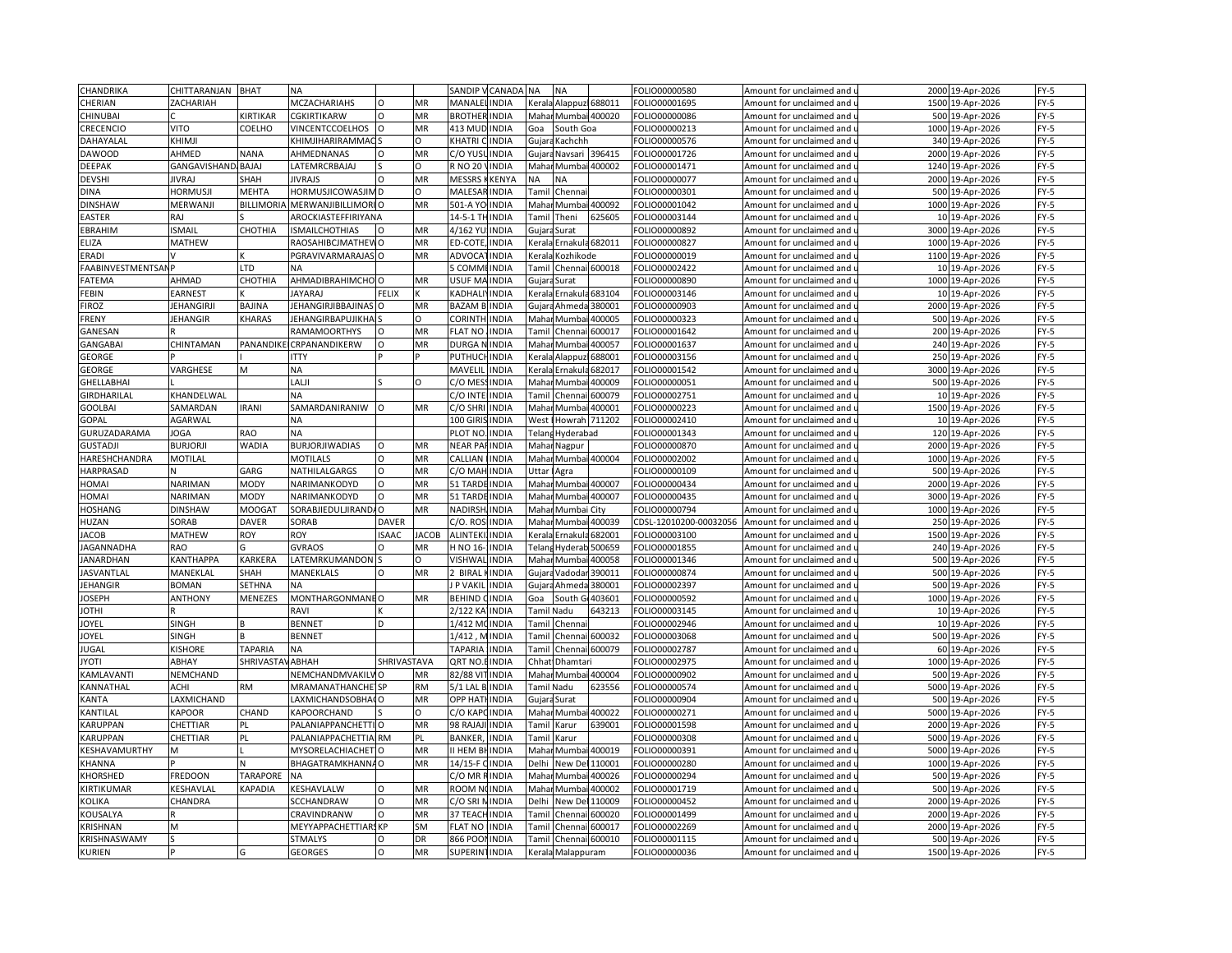| CHANDRIKA | CHITTARANJAN | BHAT | NA | | | SANDIP V | CANADA | NA | NA | | FOLIO00000580 | Amount for unclaimed and u | 2000 | 19-Apr-2026 | FY-5 |
|---|---|---|---|---|---|---|---|---|---|---|---|---|---|---|---|
| CHERIAN | ZACHARIAH | | MCZACHARIAHS | O | MR | MANALEL | INDIA | Kerala | Alappuz | 688011 | FOLIO00001695 | Amount for unclaimed and u | 1500 | 19-Apr-2026 | FY-5 |
| CHINUBAI | C | KIRTIKAR | CGKIRTIKARW | O | MR | BROTHER | INDIA | Mahar | Mumbai | 400020 | FOLIO00000086 | Amount for unclaimed and u | 500 | 19-Apr-2026 | FY-5 |
| CRECENCIO | VITO | COELHO | VINCENTCCOELHOS | O | MR | 413 MUD | INDIA | Goa | South Goa | | FOLIO00000213 | Amount for unclaimed and u | 1000 | 19-Apr-2026 | FY-5 |
| DAHAYALAL | KHIMJI | | KHIMJIHARIRAMMAC | S | O | KHATRI C | INDIA | Gujara | Kachchh | | FOLIO00000576 | Amount for unclaimed and u | 340 | 19-Apr-2026 | FY-5 |
| DAWOOD | AHMED | NANA | AHMEDNANAS | O | MR | C/O YUSU | INDIA | Gujara | Navsari | 396415 | FOLIO00001726 | Amount for unclaimed and u | 2000 | 19-Apr-2026 | FY-5 |
| DEEPAK | GANGAVISHAND | BAJAJ | LATEMRCRBAJAJ | S | O | R NO 20 V | INDIA | Mahar | Mumbai | 400002 | FOLIO00001471 | Amount for unclaimed and u | 1240 | 19-Apr-2026 | FY-5 |
| DEVSHI | JIVRAJ | SHAH | JIVRAJS | O | MR | MESSRS K | KENYA | NA | NA | | FOLIO00000077 | Amount for unclaimed and u | 2000 | 19-Apr-2026 | FY-5 |
| DINA | HORMUSJI | MEHTA | HORMUSJICOWASJIM | D | O | MALESAR | INDIA | Tamil | Chennai | | FOLIO00000301 | Amount for unclaimed and u | 500 | 19-Apr-2026 | FY-5 |
| DINSHAW | MERWANJI | BILLIMORIA | MERWANJIBILLIMORI | O | MR | 501-A YO | INDIA | Mahar | Mumbai | 400092 | FOLIO00001042 | Amount for unclaimed and u | 1000 | 19-Apr-2026 | FY-5 |
| EASTER | RAJ | S | AROCKIASTEFFIRIYANA | | | 14-5-1 TH | INDIA | Tamil | Theni | 625605 | FOLIO00003144 | Amount for unclaimed and u | 10 | 19-Apr-2026 | FY-5 |
| EBRAHIM | ISMAIL | CHOTHIA | ISMAILCHOTHIAS | O | MR | 4/162 YU | INDIA | Gujara | Surat | | FOLIO00000892 | Amount for unclaimed and u | 3000 | 19-Apr-2026 | FY-5 |
| ELIZA | MATHEW | | RAOSAHIBCJMATHEW | O | MR | ED-COTE, | INDIA | Kerala | Ernakula | 682011 | FOLIO00000827 | Amount for unclaimed and u | 1000 | 19-Apr-2026 | FY-5 |
| ERADI | V | K | PGRAVIVARMARAJAS | O | MR | ADVOCAT | INDIA | Kerala | Kozhikode | | FOLIO00000019 | Amount for unclaimed and u | 1100 | 19-Apr-2026 | FY-5 |
| FAABINVESTMENTSAN | P | LTD | NA | | | 5 COMMI | INDIA | Tamil | Chennai | 600018 | FOLIO00002422 | Amount for unclaimed and u | 10 | 19-Apr-2026 | FY-5 |
| FATEMA | AHMAD | CHOTHIA | AHMADIBRAHIMCHO | O | MR | USUF MA | INDIA | Gujara | Surat | | FOLIO00000890 | Amount for unclaimed and u | 1000 | 19-Apr-2026 | FY-5 |
| FEBIN | EARNEST | K | JAYARAJ | FELIX | K | KADHALI | INDIA | Kerala | Ernakula | 683104 | FOLIO00003146 | Amount for unclaimed and u | 10 | 19-Apr-2026 | FY-5 |
| FIROZ | JEHANGIRJI | BAJINA | JEHANGIRJIBBAJINAS | O | MR | BAZAM B | INDIA | Gujara | Ahmeda | 380001 | FOLIO00000903 | Amount for unclaimed and u | 2000 | 19-Apr-2026 | FY-5 |
| FRENY | JEHANGIR | KHARAS | JEHANGIRBAPUJIKHA | S | O | CORINTH | INDIA | Mahar | Mumbai | 400005 | FOLIO00000323 | Amount for unclaimed and u | 500 | 19-Apr-2026 | FY-5 |
| GANESAN | R | | RAMAMOORTHYS | O | MR | FLAT NO | INDIA | Tamil | Chennai | 600017 | FOLIO00001642 | Amount for unclaimed and u | 200 | 19-Apr-2026 | FY-5 |
| GANGABAI | CHINTAMAN | PANANDIKE | CRPANANDIKERW | O | MR | DURGA N | INDIA | Mahar | Mumbai | 400057 | FOLIO00001637 | Amount for unclaimed and u | 240 | 19-Apr-2026 | FY-5 |
| GEORGE | P | I | ITTY | P | P | PUTHUCH | INDIA | Kerala | Alappuz | 688001 | FOLIO00003156 | Amount for unclaimed and u | 250 | 19-Apr-2026 | FY-5 |
| GEORGE | VARGHESE | M | NA | | | MAVELIL | INDIA | Kerala | Ernakula | 682017 | FOLIO00001542 | Amount for unclaimed and u | 3000 | 19-Apr-2026 | FY-5 |
| GHELLABHAI | L | | LALJI | S | O | C/O MESS | INDIA | Mahar | Mumbai | 400009 | FOLIO00000051 | Amount for unclaimed and u | 500 | 19-Apr-2026 | FY-5 |
| GIRDHARILAL | KHANDELWAL | | NA | | | C/O INTE | INDIA | Tamil | Chennai | 600079 | FOLIO00002751 | Amount for unclaimed and u | 10 | 19-Apr-2026 | FY-5 |
| GOOLBAI | SAMARDAN | IRANI | SAMARDANIRANIW | O | MR | C/O SHRI | INDIA | Mahar | Mumbai | 400001 | FOLIO00000223 | Amount for unclaimed and u | 1500 | 19-Apr-2026 | FY-5 |
| GOPAL | AGARWAL | | NA | | | 100 GIRIS | INDIA | West | Howrah | 711202 | FOLIO00002410 | Amount for unclaimed and u | 10 | 19-Apr-2026 | FY-5 |
| GURUZADARAMA | JOGA | RAO | NA | | | PLOT NO. | INDIA | Telang | Hyderabad | | FOLIO00001343 | Amount for unclaimed and u | 120 | 19-Apr-2026 | FY-5 |
| GUSTADJI | BURJORJI | WADIA | BURJORJIWADIAS | O | MR | NEAR PAR | INDIA | Mahar | Nagpur | | FOLIO00000870 | Amount for unclaimed and u | 2000 | 19-Apr-2026 | FY-5 |
| HARESHCHANDRA | MOTILAL | | MOTILALS | O | MR | CALLIAN | INDIA | Mahar | Mumbai | 400004 | FOLIO00002002 | Amount for unclaimed and u | 1000 | 19-Apr-2026 | FY-5 |
| HARPRASAD | N | GARG | NATHILALGARGS | O | MR | C/O MAH | INDIA | Uttar | Agra | | FOLIO00000109 | Amount for unclaimed and u | 500 | 19-Apr-2026 | FY-5 |
| HOMAI | NARIMAN | MODY | NARIMANKODYD | O | MR | 51 TARDE | INDIA | Mahar | Mumbai | 400007 | FOLIO00000434 | Amount for unclaimed and u | 2000 | 19-Apr-2026 | FY-5 |
| HOMAI | NARIMAN | MODY | NARIMANKODYD | O | MR | 51 TARDE | INDIA | Mahar | Mumbai | 400007 | FOLIO00000435 | Amount for unclaimed and u | 3000 | 19-Apr-2026 | FY-5 |
| HOSHANG | DINSHAW | MOOGAT | SORABJIEDULJIRAND | O | MR | NADIRSH | INDIA | Mahar | Mumbai City | | FOLIO00000794 | Amount for unclaimed and u | 1000 | 19-Apr-2026 | FY-5 |
| HUZAN | SORAB | DAVER | SORAB | DAVER | | C/O. ROS | INDIA | Mahar | Mumbai | 400039 | CDSL-12010200-00032056 | Amount for unclaimed and u | 250 | 19-Apr-2026 | FY-5 |
| JACOB | MATHEW | ROY | ROY | ISAAC | JACOB | ALINTEKI | INDIA | Kerala | Ernakula | 682001 | FOLIO00003100 | Amount for unclaimed and u | 1500 | 19-Apr-2026 | FY-5 |
| JAGANNADHA | RAO | G | GVRAOS | O | MR | H NO 16- | INDIA | Telang | Hyderab | 500659 | FOLIO00001855 | Amount for unclaimed and u | 240 | 19-Apr-2026 | FY-5 |
| JANARDHAN | KANTHAPPA | KARKERA | LATEMRKUMANDON | S | O | VISHWAL | INDIA | Mahar | Mumbai | 400058 | FOLIO00001346 | Amount for unclaimed and u | 500 | 19-Apr-2026 | FY-5 |
| JASVANTLAL | MANEKLAL | SHAH | MANEKLALS | O | MR | 2 BIRAL K | INDIA | Gujara | Vadodar | 390011 | FOLIO00000874 | Amount for unclaimed and u | 500 | 19-Apr-2026 | FY-5 |
| JEHANGIR | BOMAN | SETHNA | NA | | | J P VAKIL | INDIA | Gujara | Ahmeda | 380001 | FOLIO00002397 | Amount for unclaimed and u | 500 | 19-Apr-2026 | FY-5 |
| JOSEPH | ANTHONY | MENEZES | MONTHARGONMANE | O | MR | BEHIND C | INDIA | Goa | South G | 403601 | FOLIO00000592 | Amount for unclaimed and u | 1000 | 19-Apr-2026 | FY-5 |
| JOTHI | R | | RAVI | K | | 2/122 KA | INDIA | Tamil Nadu | | 643213 | FOLIO00003145 | Amount for unclaimed and u | 10 | 19-Apr-2026 | FY-5 |
| JOYEL | SINGH | B | BENNET | D | | 1/412 MC | INDIA | Tamil | Chennai | | FOLIO00002946 | Amount for unclaimed and u | 10 | 19-Apr-2026 | FY-5 |
| JOYEL | SINGH | B | BENNET | | | 1/412 , M | INDIA | Tamil | Chennai | 600032 | FOLIO00003068 | Amount for unclaimed and u | 500 | 19-Apr-2026 | FY-5 |
| JUGAL | KISHORE | TAPARIA | NA | | | TAPARIA | INDIA | Tamil | Chennai | 600079 | FOLIO00002787 | Amount for unclaimed and u | 60 | 19-Apr-2026 | FY-5 |
| JYOTI | ABHAY | SHRIVASTAV | ABHAH | SHRIVASTAVA | | QRT NO.E | INDIA | Chhat | Dhamtari | | FOLIO00002975 | Amount for unclaimed and u | 1000 | 19-Apr-2026 | FY-5 |
| KAMLAVANTI | NEMCHAND | | NEMCHANDMVAKILW | O | MR | 82/88 VIT | INDIA | Mahar | Mumbai | 400004 | FOLIO00000902 | Amount for unclaimed and u | 500 | 19-Apr-2026 | FY-5 |
| KANNATHAL | ACHI | RM | MRAMANATHANCHET | SP | RM | 5/1 LAL B | INDIA | Tamil Nadu | | 623556 | FOLIO00000574 | Amount for unclaimed and u | 5000 | 19-Apr-2026 | FY-5 |
| KANTA | LAXMICHAND | | LAXMICHANDSOBHAG | O | MR | OPP HATI | INDIA | Gujara | Surat | | FOLIO00000904 | Amount for unclaimed and u | 500 | 19-Apr-2026 | FY-5 |
| KANTILAL | KAPOOR | CHAND | KAPOORCHAND | S | O | C/O KAPO | INDIA | Mahar | Mumbai | 400022 | FOLIO00000271 | Amount for unclaimed and u | 5000 | 19-Apr-2026 | FY-5 |
| KARUPPAN | CHETTIAR | PL | PALANIAPPANCHETTI | O | MR | 98 RAJAJI | INDIA | Tamil | Karur | 639001 | FOLIO00001598 | Amount for unclaimed and u | 2000 | 19-Apr-2026 | FY-5 |
| KARUPPAN | CHETTIAR | PL | PALANIAPPACHETTIA | RM | PL | BANKER, | INDIA | Tamil | Karur | | FOLIO00000308 | Amount for unclaimed and u | 5000 | 19-Apr-2026 | FY-5 |
| KESHAVAMURTHY | M | L | MYSORELACHIACHET | O | MR | II HEM BH | INDIA | Mahar | Mumbai | 400019 | FOLIO00000391 | Amount for unclaimed and u | 5000 | 19-Apr-2026 | FY-5 |
| KHANNA | P | N | BHAGATRAMKHANNA | O | MR | 14/15-F C | INDIA | Delhi | New Del | 110001 | FOLIO00000280 | Amount for unclaimed and u | 1000 | 19-Apr-2026 | FY-5 |
| KHORSHED | FREDOON | TARAPORE | NA | | | C/O MR R | INDIA | Mahar | Mumbai | 400026 | FOLIO00000294 | Amount for unclaimed and u | 500 | 19-Apr-2026 | FY-5 |
| KIRTIKUMAR | KESHAVLAL | KAPADIA | KESHAVLALW | O | MR | ROOM NO | INDIA | Mahar | Mumbai | 400002 | FOLIO00001719 | Amount for unclaimed and u | 500 | 19-Apr-2026 | FY-5 |
| KOLIKA | CHANDRA | | SCCHANDRAW | O | MR | C/O SRI N | INDIA | Delhi | New Del | 110009 | FOLIO00000452 | Amount for unclaimed and u | 2000 | 19-Apr-2026 | FY-5 |
| KOUSALYA | R | | CRAVINDRANW | O | MR | 37 TEACH | INDIA | Tamil | Chennai | 600020 | FOLIO00001499 | Amount for unclaimed and u | 2000 | 19-Apr-2026 | FY-5 |
| KRISHNAN | M | | MEYYAPPACHETTIARS | KP | SM | FLAT NO | INDIA | Tamil | Chennai | 600017 | FOLIO00002269 | Amount for unclaimed and u | 2000 | 19-Apr-2026 | FY-5 |
| KRISHNASWAMY | S | | STMALYS | O | DR | 866 POO | INDIA | Tamil | Chennai | 600010 | FOLIO00001115 | Amount for unclaimed and u | 500 | 19-Apr-2026 | FY-5 |
| KURIEN | P | G | GEORGES | O | MR | SUPERINT | INDIA | Kerala | Malappuram | | FOLIO00000036 | Amount for unclaimed and u | 1500 | 19-Apr-2026 | FY-5 |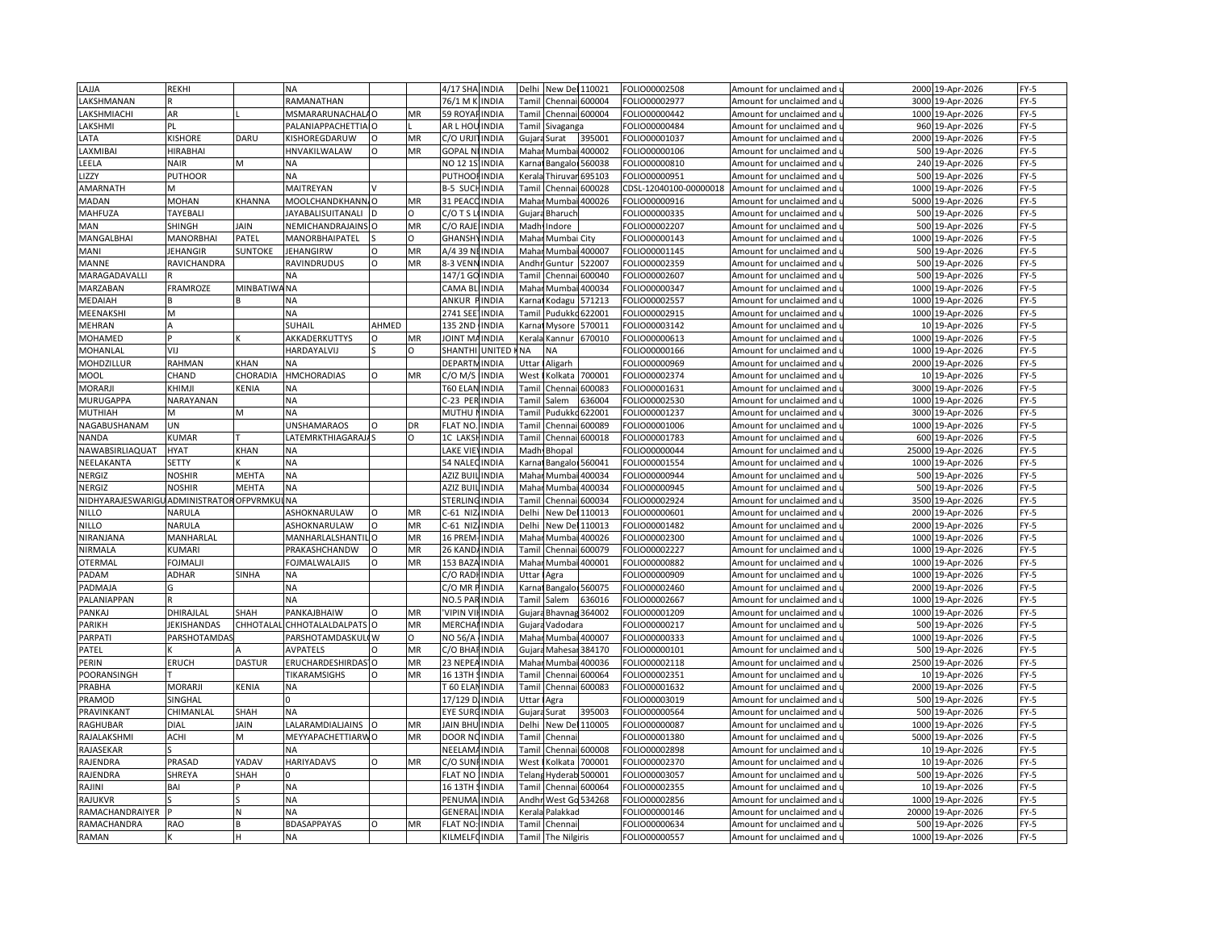| LAJJA | REKHI | | NA | | | 4/17 SHA | INDIA | Delhi | New Del | 110021 | FOLIO00002508 | Amount for unclaimed and u | 2000 | 19-Apr-2026 | FY-5 |
|---|---|---|---|---|---|---|---|---|---|---|---|---|---|---|---|
| LAKSHMANAN | R | | RAMANATHAN | | | 76/1 M K | INDIA | Tamil | Chennai | 600004 | FOLIO00002977 | Amount for unclaimed and u | 3000 | 19-Apr-2026 | FY-5 |
| LAKSHMIACHI | AR | L | MSMARARUNACHALA | O | MR | 59 ROYAP | INDIA | Tamil | Chennai | 600004 | FOLIO00000442 | Amount for unclaimed and u | 1000 | 19-Apr-2026 | FY-5 |
| LAKSHMI | PL | | PALANIAPPACHETTIA | O | L | AR L HOU | INDIA | Tamil | Sivaganga | | FOLIO00000484 | Amount for unclaimed and u | 960 | 19-Apr-2026 | FY-5 |
| LATA | KISHORE | DARU | KISHOREGDARUW | O | MR | C/O URIT | INDIA | Gujara | Surat | 395001 | FOLIO00001037 | Amount for unclaimed and u | 2000 | 19-Apr-2026 | FY-5 |
| LAXMIBAI | HIRABHAI | | HNVAKILWALAW | O | MR | GOPAL NI | INDIA | Mahar | Mumbai | 400002 | FOLIO00000106 | Amount for unclaimed and u | 500 | 19-Apr-2026 | FY-5 |
| LEELA | NAIR | M | NA | | | NO 12 1S | INDIA | Karnat | Bangalor | 560038 | FOLIO00000810 | Amount for unclaimed and u | 240 | 19-Apr-2026 | FY-5 |
| LIZZY | PUTHOOR | | NA | | | PUTHOOR | INDIA | Kerala | Thiruvar | 695103 | FOLIO00000951 | Amount for unclaimed and u | 500 | 19-Apr-2026 | FY-5 |
| AMARNATH | M | | MAITREYAN | V | | B-5 SUCH | INDIA | Tamil | Chennai | 600028 | CDSL-12040100-00000018 | Amount for unclaimed and u | 1000 | 19-Apr-2026 | FY-5 |
| MADAN | MOHAN | KHANNA | MOOLCHANDKHANN | O | MR | 31 PEACO | INDIA | Mahar | Mumbai | 400026 | FOLIO00000916 | Amount for unclaimed and u | 5000 | 19-Apr-2026 | FY-5 |
| MAHFUZA | TAYEBALI | | JAYABALISUITANALI | D | O | C/O T S L | INDIA | Gujara | Bharuch | | FOLIO00000335 | Amount for unclaimed and u | 500 | 19-Apr-2026 | FY-5 |
| MAN | SHINGH | JAIN | NEMICHANDRAJAINS | O | MR | C/O RAJE | INDIA | Madhy | Indore | | FOLIO00002207 | Amount for unclaimed and u | 500 | 19-Apr-2026 | FY-5 |
| MANGALBHAI | MANORBHAI | PATEL | MANORBHAIPATEL | S | O | GHANSHY | INDIA | Mahar | Mumbai City | | FOLIO00000143 | Amount for unclaimed and u | 1000 | 19-Apr-2026 | FY-5 |
| MANI | JEHANGIR | SUNTOKE | JEHANGIRW | O | MR | A/4 39 NE | INDIA | Mahar | Mumbai | 400007 | FOLIO00001145 | Amount for unclaimed and u | 500 | 19-Apr-2026 | FY-5 |
| MANNE | RAVICHANDRA | | RAVINDRUDUS | O | MR | 8-3 VENN | INDIA | Andhr | Guntur | 522007 | FOLIO00002359 | Amount for unclaimed and u | 500 | 19-Apr-2026 | FY-5 |
| MARAGADAVALLI | R | | NA | | | 147/1 GO | INDIA | Tamil | Chennai | 600040 | FOLIO00002607 | Amount for unclaimed and u | 500 | 19-Apr-2026 | FY-5 |
| MARZABAN | FRAMROZE | MINBATIWA | NA | | | CAMA BL | INDIA | Mahar | Mumbai | 400034 | FOLIO00000347 | Amount for unclaimed and u | 1000 | 19-Apr-2026 | FY-5 |
| MEDAIAH | B | B | NA | | | ANKUR P | INDIA | Karnat | Kodagu | 571213 | FOLIO00002557 | Amount for unclaimed and u | 1000 | 19-Apr-2026 | FY-5 |
| MEENAKSHI | M | | NA | | | 2741 SEE | INDIA | Tamil | Pudukko | 622001 | FOLIO00002915 | Amount for unclaimed and u | 1000 | 19-Apr-2026 | FY-5 |
| MEHRAN | A | | SUHAIL | AHMED | | 135 2ND | INDIA | Karnat | Mysore | 570011 | FOLIO00003142 | Amount for unclaimed and u | 10 | 19-Apr-2026 | FY-5 |
| MOHAMED | P | K | AKKADERKUTTYS | O | MR | JOINT MA | INDIA | Kerala | Kannur | 670010 | FOLIO00000613 | Amount for unclaimed and u | 1000 | 19-Apr-2026 | FY-5 |
| MOHANLAL | VIJ | | HARDAYALVIJ | S | O | SHANTHI | UNITED K | NA | NA | | FOLIO00000166 | Amount for unclaimed and u | 1000 | 19-Apr-2026 | FY-5 |
| MOHDZILLUR | RAHMAN | KHAN | NA | | | DEPARTM | INDIA | Uttar | Aligarh | | FOLIO00000969 | Amount for unclaimed and u | 2000 | 19-Apr-2026 | FY-5 |
| MOOL | CHAND | CHORADIA | HMCHORADIAS | O | MR | C/O M/S | INDIA | West | Kolkata | 700001 | FOLIO00002374 | Amount for unclaimed and u | 10 | 19-Apr-2026 | FY-5 |
| MORARJI | KHIMJI | KENIA | NA | | | T60 ELAN | INDIA | Tamil | Chennai | 600083 | FOLIO00001631 | Amount for unclaimed and u | 3000 | 19-Apr-2026 | FY-5 |
| MURUGAPPA | NARAYANAN | | NA | | | C-23 PER | INDIA | Tamil | Salem | 636004 | FOLIO00002530 | Amount for unclaimed and u | 1000 | 19-Apr-2026 | FY-5 |
| MUTHIAH | M | M | NA | | | MUTHU N | INDIA | Tamil | Pudukko | 622001 | FOLIO00001237 | Amount for unclaimed and u | 3000 | 19-Apr-2026 | FY-5 |
| NAGABUSHANAM | UN | | UNSHAMARAOS | O | DR | FLAT NO. | INDIA | Tamil | Chennai | 600089 | FOLIO00001006 | Amount for unclaimed and u | 1000 | 19-Apr-2026 | FY-5 |
| NANDA | KUMAR | T | LATEMRKTHIAGARAJA | S | O | 1C LAKSH | INDIA | Tamil | Chennai | 600018 | FOLIO00001783 | Amount for unclaimed and u | 600 | 19-Apr-2026 | FY-5 |
| NAWABSIRLIAQUAT | HYAT | KHAN | NA | | | LAKE VIEV | INDIA | Madhy | Bhopal | | FOLIO00000044 | Amount for unclaimed and u | 25000 | 19-Apr-2026 | FY-5 |
| NEELAKANTA | SETTY | K | NA | | | 54 NALEC | INDIA | Karnat | Bangalor | 560041 | FOLIO00001554 | Amount for unclaimed and u | 1000 | 19-Apr-2026 | FY-5 |
| NERGIZ | NOSHIR | MEHTA | NA | | | AZIZ BUIL | INDIA | Mahar | Mumbai | 400034 | FOLIO00000944 | Amount for unclaimed and u | 500 | 19-Apr-2026 | FY-5 |
| NERGIZ | NOSHIR | MEHTA | NA | | | AZIZ BUIL | INDIA | Mahar | Mumbai | 400034 | FOLIO00000945 | Amount for unclaimed and u | 500 | 19-Apr-2026 | FY-5 |
| NIDHYARAJESWARIGU | ADMINISTRATOR | OFPVRMKU | NA | | | STERLING | INDIA | Tamil | Chennai | 600034 | FOLIO00002924 | Amount for unclaimed and u | 3500 | 19-Apr-2026 | FY-5 |
| NILLO | NARULA | | ASHOKNARULAW | O | MR | C-61 NIZ | INDIA | Delhi | New Del | 110013 | FOLIO00000601 | Amount for unclaimed and u | 2000 | 19-Apr-2026 | FY-5 |
| NILLO | NARULA | | ASHOKNARULAW | O | MR | C-61 NIZ | INDIA | Delhi | New Del | 110013 | FOLIO00001482 | Amount for unclaimed and u | 2000 | 19-Apr-2026 | FY-5 |
| NIRANJANA | MANHARLAL | | MANHARLALSHANTIL | O | MR | 16 PREM | INDIA | Mahar | Mumbai | 400026 | FOLIO00002300 | Amount for unclaimed and u | 1000 | 19-Apr-2026 | FY-5 |
| NIRMALA | KUMARI | | PRAKASHCHANDW | O | MR | 26 KAND | INDIA | Tamil | Chennai | 600079 | FOLIO00002227 | Amount for unclaimed and u | 1000 | 19-Apr-2026 | FY-5 |
| OTERMAL | FOJMALJI | | FOJMALWALAJIS | O | MR | 153 BAZA | INDIA | Mahar | Mumbai | 400001 | FOLIO00000882 | Amount for unclaimed and u | 1000 | 19-Apr-2026 | FY-5 |
| PADAM | ADHAR | SINHA | NA | | | C/O RADH | INDIA | Uttar | Agra | | FOLIO00000909 | Amount for unclaimed and u | 1000 | 19-Apr-2026 | FY-5 |
| PADMAJA | G | | NA | | | C/O MR P | INDIA | Karnat | Bangalor | 560075 | FOLIO00002460 | Amount for unclaimed and u | 2000 | 19-Apr-2026 | FY-5 |
| PALANIAPPAN | R | | NA | | | NO.5 PAR | INDIA | Tamil | Salem | 636016 | FOLIO00002667 | Amount for unclaimed and u | 1000 | 19-Apr-2026 | FY-5 |
| PANKAJ | DHIRAJLAL | SHAH | PANKAJBHAIW | O | MR | 'VIPIN VII | INDIA | Gujara | Bhavnag | 364002 | FOLIO00001209 | Amount for unclaimed and u | 1000 | 19-Apr-2026 | FY-5 |
| PARIKH | JEKISHANDAS | CHHOTALAL | CHHOTALALDALPATS | O | MR | MERCHAN | INDIA | Gujara | Vadodara | | FOLIO00000217 | Amount for unclaimed and u | 500 | 19-Apr-2026 | FY-5 |
| PARPATI | PARSHOTAMDAS | | PARSHOTAMDASKUL | W | O | NO 56/A | INDIA | Mahar | Mumbai | 400007 | FOLIO00000333 | Amount for unclaimed and u | 1000 | 19-Apr-2026 | FY-5 |
| PATEL | K | A | AVPATELS | O | MR | C/O BHAR | INDIA | Gujara | Mahesar | 384170 | FOLIO00000101 | Amount for unclaimed and u | 500 | 19-Apr-2026 | FY-5 |
| PERIN | ERUCH | DASTUR | ERUCHARDESHIRDAS | O | MR | 23 NEPEA | INDIA | Mahar | Mumbai | 400036 | FOLIO00002118 | Amount for unclaimed and u | 2500 | 19-Apr-2026 | FY-5 |
| POORANSINGH | T | | TIKARAMSIGHS | O | MR | 16 13TH S | INDIA | Tamil | Chennai | 600064 | FOLIO00002351 | Amount for unclaimed and u | 10 | 19-Apr-2026 | FY-5 |
| PRABHA | MORARJI | KENIA | NA | | | T 60 ELAN | INDIA | Tamil | Chennai | 600083 | FOLIO00001632 | Amount for unclaimed and u | 2000 | 19-Apr-2026 | FY-5 |
| PRAMOD | SINGHAL | | 0 | | | 17/129 D | INDIA | Uttar | Agra | | FOLIO00003019 | Amount for unclaimed and u | 500 | 19-Apr-2026 | FY-5 |
| PRAVINKANT | CHIMANLAL | SHAH | NA | | | EYE SURG | INDIA | Gujara | Surat | 395003 | FOLIO00000564 | Amount for unclaimed and u | 500 | 19-Apr-2026 | FY-5 |
| RAGHUBAR | DIAL | JAIN | LALARAMDIALJAINS | O | MR | JAIN BHU | INDIA | Delhi | New Del | 110005 | FOLIO00000087 | Amount for unclaimed and u | 1000 | 19-Apr-2026 | FY-5 |
| RAJALAKSHMI | ACHI | M | MEYYAPACHETTIARW | O | MR | DOOR NO | INDIA | Tamil | Chennai | | FOLIO00001380 | Amount for unclaimed and u | 5000 | 19-Apr-2026 | FY-5 |
| RAJASEKAR | S | | NA | | | NEELAMA | INDIA | Tamil | Chennai | 600008 | FOLIO00002898 | Amount for unclaimed and u | 10 | 19-Apr-2026 | FY-5 |
| RAJENDRA | PRASAD | YADAV | HARIYADAVS | O | MR | C/O SUNI | INDIA | West | Kolkata | 700001 | FOLIO00002370 | Amount for unclaimed and u | 10 | 19-Apr-2026 | FY-5 |
| RAJENDRA | SHREYA | SHAH | 0 | | | FLAT NO | INDIA | Telang | Hyderab | 500001 | FOLIO00003057 | Amount for unclaimed and u | 500 | 19-Apr-2026 | FY-5 |
| RAJINI | BAI | P | NA | | | 16 13TH S | INDIA | Tamil | Chennai | 600064 | FOLIO00002355 | Amount for unclaimed and u | 10 | 19-Apr-2026 | FY-5 |
| RAJUKVR | S | S | NA | | | PENUMA | INDIA | Andhr | West Go | 534268 | FOLIO00002856 | Amount for unclaimed and u | 1000 | 19-Apr-2026 | FY-5 |
| RAMACHANDRAIYER | P | N | NA | | | GENERAL | INDIA | Kerala | Palakkad | | FOLIO00000146 | Amount for unclaimed and u | 20000 | 19-Apr-2026 | FY-5 |
| RAMACHANDRA | RAO | B | BDASAPPAYAS | O | MR | FLAT NO: | INDIA | Tamil | Chennai | | FOLIO00000634 | Amount for unclaimed and u | 500 | 19-Apr-2026 | FY-5 |
| RAMAN | K | H | NA | | | KILMELF | INDIA | Tamil | The Nilgiris | | FOLIO00000557 | Amount for unclaimed and u | 1000 | 19-Apr-2026 | FY-5 |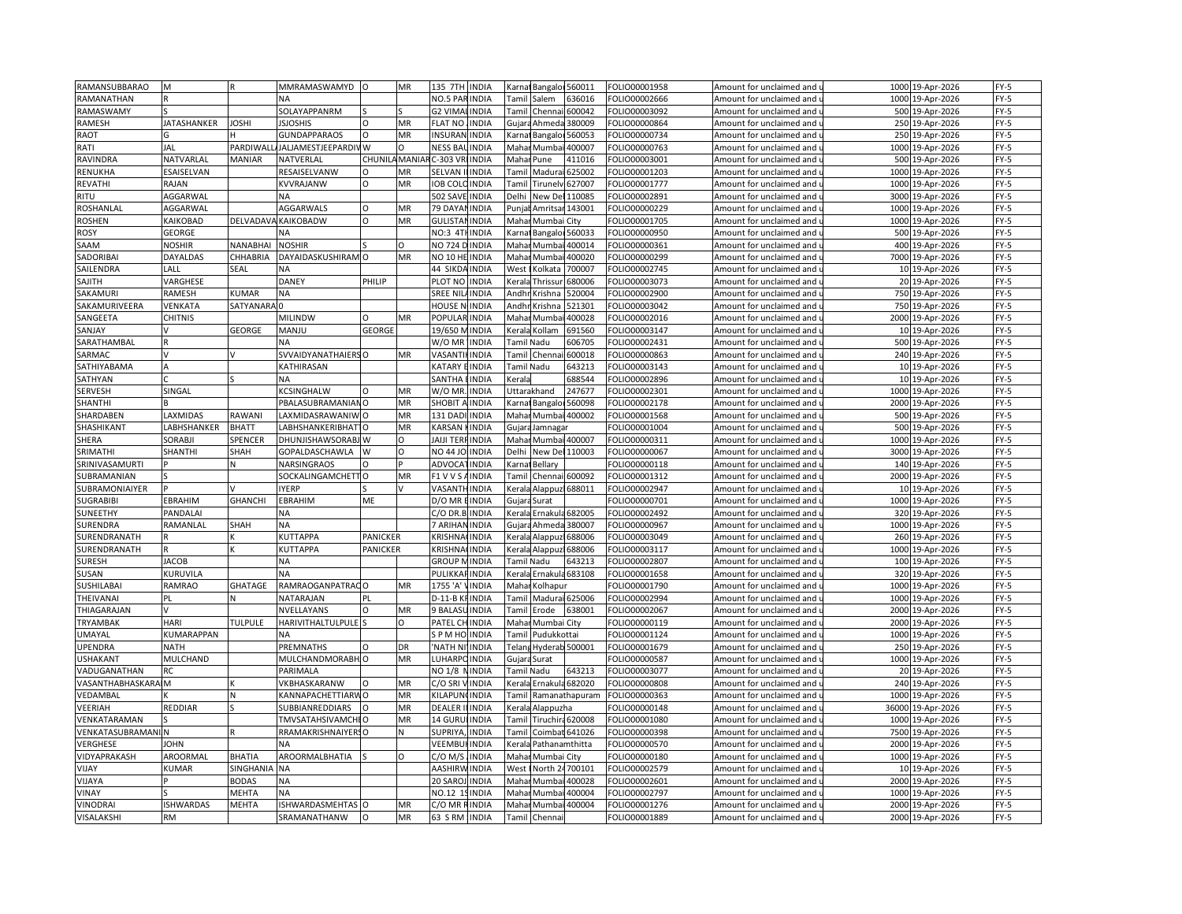| RAMANSUBBARAO | M | R | MMRAMASWAMYD | O | MR | 135 7TH | INDIA | Karnat | Bangalo | 560011 | FOLIO00001958 | Amount for unclaimed and u | 1000 | 19-Apr-2026 | FY-5 |
|---|---|---|---|---|---|---|---|---|---|---|---|---|---|---|---|
| RAMANATHAN | R | | NA | | | NO.5 PAR | INDIA | Tamil | Salem | 636016 | FOLIO00002666 | Amount for unclaimed and u | 1000 | 19-Apr-2026 | FY-5 |
| RAMASWAMY | S | | SOLAYAPPANRM | S | S | G2 VIMAL | INDIA | Tamil | Chennai | 600042 | FOLIO00003092 | Amount for unclaimed and u | 500 | 19-Apr-2026 | FY-5 |
| RAMESH | JATASHANKER | JOSHI | JSJOSHIS | O | MR | FLAT NO . | INDIA | Gujara | Ahmeda | 380009 | FOLIO00000864 | Amount for unclaimed and u | 250 | 19-Apr-2026 | FY-5 |
| RAOT | G | H | GUNDAPPARAOS | O | MR | INSURAN | INDIA | Karnat | Bangalo | 560053 | FOLIO00000734 | Amount for unclaimed and u | 250 | 19-Apr-2026 | FY-5 |
| RATI | JAL | PARDIWALL | JALJAMESTJEEPARDIV | W | O | NESS BAL | INDIA | Mahar | Mumbai | 400007 | FOLIO00000763 | Amount for unclaimed and u | 1000 | 19-Apr-2026 | FY-5 |
| RAVINDRA | NATVARLAL | MANIAR | NATVERLAL | CHUNILA | MANIAR | C-303 VRI | INDIA | Mahar | Pune | 411016 | FOLIO00003001 | Amount for unclaimed and u | 500 | 19-Apr-2026 | FY-5 |
| RENUKHA | ESAISELVAN | | RESAISELVANW | O | MR | SELVAN I | INDIA | Tamil | Madurai | 625002 | FOLIO00001203 | Amount for unclaimed and u | 1000 | 19-Apr-2026 | FY-5 |
| REVATHI | RAJAN | | KVVRAJANW | O | MR | IOB COLO | INDIA | Tamil | Tirunelv | 627007 | FOLIO00001777 | Amount for unclaimed and u | 1000 | 19-Apr-2026 | FY-5 |
| RITU | AGGARWAL | | NA | | | 502 SAVE | INDIA | Delhi | New Del | 110085 | FOLIO00002891 | Amount for unclaimed and u | 3000 | 19-Apr-2026 | FY-5 |
| ROSHANLAL | AGGARWAL | | AGGARWALS | O | MR | 79 DAYAN | INDIA | Punjab | Amritsar | 143001 | FOLIO00000229 | Amount for unclaimed and u | 1000 | 19-Apr-2026 | FY-5 |
| ROSHEN | KAIKOBAD | DELVADAVA | KAIKOBADW | O | MR | GULISTAN | INDIA | Mahar | Mumbai City | | FOLIO00001705 | Amount for unclaimed and u | 1000 | 19-Apr-2026 | FY-5 |
| ROSY | GEORGE | | NA | | | NO:3 4TH | INDIA | Karnat | Bangalo | 560033 | FOLIO00000950 | Amount for unclaimed and u | 500 | 19-Apr-2026 | FY-5 |
| SAAM | NOSHIR | NANABHAI | NOSHIR | S | O | NO 724 D | INDIA | Mahar | Mumbai | 400014 | FOLIO00000361 | Amount for unclaimed and u | 400 | 19-Apr-2026 | FY-5 |
| SADORIBAI | DAYALDAS | CHHABRIA | DAYAIDASKUSHIRAM | O | MR | NO 10 HE | INDIA | Mahar | Mumbai | 400020 | FOLIO00000299 | Amount for unclaimed and u | 7000 | 19-Apr-2026 | FY-5 |
| SAILENDRA | LALL | SEAL | NA | | | 44 SIKDA | INDIA | West | Kolkata | 700007 | FOLIO00002745 | Amount for unclaimed and u | 10 | 19-Apr-2026 | FY-5 |
| SAJITH | VARGHESE | | DANEY | PHILIP | | PLOT NO | INDIA | Kerala | Thrissur | 680006 | FOLIO00003073 | Amount for unclaimed and u | 20 | 19-Apr-2026 | FY-5 |
| SAKAMURI | RAMESH | KUMAR | NA | | | SREE NILA | INDIA | Andhr | Krishna | 520004 | FOLIO00002900 | Amount for unclaimed and u | 750 | 19-Apr-2026 | FY-5 |
| SAKAMURIVEERA | VENKATA | SATYANARA | 0 | | | HOUSE N | INDIA | Andhr | Krishna | 521301 | FOLIO00003042 | Amount for unclaimed and u | 750 | 19-Apr-2026 | FY-5 |
| SANGEETA | CHITNIS | | MILINDW | O | MR | POPULAR | INDIA | Mahar | Mumbai | 400028 | FOLIO00002016 | Amount for unclaimed and u | 2000 | 19-Apr-2026 | FY-5 |
| SANJAY | V | GEORGE | MANJU | GEORGE | | 19/650 M | INDIA | Kerala | Kollam | 691560 | FOLIO00003147 | Amount for unclaimed and u | 10 | 19-Apr-2026 | FY-5 |
| SARATHAMBAL | R | | NA | | | W/O MR | INDIA | Tamil Nadu | | 606705 | FOLIO00002431 | Amount for unclaimed and u | 500 | 19-Apr-2026 | FY-5 |
| SARMAC | V | V | SVVAIDYANATHAIERS | O | MR | VASANTH | INDIA | Tamil | Chennai | 600018 | FOLIO00000863 | Amount for unclaimed and u | 240 | 19-Apr-2026 | FY-5 |
| SATHIYABAMA | A | | KATHIRASAN | | | KATARY E | INDIA | Tamil Nadu | | 643213 | FOLIO00003143 | Amount for unclaimed and u | 10 | 19-Apr-2026 | FY-5 |
| SATHYAN | C | S | NA | | | SANTHA I | INDIA | Kerala | | 688544 | FOLIO00002896 | Amount for unclaimed and u | 10 | 19-Apr-2026 | FY-5 |
| SERVESH | SINGAL | | KCSINGHALW | O | MR | W/O MR. | INDIA | Uttarakhand | | 247677 | FOLIO00002301 | Amount for unclaimed and u | 1000 | 19-Apr-2026 | FY-5 |
| SHANTHI | B | | PBALASUBRAMANIAN | O | MR | SHOBIT A | INDIA | Karnat | Bangalo | 560098 | FOLIO00002178 | Amount for unclaimed and u | 2000 | 19-Apr-2026 | FY-5 |
| SHARDABEN | LAXMIDAS | RAWANI | LAXMIDASRAWANIW | O | MR | 131 DADI | INDIA | Mahar | Mumbai | 400002 | FOLIO00001568 | Amount for unclaimed and u | 500 | 19-Apr-2026 | FY-5 |
| SHASHIKANT | LABHSHANKER | BHATT | LABHSHANKERIBHATT | O | MR | KARSAN K | INDIA | Gujara | Jamnagar | | FOLIO00001004 | Amount for unclaimed and u | 500 | 19-Apr-2026 | FY-5 |
| SHERA | SORABJI | SPENCER | DHUNJISHAWSORABJ | W | O | JAIJI TERR | INDIA | Mahar | Mumbai | 400007 | FOLIO00000311 | Amount for unclaimed and u | 1000 | 19-Apr-2026 | FY-5 |
| SRIMATHI | SHANTHI | SHAH | GOPALDASCHAWLA | W | O | NO 44 JO | INDIA | Delhi | New Del | 110003 | FOLIO00000067 | Amount for unclaimed and u | 3000 | 19-Apr-2026 | FY-5 |
| SRINIVASAMURTI | P | N | NARSINGRAOS | O | P | ADVOCAT | INDIA | Karnat | Bellary | | FOLIO00000118 | Amount for unclaimed and u | 140 | 19-Apr-2026 | FY-5 |
| SUBRAMANIAN | S | | SOCKALINGAMCHETT | O | MR | F1 V V S A | INDIA | Tamil | Chennai | 600092 | FOLIO00001312 | Amount for unclaimed and u | 2000 | 19-Apr-2026 | FY-5 |
| SUBRAMONIAIYER | P | V | IYERP | S | V | VASANTH | INDIA | Kerala | Alappuz | 688011 | FOLIO00002947 | Amount for unclaimed and u | 10 | 19-Apr-2026 | FY-5 |
| SUGRABIBI | EBRAHIM | GHANCHI | EBRAHIM | ME | | D/O MR E | INDIA | Gujara | Surat | | FOLIO00000701 | Amount for unclaimed and u | 1000 | 19-Apr-2026 | FY-5 |
| SUNEETHY | PANDALAI | | NA | | | C/O DR.B | INDIA | Kerala | Ernakula | 682005 | FOLIO00002492 | Amount for unclaimed and u | 320 | 19-Apr-2026 | FY-5 |
| SURENDRA | RAMANLAL | SHAH | NA | | | 7 ARIHAN | INDIA | Gujara | Ahmeda | 380007 | FOLIO00000967 | Amount for unclaimed and u | 1000 | 19-Apr-2026 | FY-5 |
| SURENDRANATH | R | K | KUTTAPPA | PANICKER | | KRISHNA | INDIA | Kerala | Alappuz | 688006 | FOLIO00003049 | Amount for unclaimed and u | 260 | 19-Apr-2026 | FY-5 |
| SURENDRANATH | R | K | KUTTAPPA | PANICKER | | KRISHNA | INDIA | Kerala | Alappuz | 688006 | FOLIO00003117 | Amount for unclaimed and u | 1000 | 19-Apr-2026 | FY-5 |
| SURESH | JACOB | | NA | | | GROUP M | INDIA | Tamil Nadu | | 643213 | FOLIO00002807 | Amount for unclaimed and u | 100 | 19-Apr-2026 | FY-5 |
| SUSAN | KURUVILA | | NA | | | PULIKKAR | INDIA | Kerala | Ernakula | 683108 | FOLIO00001658 | Amount for unclaimed and u | 320 | 19-Apr-2026 | FY-5 |
| SUSHILABAI | RAMRAO | GHATAGE | RAMRAOGANPATRAO | O | MR | 1755 'A' V | INDIA | Mahar | Kolhapur | | FOLIO00001790 | Amount for unclaimed and u | 1000 | 19-Apr-2026 | FY-5 |
| THEIVANAI | PL | N | NATARAJAN | PL | | D-11-B KF | INDIA | Tamil | Madurai | 625006 | FOLIO00002994 | Amount for unclaimed and u | 1000 | 19-Apr-2026 | FY-5 |
| THIAGARAJAN | V | | NVELLAYANS | O | MR | 9 BALASU | INDIA | Tamil | Erode | 638001 | FOLIO00002067 | Amount for unclaimed and u | 2000 | 19-Apr-2026 | FY-5 |
| TRYAMBAK | HARI | TULPULE | HARIVITHALTULPULE | S | O | PATEL CH | INDIA | Mahar | Mumbai City | | FOLIO00000119 | Amount for unclaimed and u | 2000 | 19-Apr-2026 | FY-5 |
| UMAYAL | KUMARAPPAN | | NA | | | S P M HO | INDIA | Tamil | Pudukkottai | | FOLIO00001124 | Amount for unclaimed and u | 1000 | 19-Apr-2026 | FY-5 |
| UPENDRA | NATH | | PREMNATHS | O | DR | 'NATH NI | INDIA | Telang | Hyderab | 500001 | FOLIO00001679 | Amount for unclaimed and u | 250 | 19-Apr-2026 | FY-5 |
| USHAKANT | MULCHAND | | MULCHANDMORABH | O | MR | LUHARPO | INDIA | Gujara | Surat | | FOLIO00000587 | Amount for unclaimed and u | 1000 | 19-Apr-2026 | FY-5 |
| VADUGANATHAN | RC | | PARIMALA | | | NO 1/8 N | INDIA | Tamil Nadu | | 643213 | FOLIO00003077 | Amount for unclaimed and u | 20 | 19-Apr-2026 | FY-5 |
| VASANTHABHASKARA | M | K | VKBHASKARANW | O | MR | C/O SRI V | INDIA | Kerala | Ernakula | 682020 | FOLIO00000808 | Amount for unclaimed and u | 240 | 19-Apr-2026 | FY-5 |
| VEDAMBAL | K | N | KANNAPACHETTIARW | O | MR | KILAPUN | INDIA | Tamil | Ramanathapuram | | FOLIO00000363 | Amount for unclaimed and u | 1000 | 19-Apr-2026 | FY-5 |
| VEERIAH | REDDIAR | S | SUBBIANREDDIARS | O | MR | DEALER I | INDIA | Kerala | Alappuzha | | FOLIO00000148 | Amount for unclaimed and u | 36000 | 19-Apr-2026 | FY-5 |
| VENKATARAMAN | S | | TMVSATAHSIVAMCHE | O | MR | 14 GURU | INDIA | Tamil | Tiruchira | 620008 | FOLIO00001080 | Amount for unclaimed and u | 1000 | 19-Apr-2026 | FY-5 |
| VENKATASUBRAMANI | N | R | RRAMAKRISHNAIYERS | O | N | SUPRIYA, | INDIA | Tamil | Coimbat | 641026 | FOLIO00000398 | Amount for unclaimed and u | 7500 | 19-Apr-2026 | FY-5 |
| VERGHESE | JOHN | | NA | | | VEEMBU | INDIA | Kerala | Pathanamthitta | | FOLIO00000570 | Amount for unclaimed and u | 2000 | 19-Apr-2026 | FY-5 |
| VIDYAPRAKASH | AROORMAL | BHATIA | AROORMALBHATIA | S | O | C/O M/S . | INDIA | Mahar | Mumbai City | | FOLIO00000180 | Amount for unclaimed and u | 1000 | 19-Apr-2026 | FY-5 |
| VIJAY | KUMAR | SINGHANIA | NA | | | AASHIRW | INDIA | West | North 24 | 700101 | FOLIO00002579 | Amount for unclaimed and u | 10 | 19-Apr-2026 | FY-5 |
| VIJAYA | P | BODAS | NA | | | 20 SAROJ | INDIA | Mahar | Mumbai | 400028 | FOLIO00002601 | Amount for unclaimed and u | 2000 | 19-Apr-2026 | FY-5 |
| VINAY | S | MEHTA | NA | | | NO.12 1S | INDIA | Mahar | Mumbai | 400004 | FOLIO00002797 | Amount for unclaimed and u | 1000 | 19-Apr-2026 | FY-5 |
| VINODRAI | ISHWARDAS | MEHTA | ISHWARDASMEHTAS | O | MR | C/O MR R | INDIA | Mahar | Mumbai | 400004 | FOLIO00001276 | Amount for unclaimed and u | 2000 | 19-Apr-2026 | FY-5 |
| VISALAKSHI | RM | | SRAMANATHANW | O | MR | 63 S RM | INDIA | Tamil | Chennai | | FOLIO00001889 | Amount for unclaimed and u | 2000 | 19-Apr-2026 | FY-5 |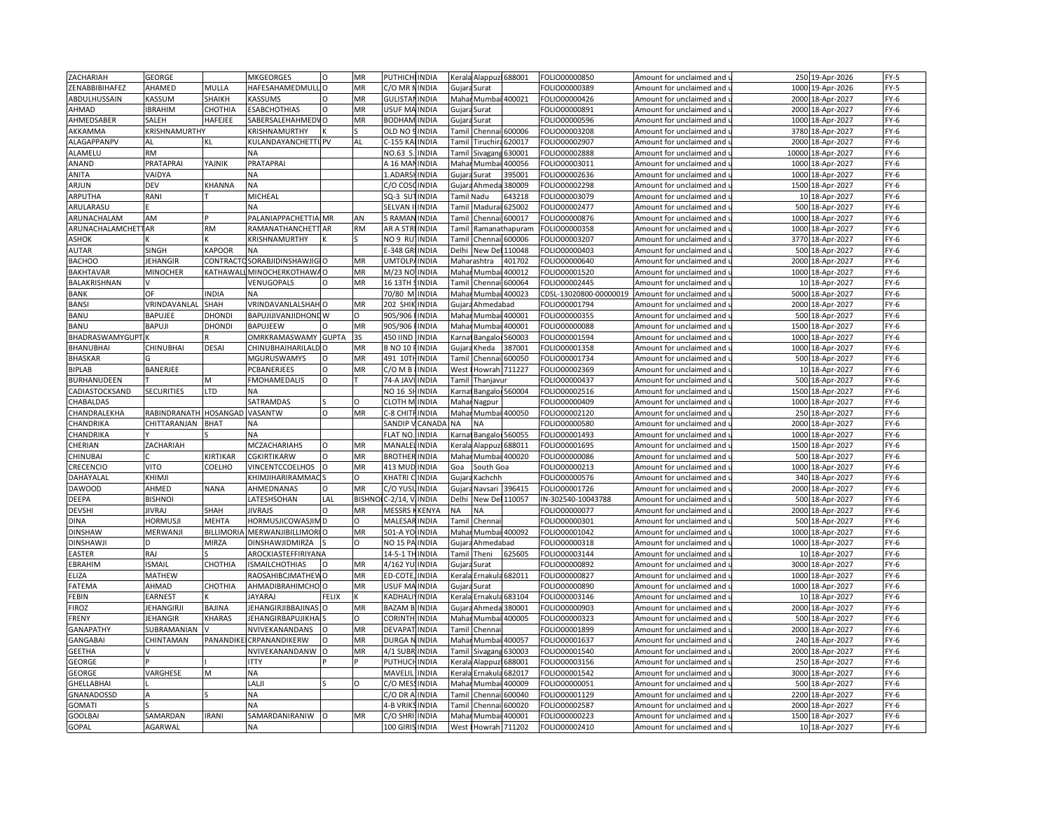| | | | | | | | | | | | | | | | |
|---|---|---|---|---|---|---|---|---|---|---|---|---|---|---|---|
| ZACHARIAH | GEORGE | | MKGEORGES | O | MR | PUTHICH | INDIA | Kerala | Alappuz | 688001 | FOLIO00000850 | Amount for unclaimed and u | 250 | 19-Apr-2026 | FY-5 |
| ZENABBIBIHAFEZ | AHAMED | MULLA | HAFESAHAMEDMULL | O | MR | C/O MR N | INDIA | Gujara | Surat | | FOLIO00000389 | Amount for unclaimed and u | 1000 | 19-Apr-2026 | FY-5 |
| ABDULHUSSAIN | KASSUM | SHAIKH | KASSUMS | O | MR | GULISTAN | INDIA | Mahar | Mumbai | 400021 | FOLIO00000426 | Amount for unclaimed and u | 2000 | 18-Apr-2027 | FY-6 |
| AHMAD | IBRAHIM | CHOTHIA | ESABCHOTHIAS | O | MR | USUF MA | INDIA | Gujara | Surat | | FOLIO00000891 | Amount for unclaimed and u | 2000 | 18-Apr-2027 | FY-6 |
| AHMEDSABER | SALEH | HAFEJEE | SABERSALEHAHMEDV | O | MR | BODHAM | INDIA | Gujara | Surat | | FOLIO00000596 | Amount for unclaimed and u | 1000 | 18-Apr-2027 | FY-6 |
| AKKAMMA | KRISHNAMURTHY | | KRISHNAMURTHY | K | S | OLD NO 9 | INDIA | Tamil | Chennai | 600006 | FOLIO00003208 | Amount for unclaimed and u | 3780 | 18-Apr-2027 | FY-6 |
| ALAGAPPANPV | AL | KL | KULANDAYANCHETTI | PV | AL | C-155 KA | INDIA | Tamil | Tiruchir | 620017 | FOLIO00002907 | Amount for unclaimed and u | 2000 | 18-Apr-2027 | FY-6 |
| ALAMELU | RM | | NA | | | NO.63 S. | INDIA | Tamil | Sivagang | 630001 | FOLIO00002888 | Amount for unclaimed and u | 10000 | 18-Apr-2027 | FY-6 |
| ANAND | PRATAPRAI | YAJNIK | PRATAPRAI | | | A 16 MAN | INDIA | Mahar | Mumbai | 400056 | FOLIO00003011 | Amount for unclaimed and u | 1000 | 18-Apr-2027 | FY-6 |
| ANITA | VAIDYA | | NA | | | 1.ADARSH | INDIA | Gujara | Surat | 395001 | FOLIO00002636 | Amount for unclaimed and u | 1000 | 18-Apr-2027 | FY-6 |
| ARJUN | DEV | KHANNA | NA | | | C/O COSC | INDIA | Gujara | Ahmeda | 380009 | FOLIO00002298 | Amount for unclaimed and u | 1500 | 18-Apr-2027 | FY-6 |
| ARPUTHA | RANI | T | MICHEAL | | | SQ-3 SUT | INDIA | Tamil | Nadu | 643218 | FOLIO00003079 | Amount for unclaimed and u | 10 | 18-Apr-2027 | FY-6 |
| ARULARASU | E | | NA | | | SELVAN I | INDIA | Tamil | Madurai | 625002 | FOLIO00002477 | Amount for unclaimed and u | 500 | 18-Apr-2027 | FY-6 |
| ARUNACHALAM | AM | P | PALANIAPPACHETTIA | MR | AN | 5 RAMAN | INDIA | Tamil | Chennai | 600017 | FOLIO00000876 | Amount for unclaimed and u | 1000 | 18-Apr-2027 | FY-6 |
| ARUNACHALAMCHETT | AR | RM | RAMANATHANCHETT | AR | RM | AR A STRE | INDIA | Tamil | Ramanathapuram | | FOLIO00000358 | Amount for unclaimed and u | 1000 | 18-Apr-2027 | FY-6 |
| ASHOK | K | K | KRISHNAMURTHY | K | S | NO 9 RU | INDIA | Tamil | Chennai | 600006 | FOLIO00003207 | Amount for unclaimed and u | 3770 | 18-Apr-2027 | FY-6 |
| AUTAR | SINGH | KAPOOR | NA | | | E-348 GR | INDIA | Delhi | New Del | 110048 | FOLIO00000403 | Amount for unclaimed and u | 500 | 18-Apr-2027 | FY-6 |
| BACHOO | JEHANGIR | CONTRACTO | SORABJIDINSHAWJIG | O | MR | UMTOLPA | INDIA | Maharashtra | | 401702 | FOLIO00000640 | Amount for unclaimed and u | 2000 | 18-Apr-2027 | FY-6 |
| BAKHTAVAR | MINOCHER | KATHAWALL | MINOCHERKOTHAWA | O | MR | M/23 NO | INDIA | Mahar | Mumbai | 400012 | FOLIO00001520 | Amount for unclaimed and u | 1000 | 18-Apr-2027 | FY-6 |
| BALAKRISHNAN | V | | VENUGOPALS | O | MR | 16 13TH S | INDIA | Tamil | Chennai | 600064 | FOLIO00002445 | Amount for unclaimed and u | 10 | 18-Apr-2027 | FY-6 |
| BANK | OF | INDIA | NA | | | 70/80 M | INDIA | Mahar | Mumbai | 400023 | CDSL-13020800-00000019 | Amount for unclaimed and u | 5000 | 18-Apr-2027 | FY-6 |
| BANSI | VRINDAVANLAL | SHAH | VRINDAVANLALSHAH | O | MR | 202 SHIK | INDIA | Gujara | Ahmedabad | | FOLIO00001794 | Amount for unclaimed and u | 2000 | 18-Apr-2027 | FY-6 |
| BANU | BAPUJEE | DHONDI | BAPUJIJIVANJIDHOND | W | O | 905/906 F | INDIA | Mahar | Mumbai | 400001 | FOLIO00000355 | Amount for unclaimed and u | 500 | 18-Apr-2027 | FY-6 |
| BANU | BAPUJI | DHONDI | BAPUJEEW | O | MR | 905/906 F | INDIA | Mahar | Mumbai | 400001 | FOLIO00000088 | Amount for unclaimed and u | 1500 | 18-Apr-2027 | FY-6 |
| BHADRASWAMYGUPT | K | R | OMRKRAMASWAMY | GUPTA | 3S | 450 IIND | INDIA | Karnat | Bangalor | 560003 | FOLIO00001594 | Amount for unclaimed and u | 1000 | 18-Apr-2027 | FY-6 |
| BHANUBHAI | CHINUBHAI | DESAI | CHINUBHAIHARILALD | O | MR | B NO 10 F | INDIA | Gujara | Kheda | 387001 | FOLIO00001358 | Amount for unclaimed and u | 1000 | 18-Apr-2027 | FY-6 |
| BHASKAR | G | | MGURUSWAMYS | O | MR | 491 10TH | INDIA | Tamil | Chennai | 600050 | FOLIO00001734 | Amount for unclaimed and u | 500 | 18-Apr-2027 | FY-6 |
| BIPLAB | BANERJEE | | PCBANERJEES | O | MR | C/O M B | INDIA | West | Howrah | 711227 | FOLIO00002369 | Amount for unclaimed and u | 10 | 18-Apr-2027 | FY-6 |
| BURHANUDEEN | T | M | FMOHAMEDALIS | O | T | 74-A JAVI | INDIA | Tamil | Thanjavur | | FOLIO00000437 | Amount for unclaimed and u | 500 | 18-Apr-2027 | FY-6 |
| CADIASTOCKSAND | SECURITIES | LTD | NA | | | NO 16 SH | INDIA | Karnat | Bangalor | 560004 | FOLIO00002516 | Amount for unclaimed and u | 1500 | 18-Apr-2027 | FY-6 |
| CHABALDAS | | | SATRAMDAS | S | O | CLOTH M | INDIA | Mahar | Nagpur | | FOLIO00000409 | Amount for unclaimed and u | 1000 | 18-Apr-2027 | FY-6 |
| CHANDRALEKHA | RABINDRANATH | HOSANGAD | VASANTW | O | MR | C-8 CHITR | INDIA | Mahar | Mumbai | 400050 | FOLIO00002120 | Amount for unclaimed and u | 250 | 18-Apr-2027 | FY-6 |
| CHANDRIKA | CHITTARANJAN | BHAT | NA | | | SANDIP V | CANADA | NA | NA | | FOLIO00000580 | Amount for unclaimed and u | 2000 | 18-Apr-2027 | FY-6 |
| CHANDRIKA | Y | S | NA | | | FLAT NO. | INDIA | Karnat | Bangalor | 560055 | FOLIO00001493 | Amount for unclaimed and u | 1000 | 18-Apr-2027 | FY-6 |
| CHERIAN | ZACHARIAH | | MCZACHARIAHS | O | MR | MANALEL | INDIA | Kerala | Alappuz | 688011 | FOLIO00001695 | Amount for unclaimed and u | 1500 | 18-Apr-2027 | FY-6 |
| CHINUBAI | C | KIRTIKAR | CGKIRTIKARW | O | MR | BROTHER | INDIA | Mahar | Mumbai | 400020 | FOLIO00000086 | Amount for unclaimed and u | 500 | 18-Apr-2027 | FY-6 |
| CRECENCIO | VITO | COELHO | VINCENTCCOELHOS | O | MR | 413 MUD | INDIA | Goa | South Goa | | FOLIO00000213 | Amount for unclaimed and u | 1000 | 18-Apr-2027 | FY-6 |
| DAHAYALAL | KHIMJI | | KHIMJIHARIRAMMAC | S | O | KHATRI C | INDIA | Gujara | Kachchh | | FOLIO00000576 | Amount for unclaimed and u | 340 | 18-Apr-2027 | FY-6 |
| DAWOOD | AHMED | NANA | AHMEDNANAS | O | MR | C/O YUSU | INDIA | Gujara | Navsari | 396415 | FOLIO00001726 | Amount for unclaimed and u | 2000 | 18-Apr-2027 | FY-6 |
| DEEPA | BISHNOI | | LATESHSOHAN | LAL | BISHNOI | C-2/14, V | INDIA | Delhi | New Del | 110057 | IN-302540-10043788 | Amount for unclaimed and u | 500 | 18-Apr-2027 | FY-6 |
| DEVSHI | JIVRAJ | SHAH | JIVRAJS | O | MR | MESSRS K | KENYA | NA | NA | | FOLIO00000077 | Amount for unclaimed and u | 2000 | 18-Apr-2027 | FY-6 |
| DINA | HORMUSJI | MEHTA | HORMUSJICOWASJIM | D | O | MALESAR | INDIA | Tamil | Chennai | | FOLIO00000301 | Amount for unclaimed and u | 500 | 18-Apr-2027 | FY-6 |
| DINSHAW | MERWANJI | BILLIMORIA | MERWANJIBILLIMORI | O | MR | 501-A YO | INDIA | Mahar | Mumbai | 400092 | FOLIO00001042 | Amount for unclaimed and u | 1000 | 18-Apr-2027 | FY-6 |
| DINSHAWJI | D | MIRZA | DINSHAWJIDMIRZA | S | O | NO 15 PA | INDIA | Gujara | Ahmedabad | | FOLIO00000318 | Amount for unclaimed and u | 1000 | 18-Apr-2027 | FY-6 |
| EASTER | RAJ | S | AROCKIASTEFFIRIYANA | | | 14-5-1 TH | INDIA | Tamil | Theni | 625605 | FOLIO00003144 | Amount for unclaimed and u | 10 | 18-Apr-2027 | FY-6 |
| EBRAHIM | ISMAIL | CHOTHIA | ISMAILCHOTHIAS | O | MR | 4/162 YU | INDIA | Gujara | Surat | | FOLIO00000892 | Amount for unclaimed and u | 3000 | 18-Apr-2027 | FY-6 |
| ELIZA | MATHEW | | RAOSAHIBCJMATHEW | O | MR | ED-COTE, | INDIA | Kerala | Ernakula | 682011 | FOLIO00000827 | Amount for unclaimed and u | 1000 | 18-Apr-2027 | FY-6 |
| FATEMA | AHMAD | CHOTHIA | AHMADIBRAHIMCHO | O | MR | USUF MA | INDIA | Gujara | Surat | | FOLIO00000890 | Amount for unclaimed and u | 1000 | 18-Apr-2027 | FY-6 |
| FEBIN | EARNEST | K | JAYARAJ | FELIX | K | KADHALIY | INDIA | Kerala | Ernakula | 683104 | FOLIO00003146 | Amount for unclaimed and u | 10 | 18-Apr-2027 | FY-6 |
| FIROZ | JEHANGIRJI | BAJINA | JEHANGIRJIBBAJINAS | O | MR | BAZAM B | INDIA | Gujara | Ahmeda | 380001 | FOLIO00000903 | Amount for unclaimed and u | 2000 | 18-Apr-2027 | FY-6 |
| FRENY | JEHANGIR | KHARAS | JEHANGIRBAPUJIKHA | S | O | CORINTH | INDIA | Mahar | Mumbai | 400005 | FOLIO00000323 | Amount for unclaimed and u | 500 | 18-Apr-2027 | FY-6 |
| GANAPATHY | SUBRAMANIAN | V | NVIVEKANANDANS | O | MR | DEVAPAT | INDIA | Tamil | Chennai | | FOLIO00001899 | Amount for unclaimed and u | 2000 | 18-Apr-2027 | FY-6 |
| GANGABAI | CHINTAMAN | PANANDIKE | CRPANANDIKERW | O | MR | DURGA N | INDIA | Mahar | Mumbai | 400057 | FOLIO00001637 | Amount for unclaimed and u | 240 | 18-Apr-2027 | FY-6 |
| GEETHA | V | | NVIVEKANANDANW | O | MR | 4/1 SUBR | INDIA | Tamil | Sivagang | 630003 | FOLIO00001540 | Amount for unclaimed and u | 2000 | 18-Apr-2027 | FY-6 |
| GEORGE | P | I | ITTY | P | P | PUTHUCH | INDIA | Kerala | Alappuz | 688001 | FOLIO00003156 | Amount for unclaimed and u | 250 | 18-Apr-2027 | FY-6 |
| GEORGE | VARGHESE | M | NA | | | MAVELIL | INDIA | Kerala | Ernakula | 682017 | FOLIO00001542 | Amount for unclaimed and u | 3000 | 18-Apr-2027 | FY-6 |
| GHELLABHAI | L | | LALJI | S | O | C/O MESS | INDIA | Mahar | Mumbai | 400009 | FOLIO00000051 | Amount for unclaimed and u | 500 | 18-Apr-2027 | FY-6 |
| GNANADOSSD | A | S | NA | | | C/O DR A | INDIA | Tamil | Chennai | 600040 | FOLIO00001129 | Amount for unclaimed and u | 2200 | 18-Apr-2027 | FY-6 |
| GOMATI | S | | NA | | | 4-B VRIKS | INDIA | Tamil | Chennai | 600020 | FOLIO00002587 | Amount for unclaimed and u | 2000 | 18-Apr-2027 | FY-6 |
| GOOLBAI | SAMARDAN | IRANI | SAMARDANIRANIW | O | MR | C/O SHRI | INDIA | Mahar | Mumbai | 400001 | FOLIO00000223 | Amount for unclaimed and u | 1500 | 18-Apr-2027 | FY-6 |
| GOPAL | AGARWAL | | NA | | | 100 GIRIS | INDIA | West | Howrah | 711202 | FOLIO00002410 | Amount for unclaimed and u | 10 | 18-Apr-2027 | FY-6 |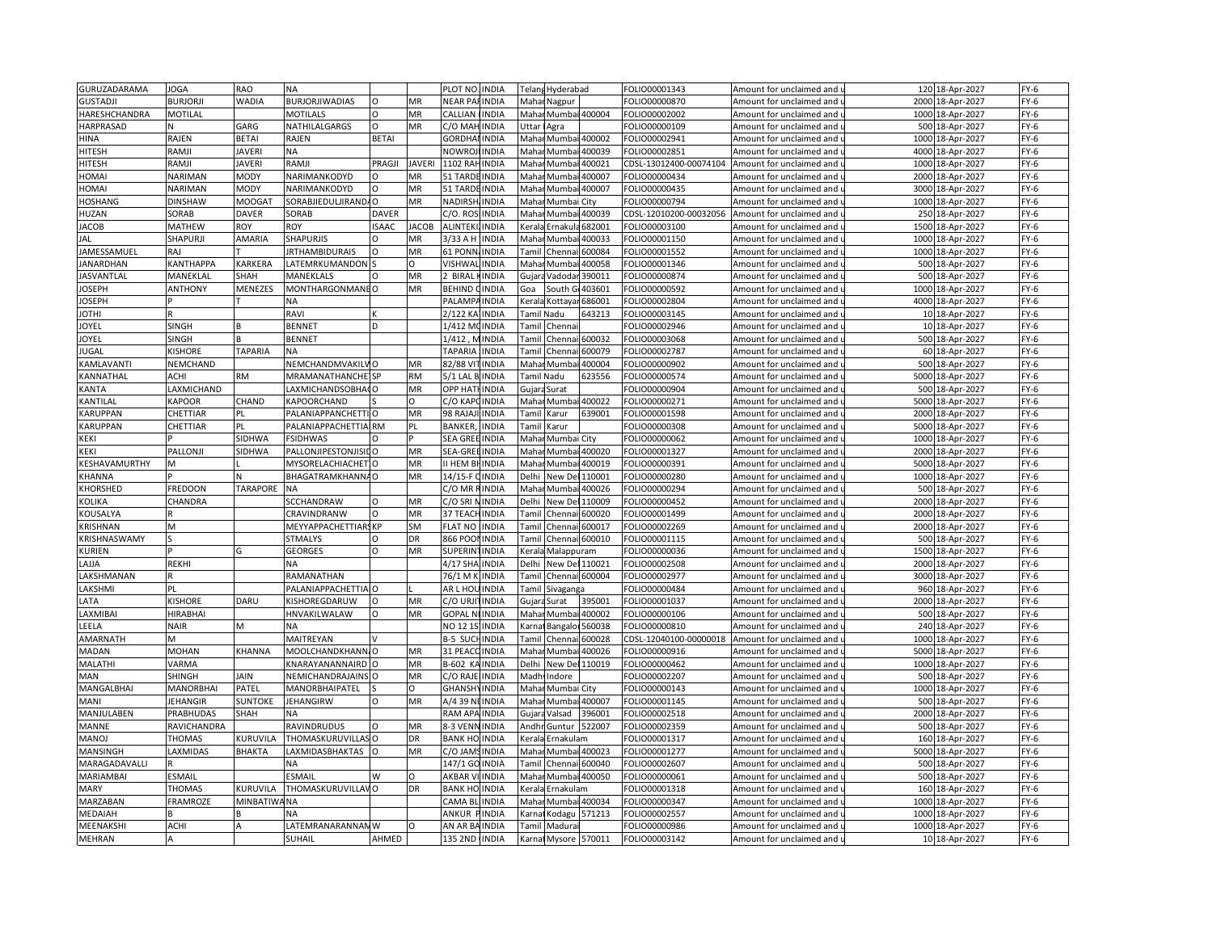| GURUZADARAMA | JOGA | RAO | NA | | | PLOT NO. | INDIA | Telang | Hyderabad | | FOLIO00001343 | Amount for unclaimed and u | 120 | 18-Apr-2027 | FY-6 |
|---|---|---|---|---|---|---|---|---|---|---|---|---|---|---|---|
| GUSTADJI | BURJORJI | WADIA | BURJORJIWADIAS | O | MR | NEAR PAR | INDIA | Mahar | Nagpur | | FOLIO00000870 | Amount for unclaimed and u | 2000 | 18-Apr-2027 | FY-6 |
| HARESHCHANDRA | MOTILAL | | MOTILALS | O | MR | CALLIAN | INDIA | Mahar | Mumbai | 400004 | FOLIO00002002 | Amount for unclaimed and u | 1000 | 18-Apr-2027 | FY-6 |
| HARPRASAD | N | GARG | NATHILALGARGS | O | MR | C/O MAH | INDIA | Uttar | Agra | | FOLIO00000109 | Amount for unclaimed and u | 500 | 18-Apr-2027 | FY-6 |
| HINA | RAJEN | BETAI | RAJEN | BETAI | | GORDHA | INDIA | Mahar | Mumbai | 400002 | FOLIO00002941 | Amount for unclaimed and u | 1000 | 18-Apr-2027 | FY-6 |
| HITESH | RAMJI | JAVERI | NA | | | NOWROJI | INDIA | Mahar | Mumbai | 400039 | FOLIO00002851 | Amount for unclaimed and u | 4000 | 18-Apr-2027 | FY-6 |
| HITESH | RAMJI | JAVERI | RAMJI | PRAGJI | JAVERI | 1102 RAH | INDIA | Mahar | Mumbai | 400021 | CDSL-13012400-00074104 | Amount for unclaimed and u | 1000 | 18-Apr-2027 | FY-6 |
| HOMAI | NARIMAN | MODY | NARIMANKODYD | O | MR | 51 TARDE | INDIA | Mahar | Mumbai | 400007 | FOLIO00000434 | Amount for unclaimed and u | 2000 | 18-Apr-2027 | FY-6 |
| HOMAI | NARIMAN | MODY | NARIMANKODYD | O | MR | 51 TARDE | INDIA | Mahar | Mumbai | 400007 | FOLIO00000435 | Amount for unclaimed and u | 3000 | 18-Apr-2027 | FY-6 |
| HOSHANG | DINSHAW | MOOGAT | SORABJIEDULJIRANDA | O | MR | NADIRSH | INDIA | Mahar | Mumbai City | | FOLIO00000794 | Amount for unclaimed and u | 1000 | 18-Apr-2027 | FY-6 |
| HUZAN | SORAB | DAVER | SORAB | DAVER | | C/O. ROS | INDIA | Mahar | Mumbai | 400039 | CDSL-12010200-00032056 | Amount for unclaimed and u | 250 | 18-Apr-2027 | FY-6 |
| JACOB | MATHEW | ROY | ROY | ISAAC | JACOB | ALINTEKI | INDIA | Kerala | Ernakula | 682001 | FOLIO00003100 | Amount for unclaimed and u | 1500 | 18-Apr-2027 | FY-6 |
| JAL | SHAPURJI | AMARIA | SHAPURJIS | O | MR | 3/33 A H | INDIA | Mahar | Mumbai | 400033 | FOLIO00001150 | Amount for unclaimed and u | 1000 | 18-Apr-2027 | FY-6 |
| JAMESSAMUEL | RAJ | T | JRTHAMBIDURAIS | O | MR | 61 PONN | INDIA | Tamil | Chennai | 600084 | FOLIO00001552 | Amount for unclaimed and u | 1000 | 18-Apr-2027 | FY-6 |
| JANARDHAN | KANTHAPPA | KARKERA | LATEMRKUMANDON | S | O | VISHWAL | INDIA | Mahar | Mumbai | 400058 | FOLIO00001346 | Amount for unclaimed and u | 500 | 18-Apr-2027 | FY-6 |
| JASVANTLAL | MANEKLAL | SHAH | MANEKLALS | O | MR | 2 BIRAL K | INDIA | Gujara | Vadodar | 390011 | FOLIO00000874 | Amount for unclaimed and u | 500 | 18-Apr-2027 | FY-6 |
| JOSEPH | ANTHONY | MENEZES | MONTHARGONMANE | O | MR | BEHIND C | INDIA | Goa | South G | 403601 | FOLIO00000592 | Amount for unclaimed and u | 1000 | 18-Apr-2027 | FY-6 |
| JOSEPH | P | T | NA | | | PALAMPA | INDIA | Kerala | Kottayar | 686001 | FOLIO00002804 | Amount for unclaimed and u | 4000 | 18-Apr-2027 | FY-6 |
| JOTHI | R | | RAVI | K | | 2/122 KA | INDIA | Tamil Nadu | | 643213 | FOLIO00003145 | Amount for unclaimed and u | 10 | 18-Apr-2027 | FY-6 |
| JOYEL | SINGH | B | BENNET | D | | 1/412 MC | INDIA | Tamil | Chennai | | FOLIO00002946 | Amount for unclaimed and u | 10 | 18-Apr-2027 | FY-6 |
| JOYEL | SINGH | B | BENNET | | | 1/412 , M | INDIA | Tamil | Chennai | 600032 | FOLIO00003068 | Amount for unclaimed and u | 500 | 18-Apr-2027 | FY-6 |
| JUGAL | KISHORE | TAPARIA | NA | | | TAPARIA | INDIA | Tamil | Chennai | 600079 | FOLIO00002787 | Amount for unclaimed and u | 60 | 18-Apr-2027 | FY-6 |
| KAMLAVANTI | NEMCHAND | | NEMCHANDMVAKILV | O | MR | 82/88 VIT | INDIA | Mahar | Mumbai | 400004 | FOLIO00000902 | Amount for unclaimed and u | 500 | 18-Apr-2027 | FY-6 |
| KANNATHAL | ACHI | RM | MRAMANATHANCHE | SP | RM | 5/1 LAL B | INDIA | Tamil Nadu | | 623556 | FOLIO00000574 | Amount for unclaimed and u | 5000 | 18-Apr-2027 | FY-6 |
| KANTA | LAXMICHAND | | LAXMICHANDSOBHA | O | MR | OPP HATI | INDIA | Gujara | Surat | | FOLIO00000904 | Amount for unclaimed and u | 500 | 18-Apr-2027 | FY-6 |
| KANTILAL | KAPOOR | CHAND | KAPOORCHAND | S | O | C/O KAPO | INDIA | Mahar | Mumbai | 400022 | FOLIO00000271 | Amount for unclaimed and u | 5000 | 18-Apr-2027 | FY-6 |
| KARUPPAN | CHETTIAR | PL | PALANIAPPANCHETTI | O | MR | 98 RAJAJI | INDIA | Tamil | Karur | 639001 | FOLIO00001598 | Amount for unclaimed and u | 2000 | 18-Apr-2027 | FY-6 |
| KARUPPAN | CHETTIAR | PL | PALANIAPPACHETTIA | RM | PL | BANKER, | INDIA | Tamil | Karur | | FOLIO00000308 | Amount for unclaimed and u | 5000 | 18-Apr-2027 | FY-6 |
| KEKI | P | SIDHWA | FSIDHWAS | O | P | SEA GREE | INDIA | Mahar | Mumbai City | | FOLIO00000062 | Amount for unclaimed and u | 1000 | 18-Apr-2027 | FY-6 |
| KEKI | PALLONJI | SIDHWA | PALLONJIPESTONJISID | O | MR | SEA-GREE | INDIA | Mahar | Mumbai | 400020 | FOLIO00001327 | Amount for unclaimed and u | 2000 | 18-Apr-2027 | FY-6 |
| KESHAVAMURTHY | M | L | MYSORELACHIACHET | O | MR | II HEM BH | INDIA | Mahar | Mumbai | 400019 | FOLIO00000391 | Amount for unclaimed and u | 5000 | 18-Apr-2027 | FY-6 |
| KHANNA | P | N | BHAGATRAMKHANNA | O | MR | 14/15-F C | INDIA | Delhi | New Del | 110001 | FOLIO00000280 | Amount for unclaimed and u | 1000 | 18-Apr-2027 | FY-6 |
| KHORSHED | FREDOON | TARAPORE | NA | | | C/O MR F | INDIA | Mahar | Mumbai | 400026 | FOLIO00000294 | Amount for unclaimed and u | 500 | 18-Apr-2027 | FY-6 |
| KOLIKA | CHANDRA | | SCCHANDRAW | O | MR | C/O SRI N | INDIA | Delhi | New Del | 110009 | FOLIO00000452 | Amount for unclaimed and u | 2000 | 18-Apr-2027 | FY-6 |
| KOUSALYA | R | | CRAVINDRANW | O | MR | 37 TEACH | INDIA | Tamil | Chennai | 600020 | FOLIO00001499 | Amount for unclaimed and u | 2000 | 18-Apr-2027 | FY-6 |
| KRISHNAN | M | | MEYYAPPACHETTIARS | KP | SM | FLAT NO | INDIA | Tamil | Chennai | 600017 | FOLIO00002269 | Amount for unclaimed and u | 2000 | 18-Apr-2027 | FY-6 |
| KRISHNASWAMY | S | | STMALYS | O | DR | 866 POON | INDIA | Tamil | Chennai | 600010 | FOLIO00001115 | Amount for unclaimed and u | 500 | 18-Apr-2027 | FY-6 |
| KURIEN | P | G | GEORGES | O | MR | SUPERIN | INDIA | Kerala | Malappuram | | FOLIO00000036 | Amount for unclaimed and u | 1500 | 18-Apr-2027 | FY-6 |
| LAJJA | REKHI | | NA | | | 4/17 SHA | INDIA | Delhi | New Del | 110021 | FOLIO00002508 | Amount for unclaimed and u | 2000 | 18-Apr-2027 | FY-6 |
| LAKSHMANAN | R | | RAMANATHAN | | | 76/1 M K | INDIA | Tamil | Chennai | 600004 | FOLIO00002977 | Amount for unclaimed and u | 3000 | 18-Apr-2027 | FY-6 |
| LAKSHMI | PL | | PALANIAPPACHETTIA | O | L | AR L HOU | INDIA | Tamil | Sivaganga | | FOLIO00000484 | Amount for unclaimed and u | 960 | 18-Apr-2027 | FY-6 |
| LATA | KISHORE | DARU | KISHOREGDARUW | O | MR | C/O URJI | INDIA | Gujara | Surat | 395001 | FOLIO00001037 | Amount for unclaimed and u | 2000 | 18-Apr-2027 | FY-6 |
| LAXMIBAI | HIRABHAI | | HNVAKILWALAW | O | MR | GOPAL N | INDIA | Mahar | Mumbai | 400002 | FOLIO00000106 | Amount for unclaimed and u | 500 | 18-Apr-2027 | FY-6 |
| LEELA | NAIR | M | NA | | | NO 12 1S | INDIA | Karnat | Bangalo | 560038 | FOLIO00000810 | Amount for unclaimed and u | 240 | 18-Apr-2027 | FY-6 |
| AMARNATH | M | | MAITREYAN | V | | B-5 SUCH | INDIA | Tamil | Chennai | 600028 | CDSL-12040100-00000018 | Amount for unclaimed and u | 1000 | 18-Apr-2027 | FY-6 |
| MADAN | MOHAN | KHANNA | MOOLCHANDKHANN | O | MR | 31 PEACO | INDIA | Mahar | Mumbai | 400026 | FOLIO00000916 | Amount for unclaimed and u | 5000 | 18-Apr-2027 | FY-6 |
| MALATHI | VARMA | | KNARAYANANNAIRD | O | MR | B-602 KA | INDIA | Delhi | New Del | 110019 | FOLIO00000462 | Amount for unclaimed and u | 1000 | 18-Apr-2027 | FY-6 |
| MAN | SHINGH | JAIN | NEMICHANDRAJAINS | O | MR | C/O RAJE | INDIA | Madhy | Indore | | FOLIO00002207 | Amount for unclaimed and u | 500 | 18-Apr-2027 | FY-6 |
| MANGALBHAI | MANORBHAI | PATEL | MANORBHAIPATEL | S | O | GHANSH | INDIA | Mahar | Mumbai City | | FOLIO00000143 | Amount for unclaimed and u | 1000 | 18-Apr-2027 | FY-6 |
| MANI | JEHANGIR | SUNTOKE | JEHANGIRW | O | MR | A/4 39 NE | INDIA | Mahar | Mumbai | 400007 | FOLIO00001145 | Amount for unclaimed and u | 500 | 18-Apr-2027 | FY-6 |
| MANJULABEN | PRABHUDAS | SHAH | NA | | | RAM APA | INDIA | Gujara | Valsad | 396001 | FOLIO00002518 | Amount for unclaimed and u | 2000 | 18-Apr-2027 | FY-6 |
| MANNE | RAVICHANDRA | | RAVINDRUDUS | O | MR | 8-3 VENN | INDIA | Andhr | Guntur | 522007 | FOLIO00002359 | Amount for unclaimed and u | 500 | 18-Apr-2027 | FY-6 |
| MANOJ | THOMAS | KURUVILA | THOMASKURUVILLAS | O | DR | BANK HO | INDIA | Kerala | Ernakulam | | FOLIO00001317 | Amount for unclaimed and u | 160 | 18-Apr-2027 | FY-6 |
| MANSINGH | LAXMIDAS | BHAKTA | LAXMIDASBHAKTAS | O | MR | C/O JAMS | INDIA | Mahar | Mumbai | 400023 | FOLIO00001277 | Amount for unclaimed and u | 5000 | 18-Apr-2027 | FY-6 |
| MARAGADAVALLI | R | | NA | | | 147/1 GO | INDIA | Tamil | Chennai | 600040 | FOLIO00002607 | Amount for unclaimed and u | 500 | 18-Apr-2027 | FY-6 |
| MARIAMBAI | ESMAIL | | ESMAIL | W | O | AKBAR VI | INDIA | Mahar | Mumbai | 400050 | FOLIO00000061 | Amount for unclaimed and u | 500 | 18-Apr-2027 | FY-6 |
| MARY | THOMAS | KURUVILA | THOMASKURUVILLAV | O | DR | BANK HO | INDIA | Kerala | Ernakulam | | FOLIO00001318 | Amount for unclaimed and u | 160 | 18-Apr-2027 | FY-6 |
| MARZABAN | FRAMROZE | MINBATIWA | NA | | | CAMA BL | INDIA | Mahar | Mumbai | 400034 | FOLIO00000337 | Amount for unclaimed and u | 1000 | 18-Apr-2027 | FY-6 |
| MEDAIAH | B | B | NA | | | ANKUR F | INDIA | Karnat | Kodagu | 571213 | FOLIO00002557 | Amount for unclaimed and u | 1000 | 18-Apr-2027 | FY-6 |
| MEENAKSHI | ACHI | A | LATEMRANARANNAN | W | O | AN AR BA | INDIA | Tamil | Madurai | | FOLIO00000986 | Amount for unclaimed and u | 1000 | 18-Apr-2027 | FY-6 |
| MEHRAN | A | | SUHAIL | AHMED | | 135 2ND | INDIA | Karnat | Mysore | 570011 | FOLIO00003142 | Amount for unclaimed and u | 10 | 18-Apr-2027 | FY-6 |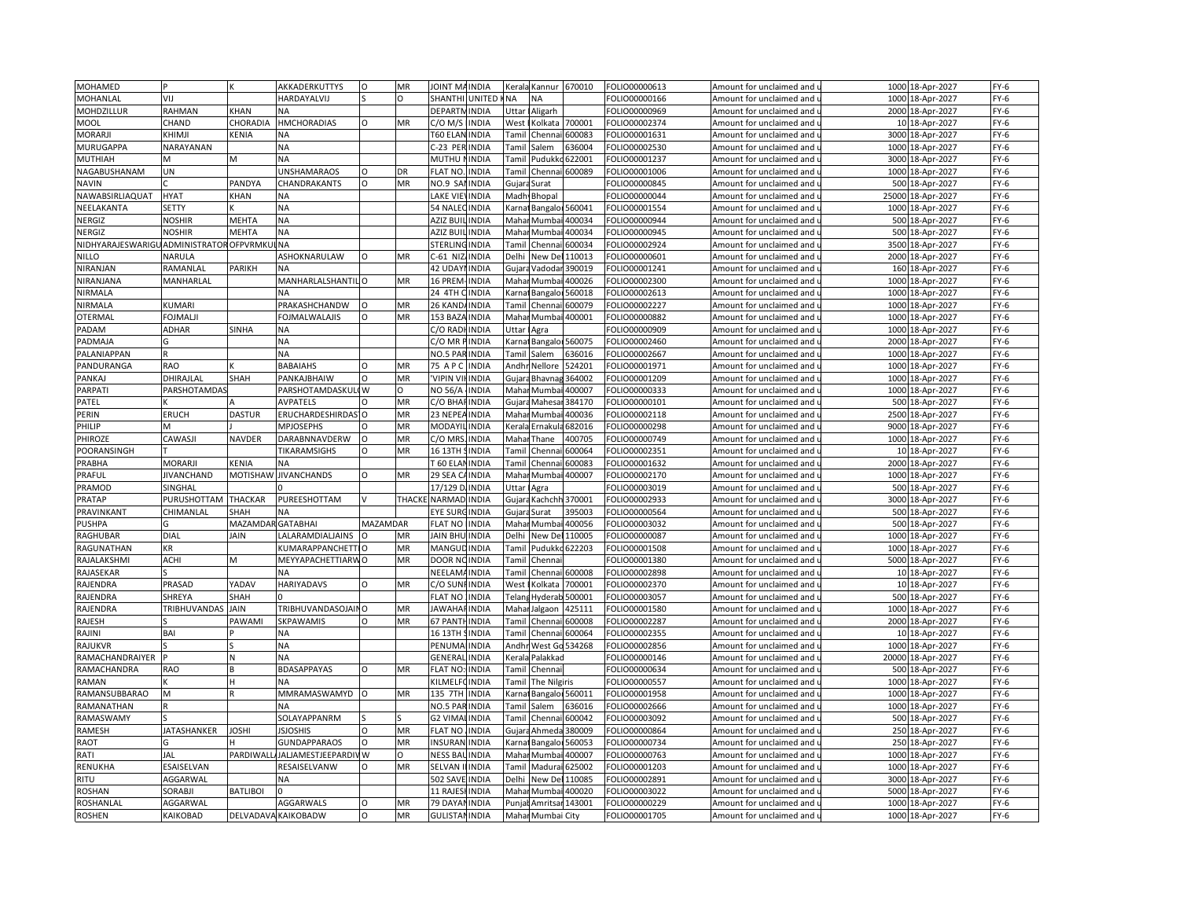| MOHAMED | P | K | AKKADERKUTTYS | O | MR | JOINT MA | INDIA | Kerala | Kannur | 670010 | FOLIO00000613 | Amount for unclaimed and u | 1000 | 18-Apr-2027 | FY-6 |
|---|---|---|---|---|---|---|---|---|---|---|---|---|---|---|---|
| MOHANLAL | VIJ | | HARDAYALVIJ | S | O | SHANTHI | UNITED K | NA | NA | | FOLIO00000166 | Amount for unclaimed and u | 1000 | 18-Apr-2027 | FY-6 |
| MOHDZILLUR | RAHMAN | KHAN | NA | | | DEPARTM | INDIA | Uttar | Aligarh | | FOLIO00000969 | Amount for unclaimed and u | 2000 | 18-Apr-2027 | FY-6 |
| MOOL | CHAND | CHORADIA | HMCHORADIAS | O | MR | C/O M/S | INDIA | West | Kolkata | 700001 | FOLIO00002374 | Amount for unclaimed and u | 10 | 18-Apr-2027 | FY-6 |
| MORARJI | KHIMJI | KENIA | NA | | | T60 ELAN | INDIA | Tamil | Chennai | 600083 | FOLIO00001631 | Amount for unclaimed and u | 3000 | 18-Apr-2027 | FY-6 |
| MURUGAPPA | NARAYANAN | | NA | | | C-23 PER | INDIA | Tamil | Salem | 636004 | FOLIO00002530 | Amount for unclaimed and u | 1000 | 18-Apr-2027 | FY-6 |
| MUTHIAH | M | M | NA | | | MUTHU N | INDIA | Tamil | Pudukko | 622001 | FOLIO00001237 | Amount for unclaimed and u | 3000 | 18-Apr-2027 | FY-6 |
| NAGABUSHANAM | UN | | UNSHAMARAOS | O | DR | FLAT NO. | INDIA | Tamil | Chennai | 600089 | FOLIO00001006 | Amount for unclaimed and u | 1000 | 18-Apr-2027 | FY-6 |
| NAVIN | C | PANDYA | CHANDRAKANTS | O | MR | NO.9 SAI | INDIA | Gujara | Surat | | FOLIO00000845 | Amount for unclaimed and u | 500 | 18-Apr-2027 | FY-6 |
| NAWABSIRLIAQUAT | HYAT | KHAN | NA | | | LAKE VIEV | INDIA | Madhy | Bhopal | | FOLIO00000044 | Amount for unclaimed and u | 25000 | 18-Apr-2027 | FY-6 |
| NEELAKANTA | SETTY | K | NA | | | 54 NALEC | INDIA | Karnat | Bangalor | 560041 | FOLIO00001554 | Amount for unclaimed and u | 1000 | 18-Apr-2027 | FY-6 |
| NERGIZ | NOSHIR | MEHTA | NA | | | AZIZ BUIL | INDIA | Mahar | Mumbai | 400034 | FOLIO00000944 | Amount for unclaimed and u | 500 | 18-Apr-2027 | FY-6 |
| NERGIZ | NOSHIR | MEHTA | NA | | | AZIZ BUIL | INDIA | Mahar | Mumbai | 400034 | FOLIO00000945 | Amount for unclaimed and u | 500 | 18-Apr-2027 | FY-6 |
| NIDHYARAJESWARIGU | ADMINISTRATOR | OFPVRMKU | NA | | | STERLING | INDIA | Tamil | Chennai | 600034 | FOLIO00002924 | Amount for unclaimed and u | 3500 | 18-Apr-2027 | FY-6 |
| NILLO | NARULA | | ASHOKNARULAW | O | MR | C-61 NIZ | INDIA | Delhi | New Del | 110013 | FOLIO00000601 | Amount for unclaimed and u | 2000 | 18-Apr-2027 | FY-6 |
| NIRANJAN | RAMANLAL | PARIKH | NA | | | 42 UDAYI | INDIA | Gujara | Vadodar | 390019 | FOLIO00001241 | Amount for unclaimed and u | 160 | 18-Apr-2027 | FY-6 |
| NIRANJANA | MANHARLAL | | MANHARLALSHANTIL | O | MR | 16 PREM- | INDIA | Mahar | Mumbai | 400026 | FOLIO00002300 | Amount for unclaimed and u | 1000 | 18-Apr-2027 | FY-6 |
| NIRMALA | | | NA | | | 24 4TH C | INDIA | Karnat | Bangalor | 560018 | FOLIO00002613 | Amount for unclaimed and u | 1000 | 18-Apr-2027 | FY-6 |
| NIRMALA | KUMARI | | PRAKASHCHANDW | O | MR | 26 KAND | INDIA | Tamil | Chennai | 600079 | FOLIO00002227 | Amount for unclaimed and u | 1000 | 18-Apr-2027 | FY-6 |
| OTERMAL | FOJMALJI | | FOJMALWALAJIS | O | MR | 153 BAZA | INDIA | Mahar | Mumbai | 400001 | FOLIO00000882 | Amount for unclaimed and u | 1000 | 18-Apr-2027 | FY-6 |
| PADAM | ADHAR | SINHA | NA | | | C/O RADH | INDIA | Uttar | Agra | | FOLIO00000909 | Amount for unclaimed and u | 1000 | 18-Apr-2027 | FY-6 |
| PADMAJA | G | | NA | | | C/O MR P | INDIA | Karnat | Bangalor | 560075 | FOLIO00002460 | Amount for unclaimed and u | 2000 | 18-Apr-2027 | FY-6 |
| PALANIAPPAN | R | | NA | | | NO.5 PAR | INDIA | Tamil | Salem | 636016 | FOLIO00002667 | Amount for unclaimed and u | 1000 | 18-Apr-2027 | FY-6 |
| PANDURANGA | RAO | K | BABAIAHS | O | MR | 75 A P C | INDIA | Andhr | Nellore | 524201 | FOLIO00001971 | Amount for unclaimed and u | 1000 | 18-Apr-2027 | FY-6 |
| PANKAJ | DHIRAJLAL | SHAH | PANKAJBHAIW | O | MR | 'VIPIN VI | INDIA | Gujara | Bhavnag | 364002 | FOLIO00001209 | Amount for unclaimed and u | 1000 | 18-Apr-2027 | FY-6 |
| PARPATI | PARSHOTAMDAS | | PARSHOTAMDASKUL | W | O | NO 56/A | INDIA | Mahar | Mumbai | 400007 | FOLIO00000333 | Amount for unclaimed and u | 1000 | 18-Apr-2027 | FY-6 |
| PATEL | K | | AVPATELS | O | MR | C/O BHA | INDIA | Gujara | Mahesar | 384170 | FOLIO00000101 | Amount for unclaimed and u | 500 | 18-Apr-2027 | FY-6 |
| PERIN | ERUCH | DASTUR | ERUCHARDESHIRDAS | O | MR | 23 NEPEA | INDIA | Mahar | Mumbai | 400036 | FOLIO00002118 | Amount for unclaimed and u | 2500 | 18-Apr-2027 | FY-6 |
| PHILIP | M | J | MPJOSEPHS | O | MR | MODAYIL | INDIA | Kerala | Ernakula | 682016 | FOLIO00000298 | Amount for unclaimed and u | 9000 | 18-Apr-2027 | FY-6 |
| PHIROZE | CAWASJI | NAVDER | DARABNNAVDERW | O | MR | C/O MRS. | INDIA | Mahar | Thane | 400705 | FOLIO00000749 | Amount for unclaimed and u | 1000 | 18-Apr-2027 | FY-6 |
| POORANSINGH | T | | TIKARAMSIGHS | O | MR | 16 13TH S | INDIA | Tamil | Chennai | 600064 | FOLIO00002351 | Amount for unclaimed and u | 10 | 18-Apr-2027 | FY-6 |
| PRABHA | MORARJI | KENIA | NA | | | T 60 ELAN | INDIA | Tamil | Chennai | 600083 | FOLIO00001632 | Amount for unclaimed and u | 2000 | 18-Apr-2027 | FY-6 |
| PRAFUL | JIVANCHAND | MOTISHAW | JIVANCHANDS | O | MR | 29 SEA C | INDIA | Mahar | Mumbai | 400007 | FOLIO00002170 | Amount for unclaimed and u | 1000 | 18-Apr-2027 | FY-6 |
| PRAMOD | SINGHAL | | 0 | | | 17/129 D | INDIA | Uttar | Agra | | FOLIO00003019 | Amount for unclaimed and u | 500 | 18-Apr-2027 | FY-6 |
| PRATAP | PURUSHOTTAM | THACKAR | PUREESHOTTAM | V | THACKE | NARMAD | INDIA | Gujara | Kachchh | 370001 | FOLIO00002933 | Amount for unclaimed and u | 3000 | 18-Apr-2027 | FY-6 |
| PRAVINKANT | CHIMANLAL | SHAH | NA | | | EYE SURG | INDIA | Gujara | Surat | 395003 | FOLIO00000564 | Amount for unclaimed and u | 500 | 18-Apr-2027 | FY-6 |
| PUSHPA | G | MAZAMDAR | GATABHAI | MAZAMDAR | | FLAT NO | INDIA | Mahar | Mumbai | 400056 | FOLIO00003032 | Amount for unclaimed and u | 500 | 18-Apr-2027 | FY-6 |
| RAGHUBAR | DIAL | JAIN | LALARAMDIALJAINS | O | MR | JAIN BHU | INDIA | Delhi | New Del | 110005 | FOLIO00000087 | Amount for unclaimed and u | 1000 | 18-Apr-2027 | FY-6 |
| RAGUNATHAN | KR | | KUMARAPPANCHETT | O | MR | MANGUD | INDIA | Tamil | Pudukko | 622203 | FOLIO00001508 | Amount for unclaimed and u | 1000 | 18-Apr-2027 | FY-6 |
| RAJALAKSHMI | ACHI | M | MEYYAPACHETTIARW | O | MR | DOOR NO | INDIA | Tamil | Chennai | | FOLIO00001380 | Amount for unclaimed and u | 5000 | 18-Apr-2027 | FY-6 |
| RAJASEKAR | S | | NA | | | NEELAMA | INDIA | Tamil | Chennai | 600008 | FOLIO00002898 | Amount for unclaimed and u | 10 | 18-Apr-2027 | FY-6 |
| RAJENDRA | PRASAD | YADAV | HARIYADAVS | O | MR | C/O SUNI | INDIA | West | Kolkata | 700001 | FOLIO00002370 | Amount for unclaimed and u | 10 | 18-Apr-2027 | FY-6 |
| RAJENDRA | SHREYA | SHAH | 0 | | | FLAT NO | INDIA | Telang | Hyderab | 500001 | FOLIO00003057 | Amount for unclaimed and u | 500 | 18-Apr-2027 | FY-6 |
| RAJENDRA | TRIBHUVANDAS | JAIN | TRIBHUVANDASOJAIN | O | MR | JAWAHAR | INDIA | Mahar | Jalgaon | 425111 | FOLIO00001580 | Amount for unclaimed and u | 1000 | 18-Apr-2027 | FY-6 |
| RAJESH | S | PAWAMI | SKPAWAMIS | O | MR | 67 PANTH | INDIA | Tamil | Chennai | 600008 | FOLIO00002287 | Amount for unclaimed and u | 2000 | 18-Apr-2027 | FY-6 |
| RAJINI | BAI | P | NA | | | 16 13TH S | INDIA | Tamil | Chennai | 600064 | FOLIO00002355 | Amount for unclaimed and u | 10 | 18-Apr-2027 | FY-6 |
| RAJUKVR | S | S | NA | | | PENUMA | INDIA | Andhr | West Go | 534268 | FOLIO00002856 | Amount for unclaimed and u | 1000 | 18-Apr-2027 | FY-6 |
| RAMACHANDRAIYER | P | N | NA | | | GENERAL | INDIA | Kerala | Palakkad | | FOLIO00000146 | Amount for unclaimed and u | 20000 | 18-Apr-2027 | FY-6 |
| RAMACHANDRA | RAO | B | BDASAPPAYAS | O | MR | FLAT NO: | INDIA | Tamil | Chennai | | FOLIO00000634 | Amount for unclaimed and u | 500 | 18-Apr-2027 | FY-6 |
| RAMAN | K | H | NA | | | KILMELF | INDIA | Tamil | The Nilgiris | | FOLIO00000557 | Amount for unclaimed and u | 1000 | 18-Apr-2027 | FY-6 |
| RAMANSUBBARAO | M | R | MMRAMASWAMYD | O | MR | 135 7TH | INDIA | Karnat | Bangalor | 560011 | FOLIO00001958 | Amount for unclaimed and u | 1000 | 18-Apr-2027 | FY-6 |
| RAMANATHAN | R | | NA | | | NO.5 PAR | INDIA | Tamil | Salem | 636016 | FOLIO00002666 | Amount for unclaimed and u | 1000 | 18-Apr-2027 | FY-6 |
| RAMASWAMY | S | | SOLAYAPPANRM | S | S | G2 VIMAL | INDIA | Tamil | Chennai | 600042 | FOLIO00003092 | Amount for unclaimed and u | 500 | 18-Apr-2027 | FY-6 |
| RAMESH | JATASHANKER | JOSHI | JSJOSHIS | O | MR | FLAT NO | INDIA | Gujara | Ahmeda | 380009 | FOLIO00000864 | Amount for unclaimed and u | 250 | 18-Apr-2027 | FY-6 |
| RAOT | G | H | GUNDAPPARAOS | O | MR | INSURAN | INDIA | Karnat | Bangalor | 560053 | FOLIO00000734 | Amount for unclaimed and u | 250 | 18-Apr-2027 | FY-6 |
| RATI | JAL | PARDIWALL | JALJAMESTJEEPARDIV | W | O | NESS BAL | INDIA | Mahar | Mumbai | 400007 | FOLIO00000763 | Amount for unclaimed and u | 1000 | 18-Apr-2027 | FY-6 |
| RENUKHA | ESAISELVAN | | RESAISELVANW | O | MR | SELVAN I | INDIA | Tamil | Madurai | 625002 | FOLIO00001203 | Amount for unclaimed and u | 1000 | 18-Apr-2027 | FY-6 |
| RITU | AGGARWAL | | NA | | | 502 SAVE | INDIA | Delhi | New Del | 110085 | FOLIO00002891 | Amount for unclaimed and u | 3000 | 18-Apr-2027 | FY-6 |
| ROSHAN | SORABJI | BATLIBOI | 0 | | | 11 RAJES | INDIA | Mahar | Mumbai | 400020 | FOLIO00003022 | Amount for unclaimed and u | 5000 | 18-Apr-2027 | FY-6 |
| ROSHANLAL | AGGARWAL | | AGGARWALS | O | MR | 79 DAYAI | INDIA | Punjab | Amritsar | 143001 | FOLIO00000229 | Amount for unclaimed and u | 1000 | 18-Apr-2027 | FY-6 |
| ROSHEN | KAIKOBAD | DELVADAVA | KAIKOBADW | O | MR | GULISTAN | INDIA | Mahar | Mumbai City | | FOLIO00001705 | Amount for unclaimed and u | 1000 | 18-Apr-2027 | FY-6 |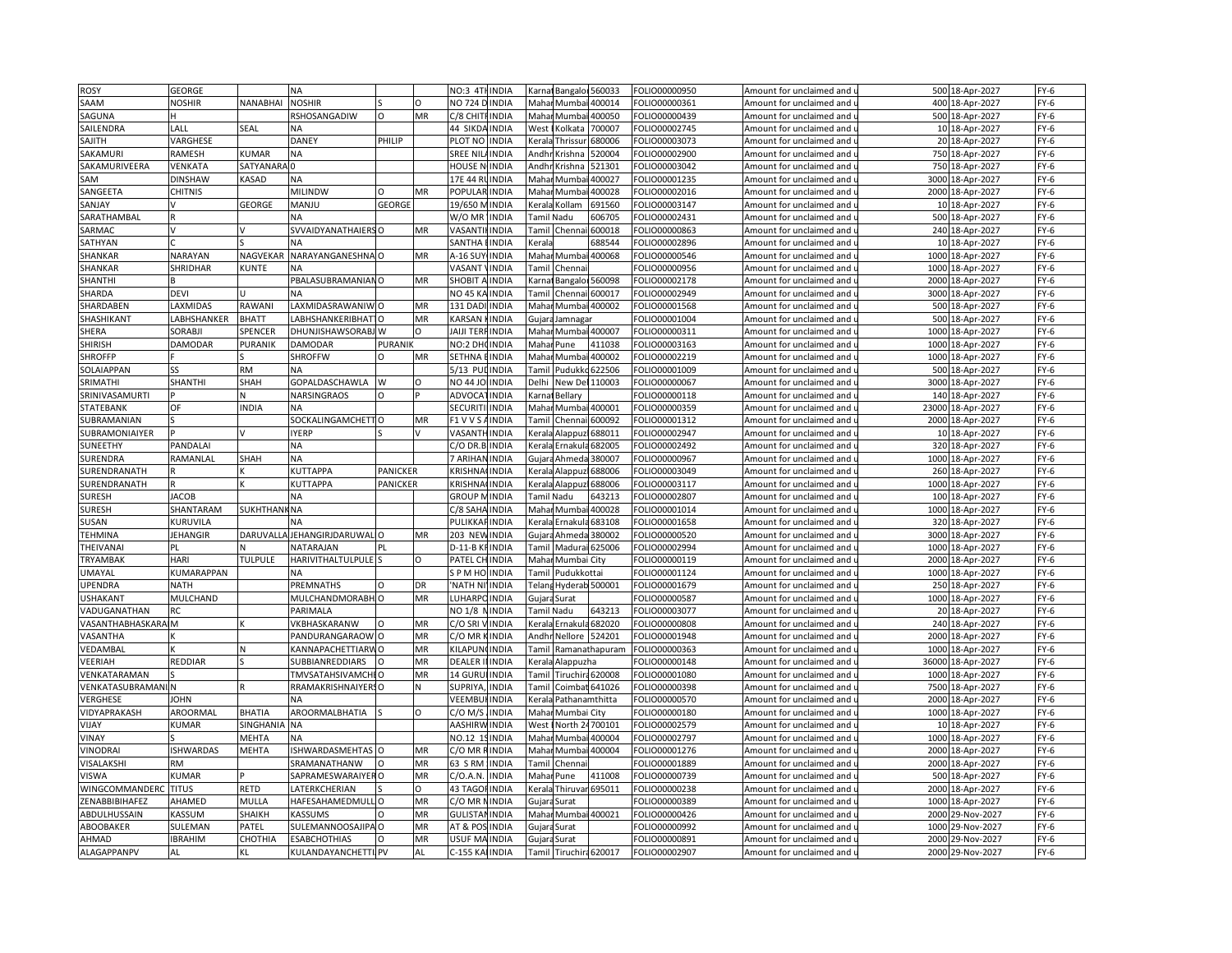| | | | | | | | | | | | | | | | |
|---|---|---|---|---|---|---|---|---|---|---|---|---|---|---|---|
| ROSY | GEORGE | | NA | | | NO:3 4TH | INDIA | Karnat | Bangalo | 560033 | FOLIO000000950 | Amount for unclaimed and u | 500 | 18-Apr-2027 | FY-6 |
| SAAM | NOSHIR | NANABHAI | NOSHIR | S | O | NO 724 D | INDIA | Mahar | Mumbai | 400014 | FOLIO000000361 | Amount for unclaimed and u | 400 | 18-Apr-2027 | FY-6 |
| SAGUNA | H | | RSHOSANGADIW | O | MR | C/8 CHITR | INDIA | Mahar | Mumbai | 400050 | FOLIO000000439 | Amount for unclaimed and u | 500 | 18-Apr-2027 | FY-6 |
| SAILENDRA | LALL | SEAL | NA | | | 44 SIKDA | INDIA | West | Kolkata | 700007 | FOLIO000002745 | Amount for unclaimed and u | 10 | 18-Apr-2027 | FY-6 |
| SAJITH | VARGHESE | | DANEY | PHILIP | | PLOT NO | INDIA | Kerala | Thrissur | 680006 | FOLIO000003073 | Amount for unclaimed and u | 20 | 18-Apr-2027 | FY-6 |
| SAKAMURI | RAMESH | KUMAR | NA | | | SREE NILA | INDIA | Andhr | Krishna | 520004 | FOLIO000002900 | Amount for unclaimed and u | 750 | 18-Apr-2027 | FY-6 |
| SAKAMURIVEERA | VENKATA | SATYANARA | 0 | | | HOUSE N | INDIA | Andhr | Krishna | 521301 | FOLIO000003042 | Amount for unclaimed and u | 750 | 18-Apr-2027 | FY-6 |
| SAM | DINSHAW | KASAD | NA | | | 17E 44 RU | INDIA | Mahar | Mumbai | 400027 | FOLIO000001235 | Amount for unclaimed and u | 3000 | 18-Apr-2027 | FY-6 |
| SANGEETA | CHITNIS | | MILINDW | O | MR | POPULAR | INDIA | Mahar | Mumbai | 400028 | FOLIO000002016 | Amount for unclaimed and u | 2000 | 18-Apr-2027 | FY-6 |
| SANJAY | V | GEORGE | MANJU | GEORGE | | 19/650 M | INDIA | Kerala | Kollam | 691560 | FOLIO000003147 | Amount for unclaimed and u | 10 | 18-Apr-2027 | FY-6 |
| SARATHAMBAL | R | | NA | | | W/O MR | INDIA | Tamil Nadu | | 606705 | FOLIO000002431 | Amount for unclaimed and u | 500 | 18-Apr-2027 | FY-6 |
| SARMAC | V | V | SVVAIDYANATHAIERS | O | MR | VASANTH | INDIA | Tamil | Chennai | 600018 | FOLIO000000863 | Amount for unclaimed and u | 240 | 18-Apr-2027 | FY-6 |
| SATHYAN | C | S | NA | | | SANTHA | INDIA | Kerala | | 688544 | FOLIO000002896 | Amount for unclaimed and u | 10 | 18-Apr-2027 | FY-6 |
| SHANKAR | NARAYAN | NAGVEKAR | NARAYANGANESHNA | O | MR | A-16 SUY | INDIA | Mahar | Mumbai | 400068 | FOLIO000000546 | Amount for unclaimed and u | 1000 | 18-Apr-2027 | FY-6 |
| SHANKAR | SHRIDHAR | KUNTE | NA | | | VASANT V | INDIA | Tamil | Chennai | | FOLIO000000956 | Amount for unclaimed and u | 1000 | 18-Apr-2027 | FY-6 |
| SHANTHI | B | | PBALASUBRAMANIAN | O | MR | SHOBIT A | INDIA | Karnat | Bangalo | 560098 | FOLIO000002178 | Amount for unclaimed and u | 2000 | 18-Apr-2027 | FY-6 |
| SHARDA | DEVI | U | NA | | | NO 45 KA | INDIA | Tamil | Chennai | 600017 | FOLIO000002949 | Amount for unclaimed and u | 3000 | 18-Apr-2027 | FY-6 |
| SHARDABEN | LAXMIDAS | RAWANI | LAXMIDASRAWANIW | O | MR | 131 DADI | INDIA | Mahar | Mumbai | 400002 | FOLIO000001568 | Amount for unclaimed and u | 500 | 18-Apr-2027 | FY-6 |
| SHASHIKANT | LABHSHANKER | BHATT | LABHSHANKERIBHATT | O | MR | KARSAN K | INDIA | Gujara | Jamnagar | | FOLIO000001004 | Amount for unclaimed and u | 500 | 18-Apr-2027 | FY-6 |
| SHERA | SORABJI | SPENCER | DHUNJISHAWSORABJ | W | O | JAIJI TERR | INDIA | Mahar | Mumbai | 400007 | FOLIO000000311 | Amount for unclaimed and u | 1000 | 18-Apr-2027 | FY-6 |
| SHIRISH | DAMODAR | PURANIK | DAMODAR | PURANIK | | NO:2 DHO | INDIA | Mahar | Pune | 411038 | FOLIO000003163 | Amount for unclaimed and u | 1000 | 18-Apr-2027 | FY-6 |
| SHROFFP | F | S | SHROFFW | O | MR | SETHNA B | INDIA | Mahar | Mumbai | 400002 | FOLIO000002219 | Amount for unclaimed and u | 1000 | 18-Apr-2027 | FY-6 |
| SOLAIAPPAN | SS | RM | NA | | | 5/13 PUD | INDIA | Tamil | Pudukko | 622506 | FOLIO000001009 | Amount for unclaimed and u | 500 | 18-Apr-2027 | FY-6 |
| SRIMATHI | SHANTHI | SHAH | GOPALDASCHAWLA | W | O | NO 44 JO | INDIA | Delhi | New Del | 110003 | FOLIO000000067 | Amount for unclaimed and u | 3000 | 18-Apr-2027 | FY-6 |
| SRINIVASAMURTI | P | N | NARSINGRAOS | O | P | ADVOCAT | INDIA | Karnat | Bellary | | FOLIO000000118 | Amount for unclaimed and u | 140 | 18-Apr-2027 | FY-6 |
| STATEBANK | OF | INDIA | NA | | | SECURITI | INDIA | Mahar | Mumbai | 400001 | FOLIO000000359 | Amount for unclaimed and u | 23000 | 18-Apr-2027 | FY-6 |
| SUBRAMANIAN | S | | SOCKALINGAMCHETT | O | MR | F1 V V S A | INDIA | Tamil | Chennai | 600092 | FOLIO000001312 | Amount for unclaimed and u | 2000 | 18-Apr-2027 | FY-6 |
| SUBRAMONIAIYER | P | V | IYERP | S | V | VASANTH | INDIA | Kerala | Alappuz | 688011 | FOLIO000002947 | Amount for unclaimed and u | 10 | 18-Apr-2027 | FY-6 |
| SUNEETHY | PANDALAI | | NA | | | C/O DR.B | INDIA | Kerala | Ernakula | 682005 | FOLIO000002492 | Amount for unclaimed and u | 320 | 18-Apr-2027 | FY-6 |
| SURENDRA | RAMANLAL | SHAH | NA | | | 7 ARIHAN | INDIA | Gujara | Ahmeda | 380007 | FOLIO000000967 | Amount for unclaimed and u | 1000 | 18-Apr-2027 | FY-6 |
| SURENDRANATH | R | K | KUTTAPPA | PANICKER | | KRISHNA | INDIA | Kerala | Alappuz | 688006 | FOLIO000003049 | Amount for unclaimed and u | 260 | 18-Apr-2027 | FY-6 |
| SURENDRANATH | R | K | KUTTAPPA | PANICKER | | KRISHNA | INDIA | Kerala | Alappuz | 688006 | FOLIO000003117 | Amount for unclaimed and u | 1000 | 18-Apr-2027 | FY-6 |
| SURESH | JACOB | | NA | | | GROUP M | INDIA | Tamil Nadu | | 643213 | FOLIO000002807 | Amount for unclaimed and u | 100 | 18-Apr-2027 | FY-6 |
| SURESH | SHANTARAM | SUKHTHANK | NA | | | C/8 SAHA | INDIA | Mahar | Mumbai | 400028 | FOLIO000001014 | Amount for unclaimed and u | 1000 | 18-Apr-2027 | FY-6 |
| SUSAN | KURUVILA | | NA | | | PULIKKAR | INDIA | Kerala | Ernakula | 683108 | FOLIO000001658 | Amount for unclaimed and u | 320 | 18-Apr-2027 | FY-6 |
| TEHMINA | JEHANGIR | DARUVALLA | JEHANGIRJDARUWAL | O | MR | 203 NEW | INDIA | Gujara | Ahmeda | 380002 | FOLIO000000520 | Amount for unclaimed and u | 3000 | 18-Apr-2027 | FY-6 |
| THEIVANAI | PL | N | NATARAJAN | PL | | D-11-B KR | INDIA | Tamil | Madurai | 625006 | FOLIO000002994 | Amount for unclaimed and u | 1000 | 18-Apr-2027 | FY-6 |
| TRYAMBAK | HARI | TULPULE | HARIVITHALTULPULE | S | O | PATEL CH | INDIA | Mahar | Mumbai City | | FOLIO000000119 | Amount for unclaimed and u | 2000 | 18-Apr-2027 | FY-6 |
| UMAYAL | KUMARAPPAN | | NA | | | S P M HO | INDIA | Tamil | Pudukkottai | | FOLIO000001124 | Amount for unclaimed and u | 1000 | 18-Apr-2027 | FY-6 |
| UPENDRA | NATH | | PREMNATHS | O | DR | 'NATH NI | INDIA | Telang | Hyderab | 500001 | FOLIO000001679 | Amount for unclaimed and u | 250 | 18-Apr-2027 | FY-6 |
| USHAKANT | MULCHAND | | MULCHANDMORABH | O | MR | LUHARPO | INDIA | Gujara | Surat | | FOLIO000000587 | Amount for unclaimed and u | 1000 | 18-Apr-2027 | FY-6 |
| VADUGANATHAN | RC | | PARIMALA | | | NO 1/8 N | INDIA | Tamil Nadu | | 643213 | FOLIO000003077 | Amount for unclaimed and u | 20 | 18-Apr-2027 | FY-6 |
| VASANTHABHASKARA | M | K | VKBHASKARANW | O | MR | C/O SRI V | INDIA | Kerala | Ernakula | 682020 | FOLIO000000808 | Amount for unclaimed and u | 240 | 18-Apr-2027 | FY-6 |
| VASANTHA | K | | PANDURANGARAOW | O | MR | C/O MR K | INDIA | Andhr | Nellore | 524201 | FOLIO000001948 | Amount for unclaimed and u | 2000 | 18-Apr-2027 | FY-6 |
| VEDAMBAL | K | N | KANNAPACHETTIARW | O | MR | KILAPUN | INDIA | Tamil | Ramanathapuram | | FOLIO000000363 | Amount for unclaimed and u | 1000 | 18-Apr-2027 | FY-6 |
| VEERIAH | REDDIAR | S | SUBBIANREDDIARS | O | MR | DEALER I | INDIA | Kerala | Alappuzha | | FOLIO000000148 | Amount for unclaimed and u | 36000 | 18-Apr-2027 | FY-6 |
| VENKATARAMAN | S | | TMVSATAHSIVAMCH | O | MR | 14 GURU | INDIA | Tamil | Tiruchira | 620008 | FOLIO000001080 | Amount for unclaimed and u | 1000 | 18-Apr-2027 | FY-6 |
| VENKATASUBRAMANI | N | R | RRAMAKRISHNAIYERS | O | N | SUPRIYA, | INDIA | Tamil | Coimbat | 641026 | FOLIO000000398 | Amount for unclaimed and u | 7500 | 18-Apr-2027 | FY-6 |
| VERGHESE | JOHN | | NA | | | VEEMBU | INDIA | Kerala | Pathanamthitta | | FOLIO000000570 | Amount for unclaimed and u | 2000 | 18-Apr-2027 | FY-6 |
| VIDYAPRAKASH | AROORMAL | BHATIA | AROORMALBHATIA | S | O | C/O M/S . | INDIA | Mahar | Mumbai City | | FOLIO000000180 | Amount for unclaimed and u | 1000 | 18-Apr-2027 | FY-6 |
| VIJAY | KUMAR | SINGHANIA | NA | | | AASHIRW | INDIA | West | North 24 | 700101 | FOLIO000002579 | Amount for unclaimed and u | 10 | 18-Apr-2027 | FY-6 |
| VINAY | S | MEHTA | NA | | | NO.12 1S | INDIA | Mahar | Mumbai | 400004 | FOLIO000002797 | Amount for unclaimed and u | 1000 | 18-Apr-2027 | FY-6 |
| VINODRAI | ISHWARDAS | MEHTA | ISHWARDASMEHTAS | O | MR | C/O MR R | INDIA | Mahar | Mumbai | 400004 | FOLIO000001276 | Amount for unclaimed and u | 2000 | 18-Apr-2027 | FY-6 |
| VISALAKSHI | RM | | SRAMANATHANW | O | MR | 63 S RM | INDIA | Tamil | Chennai | | FOLIO000001889 | Amount for unclaimed and u | 2000 | 18-Apr-2027 | FY-6 |
| VISWA | KUMAR | P | SAPRAMESWARAIYER | O | MR | C/O.A.N. | INDIA | Mahar | Pune | 411008 | FOLIO000000739 | Amount for unclaimed and u | 500 | 18-Apr-2027 | FY-6 |
| WINGCOMMANDERC | TITUS | RETD | LATERKCHERIAN | S | O | 43 TAGOR | INDIA | Kerala | Thiruvar | 695011 | FOLIO000000238 | Amount for unclaimed and u | 2000 | 18-Apr-2027 | FY-6 |
| ZENABBIBIHAFEZ | AHAMED | MULLA | HAFESAHAMEDMULL | O | MR | C/O MR N | INDIA | Gujara | Surat | | FOLIO000000389 | Amount for unclaimed and u | 1000 | 18-Apr-2027 | FY-6 |
| ABDULHUSSAIN | KASSUM | SHAIKH | KASSUMS | O | MR | GULISTAN | INDIA | Mahar | Mumbai | 400021 | FOLIO000000426 | Amount for unclaimed and u | 2000 | 29-Nov-2027 | FY-6 |
| ABOOBAKER | SULEMAN | PATEL | SULEMANNOOSAJIPA | O | MR | AT & POS | INDIA | Gujara | Surat | | FOLIO000000992 | Amount for unclaimed and u | 1000 | 29-Nov-2027 | FY-6 |
| AHMAD | IBRAHIM | CHOTHIA | ESABCHOTHIAS | O | MR | USUF MA | INDIA | Gujara | Surat | | FOLIO000000891 | Amount for unclaimed and u | 2000 | 29-Nov-2027 | FY-6 |
| ALAGAPPANPV | AL | KL | KULANDAYANCHETTI | PV | AL | C-155 KA | INDIA | Tamil | Tiruchira | 620017 | FOLIO000002907 | Amount for unclaimed and u | 2000 | 29-Nov-2027 | FY-6 |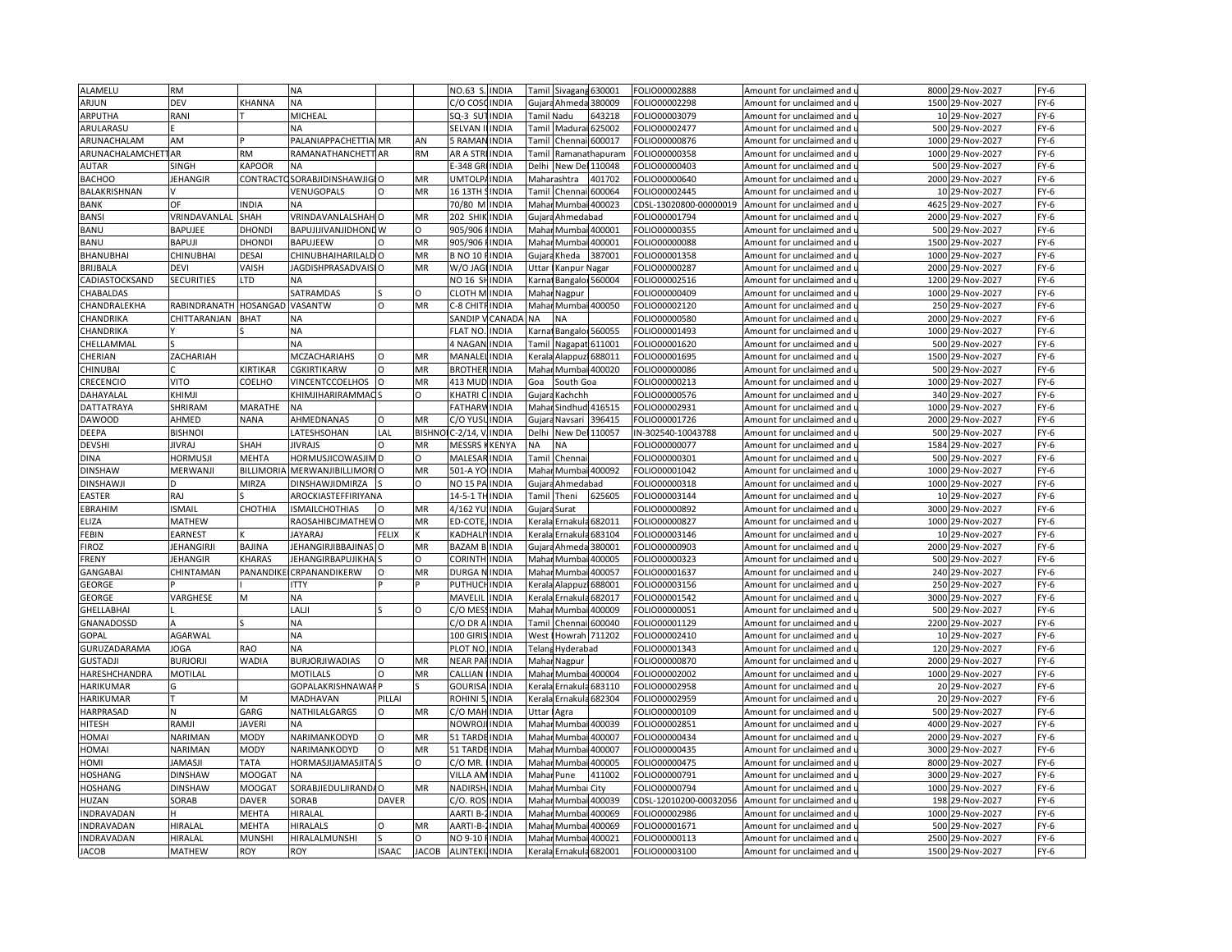| ALAMELU | RM | | NA | | | NO.63 S. | INDIA | Tamil | Sivagang | 630001 | FOLIO00002888 | Amount for unclaimed and u | 8000 | 29-Nov-2027 | FY-6 |
|---|---|---|---|---|---|---|---|---|---|---|---|---|---|---|---|
| ARJUN | DEV | KHANNA | NA | | | C/O COSC | INDIA | Gujara | Ahmeda | 380009 | FOLIO00002298 | Amount for unclaimed and u | 1500 | 29-Nov-2027 | FY-6 |
| ARPUTHA | RANI | T | MICHEAL | | | SQ-3 SUT | INDIA | Tamil | Nadu | 643218 | FOLIO00003079 | Amount for unclaimed and u | 10 | 29-Nov-2027 | FY-6 |
| ARULARASU | E | | NA | | | SELVAN I | INDIA | Tamil | Madurai | 625002 | FOLIO00002477 | Amount for unclaimed and u | 500 | 29-Nov-2027 | FY-6 |
| ARUNACHALAM | AM | P | PALANIAPPACHETTIA | MR | AN | 5 RAMAN | INDIA | Tamil | Chennai | 600017 | FOLIO00000876 | Amount for unclaimed and u | 1000 | 29-Nov-2027 | FY-6 |
| ARUNACHALAMCHETT | AR | RM | RAMANATHANCHETT | AR | RM | AR A STRI | INDIA | Tamil | Ramanathapuram | | FOLIO00000358 | Amount for unclaimed and u | 1000 | 29-Nov-2027 | FY-6 |
| AUTAR | SINGH | KAPOOR | NA | | | E-348 GRI | INDIA | Delhi | New Del | 110048 | FOLIO00000403 | Amount for unclaimed and u | 500 | 29-Nov-2027 | FY-6 |
| BACHOO | JEHANGIR | CONTRACTO | SORABJIDINSHAWJIG | O | MR | UMTOLPA | INDIA | Maharashtra | | 401702 | FOLIO00000640 | Amount for unclaimed and u | 2000 | 29-Nov-2027 | FY-6 |
| BALAKRISHNAN | V | | VENUGOPALS | O | MR | 16 13TH S | INDIA | Tamil | Chennai | 600064 | FOLIO00002445 | Amount for unclaimed and u | 10 | 29-Nov-2027 | FY-6 |
| BANK | OF | INDIA | NA | | | 70/80 M | INDIA | Mahar | Mumbai | 400023 | CDSL-13020800-00000019 | Amount for unclaimed and u | 4625 | 29-Nov-2027 | FY-6 |
| BANSI | VRINDAVANLAL | SHAH | VRINDAVANLALSHAH | O | MR | 202 SHIK | INDIA | Gujara | Ahmedabad | | FOLIO00001794 | Amount for unclaimed and u | 2000 | 29-Nov-2027 | FY-6 |
| BANU | BAPUJEE | DHONDI | BAPUJIJIVANJIDHOND | W | O | 905/906 | INDIA | Mahar | Mumbai | 400001 | FOLIO00000355 | Amount for unclaimed and u | 500 | 29-Nov-2027 | FY-6 |
| BANU | BAPUJI | DHONDI | BAPUJEEW | O | MR | 905/906 | INDIA | Mahar | Mumbai | 400001 | FOLIO00000088 | Amount for unclaimed and u | 1500 | 29-Nov-2027 | FY-6 |
| BHANUBHAI | CHINUBHAI | DESAI | CHINUBHAIHARILALD | O | MR | B NO 10 F | INDIA | Gujara | Kheda | 387001 | FOLIO00001358 | Amount for unclaimed and u | 1000 | 29-Nov-2027 | FY-6 |
| BRIJBALA | DEVI | VAISH | JAGDISHPRASADVAIS | O | MR | W/O JAGI | INDIA | Uttar | Kanpur Nagar | | FOLIO00000287 | Amount for unclaimed and u | 2000 | 29-Nov-2027 | FY-6 |
| CADIASTOCKSAND | SECURITIES | LTD | NA | | | NO 16 SH | INDIA | Karnat | Bangalor | 560004 | FOLIO00002516 | Amount for unclaimed and u | 1200 | 29-Nov-2027 | FY-6 |
| CHABALDAS | | | SATRAMDAS | S | O | CLOTH M | INDIA | Mahar | Nagpur | | FOLIO00000409 | Amount for unclaimed and u | 1000 | 29-Nov-2027 | FY-6 |
| CHANDRALEKHA | RABINDRANATH | HOSANGAD | VASANTW | O | MR | C-8 CHITR | INDIA | Mahar | Mumbai | 400050 | FOLIO00002120 | Amount for unclaimed and u | 250 | 29-Nov-2027 | FY-6 |
| CHANDRIKA | CHITTARANJAN | BHAT | NA | | | SANDIP V | CANADA | NA | NA | | FOLIO00000580 | Amount for unclaimed and u | 2000 | 29-Nov-2027 | FY-6 |
| CHANDRIKA | Y | S | NA | | | FLAT NO. | INDIA | Karnat | Bangalor | 560055 | FOLIO00001493 | Amount for unclaimed and u | 1000 | 29-Nov-2027 | FY-6 |
| CHELLAMMAL | S | | NA | | | 4 NAGAN | INDIA | Tamil | Nagapat | 611001 | FOLIO00001620 | Amount for unclaimed and u | 500 | 29-Nov-2027 | FY-6 |
| CHERIAN | ZACHARIAH | | MCZACHARIAHS | O | MR | MANALEL | INDIA | Kerala | Alappuz | 688011 | FOLIO00001695 | Amount for unclaimed and u | 1500 | 29-Nov-2027 | FY-6 |
| CHINUBAI | C | KIRTIKAR | CGKIRTIKARW | O | MR | BROTHER | INDIA | Mahar | Mumbai | 400020 | FOLIO00000086 | Amount for unclaimed and u | 500 | 29-Nov-2027 | FY-6 |
| CRECENCIO | VITO | COELHO | VINCENTCCOELHOS | O | MR | 413 MUD | INDIA | Goa | South Goa | | FOLIO00000213 | Amount for unclaimed and u | 1000 | 29-Nov-2027 | FY-6 |
| DAHAYALAL | KHIMJI | | KHIMJIHARIRAMMAC | S | O | KHATRI C | INDIA | Gujara | Kachchh | | FOLIO00000576 | Amount for unclaimed and u | 340 | 29-Nov-2027 | FY-6 |
| DATTATRAYA | SHRIRAM | MARATHE | NA | | | FATHARW | INDIA | Mahar | Sindhud | 416515 | FOLIO00002931 | Amount for unclaimed and u | 1000 | 29-Nov-2027 | FY-6 |
| DAWOOD | AHMED | NANA | AHMEDNANAS | O | MR | C/O YUSL | INDIA | Gujara | Navsari | 396415 | FOLIO00001726 | Amount for unclaimed and u | 2000 | 29-Nov-2027 | FY-6 |
| DEEPA | BISHNOI | | LATESHSOHAN | LAL | BISHNOI | C-2/14, V | INDIA | Delhi | New Del | 110057 | IN-302540-10043788 | Amount for unclaimed and u | 500 | 29-Nov-2027 | FY-6 |
| DEVSHI | JIVRAJ | SHAH | JIVRAJS | O | MR | MESSRS K | KENYA | NA | NA | | FOLIO00000077 | Amount for unclaimed and u | 1584 | 29-Nov-2027 | FY-6 |
| DINA | HORMUSJI | MEHTA | HORMUSJICOWASJIM | D | O | MALESAR | INDIA | Tamil | Chennai | | FOLIO00000301 | Amount for unclaimed and u | 500 | 29-Nov-2027 | FY-6 |
| DINSHAW | MERWANJI | BILLIMORIA | MERWANJIBILLIMORI | O | MR | 501-A YO | INDIA | Mahar | Mumbai | 400092 | FOLIO00001042 | Amount for unclaimed and u | 1000 | 29-Nov-2027 | FY-6 |
| DINSHAWJI | D | MIRZA | DINSHAWJIDMIRZA | S | O | NO 15 PA | INDIA | Gujara | Ahmedabad | | FOLIO00000318 | Amount for unclaimed and u | 1000 | 29-Nov-2027 | FY-6 |
| EASTER | RAJ | S | AROCKIASTEFFIRIYANA | | | 14-5-1 TH | INDIA | Tamil | Theni | 625605 | FOLIO00003144 | Amount for unclaimed and u | 10 | 29-Nov-2027 | FY-6 |
| EBRAHIM | ISMAIL | CHOTHIA | ISMAILCHOTHIAS | O | MR | 4/162 YU | INDIA | Gujara | Surat | | FOLIO00000892 | Amount for unclaimed and u | 3000 | 29-Nov-2027 | FY-6 |
| ELIZA | MATHEW | | RAOSAHIBCJMATHEW | O | MR | ED-COTE, | INDIA | Kerala | Ernakula | 682011 | FOLIO00000827 | Amount for unclaimed and u | 1000 | 29-Nov-2027 | FY-6 |
| FEBIN | EARNEST | K | JAYARAJ | FELIX | K | KADHALI | INDIA | Kerala | Ernakula | 683104 | FOLIO00003146 | Amount for unclaimed and u | 10 | 29-Nov-2027 | FY-6 |
| FIROZ | JEHANGIRJI | BAJINA | JEHANGIRJIBBAJINAS | O | MR | BAZAM B | INDIA | Gujara | Ahmeda | 380001 | FOLIO00000903 | Amount for unclaimed and u | 2000 | 29-Nov-2027 | FY-6 |
| FRENY | JEHANGIR | KHARAS | JEHANGIRBAPUJIKHA | S | O | CORINTH | INDIA | Mahar | Mumbai | 400005 | FOLIO00000323 | Amount for unclaimed and u | 500 | 29-Nov-2027 | FY-6 |
| GANGABAI | CHINTAMAN | PANANDIKE | CRPANANDIKERW | O | MR | DURGA N | INDIA | Mahar | Mumbai | 400057 | FOLIO00001637 | Amount for unclaimed and u | 240 | 29-Nov-2027 | FY-6 |
| GEORGE | P | I | ITTY | P | P | PUTHUCH | INDIA | Kerala | Alappuz | 688001 | FOLIO00003156 | Amount for unclaimed and u | 250 | 29-Nov-2027 | FY-6 |
| GEORGE | VARGHESE | M | NA | | | MAVELIL | INDIA | Kerala | Ernakula | 682017 | FOLIO00001542 | Amount for unclaimed and u | 3000 | 29-Nov-2027 | FY-6 |
| GHELLABHAI | L | | LALJI | S | O | C/O MESS | INDIA | Mahar | Mumbai | 400009 | FOLIO00000051 | Amount for unclaimed and u | 500 | 29-Nov-2027 | FY-6 |
| GNANADOSSD | A | S | NA | | | C/O DR A | INDIA | Tamil | Chennai | 600040 | FOLIO00001129 | Amount for unclaimed and u | 2200 | 29-Nov-2027 | FY-6 |
| GOPAL | AGARWAL | | NA | | | 100 GIRIS | INDIA | West | Howrah | 711202 | FOLIO00002410 | Amount for unclaimed and u | 10 | 29-Nov-2027 | FY-6 |
| GURUZADARAMA | JOGA | RAO | NA | | | PLOT NO. | INDIA | Telang | Hyderabad | | FOLIO00001343 | Amount for unclaimed and u | 120 | 29-Nov-2027 | FY-6 |
| GUSTADJI | BURJORJI | WADIA | BURJORJIWADIAS | O | MR | NEAR PAF | INDIA | Mahar | Nagpur | | FOLIO00000870 | Amount for unclaimed and u | 2000 | 29-Nov-2027 | FY-6 |
| HARESHCHANDRA | MOTILAL | | MOTILALS | O | MR | CALLIAN | INDIA | Mahar | Mumbai | 400004 | FOLIO00002002 | Amount for unclaimed and u | 1000 | 29-Nov-2027 | FY-6 |
| HARIKUMAR | G | | GOPALAKRISHNAWAR | P | S | GOURISA | INDIA | Kerala | Ernakula | 683110 | FOLIO00002958 | Amount for unclaimed and u | 20 | 29-Nov-2027 | FY-6 |
| HARIKUMAR | T | M | MADHAVAN | PILLAI | | ROHINI S | INDIA | Kerala | Ernakula | 682304 | FOLIO00002959 | Amount for unclaimed and u | 20 | 29-Nov-2027 | FY-6 |
| HARPRASAD | N | GARG | NATHILALGARGS | O | MR | C/O MAH | INDIA | Uttar | Agra | | FOLIO00000109 | Amount for unclaimed and u | 500 | 29-Nov-2027 | FY-6 |
| HITESH | RAMJI | JAVERI | NA | | | NOWROJ | INDIA | Mahar | Mumbai | 400039 | FOLIO00002851 | Amount for unclaimed and u | 4000 | 29-Nov-2027 | FY-6 |
| HOMAI | NARIMAN | MODY | NARIMANKODYD | O | MR | 51 TARDE | INDIA | Mahar | Mumbai | 400007 | FOLIO00000434 | Amount for unclaimed and u | 2000 | 29-Nov-2027 | FY-6 |
| HOMAI | NARIMAN | MODY | NARIMANKODYD | O | MR | 51 TARDE | INDIA | Mahar | Mumbai | 400007 | FOLIO00000435 | Amount for unclaimed and u | 3000 | 29-Nov-2027 | FY-6 |
| HOMI | JAMASJI | TATA | HORMASJIJAMASJITA | S | O | C/O MR. | INDIA | Mahar | Mumbai | 400005 | FOLIO00000475 | Amount for unclaimed and u | 8000 | 29-Nov-2027 | FY-6 |
| HOSHANG | DINSHAW | MOOGAT | NA | | | VILLA AM | INDIA | Mahar | Pune | 411002 | FOLIO00000791 | Amount for unclaimed and u | 3000 | 29-Nov-2027 | FY-6 |
| HOSHANG | DINSHAW | MOOGAT | SORABJIEDULJIRAND | O | MR | NADIRSH | INDIA | Mahar | Mumbai City | | FOLIO00000794 | Amount for unclaimed and u | 1000 | 29-Nov-2027 | FY-6 |
| HUZAN | SORAB | DAVER | SORAB | DAVER | | C/O. ROS | INDIA | Mahar | Mumbai | 400039 | CDSL-12010200-00032056 | Amount for unclaimed and u | 198 | 29-Nov-2027 | FY-6 |
| INDRAVADAN | H | MEHTA | HIRALAL | | | AARTI B-2 | INDIA | Mahar | Mumbai | 400069 | FOLIO00002986 | Amount for unclaimed and u | 1000 | 29-Nov-2027 | FY-6 |
| INDRAVADAN | HIRALAL | MEHTA | HIRALALS | O | MR | AARTI-B-2 | INDIA | Mahar | Mumbai | 400069 | FOLIO00001671 | Amount for unclaimed and u | 500 | 29-Nov-2027 | FY-6 |
| INDRAVADAN | HIRALAL | MUNSHI | HIRALALMUNSHI | S | O | NO 9-10 F | INDIA | Mahar | Mumbai | 400021 | FOLIO00000113 | Amount for unclaimed and u | 2500 | 29-Nov-2027 | FY-6 |
| JACOB | MATHEW | ROY | ROY | ISAAC | JACOB | ALINTEKI | INDIA | Kerala | Ernakula | 682001 | FOLIO00003100 | Amount for unclaimed and u | 1500 | 29-Nov-2027 | FY-6 |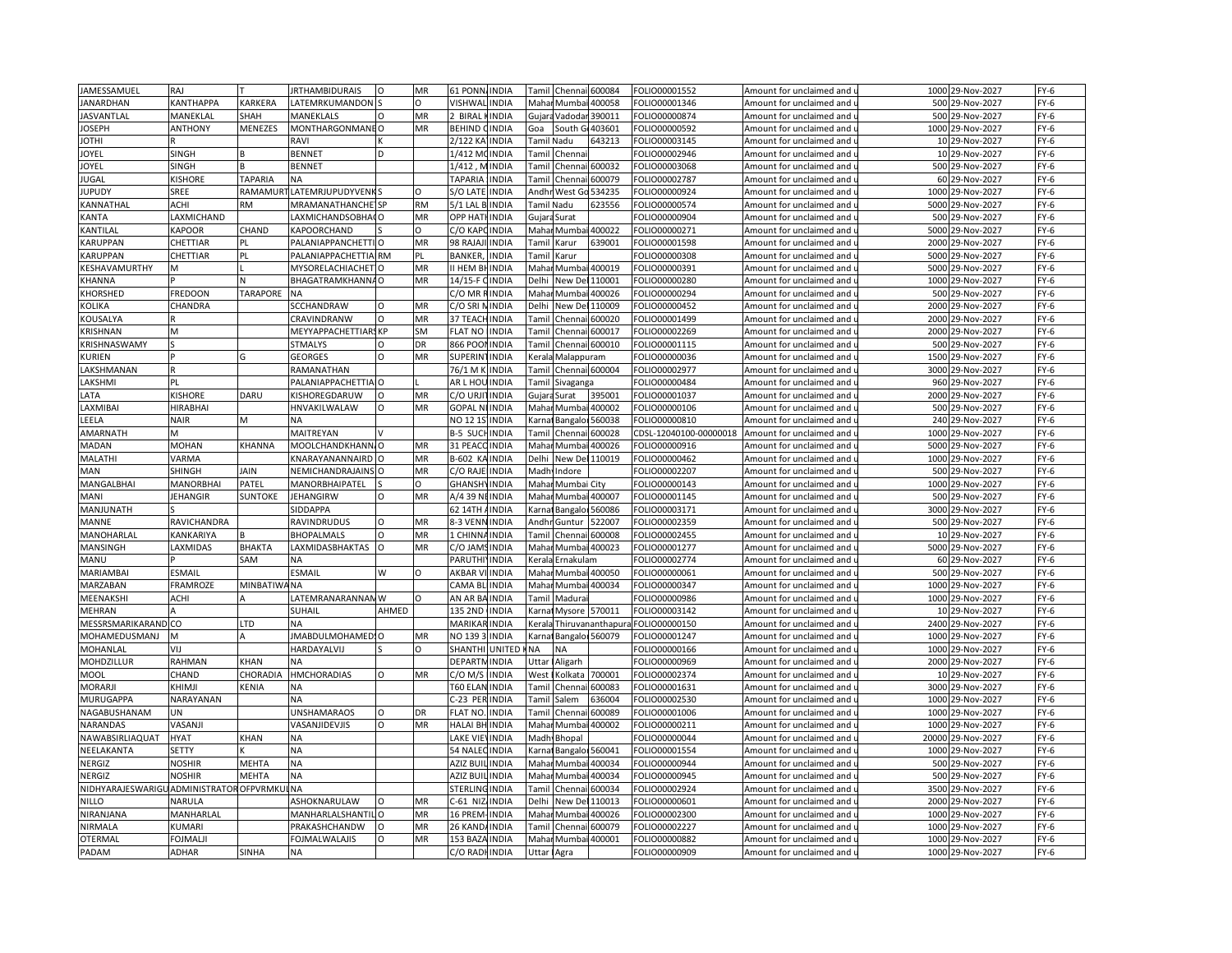| | | | | | | | | | | | | | | | |
|---|---|---|---|---|---|---|---|---|---|---|---|---|---|---|---|
| JAMESSAMUEL | RAJ | T | JRTHAMBIDURAIS | O | MR | 61 PONN | INDIA | Tamil | Chennai | 600084 | FOLIO00001552 | Amount for unclaimed and u | 1000 | 29-Nov-2027 | FY-6 |
| JANARDHAN | KANTHAPPA | KARKERA | LATEMRKUMANDON | S | O | VISHWAL | INDIA | Mahar | Mumbai | 400058 | FOLIO00001346 | Amount for unclaimed and u | 500 | 29-Nov-2027 | FY-6 |
| JASVANTLAL | MANEKLAL | SHAH | MANEKLALS | O | MR | 2 BIRAL K | INDIA | Gujara | Vadodar | 390011 | FOLIO00000874 | Amount for unclaimed and u | 500 | 29-Nov-2027 | FY-6 |
| JOSEPH | ANTHONY | MENEZES | MONTHARGONMANE | O | MR | BEHIND C | INDIA | Goa | South G | 403601 | FOLIO00000592 | Amount for unclaimed and u | 1000 | 29-Nov-2027 | FY-6 |
| JOTHI | R | | RAVI | K | | 2/122 KA | INDIA | Tamil | Nadu | 643213 | FOLIO00003145 | Amount for unclaimed and u | 10 | 29-Nov-2027 | FY-6 |
| JOYEL | SINGH | B | BENNET | D | | 1/412 MC | INDIA | Tamil | Chennai | | FOLIO00002946 | Amount for unclaimed and u | 10 | 29-Nov-2027 | FY-6 |
| JOYEL | SINGH | B | BENNET | | | 1/412 , M | INDIA | Tamil | Chennai | 600032 | FOLIO00003068 | Amount for unclaimed and u | 500 | 29-Nov-2027 | FY-6 |
| JUGAL | KISHORE | TAPARIA | NA | | | TAPARIA | INDIA | Tamil | Chennai | 600079 | FOLIO00002787 | Amount for unclaimed and u | 60 | 29-Nov-2027 | FY-6 |
| JUPUDY | SREE | RAMAMURT | LATEMRJUPUDYVENK | S | O | S/O LATE | INDIA | Andhr | West Go | 534235 | FOLIO00000924 | Amount for unclaimed and u | 1000 | 29-Nov-2027 | FY-6 |
| KANNATHAL | ACHI | RM | MRAMANATHANCHET | SP | RM | 5/1 LAL B | INDIA | Tamil | Nadu | 623556 | FOLIO00000574 | Amount for unclaimed and u | 5000 | 29-Nov-2027 | FY-6 |
| KANTA | LAXMICHAND | | LAXMICHANDSOBHA | O | MR | OPP HATI | INDIA | Gujara | Surat | | FOLIO00000904 | Amount for unclaimed and u | 500 | 29-Nov-2027 | FY-6 |
| KANTILAL | KAPOOR | CHAND | KAPOORCHAND | S | O | C/O KAPO | INDIA | Mahar | Mumbai | 400022 | FOLIO00000271 | Amount for unclaimed and u | 5000 | 29-Nov-2027 | FY-6 |
| KARUPPAN | CHETTIAR | PL | PALANIAPPANCHETTI | O | MR | 98 RAJAJI | INDIA | Tamil | Karur | 639001 | FOLIO00001598 | Amount for unclaimed and u | 2000 | 29-Nov-2027 | FY-6 |
| KARUPPAN | CHETTIAR | PL | PALANIAPPACHETTIA | RM | PL | BANKER, | INDIA | Tamil | Karur | | FOLIO00000308 | Amount for unclaimed and u | 5000 | 29-Nov-2027 | FY-6 |
| KESHAVAMURTHY | M | L | MYSORELACHIACHET | O | MR | II HEM BH | INDIA | Mahar | Mumbai | 400019 | FOLIO00000391 | Amount for unclaimed and u | 5000 | 29-Nov-2027 | FY-6 |
| KHANNA | P | N | BHAGATRAMKHANNA | O | MR | 14/15-F C | INDIA | Delhi | New Del | 110001 | FOLIO00000280 | Amount for unclaimed and u | 1000 | 29-Nov-2027 | FY-6 |
| KHORSHED | FREDOON | TARAPORE | NA | | | C/O MR R | INDIA | Mahar | Mumbai | 400026 | FOLIO00000294 | Amount for unclaimed and u | 500 | 29-Nov-2027 | FY-6 |
| KOLIKA | CHANDRA | | SCCHANDRAW | O | MR | C/O SRI N | INDIA | Delhi | New Del | 110009 | FOLIO00000452 | Amount for unclaimed and u | 2000 | 29-Nov-2027 | FY-6 |
| KOUSALYA | R | | CRAVINDRANW | O | MR | 37 TEACH | INDIA | Tamil | Chennai | 600020 | FOLIO00001499 | Amount for unclaimed and u | 2000 | 29-Nov-2027 | FY-6 |
| KRISHNAN | M | | MEYYAPPACHETTIARS | KP | SM | FLAT NO | INDIA | Tamil | Chennai | 600017 | FOLIO00002269 | Amount for unclaimed and u | 2000 | 29-Nov-2027 | FY-6 |
| KRISHNASWAMY | S | | STMALYS | O | DR | 866 POON | INDIA | Tamil | Chennai | 600010 | FOLIO00001115 | Amount for unclaimed and u | 500 | 29-Nov-2027 | FY-6 |
| KURIEN | P | G | GEORGES | O | MR | SUPERINT | INDIA | Kerala | Malappuram | | FOLIO00000036 | Amount for unclaimed and u | 1500 | 29-Nov-2027 | FY-6 |
| LAKSHMANAN | R | | RAMANATHAN | | | 76/1 M K | INDIA | Tamil | Chennai | 600004 | FOLIO00002977 | Amount for unclaimed and u | 3000 | 29-Nov-2027 | FY-6 |
| LAKSHMI | PL | | PALANIAPPACHETTIA | O | L | AR L HOU | INDIA | Tamil | Sivaganga | | FOLIO00000484 | Amount for unclaimed and u | 960 | 29-Nov-2027 | FY-6 |
| LATA | KISHORE | DARU | KISHOREGDARUW | O | MR | C/O URJIT | INDIA | Gujara | Surat | 395001 | FOLIO00001037 | Amount for unclaimed and u | 2000 | 29-Nov-2027 | FY-6 |
| LAXMIBAI | HIRABHAI | | HNVAKILWALAW | O | MR | GOPAL NI | INDIA | Mahar | Mumbai | 400002 | FOLIO00000106 | Amount for unclaimed and u | 500 | 29-Nov-2027 | FY-6 |
| LEELA | NAIR | M | NA | | | NO 12 1S | INDIA | Karnat | Bangalor | 560038 | FOLIO00000810 | Amount for unclaimed and u | 240 | 29-Nov-2027 | FY-6 |
| AMARNATH | M | | MAITREYAN | V | | B-5 SUCH | INDIA | Tamil | Chennai | 600028 | CDSL-12040100-00000018 | Amount for unclaimed and u | 1000 | 29-Nov-2027 | FY-6 |
| MADAN | MOHAN | KHANNA | MOOLCHANDKHANN | O | MR | 31 PEACO | INDIA | Mahar | Mumbai | 400026 | FOLIO00000916 | Amount for unclaimed and u | 5000 | 29-Nov-2027 | FY-6 |
| MALATHI | VARMA | | KNARAYANANNAIRD | O | MR | B-602 KA | INDIA | Delhi | New Del | 110019 | FOLIO00000462 | Amount for unclaimed and u | 1000 | 29-Nov-2027 | FY-6 |
| MAN | SHINGH | JAIN | NEMICHANDRAJAINS | O | MR | C/O RAJE | INDIA | Madhy | Indore | | FOLIO00002207 | Amount for unclaimed and u | 500 | 29-Nov-2027 | FY-6 |
| MANGALBHAI | MANORBHAI | PATEL | MANORBHAIPATEL | S | O | GHANSHY | INDIA | Mahar | Mumbai City | | FOLIO00000143 | Amount for unclaimed and u | 1000 | 29-Nov-2027 | FY-6 |
| MANI | JEHANGIR | SUNTOKE | JEHANGIRW | O | MR | A/4 39 NE | INDIA | Mahar | Mumbai | 400007 | FOLIO00001145 | Amount for unclaimed and u | 500 | 29-Nov-2027 | FY-6 |
| MANJUNATH | S | | SIDDAPPA | | | 62 14TH A | INDIA | Karnat | Bangalor | 560086 | FOLIO00003171 | Amount for unclaimed and u | 3000 | 29-Nov-2027 | FY-6 |
| MANNE | RAVICHANDRA | | RAVINDRUDUS | O | MR | 8-3 VENN | INDIA | Andhr | Guntur | 522007 | FOLIO00002359 | Amount for unclaimed and u | 500 | 29-Nov-2027 | FY-6 |
| MANOHARLAL | KANKARIYA | B | BHOPALMALS | O | MR | 1 CHINNA | INDIA | Tamil | Chennai | 600008 | FOLIO00002455 | Amount for unclaimed and u | 10 | 29-Nov-2027 | FY-6 |
| MANSINGH | LAXMIDAS | BHAKTA | LAXMIDASBHAKTAS | O | MR | C/O JAMS | INDIA | Mahar | Mumbai | 400023 | FOLIO00001277 | Amount for unclaimed and u | 5000 | 29-Nov-2027 | FY-6 |
| MANU | P | SAM | NA | | | PARUTHI | INDIA | Kerala | Ernakulam | | FOLIO00002774 | Amount for unclaimed and u | 60 | 29-Nov-2027 | FY-6 |
| MARIAMBAI | ESMAIL | | ESMAIL | W | O | AKBAR VI | INDIA | Mahar | Mumbai | 400050 | FOLIO00000061 | Amount for unclaimed and u | 500 | 29-Nov-2027 | FY-6 |
| MARZABAN | FRAMROZE | MINBATIWA | NA | | | CAMA BL | INDIA | Mahar | Mumbai | 400034 | FOLIO00000347 | Amount for unclaimed and u | 1000 | 29-Nov-2027 | FY-6 |
| MEENAKSHI | ACHI | A | LATEMRANARANNAN | W | O | AN AR BA | INDIA | Tamil | Madurai | | FOLIO00000986 | Amount for unclaimed and u | 1000 | 29-Nov-2027 | FY-6 |
| MEHRAN | A | | SUHAIL | AHMED | | 135 2ND | INDIA | Karnat | Mysore | 570011 | FOLIO00003142 | Amount for unclaimed and u | 10 | 29-Nov-2027 | FY-6 |
| MESSRSMARIKARAND | CO | LTD | NA | | | MARIKAR | INDIA | Kerala | Thiruvananthapura | | FOLIO00000150 | Amount for unclaimed and u | 2400 | 29-Nov-2027 | FY-6 |
| MOHAMEDUSMANJ | M | A | JMABDULMOHAMEDS | O | MR | NO 139 3 | INDIA | Karnat | Bangalor | 560079 | FOLIO00001247 | Amount for unclaimed and u | 1000 | 29-Nov-2027 | FY-6 |
| MOHANLAL | VIJ | | HARDAYALVIJ | S | O | SHANTHI | UNITED K | NA | NA | | FOLIO00000166 | Amount for unclaimed and u | 1000 | 29-Nov-2027 | FY-6 |
| MOHDZILLUR | RAHMAN | KHAN | NA | | | DEPARTM | INDIA | Uttar | Aligarh | | FOLIO00000969 | Amount for unclaimed and u | 2000 | 29-Nov-2027 | FY-6 |
| MOOL | CHAND | CHORADIA | HMCHORADIAS | O | MR | C/O M/S | INDIA | West | Kolkata | 700001 | FOLIO00002374 | Amount for unclaimed and u | 10 | 29-Nov-2027 | FY-6 |
| MORARJI | KHIMJI | KENIA | NA | | | T60 ELAN | INDIA | Tamil | Chennai | 600083 | FOLIO00001631 | Amount for unclaimed and u | 3000 | 29-Nov-2027 | FY-6 |
| MURUGAPPA | NARAYANAN | | NA | | | C-23 PER | INDIA | Tamil | Salem | 636004 | FOLIO00002530 | Amount for unclaimed and u | 1000 | 29-Nov-2027 | FY-6 |
| NAGABUSHANAM | UN | | UNSHAMARAOS | O | DR | FLAT NO. | INDIA | Tamil | Chennai | 600089 | FOLIO00001006 | Amount for unclaimed and u | 1000 | 29-Nov-2027 | FY-6 |
| NARANDAS | VASANJI | | VASANJIDEVJIS | O | MR | HALAI BH | INDIA | Mahar | Mumbai | 400002 | FOLIO00000211 | Amount for unclaimed and u | 1000 | 29-Nov-2027 | FY-6 |
| NAWABSIRLIAQUAT | HYAT | KHAN | NA | | | LAKE VIE | INDIA | Madhy | Bhopal | | FOLIO00000044 | Amount for unclaimed and u | 20000 | 29-Nov-2027 | FY-6 |
| NEELAKANTA | SETTY | K | NA | | | 54 NALEC | INDIA | Karnat | Bangalor | 560041 | FOLIO00001554 | Amount for unclaimed and u | 1000 | 29-Nov-2027 | FY-6 |
| NERGIZ | NOSHIR | MEHTA | NA | | | AZIZ BUIL | INDIA | Mahar | Mumbai | 400034 | FOLIO00000944 | Amount for unclaimed and u | 500 | 29-Nov-2027 | FY-6 |
| NERGIZ | NOSHIR | MEHTA | NA | | | AZIZ BUIL | INDIA | Mahar | Mumbai | 400034 | FOLIO00000945 | Amount for unclaimed and u | 500 | 29-Nov-2027 | FY-6 |
| NIDHYARAJESWARIGU | ADMINISTRATOR | OFPVRMKUL | NA | | | STERLING | INDIA | Tamil | Chennai | 600034 | FOLIO00002924 | Amount for unclaimed and u | 3500 | 29-Nov-2027 | FY-6 |
| NILLO | NARULA | | ASHOKNARULAW | O | MR | C-61 NIZ | INDIA | Delhi | New Del | 110013 | FOLIO00000601 | Amount for unclaimed and u | 2000 | 29-Nov-2027 | FY-6 |
| NIRANJANA | MANHARLAL | | MANHARLALSHANTIL | O | MR | 16 PREM- | INDIA | Mahar | Mumbai | 400026 | FOLIO00002300 | Amount for unclaimed and u | 1000 | 29-Nov-2027 | FY-6 |
| NIRMALA | KUMARI | | PRAKASHCHANDW | O | MR | 26 KAND | INDIA | Tamil | Chennai | 600079 | FOLIO00002227 | Amount for unclaimed and u | 1000 | 29-Nov-2027 | FY-6 |
| OTERMAL | FOJMALJI | | FOJMALWALAJIS | O | MR | 153 BAZA | INDIA | Mahar | Mumbai | 400001 | FOLIO00000882 | Amount for unclaimed and u | 1000 | 29-Nov-2027 | FY-6 |
| PADAM | ADHAR | SINHA | NA | | | C/O RADH | INDIA | Uttar | Agra | | FOLIO00000909 | Amount for unclaimed and u | 1000 | 29-Nov-2027 | FY-6 |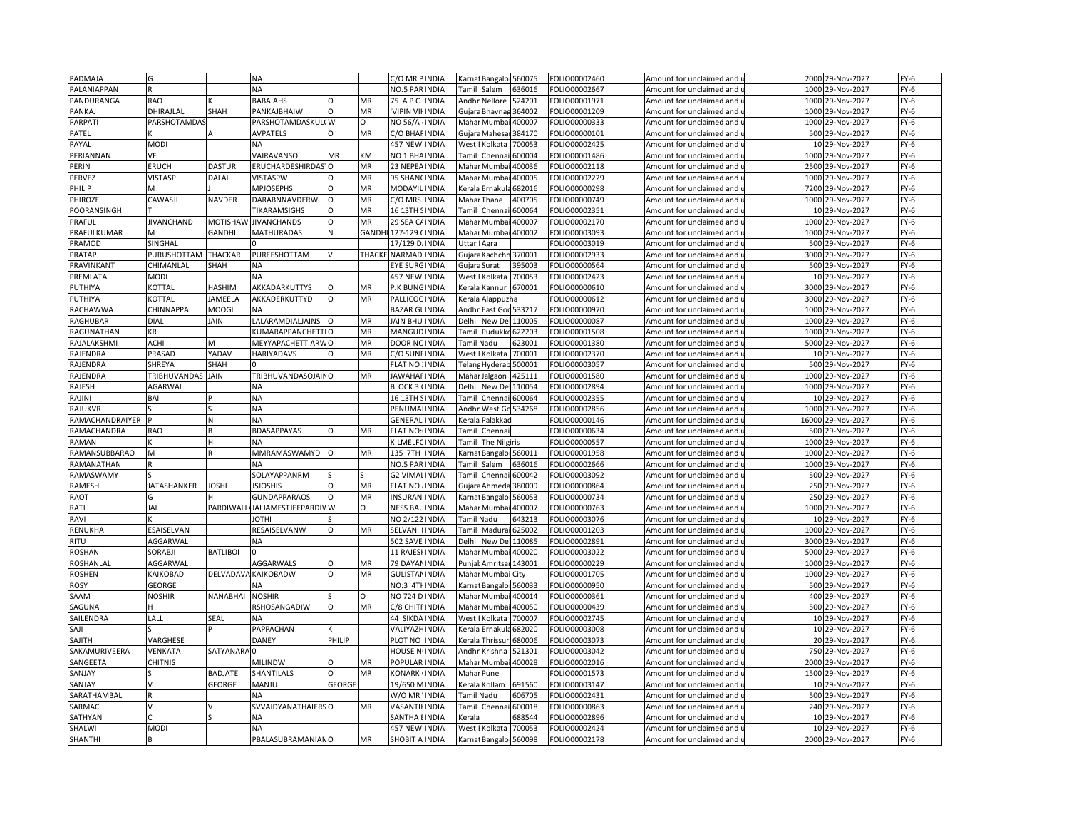| PADMAJA | G | | NA | | | C/O MR P | INDIA | Karnat | Bangalo | 560075 | FOLIO00002460 | Amount for unclaimed and u | 2000 | 29-Nov-2027 | FY-6 |
|---|---|---|---|---|---|---|---|---|---|---|---|---|---|---|---|
| PALANIAPPAN | R | | NA | | | NO.5 PAR | INDIA | Tamil | Salem | 636016 | FOLIO00002667 | Amount for unclaimed and u | 1000 | 29-Nov-2027 | FY-6 |
| PANDURANGA | RAO | K | BABAIAHS | O | MR | 75 A P C | INDIA | Andhr | Nellore | 524201 | FOLIO00001971 | Amount for unclaimed and u | 1000 | 29-Nov-2027 | FY-6 |
| PANKAJ | DHIRAJLAL | SHAH | PANKAJBHAIW | O | MR | 'VIPIN VI | INDIA | Gujara | Bhavnag | 364002 | FOLIO00001209 | Amount for unclaimed and u | 1000 | 29-Nov-2027 | FY-6 |
| PARPATI | PARSHOTAMDAS | | PARSHOTAMDASKUL | W | O | NO 56/A | INDIA | Mahar | Mumbai | 400007 | FOLIO00000333 | Amount for unclaimed and u | 1000 | 29-Nov-2027 | FY-6 |
| PATEL | K | A | AVPATELS | O | MR | C/O BHAI | INDIA | Gujara | Mahesar | 384170 | FOLIO00000101 | Amount for unclaimed and u | 500 | 29-Nov-2027 | FY-6 |
| PAYAL | MODI | | NA | | | 457 NEW | INDIA | West | Kolkata | 700053 | FOLIO00002425 | Amount for unclaimed and u | 10 | 29-Nov-2027 | FY-6 |
| PERIANNAN | VE | | VAIRAVANSO | MR | KM | NO 1 BHA | INDIA | Tamil | Chennai | 600004 | FOLIO00001486 | Amount for unclaimed and u | 1000 | 29-Nov-2027 | FY-6 |
| PERIN | ERUCH | DASTUR | ERUCHARDESHIRDAS | O | MR | 23 NEPEA | INDIA | Mahar | Mumbai | 400036 | FOLIO00002118 | Amount for unclaimed and u | 2500 | 29-Nov-2027 | FY-6 |
| PERVEZ | VISTASP | DALAL | VISTASPW | O | MR | 95 SHAN | INDIA | Mahar | Mumbai | 400005 | FOLIO00002229 | Amount for unclaimed and u | 1000 | 29-Nov-2027 | FY-6 |
| PHILIP | M | J | MPJOSEPHS | O | MR | MODAYIL | INDIA | Kerala | Ernakula | 682016 | FOLIO00000298 | Amount for unclaimed and u | 7200 | 29-Nov-2027 | FY-6 |
| PHIROZE | CAWASJI | NAVDER | DARABNNAVDERW | O | MR | C/O MRS. | INDIA | Mahar | Thane | 400705 | FOLIO00000749 | Amount for unclaimed and u | 1000 | 29-Nov-2027 | FY-6 |
| POORANSINGH | T | | TIKARAMSIGHS | O | MR | 16 13TH S | INDIA | Tamil | Chennai | 600064 | FOLIO00002351 | Amount for unclaimed and u | 10 | 29-Nov-2027 | FY-6 |
| PRAFUL | JIVANCHAND | MOTISHAW | JIVANCHANDS | O | MR | 29 SEA C | INDIA | Mahar | Mumbai | 400007 | FOLIO00002170 | Amount for unclaimed and u | 1000 | 29-Nov-2027 | FY-6 |
| PRAFULKUMAR | M | GANDHI | MATHURADAS | N | GANDHI | 127-129 | INDIA | Mahar | Mumbai | 400002 | FOLIO00003093 | Amount for unclaimed and u | 1000 | 29-Nov-2027 | FY-6 |
| PRAMOD | SINGHAL | | 0 | | | 17/129 D | INDIA | Uttar | Agra | | FOLIO00003019 | Amount for unclaimed and u | 500 | 29-Nov-2027 | FY-6 |
| PRATAP | PURUSHOTTAM | THACKAR | PUREESHOTTAM | V | THACKE | NARMAD | INDIA | Gujara | Kachchh | 370001 | FOLIO00002933 | Amount for unclaimed and u | 3000 | 29-Nov-2027 | FY-6 |
| PRAVINKANT | CHIMANLAL | SHAH | NA | | | EYE SURG | INDIA | Gujara | Surat | 395003 | FOLIO00000564 | Amount for unclaimed and u | 500 | 29-Nov-2027 | FY-6 |
| PREMLATA | MODI | | NA | | | 457 NEW | INDIA | West | Kolkata | 700053 | FOLIO00002423 | Amount for unclaimed and u | 10 | 29-Nov-2027 | FY-6 |
| PUTHIYA | KOTTAL | HASHIM | AKKADARKUTTYS | O | MR | P.K BUNG | INDIA | Kerala | Kannur | 670001 | FOLIO00000610 | Amount for unclaimed and u | 3000 | 29-Nov-2027 | FY-6 |
| PUTHIYA | KOTTAL | JAMEELA | AKKADERKUTTYD | O | MR | PALLICOO | INDIA | Kerala | Alappuzha | | FOLIO00000612 | Amount for unclaimed and u | 3000 | 29-Nov-2027 | FY-6 |
| RACHAWWA | CHINNAPPA | MOOGI | NA | | | BAZAR G | INDIA | Andhr | East God | 533217 | FOLIO00000970 | Amount for unclaimed and u | 1000 | 29-Nov-2027 | FY-6 |
| RAGHUBAR | DIAL | JAIN | LALARAMDIALJAINS | O | MR | JAIN BHU | INDIA | Delhi | New Del | 110005 | FOLIO00000087 | Amount for unclaimed and u | 1000 | 29-Nov-2027 | FY-6 |
| RAGUNATHAN | KR | | KUMARAPPANCHETT | O | MR | MANGUD | INDIA | Tamil | Pudukko | 622203 | FOLIO00001508 | Amount for unclaimed and u | 1000 | 29-Nov-2027 | FY-6 |
| RAJALAKSHMI | ACHI | M | MEYYAPACHETTIARW | O | MR | DOOR NO | INDIA | Tamil | Nadu | 623001 | FOLIO00001380 | Amount for unclaimed and u | 5000 | 29-Nov-2027 | FY-6 |
| RAJENDRA | PRASAD | YADAV | HARIYADAVS | O | MR | C/O SUNI | INDIA | West | Kolkata | 700001 | FOLIO00002370 | Amount for unclaimed and u | 10 | 29-Nov-2027 | FY-6 |
| RAJENDRA | SHREYA | SHAH | 0 | | | FLAT NO | INDIA | Telang | Hyderab | 500001 | FOLIO00003057 | Amount for unclaimed and u | 500 | 29-Nov-2027 | FY-6 |
| RAJENDRA | TRIBHUVANDAS | JAIN | TRIBHUVANDASOJAIN | O | MR | JAWAHAR | INDIA | Mahar | Jalgaon | 425111 | FOLIO00001580 | Amount for unclaimed and u | 1000 | 29-Nov-2027 | FY-6 |
| RAJESH | AGARWAL | | NA | | | BLOCK 3 | INDIA | Delhi | New Del | 110054 | FOLIO00002894 | Amount for unclaimed and u | 1000 | 29-Nov-2027 | FY-6 |
| RAJINI | BAI | P | NA | | | 16 13TH S | INDIA | Tamil | Chennai | 600064 | FOLIO00002355 | Amount for unclaimed and u | 10 | 29-Nov-2027 | FY-6 |
| RAJUKVR | S | S | NA | | | PENUMA | INDIA | Andhr | West Go | 534268 | FOLIO00002856 | Amount for unclaimed and u | 1000 | 29-Nov-2027 | FY-6 |
| RAMACHANDRAIYER | P | N | NA | | | GENERAL | INDIA | Kerala | Palakkad | | FOLIO00000146 | Amount for unclaimed and u | 16000 | 29-Nov-2027 | FY-6 |
| RAMACHANDRA | RAO | B | BDASAPPAYAS | O | MR | FLAT NO: | INDIA | Tamil | Chennai | | FOLIO00000634 | Amount for unclaimed and u | 500 | 29-Nov-2027 | FY-6 |
| RAMAN | K | H | NA | | | KILMELF | INDIA | Tamil | The Nilgiris | | FOLIO00000557 | Amount for unclaimed and u | 1000 | 29-Nov-2027 | FY-6 |
| RAMANSUBBARAO | M | R | MMRAMASWAMYD | O | MR | 135 7TH | INDIA | Karnat | Bangalo | 560011 | FOLIO00001958 | Amount for unclaimed and u | 1000 | 29-Nov-2027 | FY-6 |
| RAMANATHAN | R | | NA | | | NO.5 PAR | INDIA | Tamil | Salem | 636016 | FOLIO00002666 | Amount for unclaimed and u | 1000 | 29-Nov-2027 | FY-6 |
| RAMASWAMY | S | | SOLAYAPPANRM | S | S | G2 VIMAL | INDIA | Tamil | Chennai | 600042 | FOLIO00003092 | Amount for unclaimed and u | 500 | 29-Nov-2027 | FY-6 |
| RAMESH | JATASHANKER | JOSHI | JSJOSHIS | O | MR | FLAT NO | INDIA | Gujara | Ahmeda | 380009 | FOLIO00000864 | Amount for unclaimed and u | 250 | 29-Nov-2027 | FY-6 |
| RAOT | G | H | GUNDAPPARAOS | O | MR | INSURAN | INDIA | Karnat | Bangalo | 560053 | FOLIO00000734 | Amount for unclaimed and u | 250 | 29-Nov-2027 | FY-6 |
| RATI | JAL | PARDIWALL | JALJAMESTJEEPARDIV | W | O | NESS BAL | INDIA | Mahar | Mumbai | 400007 | FOLIO00000763 | Amount for unclaimed and u | 1000 | 29-Nov-2027 | FY-6 |
| RAVI | K | | JOTHI | S | | NO 2/122 | INDIA | Tamil | Nadu | 643213 | FOLIO00003076 | Amount for unclaimed and u | 10 | 29-Nov-2027 | FY-6 |
| RENUKHA | ESAISELVAN | | RESAISELVANW | O | MR | SELVAN I | INDIA | Tamil | Madurai | 625002 | FOLIO00001203 | Amount for unclaimed and u | 1000 | 29-Nov-2027 | FY-6 |
| RITU | AGGARWAL | | NA | | | 502 SAVE | INDIA | Delhi | New Del | 110085 | FOLIO00002891 | Amount for unclaimed and u | 3000 | 29-Nov-2027 | FY-6 |
| ROSHAN | SORABJI | BATLIBOI | 0 | | | 11 RAJESI | INDIA | Mahar | Mumbai | 400020 | FOLIO00003022 | Amount for unclaimed and u | 5000 | 29-Nov-2027 | FY-6 |
| ROSHANLAL | AGGARWAL | | AGGARWALS | O | MR | 79 DAYAN | INDIA | Punjab | Amritsar | 143001 | FOLIO00000229 | Amount for unclaimed and u | 1000 | 29-Nov-2027 | FY-6 |
| ROSHEN | KAIKOBAD | DELVADAVA | KAIKOBADW | O | MR | GULISTAN | INDIA | Mahar | Mumbai City | | FOLIO00001705 | Amount for unclaimed and u | 1000 | 29-Nov-2027 | FY-6 |
| ROSY | GEORGE | | NA | | | NO:3 4TH | INDIA | Karnat | Bangalo | 560033 | FOLIO00000950 | Amount for unclaimed and u | 500 | 29-Nov-2027 | FY-6 |
| SAAM | NOSHIR | NANABHAI | NOSHIR | S | O | NO 724 D | INDIA | Mahar | Mumbai | 400014 | FOLIO00000361 | Amount for unclaimed and u | 400 | 29-Nov-2027 | FY-6 |
| SAGUNA | H | | RSHOSANGADIW | O | MR | C/8 CHIT | INDIA | Mahar | Mumbai | 400050 | FOLIO00000439 | Amount for unclaimed and u | 500 | 29-Nov-2027 | FY-6 |
| SAILENDRA | LALL | SEAL | NA | | | 44 SIKDA | INDIA | West | Kolkata | 700007 | FOLIO00002745 | Amount for unclaimed and u | 10 | 29-Nov-2027 | FY-6 |
| SAJI | S | P | PAPPACHAN | K | | VALIYAZH | INDIA | Kerala | Ernakula | 682020 | FOLIO00003008 | Amount for unclaimed and u | 10 | 29-Nov-2027 | FY-6 |
| SAJITH | VARGHESE | | DANEY | PHILIP | | PLOT NO | INDIA | Kerala | Thrissur | 680006 | FOLIO00003073 | Amount for unclaimed and u | 20 | 29-Nov-2027 | FY-6 |
| SAKAMURIVEERA | VENKATA | SATYANARA | 0 | | | HOUSE N | INDIA | Andhr | Krishna | 521301 | FOLIO00003042 | Amount for unclaimed and u | 750 | 29-Nov-2027 | FY-6 |
| SANGEETA | CHITNIS | | MILINDW | O | MR | POPULAR | INDIA | Mahar | Mumbai | 400028 | FOLIO00002016 | Amount for unclaimed and u | 2000 | 29-Nov-2027 | FY-6 |
| SANJAY | S | BADJATE | SHANTILALS | O | MR | KONARK | INDIA | Mahar | Pune | | FOLIO00001573 | Amount for unclaimed and u | 1500 | 29-Nov-2027 | FY-6 |
| SANJAY | V | GEORGE | MANJU | GEORGE | | 19/650 M | INDIA | Kerala | Kollam | 691560 | FOLIO00003147 | Amount for unclaimed and u | 10 | 29-Nov-2027 | FY-6 |
| SARATHAMBAL | R | | NA | | | W/O MR | INDIA | Tamil | Nadu | 606705 | FOLIO00002431 | Amount for unclaimed and u | 500 | 29-Nov-2027 | FY-6 |
| SARMAC | V | V | SVVAIDYANATHAIERS | O | MR | VASANTH | INDIA | Tamil | Chennai | 600018 | FOLIO00000863 | Amount for unclaimed and u | 240 | 29-Nov-2027 | FY-6 |
| SATHYAN | C | S | NA | | | SANTHA | INDIA | Kerala | | 688544 | FOLIO00002896 | Amount for unclaimed and u | 10 | 29-Nov-2027 | FY-6 |
| SHALWI | MODI | | NA | | | 457 NEW | INDIA | West | Kolkata | 700053 | FOLIO00002424 | Amount for unclaimed and u | 10 | 29-Nov-2027 | FY-6 |
| SHANTHI | B | | PBALASUBRAMANIAN | O | MR | SHOBIT A | INDIA | Karnat | Bangalo | 560098 | FOLIO00002178 | Amount for unclaimed and u | 2000 | 29-Nov-2027 | FY-6 |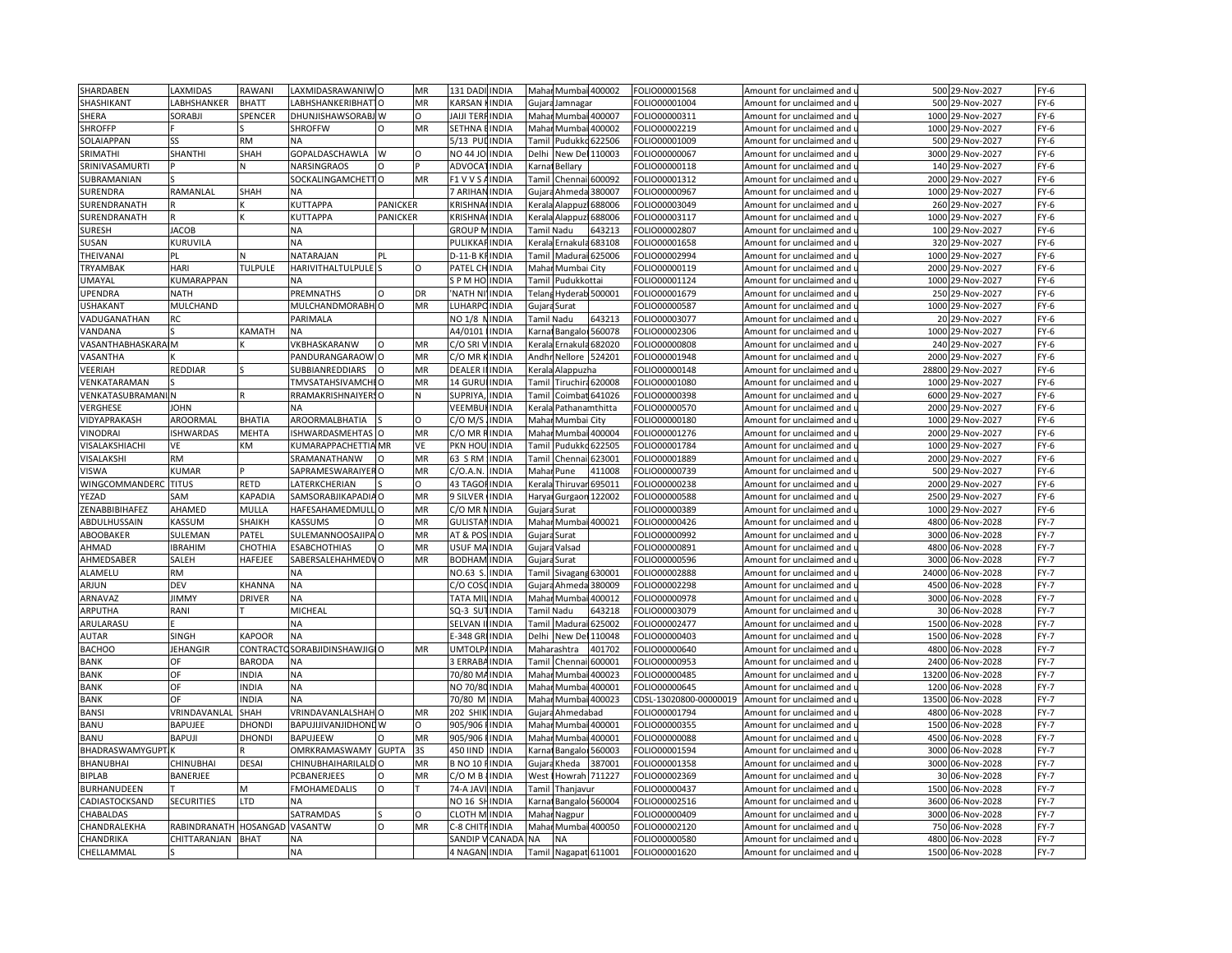| SHARDABEN | LAXMIDAS | RAWANI | LAXMIDASRAWANIW | O | MR | 131 DADI | INDIA | Mahar | Mumbai | 400002 | FOLIO00001568 | Amount for unclaimed and u | 500 | 29-Nov-2027 | FY-6 |
|---|---|---|---|---|---|---|---|---|---|---|---|---|---|---|---|
| SHASHIKANT | LABHSHANKER | BHATT | LABHSHANKERIBHATT | O | MR | KARSAN K | INDIA | Gujara | Jamnagar | | FOLIO00001004 | Amount for unclaimed and u | 500 | 29-Nov-2027 | FY-6 |
| SHERA | SORABJI | SPENCER | DHUNJISHAWSORABJ | W | O | JAIJI TERR | INDIA | Mahar | Mumbai | 400007 | FOLIO00000311 | Amount for unclaimed and u | 1000 | 29-Nov-2027 | FY-6 |
| SHROFFP | F | S | SHROFFW | O | MR | SETHNA B | INDIA | Mahar | Mumbai | 400002 | FOLIO00002219 | Amount for unclaimed and u | 1000 | 29-Nov-2027 | FY-6 |
| SOLAIAPPAN | SS | RM | NA | | | 5/13 PUD | INDIA | Tamil | Pudukko | 622506 | FOLIO00001009 | Amount for unclaimed and u | 500 | 29-Nov-2027 | FY-6 |
| SRIMATHI | SHANTHI | SHAH | GOPALDASCHAWLA | W | O | NO 44 JO | INDIA | Delhi | New Del | 110003 | FOLIO00000067 | Amount for unclaimed and u | 3000 | 29-Nov-2027 | FY-6 |
| SRINIVASAMURTI | P | N | NARSINGRAOS | O | P | ADVOCAT | INDIA | Karnat | Bellary | | FOLIO00000118 | Amount for unclaimed and u | 140 | 29-Nov-2027 | FY-6 |
| SUBRAMANIAN | S | | SOCKALINGAMCHETT | O | MR | F1 V V S A | INDIA | Tamil | Chennai | 600092 | FOLIO00001312 | Amount for unclaimed and u | 2000 | 29-Nov-2027 | FY-6 |
| SURENDRA | RAMANLAL | SHAH | NA | | | 7 ARIHAN | INDIA | Gujara | Ahmeda | 380007 | FOLIO00000967 | Amount for unclaimed and u | 1000 | 29-Nov-2027 | FY-6 |
| SURENDRANATH | R | K | KUTTAPPA | PANICKER | | KRISHNA | INDIA | Kerala | Alappuz | 688006 | FOLIO00003049 | Amount for unclaimed and u | 260 | 29-Nov-2027 | FY-6 |
| SURENDRANATH | R | K | KUTTAPPA | PANICKER | | KRISHNA | INDIA | Kerala | Alappuz | 688006 | FOLIO00003117 | Amount for unclaimed and u | 1000 | 29-Nov-2027 | FY-6 |
| SURESH | JACOB | | NA | | | GROUP M | INDIA | Tamil Nadu | | 643213 | FOLIO00002807 | Amount for unclaimed and u | 100 | 29-Nov-2027 | FY-6 |
| SUSAN | KURUVILA | | NA | | | PULIKKAR | INDIA | Kerala | Ernakula | 683108 | FOLIO00001658 | Amount for unclaimed and u | 320 | 29-Nov-2027 | FY-6 |
| THEIVANAI | PL | N | NATARAJAN | PL | | D-11-B KR | INDIA | Tamil | Madurai | 625006 | FOLIO00002994 | Amount for unclaimed and u | 1000 | 29-Nov-2027 | FY-6 |
| TRYAMBAK | HARI | TULPULE | HARIVITHALTULPULE | S | O | PATEL CH | INDIA | Mahar | Mumbai City | | FOLIO00000119 | Amount for unclaimed and u | 2000 | 29-Nov-2027 | FY-6 |
| UMAYAL | KUMARAPPAN | | NA | | | S P M HO | INDIA | Tamil | Pudukkottai | | FOLIO00001124 | Amount for unclaimed and u | 1000 | 29-Nov-2027 | FY-6 |
| UPENDRA | NATH | | PREMNATHS | O | DR | 'NATH NI | INDIA | Telang | Hyderab | 500001 | FOLIO00001679 | Amount for unclaimed and u | 250 | 29-Nov-2027 | FY-6 |
| USHAKANT | MULCHAND | | MULCHANDMORABH | O | MR | LUHARPO | INDIA | Gujara | Surat | | FOLIO00000587 | Amount for unclaimed and u | 1000 | 29-Nov-2027 | FY-6 |
| VADUGANATHAN | RC | | PARIMALA | | | NO 1/8 N | INDIA | Tamil Nadu | | 643213 | FOLIO00003077 | Amount for unclaimed and u | 20 | 29-Nov-2027 | FY-6 |
| VANDANA | S | KAMATH | NA | | | A4/0101 I | INDIA | Karnat | Bangalor | 560078 | FOLIO00002306 | Amount for unclaimed and u | 1000 | 29-Nov-2027 | FY-6 |
| VASANTHABHASKARA | M | K | VKBHASKARANW | O | MR | C/O SRI V | INDIA | Kerala | Ernakula | 682020 | FOLIO00000808 | Amount for unclaimed and u | 240 | 29-Nov-2027 | FY-6 |
| VASANTHA | K | | PANDURANGARAOW | O | MR | C/O MR K | INDIA | Andhr | Nellore | 524201 | FOLIO00001948 | Amount for unclaimed and u | 2000 | 29-Nov-2027 | FY-6 |
| VEERIAH | REDDIAR | S | SUBBIANREDDIARS | O | MR | DEALER II | INDIA | Kerala | Alappuzha | | FOLIO00000148 | Amount for unclaimed and u | 28800 | 29-Nov-2027 | FY-6 |
| VENKATARAMAN | S | | TMVSATAHSIVAMCHE | O | MR | 14 GURU | INDIA | Tamil | Tiruchira | 620008 | FOLIO00001080 | Amount for unclaimed and u | 1000 | 29-Nov-2027 | FY-6 |
| VENKATASUBRAMANI | N | R | RRAMAKRISHNAIYERS | O | N | SUPRIYA, | INDIA | Tamil | Coimbat | 641026 | FOLIO00000398 | Amount for unclaimed and u | 6000 | 29-Nov-2027 | FY-6 |
| VERGHESE | JOHN | | NA | | | VEEMBUR | INDIA | Kerala | Pathanamthitta | | FOLIO00000570 | Amount for unclaimed and u | 2000 | 29-Nov-2027 | FY-6 |
| VIDYAPRAKASH | AROORMAL | BHATIA | AROORMALBHATIA | S | O | C/O M/S. | INDIA | Mahar | Mumbai City | | FOLIO00000180 | Amount for unclaimed and u | 1000 | 29-Nov-2027 | FY-6 |
| VINODRAI | ISHWARDAS | MEHTA | ISHWARDASMEHTAS | O | MR | C/O MR R | INDIA | Mahar | Mumbai | 400004 | FOLIO00001276 | Amount for unclaimed and u | 2000 | 29-Nov-2027 | FY-6 |
| VISALAKSHIACHI | VE | KM | KUMARAPPACHETTIA | MR | VE | PKN HOU | INDIA | Tamil | Pudukko | 622505 | FOLIO00001784 | Amount for unclaimed and u | 1000 | 29-Nov-2027 | FY-6 |
| VISALAKSHI | RM | | SRAMANATHANW | O | MR | 63 S RM | INDIA | Tamil | Chennai | 623001 | FOLIO00001889 | Amount for unclaimed and u | 2000 | 29-Nov-2027 | FY-6 |
| VISWA | KUMAR | P | SAPRAMESWARAIYER | O | MR | C/O.A.N. | INDIA | Mahar | Pune | 411008 | FOLIO00000739 | Amount for unclaimed and u | 500 | 29-Nov-2027 | FY-6 |
| WINGCOMMANDERC | TITUS | RETD | LATERKCHERIAN | S | O | 43 TAGOR | INDIA | Kerala | Thiruvar | 695011 | FOLIO00000238 | Amount for unclaimed and u | 2000 | 29-Nov-2027 | FY-6 |
| YEZAD | SAM | KAPADIA | SAMSORABJIKAPADIA | O | MR | 9 SILVER | INDIA | Haryan | Gurgaon | 122002 | FOLIO00000588 | Amount for unclaimed and u | 2500 | 29-Nov-2027 | FY-6 |
| ZENABBIBIHAFEZ | AHAMED | MULLA | HAFESAHAMEDMULL | O | MR | C/O MR N | INDIA | Gujara | Surat | | FOLIO00000389 | Amount for unclaimed and u | 1000 | 29-Nov-2027 | FY-6 |
| ABDULHUSSAIN | KASSUM | SHAIKH | KASSUMS | O | MR | GULISTAN | INDIA | Mahar | Mumbai | 400021 | FOLIO00000426 | Amount for unclaimed and u | 4800 | 06-Nov-2028 | FY-7 |
| ABOOBAKER | SULEMAN | PATEL | SULEMANNOOSAJIPA | O | MR | AT & POS | INDIA | Gujara | Surat | | FOLIO00000992 | Amount for unclaimed and u | 3000 | 06-Nov-2028 | FY-7 |
| AHMAD | IBRAHIM | CHOTHIA | ESABCHOTHIAS | O | MR | USUF MA | INDIA | Gujara | Valsad | | FOLIO00000891 | Amount for unclaimed and u | 4800 | 06-Nov-2028 | FY-7 |
| AHMEDSABER | SALEH | HAFEJEE | SABERSALEHAHMEDV | O | MR | BODHAM | INDIA | Gujara | Surat | | FOLIO00000596 | Amount for unclaimed and u | 3000 | 06-Nov-2028 | FY-7 |
| ALAMELU | RM | | NA | | | NO.63 S. | INDIA | Tamil | Sivagang | 630001 | FOLIO00002888 | Amount for unclaimed and u | 24000 | 06-Nov-2028 | FY-7 |
| ARJUN | DEV | KHANNA | NA | | | C/O COSO | INDIA | Gujara | Ahmeda | 380009 | FOLIO00002298 | Amount for unclaimed and u | 4500 | 06-Nov-2028 | FY-7 |
| ARNAVAZ | JIMMY | DRIVER | NA | | | TATA MIL | INDIA | Mahar | Mumbai | 400012 | FOLIO00000978 | Amount for unclaimed and u | 3000 | 06-Nov-2028 | FY-7 |
| ARPUTHA | RANI | T | MICHEAL | | | SQ-3 SUT | INDIA | Tamil Nadu | | 643218 | FOLIO00003079 | Amount for unclaimed and u | 30 | 06-Nov-2028 | FY-7 |
| ARULARASU | E | | NA | | | SELVAN II | INDIA | Tamil | Madurai | 625002 | FOLIO00002477 | Amount for unclaimed and u | 1500 | 06-Nov-2028 | FY-7 |
| AUTAR | SINGH | KAPOOR | NA | | | E-348 GR | INDIA | Delhi | New Del | 110048 | FOLIO00000403 | Amount for unclaimed and u | 1500 | 06-Nov-2028 | FY-7 |
| BACHOO | JEHANGIR | CONTRACTO | SORABJIDINSHAWJIG | O | MR | UMTOLPA | INDIA | Maharashtra | | 401702 | FOLIO00000640 | Amount for unclaimed and u | 4800 | 06-Nov-2028 | FY-7 |
| BANK | OF | BARODA | NA | | | 3 ERRABA | INDIA | Tamil | Chennai | 600001 | FOLIO00000953 | Amount for unclaimed and u | 2400 | 06-Nov-2028 | FY-7 |
| BANK | OF | INDIA | NA | | | 70/80 MA | INDIA | Mahar | Mumbai | 400023 | FOLIO00000485 | Amount for unclaimed and u | 13200 | 06-Nov-2028 | FY-7 |
| BANK | OF | INDIA | NA | | | NO 70/80 | INDIA | Mahar | Mumbai | 400001 | FOLIO00000645 | Amount for unclaimed and u | 1200 | 06-Nov-2028 | FY-7 |
| BANK | OF | INDIA | NA | | | 70/80 M | INDIA | Mahar | Mumbai | 400023 | CDSL-13020800-00000019 | Amount for unclaimed and u | 13500 | 06-Nov-2028 | FY-7 |
| BANSI | VRINDAVANLAL | SHAH | VRINDAVANLALSHAH | O | MR | 202 SHIK | INDIA | Gujara | Ahmedabad | | FOLIO00001794 | Amount for unclaimed and u | 4800 | 06-Nov-2028 | FY-7 |
| BANU | BAPUJEE | DHONDI | BAPUJIJIVANJIDHOND | W | O | 905/906 F | INDIA | Mahar | Mumbai | 400001 | FOLIO00000355 | Amount for unclaimed and u | 1500 | 06-Nov-2028 | FY-7 |
| BANU | BAPUJI | DHONDI | BAPUJEEW | O | MR | 905/906 F | INDIA | Mahar | Mumbai | 400001 | FOLIO00000088 | Amount for unclaimed and u | 4500 | 06-Nov-2028 | FY-7 |
| BHADRASWAMYGUPT | K | R | OMRKRAMASWAMY | GUPTA | 3S | 450 IIND | INDIA | Karnat | Bangalor | 560003 | FOLIO00001594 | Amount for unclaimed and u | 3000 | 06-Nov-2028 | FY-7 |
| BHANUBHAI | CHINUBHAI | DESAI | CHINUBHAIHARILALD | O | MR | B NO 10 F | INDIA | Gujara | Kheda | 387001 | FOLIO00001358 | Amount for unclaimed and u | 3000 | 06-Nov-2028 | FY-7 |
| BIPLAB | BANERJEE | | PCBANERJEES | O | MR | C/O M B | INDIA | West | Howrah | 711227 | FOLIO00002369 | Amount for unclaimed and u | 30 | 06-Nov-2028 | FY-7 |
| BURHANUDEEN | T | M | FMOHAMEDALIS | O | T | 74-A JAVI | INDIA | Tamil | Thanjavur | | FOLIO00000437 | Amount for unclaimed and u | 1500 | 06-Nov-2028 | FY-7 |
| CADIASTOCKSAND | SECURITIES | LTD | NA | | | NO 16 SH | INDIA | Karnat | Bangalor | 560004 | FOLIO00002516 | Amount for unclaimed and u | 3600 | 06-Nov-2028 | FY-7 |
| CHABALDAS | | | SATRAMDAS | S | O | CLOTH M | INDIA | Mahar | Nagpur | | FOLIO00000409 | Amount for unclaimed and u | 3000 | 06-Nov-2028 | FY-7 |
| CHANDRALEKHA | RABINDRANATH | HOSANGAD | VASANTW | O | MR | C-8 CHITF | INDIA | Mahar | Mumbai | 400050 | FOLIO00002120 | Amount for unclaimed and u | 750 | 06-Nov-2028 | FY-7 |
| CHANDRIKA | CHITTARANJAN | BHAT | NA | | | SANDIP V | CANADA | NA | NA | | FOLIO00000580 | Amount for unclaimed and u | 4800 | 06-Nov-2028 | FY-7 |
| CHELLAMMAL | S | | NA | | | 4 NAGAN | INDIA | Tamil | Nagapat | 611001 | FOLIO00001620 | Amount for unclaimed and u | 1500 | 06-Nov-2028 | FY-7 |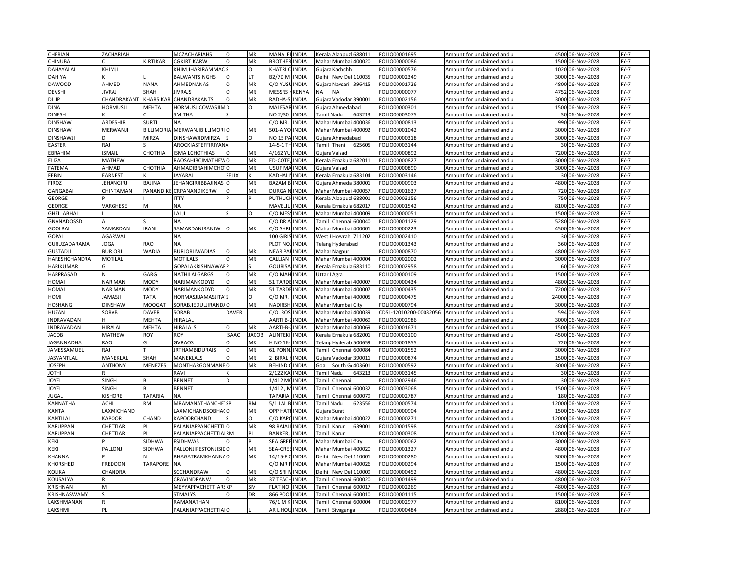| | | | | | | | | | | | | | | | | |
|---|---|---|---|---|---|---|---|---|---|---|---|---|---|---|---|---|
| CHERIAN | ZACHARIAH | | MCZACHARIAHS | O | MR | MANALEL | INDIA | Kerala | Alappuz | 688011 | FOLIO00001695 | Amount for unclaimed and u | 4500 | 06-Nov-2028 | FY-7 |
| CHINUBAI | C | KIRTIKAR | CGKIRTIKARW | O | MR | BROTHER | INDIA | Mahar | Mumbai | 400020 | FOLIO00000086 | Amount for unclaimed and u | 1500 | 06-Nov-2028 | FY-7 |
| DAHAYALAL | KHIMJI | | KHIMJIHARIRAMMAC | S | | KHATRI C | INDIA | Gujara | Kachchh | | FOLIO00000576 | Amount for unclaimed and u | 1020 | 06-Nov-2028 | FY-7 |
| DAHIYA | K | L | BALWANTSINGHS | O | LT | B2/7D M | INDIA | Delhi | New Del | 110035 | FOLIO00002349 | Amount for unclaimed and u | 3000 | 06-Nov-2028 | FY-7 |
| DAWOOD | AHMED | NANA | AHMEDNANAS | O | MR | C/O YUSU | INDIA | Gujara | Navsari | 396415 | FOLIO00001726 | Amount for unclaimed and u | 4800 | 06-Nov-2028 | FY-7 |
| DEVSHI | JIVRAJ | SHAH | JIVRAJS | O | MR | MESSRS K | KENYA | NA | NA | | FOLIO00000077 | Amount for unclaimed and u | 4752 | 06-Nov-2028 | FY-7 |
| DILIP | CHANDRAKANT | KHARSIKAR | CHANDRAKANTS | O | MR | RADHA-S | INDIA | Gujara | Vadodar | 390001 | FOLIO00002156 | Amount for unclaimed and u | 3000 | 06-Nov-2028 | FY-7 |
| DINA | HORMUSJI | MEHTA | HORMUSJICOWASJIM | D | O | MALESAR | INDIA | Gujara | Ahmedabad | | FOLIO00000301 | Amount for unclaimed and u | 1500 | 06-Nov-2028 | FY-7 |
| DINESH | K | C | SMITHA | S | | NO 2/30 | INDIA | Tamil Nadu | | 643213 | FOLIO00003075 | Amount for unclaimed and u | 30 | 06-Nov-2028 | FY-7 |
| DINSHAW | ARDESHIR | SURTI | NA | | | C/O MR. | INDIA | Mahar | Mumbai | 400036 | FOLIO00000813 | Amount for unclaimed and u | 990 | 06-Nov-2028 | FY-7 |
| DINSHAW | MERWANJI | BILLIMORIA | MERWANJIBILLIMORI | O | MR | 501-A YO | INDIA | Mahar | Mumbai | 400092 | FOLIO00001042 | Amount for unclaimed and u | 3000 | 06-Nov-2028 | FY-7 |
| DINSHAWJI | D | MIRZA | DINSHAWJIDMIRZA | S | O | NO 15 PA | INDIA | Gujara | Ahmedabad | | FOLIO00000318 | Amount for unclaimed and u | 3000 | 06-Nov-2028 | FY-7 |
| EASTER | RAJ | S | AROCKIASTEFFIRIYANA | | | 14-5-1 TH | INDIA | Tamil | Theni | 625605 | FOLIO00003144 | Amount for unclaimed and u | 30 | 06-Nov-2028 | FY-7 |
| EBRAHIM | ISMAIL | CHOTHIA | ISMAILCHOTHIAS | O | MR | 4/162 YU | INDIA | Gujara | Valsad | | FOLIO00000892 | Amount for unclaimed and u | 7200 | 06-Nov-2028 | FY-7 |
| ELIZA | MATHEW | | RAOSAHIBCJMATHEW | O | MR | ED-COTE, | INDIA | Kerala | Ernakula | 682011 | FOLIO00000827 | Amount for unclaimed and u | 3000 | 06-Nov-2028 | FY-7 |
| FATEMA | AHMAD | CHOTHIA | AHMADIBRAHIMCHO | O | MR | USUF MA | INDIA | Gujara | Valsad | | FOLIO00000890 | Amount for unclaimed and u | 3000 | 06-Nov-2028 | FY-7 |
| FEBIN | EARNEST | K | JAYARAJ | FELIX | K | KADHALI | INDIA | Kerala | Ernakula | 683104 | FOLIO00003146 | Amount for unclaimed and u | 30 | 06-Nov-2028 | FY-7 |
| FIROZ | JEHANGIRJI | BAJINA | JEHANGIRJIBBAJINAS | O | MR | BAZAM B | INDIA | Gujara | Ahmeda | 380001 | FOLIO00000903 | Amount for unclaimed and u | 4800 | 06-Nov-2028 | FY-7 |
| GANGABAI | CHINTAMAN | PANANDIKE | CRPANANDIKERW | O | MR | DURGA N | INDIA | Mahar | Mumbai | 400057 | FOLIO00001637 | Amount for unclaimed and u | 720 | 06-Nov-2028 | FY-7 |
| GEORGE | P | I | ITTY | P | P | PUTHUCH | INDIA | Kerala | Alappuz | 688001 | FOLIO00003156 | Amount for unclaimed and u | 750 | 06-Nov-2028 | FY-7 |
| GEORGE | VARGHESE | M | NA | | | MAVELIL | INDIA | Kerala | Ernakula | 682017 | FOLIO00001542 | Amount for unclaimed and u | 8100 | 06-Nov-2028 | FY-7 |
| GHELLABHAI | L | | LALJI | S | O | C/O MESS | INDIA | Mahar | Mumbai | 400009 | FOLIO00000051 | Amount for unclaimed and u | 1500 | 06-Nov-2028 | FY-7 |
| GNANADOSSD | A | S | NA | | | C/O DR A | INDIA | Tamil | Chennai | 600040 | FOLIO00001129 | Amount for unclaimed and u | 5280 | 06-Nov-2028 | FY-7 |
| GOOLBAI | SAMARDAN | IRANI | SAMARDANIRANIW | O | MR | C/O SHRI | INDIA | Mahar | Mumbai | 400001 | FOLIO00000223 | Amount for unclaimed and u | 4500 | 06-Nov-2028 | FY-7 |
| GOPAL | AGARWAL | | NA | | | 100 GIRIS | INDIA | West | Howrah | 711202 | FOLIO00002410 | Amount for unclaimed and u | 30 | 06-Nov-2028 | FY-7 |
| GURUZADARAMA | JOGA | RAO | NA | | | PLOT NO. | INDIA | Telang | Hyderabad | | FOLIO00001343 | Amount for unclaimed and u | 360 | 06-Nov-2028 | FY-7 |
| GUSTADJI | BURJORJI | WADIA | BURJORJIWADIAS | O | MR | NEAR PAR | INDIA | Mahar | Nagpur | | FOLIO00000870 | Amount for unclaimed and u | 4800 | 06-Nov-2028 | FY-7 |
| HARESHCHANDRA | MOTILAL | | MOTILALS | O | MR | CALLIAN | INDIA | Mahar | Mumbai | 400004 | FOLIO00002002 | Amount for unclaimed and u | 3000 | 06-Nov-2028 | FY-7 |
| HARIKUMAR | G | | GOPALAKRISHNAWAR | P | | GOURISA | INDIA | Kerala | Ernakula | 683110 | FOLIO00002958 | Amount for unclaimed and u | 60 | 06-Nov-2028 | FY-7 |
| HARPRASAD | N | GARG | NATHILALGARGS | O | MR | C/O MAH | INDIA | Uttar | Agra | | FOLIO00000109 | Amount for unclaimed and u | 1500 | 06-Nov-2028 | FY-7 |
| HOMAI | NARIMAN | MODY | NARIMANKODYD | O | MR | 51 TARDE | INDIA | Mahar | Mumbai | 400007 | FOLIO00000434 | Amount for unclaimed and u | 4800 | 06-Nov-2028 | FY-7 |
| HOMAI | NARIMAN | MODY | NARIMANKODYD | O | MR | 51 TARDE | INDIA | Mahar | Mumbai | 400007 | FOLIO00000435 | Amount for unclaimed and u | 7200 | 06-Nov-2028 | FY-7 |
| HOMI | JAMASJI | TATA | HORMASJIJAMASJITA | S | O | C/O MR. | INDIA | Mahar | Mumbai | 400005 | FOLIO00000475 | Amount for unclaimed and u | 24000 | 06-Nov-2028 | FY-7 |
| HOSHANG | DINSHAW | MOOGAT | SORABJIEDULJIRAND | O | MR | NADIRSH | INDIA | Mahar | Mumbai City | | FOLIO00000794 | Amount for unclaimed and u | 3000 | 06-Nov-2028 | FY-7 |
| HUZAN | SORAB | DAVER | SORAB | DAVER | | C/O. ROS | INDIA | Mahar | Mumbai | 400039 | CDSL-12010200-00032056 | Amount for unclaimed and u | 594 | 06-Nov-2028 | FY-7 |
| INDRAVADAN | H | MEHTA | HIRALAL | | | AARTI B-2 | INDIA | Mahar | Mumbai | 400069 | FOLIO00002986 | Amount for unclaimed and u | 3000 | 06-Nov-2028 | FY-7 |
| INDRAVADAN | HIRALAL | MEHTA | HIRALALS | O | MR | AARTI-B-2 | INDIA | Mahar | Mumbai | 400069 | FOLIO00001671 | Amount for unclaimed and u | 1500 | 06-Nov-2028 | FY-7 |
| JACOB | MATHEW | ROY | ROY | ISAAC | JACOB | ALINTEKI | INDIA | Kerala | Ernakula | 682001 | FOLIO00003100 | Amount for unclaimed and u | 4500 | 06-Nov-2028 | FY-7 |
| JAGANNADHA | RAO | G | GVRAOS | O | MR | H NO 16- | INDIA | Telang | Hyderab | 500659 | FOLIO00001855 | Amount for unclaimed and u | 720 | 06-Nov-2028 | FY-7 |
| JAMESSAMUEL | RAJ | T | JRTHAMBIDURAIS | O | MR | 61 PONN | INDIA | Tamil | Chennai | 600084 | FOLIO00001552 | Amount for unclaimed and u | 3000 | 06-Nov-2028 | FY-7 |
| JASVANTLAL | MANEKLAL | SHAH | MANEKLALS | O | MR | 2 BIRAL K | INDIA | Gujara | Vadodar | 390011 | FOLIO00000874 | Amount for unclaimed and u | 1500 | 06-Nov-2028 | FY-7 |
| JOSEPH | ANTHONY | MENEZES | MONTHARGONMANE | O | MR | BEHIND C | INDIA | Goa | South G | 403601 | FOLIO00000592 | Amount for unclaimed and u | 3000 | 06-Nov-2028 | FY-7 |
| JOTHI | R | | RAVI | K | | 2/122 KA | INDIA | Tamil Nadu | | 643213 | FOLIO00003145 | Amount for unclaimed and u | 30 | 06-Nov-2028 | FY-7 |
| JOYEL | SINGH | B | BENNET | D | | 1/412 MC | INDIA | Tamil | Chennai | | FOLIO00002946 | Amount for unclaimed and u | 30 | 06-Nov-2028 | FY-7 |
| JOYEL | SINGH | B | BENNET | | | 1/412 , M | INDIA | Tamil | Chennai | 600032 | FOLIO00003068 | Amount for unclaimed and u | 1500 | 06-Nov-2028 | FY-7 |
| JUGAL | KISHORE | TAPARIA | NA | | | TAPARIA | INDIA | Tamil | Chennai | 600079 | FOLIO00002787 | Amount for unclaimed and u | 180 | 06-Nov-2028 | FY-7 |
| KANNATHAL | ACHI | RM | MRAMANATHANCHE | SP | RM | 5/1 LAL B | INDIA | Tamil Nadu | | 623556 | FOLIO00000574 | Amount for unclaimed and u | 12000 | 06-Nov-2028 | FY-7 |
| KANTA | LAXMICHAND | | LAXMICHANDSOBHA | O | MR | OPP HATI | INDIA | Gujara | Surat | | FOLIO00000904 | Amount for unclaimed and u | 1500 | 06-Nov-2028 | FY-7 |
| KANTILAL | KAPOOR | CHAND | KAPOORCHAND | S | O | C/O KAPC | INDIA | Mahar | Mumbai | 400022 | FOLIO00000271 | Amount for unclaimed and u | 12000 | 06-Nov-2028 | FY-7 |
| KARUPPAN | CHETTIAR | PL | PALANIAPPANCHETTI | O | MR | 98 RAJAJI | INDIA | Tamil | Karur | 639001 | FOLIO00001598 | Amount for unclaimed and u | 4800 | 06-Nov-2028 | FY-7 |
| KARUPPAN | CHETTIAR | PL | PALANIAPPACHETTIA | RM | PL | BANKER, | INDIA | Tamil | Karur | | FOLIO00000308 | Amount for unclaimed and u | 12000 | 06-Nov-2028 | FY-7 |
| KEKI | P | SIDHWA | FSIDHWAS | O | P | SEA GREE | INDIA | Mahar | Mumbai City | | FOLIO00000062 | Amount for unclaimed and u | 3000 | 06-Nov-2028 | FY-7 |
| KEKI | PALLONJI | SIDHWA | PALLONJIPESTONJISID | O | MR | SEA-GREE | INDIA | Mahar | Mumbai | 400020 | FOLIO00001327 | Amount for unclaimed and u | 4800 | 06-Nov-2028 | FY-7 |
| KHANNA | P | N | BHAGATRAMKHANNA | O | MR | 14/15-F C | INDIA | Delhi | New Del | 110001 | FOLIO00000280 | Amount for unclaimed and u | 3000 | 06-Nov-2028 | FY-7 |
| KHORSHED | FREDOON | TARAPORE | NA | | | C/O MR R | INDIA | Mahar | Mumbai | 400026 | FOLIO00000294 | Amount for unclaimed and u | 1500 | 06-Nov-2028 | FY-7 |
| KOLIKA | CHANDRA | | SCCHANDRAW | O | MR | C/O SRI N | INDIA | Delhi | New Del | 110009 | FOLIO00000452 | Amount for unclaimed and u | 4800 | 06-Nov-2028 | FY-7 |
| KOUSALYA | R | | CRAVINDRANW | O | MR | 37 TEACH | INDIA | Tamil | Chennai | 600020 | FOLIO00001499 | Amount for unclaimed and u | 4800 | 06-Nov-2028 | FY-7 |
| KRISHNAN | M | | MEYYAPPACHETTIARS | KP | SM | FLAT NO | INDIA | Tamil | Chennai | 600017 | FOLIO00002269 | Amount for unclaimed and u | 4800 | 06-Nov-2028 | FY-7 |
| KRISHNASWAMY | S | | STMALYS | O | DR | 866 POON | INDIA | Tamil | Chennai | 600010 | FOLIO00001115 | Amount for unclaimed and u | 1500 | 06-Nov-2028 | FY-7 |
| LAKSHMANAN | R | | RAMANATHAN | | | 76/1 M K | INDIA | Tamil | Chennai | 600004 | FOLIO00002977 | Amount for unclaimed and u | 8100 | 06-Nov-2028 | FY-7 |
| LAKSHMI | PL | | PALANIAPPACHETTIA | O | L | AR L HOU | INDIA | Tamil | Sivaganga | | FOLIO00000484 | Amount for unclaimed and u | 2880 | 06-Nov-2028 | FY-7 |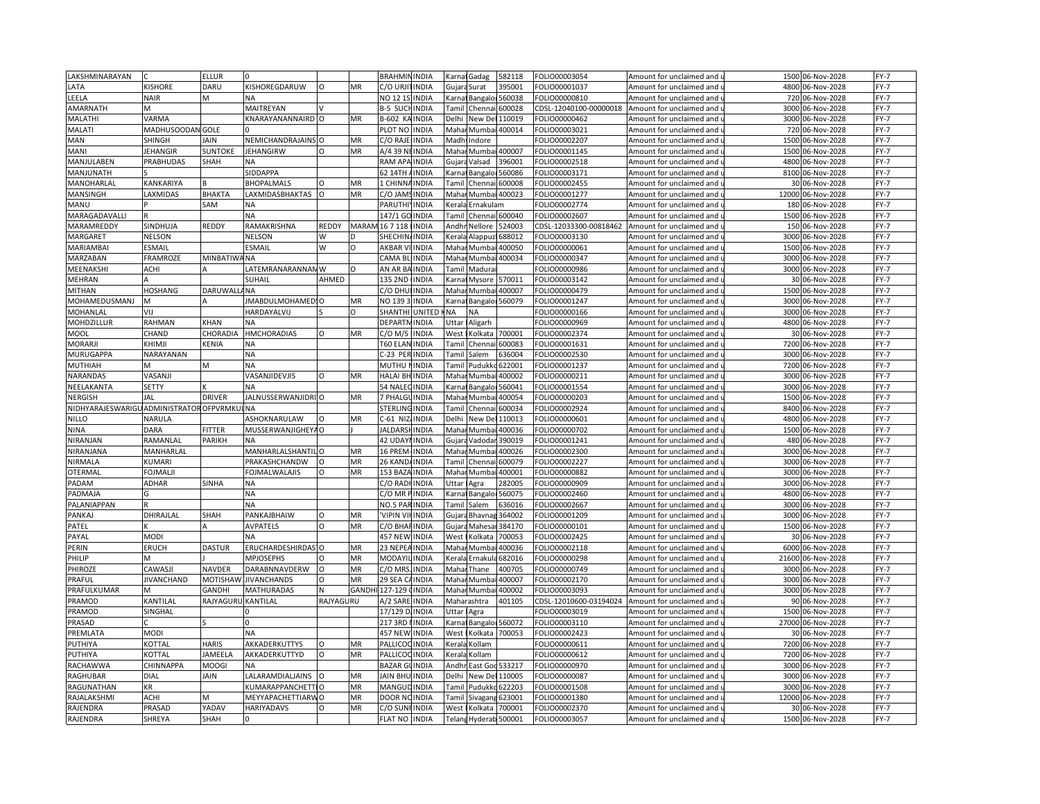| | | | | | | | | | | | | | | | |
|---|---|---|---|---|---|---|---|---|---|---|---|---|---|---|---|
| LAKSHMINARAYAN | C | ELLUR | 0 | | | BRAHMIN | INDIA | Karnat | Gadag | 582118 | FOLIO00003054 | Amount for unclaimed and u | 1500 | 06-Nov-2028 | FY-7 |
| LATA | KISHORE | DARU | KISHOREGDARUW | O | MR | C/O URJIT | INDIA | Gujara | Surat | 395001 | FOLIO00001037 | Amount for unclaimed and u | 4800 | 06-Nov-2028 | FY-7 |
| LEELA | NAIR | M | NA | | | NO 12 15 | INDIA | Karnat | Bangalo | 560038 | FOLIO00000810 | Amount for unclaimed and u | 720 | 06-Nov-2028 | FY-7 |
| AMARNATH | M | | MAITREYAN | V | | B-5 SUCH | INDIA | Tamil | Chennai | 600028 | CDSL-12040100-00000018 | Amount for unclaimed and u | 3000 | 06-Nov-2028 | FY-7 |
| MALATHI | VARMA | | KNARAYANANNAIRD | O | MR | B-602 KA | INDIA | Delhi | New De | 110019 | FOLIO00000462 | Amount for unclaimed and u | 3000 | 06-Nov-2028 | FY-7 |
| MALATI | MADHUSOODAN | GOLE | 0 | | | PLOT NO | INDIA | Mahar | Mumbai | 400014 | FOLIO00003021 | Amount for unclaimed and u | 720 | 06-Nov-2028 | FY-7 |
| MAN | SHINGH | JAIN | NEMICHANDRAJAINS | O | MR | C/O RAJE | INDIA | Madh | Indore | | FOLIO00002207 | Amount for unclaimed and u | 1500 | 06-Nov-2028 | FY-7 |
| MANI | JEHANGIR | SUNTOKE | JEHANGIRW | O | MR | A/4 39 NE | INDIA | Mahar | Mumbai | 400007 | FOLIO00001145 | Amount for unclaimed and u | 1500 | 06-Nov-2028 | FY-7 |
| MANJULABEN | PRABHUDAS | SHAH | NA | | | RAM APA | INDIA | Gujara | Valsad | 396001 | FOLIO00002518 | Amount for unclaimed and u | 4800 | 06-Nov-2028 | FY-7 |
| MANJUNATH | S | | SIDDAPPA | | | 62 14TH | INDIA | Karnat | Bangalo | 560086 | FOLIO00003171 | Amount for unclaimed and u | 8100 | 06-Nov-2028 | FY-7 |
| MANOHARLAL | KANKARIYA | B | BHOPALMALS | O | MR | 1 CHINNA | INDIA | Tamil | Chennai | 600008 | FOLIO00002455 | Amount for unclaimed and u | 30 | 06-Nov-2028 | FY-7 |
| MANSINGH | LAXMIDAS | BHAKTA | LAXMIDASBHAKTAS | O | MR | C/O JAMS | INDIA | Mahar | Mumbai | 400023 | FOLIO00001277 | Amount for unclaimed and u | 12000 | 06-Nov-2028 | FY-7 |
| MANU | P | SAM | NA | | | PARUTHI | INDIA | Kerala | Ernakulam | | FOLIO00002774 | Amount for unclaimed and u | 180 | 06-Nov-2028 | FY-7 |
| MARAGADAVALLI | R | | NA | | | 147/1 GO | INDIA | Tamil | Chennai | 600040 | FOLIO00002607 | Amount for unclaimed and u | 1500 | 06-Nov-2028 | FY-7 |
| MARAMREDDY | SINDHUJA | REDDY | RAMAKRISHNA | REDDY | MARAM | 16 7 118 | INDIA | Andhr | Nellore | 524003 | CDSL-12033300-00818462 | Amount for unclaimed and u | 150 | 06-Nov-2028 | FY-7 |
| MARGARET | NELSON | | NELSON | W | D | SHECHIN | INDIA | Kerala | Alappuz | 688012 | FOLIO00003130 | Amount for unclaimed and u | 3000 | 06-Nov-2028 | FY-7 |
| MARIAMBAI | ESMAIL | | ESMAIL | W | O | AKBAR VI | INDIA | Mahar | Mumbai | 400050 | FOLIO00000061 | Amount for unclaimed and u | 1500 | 06-Nov-2028 | FY-7 |
| MARZABAN | FRAMROZE | MINBATIWA | NA | | | CAMA BL | INDIA | Mahar | Mumbai | 400034 | FOLIO00000347 | Amount for unclaimed and u | 3000 | 06-Nov-2028 | FY-7 |
| MEENAKSHI | ACHI | A | LATEMRANARANNAN | W | O | AN AR BA | INDIA | Tamil | Madurai | | FOLIO00000986 | Amount for unclaimed and u | 3000 | 06-Nov-2028 | FY-7 |
| MEHRAN | A | | SUHAIL | AHMED | | 135 2ND | INDIA | Karnat | Mysore | 570011 | FOLIO00003142 | Amount for unclaimed and u | 30 | 06-Nov-2028 | FY-7 |
| MITHAN | HOSHANG | DARUWALL | NA | | | C/O DHU | INDIA | Mahar | Mumbai | 400007 | FOLIO00000479 | Amount for unclaimed and u | 1500 | 06-Nov-2028 | FY-7 |
| MOHAMEDUSMANJ | M | A | JMABDULMOHAMED | O | MR | NO 139 3 | INDIA | Karnat | Bangalo | 560079 | FOLIO00001247 | Amount for unclaimed and u | 3000 | 06-Nov-2028 | FY-7 |
| MOHANLAL | VIJ | | HARDAYALVIJ | S | O | SHANTHI | UNITED | NA | NA | | FOLIO00000166 | Amount for unclaimed and u | 3000 | 06-Nov-2028 | FY-7 |
| MOHDZILLUR | RAHMAN | KHAN | NA | | | DEPARTM | INDIA | Uttar | Aligarh | | FOLIO00000969 | Amount for unclaimed and u | 4800 | 06-Nov-2028 | FY-7 |
| MOOL | CHAND | CHORADIA | HMCHORADIAS | O | MR | C/O M/S | INDIA | West | Kolkata | 700001 | FOLIO00002374 | Amount for unclaimed and u | 30 | 06-Nov-2028 | FY-7 |
| MORARJI | KHIMJI | KENIA | NA | | | T60 ELAN | INDIA | Tamil | Chennai | 600083 | FOLIO00001631 | Amount for unclaimed and u | 7200 | 06-Nov-2028 | FY-7 |
| MURUGAPPA | NARAYANAN | | NA | | | C-23 PER | INDIA | Tamil | Salem | 636004 | FOLIO00002530 | Amount for unclaimed and u | 3000 | 06-Nov-2028 | FY-7 |
| MUTHIAH | M | M | NA | | | MUTHU N | INDIA | Tamil | Pudukko | 622001 | FOLIO00001237 | Amount for unclaimed and u | 7200 | 06-Nov-2028 | FY-7 |
| NARANDAS | VASANJI | | VASANJIDEVJIS | O | MR | HALAI BH | INDIA | Mahar | Mumbai | 400002 | FOLIO00000211 | Amount for unclaimed and u | 3000 | 06-Nov-2028 | FY-7 |
| NEELAKANTA | SETTY | K | NA | | | 54 NALEC | INDIA | Karnat | Bangalo | 560041 | FOLIO00001554 | Amount for unclaimed and u | 3000 | 06-Nov-2028 | FY-7 |
| NERGISH | JAL | DRIVER | JALNUSSERWANJIDRI | O | MR | 7 PHALGU | INDIA | Mahar | Mumbai | 400054 | FOLIO00000203 | Amount for unclaimed and u | 1500 | 06-Nov-2028 | FY-7 |
| NIDHYARAJESWARIGU | ADMINISTRATOR | OFPVRMKUL | NA | | | STERLING | INDIA | Tamil | Chennai | 600034 | FOLIO00002924 | Amount for unclaimed and u | 8400 | 06-Nov-2028 | FY-7 |
| NILLO | NARULA | | ASHOKNARULAW | O | MR | C-61 NIZ | INDIA | Delhi | New De | 110013 | FOLIO00000601 | Amount for unclaimed and u | 4800 | 06-Nov-2028 | FY-7 |
| NINA | DARA | FITTER | MUSSERWANJIGHEYA | O | J | JALDARSH | INDIA | Mahar | Mumbai | 400036 | FOLIO00000702 | Amount for unclaimed and u | 1500 | 06-Nov-2028 | FY-7 |
| NIRANJAN | RAMANLAL | PARIKH | NA | | | 42 UDAYI | INDIA | Gujara | Vadodar | 390019 | FOLIO00001241 | Amount for unclaimed and u | 480 | 06-Nov-2028 | FY-7 |
| NIRANJANA | MANHARLAL | | MANHARLALSHANTIL | O | MR | 16 PREM | INDIA | Mahar | Mumbai | 400026 | FOLIO00002300 | Amount for unclaimed and u | 3000 | 06-Nov-2028 | FY-7 |
| NIRMALA | KUMARI | | PRAKASHCHANDW | O | MR | 26 KAND | INDIA | Tamil | Chennai | 600079 | FOLIO00002227 | Amount for unclaimed and u | 3000 | 06-Nov-2028 | FY-7 |
| OTERMAL | FOJMALJI | | FOJMALWALAJIS | O | MR | 153 BAZA | INDIA | Mahar | Mumbai | 400001 | FOLIO00000882 | Amount for unclaimed and u | 3000 | 06-Nov-2028 | FY-7 |
| PADAM | ADHAR | SINHA | NA | | | C/O RADH | INDIA | Uttar | Agra | 282005 | FOLIO00000909 | Amount for unclaimed and u | 3000 | 06-Nov-2028 | FY-7 |
| PADMAJA | G | | NA | | | C/O MR P | INDIA | Karnat | Bangalo | 560075 | FOLIO00002460 | Amount for unclaimed and u | 4800 | 06-Nov-2028 | FY-7 |
| PALANIAPPAN | R | | NA | | | NO.5 PAR | INDIA | Tamil | Salem | 636016 | FOLIO00002667 | Amount for unclaimed and u | 3000 | 06-Nov-2028 | FY-7 |
| PANKAJ | DHIRAJLAL | SHAH | PANKAJBHAIW | O | MR | 'VIPIN VIH | INDIA | Gujara | Bhavnag | 364002 | FOLIO00001209 | Amount for unclaimed and u | 3000 | 06-Nov-2028 | FY-7 |
| PATEL | K | A | AVPATELS | O | MR | C/O BHAF | INDIA | Gujara | Mahesar | 384170 | FOLIO00000101 | Amount for unclaimed and u | 1500 | 06-Nov-2028 | FY-7 |
| PAYAL | MODI | | NA | | | 457 NEW | INDIA | West | Kolkata | 700053 | FOLIO00002425 | Amount for unclaimed and u | 30 | 06-Nov-2028 | FY-7 |
| PERIN | ERUCH | DASTUR | ERUCHARDESHIRDAS | O | MR | 23 NEPEA | INDIA | Mahar | Mumbai | 400036 | FOLIO00002118 | Amount for unclaimed and u | 6000 | 06-Nov-2028 | FY-7 |
| PHILIP | M | J | MPJOSEPHS | O | MR | MODAYIL | INDIA | Kerala | Ernakula | 682016 | FOLIO00000298 | Amount for unclaimed and u | 21600 | 06-Nov-2028 | FY-7 |
| PHIROZE | CAWASJI | NAVDER | DARABNNAVDERW | O | MR | C/O MRS. | INDIA | Mahar | Thane | 400705 | FOLIO00000749 | Amount for unclaimed and u | 3000 | 06-Nov-2028 | FY-7 |
| PRAFUL | JIVANCHAND | MOTISHAW | JIVANCHANDS | O | MR | 29 SEA C | INDIA | Mahar | Mumbai | 400007 | FOLIO00002170 | Amount for unclaimed and u | 3000 | 06-Nov-2028 | FY-7 |
| PRAFULKUMAR | M | GANDHI | MATHURADAS | N | GANDHI | 127-129 ( | INDIA | Mahar | Mumbai | 400002 | FOLIO00003093 | Amount for unclaimed and u | 3000 | 06-Nov-2028 | FY-7 |
| PRAMOD | KANTILAL | RAJYAGURU | KANTILAL | RAJYAGURU | | A/2 SARE | INDIA | Maharashtra | | 401105 | CDSL-12010600-03194024 | Amount for unclaimed and u | 90 | 06-Nov-2028 | FY-7 |
| PRAMOD | SINGHAL | | 0 | | | 17/129 D | INDIA | Uttar | Agra | | FOLIO00003019 | Amount for unclaimed and u | 1500 | 06-Nov-2028 | FY-7 |
| PRASAD | C | S | 0 | | | 217 3RD I | INDIA | Karnat | Bangalo | 560072 | FOLIO00003110 | Amount for unclaimed and u | 27000 | 06-Nov-2028 | FY-7 |
| PREMLATA | MODI | | NA | | | 457 NEW | INDIA | West | Kolkata | 700053 | FOLIO00002423 | Amount for unclaimed and u | 30 | 06-Nov-2028 | FY-7 |
| PUTHIYA | KOTTAL | HARIS | AKKADERKUTTYS | O | MR | PALLICOO | INDIA | Kerala | Kollam | | FOLIO00000611 | Amount for unclaimed and u | 7200 | 06-Nov-2028 | FY-7 |
| PUTHIYA | KOTTAL | JAMEELA | AKKADERKUTTYD | O | MR | PALLICOO | INDIA | Kerala | Kollam | | FOLIO00000612 | Amount for unclaimed and u | 7200 | 06-Nov-2028 | FY-7 |
| RACHAWWA | CHINNAPPA | MOOGI | NA | | | BAZAR GL | INDIA | Andhr | East God | 533217 | FOLIO00000970 | Amount for unclaimed and u | 3000 | 06-Nov-2028 | FY-7 |
| RAGHUBAR | DIAL | JAIN | LALARAMDIALJAINS | O | MR | JAIN BHU | INDIA | Delhi | New De | 110005 | FOLIO00000087 | Amount for unclaimed and u | 3000 | 06-Nov-2028 | FY-7 |
| RAGUNATHAN | KR | | KUMARAPPANCHETTI | O | MR | MANGUD | INDIA | Tamil | Pudukko | 622203 | FOLIO00001508 | Amount for unclaimed and u | 3000 | 06-Nov-2028 | FY-7 |
| RAJALAKSHMI | ACHI | M | MEYYAPACHETTIARW | O | MR | DOOR NO | INDIA | Tamil | Sivagang | 623001 | FOLIO00001380 | Amount for unclaimed and u | 12000 | 06-Nov-2028 | FY-7 |
| RAJENDRA | PRASAD | YADAV | HARIYADAVS | O | MR | C/O SUNI | INDIA | West | Kolkata | 700001 | FOLIO00002370 | Amount for unclaimed and u | 30 | 06-Nov-2028 | FY-7 |
| RAJENDRA | SHREYA | SHAH | 0 | | | FLAT NO | INDIA | Telang | Hyderab | 500001 | FOLIO00003057 | Amount for unclaimed and u | 1500 | 06-Nov-2028 | FY-7 |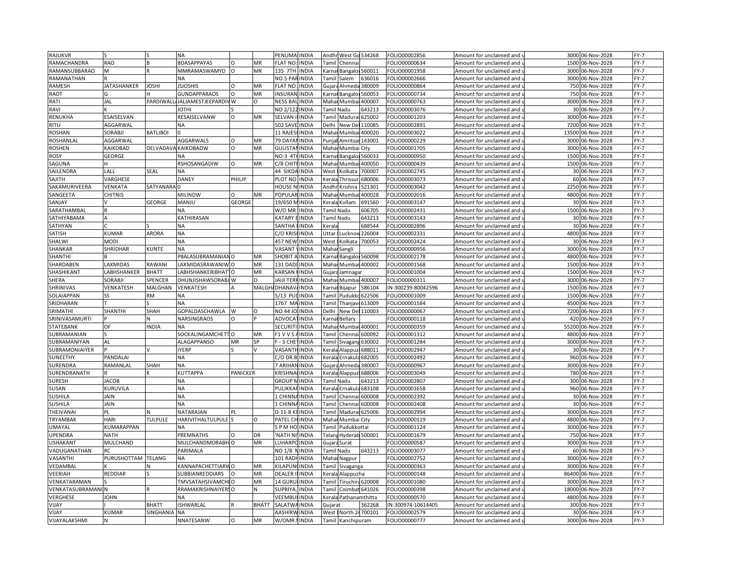| RAJUKVR | S | S | NA | | | PENUMA | INDIA | Andhr | West Go | 534268 | FOLIO00002856 | Amount for unclaimed and u | 3000 | 06-Nov-2028 | FY-7 |
|---|---|---|---|---|---|---|---|---|---|---|---|---|---|---|---|
| RAMACHANDRA | RAO | B | BDASAPPAYAS | O | MR | FLAT NO: | INDIA | Tamil | Chennai | | FOLIO00000634 | Amount for unclaimed and u | 1500 | 06-Nov-2028 | FY-7 |
| RAMANSUBBARAO | M | R | MMRAMASWAMYD | O | MR | 135 7TH | INDIA | Karnat | Bangalo | 560011 | FOLIO00001958 | Amount for unclaimed and u | 3000 | 06-Nov-2028 | FY-7 |
| RAMANATHAN | R | | NA | | | NO.5 PAR | INDIA | Tamil | Salem | 636016 | FOLIO00002666 | Amount for unclaimed and u | 3000 | 06-Nov-2028 | FY-7 |
| RAMESH | JATASHANKER | JOSHI | JSJOSHIS | O | MR | FLAT NO. | INDIA | Gujara | Ahmeda | 380009 | FOLIO00000864 | Amount for unclaimed and u | 750 | 06-Nov-2028 | FY-7 |
| RAOT | G | H | GUNDAPPARAOS | O | MR | INSURAN | INDIA | Karnat | Bangalo | 560053 | FOLIO00000734 | Amount for unclaimed and u | 750 | 06-Nov-2028 | FY-7 |
| RATI | JAL | PARDIWALL | JALJAMESTJEEPARDIV | W | O | NESS BAL | INDIA | Mahar | Mumbai | 400007 | FOLIO00000763 | Amount for unclaimed and u | 3000 | 06-Nov-2028 | FY-7 |
| RAVI | K | | JOTHI | | S | NO 2/122 | INDIA | Tamil | Nadu | 643213 | FOLIO00003076 | Amount for unclaimed and u | 30 | 06-Nov-2028 | FY-7 |
| RENUKHA | ESAISELVAN | | RESAISELVANW | O | MR | SELVAN I | INDIA | Tamil | Madurai | 625002 | FOLIO00001203 | Amount for unclaimed and u | 3000 | 06-Nov-2028 | FY-7 |
| RITU | AGGARWAL | | NA | | | 502 SAVE | INDIA | Delhi | New Del | 110085 | FOLIO00002891 | Amount for unclaimed and u | 7200 | 06-Nov-2028 | FY-7 |
| ROSHAN | SORABJI | BATLIBOI | 0 | | | 11 RAJESH | INDIA | Mahar | Mumbai | 400020 | FOLIO00003022 | Amount for unclaimed and u | 13500 | 06-Nov-2028 | FY-7 |
| ROSHANLAL | AGGARWAL | | AGGARWALS | O | MR | 79 DAYAN | INDIA | Punjab | Amritsar | 143001 | FOLIO00000229 | Amount for unclaimed and u | 3000 | 06-Nov-2028 | FY-7 |
| ROSHEN | KAIKOBAD | DELVADAVA | KAIKOBADW | O | MR | GULISTAN | INDIA | Mahar | Mumbai City | | FOLIO00001705 | Amount for unclaimed and u | 3000 | 06-Nov-2028 | FY-7 |
| ROSY | GEORGE | | NA | | | NO:3 4TH | INDIA | Karnat | Bangalo | 560033 | FOLIO00000950 | Amount for unclaimed and u | 1500 | 06-Nov-2028 | FY-7 |
| SAGUNA | H | | RSHOSANGADIW | O | MR | C/8 CHITR | INDIA | Mahar | Mumbai | 400050 | FOLIO00000439 | Amount for unclaimed and u | 1500 | 06-Nov-2028 | FY-7 |
| SAILENDRA | LALL | SEAL | NA | | | 44 SIKDA | INDIA | West | Kolkata | 700007 | FOLIO00002745 | Amount for unclaimed and u | 30 | 06-Nov-2028 | FY-7 |
| SAJITH | VARGHESE | | DANEY | PHILIP | | PLOT NO | INDIA | Kerala | Thrissur | 680006 | FOLIO00003073 | Amount for unclaimed and u | 60 | 06-Nov-2028 | FY-7 |
| SAKAMURIVEERA | VENKATA | SATYANARA | 0 | | | HOUSE N | INDIA | Andhr | Krishna | 521301 | FOLIO00003042 | Amount for unclaimed and u | 2250 | 06-Nov-2028 | FY-7 |
| SANGEETA | CHITNIS | | MILINDW | O | MR | POPULAR | INDIA | Mahar | Mumbai | 400028 | FOLIO00002016 | Amount for unclaimed and u | 4800 | 06-Nov-2028 | FY-7 |
| SANJAY | V | GEORGE | MANJU | GEORGE | | 19/650 M | INDIA | Kerala | Kollam | 691560 | FOLIO00003147 | Amount for unclaimed and u | 30 | 06-Nov-2028 | FY-7 |
| SARATHAMBAL | R | | NA | | | W/O MR | INDIA | Tamil | Nadu | 606705 | FOLIO00002431 | Amount for unclaimed and u | 1500 | 06-Nov-2028 | FY-7 |
| SATHIYABAMA | A | | KATHIRASAN | | | KATARY E | INDIA | Tamil | Nadu | 643213 | FOLIO00003143 | Amount for unclaimed and u | 30 | 06-Nov-2028 | FY-7 |
| SATHYAN | C | S | NA | | | SANTHA I | INDIA | Kerala | | 688544 | FOLIO00002896 | Amount for unclaimed and u | 30 | 06-Nov-2028 | FY-7 |
| SATISH | KUMAR | ARORA | NA | | | C/O KRISH | INDIA | Uttar | Lucknow | 226004 | FOLIO00002331 | Amount for unclaimed and u | 4800 | 06-Nov-2028 | FY-7 |
| SHALWI | MODI | | NA | | | 457 NEW | INDIA | West | Kolkata | 700053 | FOLIO00002424 | Amount for unclaimed and u | 30 | 06-Nov-2028 | FY-7 |
| SHANKAR | SHRIDHAR | KUNTE | NA | | | VASANT V | INDIA | Mahar | Sangli | | FOLIO00000956 | Amount for unclaimed and u | 3000 | 06-Nov-2028 | FY-7 |
| SHANTHI | B | | PBALASUBRAMANIAN | O | MR | SHOBIT A | INDIA | Karnat | Bangalo | 560098 | FOLIO00002178 | Amount for unclaimed and u | 4800 | 06-Nov-2028 | FY-7 |
| SHARDABEN | LAXMIDAS | RAWANI | LAXMIDASRAWANIW | O | MR | 131 DADI | INDIA | Mahar | Mumbai | 400002 | FOLIO00001568 | Amount for unclaimed and u | 1500 | 06-Nov-2028 | FY-7 |
| SHASHIKANT | LABHSHANKER | BHATT | LABHSHANKERIBHATT | O | MR | KARSAN K | INDIA | Gujara | Jamnagar | | FOLIO00001004 | Amount for unclaimed and u | 1500 | 06-Nov-2028 | FY-7 |
| SHERA | SORABJI | SPENCER | DHUNJISHAWSORABJ | W | O | JAIJI TERR | INDIA | Mahar | Mumbai | 400007 | FOLIO00000311 | Amount for unclaimed and u | 3000 | 06-Nov-2028 | FY-7 |
| SHRINIVAS | VENKATESH | MALGHAN | VENKATESH | A | MALGHA | DHANAVA | INDIA | Karnat | Bijapur | 586104 | IN-300239-80042596 | Amount for unclaimed and u | 1500 | 06-Nov-2028 | FY-7 |
| SOLAIAPPAN | SS | RM | NA | | | 5/13 PUD | INDIA | Tamil | Pudukko | 622506 | FOLIO00001009 | Amount for unclaimed and u | 1500 | 06-Nov-2028 | FY-7 |
| SRIDHARAN | T | S | NA | | | 1767 MA | INDIA | Tamil | Thanjav | 613009 | FOLIO00001584 | Amount for unclaimed and u | 4500 | 06-Nov-2028 | FY-7 |
| SRIMATHI | SHANTHI | SHAH | GOPALDASCHAWLA | W | O | NO 44 JO | INDIA | Delhi | New Del | 110003 | FOLIO00000067 | Amount for unclaimed and u | 7200 | 06-Nov-2028 | FY-7 |
| SRINIVASAMURTI | P | N | NARSINGRAOS | O | P | ADVOCAT | INDIA | Karnat | Bellary | | FOLIO00000118 | Amount for unclaimed and u | 420 | 06-Nov-2028 | FY-7 |
| STATEBANK | OF | INDIA | NA | | | SECURITI | INDIA | Mahar | Mumbai | 400001 | FOLIO00000359 | Amount for unclaimed and u | 55200 | 06-Nov-2028 | FY-7 |
| SUBRAMANIAN | S | | SOCKALINGAMCHETT | O | MR | F1 V V S A | INDIA | Tamil | Chennai | 600092 | FOLIO00001312 | Amount for unclaimed and u | 4800 | 06-Nov-2028 | FY-7 |
| SUBRAMANIYAN | AL | | ALAGAPPANSO | MR | SP | F - 3 CHE | INDIA | Tamil | Sivagang | 630002 | FOLIO00001284 | Amount for unclaimed and u | 3000 | 06-Nov-2028 | FY-7 |
| SUBRAMONIAIYER | P | V | IYERP | S | V | VASANTH | INDIA | Kerala | Alappuz | 688011 | FOLIO00002947 | Amount for unclaimed and u | 30 | 06-Nov-2028 | FY-7 |
| SUNEETHY | PANDALAI | | NA | | | C/O DR.B | INDIA | Kerala | Ernakula | 682005 | FOLIO00002492 | Amount for unclaimed and u | 960 | 06-Nov-2028 | FY-7 |
| SURENDRA | RAMANLAL | SHAH | NA | | | 7 ARIHAN | INDIA | Gujara | Ahmeda | 380007 | FOLIO00000967 | Amount for unclaimed and u | 3000 | 06-Nov-2028 | FY-7 |
| SURENDRANATH | R | K | KUTTAPPA | PANICKER | | KRISHNA | INDIA | Kerala | Alappuz | 688006 | FOLIO00003049 | Amount for unclaimed and u | 780 | 06-Nov-2028 | FY-7 |
| SURESH | JACOB | | NA | | | GROUP M | INDIA | Tamil | Nadu | 643213 | FOLIO00002807 | Amount for unclaimed and u | 300 | 06-Nov-2028 | FY-7 |
| SUSAN | KURUVILA | | NA | | | PULIKKAR | INDIA | Kerala | Ernakula | 683108 | FOLIO00001658 | Amount for unclaimed and u | 960 | 06-Nov-2028 | FY-7 |
| SUSHILA | JAIN | | NA | | | 1 CHINNA | INDIA | Tamil | Chennai | 600008 | FOLIO00002392 | Amount for unclaimed and u | 30 | 06-Nov-2028 | FY-7 |
| SUSHILA | JAIN | | NA | | | 1 CHINNA | INDIA | Tamil | Chennai | 600008 | FOLIO00002408 | Amount for unclaimed and u | 30 | 06-Nov-2028 | FY-7 |
| THEIVANAI | PL | N | NATARAJAN | PL | | D-11-B KF | INDIA | Tamil | Madurai | 625006 | FOLIO00002994 | Amount for unclaimed and u | 3000 | 06-Nov-2028 | FY-7 |
| TRYAMBAK | HARI | TULPULE | HARIVITHALTULPULE | S | O | PATEL CH | INDIA | Mahar | Mumbai City | | FOLIO00000119 | Amount for unclaimed and u | 4800 | 06-Nov-2028 | FY-7 |
| UMAYAL | KUMARAPPAN | | NA | | | S P M HO | INDIA | Tamil | Pudukkottai | | FOLIO00001124 | Amount for unclaimed and u | 3000 | 06-Nov-2028 | FY-7 |
| UPENDRA | NATH | | PREMNATHS | O | DR | 'NATH NI | INDIA | Telang | Hyderab | 500001 | FOLIO00001679 | Amount for unclaimed and u | 750 | 06-Nov-2028 | FY-7 |
| USHAKANT | MULCHAND | | MULCHANDMORABH | O | MR | LUHARPO | INDIA | Gujara | Surat | | FOLIO00000587 | Amount for unclaimed and u | 3000 | 06-Nov-2028 | FY-7 |
| VADUGANATHAN | RC | | PARIMALA | | | NO 1/8 N | INDIA | Tamil | Nadu | 643213 | FOLIO00003077 | Amount for unclaimed and u | 60 | 06-Nov-2028 | FY-7 |
| VASANTHI | PURUSHOTTAM | TELANG | NA | | | 101 RADH | INDIA | Mahar | Nagpur | | FOLIO00002752 | Amount for unclaimed and u | 3000 | 06-Nov-2028 | FY-7 |
| VEDAMBAL | K | N | KANNAPACHETTIARW | O | MR | KILAPUN | INDIA | Tamil | Sivaganga | | FOLIO00000363 | Amount for unclaimed and u | 3000 | 06-Nov-2028 | FY-7 |
| VEERIAH | REDDIAR | S | SUBBIANREDDIARS | O | MR | DEALER I | INDIA | Kerala | Alappuzha | | FOLIO00000148 | Amount for unclaimed and u | 86400 | 06-Nov-2028 | FY-7 |
| VENKATARAMAN | S | | TMVSATAHSIVAMCHE | O | MR | 14 GURU | INDIA | Tamil | Tiruchira | 620008 | FOLIO00001080 | Amount for unclaimed and u | 3000 | 06-Nov-2028 | FY-7 |
| VENKATASUBRAMANI | N | R | RRAMAKRISHNAIYERS | O | N | SUPRIYA, | INDIA | Tamil | Coimbat | 641026 | FOLIO00000398 | Amount for unclaimed and u | 18000 | 06-Nov-2028 | FY-7 |
| VERGHESE | JOHN | | NA | | | VEEMBU | INDIA | Kerala | Pathanamthitta | | FOLIO00000570 | Amount for unclaimed and u | 4800 | 06-Nov-2028 | FY-7 |
| VIJAY | I | BHATT | ISHWARLAL | R | BHATT | SALATWA | INDIA | Gujarat | | 362268 | IN-300974-10614405 | Amount for unclaimed and u | 300 | 06-Nov-2028 | FY-7 |
| VIJAY | KUMAR | SINGHANIA | NA | | | AASHIRW | INDIA | West | North 24 | 700101 | FOLIO00002579 | Amount for unclaimed and u | 30 | 06-Nov-2028 | FY-7 |
| VIJAYALAKSHMI | N | | NNATESANW | O | MR | W/OMR.N | INDIA | Tamil | Kanchipuram | | FOLIO00000777 | Amount for unclaimed and u | 3000 | 06-Nov-2028 | FY-7 |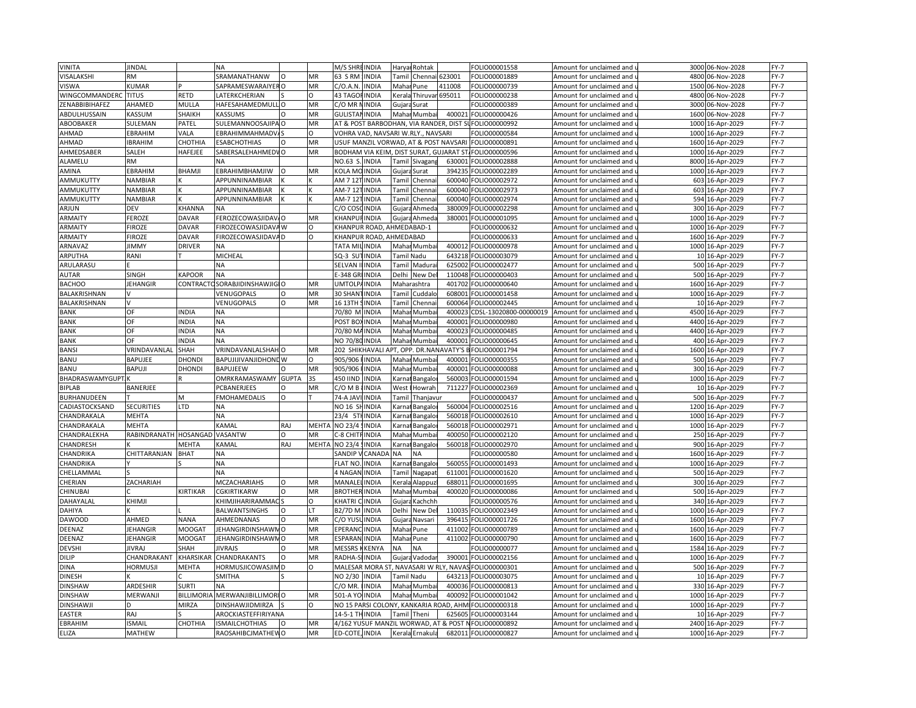| | | | | | | | | | | | | | | | |
|---|---|---|---|---|---|---|---|---|---|---|---|---|---|---|---|
| VINITA | JINDAL | | NA | | | M/S SHRI | INDIA | Haryar | Rohtak | | FOLIO00001558 | Amount for unclaimed and u | 3000 | 06-Nov-2028 | FY-7 |
| VISALAKSHI | RM | | SRAMANATHANW | O | MR | 63 S RM | INDIA | Tamil | Chennai | 623001 | FOLIO00001889 | Amount for unclaimed and u | 4800 | 06-Nov-2028 | FY-7 |
| VISWA | KUMAR | P | SAPRAMESWARAIYER | O | MR | C/O.A.N. | INDIA | Mahar | Pune | 411008 | FOLIO00000739 | Amount for unclaimed and u | 1500 | 06-Nov-2028 | FY-7 |
| WINGCOMMANDERC | TITUS | RETD | LATERKCHERIAN | S | O | 43 TAGOR | INDIA | Kerala | Thiruvar | 695011 | FOLIO00000238 | Amount for unclaimed and u | 4800 | 06-Nov-2028 | FY-7 |
| ZENABBIBIHAFEZ | AHAMED | MULLA | HAFESAHAMEDMULL | O | MR | C/O MR N | INDIA | Gujara | Surat | | FOLIO00000389 | Amount for unclaimed and u | 3000 | 06-Nov-2028 | FY-7 |
| ABDULHUSSAIN | KASSUM | SHAIKH | KASSUMS | O | MR | GULISTAN | INDIA | Mahar | Mumbai | 400021 | FOLIO00000426 | Amount for unclaimed and u | 1600 | 06-Nov-2028 | FY-7 |
| ABOOBAKER | SULEMAN | PATEL | SULEMANNOOSAJIPA | O | MR | AT & POST BARBODHAN, VIA RANDER, DIST SU | | | | | FOLIO00000992 | Amount for unclaimed and u | 1000 | 16-Apr-2029 | FY-7 |
| AHMAD | EBRAHIM | VALA | EBRAHIMMAHMADVA | S | O | VOHRA VAD, NAVSARI W.RLY., NAVSARI | | | | | FOLIO00000584 | Amount for unclaimed and u | 1000 | 16-Apr-2029 | FY-7 |
| AHMAD | IBRAHIM | CHOTHIA | ESABCHOTHIAS | O | MR | USUF MANZIL VORWAD, AT & POST NAVSARI | | | | | FOLIO00000891 | Amount for unclaimed and u | 1600 | 16-Apr-2029 | FY-7 |
| AHMEDSABER | SALEH | HAFEJEE | SABERSALEHAHMEDV | O | MR | BODHAM VIA KEIM, DIST SURAT, GUJARAT ST | | | | | FOLIO00000596 | Amount for unclaimed and u | 1000 | 16-Apr-2029 | FY-7 |
| ALAMELU | RM | | NA | | | NO.63 S. | INDIA | Tamil | Sivagang | 630001 | FOLIO00002888 | Amount for unclaimed and u | 8000 | 16-Apr-2029 | FY-7 |
| AMINA | EBRAHIM | BHAMJI | EBRAHIMBHAMJIW | O | MR | KOLA MO | INDIA | Gujara | Surat | 394235 | FOLIO00002289 | Amount for unclaimed and u | 1000 | 16-Apr-2029 | FY-7 |
| AMMUKUTTY | NAMBIAR | K | APPUNNINAMBIAR | K | K | AM 7 12T | INDIA | Tamil | Chennai | 600040 | FOLIO00002972 | Amount for unclaimed and u | 603 | 16-Apr-2029 | FY-7 |
| AMMUKUTTY | NAMBIAR | K | APPUNNINAMBIAR | K | K | AM-7 12T | INDIA | Tamil | Chennai | 600040 | FOLIO00002973 | Amount for unclaimed and u | 603 | 16-Apr-2029 | FY-7 |
| AMMUKUTTY | NAMBIAR | K | APPUNNINAMBIAR | K | K | AM-7 12T | INDIA | Tamil | Chennai | 600040 | FOLIO00002974 | Amount for unclaimed and u | 594 | 16-Apr-2029 | FY-7 |
| ARJUN | DEV | KHANNA | NA | | | C/O COSC | INDIA | Gujara | Ahmeda | 380009 | FOLIO00002298 | Amount for unclaimed and u | 300 | 16-Apr-2029 | FY-7 |
| ARMAITY | FEROZE | DAVAR | FEROZECOWASJIDAV | O | MR | KHANPUR | INDIA | Gujara | Ahmeda | 380001 | FOLIO00001095 | Amount for unclaimed and u | 1000 | 16-Apr-2029 | FY-7 |
| ARMAITY | FIROZE | DAVAR | FIROZECOWASJIDAVA | W | O | KHANPUR ROAD, AHMEDABAD-1 | | | | | FOLIO00000632 | Amount for unclaimed and u | 1000 | 16-Apr-2029 | FY-7 |
| ARMAITY | FIROZE | DAVAR | FIROZECOWASJIDAVA | D | O | KHANPUR ROAD, AHMEDABAD | | | | | FOLIO00000633 | Amount for unclaimed and u | 1600 | 16-Apr-2029 | FY-7 |
| ARNAVAZ | JIMMY | DRIVER | NA | | | TATA MIL | INDIA | Mahar | Mumbai | 400012 | FOLIO00000978 | Amount for unclaimed and u | 1000 | 16-Apr-2029 | FY-7 |
| ARPUTHA | RANI | T | MICHEAL | | | SQ-3 SUT | INDIA | Tamil | Nadu | 643218 | FOLIO00003079 | Amount for unclaimed and u | 10 | 16-Apr-2029 | FY-7 |
| ARULARASU | E | | NA | | | SELVAN I | INDIA | Tamil | Madurai | 625002 | FOLIO00002477 | Amount for unclaimed and u | 500 | 16-Apr-2029 | FY-7 |
| AUTAR | SINGH | KAPOOR | NA | | | E-348 GR | INDIA | Delhi | New Del | 110048 | FOLIO00000403 | Amount for unclaimed and u | 500 | 16-Apr-2029 | FY-7 |
| BACHOO | JEHANGIR | CONTRACTO | SORABJIDINSHAWJIG | O | MR | UMTOLPA | INDIA | Maharashtra | | 401702 | FOLIO00000640 | Amount for unclaimed and u | 1600 | 16-Apr-2029 | FY-7 |
| BALAKRISHNAN | V | | VENUGOPALS | O | MR | 30 SHANT | INDIA | Tamil | Cuddalo | 608001 | FOLIO00001458 | Amount for unclaimed and u | 1000 | 16-Apr-2029 | FY-7 |
| BALAKRISHNAN | V | | VENUGOPALS | O | MR | 16 13TH S | INDIA | Tamil | Chennai | 600064 | FOLIO00002445 | Amount for unclaimed and u | 10 | 16-Apr-2029 | FY-7 |
| BANK | OF | INDIA | NA | | | 70/80 M | INDIA | Mahar | Mumbai | 400023 | CDSL-13020800-00000019 | Amount for unclaimed and u | 4500 | 16-Apr-2029 | FY-7 |
| BANK | OF | INDIA | NA | | | POST BOX | INDIA | Mahar | Mumbai | 400001 | FOLIO00000980 | Amount for unclaimed and u | 4400 | 16-Apr-2029 | FY-7 |
| BANK | OF | INDIA | NA | | | 70/80 MA | INDIA | Mahar | Mumbai | 400023 | FOLIO00000485 | Amount for unclaimed and u | 4400 | 16-Apr-2029 | FY-7 |
| BANK | OF | INDIA | NA | | | NO 70/80 | INDIA | Mahar | Mumbai | 400001 | FOLIO00000645 | Amount for unclaimed and u | 400 | 16-Apr-2029 | FY-7 |
| BANSI | VRINDAVANLAL | SHAH | VRINDAVANLALSHAH | O | MR | 202 SHIKHAVALI APT, OPP. DR.NANAVATY'S B | | | | | FOLIO00001794 | Amount for unclaimed and u | 1600 | 16-Apr-2029 | FY-7 |
| BANU | BAPUJEE | DHONDI | BAPUJIJIVANJIDHOND | W | O | 905/906 | INDIA | Mahar | Mumbai | 400001 | FOLIO00000355 | Amount for unclaimed and u | 500 | 16-Apr-2029 | FY-7 |
| BANU | BAPUJI | DHONDI | BAPUJEEW | O | MR | 905/906 | INDIA | Mahar | Mumbai | 400001 | FOLIO00000088 | Amount for unclaimed and u | 300 | 16-Apr-2029 | FY-7 |
| BHADRASWAMYGUPT | K | R | OMRKRAMASWAMY | GUPTA | 3S | 450 IIND | INDIA | Karnat | Bangalo | 560003 | FOLIO00001594 | Amount for unclaimed and u | 1000 | 16-Apr-2029 | FY-7 |
| BIPLAB | BANERJEE | | PCBANERJEES | O | MR | C/O M B | INDIA | West | Howrah | 711227 | FOLIO00002369 | Amount for unclaimed and u | 10 | 16-Apr-2029 | FY-7 |
| BURHANUDEEN | T | M | FMOHAMEDALIS | O | T | 74-A JAVI | INDIA | Tamil | Thanjavur | | FOLIO00000437 | Amount for unclaimed and u | 500 | 16-Apr-2029 | FY-7 |
| CADIASTOCKSAND | SECURITIES | LTD | NA | | | NO 16 SH | INDIA | Karnat | Bangalo | 560004 | FOLIO00002516 | Amount for unclaimed and u | 1200 | 16-Apr-2029 | FY-7 |
| CHANDRAKALA | MEHTA | | NA | | | 23/4 5T | INDIA | Karnat | Bangalo | 560018 | FOLIO00002610 | Amount for unclaimed and u | 1000 | 16-Apr-2029 | FY-7 |
| CHANDRAKALA | MEHTA | | KAMAL | RAJ | MEHTA | NO 23/4 | INDIA | Karnat | Bangalo | 560018 | FOLIO00002971 | Amount for unclaimed and u | 1000 | 16-Apr-2029 | FY-7 |
| CHANDRALEKHA | RABINDRANATH | HOSANGAD | VASANTW | O | MR | C-8 CHITR | INDIA | Mahar | Mumbai | 400050 | FOLIO00002120 | Amount for unclaimed and u | 250 | 16-Apr-2029 | FY-7 |
| CHANDRESH | K | MEHTA | KAMAL | RAJ | MEHTA | NO 23/4 | INDIA | Karnat | Bangalo | 560018 | FOLIO00002970 | Amount for unclaimed and u | 900 | 16-Apr-2029 | FY-7 |
| CHANDRIKA | CHITTARANJAN | BHAT | NA | | | SANDIP V | CANADA | NA | NA | | FOLIO00000580 | Amount for unclaimed and u | 1600 | 16-Apr-2029 | FY-7 |
| CHANDRIKA | Y | S | NA | | | FLAT NO. | INDIA | Karnat | Bangalo | 560055 | FOLIO00001493 | Amount for unclaimed and u | 1000 | 16-Apr-2029 | FY-7 |
| CHELLAMMAL | S | | NA | | | 4 NAGAN | INDIA | Tamil | Nagapat | 611001 | FOLIO00001620 | Amount for unclaimed and u | 500 | 16-Apr-2029 | FY-7 |
| CHERIAN | ZACHARIAH | | MCZACHARIAHS | O | MR | MANALEL | INDIA | Kerala | Alappuz | 688011 | FOLIO00001695 | Amount for unclaimed and u | 300 | 16-Apr-2029 | FY-7 |
| CHINUBAI | C | KIRTIKAR | CGKIRTIKARW | O | MR | BROTHER | INDIA | Mahar | Mumbai | 400020 | FOLIO00000086 | Amount for unclaimed and u | 500 | 16-Apr-2029 | FY-7 |
| DAHAYALAL | KHIMJI | | KHIMJIHARIRAMMAC | S | O | KHATRI C | INDIA | Gujara | Kachchh | | FOLIO00000576 | Amount for unclaimed and u | 340 | 16-Apr-2029 | FY-7 |
| DAHIYA | K | L | BALWANTSINGHS | O | LT | B2/7D M | INDIA | Delhi | New Del | 110035 | FOLIO00002349 | Amount for unclaimed and u | 1000 | 16-Apr-2029 | FY-7 |
| DAWOOD | AHMED | NANA | AHMEDNANAS | O | MR | C/O YUSU | INDIA | Gujara | Navsari | 396415 | FOLIO00001726 | Amount for unclaimed and u | 1600 | 16-Apr-2029 | FY-7 |
| DEENAZ | JEHANGIR | MOOGAT | JEHANGIRDINSHAWM | O | MR | EPERANC | INDIA | Mahar | Pune | 411002 | FOLIO00000789 | Amount for unclaimed and u | 1600 | 16-Apr-2029 | FY-7 |
| DEENAZ | JEHANGIR | MOOGAT | JEHANGIRDINSHAWM | O | MR | ESPARAN | INDIA | Mahar | Pune | 411002 | FOLIO00000790 | Amount for unclaimed and u | 1600 | 16-Apr-2029 | FY-7 |
| DEVSHI | JIVRAJ | SHAH | JIVRAJS | O | MR | MESSRS K | KENYA | NA | NA | | FOLIO00000077 | Amount for unclaimed and u | 1584 | 16-Apr-2029 | FY-7 |
| DILIP | CHANDRAKANT | KHARSIKAR | CHANDRAKANTS | O | MR | RADHA-S | INDIA | Gujara | Vadodar | 390001 | FOLIO00002156 | Amount for unclaimed and u | 1000 | 16-Apr-2029 | FY-7 |
| DINA | HORMUSJI | MEHTA | HORMUSJICOWASJIM | D | O | MALESAR MORA ST, NAVASARI W RLY, NAVAS | | | | | FOLIO00000301 | Amount for unclaimed and u | 500 | 16-Apr-2029 | FY-7 |
| DINESH | K | C | SMITHA | S | | NO 2/30 | INDIA | Tamil Nadu | | 643213 | FOLIO00003075 | Amount for unclaimed and u | 10 | 16-Apr-2029 | FY-7 |
| DINSHAW | ARDESHIR | SURTI | NA | | | C/O MR. | INDIA | Mahar | Mumbai | 400036 | FOLIO00000813 | Amount for unclaimed and u | 330 | 16-Apr-2029 | FY-7 |
| DINSHAW | MERWANJI | BILLIMORIA | MERWANJIBILLIMORI | O | MR | 501-A YO | INDIA | Mahar | Mumbai | 400092 | FOLIO00001042 | Amount for unclaimed and u | 1000 | 16-Apr-2029 | FY-7 |
| DINSHAWJI | D | MIRZA | DINSHAWJIDMIRZA | S | O | NO 15 PARSI COLONY, KANKARIA ROAD, AHM | | | | | FOLIO00000318 | Amount for unclaimed and u | 1000 | 16-Apr-2029 | FY-7 |
| EASTER | RAJ | S | AROCKIASTEFFIRIYANA | | | 14-5-1 TH | INDIA | Tamil | Theni | 625605 | FOLIO00003144 | Amount for unclaimed and u | 10 | 16-Apr-2029 | FY-7 |
| EBRAHIM | ISMAIL | CHOTHIA | ISMAILCHOTHIAS | O | MR | 4/162 YUSUF MANZIL WORWAD, AT & POST N | | | | | FOLIO00000892 | Amount for unclaimed and u | 2400 | 16-Apr-2029 | FY-7 |
| ELIZA | MATHEW | | RAOSAHIBCJMATHEW | O | MR | ED-COTE, | INDIA | Kerala | Ernakula | 682011 | FOLIO00000827 | Amount for unclaimed and u | 1000 | 16-Apr-2029 | FY-7 |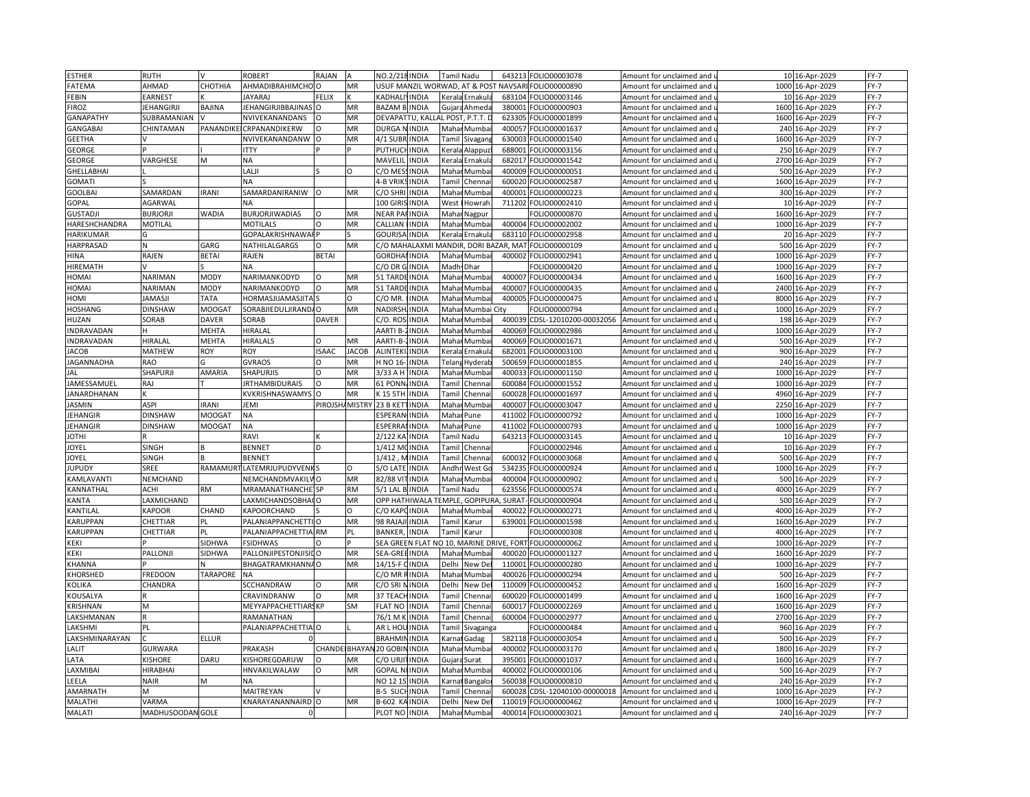| ESTHER | RUTH | V | ROBERT | RAJAN | A | NO.2/218 INDIA | Tamil Nadu | | 643213 | FOLIO00003078 | Amount for unclaimed and u | 10 | 16-Apr-2029 | FY-7 |
|---|---|---|---|---|---|---|---|---|---|---|---|---|---|---|
| FATEMA | AHMAD | CHOTHIA | AHMADIBRAHIMCHO | O | MR | USUF MANZIL WORWAD, AT & POST NAVSARI | | | | FOLIO00000890 | Amount for unclaimed and u | 1000 | 16-Apr-2029 | FY-7 |
| FEBIN | EARNEST | K | JAYARAJ | FELIX | K | KADHALI INDIA | Kerala | Ernakula | 683104 | FOLIO00003146 | Amount for unclaimed and u | 10 | 16-Apr-2029 | FY-7 |
| FIROZ | JEHANGIRJI | BAJINA | JEHANGIRJIBBAJINAS | O | MR | BAZAM B INDIA | Gujara | Ahmeda | 380001 | FOLIO00000903 | Amount for unclaimed and u | 1600 | 16-Apr-2029 | FY-7 |
| GANAPATHY | SUBRAMANIAN | V | NVIVEKANANDANS | O | MR | DEVAPATTU, KALLAL POST, P.T.T. D | | | 623305 | FOLIO00001899 | Amount for unclaimed and u | 1600 | 16-Apr-2029 | FY-7 |
| GANGABAI | CHINTAMAN | PANANDIKE | CRPANANDIKERW | O | MR | DURGA N INDIA | Mahar | Mumbai | 400057 | FOLIO00001637 | Amount for unclaimed and u | 240 | 16-Apr-2029 | FY-7 |
| GEETHA | V | | NVIVEKANANDANW | O | MR | 4/1 SUBR INDIA | Tamil | Sivagang | 630003 | FOLIO00001540 | Amount for unclaimed and u | 1600 | 16-Apr-2029 | FY-7 |
| GEORGE | P | I | ITTY | P | P | PUTHUCH INDIA | Kerala | Alappuz | 688001 | FOLIO00003156 | Amount for unclaimed and u | 250 | 16-Apr-2029 | FY-7 |
| GEORGE | VARGHESE | M | NA | | | MAVELIL INDIA | Kerala | Ernakula | 682017 | FOLIO00001542 | Amount for unclaimed and u | 2700 | 16-Apr-2029 | FY-7 |
| GHELLABHAI | L | | LALJI | S | O | C/O MESS INDIA | Mahar | Mumbai | 400009 | FOLIO00000051 | Amount for unclaimed and u | 500 | 16-Apr-2029 | FY-7 |
| GOMATI | S | | NA | | | 4-B VRIKS INDIA | Tamil | Chennai | 600020 | FOLIO00002587 | Amount for unclaimed and u | 1600 | 16-Apr-2029 | FY-7 |
| GOOLBAI | SAMARDAN | IRANI | SAMARDANIRANIW | O | MR | C/O SHRI INDIA | Mahar | Mumbai | 400001 | FOLIO00000223 | Amount for unclaimed and u | 300 | 16-Apr-2029 | FY-7 |
| GOPAL | AGARWAL | | NA | | | 100 GIRIS INDIA | West | Howrah | 711202 | FOLIO00002410 | Amount for unclaimed and u | 10 | 16-Apr-2029 | FY-7 |
| GUSTADJI | BURJORJI | WADIA | BURJORJIWADIAS | O | MR | NEAR PAR INDIA | Mahar | Nagpur | | FOLIO00000870 | Amount for unclaimed and u | 1600 | 16-Apr-2029 | FY-7 |
| HARESHCHANDRA | MOTILAL | | MOTILALS | O | MR | CALLIAN INDIA | Mahar | Mumbai | 400004 | FOLIO00002002 | Amount for unclaimed and u | 1000 | 16-Apr-2029 | FY-7 |
| HARIKUMAR | G | | GOPALAKRISHNAWAR | P | S | GOURISA INDIA | Kerala | Ernakula | 683110 | FOLIO00002958 | Amount for unclaimed and u | 20 | 16-Apr-2029 | FY-7 |
| HARPRASAD | N | GARG | NATHILALGARGS | O | MR | C/O MAHALAXMI MANDIR, DORI BAZAR, MAT | | | | FOLIO00000109 | Amount for unclaimed and u | 500 | 16-Apr-2029 | FY-7 |
| HINA | RAJEN | BETAI | RAJEN | BETAI | | GORDHAN INDIA | Mahar | Mumbai | 400002 | FOLIO00002941 | Amount for unclaimed and u | 1000 | 16-Apr-2029 | FY-7 |
| HIREMATH | V | S | NA | | | C/O DR G INDIA | Madh | Dhar | | FOLIO00000420 | Amount for unclaimed and u | 1000 | 16-Apr-2029 | FY-7 |
| HOMAI | NARIMAN | MODY | NARIMANKODYD | O | MR | 51 TARDE INDIA | Mahar | Mumbai | 400007 | FOLIO00000434 | Amount for unclaimed and u | 1600 | 16-Apr-2029 | FY-7 |
| HOMAI | NARIMAN | MODY | NARIMANKODYD | O | MR | 51 TARDE INDIA | Mahar | Mumbai | 400007 | FOLIO00000435 | Amount for unclaimed and u | 2400 | 16-Apr-2029 | FY-7 |
| HOMI | JAMASJI | TATA | HORMASJIJAMASJITA | S | O | C/O MR. INDIA | Mahar | Mumbai | 400005 | FOLIO00000475 | Amount for unclaimed and u | 8000 | 16-Apr-2029 | FY-7 |
| HOSHANG | DINSHAW | MOOGAT | SORABJIEDULJIRAND | O | MR | NADIRSH INDIA | Mahar | Mumbai City | | FOLIO00000794 | Amount for unclaimed and u | 1000 | 16-Apr-2029 | FY-7 |
| HUZAN | SORAB | DAVER | SORAB | DAVER | | C/O. ROS INDIA | Mahar | Mumbai | 400039 | CDSL-12010200-00032056 | Amount for unclaimed and u | 198 | 16-Apr-2029 | FY-7 |
| INDRAVADAN | H | MEHTA | HIRALAL | | | AARTI B-2 INDIA | Mahar | Mumbai | 400069 | FOLIO00002986 | Amount for unclaimed and u | 1000 | 16-Apr-2029 | FY-7 |
| INDRAVADAN | HIRALAL | MEHTA | HIRALALS | O | MR | AARTI-B-2 INDIA | Mahar | Mumbai | 400069 | FOLIO00001671 | Amount for unclaimed and u | 500 | 16-Apr-2029 | FY-7 |
| JACOB | MATHEW | ROY | ROY | ISAAC | JACOB | ALINTEKI INDIA | Kerala | Ernakula | 682001 | FOLIO00003100 | Amount for unclaimed and u | 900 | 16-Apr-2029 | FY-7 |
| JAGANNADHA | RAO | G | GVRAOS | O | MR | H NO 16- INDIA | Telang | Hyderab | 500659 | FOLIO00001855 | Amount for unclaimed and u | 240 | 16-Apr-2029 | FY-7 |
| JAL | SHAPURJI | AMARIA | SHAPURJIS | O | MR | 3/33 A H INDIA | Mahar | Mumbai | 400033 | FOLIO00001150 | Amount for unclaimed and u | 1000 | 16-Apr-2029 | FY-7 |
| JAMESSAMUEL | RAJ | T | JRTHAMBIDURAIS | O | MR | 61 PONN INDIA | Tamil | Chennai | 600084 | FOLIO00001552 | Amount for unclaimed and u | 1000 | 16-Apr-2029 | FY-7 |
| JANARDHANAN | K | | KVKRISHNASWAMYS | O | MR | K 15 5TH INDIA | Tamil | Chennai | 600028 | FOLIO00001697 | Amount for unclaimed and u | 4960 | 16-Apr-2029 | FY-7 |
| JASMIN | ASPI | IRANI | JEMI | PIROJSHA | MISTRY | 23 B KETT INDIA | Mahar | Mumbai | 400007 | FOLIO00003047 | Amount for unclaimed and u | 2250 | 16-Apr-2029 | FY-7 |
| JEHANGIR | DINSHAW | MOOGAT | NA | | | ESPERAN INDIA | Mahar | Pune | 411002 | FOLIO00000792 | Amount for unclaimed and u | 1000 | 16-Apr-2029 | FY-7 |
| JEHANGIR | DINSHAW | MOOGAT | NA | | | ESPERRAI INDIA | Mahar | Pune | 411002 | FOLIO00000793 | Amount for unclaimed and u | 1000 | 16-Apr-2029 | FY-7 |
| JOTHI | R | | RAVI | K | | 2/122 KA INDIA | Tamil Nadu | | 643213 | FOLIO00003145 | Amount for unclaimed and u | 10 | 16-Apr-2029 | FY-7 |
| JOYEL | SINGH | B | BENNET | D | | 1/412 MO INDIA | Tamil | Chennai | | FOLIO00002946 | Amount for unclaimed and u | 10 | 16-Apr-2029 | FY-7 |
| JOYEL | SINGH | B | BENNET | | | 1/412 , M INDIA | Tamil | Chennai | 600032 | FOLIO00003068 | Amount for unclaimed and u | 500 | 16-Apr-2029 | FY-7 |
| JUPUDY | SREE | RAMAMURT | LATEMRJUPUDYVENK | S | O | S/O LATE INDIA | Andhr | West Go | 534235 | FOLIO00000924 | Amount for unclaimed and u | 1000 | 16-Apr-2029 | FY-7 |
| KAMLAVANTI | NEMCHAND | | NEMCHANDMVAKILW | O | MR | 82/88 VIT INDIA | Mahar | Mumbai | 400004 | FOLIO00000902 | Amount for unclaimed and u | 500 | 16-Apr-2029 | FY-7 |
| KANNATHAL | ACHI | RM | MRAMANATHANCHET | SP | RM | 5/1 LAL B INDIA | Tamil Nadu | | 623556 | FOLIO00000574 | Amount for unclaimed and u | 4000 | 16-Apr-2029 | FY-7 |
| KANTA | LAXMICHAND | | LAXMICHANDSOBHA | O | MR | OPP HATHIWALA TEMPLE, GOPIPURA, SURAT- | | | | FOLIO00000904 | Amount for unclaimed and u | 500 | 16-Apr-2029 | FY-7 |
| KANTILAL | KAPOOR | CHAND | KAPOORCHAND | S | O | C/O KAPC INDIA | Mahar | Mumbai | 400022 | FOLIO00000271 | Amount for unclaimed and u | 4000 | 16-Apr-2029 | FY-7 |
| KARUPPAN | CHETTIAR | PL | PALANIAPPANCHETTI | O | MR | 98 RAJAJI INDIA | Tamil | Karur | 639001 | FOLIO00001598 | Amount for unclaimed and u | 1600 | 16-Apr-2029 | FY-7 |
| KARUPPAN | CHETTIAR | PL | PALANIAPPACHETTIA | RM | PL | BANKER, INDIA | Tamil | Karur | | FOLIO00000308 | Amount for unclaimed and u | 4000 | 16-Apr-2029 | FY-7 |
| KEKI | P | SIDHWA | FSIDHWAS | O | P | SEA GREEN FLAT NO 10, MARINE DRIVE, FORT | | | | FOLIO00000062 | Amount for unclaimed and u | 1000 | 16-Apr-2029 | FY-7 |
| KEKI | PALLONJI | SIDHWA | PALLONJIPESTONJISID | O | MR | SEA-GREE INDIA | Mahar | Mumbai | 400020 | FOLIO00001327 | Amount for unclaimed and u | 1600 | 16-Apr-2029 | FY-7 |
| KHANNA | P | N | BHAGATRAMKHANNA | O | MR | 14/15-F C INDIA | Delhi | New Del | 110001 | FOLIO00000280 | Amount for unclaimed and u | 1000 | 16-Apr-2029 | FY-7 |
| KHORSHED | FREDOON | TARAPORE | NA | | | C/O MR R INDIA | Mahar | Mumbai | 400026 | FOLIO00000294 | Amount for unclaimed and u | 500 | 16-Apr-2029 | FY-7 |
| KOLIKA | CHANDRA | | SCCHANDRAW | O | MR | C/O SRI N INDIA | Delhi | New Del | 110009 | FOLIO00000452 | Amount for unclaimed and u | 1600 | 16-Apr-2029 | FY-7 |
| KOUSALYA | R | | CRAVINDRANW | O | MR | 37 TEACH INDIA | Tamil | Chennai | 600020 | FOLIO00001499 | Amount for unclaimed and u | 1600 | 16-Apr-2029 | FY-7 |
| KRISHNAN | M | | MEYYAPPACHETTIARS | KP | SM | FLAT NO INDIA | Tamil | Chennai | 600017 | FOLIO00002269 | Amount for unclaimed and u | 1600 | 16-Apr-2029 | FY-7 |
| LAKSHMANAN | R | | RAMANATHAN | | | 76/1 M K INDIA | Tamil | Chennai | 600004 | FOLIO00002977 | Amount for unclaimed and u | 2700 | 16-Apr-2029 | FY-7 |
| LAKSHMI | PL | | PALANIAPPACHETTIA | O | L | AR L HOU INDIA | Tamil | Sivaganga | | FOLIO00000484 | Amount for unclaimed and u | 960 | 16-Apr-2029 | FY-7 |
| LAKSHMINARAYAN | C | ELLUR | 0 | | | BRAHMIN INDIA | Karnat | Gadag | 582118 | FOLIO00003054 | Amount for unclaimed and u | 500 | 16-Apr-2029 | FY-7 |
| LALIT | GURWARA | | PRAKASH | CHANDE | BHAYAN | 20 GOBIN INDIA | Mahar | Mumbai | 400002 | FOLIO00003170 | Amount for unclaimed and u | 1800 | 16-Apr-2029 | FY-7 |
| LATA | KISHORE | DARU | KISHOREGDARUW | O | MR | C/O URJI INDIA | Gujara | Surat | 395001 | FOLIO00001037 | Amount for unclaimed and u | 1600 | 16-Apr-2029 | FY-7 |
| LAXMIBAI | HIRABHAI | | HNVAKILWALAW | O | MR | GOPAL NI INDIA | Mahar | Mumbai | 400002 | FOLIO00000106 | Amount for unclaimed and u | 500 | 16-Apr-2029 | FY-7 |
| LEELA | NAIR | M | NA | | | NO 12 1S INDIA | Karnat | Bangalo | 560038 | FOLIO00000810 | Amount for unclaimed and u | 240 | 16-Apr-2029 | FY-7 |
| AMARNATH | M | | MAITREYAN | V | | B-5 SUCH INDIA | Tamil | Chennai | 600028 | CDSL-12040100-00000018 | Amount for unclaimed and u | 1000 | 16-Apr-2029 | FY-7 |
| MALATHI | VARMA | | KNARAYANANNAIRD | O | MR | B-602 KA INDIA | Delhi | New Del | 110019 | FOLIO00000462 | Amount for unclaimed and u | 1000 | 16-Apr-2029 | FY-7 |
| MALATI | MADHUSOODAN | GOLE | 0 | | | PLOT NO INDIA | Mahar | Mumbai | 400014 | FOLIO00003021 | Amount for unclaimed and u | 240 | 16-Apr-2029 | FY-7 |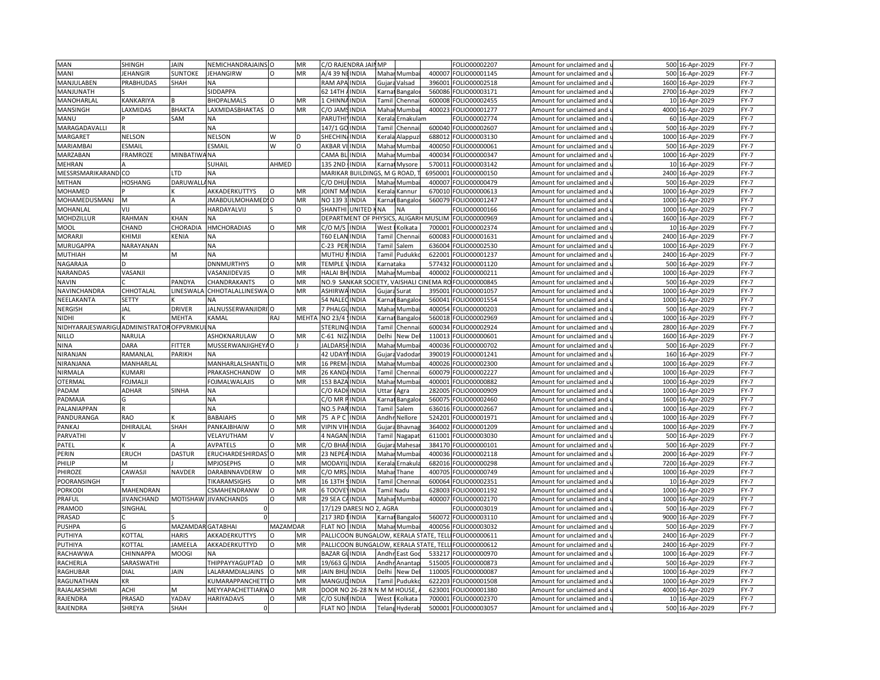| MAN | SHINGH | JAIN | NEMICHANDRAJAINS | O | MR | C/O RAJENDRA JAIN | MP | | | | FOLIO00002207 | Amount for unclaimed and u | 500 | 16-Apr-2029 | FY-7 |
|---|---|---|---|---|---|---|---|---|---|---|---|---|---|---|---|
| MANI | JEHANGIR | SUNTOKE | JEHANGIRW | O | MR | A/4 39 NE | INDIA | Mahar | Mumbai | 400007 | FOLIO00001145 | Amount for unclaimed and u | 500 | 16-Apr-2029 | FY-7 |
| MANJULABEN | PRABHUDAS | SHAH | NA | | | RAM APA | INDIA | Gujara | Valsad | 396001 | FOLIO00002518 | Amount for unclaimed and u | 1600 | 16-Apr-2029 | FY-7 |
| MANJUNATH | S | | SIDDAPPA | | | 62 14TH | INDIA | Karnat | Bangalor | 560086 | FOLIO00003171 | Amount for unclaimed and u | 2700 | 16-Apr-2029 | FY-7 |
| MANOHARLAL | KANKARIYA | B | BHOPALMALS | O | MR | 1 CHINNA | INDIA | Tamil | Chennai | 600008 | FOLIO00002455 | Amount for unclaimed and u | 10 | 16-Apr-2029 | FY-7 |
| MANSINGH | LAXMIDAS | BHAKTA | LAXMIDASBHAKTAS | O | MR | C/O JAMS | INDIA | Mahar | Mumbai | 400023 | FOLIO00001277 | Amount for unclaimed and u | 4000 | 16-Apr-2029 | FY-7 |
| MANU | P | SAM | NA | | | PARUTHI | INDIA | Kerala | Ernakulam | | FOLIO00002774 | Amount for unclaimed and u | 60 | 16-Apr-2029 | FY-7 |
| MARAGADAVALLI | R | | NA | | | 147/1 GO | INDIA | Tamil | Chennai | 600040 | FOLIO00002607 | Amount for unclaimed and u | 500 | 16-Apr-2029 | FY-7 |
| MARGARET | NELSON | | NELSON | W | D | SHECHIN | INDIA | Kerala | Alappuz | 688012 | FOLIO00003130 | Amount for unclaimed and u | 1000 | 16-Apr-2029 | FY-7 |
| MARIAMBAI | ESMAIL | | ESMAIL | W | O | AKBAR VI | INDIA | Mahar | Mumbai | 400050 | FOLIO00000061 | Amount for unclaimed and u | 500 | 16-Apr-2029 | FY-7 |
| MARZABAN | FRAMROZE | MINBATIWA | NA | | | CAMA BL | INDIA | Mahar | Mumbai | 400034 | FOLIO00000347 | Amount for unclaimed and u | 1000 | 16-Apr-2029 | FY-7 |
| MEHRAN | A | | SUHAIL | AHMED | | 135 2ND | INDIA | Karnat | Mysore | 570011 | FOLIO00003142 | Amount for unclaimed and u | 10 | 16-Apr-2029 | FY-7 |
| MESSRSMARIKARAND | CO | LTD | NA | | | MARIKAR BUILDINGS, M G ROAD, T | | | | 6950001 | FOLIO00000150 | Amount for unclaimed and u | 2400 | 16-Apr-2029 | FY-7 |
| MITHAN | HOSHANG | DARUWALLA | NA | | | C/O DHU | INDIA | Mahar | Mumbai | 400007 | FOLIO00000479 | Amount for unclaimed and u | 500 | 16-Apr-2029 | FY-7 |
| MOHAMED | P | K | AKKADERKUTTYS | O | MR | JOINT MA | INDIA | Kerala | Kannur | 670010 | FOLIO00000613 | Amount for unclaimed and u | 1000 | 16-Apr-2029 | FY-7 |
| MOHAMEDUSMANJ | M | A | JMABDULMOHAMEDS | O | MR | NO 139 3 | INDIA | Karnat | Bangalor | 560079 | FOLIO00001247 | Amount for unclaimed and u | 1000 | 16-Apr-2029 | FY-7 |
| MOHANLAL | VIJ | | HARDAYALVIJ | S | O | SHANTHI | UNITED K | NA | NA | | FOLIO00000166 | Amount for unclaimed and u | 1000 | 16-Apr-2029 | FY-7 |
| MOHDZILLUR | RAHMAN | KHAN | NA | | | DEPARTMENT OF PHYSICS, ALIGARH MUSLIM | | | | | FOLIO00000969 | Amount for unclaimed and u | 1600 | 16-Apr-2029 | FY-7 |
| MOOL | CHAND | CHORADIA | HMCHORADIAS | O | MR | C/O M/S | INDIA | West | Kolkata | 700001 | FOLIO00002374 | Amount for unclaimed and u | 10 | 16-Apr-2029 | FY-7 |
| MORARJI | KHIMJI | KENIA | NA | | | T60 ELAN | INDIA | Tamil | Chennai | 600083 | FOLIO00001631 | Amount for unclaimed and u | 2400 | 16-Apr-2029 | FY-7 |
| MURUGAPPA | NARAYANAN | | NA | | | C-23 PER | INDIA | Tamil | Salem | 636004 | FOLIO00002530 | Amount for unclaimed and u | 1000 | 16-Apr-2029 | FY-7 |
| MUTHIAH | M | M | NA | | | MUTHU H | INDIA | Tamil | Pudukko | 622001 | FOLIO00001237 | Amount for unclaimed and u | 2400 | 16-Apr-2029 | FY-7 |
| NAGARAJA | D | | DNNMURTHYS | O | MR | TEMPLE V | INDIA | Karnataka | | 577432 | FOLIO00001120 | Amount for unclaimed and u | 500 | 16-Apr-2029 | FY-7 |
| NARANDAS | VASANJI | | VASANJIDEVJIS | O | MR | HALAI BH | INDIA | Mahar | Mumbai | 400002 | FOLIO00000211 | Amount for unclaimed and u | 1000 | 16-Apr-2029 | FY-7 |
| NAVIN | C | PANDYA | CHANDRAKANTS | O | MR | NO.9 SANKAR SOCIETY, VAISHALI CINEMA RO | | | | | FOLIO00000845 | Amount for unclaimed and u | 500 | 16-Apr-2029 | FY-7 |
| NAVINCHANDRA | CHHOTALAL | LINESWALA | CHHOTALALLINESWA | O | MR | ASHIRWA | INDIA | Gujara | Surat | 395001 | FOLIO00001057 | Amount for unclaimed and u | 1000 | 16-Apr-2029 | FY-7 |
| NEELAKANTA | SETTY | K | NA | | | 54 NALEC | INDIA | Karnat | Bangalor | 560041 | FOLIO00001554 | Amount for unclaimed and u | 1000 | 16-Apr-2029 | FY-7 |
| NERGISH | JAL | DRIVER | JALNUSSERWANJIDRI | O | MR | 7 PHALGU | INDIA | Mahar | Mumbai | 400054 | FOLIO00000203 | Amount for unclaimed and u | 500 | 16-Apr-2029 | FY-7 |
| NIDHI | K | MEHTA | KAMAL | RAJ | MEHTA | NO 23/4 1 | INDIA | Karnat | Bangalor | 560018 | FOLIO00002969 | Amount for unclaimed and u | 1000 | 16-Apr-2029 | FY-7 |
| NIDHYARAJESWARIGU | ADMINISTRATOR | OFPVRMKUL | NA | | | STERLING | INDIA | Tamil | Chennai | 600034 | FOLIO00002924 | Amount for unclaimed and u | 2800 | 16-Apr-2029 | FY-7 |
| NILLO | NARULA | | ASHOKNARULAW | O | MR | C-61 NIZ | INDIA | Delhi | New Del | 110013 | FOLIO00000601 | Amount for unclaimed and u | 1600 | 16-Apr-2029 | FY-7 |
| NINA | DARA | FITTER | MUSSERWANJIGHEYA | O | J | JALDARSH | INDIA | Mahar | Mumbai | 400036 | FOLIO00000702 | Amount for unclaimed and u | 500 | 16-Apr-2029 | FY-7 |
| NIRANJAN | RAMANLAL | PARIKH | NA | | | 42 UDAYN | INDIA | Gujara | Vadodar | 390019 | FOLIO00001241 | Amount for unclaimed and u | 160 | 16-Apr-2029 | FY-7 |
| NIRANJANA | MANHARLAL | | MANHARLALSHANTIL | O | MR | 16 PREM | INDIA | Mahar | Mumbai | 400026 | FOLIO00002300 | Amount for unclaimed and u | 1000 | 16-Apr-2029 | FY-7 |
| NIRMALA | KUMARI | | PRAKASHCHANDW | O | MR | 26 KANDA | INDIA | Tamil | Chennai | 600079 | FOLIO00002227 | Amount for unclaimed and u | 1000 | 16-Apr-2029 | FY-7 |
| OTERMAL | FOJMALJI | | FOJMALWALAJIS | O | MR | 153 BAZA | INDIA | Mahar | Mumbai | 400001 | FOLIO00000882 | Amount for unclaimed and u | 1000 | 16-Apr-2029 | FY-7 |
| PADAM | ADHAR | SINHA | NA | | | C/O RADH | INDIA | Uttar | Agra | 282005 | FOLIO00000909 | Amount for unclaimed and u | 1000 | 16-Apr-2029 | FY-7 |
| PADMAJA | G | | NA | | | C/O MR P | INDIA | Karnat | Bangalor | 560075 | FOLIO00002460 | Amount for unclaimed and u | 1600 | 16-Apr-2029 | FY-7 |
| PALANIAPPAN | R | | NA | | | NO.5 PAR | INDIA | Tamil | Salem | 636016 | FOLIO00002667 | Amount for unclaimed and u | 1000 | 16-Apr-2029 | FY-7 |
| PANDURANGA | RAO | K | BABAIAHS | O | MR | 75 A P C | INDIA | Andhr | Nellore | 524201 | FOLIO00001971 | Amount for unclaimed and u | 1000 | 16-Apr-2029 | FY-7 |
| PANKAJ | DHIRAJLAL | SHAH | PANKAJBHAIW | O | MR | VIPIN VIH | INDIA | Gujara | Bhavnag | 364002 | FOLIO00001209 | Amount for unclaimed and u | 1000 | 16-Apr-2029 | FY-7 |
| PARVATHI | V | | VELAYUTHAM | V | | 4 NAGAN | INDIA | Tamil | Nagapat | 611001 | FOLIO00003030 | Amount for unclaimed and u | 500 | 16-Apr-2029 | FY-7 |
| PATEL | K | A | AVPATELS | O | MR | C/O BHAR | INDIA | Gujara | Mahesar | 384170 | FOLIO00000101 | Amount for unclaimed and u | 500 | 16-Apr-2029 | FY-7 |
| PERIN | ERUCH | DASTUR | ERUCHARDESHIRDAS | O | MR | 23 NEPEA | INDIA | Mahar | Mumbai | 400036 | FOLIO00002118 | Amount for unclaimed and u | 2000 | 16-Apr-2029 | FY-7 |
| PHILIP | M | | MPJOSEPHS | O | MR | MODAYIL | INDIA | Kerala | Ernakula | 682016 | FOLIO00000298 | Amount for unclaimed and u | 7200 | 16-Apr-2029 | FY-7 |
| PHIROZE | CAWASJI | NAVDER | DARABNNAVDERW | O | MR | C/O MRS. | INDIA | Mahar | Thane | 400705 | FOLIO00000749 | Amount for unclaimed and u | 1000 | 16-Apr-2029 | FY-7 |
| POORANSINGH | T | | TIKARAMSIGHS | O | MR | 16 13TH S | INDIA | Tamil | Chennai | 600064 | FOLIO00002351 | Amount for unclaimed and u | 10 | 16-Apr-2029 | FY-7 |
| PORKODI | MAHENDRAN | | CSMAHENDRANW | O | MR | 6 TOOVE | INDIA | Tamil Nadu | | 628003 | FOLIO00001192 | Amount for unclaimed and u | 1000 | 16-Apr-2029 | FY-7 |
| PRAFUL | JIVANCHAND | MOTISHAW | JIVANCHANDS | O | MR | 29 SEA CA | INDIA | Mahar | Mumbai | 400007 | FOLIO00002170 | Amount for unclaimed and u | 1000 | 16-Apr-2029 | FY-7 |
| PRAMOD | SINGHAL | | 0 | | | 17/129 DARESI NO 2, AGRA | | | | | FOLIO00003019 | Amount for unclaimed and u | 500 | 16-Apr-2029 | FY-7 |
| PRASAD | C | S | 0 | | | 217 3RD I | INDIA | Karnat | Bangalor | 560072 | FOLIO00003110 | Amount for unclaimed and u | 9000 | 16-Apr-2029 | FY-7 |
| PUSHPA | G | MAZAMDAR | GATABHAI | MAZAMDAR | | FLAT NO | INDIA | Mahar | Mumbai | 400056 | FOLIO00003032 | Amount for unclaimed and u | 500 | 16-Apr-2029 | FY-7 |
| PUTHIYA | KOTTAL | HARIS | AKKADERKUTTYS | O | MR | PALLICOON BUNGALOW, KERALA STATE, TELL | | | | | FOLIO00000611 | Amount for unclaimed and u | 2400 | 16-Apr-2029 | FY-7 |
| PUTHIYA | KOTTAL | JAMEELA | AKKADERKUTTYD | O | MR | PALLICOON BUNGALOW, KERALA STATE, TELL | | | | | FOLIO00000612 | Amount for unclaimed and u | 2400 | 16-Apr-2029 | FY-7 |
| RACHAWWA | CHINNAPPA | MOOGI | NA | | | BAZAR GL | INDIA | Andhr | East God | 533217 | FOLIO00000970 | Amount for unclaimed and u | 1000 | 16-Apr-2029 | FY-7 |
| RACHERLA | SARASWATHI | | THIPPAYYAGUPTAD | O | MR | 19/663 G | INDIA | Andhr | Anantap | 515005 | FOLIO00000873 | Amount for unclaimed and u | 500 | 16-Apr-2029 | FY-7 |
| RAGHUBAR | DIAL | JAIN | LALARAMDIALJAINS | O | MR | JAIN BHU | INDIA | Delhi | New Del | 110005 | FOLIO00000087 | Amount for unclaimed and u | 1000 | 16-Apr-2029 | FY-7 |
| RAGUNATHAN | KR | | KUMARAPPANCHETTI | O | MR | MANGUD | INDIA | Tamil | Pudukko | 622203 | FOLIO00001508 | Amount for unclaimed and u | 1000 | 16-Apr-2029 | FY-7 |
| RAJALAKSHMI | ACHI | M | MEYYAPACHETTIARW | O | MR | DOOR NO 26-28 N N M M HOUSE, | | | | 623001 | FOLIO00001380 | Amount for unclaimed and u | 4000 | 16-Apr-2029 | FY-7 |
| RAJENDRA | PRASAD | YADAV | HARIYADAVS | O | MR | C/O SUNI | INDIA | West | Kolkata | 700001 | FOLIO00002370 | Amount for unclaimed and u | 10 | 16-Apr-2029 | FY-7 |
| RAJENDRA | SHREYA | SHAH | 0 | | | FLAT NO | INDIA | Telang | Hyderab | 500001 | FOLIO00003057 | Amount for unclaimed and u | 500 | 16-Apr-2029 | FY-7 |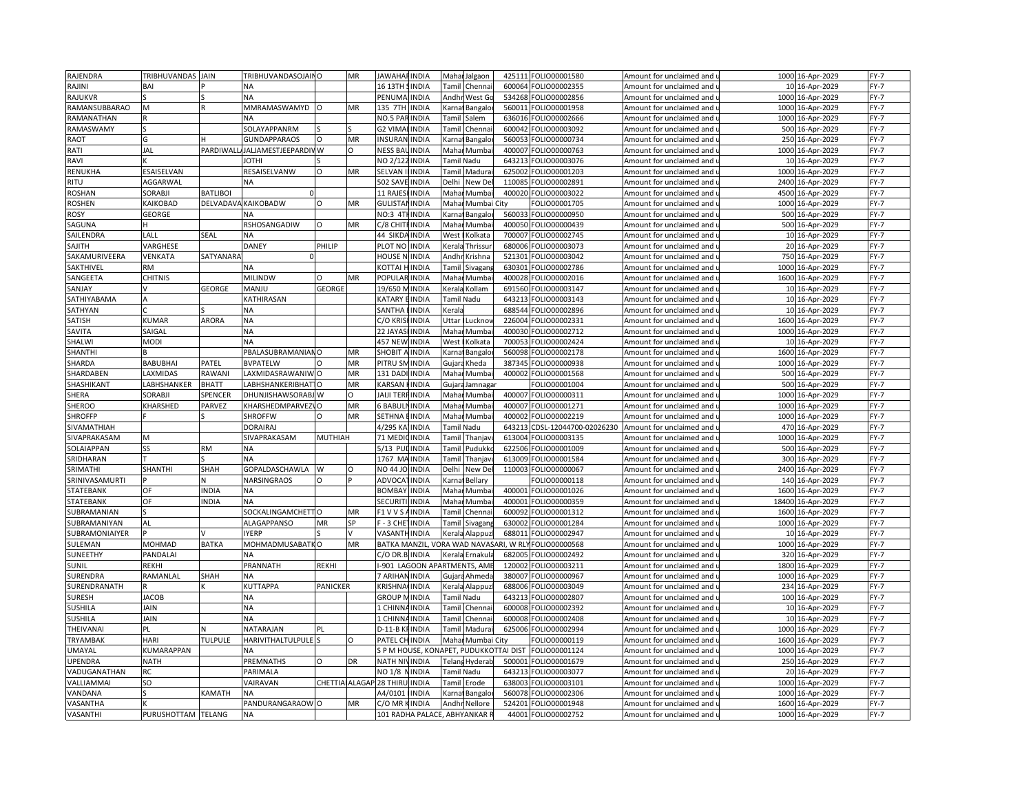| | | | | | | | | | | | | | | | | |
|---|---|---|---|---|---|---|---|---|---|---|---|---|---|---|---|---|
| RAJENDRA | TRIBHUVANDAS | JAIN | TRIBHUVANDASOJAIN | O | MR | JAWAHAR | INDIA | Mahar | Jalgaon | 425111 | FOLIO00001580 | Amount for unclaimed and u | 1000 | 16-Apr-2029 | FY-7 |
| RAJINI | BAI | P | NA | | | 16 13TH S | INDIA | Tamil | Chennai | 600064 | FOLIO00002355 | Amount for unclaimed and u | 10 | 16-Apr-2029 | FY-7 |
| RAJUKVR | S | S | NA | | | PENUMA | INDIA | Andhr | West Go | 534268 | FOLIO00002856 | Amount for unclaimed and u | 1000 | 16-Apr-2029 | FY-7 |
| RAMANSUBBARAO | M | R | MMRAMASWAMYD | O | MR | 135 7TH | INDIA | Karnat | Bangalor | 560011 | FOLIO00001958 | Amount for unclaimed and u | 1000 | 16-Apr-2029 | FY-7 |
| RAMANATHAN | R | | NA | | | NO.5 PAR | INDIA | Tamil | Salem | 636016 | FOLIO00002666 | Amount for unclaimed and u | 1000 | 16-Apr-2029 | FY-7 |
| RAMASWAMY | S | | SOLAYAPPANRM | S | S | G2 VIMAL | INDIA | Tamil | Chennai | 600042 | FOLIO00003092 | Amount for unclaimed and u | 500 | 16-Apr-2029 | FY-7 |
| RAOT | G | H | GUNDAPPARAOS | O | MR | INSURAN | INDIA | Karnat | Bangalor | 560053 | FOLIO00000734 | Amount for unclaimed and u | 250 | 16-Apr-2029 | FY-7 |
| RATI | JAL | PARDIWALL | JALJAMESTJEEPARDIV | W | O | NESS BAL | INDIA | Mahar | Mumbai | 400007 | FOLIO00000763 | Amount for unclaimed and u | 1000 | 16-Apr-2029 | FY-7 |
| RAVI | K | | JOTHI | S | | NO 2/122 | INDIA | Tamil Nadu | | 643213 | FOLIO00003076 | Amount for unclaimed and u | 10 | 16-Apr-2029 | FY-7 |
| RENUKHA | ESAISELVAN | | RESAISELVANW | O | MR | SELVAN I | INDIA | Tamil | Madurai | 625002 | FOLIO00001203 | Amount for unclaimed and u | 1000 | 16-Apr-2029 | FY-7 |
| RITU | AGGARWAL | | NA | | | 502 SAVE | INDIA | Delhi | New Del | 110085 | FOLIO00002891 | Amount for unclaimed and u | 2400 | 16-Apr-2029 | FY-7 |
| ROSHAN | SORABJI | BATLIBOI | 0 | | | 11 RAJESI | INDIA | Mahar | Mumbai | 400020 | FOLIO00003022 | Amount for unclaimed and u | 4500 | 16-Apr-2029 | FY-7 |
| ROSHEN | KAIKOBAD | DELVADAVA | KAIKOBADW | O | MR | GULISTAN | INDIA | Mahar | Mumbai City | | FOLIO00001705 | Amount for unclaimed and u | 1000 | 16-Apr-2029 | FY-7 |
| ROSY | GEORGE | | NA | | | NO:3 4TH | INDIA | Karnat | Bangalor | 560033 | FOLIO00000950 | Amount for unclaimed and u | 500 | 16-Apr-2029 | FY-7 |
| SAGUNA | H | | RSHOSANGADIW | O | MR | C/8 CHITI | INDIA | Mahar | Mumbai | 400050 | FOLIO00000439 | Amount for unclaimed and u | 500 | 16-Apr-2029 | FY-7 |
| SAILENDRA | LALL | SEAL | NA | | | 44 SIKDA | INDIA | West | Kolkata | 700007 | FOLIO00002745 | Amount for unclaimed and u | 10 | 16-Apr-2029 | FY-7 |
| SAJITH | VARGHESE | | DANEY | PHILIP | | PLOT NO | INDIA | Kerala | Thrissur | 680006 | FOLIO00003073 | Amount for unclaimed and u | 20 | 16-Apr-2029 | FY-7 |
| SAKAMURIVEERA | VENKATA | SATYANARA | 0 | | | HOUSE N | INDIA | Andhr | Krishna | 521301 | FOLIO00003042 | Amount for unclaimed and u | 750 | 16-Apr-2029 | FY-7 |
| SAKTHIVEL | RM | | NA | | | KOTTAI H | INDIA | Tamil | Sivagang | 630301 | FOLIO00002786 | Amount for unclaimed and u | 1000 | 16-Apr-2029 | FY-7 |
| SANGEETA | CHITNIS | | MILINDW | O | MR | POPULAR | INDIA | Mahar | Mumbai | 400028 | FOLIO00002016 | Amount for unclaimed and u | 1600 | 16-Apr-2029 | FY-7 |
| SANJAY | V | GEORGE | MANJU | GEORGE | | 19/650 M | INDIA | Kerala | Kollam | 691560 | FOLIO00003147 | Amount for unclaimed and u | 10 | 16-Apr-2029 | FY-7 |
| SATHIYABAMA | A | | KATHIRASAN | | | KATARY E | INDIA | Tamil Nadu | | 643213 | FOLIO00003143 | Amount for unclaimed and u | 10 | 16-Apr-2029 | FY-7 |
| SATHYAN | C | S | NA | | | SANTHA | INDIA | Kerala | | 688544 | FOLIO00002896 | Amount for unclaimed and u | 10 | 16-Apr-2029 | FY-7 |
| SATISH | KUMAR | ARORA | NA | | | C/O KRISI | INDIA | Uttar | Lucknow | 226004 | FOLIO00002331 | Amount for unclaimed and u | 1600 | 16-Apr-2029 | FY-7 |
| SAVITA | SAIGAL | | NA | | | 22 JAYASI | INDIA | Mahar | Mumbai | 400030 | FOLIO00002712 | Amount for unclaimed and u | 1000 | 16-Apr-2029 | FY-7 |
| SHALWI | MODI | | NA | | | 457 NEW | INDIA | West | Kolkata | 700053 | FOLIO00002424 | Amount for unclaimed and u | 10 | 16-Apr-2029 | FY-7 |
| SHANTHI | B | | PBALASUBRAMANIAN | O | MR | SHOBIT A | INDIA | Karnat | Bangalor | 560098 | FOLIO00002178 | Amount for unclaimed and u | 1600 | 16-Apr-2029 | FY-7 |
| SHARDA | BABUBHAI | PATEL | BVPATELW | O | MR | PITRU SM | INDIA | Gujara | Kheda | 387345 | FOLIO00000938 | Amount for unclaimed and u | 1000 | 16-Apr-2029 | FY-7 |
| SHARDABEN | LAXMIDAS | RAWANI | LAXMIDASRAWANIW | O | MR | 131 DADI | INDIA | Mahar | Mumbai | 400002 | FOLIO00001568 | Amount for unclaimed and u | 500 | 16-Apr-2029 | FY-7 |
| SHASHIKANT | LABHSHANKER | BHATT | LABHSHANKERIBHATT | O | MR | KARSAN K | INDIA | Gujara | Jamnagar | | FOLIO00001004 | Amount for unclaimed and u | 500 | 16-Apr-2029 | FY-7 |
| SHERA | SORABJI | SPENCER | DHUNJISHAWSORABJ | W | O | JAIJI TERI | INDIA | Mahar | Mumbai | 400007 | FOLIO00000311 | Amount for unclaimed and u | 1000 | 16-Apr-2029 | FY-7 |
| SHEROO | KHARSHED | PARVEZ | KHARSHEDMPARVEZV | O | MR | 6 BABULN | INDIA | Mahar | Mumbai | 400007 | FOLIO00001271 | Amount for unclaimed and u | 1000 | 16-Apr-2029 | FY-7 |
| SHROFFP | F | S | SHROFFW | O | MR | SETHNA E | INDIA | Mahar | Mumbai | 400002 | FOLIO00002219 | Amount for unclaimed and u | 1000 | 16-Apr-2029 | FY-7 |
| SIVAMATHIAH | | | DORAIRAJ | | | 4/295 KA | INDIA | Tamil Nadu | | 643213 | CDSL-12044700-02026230 | Amount for unclaimed and u | 470 | 16-Apr-2029 | FY-7 |
| SIVAPRAKASAM | M | | SIVAPRAKASAM | MUTHIAH | | 71 MEDIC | INDIA | Tamil | Thanjavu | 613004 | FOLIO00003135 | Amount for unclaimed and u | 1000 | 16-Apr-2029 | FY-7 |
| SOLAIAPPAN | SS | RM | NA | | | 5/13 PUD | INDIA | Tamil | Pudukko | 622506 | FOLIO00001009 | Amount for unclaimed and u | 500 | 16-Apr-2029 | FY-7 |
| SRIDHARAN | T | S | NA | | | 1767 MA | INDIA | Tamil | Thanjavu | 613009 | FOLIO00001584 | Amount for unclaimed and u | 300 | 16-Apr-2029 | FY-7 |
| SRIMATHI | SHANTHI | SHAH | GOPALDASCHAWLA | W | O | NO 44 JO | INDIA | Delhi | New Del | 110003 | FOLIO00000067 | Amount for unclaimed and u | 2400 | 16-Apr-2029 | FY-7 |
| SRINIVASAMURTI | P | N | NARSINGRAOS | O | P | ADVOCAT | INDIA | Karnat | Bellary | | FOLIO00000118 | Amount for unclaimed and u | 140 | 16-Apr-2029 | FY-7 |
| STATEBANK | OF | INDIA | NA | | | BOMBAY | INDIA | Mahar | Mumbai | 400001 | FOLIO00001026 | Amount for unclaimed and u | 1600 | 16-Apr-2029 | FY-7 |
| STATEBANK | OF | INDIA | NA | | | SECURITI | INDIA | Mahar | Mumbai | 400001 | FOLIO00000359 | Amount for unclaimed and u | 18400 | 16-Apr-2029 | FY-7 |
| SUBRAMANIAN | S | | SOCKALINGAMCHETT | O | MR | F1 V V S A | INDIA | Tamil | Chennai | 600092 | FOLIO00001312 | Amount for unclaimed and u | 1600 | 16-Apr-2029 | FY-7 |
| SUBRAMANIYAN | AL | | ALAGAPPANSO | MR | SP | F - 3 CHE | INDIA | Tamil | Sivagang | 630002 | FOLIO00001284 | Amount for unclaimed and u | 1000 | 16-Apr-2029 | FY-7 |
| SUBRAMONIAIYER | P | V | IYERP | S | V | VASANTH | INDIA | Kerala | Alappuz | 688011 | FOLIO00002947 | Amount for unclaimed and u | 10 | 16-Apr-2029 | FY-7 |
| SULEMAN | MOHMAD | BATKA | MOHMADMUSABATK | O | MR | BATKA MANZIL, VORA WAD NAVASARI, W RLY | | | | | FOLIO00000568 | Amount for unclaimed and u | 1000 | 16-Apr-2029 | FY-7 |
| SUNEETHY | PANDALAI | | NA | | | C/O DR.B | INDIA | Kerala | Ernakula | 682005 | FOLIO00002492 | Amount for unclaimed and u | 320 | 16-Apr-2029 | FY-7 |
| SUNIL | REKHI | | PRANNATH | REKHI | | I-901 LAGOON APARTMENTS, AME | | | | 120002 | FOLIO00003211 | Amount for unclaimed and u | 1800 | 16-Apr-2029 | FY-7 |
| SURENDRA | RAMANLAL | SHAH | NA | | | 7 ARIHAN | INDIA | Gujara | Ahmeda | 380007 | FOLIO00000967 | Amount for unclaimed and u | 1000 | 16-Apr-2029 | FY-7 |
| SURENDRANATH | R | K | KUTTAPPA | PANICKER | | KRISHNA | INDIA | Kerala | Alappuz | 688006 | FOLIO00003049 | Amount for unclaimed and u | 234 | 16-Apr-2029 | FY-7 |
| SURESH | JACOB | | NA | | | GROUP M | INDIA | Tamil Nadu | | 643213 | FOLIO00002807 | Amount for unclaimed and u | 100 | 16-Apr-2029 | FY-7 |
| SUSHILA | JAIN | | NA | | | 1 CHINNA | INDIA | Tamil | Chennai | 600008 | FOLIO00002392 | Amount for unclaimed and u | 10 | 16-Apr-2029 | FY-7 |
| SUSHILA | JAIN | | NA | | | 1 CHINNA | INDIA | Tamil | Chennai | 600008 | FOLIO00002408 | Amount for unclaimed and u | 10 | 16-Apr-2029 | FY-7 |
| THEIVANAI | PL | N | NATARAJAN | PL | | D-11-B KF | INDIA | Tamil | Madurai | 625006 | FOLIO00002994 | Amount for unclaimed and u | 1000 | 16-Apr-2029 | FY-7 |
| TRYAMBAK | HARI | TULPULE | HARIVITHALTULPULE | S | O | PATEL CH | INDIA | Mahar | Mumbai City | | FOLIO00000119 | Amount for unclaimed and u | 1600 | 16-Apr-2029 | FY-7 |
| UMAYAL | KUMARAPPAN | | NA | | | S P M HOUSE, KONAPET, PUDUKKOTTAI DIST | | | | | FOLIO00001124 | Amount for unclaimed and u | 1000 | 16-Apr-2029 | FY-7 |
| UPENDRA | NATH | | PREMNATHS | O | DR | NATH NIV | INDIA | Telang | Hyderab | 500001 | FOLIO00001679 | Amount for unclaimed and u | 250 | 16-Apr-2029 | FY-7 |
| VADUGANATHAN | RC | | PARIMALA | | | NO 1/8 N | INDIA | Tamil Nadu | | 643213 | FOLIO00003077 | Amount for unclaimed and u | 20 | 16-Apr-2029 | FY-7 |
| VALLIAMMAI | SO | | VAIRAVAN | CHETTIA | ALAGAP | 28 THIRU | INDIA | Tamil | Erode | 638003 | FOLIO00003101 | Amount for unclaimed and u | 1000 | 16-Apr-2029 | FY-7 |
| VANDANA | S | KAMATH | NA | | | A4/0101 | INDIA | Karnat | Bangalor | 560078 | FOLIO00002306 | Amount for unclaimed and u | 1000 | 16-Apr-2029 | FY-7 |
| VASANTHA | K | | PANDURANGARAOW | O | MR | C/O MR K | INDIA | Andhr | Nellore | 524201 | FOLIO00001948 | Amount for unclaimed and u | 1600 | 16-Apr-2029 | FY-7 |
| VASANTHI | PURUSHOTTAM | TELANG | NA | | | 101 RADHA PALACE, ABHYANKAR R | | | | 44001 | FOLIO00002752 | Amount for unclaimed and u | 1000 | 16-Apr-2029 | FY-7 |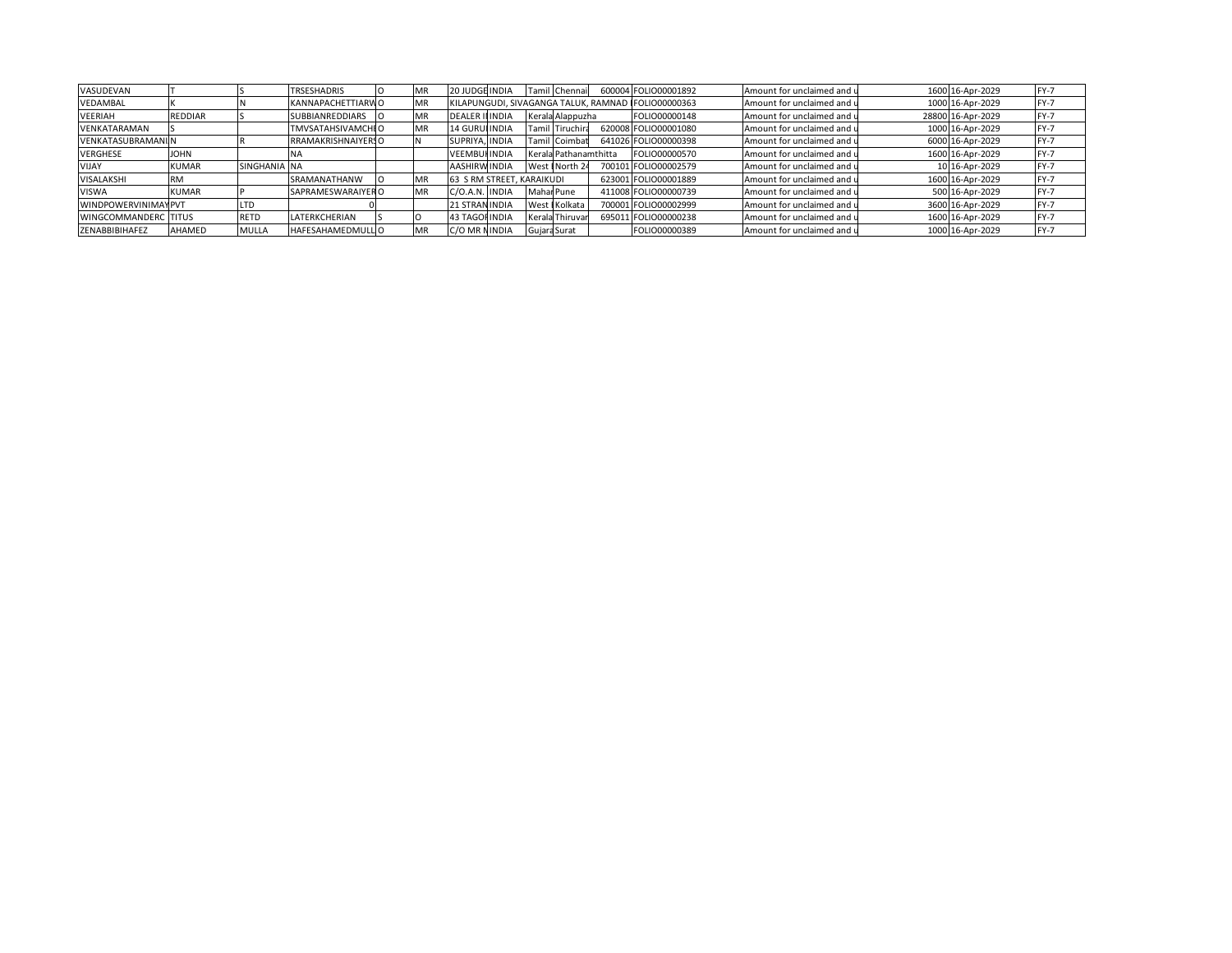| | | | | | | | | | | | | | | | | |
|---|---|---|---|---|---|---|---|---|---|---|---|---|---|---|---|---|
| VASUDEVAN | T | S | TRSESHADRIS | O | MR | 20 JUDGE | INDIA | Tamil | Chennai | 600004 | FOLIO00001892 | Amount for unclaimed and u | 1600 | 16-Apr-2029 | FY-7 |
| VEDAMBAL | K | N | KANNAPACHETTIARW | O | MR | KILAPUNGUDI, SIVAGANGA TALUK, RAMNAD | | | | | FOLIO00000363 | Amount for unclaimed and u | 1000 | 16-Apr-2029 | FY-7 |
| VEERIAH | REDDIAR | S | SUBBIANREDDIARS | O | MR | DEALER I | INDIA | Kerala | Alappuzha | | FOLIO00000148 | Amount for unclaimed and u | 28800 | 16-Apr-2029 | FY-7 |
| VENKATARAMAN | S | | TMVSATAHSIVAMCHE | O | MR | 14 GURU | INDIA | Tamil | Tiruchira | 620008 | FOLIO00001080 | Amount for unclaimed and u | 1000 | 16-Apr-2029 | FY-7 |
| VENKATASUBRAMANI | N | R | RRAMAKRISHNAIYERS | O | N | SUPRIYA, | INDIA | Tamil | Coimbat | 641026 | FOLIO00000398 | Amount for unclaimed and u | 6000 | 16-Apr-2029 | FY-7 |
| VERGHESE | JOHN | | NA | | | VEEMBU | INDIA | Kerala | Pathanamthitta | | FOLIO00000570 | Amount for unclaimed and u | 1600 | 16-Apr-2029 | FY-7 |
| VIJAY | KUMAR | SINGHANIA | NA | | | AASHIRW | INDIA | West | North 24 | 700101 | FOLIO00002579 | Amount for unclaimed and u | 10 | 16-Apr-2029 | FY-7 |
| VISALAKSHI | RM | | SRAMANATHANW | O | MR | 63 S RM STREET, KARAIKUDI | | | | 623001 | FOLIO00001889 | Amount for unclaimed and u | 1600 | 16-Apr-2029 | FY-7 |
| VISWA | KUMAR | P | SAPRAMESWARAIYER | O | MR | C/O.A.N. | INDIA | Mahar | Pune | 411008 | FOLIO00000739 | Amount for unclaimed and u | 500 | 16-Apr-2029 | FY-7 |
| WINDPOWERVINIMAY | PVT | LTD | 0 | | | 21 STRAN | INDIA | West | Kolkata | 700001 | FOLIO00002999 | Amount for unclaimed and u | 3600 | 16-Apr-2029 | FY-7 |
| WINGCOMMANDERC | TITUS | RETD | LATERKCHERIAN | S | O | 43 TAGOR | INDIA | Kerala | Thiruvar | 695011 | FOLIO00000238 | Amount for unclaimed and u | 1600 | 16-Apr-2029 | FY-7 |
| ZENABBIBIHAFEZ | AHAMED | MULLA | HAFESAHAMEDMULL | O | MR | C/O MR N | INDIA | Gujara | Surat | | FOLIO00000389 | Amount for unclaimed and u | 1000 | 16-Apr-2029 | FY-7 |